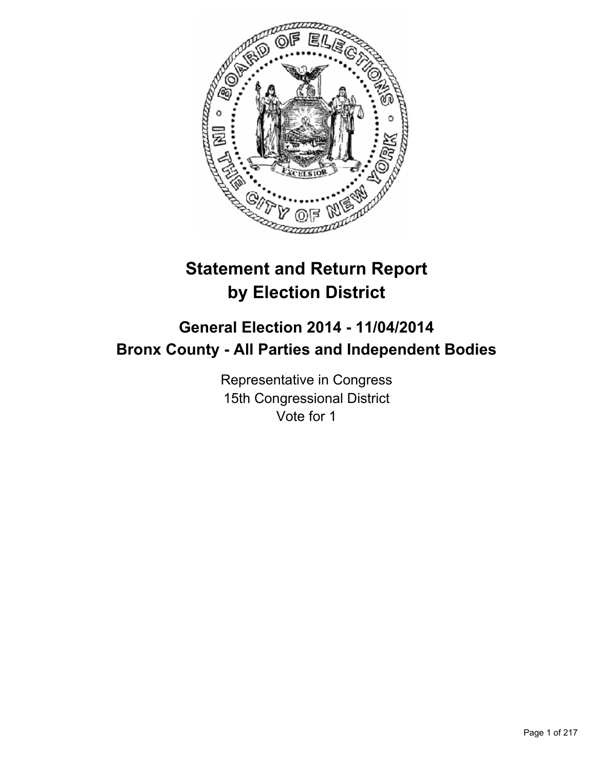# Statement and Return Report by Election District

## General Election 2014 - 11/04/2014
## Bronx County - All Parties and Independent Bodies

Representative in Congress
15th Congressional District
Vote for 1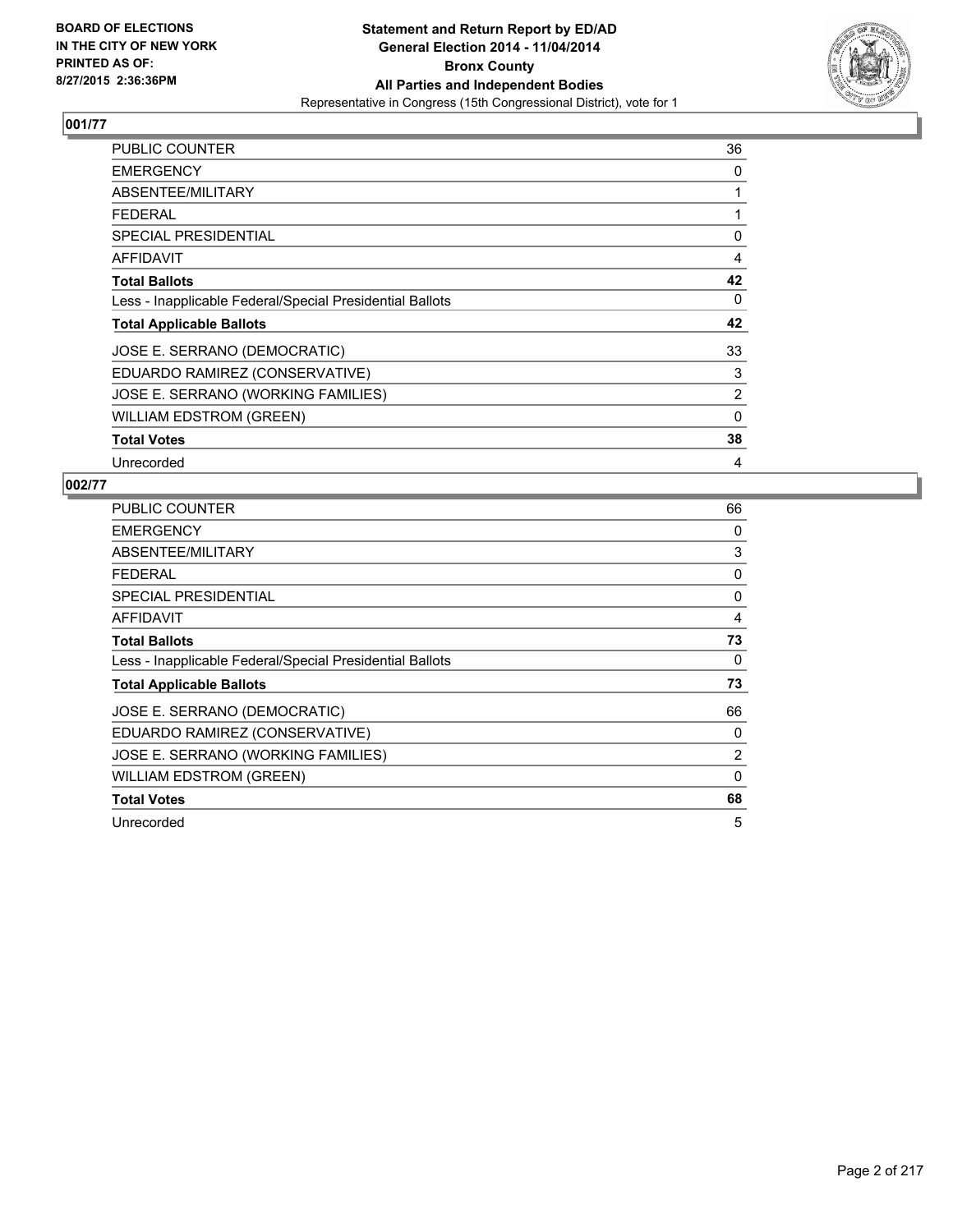**BOARD OF ELECTIONS IN THE CITY OF NEW YORK PRINTED AS OF: 8/27/2015 2:36:36PM**

**Statement and Return Report by ED/AD General Election 2014 - 11/04/2014 Bronx County All Parties and Independent Bodies**
Representative in Congress (15th Congressional District), vote for 1

### 001/77

| | |
|---|---|
| PUBLIC COUNTER | 36 |
| EMERGENCY | 0 |
| ABSENTEE/MILITARY | 1 |
| FEDERAL | 1 |
| SPECIAL PRESIDENTIAL | 0 |
| AFFIDAVIT | 4 |
| **Total Ballots** | **42** |
| Less - Inapplicable Federal/Special Presidential Ballots | 0 |
| **Total Applicable Ballots** | **42** |
| JOSE E. SERRANO (DEMOCRATIC) | 33 |
| EDUARDO RAMIREZ (CONSERVATIVE) | 3 |
| JOSE E. SERRANO (WORKING FAMILIES) | 2 |
| WILLIAM EDSTROM (GREEN) | 0 |
| **Total Votes** | **38** |
| Unrecorded | 4 |

### 002/77

| | |
|---|---|
| PUBLIC COUNTER | 66 |
| EMERGENCY | 0 |
| ABSENTEE/MILITARY | 3 |
| FEDERAL | 0 |
| SPECIAL PRESIDENTIAL | 0 |
| AFFIDAVIT | 4 |
| **Total Ballots** | **73** |
| Less - Inapplicable Federal/Special Presidential Ballots | 0 |
| **Total Applicable Ballots** | **73** |
| JOSE E. SERRANO (DEMOCRATIC) | 66 |
| EDUARDO RAMIREZ (CONSERVATIVE) | 0 |
| JOSE E. SERRANO (WORKING FAMILIES) | 2 |
| WILLIAM EDSTROM (GREEN) | 0 |
| **Total Votes** | **68** |
| Unrecorded | 5 |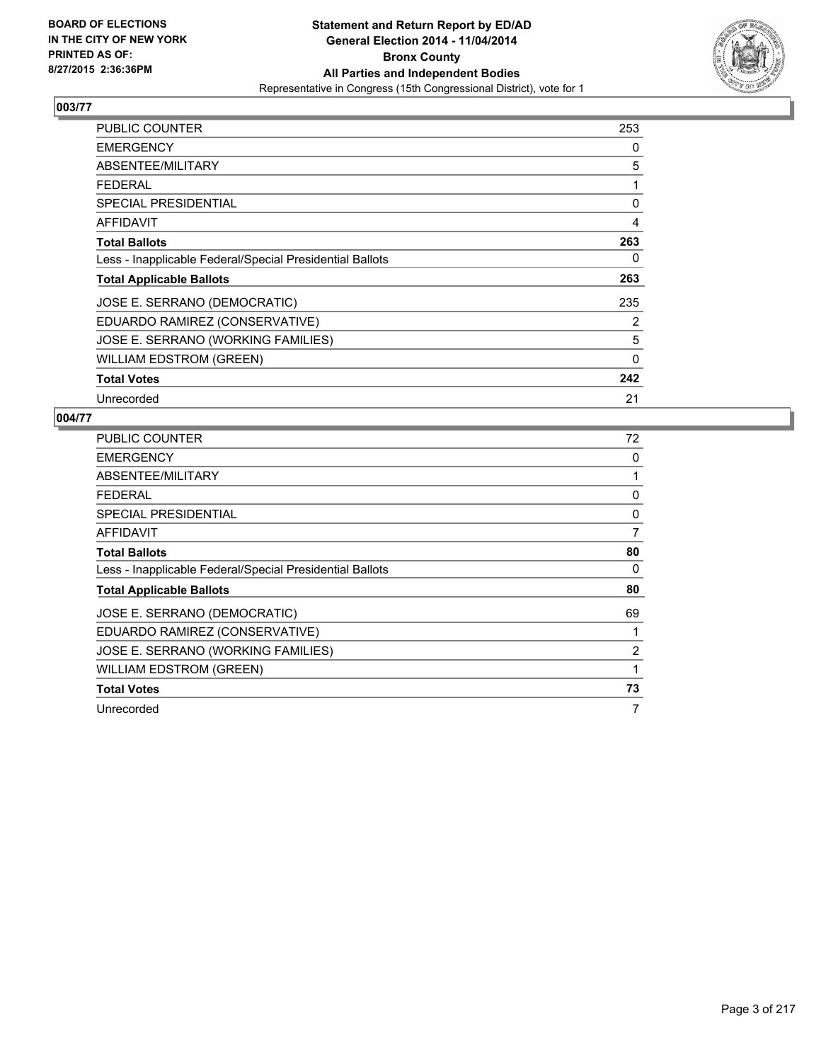**Statement and Return Report by ED/AD**
**General Election 2014 - 11/04/2014**
**Bronx County**
**All Parties and Independent Bodies**
Representative in Congress (15th Congressional District), vote for 1

BOARD OF ELECTIONS
IN THE CITY OF NEW YORK
PRINTED AS OF:
8/27/2015 2:36:36PM

## 003/77

| | |
|---|---|
| PUBLIC COUNTER | 253 |
| EMERGENCY | 0 |
| ABSENTEE/MILITARY | 5 |
| FEDERAL | 1 |
| SPECIAL PRESIDENTIAL | 0 |
| AFFIDAVIT | 4 |
| **Total Ballots** | **263** |
| Less - Inapplicable Federal/Special Presidential Ballots | 0 |
| **Total Applicable Ballots** | **263** |
| JOSE E. SERRANO (DEMOCRATIC) | 235 |
| EDUARDO RAMIREZ (CONSERVATIVE) | 2 |
| JOSE E. SERRANO (WORKING FAMILIES) | 5 |
| WILLIAM EDSTROM (GREEN) | 0 |
| **Total Votes** | **242** |
| Unrecorded | 21 |

## 004/77

| | |
|---|---|
| PUBLIC COUNTER | 72 |
| EMERGENCY | 0 |
| ABSENTEE/MILITARY | 1 |
| FEDERAL | 0 |
| SPECIAL PRESIDENTIAL | 0 |
| AFFIDAVIT | 7 |
| **Total Ballots** | **80** |
| Less - Inapplicable Federal/Special Presidential Ballots | 0 |
| **Total Applicable Ballots** | **80** |
| JOSE E. SERRANO (DEMOCRATIC) | 69 |
| EDUARDO RAMIREZ (CONSERVATIVE) | 1 |
| JOSE E. SERRANO (WORKING FAMILIES) | 2 |
| WILLIAM EDSTROM (GREEN) | 1 |
| **Total Votes** | **73** |
| Unrecorded | 7 |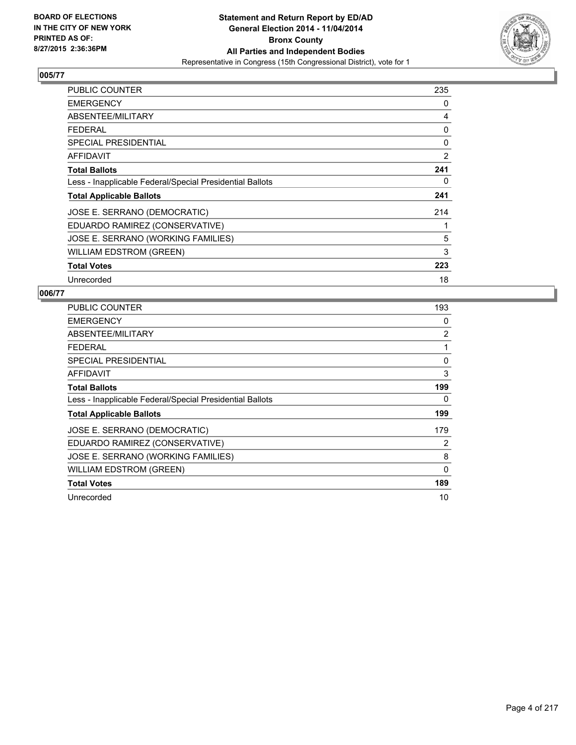**BOARD OF ELECTIONS IN THE CITY OF NEW YORK PRINTED AS OF: 8/27/2015 2:36:36PM**

**Statement and Return Report by ED/AD**
**General Election 2014 - 11/04/2014**
**Bronx County**
**All Parties and Independent Bodies**
Representative in Congress (15th Congressional District), vote for 1

## 005/77

| | |
|---|---|
| PUBLIC COUNTER | 235 |
| EMERGENCY | 0 |
| ABSENTEE/MILITARY | 4 |
| FEDERAL | 0 |
| SPECIAL PRESIDENTIAL | 0 |
| AFFIDAVIT | 2 |
| **Total Ballots** | **241** |
| Less - Inapplicable Federal/Special Presidential Ballots | 0 |
| **Total Applicable Ballots** | **241** |
| JOSE E. SERRANO (DEMOCRATIC) | 214 |
| EDUARDO RAMIREZ (CONSERVATIVE) | 1 |
| JOSE E. SERRANO (WORKING FAMILIES) | 5 |
| WILLIAM EDSTROM (GREEN) | 3 |
| **Total Votes** | **223** |
| Unrecorded | 18 |

## 006/77

| | |
|---|---|
| PUBLIC COUNTER | 193 |
| EMERGENCY | 0 |
| ABSENTEE/MILITARY | 2 |
| FEDERAL | 1 |
| SPECIAL PRESIDENTIAL | 0 |
| AFFIDAVIT | 3 |
| **Total Ballots** | **199** |
| Less - Inapplicable Federal/Special Presidential Ballots | 0 |
| **Total Applicable Ballots** | **199** |
| JOSE E. SERRANO (DEMOCRATIC) | 179 |
| EDUARDO RAMIREZ (CONSERVATIVE) | 2 |
| JOSE E. SERRANO (WORKING FAMILIES) | 8 |
| WILLIAM EDSTROM (GREEN) | 0 |
| **Total Votes** | **189** |
| Unrecorded | 10 |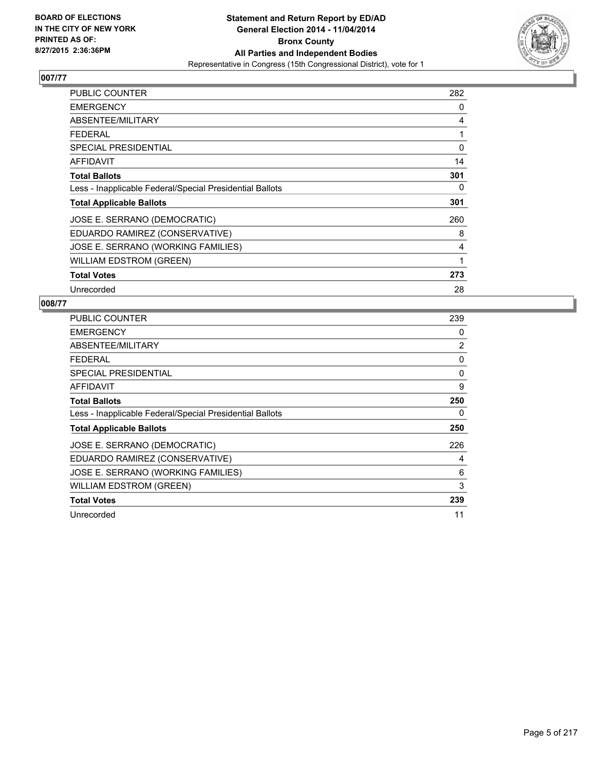BOARD OF ELECTIONS
IN THE CITY OF NEW YORK
PRINTED AS OF:
8/27/2015 2:36:36PM

**Statement and Return Report by ED/AD**
**General Election 2014 - 11/04/2014**
**Bronx County**
**All Parties and Independent Bodies**
Representative in Congress (15th Congressional District), vote for 1

## 007/77

| | |
|---|---|
| PUBLIC COUNTER | 282 |
| EMERGENCY | 0 |
| ABSENTEE/MILITARY | 4 |
| FEDERAL | 1 |
| SPECIAL PRESIDENTIAL | 0 |
| AFFIDAVIT | 14 |
| **Total Ballots** | **301** |
| Less - Inapplicable Federal/Special Presidential Ballots | 0 |
| **Total Applicable Ballots** | **301** |
| JOSE E. SERRANO (DEMOCRATIC) | 260 |
| EDUARDO RAMIREZ (CONSERVATIVE) | 8 |
| JOSE E. SERRANO (WORKING FAMILIES) | 4 |
| WILLIAM EDSTROM (GREEN) | 1 |
| **Total Votes** | **273** |
| Unrecorded | 28 |

## 008/77

| | |
|---|---|
| PUBLIC COUNTER | 239 |
| EMERGENCY | 0 |
| ABSENTEE/MILITARY | 2 |
| FEDERAL | 0 |
| SPECIAL PRESIDENTIAL | 0 |
| AFFIDAVIT | 9 |
| **Total Ballots** | **250** |
| Less - Inapplicable Federal/Special Presidential Ballots | 0 |
| **Total Applicable Ballots** | **250** |
| JOSE E. SERRANO (DEMOCRATIC) | 226 |
| EDUARDO RAMIREZ (CONSERVATIVE) | 4 |
| JOSE E. SERRANO (WORKING FAMILIES) | 6 |
| WILLIAM EDSTROM (GREEN) | 3 |
| **Total Votes** | **239** |
| Unrecorded | 11 |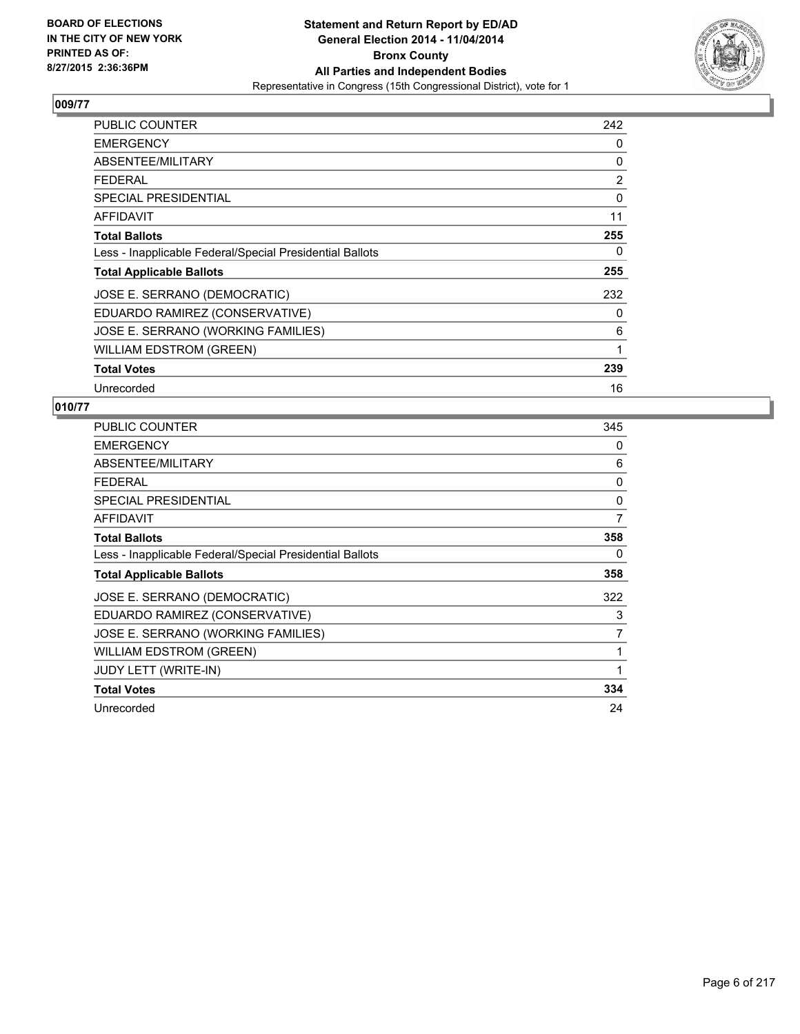**BOARD OF ELECTIONS IN THE CITY OF NEW YORK PRINTED AS OF: 8/27/2015 2:36:36PM**

**Statement and Return Report by ED/AD General Election 2014 - 11/04/2014 Bronx County All Parties and Independent Bodies**
Representative in Congress (15th Congressional District), vote for 1

## 009/77

| | |
|---|---|
| PUBLIC COUNTER | 242 |
| EMERGENCY | 0 |
| ABSENTEE/MILITARY | 0 |
| FEDERAL | 2 |
| SPECIAL PRESIDENTIAL | 0 |
| AFFIDAVIT | 11 |
| **Total Ballots** | **255** |
| Less - Inapplicable Federal/Special Presidential Ballots | 0 |
| **Total Applicable Ballots** | **255** |
| JOSE E. SERRANO (DEMOCRATIC) | 232 |
| EDUARDO RAMIREZ (CONSERVATIVE) | 0 |
| JOSE E. SERRANO (WORKING FAMILIES) | 6 |
| WILLIAM EDSTROM (GREEN) | 1 |
| **Total Votes** | **239** |
| Unrecorded | 16 |

## 010/77

| | |
|---|---|
| PUBLIC COUNTER | 345 |
| EMERGENCY | 0 |
| ABSENTEE/MILITARY | 6 |
| FEDERAL | 0 |
| SPECIAL PRESIDENTIAL | 0 |
| AFFIDAVIT | 7 |
| **Total Ballots** | **358** |
| Less - Inapplicable Federal/Special Presidential Ballots | 0 |
| **Total Applicable Ballots** | **358** |
| JOSE E. SERRANO (DEMOCRATIC) | 322 |
| EDUARDO RAMIREZ (CONSERVATIVE) | 3 |
| JOSE E. SERRANO (WORKING FAMILIES) | 7 |
| WILLIAM EDSTROM (GREEN) | 1 |
| JUDY LETT (WRITE-IN) | 1 |
| **Total Votes** | **334** |
| Unrecorded | 24 |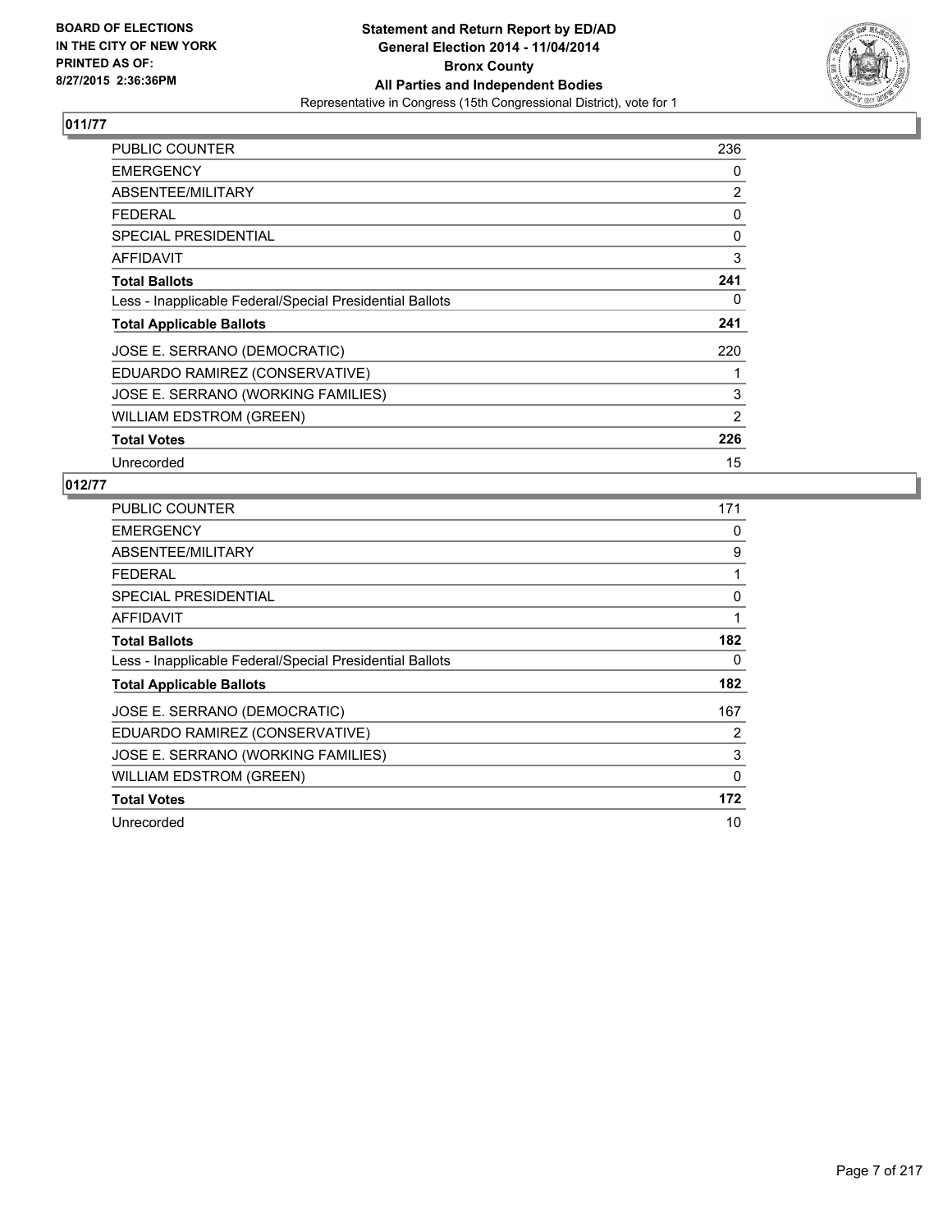**BOARD OF ELECTIONS IN THE CITY OF NEW YORK PRINTED AS OF: 8/27/2015 2:36:36PM**

**Statement and Return Report by ED/AD General Election 2014 - 11/04/2014 Bronx County All Parties and Independent Bodies**
Representative in Congress (15th Congressional District), vote for 1

## 011/77

| | |
|---|---|
| PUBLIC COUNTER | 236 |
| EMERGENCY | 0 |
| ABSENTEE/MILITARY | 2 |
| FEDERAL | 0 |
| SPECIAL PRESIDENTIAL | 0 |
| AFFIDAVIT | 3 |
| **Total Ballots** | **241** |
| Less - Inapplicable Federal/Special Presidential Ballots | 0 |
| **Total Applicable Ballots** | **241** |
| JOSE E. SERRANO (DEMOCRATIC) | 220 |
| EDUARDO RAMIREZ (CONSERVATIVE) | 1 |
| JOSE E. SERRANO (WORKING FAMILIES) | 3 |
| WILLIAM EDSTROM (GREEN) | 2 |
| **Total Votes** | **226** |
| Unrecorded | 15 |

## 012/77

| | |
|---|---|
| PUBLIC COUNTER | 171 |
| EMERGENCY | 0 |
| ABSENTEE/MILITARY | 9 |
| FEDERAL | 1 |
| SPECIAL PRESIDENTIAL | 0 |
| AFFIDAVIT | 1 |
| **Total Ballots** | **182** |
| Less - Inapplicable Federal/Special Presidential Ballots | 0 |
| **Total Applicable Ballots** | **182** |
| JOSE E. SERRANO (DEMOCRATIC) | 167 |
| EDUARDO RAMIREZ (CONSERVATIVE) | 2 |
| JOSE E. SERRANO (WORKING FAMILIES) | 3 |
| WILLIAM EDSTROM (GREEN) | 0 |
| **Total Votes** | **172** |
| Unrecorded | 10 |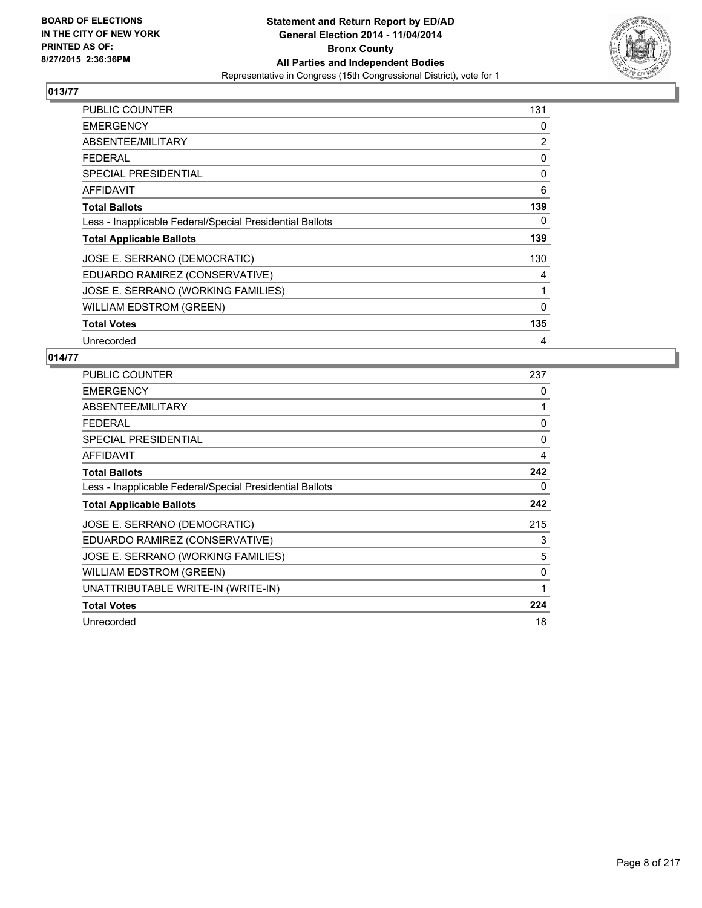**BOARD OF ELECTIONS IN THE CITY OF NEW YORK PRINTED AS OF: 8/27/2015 2:36:36PM**

**Statement and Return Report by ED/AD General Election 2014 - 11/04/2014 Bronx County All Parties and Independent Bodies**

Representative in Congress (15th Congressional District), vote for 1

## 013/77

| | |
|---|---|
| PUBLIC COUNTER | 131 |
| EMERGENCY | 0 |
| ABSENTEE/MILITARY | 2 |
| FEDERAL | 0 |
| SPECIAL PRESIDENTIAL | 0 |
| AFFIDAVIT | 6 |
| **Total Ballots** | **139** |
| Less - Inapplicable Federal/Special Presidential Ballots | 0 |
| **Total Applicable Ballots** | **139** |
| JOSE E. SERRANO (DEMOCRATIC) | 130 |
| EDUARDO RAMIREZ (CONSERVATIVE) | 4 |
| JOSE E. SERRANO (WORKING FAMILIES) | 1 |
| WILLIAM EDSTROM (GREEN) | 0 |
| **Total Votes** | **135** |
| Unrecorded | 4 |

## 014/77

| | |
|---|---|
| PUBLIC COUNTER | 237 |
| EMERGENCY | 0 |
| ABSENTEE/MILITARY | 1 |
| FEDERAL | 0 |
| SPECIAL PRESIDENTIAL | 0 |
| AFFIDAVIT | 4 |
| **Total Ballots** | **242** |
| Less - Inapplicable Federal/Special Presidential Ballots | 0 |
| **Total Applicable Ballots** | **242** |
| JOSE E. SERRANO (DEMOCRATIC) | 215 |
| EDUARDO RAMIREZ (CONSERVATIVE) | 3 |
| JOSE E. SERRANO (WORKING FAMILIES) | 5 |
| WILLIAM EDSTROM (GREEN) | 0 |
| UNATTRIBUTABLE WRITE-IN (WRITE-IN) | 1 |
| **Total Votes** | **224** |
| Unrecorded | 18 |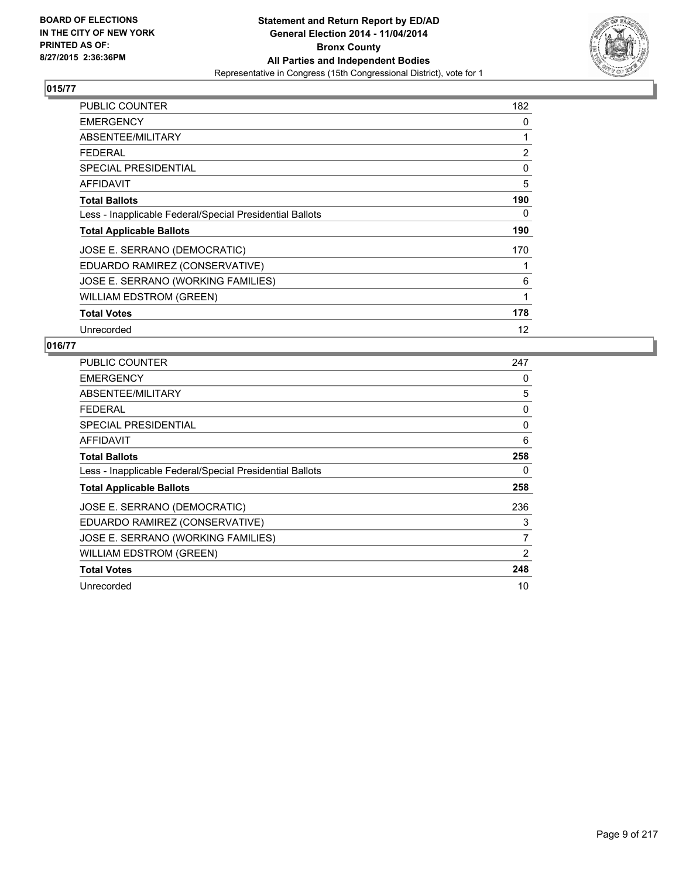BOARD OF ELECTIONS
IN THE CITY OF NEW YORK
PRINTED AS OF:
8/27/2015 2:36:36PM

# Statement and Return Report by ED/AD
## General Election 2014 - 11/04/2014
## Bronx County
## All Parties and Independent Bodies
Representative in Congress (15th Congressional District), vote for 1

### 015/77

| | |
|---|---|
| PUBLIC COUNTER | 182 |
| EMERGENCY | 0 |
| ABSENTEE/MILITARY | 1 |
| FEDERAL | 2 |
| SPECIAL PRESIDENTIAL | 0 |
| AFFIDAVIT | 5 |
| **Total Ballots** | **190** |
| Less - Inapplicable Federal/Special Presidential Ballots | 0 |
| **Total Applicable Ballots** | **190** |
| JOSE E. SERRANO (DEMOCRATIC) | 170 |
| EDUARDO RAMIREZ (CONSERVATIVE) | 1 |
| JOSE E. SERRANO (WORKING FAMILIES) | 6 |
| WILLIAM EDSTROM (GREEN) | 1 |
| **Total Votes** | **178** |
| Unrecorded | 12 |

### 016/77

| | |
|---|---|
| PUBLIC COUNTER | 247 |
| EMERGENCY | 0 |
| ABSENTEE/MILITARY | 5 |
| FEDERAL | 0 |
| SPECIAL PRESIDENTIAL | 0 |
| AFFIDAVIT | 6 |
| **Total Ballots** | **258** |
| Less - Inapplicable Federal/Special Presidential Ballots | 0 |
| **Total Applicable Ballots** | **258** |
| JOSE E. SERRANO (DEMOCRATIC) | 236 |
| EDUARDO RAMIREZ (CONSERVATIVE) | 3 |
| JOSE E. SERRANO (WORKING FAMILIES) | 7 |
| WILLIAM EDSTROM (GREEN) | 2 |
| **Total Votes** | **248** |
| Unrecorded | 10 |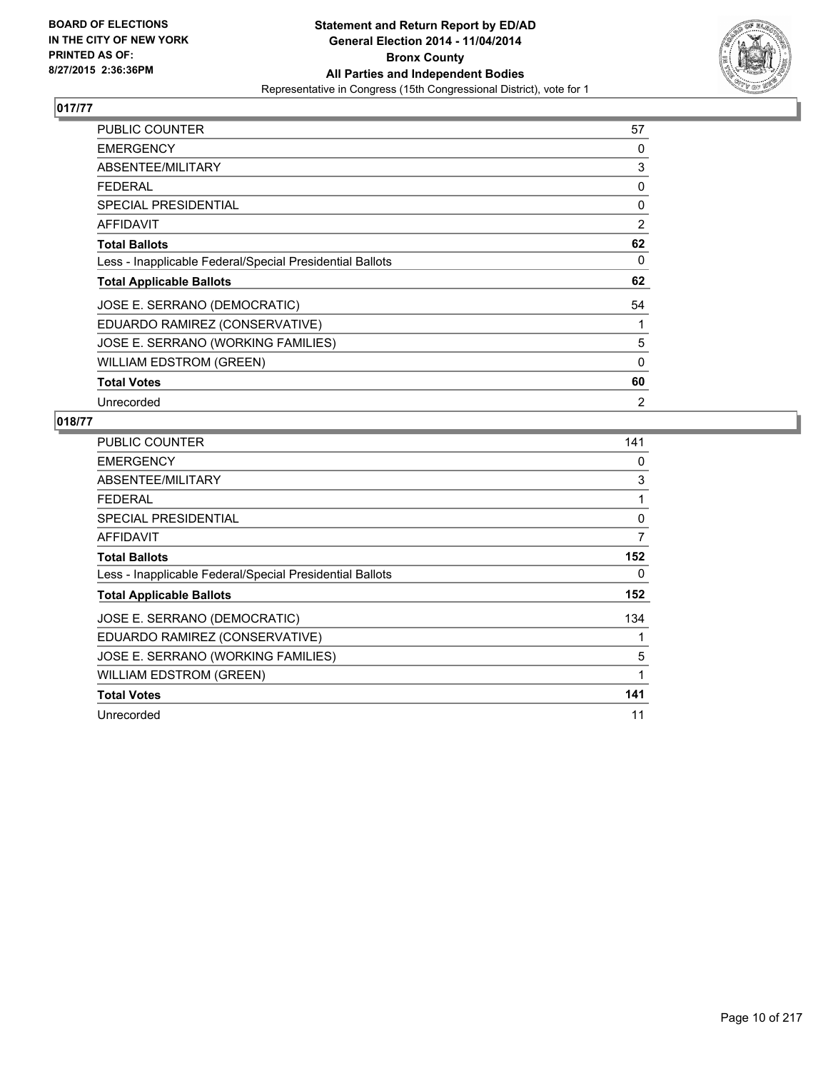**BOARD OF ELECTIONS IN THE CITY OF NEW YORK PRINTED AS OF: 8/27/2015 2:36:36PM**

**Statement and Return Report by ED/AD General Election 2014 - 11/04/2014 Bronx County All Parties and Independent Bodies**
Representative in Congress (15th Congressional District), vote for 1

## 017/77

| | |
|---|---|
| PUBLIC COUNTER | 57 |
| EMERGENCY | 0 |
| ABSENTEE/MILITARY | 3 |
| FEDERAL | 0 |
| SPECIAL PRESIDENTIAL | 0 |
| AFFIDAVIT | 2 |
| **Total Ballots** | **62** |
| Less - Inapplicable Federal/Special Presidential Ballots | 0 |
| **Total Applicable Ballots** | **62** |
| JOSE E. SERRANO (DEMOCRATIC) | 54 |
| EDUARDO RAMIREZ (CONSERVATIVE) | 1 |
| JOSE E. SERRANO (WORKING FAMILIES) | 5 |
| WILLIAM EDSTROM (GREEN) | 0 |
| **Total Votes** | **60** |
| Unrecorded | 2 |

## 018/77

| | |
|---|---|
| PUBLIC COUNTER | 141 |
| EMERGENCY | 0 |
| ABSENTEE/MILITARY | 3 |
| FEDERAL | 1 |
| SPECIAL PRESIDENTIAL | 0 |
| AFFIDAVIT | 7 |
| **Total Ballots** | **152** |
| Less - Inapplicable Federal/Special Presidential Ballots | 0 |
| **Total Applicable Ballots** | **152** |
| JOSE E. SERRANO (DEMOCRATIC) | 134 |
| EDUARDO RAMIREZ (CONSERVATIVE) | 1 |
| JOSE E. SERRANO (WORKING FAMILIES) | 5 |
| WILLIAM EDSTROM (GREEN) | 1 |
| **Total Votes** | **141** |
| Unrecorded | 11 |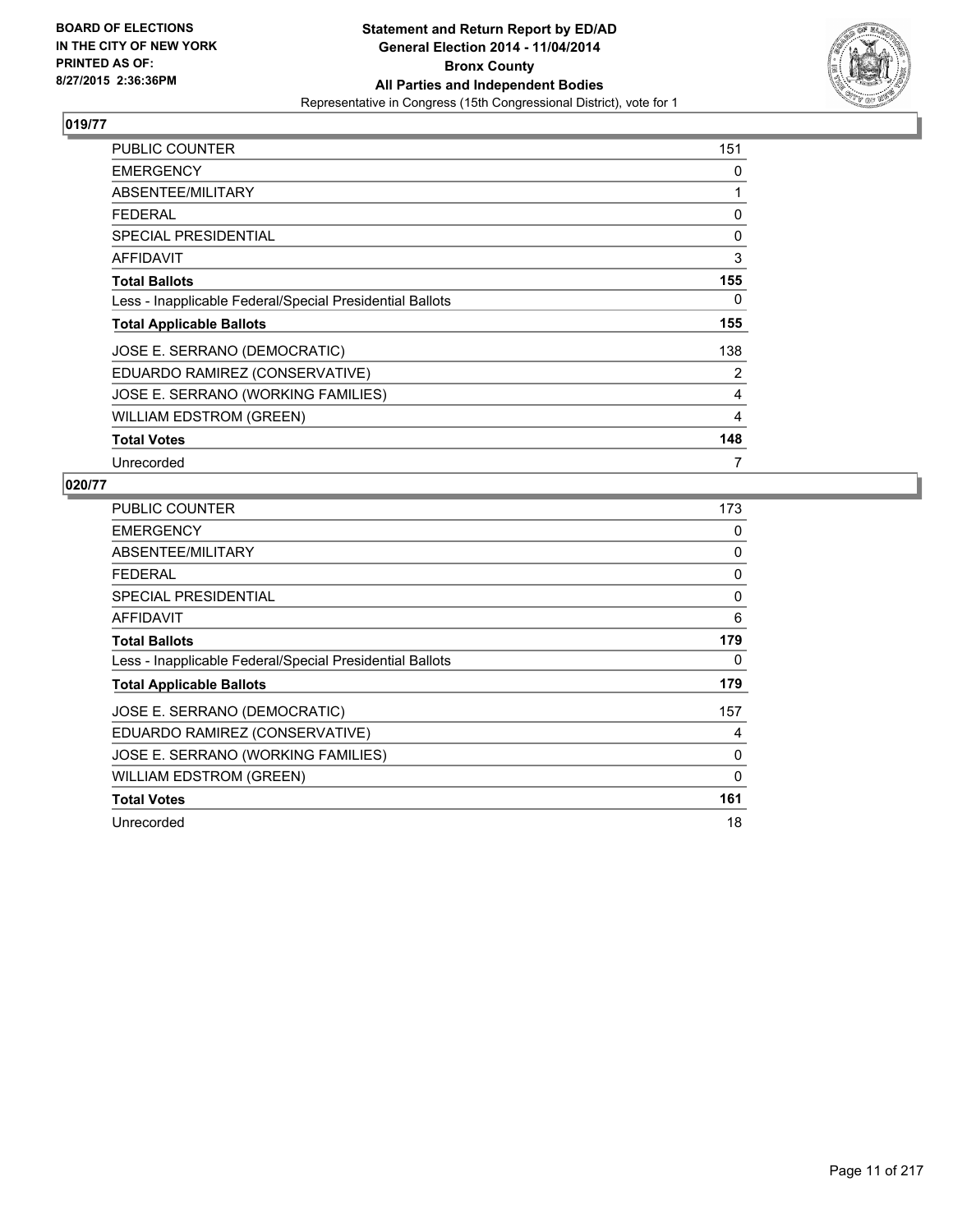**BOARD OF ELECTIONS IN THE CITY OF NEW YORK PRINTED AS OF: 8/27/2015 2:36:36PM**

**Statement and Return Report by ED/AD General Election 2014 - 11/04/2014 Bronx County All Parties and Independent Bodies**
Representative in Congress (15th Congressional District), vote for 1

## 019/77

| | |
|---|---|
| PUBLIC COUNTER | 151 |
| EMERGENCY | 0 |
| ABSENTEE/MILITARY | 1 |
| FEDERAL | 0 |
| SPECIAL PRESIDENTIAL | 0 |
| AFFIDAVIT | 3 |
| **Total Ballots** | **155** |
| Less - Inapplicable Federal/Special Presidential Ballots | 0 |
| **Total Applicable Ballots** | **155** |
| JOSE E. SERRANO (DEMOCRATIC) | 138 |
| EDUARDO RAMIREZ (CONSERVATIVE) | 2 |
| JOSE E. SERRANO (WORKING FAMILIES) | 4 |
| WILLIAM EDSTROM (GREEN) | 4 |
| **Total Votes** | **148** |
| Unrecorded | 7 |

## 020/77

| | |
|---|---|
| PUBLIC COUNTER | 173 |
| EMERGENCY | 0 |
| ABSENTEE/MILITARY | 0 |
| FEDERAL | 0 |
| SPECIAL PRESIDENTIAL | 0 |
| AFFIDAVIT | 6 |
| **Total Ballots** | **179** |
| Less - Inapplicable Federal/Special Presidential Ballots | 0 |
| **Total Applicable Ballots** | **179** |
| JOSE E. SERRANO (DEMOCRATIC) | 157 |
| EDUARDO RAMIREZ (CONSERVATIVE) | 4 |
| JOSE E. SERRANO (WORKING FAMILIES) | 0 |
| WILLIAM EDSTROM (GREEN) | 0 |
| **Total Votes** | **161** |
| Unrecorded | 18 |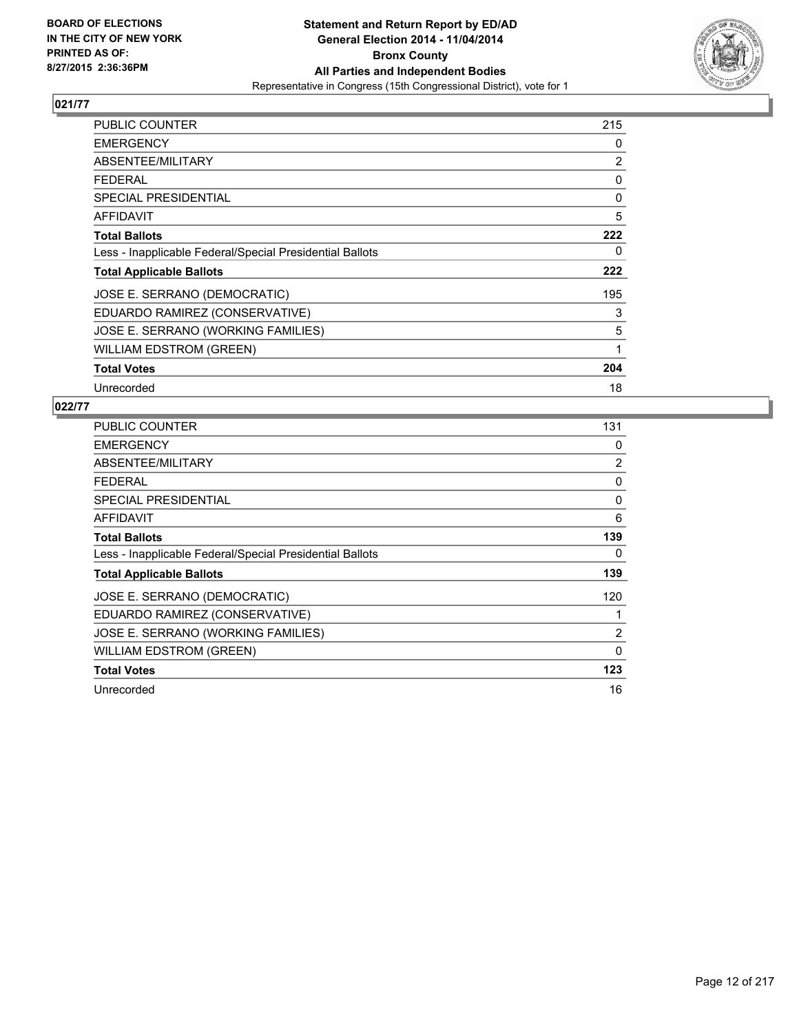**BOARD OF ELECTIONS IN THE CITY OF NEW YORK PRINTED AS OF: 8/27/2015 2:36:36PM**

# Statement and Return Report by ED/AD
## General Election 2014 - 11/04/2014
## Bronx County
## All Parties and Independent Bodies
Representative in Congress (15th Congressional District), vote for 1

### 021/77

| | |
|---|---|
| PUBLIC COUNTER | 215 |
| EMERGENCY | 0 |
| ABSENTEE/MILITARY | 2 |
| FEDERAL | 0 |
| SPECIAL PRESIDENTIAL | 0 |
| AFFIDAVIT | 5 |
| **Total Ballots** | **222** |
| Less - Inapplicable Federal/Special Presidential Ballots | 0 |
| **Total Applicable Ballots** | **222** |
| JOSE E. SERRANO (DEMOCRATIC) | 195 |
| EDUARDO RAMIREZ (CONSERVATIVE) | 3 |
| JOSE E. SERRANO (WORKING FAMILIES) | 5 |
| WILLIAM EDSTROM (GREEN) | 1 |
| **Total Votes** | **204** |
| Unrecorded | 18 |

### 022/77

| | |
|---|---|
| PUBLIC COUNTER | 131 |
| EMERGENCY | 0 |
| ABSENTEE/MILITARY | 2 |
| FEDERAL | 0 |
| SPECIAL PRESIDENTIAL | 0 |
| AFFIDAVIT | 6 |
| **Total Ballots** | **139** |
| Less - Inapplicable Federal/Special Presidential Ballots | 0 |
| **Total Applicable Ballots** | **139** |
| JOSE E. SERRANO (DEMOCRATIC) | 120 |
| EDUARDO RAMIREZ (CONSERVATIVE) | 1 |
| JOSE E. SERRANO (WORKING FAMILIES) | 2 |
| WILLIAM EDSTROM (GREEN) | 0 |
| **Total Votes** | **123** |
| Unrecorded | 16 |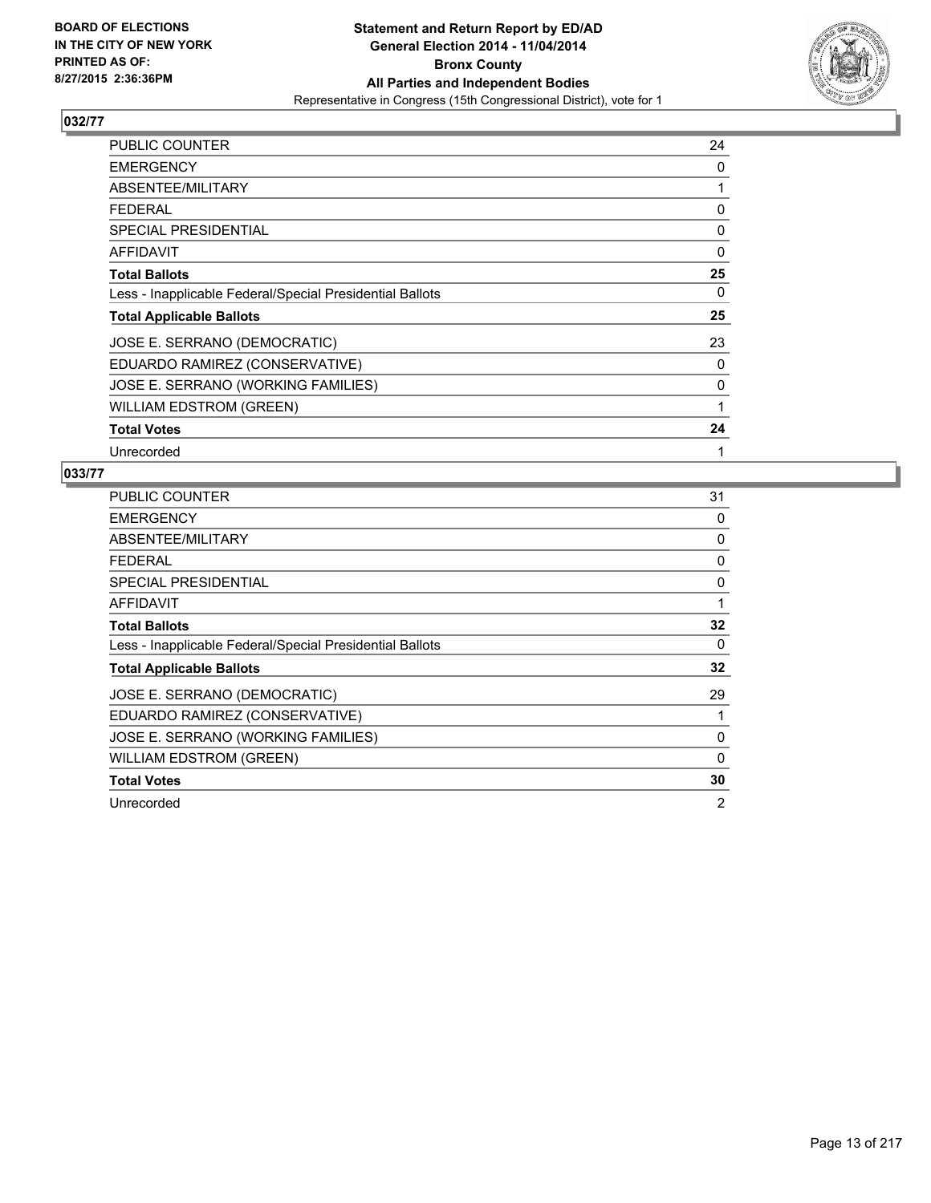**BOARD OF ELECTIONS IN THE CITY OF NEW YORK PRINTED AS OF: 8/27/2015 2:36:36PM**

**Statement and Return Report by ED/AD General Election 2014 - 11/04/2014 Bronx County All Parties and Independent Bodies**

Representative in Congress (15th Congressional District), vote for 1

## 032/77

| | |
|---|---|
| PUBLIC COUNTER | 24 |
| EMERGENCY | 0 |
| ABSENTEE/MILITARY | 1 |
| FEDERAL | 0 |
| SPECIAL PRESIDENTIAL | 0 |
| AFFIDAVIT | 0 |
| **Total Ballots** | **25** |
| Less - Inapplicable Federal/Special Presidential Ballots | 0 |
| **Total Applicable Ballots** | **25** |
| JOSE E. SERRANO (DEMOCRATIC) | 23 |
| EDUARDO RAMIREZ (CONSERVATIVE) | 0 |
| JOSE E. SERRANO (WORKING FAMILIES) | 0 |
| WILLIAM EDSTROM (GREEN) | 1 |
| **Total Votes** | **24** |
| Unrecorded | 1 |

## 033/77

| | |
|---|---|
| PUBLIC COUNTER | 31 |
| EMERGENCY | 0 |
| ABSENTEE/MILITARY | 0 |
| FEDERAL | 0 |
| SPECIAL PRESIDENTIAL | 0 |
| AFFIDAVIT | 1 |
| **Total Ballots** | **32** |
| Less - Inapplicable Federal/Special Presidential Ballots | 0 |
| **Total Applicable Ballots** | **32** |
| JOSE E. SERRANO (DEMOCRATIC) | 29 |
| EDUARDO RAMIREZ (CONSERVATIVE) | 1 |
| JOSE E. SERRANO (WORKING FAMILIES) | 0 |
| WILLIAM EDSTROM (GREEN) | 0 |
| **Total Votes** | **30** |
| Unrecorded | 2 |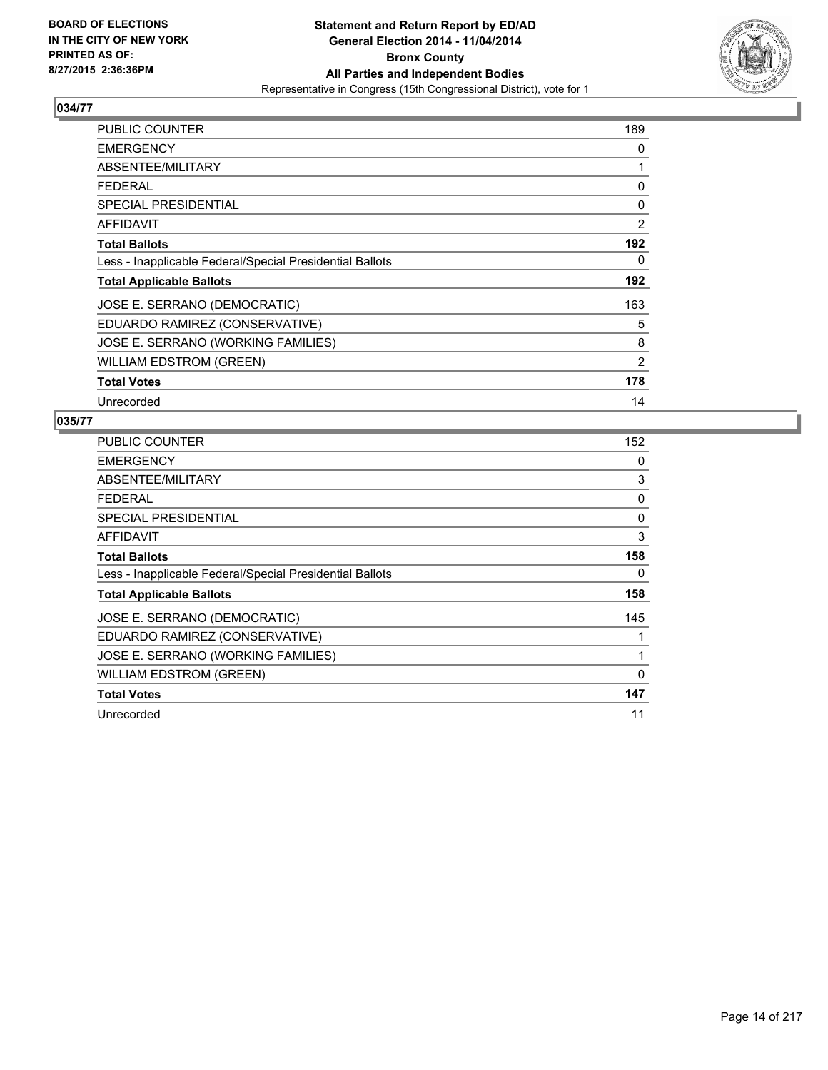**BOARD OF ELECTIONS IN THE CITY OF NEW YORK PRINTED AS OF: 8/27/2015 2:36:36PM**

**Statement and Return Report by ED/AD**
**General Election 2014 - 11/04/2014**
**Bronx County**
**All Parties and Independent Bodies**
Representative in Congress (15th Congressional District), vote for 1

## 034/77

| | |
|---|---|
| PUBLIC COUNTER | 189 |
| EMERGENCY | 0 |
| ABSENTEE/MILITARY | 1 |
| FEDERAL | 0 |
| SPECIAL PRESIDENTIAL | 0 |
| AFFIDAVIT | 2 |
| **Total Ballots** | **192** |
| Less - Inapplicable Federal/Special Presidential Ballots | 0 |
| **Total Applicable Ballots** | **192** |
| JOSE E. SERRANO (DEMOCRATIC) | 163 |
| EDUARDO RAMIREZ (CONSERVATIVE) | 5 |
| JOSE E. SERRANO (WORKING FAMILIES) | 8 |
| WILLIAM EDSTROM (GREEN) | 2 |
| **Total Votes** | **178** |
| Unrecorded | 14 |

## 035/77

| | |
|---|---|
| PUBLIC COUNTER | 152 |
| EMERGENCY | 0 |
| ABSENTEE/MILITARY | 3 |
| FEDERAL | 0 |
| SPECIAL PRESIDENTIAL | 0 |
| AFFIDAVIT | 3 |
| **Total Ballots** | **158** |
| Less - Inapplicable Federal/Special Presidential Ballots | 0 |
| **Total Applicable Ballots** | **158** |
| JOSE E. SERRANO (DEMOCRATIC) | 145 |
| EDUARDO RAMIREZ (CONSERVATIVE) | 1 |
| JOSE E. SERRANO (WORKING FAMILIES) | 1 |
| WILLIAM EDSTROM (GREEN) | 0 |
| **Total Votes** | **147** |
| Unrecorded | 11 |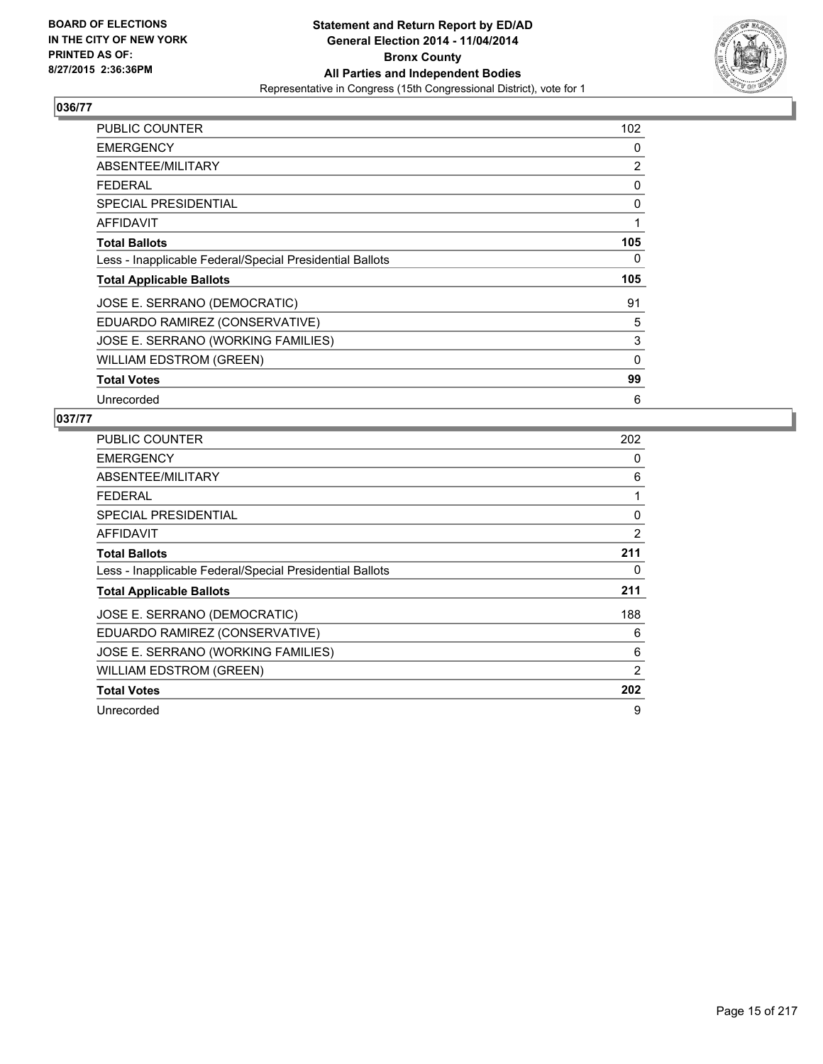**BOARD OF ELECTIONS IN THE CITY OF NEW YORK PRINTED AS OF: 8/27/2015 2:36:36PM**

**Statement and Return Report by ED/AD General Election 2014 - 11/04/2014 Bronx County All Parties and Independent Bodies**
Representative in Congress (15th Congressional District), vote for 1

## 036/77

| | |
|---|---|
| PUBLIC COUNTER | 102 |
| EMERGENCY | 0 |
| ABSENTEE/MILITARY | 2 |
| FEDERAL | 0 |
| SPECIAL PRESIDENTIAL | 0 |
| AFFIDAVIT | 1 |
| **Total Ballots** | **105** |
| Less - Inapplicable Federal/Special Presidential Ballots | 0 |
| **Total Applicable Ballots** | **105** |
| JOSE E. SERRANO (DEMOCRATIC) | 91 |
| EDUARDO RAMIREZ (CONSERVATIVE) | 5 |
| JOSE E. SERRANO (WORKING FAMILIES) | 3 |
| WILLIAM EDSTROM (GREEN) | 0 |
| **Total Votes** | **99** |
| Unrecorded | 6 |

## 037/77

| | |
|---|---|
| PUBLIC COUNTER | 202 |
| EMERGENCY | 0 |
| ABSENTEE/MILITARY | 6 |
| FEDERAL | 1 |
| SPECIAL PRESIDENTIAL | 0 |
| AFFIDAVIT | 2 |
| **Total Ballots** | **211** |
| Less - Inapplicable Federal/Special Presidential Ballots | 0 |
| **Total Applicable Ballots** | **211** |
| JOSE E. SERRANO (DEMOCRATIC) | 188 |
| EDUARDO RAMIREZ (CONSERVATIVE) | 6 |
| JOSE E. SERRANO (WORKING FAMILIES) | 6 |
| WILLIAM EDSTROM (GREEN) | 2 |
| **Total Votes** | **202** |
| Unrecorded | 9 |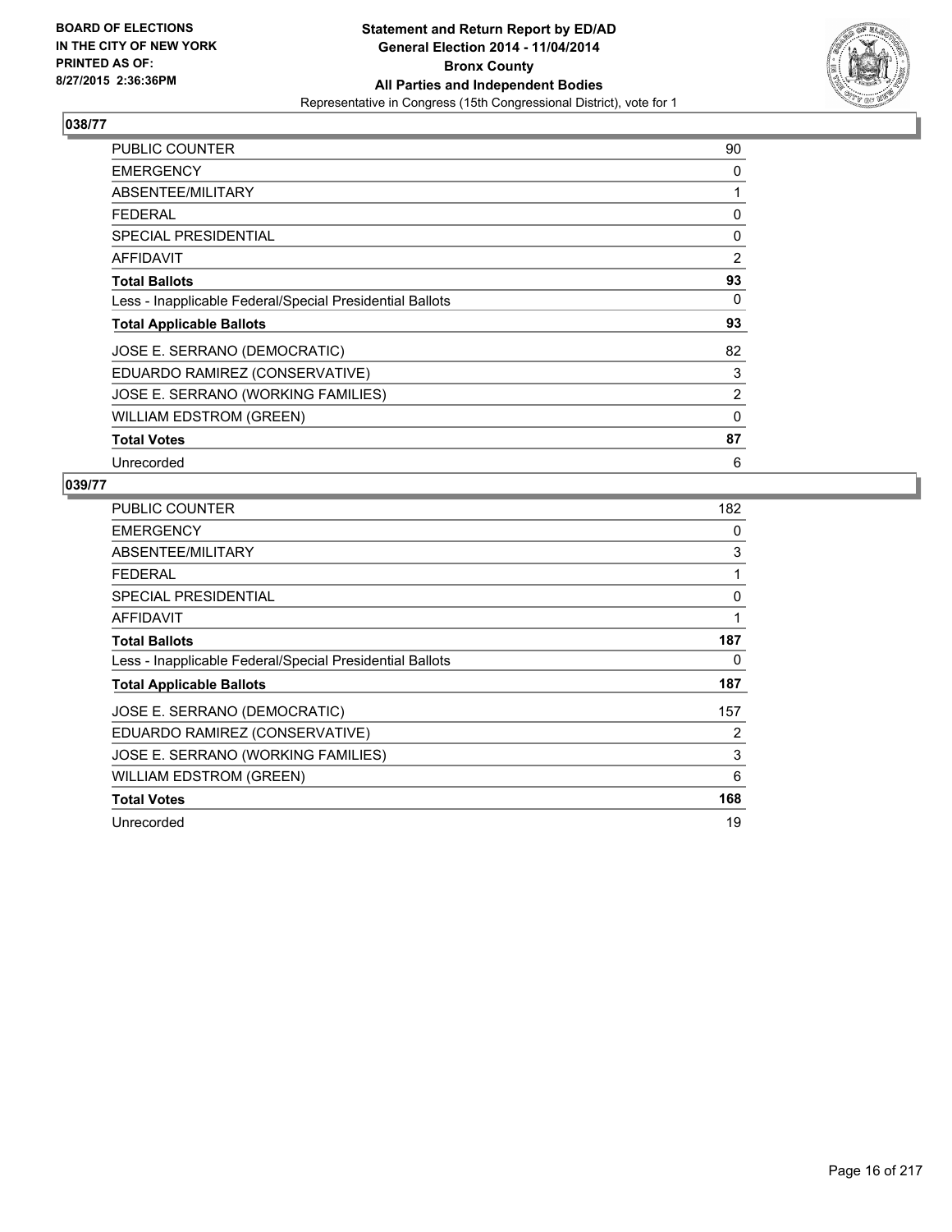**BOARD OF ELECTIONS IN THE CITY OF NEW YORK PRINTED AS OF: 8/27/2015 2:36:36PM**

**Statement and Return Report by ED/AD**
**General Election 2014 - 11/04/2014**
**Bronx County**
**All Parties and Independent Bodies**
Representative in Congress (15th Congressional District), vote for 1

## 038/77

| | |
|---|---|
| PUBLIC COUNTER | 90 |
| EMERGENCY | 0 |
| ABSENTEE/MILITARY | 1 |
| FEDERAL | 0 |
| SPECIAL PRESIDENTIAL | 0 |
| AFFIDAVIT | 2 |
| **Total Ballots** | **93** |
| Less - Inapplicable Federal/Special Presidential Ballots | 0 |
| **Total Applicable Ballots** | **93** |
| JOSE E. SERRANO (DEMOCRATIC) | 82 |
| EDUARDO RAMIREZ (CONSERVATIVE) | 3 |
| JOSE E. SERRANO (WORKING FAMILIES) | 2 |
| WILLIAM EDSTROM (GREEN) | 0 |
| **Total Votes** | **87** |
| Unrecorded | 6 |

## 039/77

| | |
|---|---|
| PUBLIC COUNTER | 182 |
| EMERGENCY | 0 |
| ABSENTEE/MILITARY | 3 |
| FEDERAL | 1 |
| SPECIAL PRESIDENTIAL | 0 |
| AFFIDAVIT | 1 |
| **Total Ballots** | **187** |
| Less - Inapplicable Federal/Special Presidential Ballots | 0 |
| **Total Applicable Ballots** | **187** |
| JOSE E. SERRANO (DEMOCRATIC) | 157 |
| EDUARDO RAMIREZ (CONSERVATIVE) | 2 |
| JOSE E. SERRANO (WORKING FAMILIES) | 3 |
| WILLIAM EDSTROM (GREEN) | 6 |
| **Total Votes** | **168** |
| Unrecorded | 19 |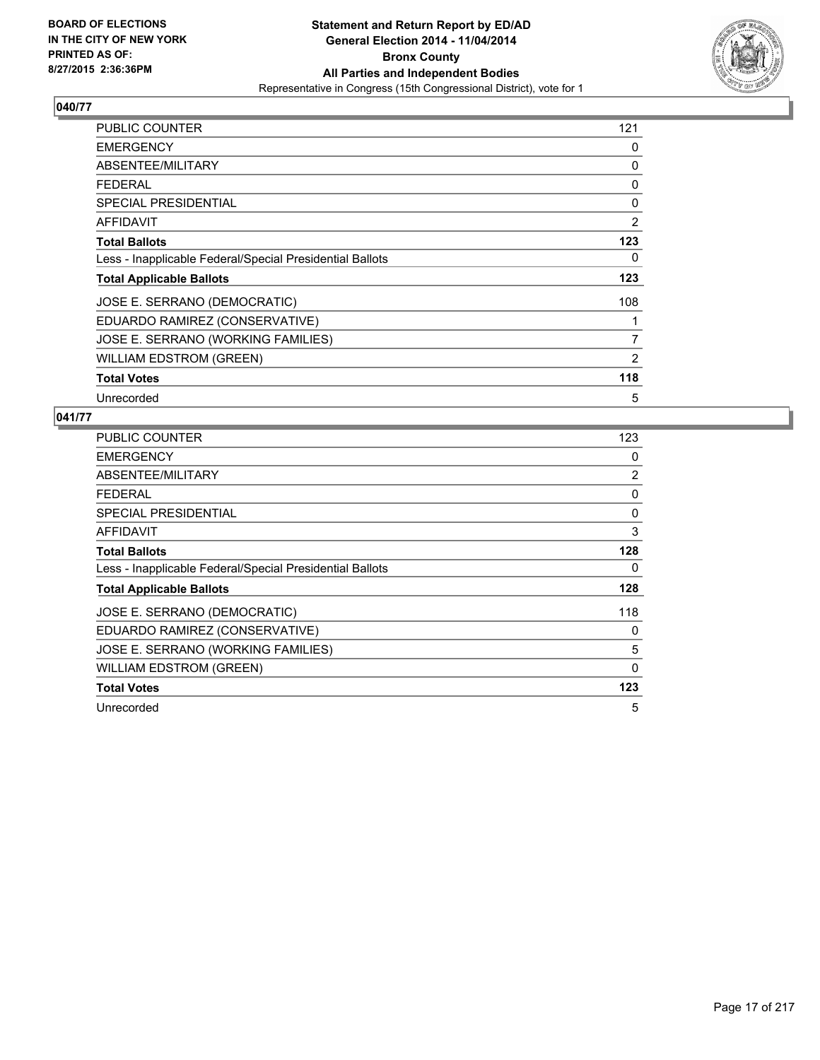**BOARD OF ELECTIONS IN THE CITY OF NEW YORK PRINTED AS OF: 8/27/2015 2:36:36PM**

**Statement and Return Report by ED/AD General Election 2014 - 11/04/2014 Bronx County All Parties and Independent Bodies**
Representative in Congress (15th Congressional District), vote for 1

## 040/77

| | |
|---|---|
| PUBLIC COUNTER | 121 |
| EMERGENCY | 0 |
| ABSENTEE/MILITARY | 0 |
| FEDERAL | 0 |
| SPECIAL PRESIDENTIAL | 0 |
| AFFIDAVIT | 2 |
| **Total Ballots** | **123** |
| Less - Inapplicable Federal/Special Presidential Ballots | 0 |
| **Total Applicable Ballots** | **123** |
| JOSE E. SERRANO (DEMOCRATIC) | 108 |
| EDUARDO RAMIREZ (CONSERVATIVE) | 1 |
| JOSE E. SERRANO (WORKING FAMILIES) | 7 |
| WILLIAM EDSTROM (GREEN) | 2 |
| **Total Votes** | **118** |
| Unrecorded | 5 |

## 041/77

| | |
|---|---|
| PUBLIC COUNTER | 123 |
| EMERGENCY | 0 |
| ABSENTEE/MILITARY | 2 |
| FEDERAL | 0 |
| SPECIAL PRESIDENTIAL | 0 |
| AFFIDAVIT | 3 |
| **Total Ballots** | **128** |
| Less - Inapplicable Federal/Special Presidential Ballots | 0 |
| **Total Applicable Ballots** | **128** |
| JOSE E. SERRANO (DEMOCRATIC) | 118 |
| EDUARDO RAMIREZ (CONSERVATIVE) | 0 |
| JOSE E. SERRANO (WORKING FAMILIES) | 5 |
| WILLIAM EDSTROM (GREEN) | 0 |
| **Total Votes** | **123** |
| Unrecorded | 5 |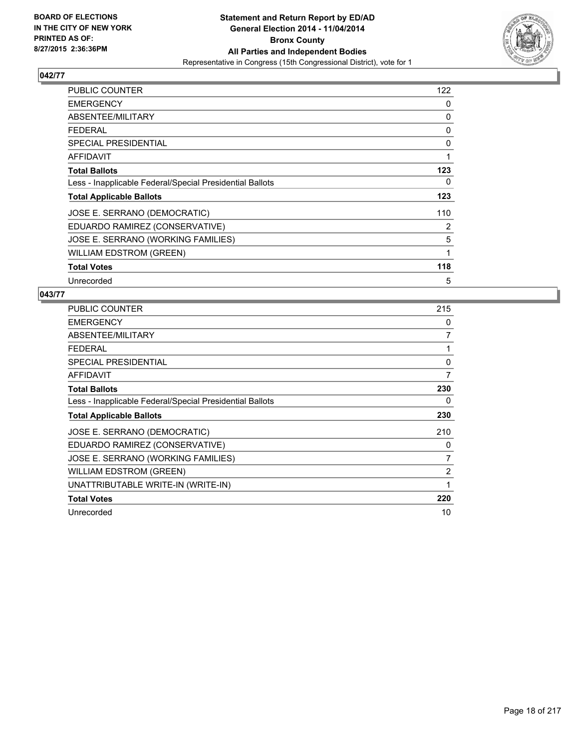**BOARD OF ELECTIONS IN THE CITY OF NEW YORK PRINTED AS OF: 8/27/2015 2:36:36PM**

**Statement and Return Report by ED/AD**
**General Election 2014 - 11/04/2014**
**Bronx County**
**All Parties and Independent Bodies**
Representative in Congress (15th Congressional District), vote for 1

## 042/77

| | |
|---|---|
| PUBLIC COUNTER | 122 |
| EMERGENCY | 0 |
| ABSENTEE/MILITARY | 0 |
| FEDERAL | 0 |
| SPECIAL PRESIDENTIAL | 0 |
| AFFIDAVIT | 1 |
| **Total Ballots** | **123** |
| Less - Inapplicable Federal/Special Presidential Ballots | 0 |
| **Total Applicable Ballots** | **123** |
| JOSE E. SERRANO (DEMOCRATIC) | 110 |
| EDUARDO RAMIREZ (CONSERVATIVE) | 2 |
| JOSE E. SERRANO (WORKING FAMILIES) | 5 |
| WILLIAM EDSTROM (GREEN) | 1 |
| **Total Votes** | **118** |
| Unrecorded | 5 |

## 043/77

| | |
|---|---|
| PUBLIC COUNTER | 215 |
| EMERGENCY | 0 |
| ABSENTEE/MILITARY | 7 |
| FEDERAL | 1 |
| SPECIAL PRESIDENTIAL | 0 |
| AFFIDAVIT | 7 |
| **Total Ballots** | **230** |
| Less - Inapplicable Federal/Special Presidential Ballots | 0 |
| **Total Applicable Ballots** | **230** |
| JOSE E. SERRANO (DEMOCRATIC) | 210 |
| EDUARDO RAMIREZ (CONSERVATIVE) | 0 |
| JOSE E. SERRANO (WORKING FAMILIES) | 7 |
| WILLIAM EDSTROM (GREEN) | 2 |
| UNATTRIBUTABLE WRITE-IN (WRITE-IN) | 1 |
| **Total Votes** | **220** |
| Unrecorded | 10 |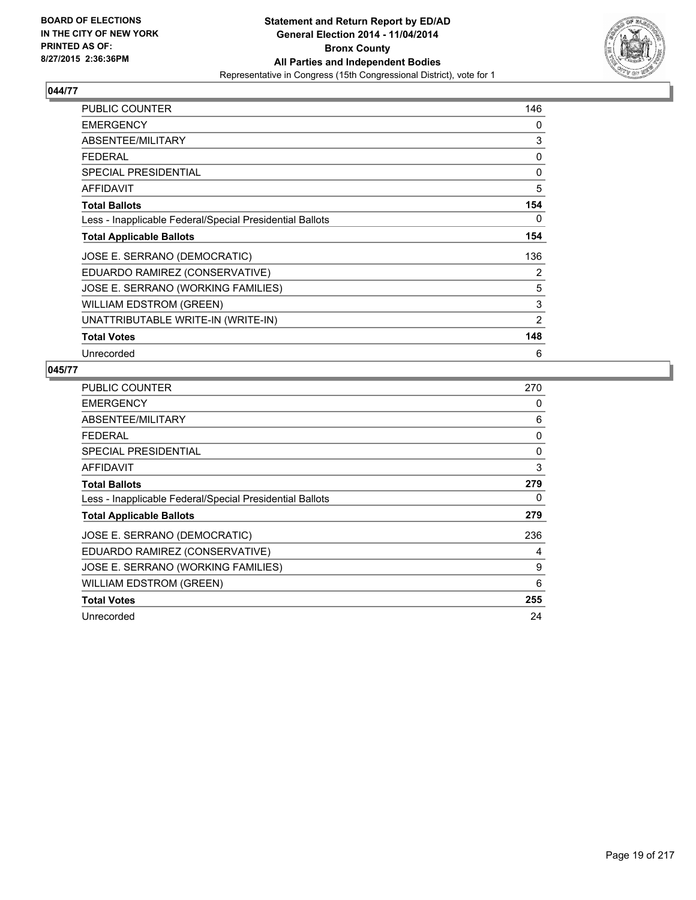**BOARD OF ELECTIONS IN THE CITY OF NEW YORK PRINTED AS OF: 8/27/2015 2:36:36PM**

**Statement and Return Report by ED/AD General Election 2014 - 11/04/2014 Bronx County All Parties and Independent Bodies**
Representative in Congress (15th Congressional District), vote for 1

## 044/77

| | |
|---|---|
| PUBLIC COUNTER | 146 |
| EMERGENCY | 0 |
| ABSENTEE/MILITARY | 3 |
| FEDERAL | 0 |
| SPECIAL PRESIDENTIAL | 0 |
| AFFIDAVIT | 5 |
| **Total Ballots** | **154** |
| Less - Inapplicable Federal/Special Presidential Ballots | 0 |
| **Total Applicable Ballots** | **154** |
| JOSE E. SERRANO (DEMOCRATIC) | 136 |
| EDUARDO RAMIREZ (CONSERVATIVE) | 2 |
| JOSE E. SERRANO (WORKING FAMILIES) | 5 |
| WILLIAM EDSTROM (GREEN) | 3 |
| UNATTRIBUTABLE WRITE-IN (WRITE-IN) | 2 |
| **Total Votes** | **148** |
| Unrecorded | 6 |

## 045/77

| | |
|---|---|
| PUBLIC COUNTER | 270 |
| EMERGENCY | 0 |
| ABSENTEE/MILITARY | 6 |
| FEDERAL | 0 |
| SPECIAL PRESIDENTIAL | 0 |
| AFFIDAVIT | 3 |
| **Total Ballots** | **279** |
| Less - Inapplicable Federal/Special Presidential Ballots | 0 |
| **Total Applicable Ballots** | **279** |
| JOSE E. SERRANO (DEMOCRATIC) | 236 |
| EDUARDO RAMIREZ (CONSERVATIVE) | 4 |
| JOSE E. SERRANO (WORKING FAMILIES) | 9 |
| WILLIAM EDSTROM (GREEN) | 6 |
| **Total Votes** | **255** |
| Unrecorded | 24 |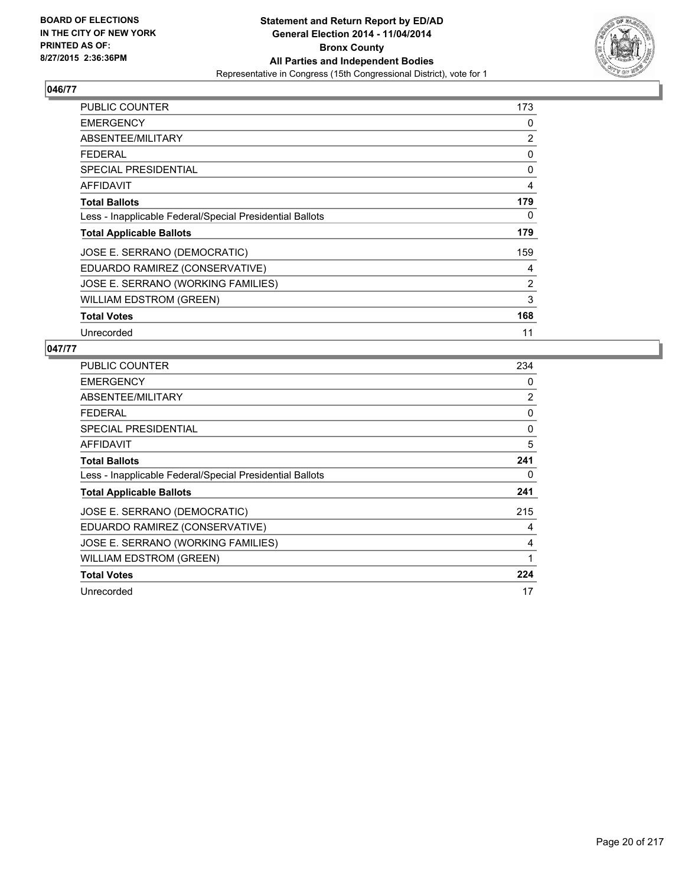BOARD OF ELECTIONS
IN THE CITY OF NEW YORK
PRINTED AS OF:
8/27/2015 2:36:36PM

**Statement and Return Report by ED/AD**
**General Election 2014 - 11/04/2014**
**Bronx County**
**All Parties and Independent Bodies**
Representative in Congress (15th Congressional District), vote for 1

## 046/77

| | |
|---|---|
| PUBLIC COUNTER | 173 |
| EMERGENCY | 0 |
| ABSENTEE/MILITARY | 2 |
| FEDERAL | 0 |
| SPECIAL PRESIDENTIAL | 0 |
| AFFIDAVIT | 4 |
| **Total Ballots** | **179** |
| Less - Inapplicable Federal/Special Presidential Ballots | 0 |
| **Total Applicable Ballots** | **179** |
| JOSE E. SERRANO (DEMOCRATIC) | 159 |
| EDUARDO RAMIREZ (CONSERVATIVE) | 4 |
| JOSE E. SERRANO (WORKING FAMILIES) | 2 |
| WILLIAM EDSTROM (GREEN) | 3 |
| **Total Votes** | **168** |
| Unrecorded | 11 |

## 047/77

| | |
|---|---|
| PUBLIC COUNTER | 234 |
| EMERGENCY | 0 |
| ABSENTEE/MILITARY | 2 |
| FEDERAL | 0 |
| SPECIAL PRESIDENTIAL | 0 |
| AFFIDAVIT | 5 |
| **Total Ballots** | **241** |
| Less - Inapplicable Federal/Special Presidential Ballots | 0 |
| **Total Applicable Ballots** | **241** |
| JOSE E. SERRANO (DEMOCRATIC) | 215 |
| EDUARDO RAMIREZ (CONSERVATIVE) | 4 |
| JOSE E. SERRANO (WORKING FAMILIES) | 4 |
| WILLIAM EDSTROM (GREEN) | 1 |
| **Total Votes** | **224** |
| Unrecorded | 17 |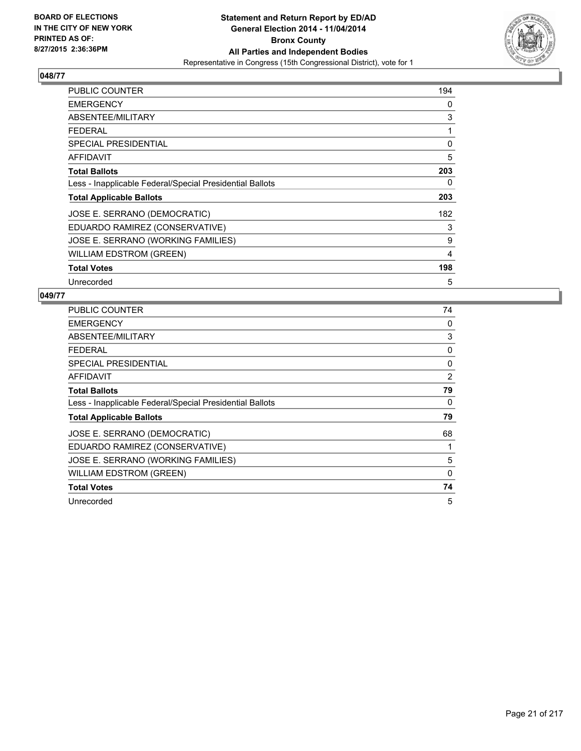BOARD OF ELECTIONS
IN THE CITY OF NEW YORK
PRINTED AS OF:
8/27/2015 2:36:36PM

**Statement and Return Report by ED/AD**
**General Election 2014 - 11/04/2014**
**Bronx County**
**All Parties and Independent Bodies**
Representative in Congress (15th Congressional District), vote for 1

### 048/77

| | |
|---|---|
| PUBLIC COUNTER | 194 |
| EMERGENCY | 0 |
| ABSENTEE/MILITARY | 3 |
| FEDERAL | 1 |
| SPECIAL PRESIDENTIAL | 0 |
| AFFIDAVIT | 5 |
| **Total Ballots** | **203** |
| Less - Inapplicable Federal/Special Presidential Ballots | 0 |
| **Total Applicable Ballots** | **203** |
| JOSE E. SERRANO (DEMOCRATIC) | 182 |
| EDUARDO RAMIREZ (CONSERVATIVE) | 3 |
| JOSE E. SERRANO (WORKING FAMILIES) | 9 |
| WILLIAM EDSTROM (GREEN) | 4 |
| **Total Votes** | **198** |
| Unrecorded | 5 |

### 049/77

| | |
|---|---|
| PUBLIC COUNTER | 74 |
| EMERGENCY | 0 |
| ABSENTEE/MILITARY | 3 |
| FEDERAL | 0 |
| SPECIAL PRESIDENTIAL | 0 |
| AFFIDAVIT | 2 |
| **Total Ballots** | **79** |
| Less - Inapplicable Federal/Special Presidential Ballots | 0 |
| **Total Applicable Ballots** | **79** |
| JOSE E. SERRANO (DEMOCRATIC) | 68 |
| EDUARDO RAMIREZ (CONSERVATIVE) | 1 |
| JOSE E. SERRANO (WORKING FAMILIES) | 5 |
| WILLIAM EDSTROM (GREEN) | 0 |
| **Total Votes** | **74** |
| Unrecorded | 5 |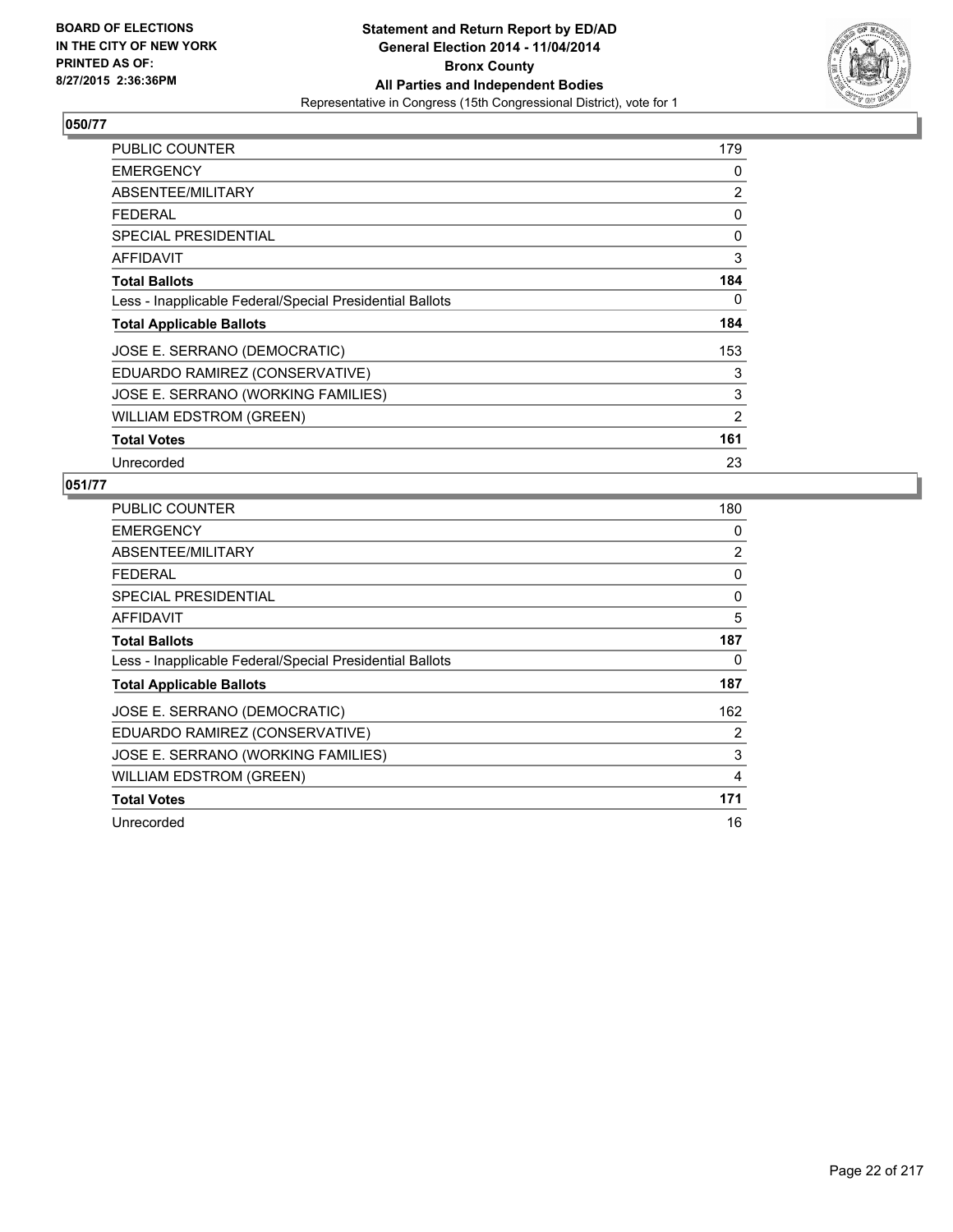**BOARD OF ELECTIONS IN THE CITY OF NEW YORK PRINTED AS OF: 8/27/2015 2:36:36PM**

**Statement and Return Report by ED/AD**
**General Election 2014 - 11/04/2014**
**Bronx County**
**All Parties and Independent Bodies**
Representative in Congress (15th Congressional District), vote for 1

## 050/77

| | |
|---|---|
| PUBLIC COUNTER | 179 |
| EMERGENCY | 0 |
| ABSENTEE/MILITARY | 2 |
| FEDERAL | 0 |
| SPECIAL PRESIDENTIAL | 0 |
| AFFIDAVIT | 3 |
| **Total Ballots** | **184** |
| Less - Inapplicable Federal/Special Presidential Ballots | 0 |
| **Total Applicable Ballots** | **184** |
| JOSE E. SERRANO (DEMOCRATIC) | 153 |
| EDUARDO RAMIREZ (CONSERVATIVE) | 3 |
| JOSE E. SERRANO (WORKING FAMILIES) | 3 |
| WILLIAM EDSTROM (GREEN) | 2 |
| **Total Votes** | **161** |
| Unrecorded | 23 |

## 051/77

| | |
|---|---|
| PUBLIC COUNTER | 180 |
| EMERGENCY | 0 |
| ABSENTEE/MILITARY | 2 |
| FEDERAL | 0 |
| SPECIAL PRESIDENTIAL | 0 |
| AFFIDAVIT | 5 |
| **Total Ballots** | **187** |
| Less - Inapplicable Federal/Special Presidential Ballots | 0 |
| **Total Applicable Ballots** | **187** |
| JOSE E. SERRANO (DEMOCRATIC) | 162 |
| EDUARDO RAMIREZ (CONSERVATIVE) | 2 |
| JOSE E. SERRANO (WORKING FAMILIES) | 3 |
| WILLIAM EDSTROM (GREEN) | 4 |
| **Total Votes** | **171** |
| Unrecorded | 16 |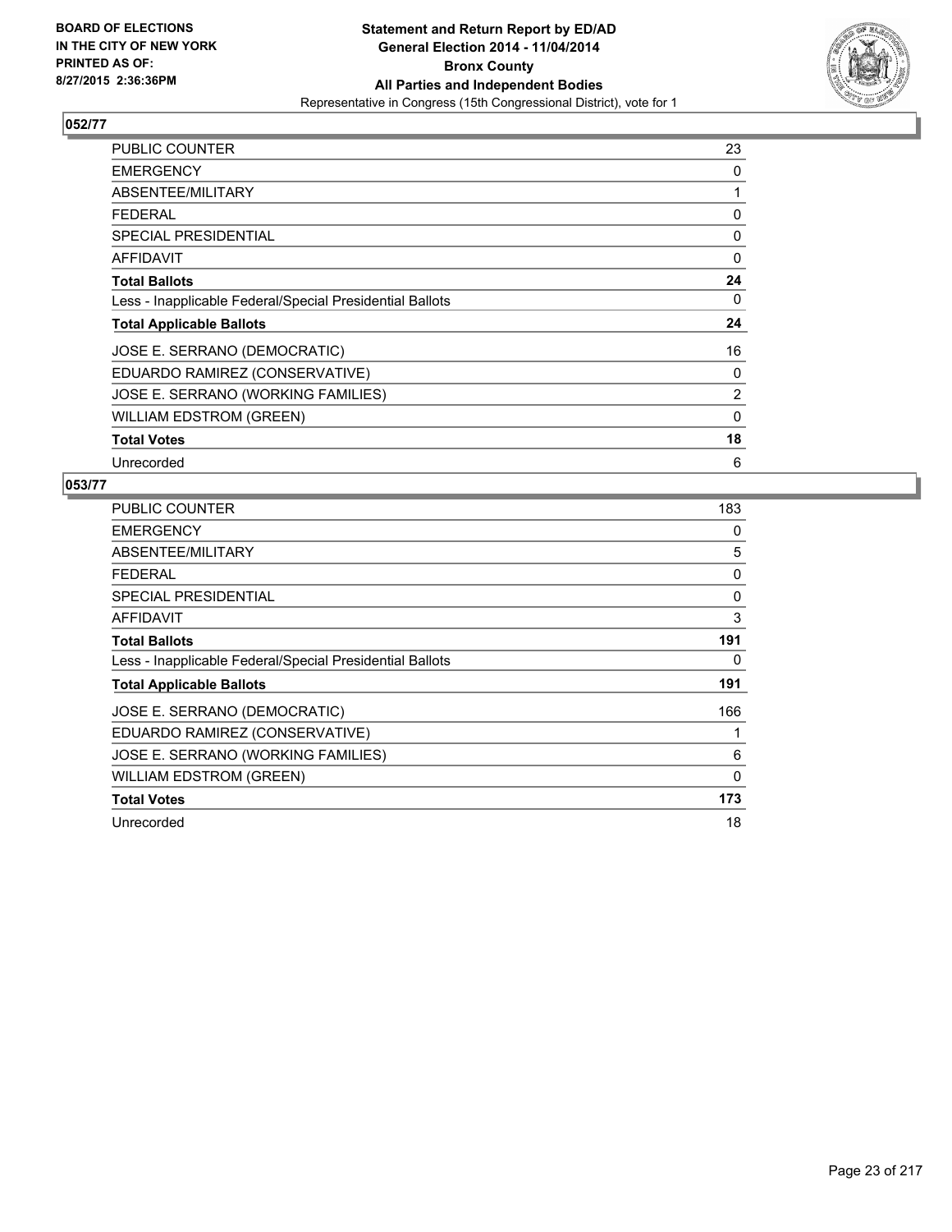## 052/77

| | |
|---|---|
| PUBLIC COUNTER | 23 |
| EMERGENCY | 0 |
| ABSENTEE/MILITARY | 1 |
| FEDERAL | 0 |
| SPECIAL PRESIDENTIAL | 0 |
| AFFIDAVIT | 0 |
| **Total Ballots** | **24** |
| Less - Inapplicable Federal/Special Presidential Ballots | 0 |
| **Total Applicable Ballots** | **24** |
| JOSE E. SERRANO (DEMOCRATIC) | 16 |
| EDUARDO RAMIREZ (CONSERVATIVE) | 0 |
| JOSE E. SERRANO (WORKING FAMILIES) | 2 |
| WILLIAM EDSTROM (GREEN) | 0 |
| **Total Votes** | **18** |
| Unrecorded | 6 |

## 053/77

| | |
|---|---|
| PUBLIC COUNTER | 183 |
| EMERGENCY | 0 |
| ABSENTEE/MILITARY | 5 |
| FEDERAL | 0 |
| SPECIAL PRESIDENTIAL | 0 |
| AFFIDAVIT | 3 |
| **Total Ballots** | **191** |
| Less - Inapplicable Federal/Special Presidential Ballots | 0 |
| **Total Applicable Ballots** | **191** |
| JOSE E. SERRANO (DEMOCRATIC) | 166 |
| EDUARDO RAMIREZ (CONSERVATIVE) | 1 |
| JOSE E. SERRANO (WORKING FAMILIES) | 6 |
| WILLIAM EDSTROM (GREEN) | 0 |
| **Total Votes** | **173** |
| Unrecorded | 18 |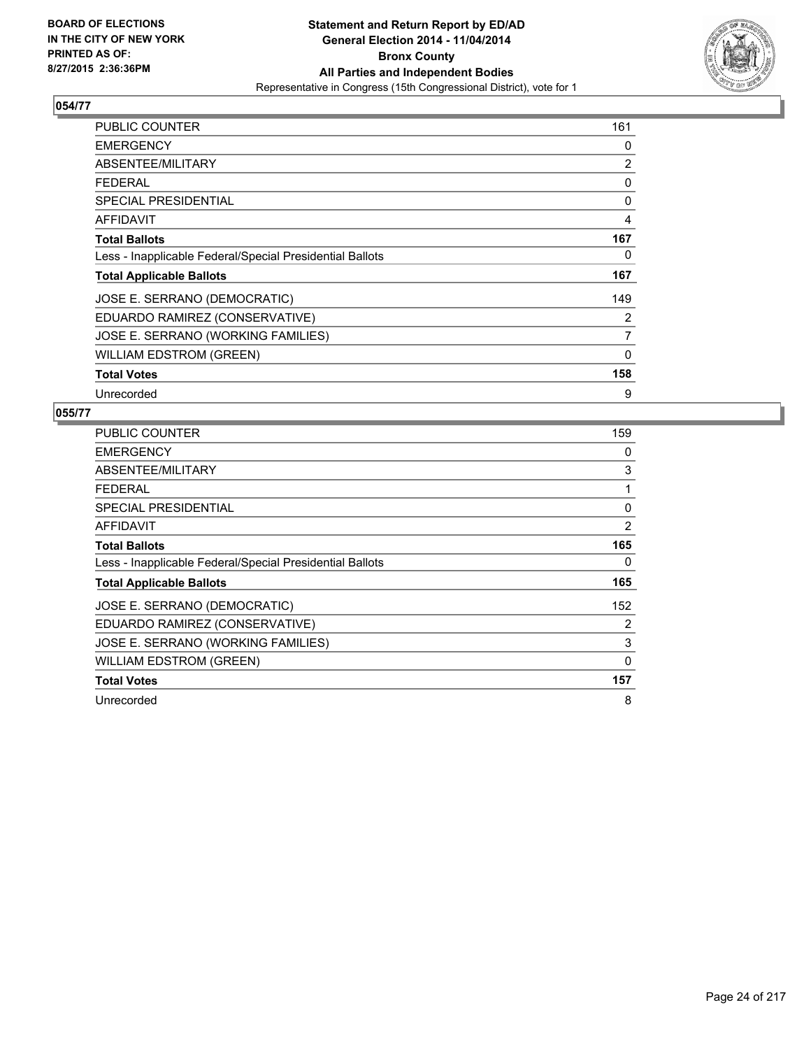**BOARD OF ELECTIONS IN THE CITY OF NEW YORK PRINTED AS OF: 8/27/2015 2:36:36PM**

# Statement and Return Report by ED/AD
## General Election 2014 - 11/04/2014
## Bronx County
## All Parties and Independent Bodies
### Representative in Congress (15th Congressional District), vote for 1

### 054/77

| | |
|---|---|
| PUBLIC COUNTER | 161 |
| EMERGENCY | 0 |
| ABSENTEE/MILITARY | 2 |
| FEDERAL | 0 |
| SPECIAL PRESIDENTIAL | 0 |
| AFFIDAVIT | 4 |
| **Total Ballots** | **167** |
| Less - Inapplicable Federal/Special Presidential Ballots | 0 |
| **Total Applicable Ballots** | **167** |
| JOSE E. SERRANO (DEMOCRATIC) | 149 |
| EDUARDO RAMIREZ (CONSERVATIVE) | 2 |
| JOSE E. SERRANO (WORKING FAMILIES) | 7 |
| WILLIAM EDSTROM (GREEN) | 0 |
| **Total Votes** | **158** |
| Unrecorded | 9 |

### 055/77

| | |
|---|---|
| PUBLIC COUNTER | 159 |
| EMERGENCY | 0 |
| ABSENTEE/MILITARY | 3 |
| FEDERAL | 1 |
| SPECIAL PRESIDENTIAL | 0 |
| AFFIDAVIT | 2 |
| **Total Ballots** | **165** |
| Less - Inapplicable Federal/Special Presidential Ballots | 0 |
| **Total Applicable Ballots** | **165** |
| JOSE E. SERRANO (DEMOCRATIC) | 152 |
| EDUARDO RAMIREZ (CONSERVATIVE) | 2 |
| JOSE E. SERRANO (WORKING FAMILIES) | 3 |
| WILLIAM EDSTROM (GREEN) | 0 |
| **Total Votes** | **157** |
| Unrecorded | 8 |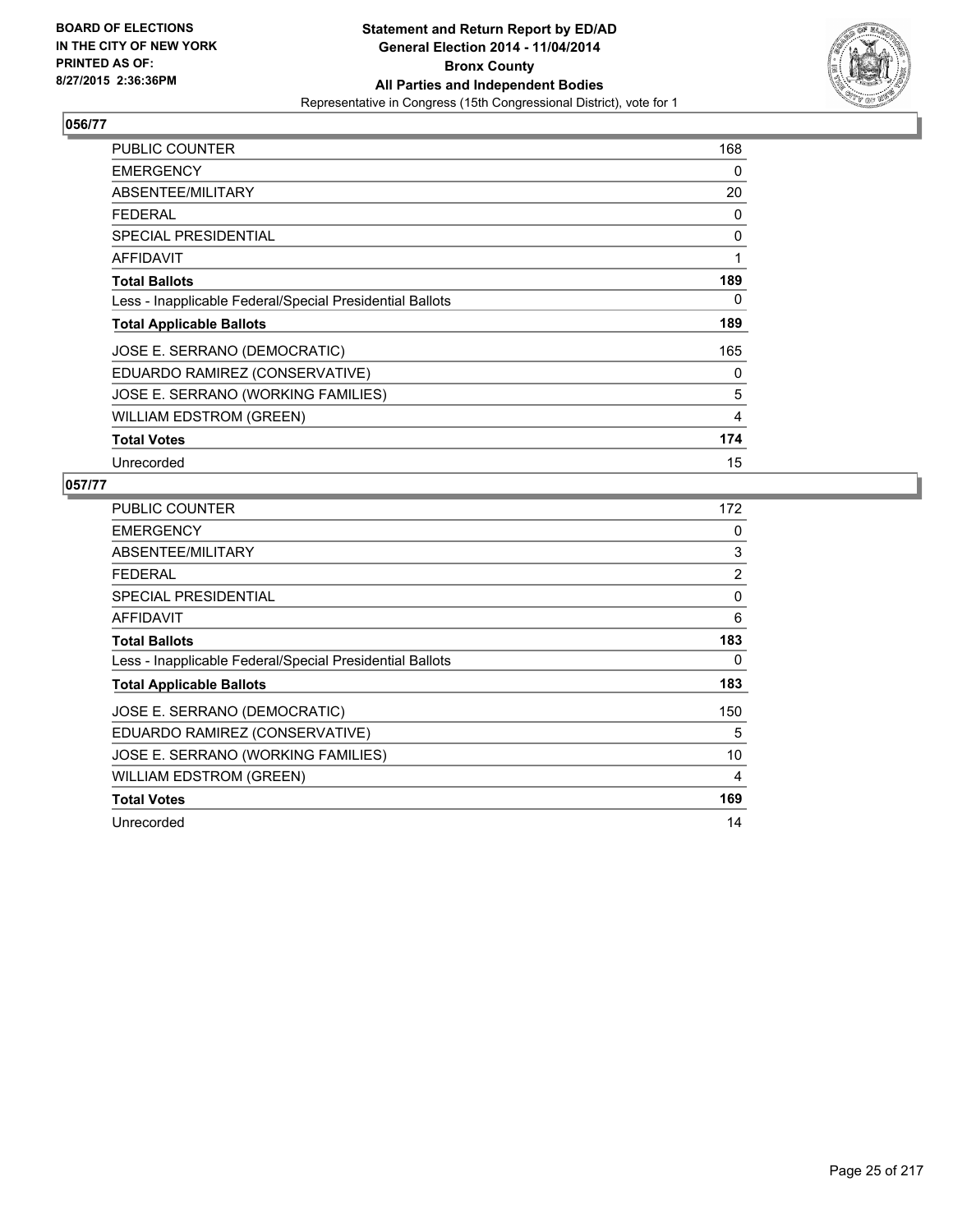BOARD OF ELECTIONS
IN THE CITY OF NEW YORK
PRINTED AS OF:
8/27/2015 2:36:36PM

**Statement and Return Report by ED/AD**
**General Election 2014 - 11/04/2014**
**Bronx County**
**All Parties and Independent Bodies**
Representative in Congress (15th Congressional District), vote for 1

## 056/77

| | |
|---|---|
| PUBLIC COUNTER | 168 |
| EMERGENCY | 0 |
| ABSENTEE/MILITARY | 20 |
| FEDERAL | 0 |
| SPECIAL PRESIDENTIAL | 0 |
| AFFIDAVIT | 1 |
| **Total Ballots** | **189** |
| Less - Inapplicable Federal/Special Presidential Ballots | 0 |
| **Total Applicable Ballots** | **189** |
| JOSE E. SERRANO (DEMOCRATIC) | 165 |
| EDUARDO RAMIREZ (CONSERVATIVE) | 0 |
| JOSE E. SERRANO (WORKING FAMILIES) | 5 |
| WILLIAM EDSTROM (GREEN) | 4 |
| **Total Votes** | **174** |
| Unrecorded | 15 |

## 057/77

| | |
|---|---|
| PUBLIC COUNTER | 172 |
| EMERGENCY | 0 |
| ABSENTEE/MILITARY | 3 |
| FEDERAL | 2 |
| SPECIAL PRESIDENTIAL | 0 |
| AFFIDAVIT | 6 |
| **Total Ballots** | **183** |
| Less - Inapplicable Federal/Special Presidential Ballots | 0 |
| **Total Applicable Ballots** | **183** |
| JOSE E. SERRANO (DEMOCRATIC) | 150 |
| EDUARDO RAMIREZ (CONSERVATIVE) | 5 |
| JOSE E. SERRANO (WORKING FAMILIES) | 10 |
| WILLIAM EDSTROM (GREEN) | 4 |
| **Total Votes** | **169** |
| Unrecorded | 14 |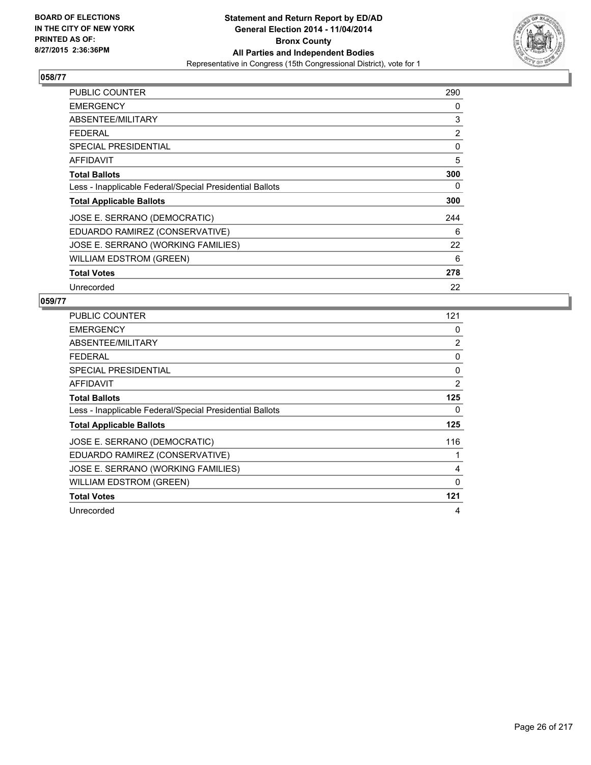**BOARD OF ELECTIONS IN THE CITY OF NEW YORK PRINTED AS OF: 8/27/2015 2:36:36PM**

**Statement and Return Report by ED/AD General Election 2014 - 11/04/2014 Bronx County All Parties and Independent Bodies**
Representative in Congress (15th Congressional District), vote for 1

## 058/77

| | |
|---|---|
| PUBLIC COUNTER | 290 |
| EMERGENCY | 0 |
| ABSENTEE/MILITARY | 3 |
| FEDERAL | 2 |
| SPECIAL PRESIDENTIAL | 0 |
| AFFIDAVIT | 5 |
| **Total Ballots** | **300** |
| Less - Inapplicable Federal/Special Presidential Ballots | 0 |
| **Total Applicable Ballots** | **300** |
| JOSE E. SERRANO (DEMOCRATIC) | 244 |
| EDUARDO RAMIREZ (CONSERVATIVE) | 6 |
| JOSE E. SERRANO (WORKING FAMILIES) | 22 |
| WILLIAM EDSTROM (GREEN) | 6 |
| **Total Votes** | **278** |
| Unrecorded | 22 |

## 059/77

| | |
|---|---|
| PUBLIC COUNTER | 121 |
| EMERGENCY | 0 |
| ABSENTEE/MILITARY | 2 |
| FEDERAL | 0 |
| SPECIAL PRESIDENTIAL | 0 |
| AFFIDAVIT | 2 |
| **Total Ballots** | **125** |
| Less - Inapplicable Federal/Special Presidential Ballots | 0 |
| **Total Applicable Ballots** | **125** |
| JOSE E. SERRANO (DEMOCRATIC) | 116 |
| EDUARDO RAMIREZ (CONSERVATIVE) | 1 |
| JOSE E. SERRANO (WORKING FAMILIES) | 4 |
| WILLIAM EDSTROM (GREEN) | 0 |
| **Total Votes** | **121** |
| Unrecorded | 4 |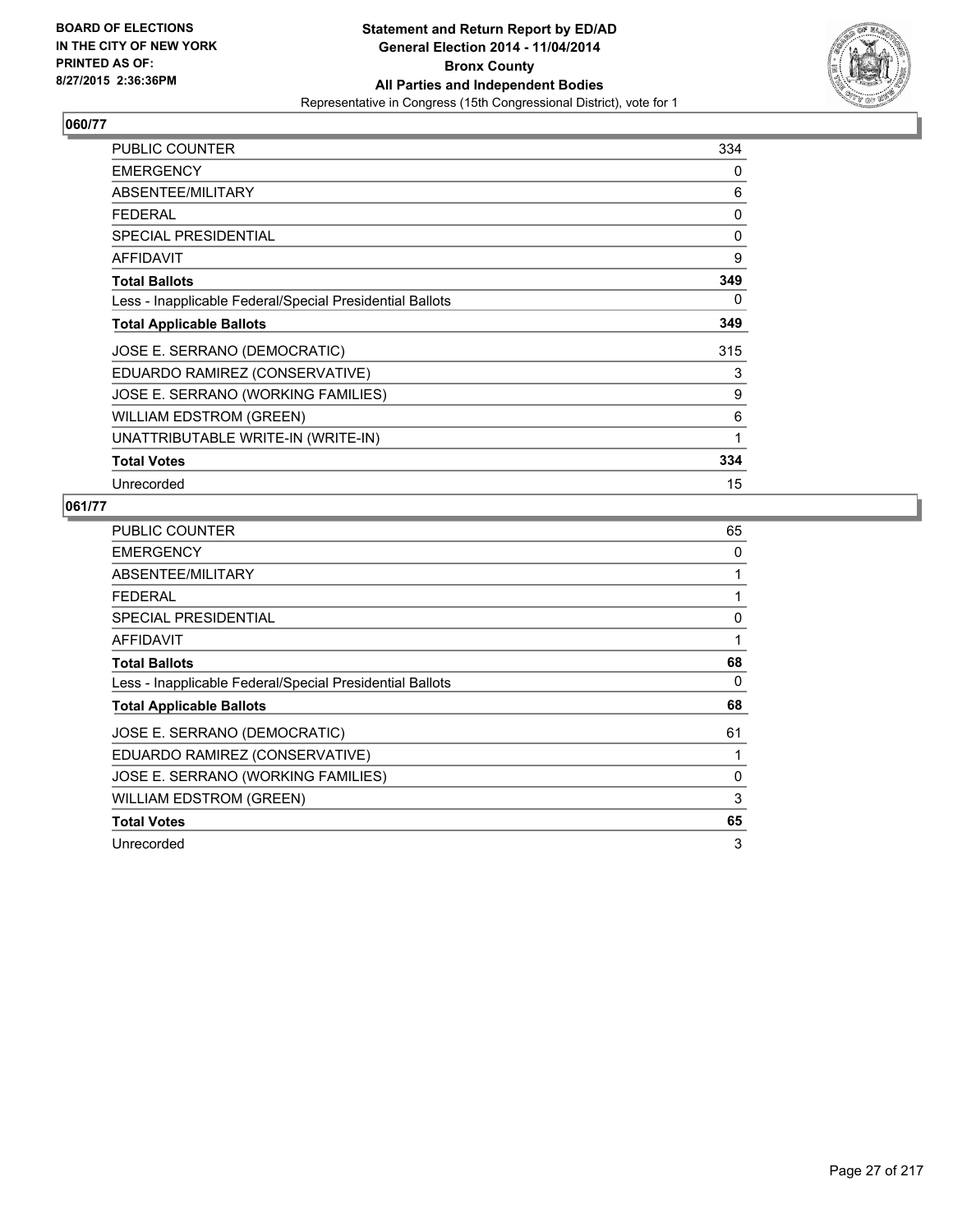BOARD OF ELECTIONS
IN THE CITY OF NEW YORK
PRINTED AS OF:
8/27/2015 2:36:36PM

**Statement and Return Report by ED/AD**
**General Election 2014 - 11/04/2014**
**Bronx County**
**All Parties and Independent Bodies**
Representative in Congress (15th Congressional District), vote for 1

## 060/77

| | |
|---|---|
| PUBLIC COUNTER | 334 |
| EMERGENCY | 0 |
| ABSENTEE/MILITARY | 6 |
| FEDERAL | 0 |
| SPECIAL PRESIDENTIAL | 0 |
| AFFIDAVIT | 9 |
| **Total Ballots** | **349** |
| Less - Inapplicable Federal/Special Presidential Ballots | 0 |
| **Total Applicable Ballots** | **349** |
| JOSE E. SERRANO (DEMOCRATIC) | 315 |
| EDUARDO RAMIREZ (CONSERVATIVE) | 3 |
| JOSE E. SERRANO (WORKING FAMILIES) | 9 |
| WILLIAM EDSTROM (GREEN) | 6 |
| UNATTRIBUTABLE WRITE-IN (WRITE-IN) | 1 |
| **Total Votes** | **334** |
| Unrecorded | 15 |

## 061/77

| | |
|---|---|
| PUBLIC COUNTER | 65 |
| EMERGENCY | 0 |
| ABSENTEE/MILITARY | 1 |
| FEDERAL | 1 |
| SPECIAL PRESIDENTIAL | 0 |
| AFFIDAVIT | 1 |
| **Total Ballots** | **68** |
| Less - Inapplicable Federal/Special Presidential Ballots | 0 |
| **Total Applicable Ballots** | **68** |
| JOSE E. SERRANO (DEMOCRATIC) | 61 |
| EDUARDO RAMIREZ (CONSERVATIVE) | 1 |
| JOSE E. SERRANO (WORKING FAMILIES) | 0 |
| WILLIAM EDSTROM (GREEN) | 3 |
| **Total Votes** | **65** |
| Unrecorded | 3 |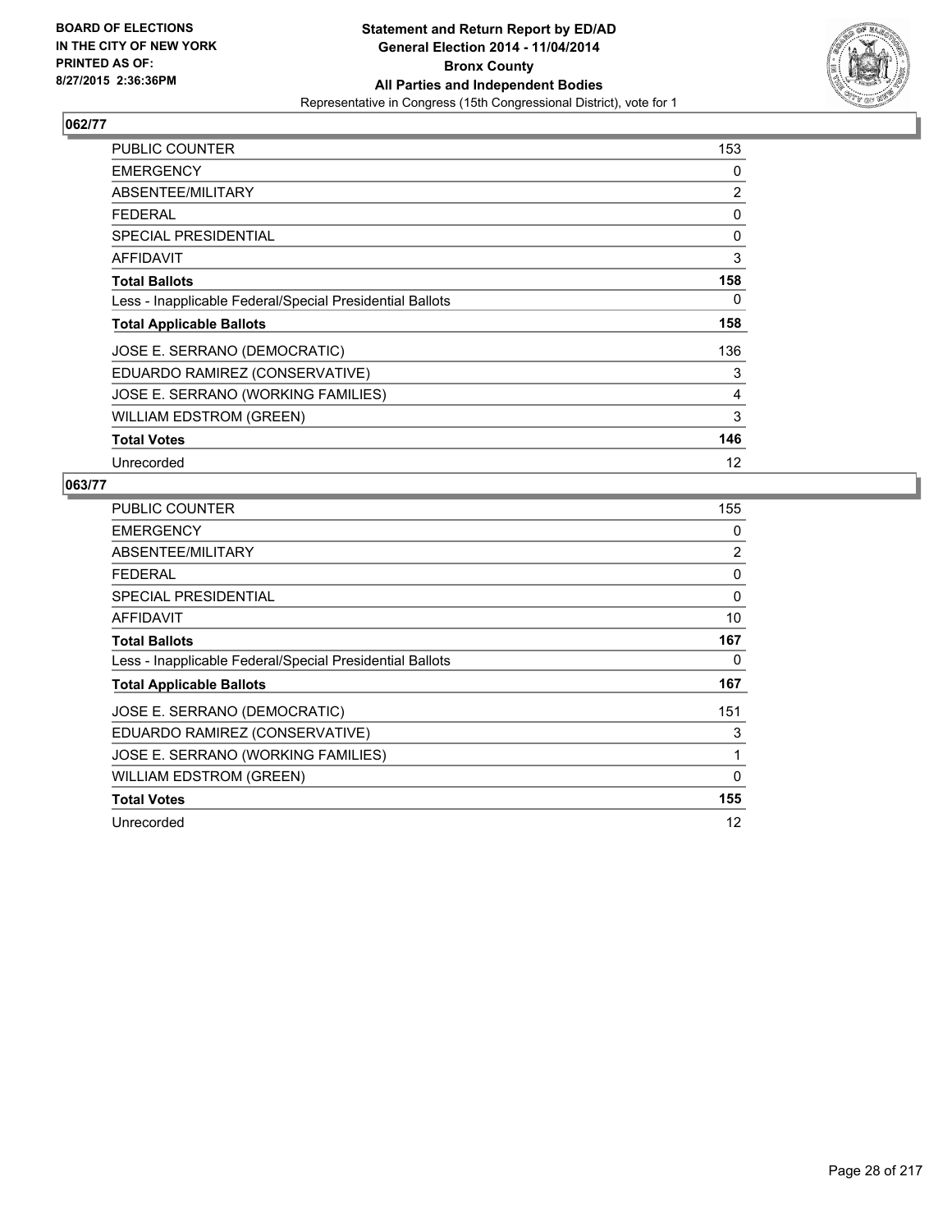BOARD OF ELECTIONS
IN THE CITY OF NEW YORK
PRINTED AS OF:
8/27/2015 2:36:36PM

**Statement and Return Report by ED/AD**
**General Election 2014 - 11/04/2014**
**Bronx County**
**All Parties and Independent Bodies**
Representative in Congress (15th Congressional District), vote for 1

## 062/77

| | |
|---|---|
| PUBLIC COUNTER | 153 |
| EMERGENCY | 0 |
| ABSENTEE/MILITARY | 2 |
| FEDERAL | 0 |
| SPECIAL PRESIDENTIAL | 0 |
| AFFIDAVIT | 3 |
| **Total Ballots** | **158** |
| Less - Inapplicable Federal/Special Presidential Ballots | 0 |
| **Total Applicable Ballots** | **158** |
| JOSE E. SERRANO (DEMOCRATIC) | 136 |
| EDUARDO RAMIREZ (CONSERVATIVE) | 3 |
| JOSE E. SERRANO (WORKING FAMILIES) | 4 |
| WILLIAM EDSTROM (GREEN) | 3 |
| **Total Votes** | **146** |
| Unrecorded | 12 |

## 063/77

| | |
|---|---|
| PUBLIC COUNTER | 155 |
| EMERGENCY | 0 |
| ABSENTEE/MILITARY | 2 |
| FEDERAL | 0 |
| SPECIAL PRESIDENTIAL | 0 |
| AFFIDAVIT | 10 |
| **Total Ballots** | **167** |
| Less - Inapplicable Federal/Special Presidential Ballots | 0 |
| **Total Applicable Ballots** | **167** |
| JOSE E. SERRANO (DEMOCRATIC) | 151 |
| EDUARDO RAMIREZ (CONSERVATIVE) | 3 |
| JOSE E. SERRANO (WORKING FAMILIES) | 1 |
| WILLIAM EDSTROM (GREEN) | 0 |
| **Total Votes** | **155** |
| Unrecorded | 12 |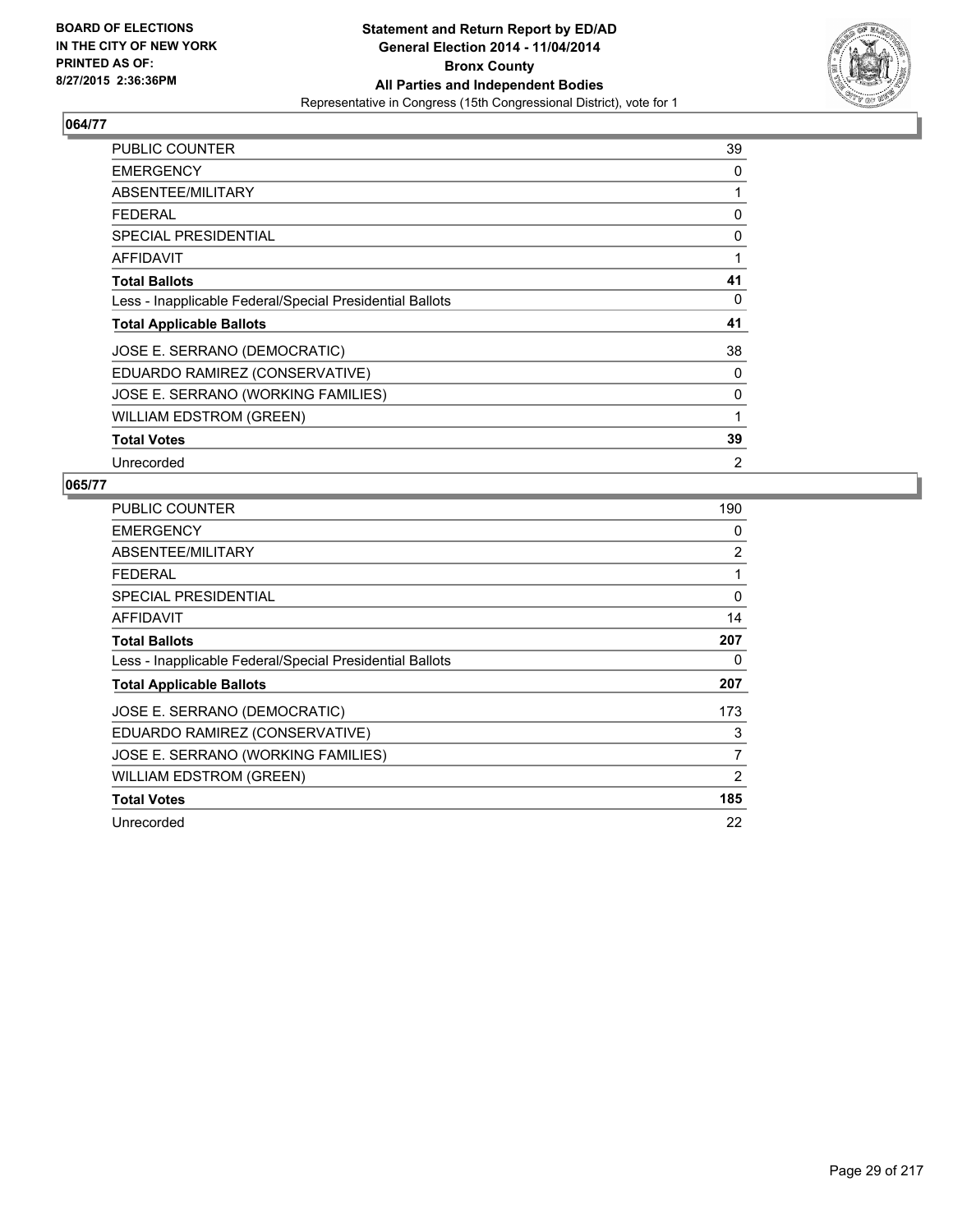**BOARD OF ELECTIONS IN THE CITY OF NEW YORK PRINTED AS OF: 8/27/2015 2:36:36PM**

**Statement and Return Report by ED/AD General Election 2014 - 11/04/2014 Bronx County All Parties and Independent Bodies**
Representative in Congress (15th Congressional District), vote for 1

## 064/77

| | |
|---|---|
| PUBLIC COUNTER | 39 |
| EMERGENCY | 0 |
| ABSENTEE/MILITARY | 1 |
| FEDERAL | 0 |
| SPECIAL PRESIDENTIAL | 0 |
| AFFIDAVIT | 1 |
| **Total Ballots** | **41** |
| Less - Inapplicable Federal/Special Presidential Ballots | 0 |
| **Total Applicable Ballots** | **41** |
| JOSE E. SERRANO (DEMOCRATIC) | 38 |
| EDUARDO RAMIREZ (CONSERVATIVE) | 0 |
| JOSE E. SERRANO (WORKING FAMILIES) | 0 |
| WILLIAM EDSTROM (GREEN) | 1 |
| **Total Votes** | **39** |
| Unrecorded | 2 |

## 065/77

| | |
|---|---|
| PUBLIC COUNTER | 190 |
| EMERGENCY | 0 |
| ABSENTEE/MILITARY | 2 |
| FEDERAL | 1 |
| SPECIAL PRESIDENTIAL | 0 |
| AFFIDAVIT | 14 |
| **Total Ballots** | **207** |
| Less - Inapplicable Federal/Special Presidential Ballots | 0 |
| **Total Applicable Ballots** | **207** |
| JOSE E. SERRANO (DEMOCRATIC) | 173 |
| EDUARDO RAMIREZ (CONSERVATIVE) | 3 |
| JOSE E. SERRANO (WORKING FAMILIES) | 7 |
| WILLIAM EDSTROM (GREEN) | 2 |
| **Total Votes** | **185** |
| Unrecorded | 22 |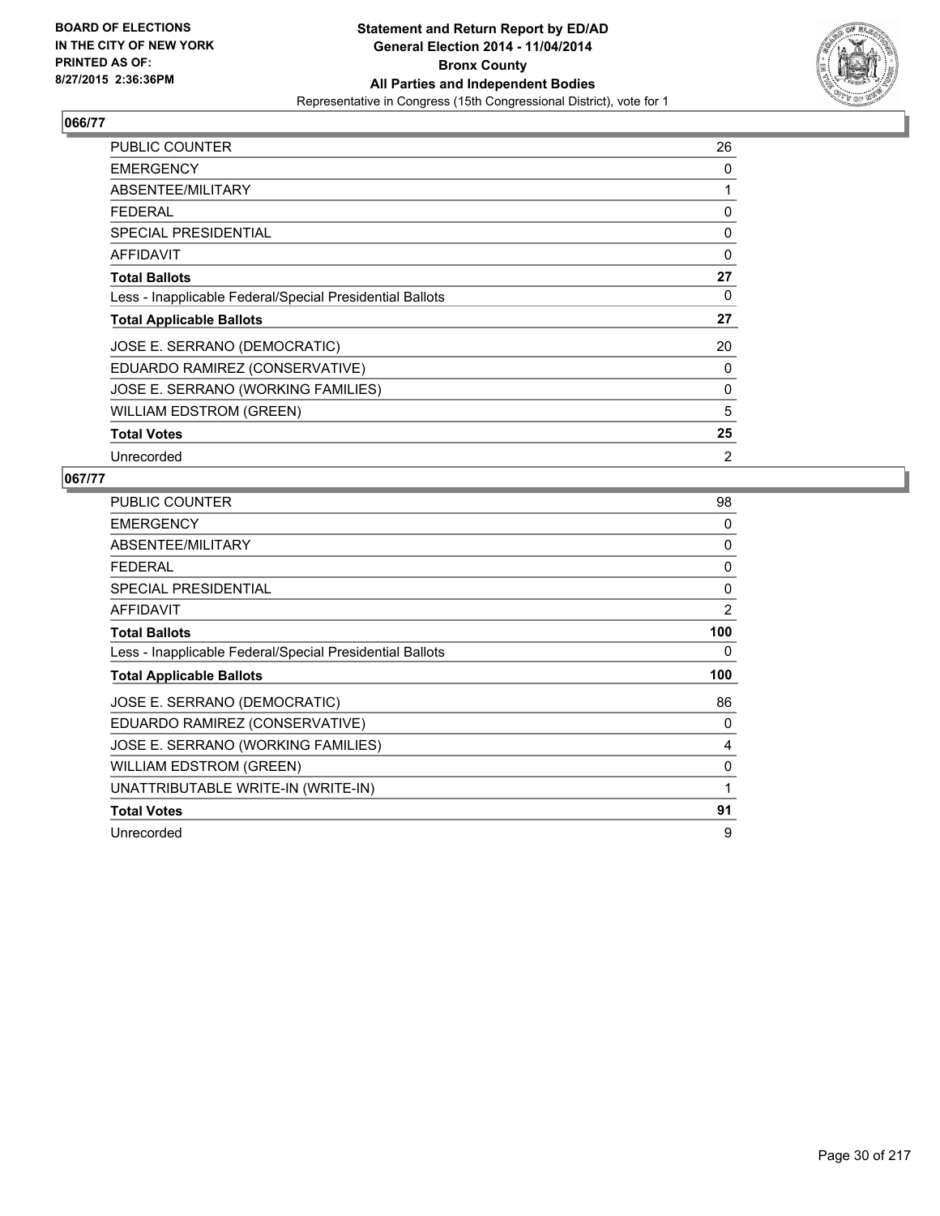**BOARD OF ELECTIONS IN THE CITY OF NEW YORK PRINTED AS OF: 8/27/2015 2:36:36PM**

**Statement and Return Report by ED/AD General Election 2014 - 11/04/2014 Bronx County All Parties and Independent Bodies**
Representative in Congress (15th Congressional District), vote for 1

## 066/77

| | |
|---|---|
| PUBLIC COUNTER | 26 |
| EMERGENCY | 0 |
| ABSENTEE/MILITARY | 1 |
| FEDERAL | 0 |
| SPECIAL PRESIDENTIAL | 0 |
| AFFIDAVIT | 0 |
| **Total Ballots** | **27** |
| Less - Inapplicable Federal/Special Presidential Ballots | 0 |
| **Total Applicable Ballots** | **27** |
| JOSE E. SERRANO (DEMOCRATIC) | 20 |
| EDUARDO RAMIREZ (CONSERVATIVE) | 0 |
| JOSE E. SERRANO (WORKING FAMILIES) | 0 |
| WILLIAM EDSTROM (GREEN) | 5 |
| **Total Votes** | **25** |
| Unrecorded | 2 |

## 067/77

| | |
|---|---|
| PUBLIC COUNTER | 98 |
| EMERGENCY | 0 |
| ABSENTEE/MILITARY | 0 |
| FEDERAL | 0 |
| SPECIAL PRESIDENTIAL | 0 |
| AFFIDAVIT | 2 |
| **Total Ballots** | **100** |
| Less - Inapplicable Federal/Special Presidential Ballots | 0 |
| **Total Applicable Ballots** | **100** |
| JOSE E. SERRANO (DEMOCRATIC) | 86 |
| EDUARDO RAMIREZ (CONSERVATIVE) | 0 |
| JOSE E. SERRANO (WORKING FAMILIES) | 4 |
| WILLIAM EDSTROM (GREEN) | 0 |
| UNATTRIBUTABLE WRITE-IN (WRITE-IN) | 1 |
| **Total Votes** | **91** |
| Unrecorded | 9 |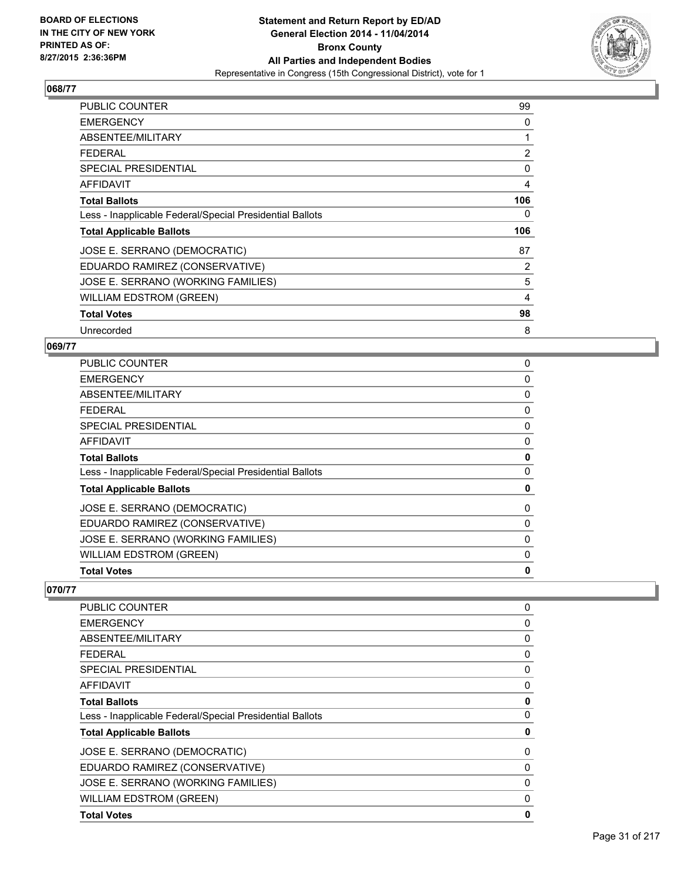### 068/77

| | |
|---|---|
| PUBLIC COUNTER | 99 |
| EMERGENCY | 0 |
| ABSENTEE/MILITARY | 1 |
| FEDERAL | 2 |
| SPECIAL PRESIDENTIAL | 0 |
| AFFIDAVIT | 4 |
| **Total Ballots** | **106** |
| Less - Inapplicable Federal/Special Presidential Ballots | 0 |
| **Total Applicable Ballots** | **106** |
| JOSE E. SERRANO (DEMOCRATIC) | 87 |
| EDUARDO RAMIREZ (CONSERVATIVE) | 2 |
| JOSE E. SERRANO (WORKING FAMILIES) | 5 |
| WILLIAM EDSTROM (GREEN) | 4 |
| **Total Votes** | **98** |
| Unrecorded | 8 |

### 069/77

| | |
|---|---|
| PUBLIC COUNTER | 0 |
| EMERGENCY | 0 |
| ABSENTEE/MILITARY | 0 |
| FEDERAL | 0 |
| SPECIAL PRESIDENTIAL | 0 |
| AFFIDAVIT | 0 |
| **Total Ballots** | **0** |
| Less - Inapplicable Federal/Special Presidential Ballots | 0 |
| **Total Applicable Ballots** | **0** |
| JOSE E. SERRANO (DEMOCRATIC) | 0 |
| EDUARDO RAMIREZ (CONSERVATIVE) | 0 |
| JOSE E. SERRANO (WORKING FAMILIES) | 0 |
| WILLIAM EDSTROM (GREEN) | 0 |
| **Total Votes** | **0** |

### 070/77

| | |
|---|---|
| PUBLIC COUNTER | 0 |
| EMERGENCY | 0 |
| ABSENTEE/MILITARY | 0 |
| FEDERAL | 0 |
| SPECIAL PRESIDENTIAL | 0 |
| AFFIDAVIT | 0 |
| **Total Ballots** | **0** |
| Less - Inapplicable Federal/Special Presidential Ballots | 0 |
| **Total Applicable Ballots** | **0** |
| JOSE E. SERRANO (DEMOCRATIC) | 0 |
| EDUARDO RAMIREZ (CONSERVATIVE) | 0 |
| JOSE E. SERRANO (WORKING FAMILIES) | 0 |
| WILLIAM EDSTROM (GREEN) | 0 |
| **Total Votes** | **0** |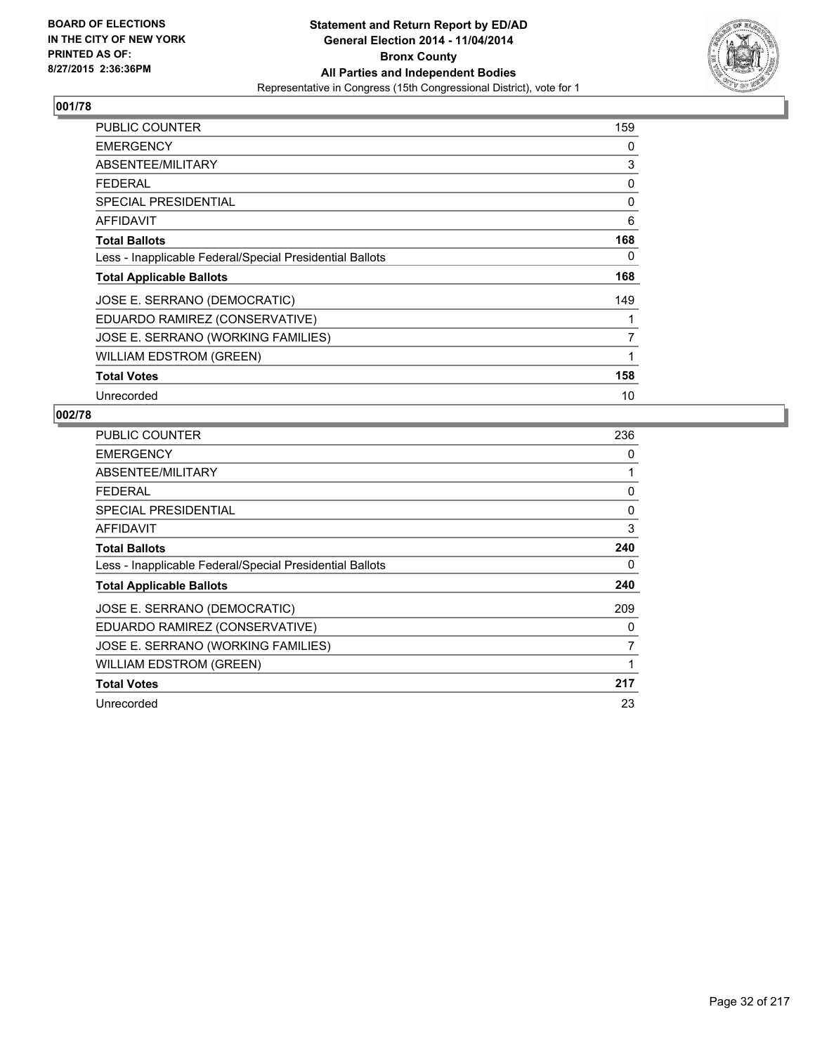BOARD OF ELECTIONS
IN THE CITY OF NEW YORK
PRINTED AS OF:
8/27/2015 2:36:36PM

**Statement and Return Report by ED/AD**
**General Election 2014 - 11/04/2014**
**Bronx County**
**All Parties and Independent Bodies**
Representative in Congress (15th Congressional District), vote for 1

## 001/78

| | |
|---|---|
| PUBLIC COUNTER | 159 |
| EMERGENCY | 0 |
| ABSENTEE/MILITARY | 3 |
| FEDERAL | 0 |
| SPECIAL PRESIDENTIAL | 0 |
| AFFIDAVIT | 6 |
| **Total Ballots** | **168** |
| Less - Inapplicable Federal/Special Presidential Ballots | 0 |
| **Total Applicable Ballots** | **168** |
| JOSE E. SERRANO (DEMOCRATIC) | 149 |
| EDUARDO RAMIREZ (CONSERVATIVE) | 1 |
| JOSE E. SERRANO (WORKING FAMILIES) | 7 |
| WILLIAM EDSTROM (GREEN) | 1 |
| **Total Votes** | **158** |
| Unrecorded | 10 |

## 002/78

| | |
|---|---|
| PUBLIC COUNTER | 236 |
| EMERGENCY | 0 |
| ABSENTEE/MILITARY | 1 |
| FEDERAL | 0 |
| SPECIAL PRESIDENTIAL | 0 |
| AFFIDAVIT | 3 |
| **Total Ballots** | **240** |
| Less - Inapplicable Federal/Special Presidential Ballots | 0 |
| **Total Applicable Ballots** | **240** |
| JOSE E. SERRANO (DEMOCRATIC) | 209 |
| EDUARDO RAMIREZ (CONSERVATIVE) | 0 |
| JOSE E. SERRANO (WORKING FAMILIES) | 7 |
| WILLIAM EDSTROM (GREEN) | 1 |
| **Total Votes** | **217** |
| Unrecorded | 23 |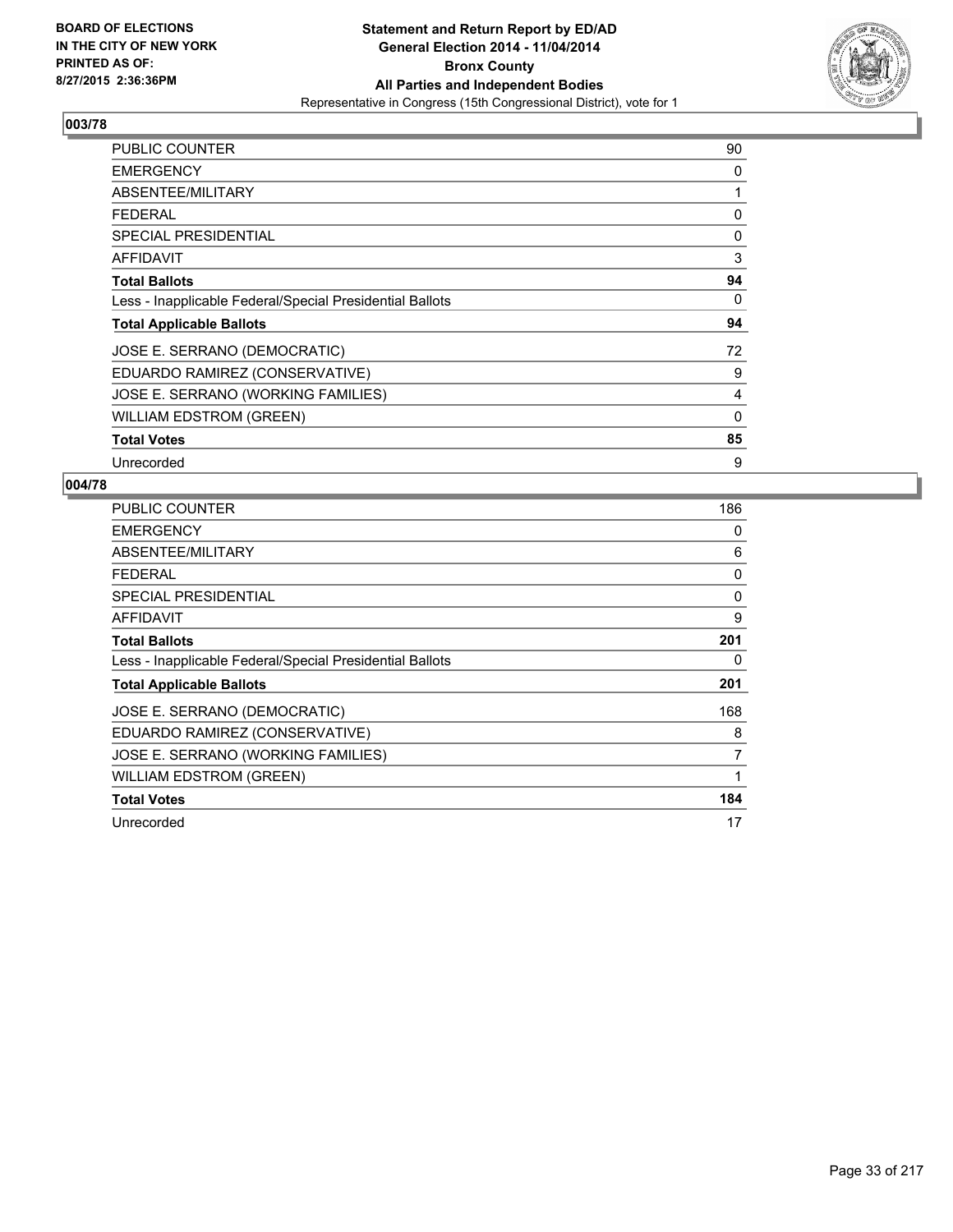**BOARD OF ELECTIONS**
**IN THE CITY OF NEW YORK**
**PRINTED AS OF:**
**8/27/2015 2:36:36PM**

**Statement and Return Report by ED/AD**
**General Election 2014 - 11/04/2014**
**Bronx County**
**All Parties and Independent Bodies**
Representative in Congress (15th Congressional District), vote for 1

## 003/78

| | |
|---|---|
| PUBLIC COUNTER | 90 |
| EMERGENCY | 0 |
| ABSENTEE/MILITARY | 1 |
| FEDERAL | 0 |
| SPECIAL PRESIDENTIAL | 0 |
| AFFIDAVIT | 3 |
| **Total Ballots** | **94** |
| Less - Inapplicable Federal/Special Presidential Ballots | 0 |
| **Total Applicable Ballots** | **94** |
| JOSE E. SERRANO (DEMOCRATIC) | 72 |
| EDUARDO RAMIREZ (CONSERVATIVE) | 9 |
| JOSE E. SERRANO (WORKING FAMILIES) | 4 |
| WILLIAM EDSTROM (GREEN) | 0 |
| **Total Votes** | **85** |
| Unrecorded | 9 |

## 004/78

| | |
|---|---|
| PUBLIC COUNTER | 186 |
| EMERGENCY | 0 |
| ABSENTEE/MILITARY | 6 |
| FEDERAL | 0 |
| SPECIAL PRESIDENTIAL | 0 |
| AFFIDAVIT | 9 |
| **Total Ballots** | **201** |
| Less - Inapplicable Federal/Special Presidential Ballots | 0 |
| **Total Applicable Ballots** | **201** |
| JOSE E. SERRANO (DEMOCRATIC) | 168 |
| EDUARDO RAMIREZ (CONSERVATIVE) | 8 |
| JOSE E. SERRANO (WORKING FAMILIES) | 7 |
| WILLIAM EDSTROM (GREEN) | 1 |
| **Total Votes** | **184** |
| Unrecorded | 17 |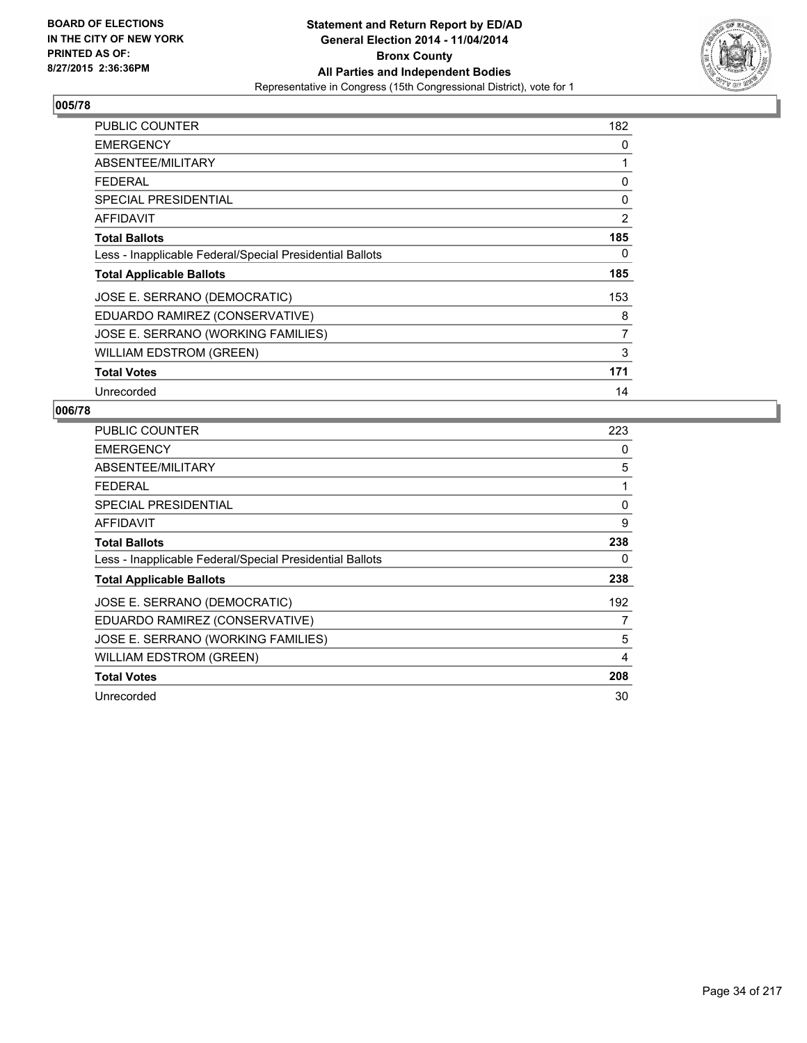**BOARD OF ELECTIONS IN THE CITY OF NEW YORK PRINTED AS OF: 8/27/2015 2:36:36PM**

**Statement and Return Report by ED/AD General Election 2014 - 11/04/2014 Bronx County All Parties and Independent Bodies**
Representative in Congress (15th Congressional District), vote for 1

## 005/78

| | |
|---|---|
| PUBLIC COUNTER | 182 |
| EMERGENCY | 0 |
| ABSENTEE/MILITARY | 1 |
| FEDERAL | 0 |
| SPECIAL PRESIDENTIAL | 0 |
| AFFIDAVIT | 2 |
| **Total Ballots** | **185** |
| Less - Inapplicable Federal/Special Presidential Ballots | 0 |
| **Total Applicable Ballots** | **185** |
| JOSE E. SERRANO (DEMOCRATIC) | 153 |
| EDUARDO RAMIREZ (CONSERVATIVE) | 8 |
| JOSE E. SERRANO (WORKING FAMILIES) | 7 |
| WILLIAM EDSTROM (GREEN) | 3 |
| **Total Votes** | **171** |
| Unrecorded | 14 |

## 006/78

| | |
|---|---|
| PUBLIC COUNTER | 223 |
| EMERGENCY | 0 |
| ABSENTEE/MILITARY | 5 |
| FEDERAL | 1 |
| SPECIAL PRESIDENTIAL | 0 |
| AFFIDAVIT | 9 |
| **Total Ballots** | **238** |
| Less - Inapplicable Federal/Special Presidential Ballots | 0 |
| **Total Applicable Ballots** | **238** |
| JOSE E. SERRANO (DEMOCRATIC) | 192 |
| EDUARDO RAMIREZ (CONSERVATIVE) | 7 |
| JOSE E. SERRANO (WORKING FAMILIES) | 5 |
| WILLIAM EDSTROM (GREEN) | 4 |
| **Total Votes** | **208** |
| Unrecorded | 30 |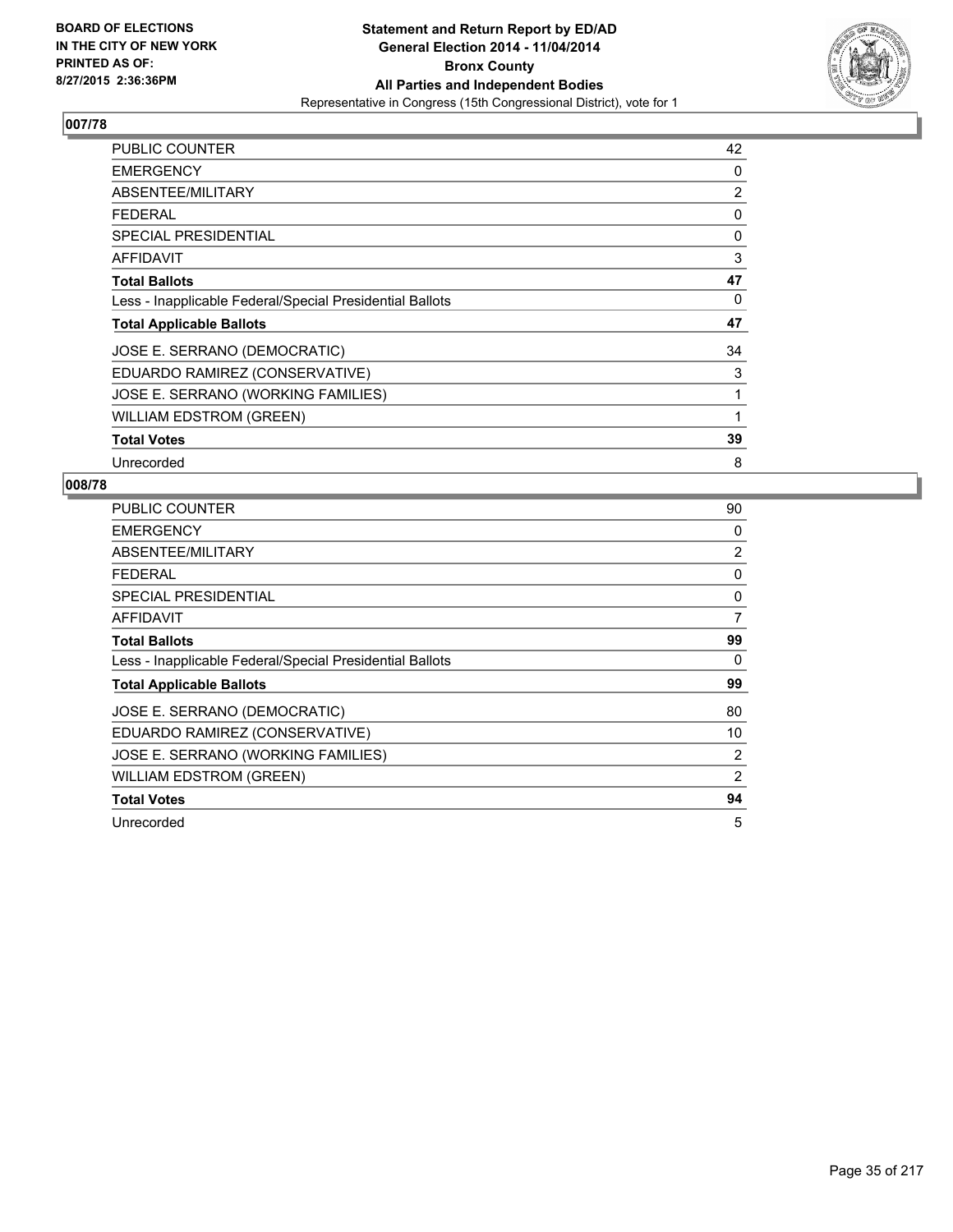BOARD OF ELECTIONS
IN THE CITY OF NEW YORK
PRINTED AS OF:
8/27/2015 2:36:36PM

**Statement and Return Report by ED/AD**
**General Election 2014 - 11/04/2014**
**Bronx County**
**All Parties and Independent Bodies**
Representative in Congress (15th Congressional District), vote for 1

## 007/78

| | |
|---|---|
| PUBLIC COUNTER | 42 |
| EMERGENCY | 0 |
| ABSENTEE/MILITARY | 2 |
| FEDERAL | 0 |
| SPECIAL PRESIDENTIAL | 0 |
| AFFIDAVIT | 3 |
| **Total Ballots** | **47** |
| Less - Inapplicable Federal/Special Presidential Ballots | 0 |
| **Total Applicable Ballots** | **47** |
| JOSE E. SERRANO (DEMOCRATIC) | 34 |
| EDUARDO RAMIREZ (CONSERVATIVE) | 3 |
| JOSE E. SERRANO (WORKING FAMILIES) | 1 |
| WILLIAM EDSTROM (GREEN) | 1 |
| **Total Votes** | **39** |
| Unrecorded | 8 |

## 008/78

| | |
|---|---|
| PUBLIC COUNTER | 90 |
| EMERGENCY | 0 |
| ABSENTEE/MILITARY | 2 |
| FEDERAL | 0 |
| SPECIAL PRESIDENTIAL | 0 |
| AFFIDAVIT | 7 |
| **Total Ballots** | **99** |
| Less - Inapplicable Federal/Special Presidential Ballots | 0 |
| **Total Applicable Ballots** | **99** |
| JOSE E. SERRANO (DEMOCRATIC) | 80 |
| EDUARDO RAMIREZ (CONSERVATIVE) | 10 |
| JOSE E. SERRANO (WORKING FAMILIES) | 2 |
| WILLIAM EDSTROM (GREEN) | 2 |
| **Total Votes** | **94** |
| Unrecorded | 5 |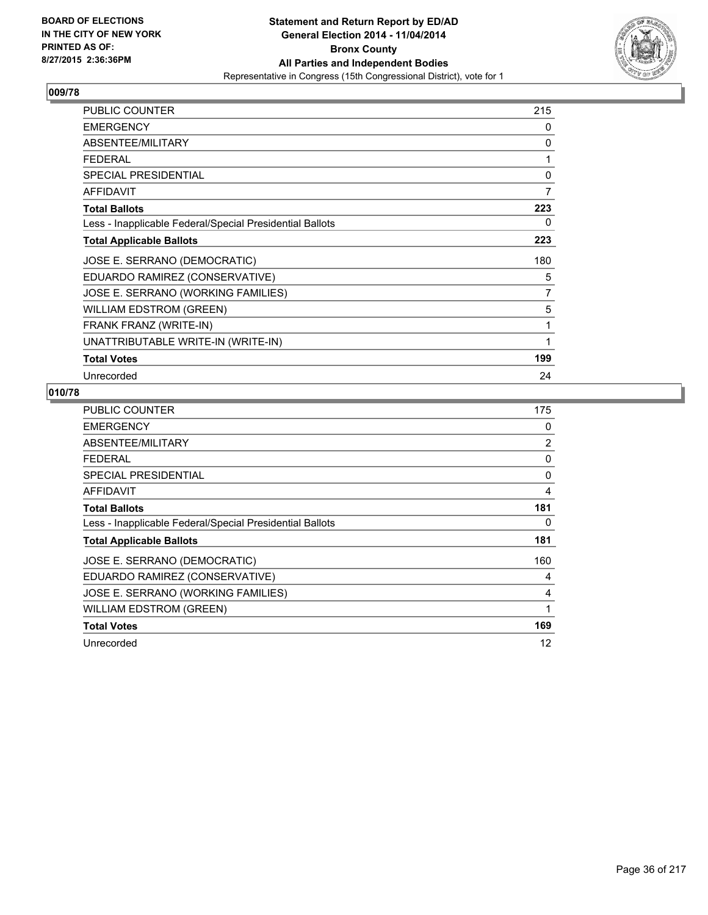BOARD OF ELECTIONS
IN THE CITY OF NEW YORK
PRINTED AS OF:
8/27/2015 2:36:36PM

**Statement and Return Report by ED/AD**
**General Election 2014 - 11/04/2014**
**Bronx County**
**All Parties and Independent Bodies**
Representative in Congress (15th Congressional District), vote for 1

## 009/78

| | |
|---|---|
| PUBLIC COUNTER | 215 |
| EMERGENCY | 0 |
| ABSENTEE/MILITARY | 0 |
| FEDERAL | 1 |
| SPECIAL PRESIDENTIAL | 0 |
| AFFIDAVIT | 7 |
| **Total Ballots** | **223** |
| Less - Inapplicable Federal/Special Presidential Ballots | 0 |
| **Total Applicable Ballots** | **223** |
| JOSE E. SERRANO (DEMOCRATIC) | 180 |
| EDUARDO RAMIREZ (CONSERVATIVE) | 5 |
| JOSE E. SERRANO (WORKING FAMILIES) | 7 |
| WILLIAM EDSTROM (GREEN) | 5 |
| FRANK FRANZ (WRITE-IN) | 1 |
| UNATTRIBUTABLE WRITE-IN (WRITE-IN) | 1 |
| **Total Votes** | **199** |
| Unrecorded | 24 |

## 010/78

| | |
|---|---|
| PUBLIC COUNTER | 175 |
| EMERGENCY | 0 |
| ABSENTEE/MILITARY | 2 |
| FEDERAL | 0 |
| SPECIAL PRESIDENTIAL | 0 |
| AFFIDAVIT | 4 |
| **Total Ballots** | **181** |
| Less - Inapplicable Federal/Special Presidential Ballots | 0 |
| **Total Applicable Ballots** | **181** |
| JOSE E. SERRANO (DEMOCRATIC) | 160 |
| EDUARDO RAMIREZ (CONSERVATIVE) | 4 |
| JOSE E. SERRANO (WORKING FAMILIES) | 4 |
| WILLIAM EDSTROM (GREEN) | 1 |
| **Total Votes** | **169** |
| Unrecorded | 12 |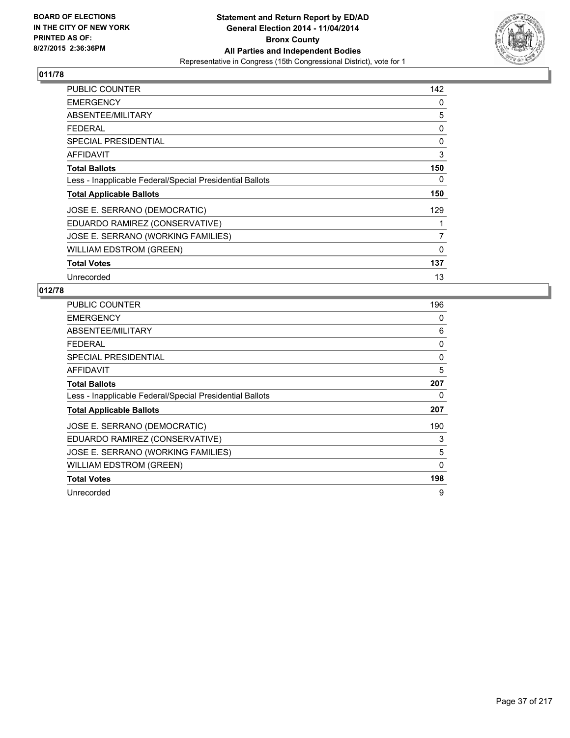**BOARD OF ELECTIONS IN THE CITY OF NEW YORK PRINTED AS OF: 8/27/2015 2:36:36PM**

**Statement and Return Report by ED/AD General Election 2014 - 11/04/2014 Bronx County All Parties and Independent Bodies**
Representative in Congress (15th Congressional District), vote for 1

## 011/78

| | |
|---|---|
| PUBLIC COUNTER | 142 |
| EMERGENCY | 0 |
| ABSENTEE/MILITARY | 5 |
| FEDERAL | 0 |
| SPECIAL PRESIDENTIAL | 0 |
| AFFIDAVIT | 3 |
| **Total Ballots** | **150** |
| Less - Inapplicable Federal/Special Presidential Ballots | 0 |
| **Total Applicable Ballots** | **150** |
| JOSE E. SERRANO (DEMOCRATIC) | 129 |
| EDUARDO RAMIREZ (CONSERVATIVE) | 1 |
| JOSE E. SERRANO (WORKING FAMILIES) | 7 |
| WILLIAM EDSTROM (GREEN) | 0 |
| **Total Votes** | **137** |
| Unrecorded | 13 |

## 012/78

| | |
|---|---|
| PUBLIC COUNTER | 196 |
| EMERGENCY | 0 |
| ABSENTEE/MILITARY | 6 |
| FEDERAL | 0 |
| SPECIAL PRESIDENTIAL | 0 |
| AFFIDAVIT | 5 |
| **Total Ballots** | **207** |
| Less - Inapplicable Federal/Special Presidential Ballots | 0 |
| **Total Applicable Ballots** | **207** |
| JOSE E. SERRANO (DEMOCRATIC) | 190 |
| EDUARDO RAMIREZ (CONSERVATIVE) | 3 |
| JOSE E. SERRANO (WORKING FAMILIES) | 5 |
| WILLIAM EDSTROM (GREEN) | 0 |
| **Total Votes** | **198** |
| Unrecorded | 9 |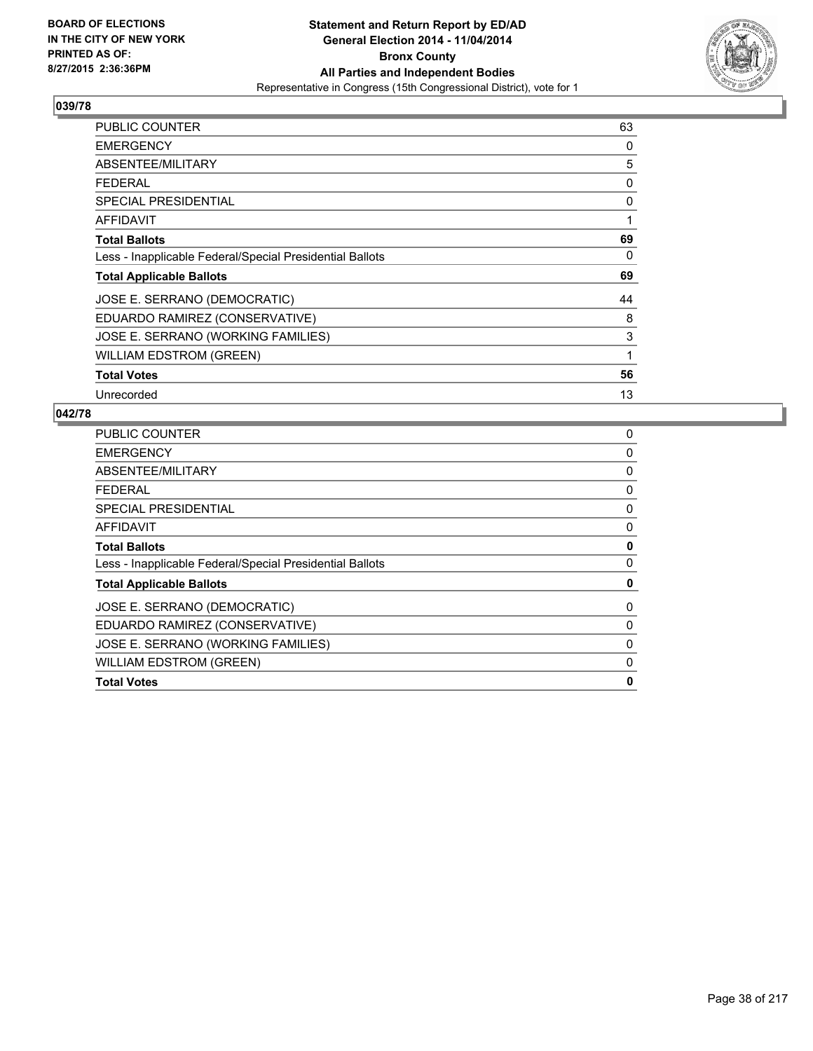BOARD OF ELECTIONS
IN THE CITY OF NEW YORK
PRINTED AS OF:
8/27/2015 2:36:36PM

# Statement and Return Report by ED/AD
## General Election 2014 - 11/04/2014
## Bronx County
## All Parties and Independent Bodies
Representative in Congress (15th Congressional District), vote for 1

### 039/78

| | |
|---|---|
| PUBLIC COUNTER | 63 |
| EMERGENCY | 0 |
| ABSENTEE/MILITARY | 5 |
| FEDERAL | 0 |
| SPECIAL PRESIDENTIAL | 0 |
| AFFIDAVIT | 1 |
| **Total Ballots** | **69** |
| Less - Inapplicable Federal/Special Presidential Ballots | 0 |
| **Total Applicable Ballots** | **69** |
| JOSE E. SERRANO (DEMOCRATIC) | 44 |
| EDUARDO RAMIREZ (CONSERVATIVE) | 8 |
| JOSE E. SERRANO (WORKING FAMILIES) | 3 |
| WILLIAM EDSTROM (GREEN) | 1 |
| **Total Votes** | **56** |
| Unrecorded | 13 |

### 042/78

| | |
|---|---|
| PUBLIC COUNTER | 0 |
| EMERGENCY | 0 |
| ABSENTEE/MILITARY | 0 |
| FEDERAL | 0 |
| SPECIAL PRESIDENTIAL | 0 |
| AFFIDAVIT | 0 |
| **Total Ballots** | **0** |
| Less - Inapplicable Federal/Special Presidential Ballots | 0 |
| **Total Applicable Ballots** | **0** |
| JOSE E. SERRANO (DEMOCRATIC) | 0 |
| EDUARDO RAMIREZ (CONSERVATIVE) | 0 |
| JOSE E. SERRANO (WORKING FAMILIES) | 0 |
| WILLIAM EDSTROM (GREEN) | 0 |
| **Total Votes** | **0** |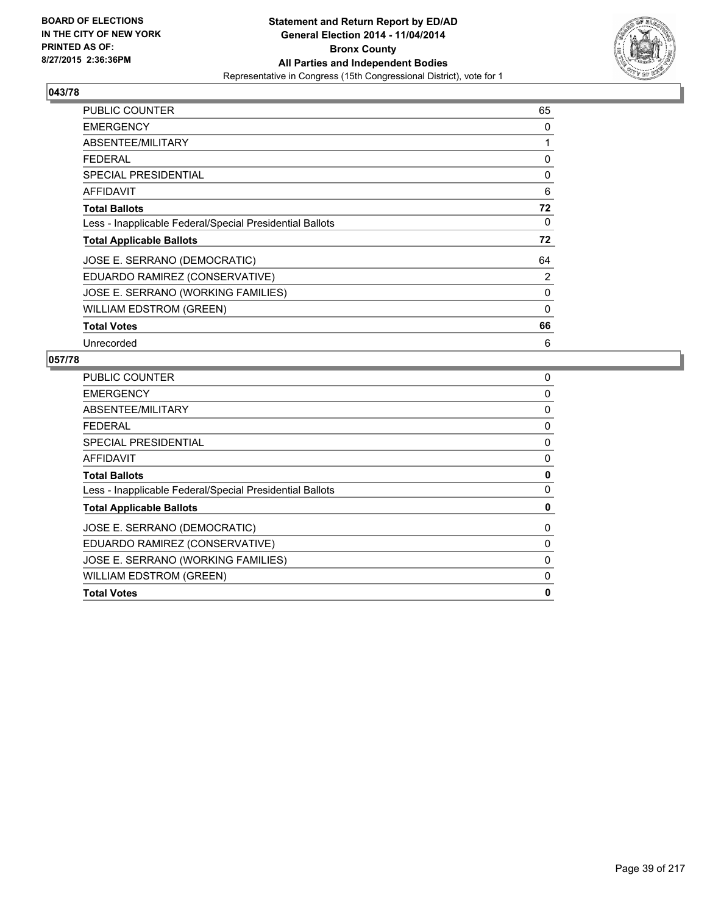## 043/78

| | |
|---|---|
| PUBLIC COUNTER | 65 |
| EMERGENCY | 0 |
| ABSENTEE/MILITARY | 1 |
| FEDERAL | 0 |
| SPECIAL PRESIDENTIAL | 0 |
| AFFIDAVIT | 6 |
| **Total Ballots** | **72** |
| Less - Inapplicable Federal/Special Presidential Ballots | 0 |
| **Total Applicable Ballots** | **72** |
| JOSE E. SERRANO (DEMOCRATIC) | 64 |
| EDUARDO RAMIREZ (CONSERVATIVE) | 2 |
| JOSE E. SERRANO (WORKING FAMILIES) | 0 |
| WILLIAM EDSTROM (GREEN) | 0 |
| **Total Votes** | **66** |
| Unrecorded | 6 |

## 057/78

| | |
|---|---|
| PUBLIC COUNTER | 0 |
| EMERGENCY | 0 |
| ABSENTEE/MILITARY | 0 |
| FEDERAL | 0 |
| SPECIAL PRESIDENTIAL | 0 |
| AFFIDAVIT | 0 |
| **Total Ballots** | **0** |
| Less - Inapplicable Federal/Special Presidential Ballots | 0 |
| **Total Applicable Ballots** | **0** |
| JOSE E. SERRANO (DEMOCRATIC) | 0 |
| EDUARDO RAMIREZ (CONSERVATIVE) | 0 |
| JOSE E. SERRANO (WORKING FAMILIES) | 0 |
| WILLIAM EDSTROM (GREEN) | 0 |
| **Total Votes** | **0** |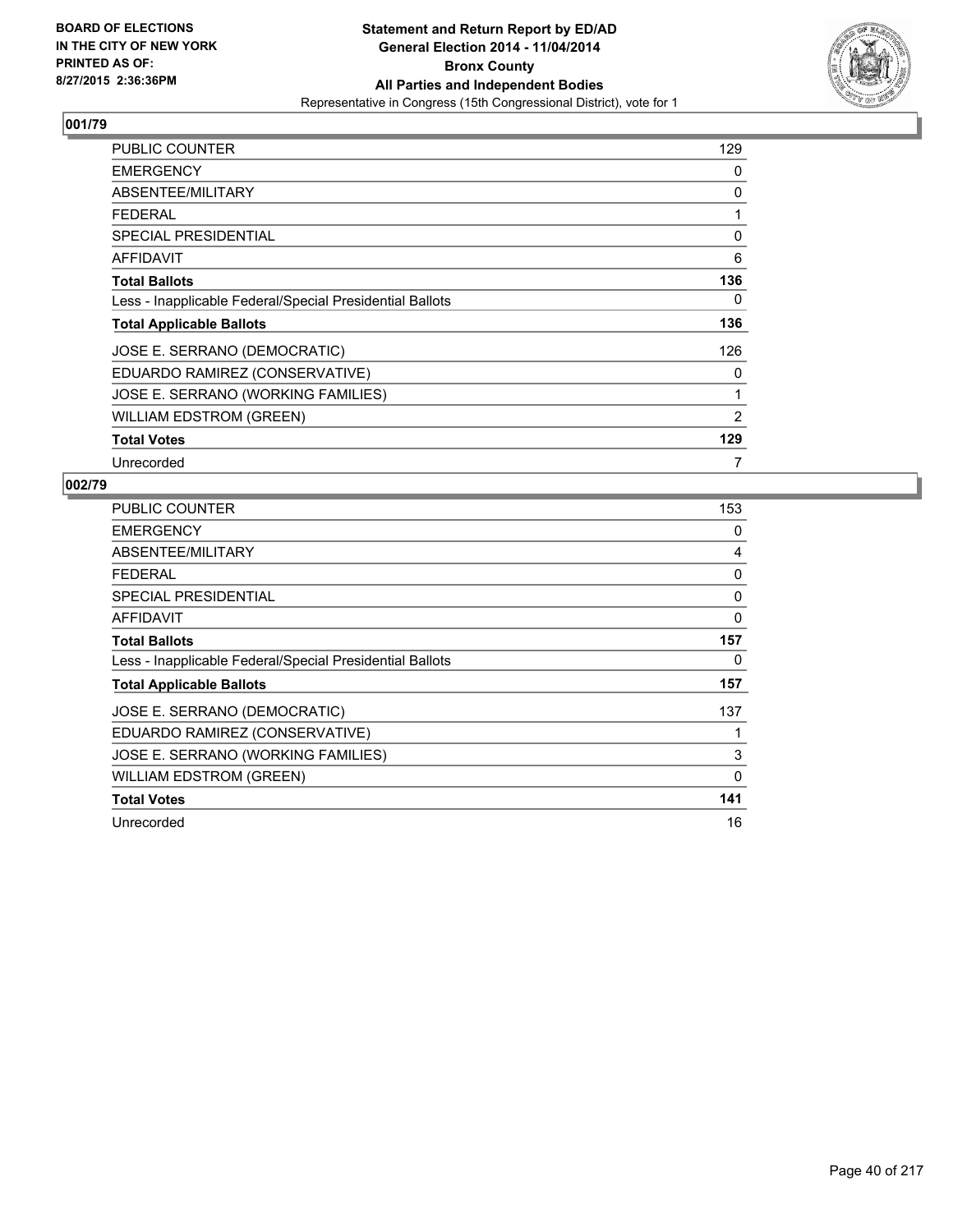BOARD OF ELECTIONS
IN THE CITY OF NEW YORK
PRINTED AS OF:
8/27/2015 2:36:36PM

**Statement and Return Report by ED/AD**
**General Election 2014 - 11/04/2014**
**Bronx County**
**All Parties and Independent Bodies**
Representative in Congress (15th Congressional District), vote for 1

## 001/79

| | |
|---|---|
| PUBLIC COUNTER | 129 |
| EMERGENCY | 0 |
| ABSENTEE/MILITARY | 0 |
| FEDERAL | 1 |
| SPECIAL PRESIDENTIAL | 0 |
| AFFIDAVIT | 6 |
| **Total Ballots** | **136** |
| Less - Inapplicable Federal/Special Presidential Ballots | 0 |
| **Total Applicable Ballots** | **136** |
| JOSE E. SERRANO (DEMOCRATIC) | 126 |
| EDUARDO RAMIREZ (CONSERVATIVE) | 0 |
| JOSE E. SERRANO (WORKING FAMILIES) | 1 |
| WILLIAM EDSTROM (GREEN) | 2 |
| **Total Votes** | **129** |
| Unrecorded | 7 |

## 002/79

| | |
|---|---|
| PUBLIC COUNTER | 153 |
| EMERGENCY | 0 |
| ABSENTEE/MILITARY | 4 |
| FEDERAL | 0 |
| SPECIAL PRESIDENTIAL | 0 |
| AFFIDAVIT | 0 |
| **Total Ballots** | **157** |
| Less - Inapplicable Federal/Special Presidential Ballots | 0 |
| **Total Applicable Ballots** | **157** |
| JOSE E. SERRANO (DEMOCRATIC) | 137 |
| EDUARDO RAMIREZ (CONSERVATIVE) | 1 |
| JOSE E. SERRANO (WORKING FAMILIES) | 3 |
| WILLIAM EDSTROM (GREEN) | 0 |
| **Total Votes** | **141** |
| Unrecorded | 16 |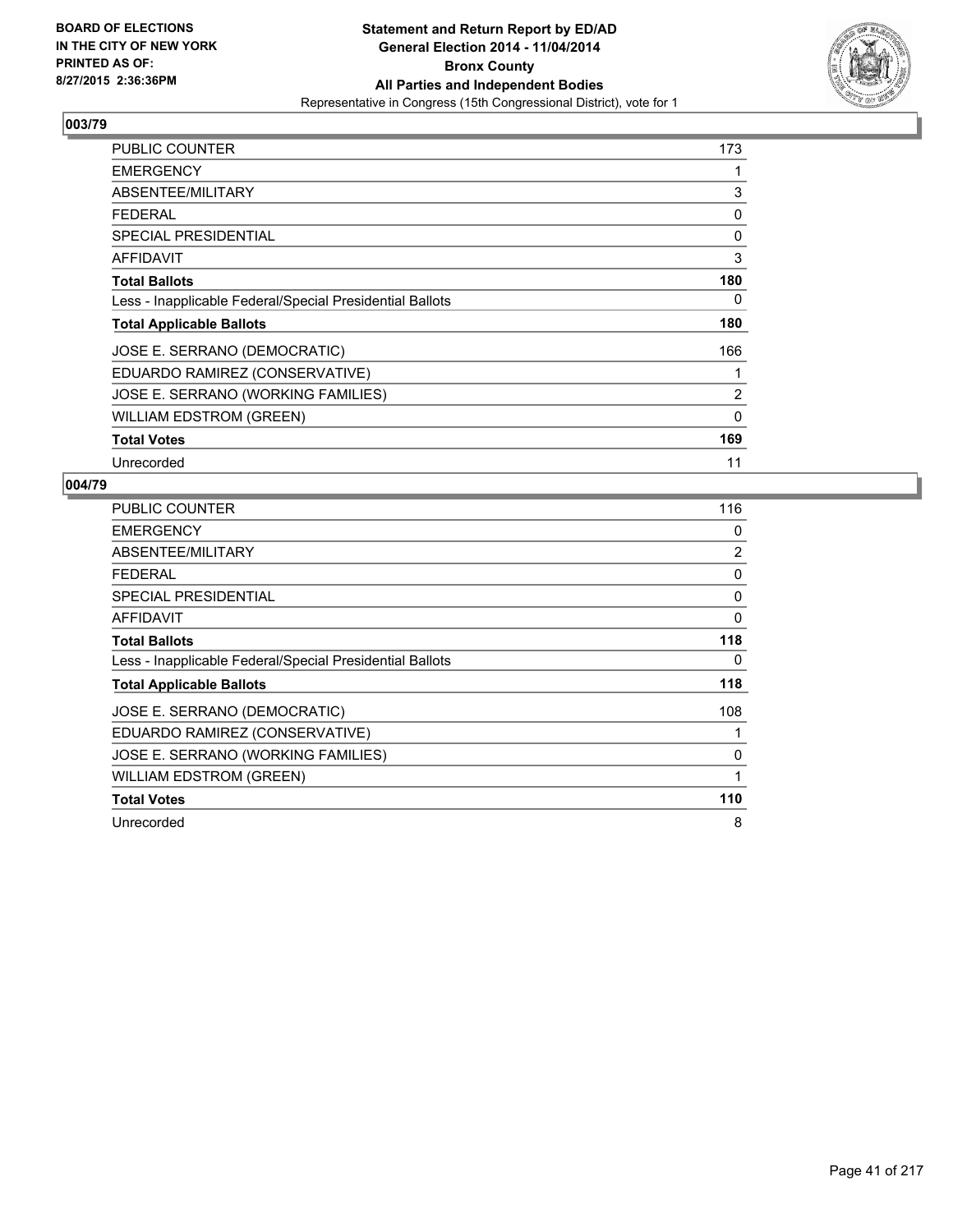BOARD OF ELECTIONS
IN THE CITY OF NEW YORK
PRINTED AS OF:
8/27/2015 2:36:36PM

**Statement and Return Report by ED/AD**
**General Election 2014 - 11/04/2014**
**Bronx County**
**All Parties and Independent Bodies**
Representative in Congress (15th Congressional District), vote for 1

## 003/79

| | |
|---|---|
| PUBLIC COUNTER | 173 |
| EMERGENCY | 1 |
| ABSENTEE/MILITARY | 3 |
| FEDERAL | 0 |
| SPECIAL PRESIDENTIAL | 0 |
| AFFIDAVIT | 3 |
| **Total Ballots** | **180** |
| Less - Inapplicable Federal/Special Presidential Ballots | 0 |
| **Total Applicable Ballots** | **180** |
| JOSE E. SERRANO (DEMOCRATIC) | 166 |
| EDUARDO RAMIREZ (CONSERVATIVE) | 1 |
| JOSE E. SERRANO (WORKING FAMILIES) | 2 |
| WILLIAM EDSTROM (GREEN) | 0 |
| **Total Votes** | **169** |
| Unrecorded | 11 |

## 004/79

| | |
|---|---|
| PUBLIC COUNTER | 116 |
| EMERGENCY | 0 |
| ABSENTEE/MILITARY | 2 |
| FEDERAL | 0 |
| SPECIAL PRESIDENTIAL | 0 |
| AFFIDAVIT | 0 |
| **Total Ballots** | **118** |
| Less - Inapplicable Federal/Special Presidential Ballots | 0 |
| **Total Applicable Ballots** | **118** |
| JOSE E. SERRANO (DEMOCRATIC) | 108 |
| EDUARDO RAMIREZ (CONSERVATIVE) | 1 |
| JOSE E. SERRANO (WORKING FAMILIES) | 0 |
| WILLIAM EDSTROM (GREEN) | 1 |
| **Total Votes** | **110** |
| Unrecorded | 8 |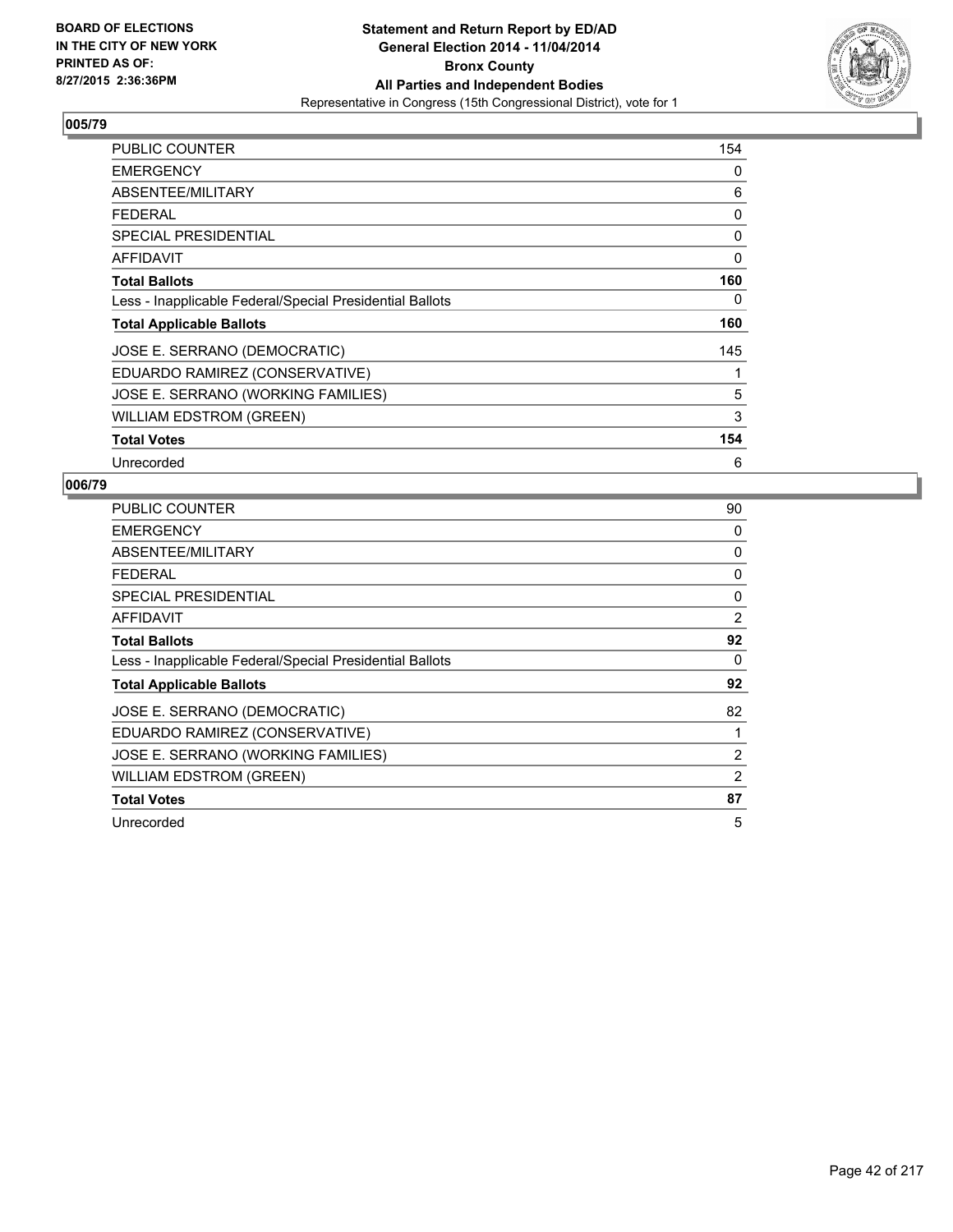BOARD OF ELECTIONS
IN THE CITY OF NEW YORK
PRINTED AS OF:
8/27/2015 2:36:36PM

**Statement and Return Report by ED/AD**
**General Election 2014 - 11/04/2014**
**Bronx County**
**All Parties and Independent Bodies**
Representative in Congress (15th Congressional District), vote for 1

## 005/79

| | |
|---|---|
| PUBLIC COUNTER | 154 |
| EMERGENCY | 0 |
| ABSENTEE/MILITARY | 6 |
| FEDERAL | 0 |
| SPECIAL PRESIDENTIAL | 0 |
| AFFIDAVIT | 0 |
| **Total Ballots** | **160** |
| Less - Inapplicable Federal/Special Presidential Ballots | 0 |
| **Total Applicable Ballots** | **160** |
| JOSE E. SERRANO (DEMOCRATIC) | 145 |
| EDUARDO RAMIREZ (CONSERVATIVE) | 1 |
| JOSE E. SERRANO (WORKING FAMILIES) | 5 |
| WILLIAM EDSTROM (GREEN) | 3 |
| **Total Votes** | **154** |
| Unrecorded | 6 |

## 006/79

| | |
|---|---|
| PUBLIC COUNTER | 90 |
| EMERGENCY | 0 |
| ABSENTEE/MILITARY | 0 |
| FEDERAL | 0 |
| SPECIAL PRESIDENTIAL | 0 |
| AFFIDAVIT | 2 |
| **Total Ballots** | **92** |
| Less - Inapplicable Federal/Special Presidential Ballots | 0 |
| **Total Applicable Ballots** | **92** |
| JOSE E. SERRANO (DEMOCRATIC) | 82 |
| EDUARDO RAMIREZ (CONSERVATIVE) | 1 |
| JOSE E. SERRANO (WORKING FAMILIES) | 2 |
| WILLIAM EDSTROM (GREEN) | 2 |
| **Total Votes** | **87** |
| Unrecorded | 5 |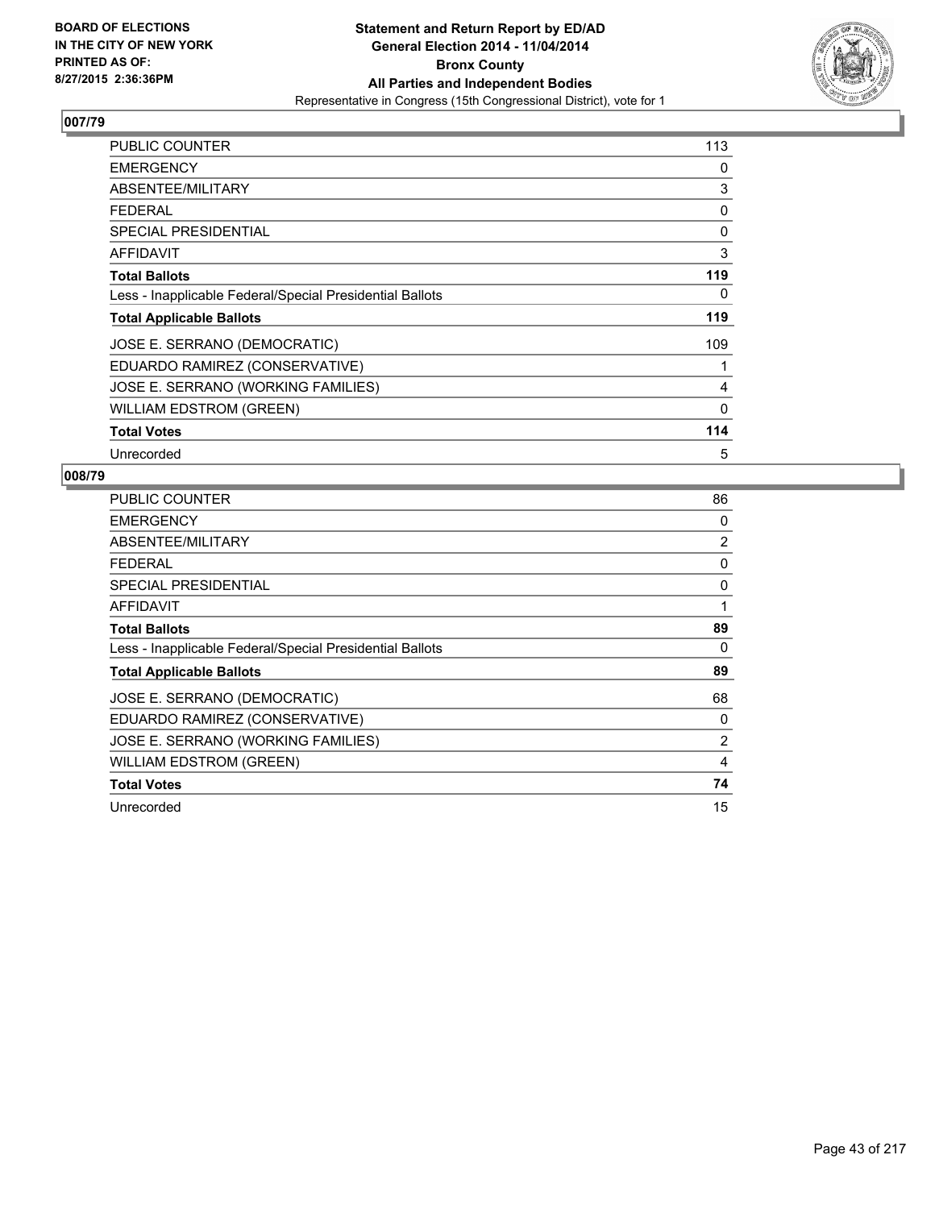BOARD OF ELECTIONS
IN THE CITY OF NEW YORK
PRINTED AS OF:
8/27/2015 2:36:36PM

**Statement and Return Report by ED/AD**
**General Election 2014 - 11/04/2014**
**Bronx County**
**All Parties and Independent Bodies**
Representative in Congress (15th Congressional District), vote for 1

## 007/79

| | |
|---|---|
| PUBLIC COUNTER | 113 |
| EMERGENCY | 0 |
| ABSENTEE/MILITARY | 3 |
| FEDERAL | 0 |
| SPECIAL PRESIDENTIAL | 0 |
| AFFIDAVIT | 3 |
| **Total Ballots** | **119** |
| Less - Inapplicable Federal/Special Presidential Ballots | 0 |
| **Total Applicable Ballots** | **119** |
| JOSE E. SERRANO (DEMOCRATIC) | 109 |
| EDUARDO RAMIREZ (CONSERVATIVE) | 1 |
| JOSE E. SERRANO (WORKING FAMILIES) | 4 |
| WILLIAM EDSTROM (GREEN) | 0 |
| **Total Votes** | **114** |
| Unrecorded | 5 |

## 008/79

| | |
|---|---|
| PUBLIC COUNTER | 86 |
| EMERGENCY | 0 |
| ABSENTEE/MILITARY | 2 |
| FEDERAL | 0 |
| SPECIAL PRESIDENTIAL | 0 |
| AFFIDAVIT | 1 |
| **Total Ballots** | **89** |
| Less - Inapplicable Federal/Special Presidential Ballots | 0 |
| **Total Applicable Ballots** | **89** |
| JOSE E. SERRANO (DEMOCRATIC) | 68 |
| EDUARDO RAMIREZ (CONSERVATIVE) | 0 |
| JOSE E. SERRANO (WORKING FAMILIES) | 2 |
| WILLIAM EDSTROM (GREEN) | 4 |
| **Total Votes** | **74** |
| Unrecorded | 15 |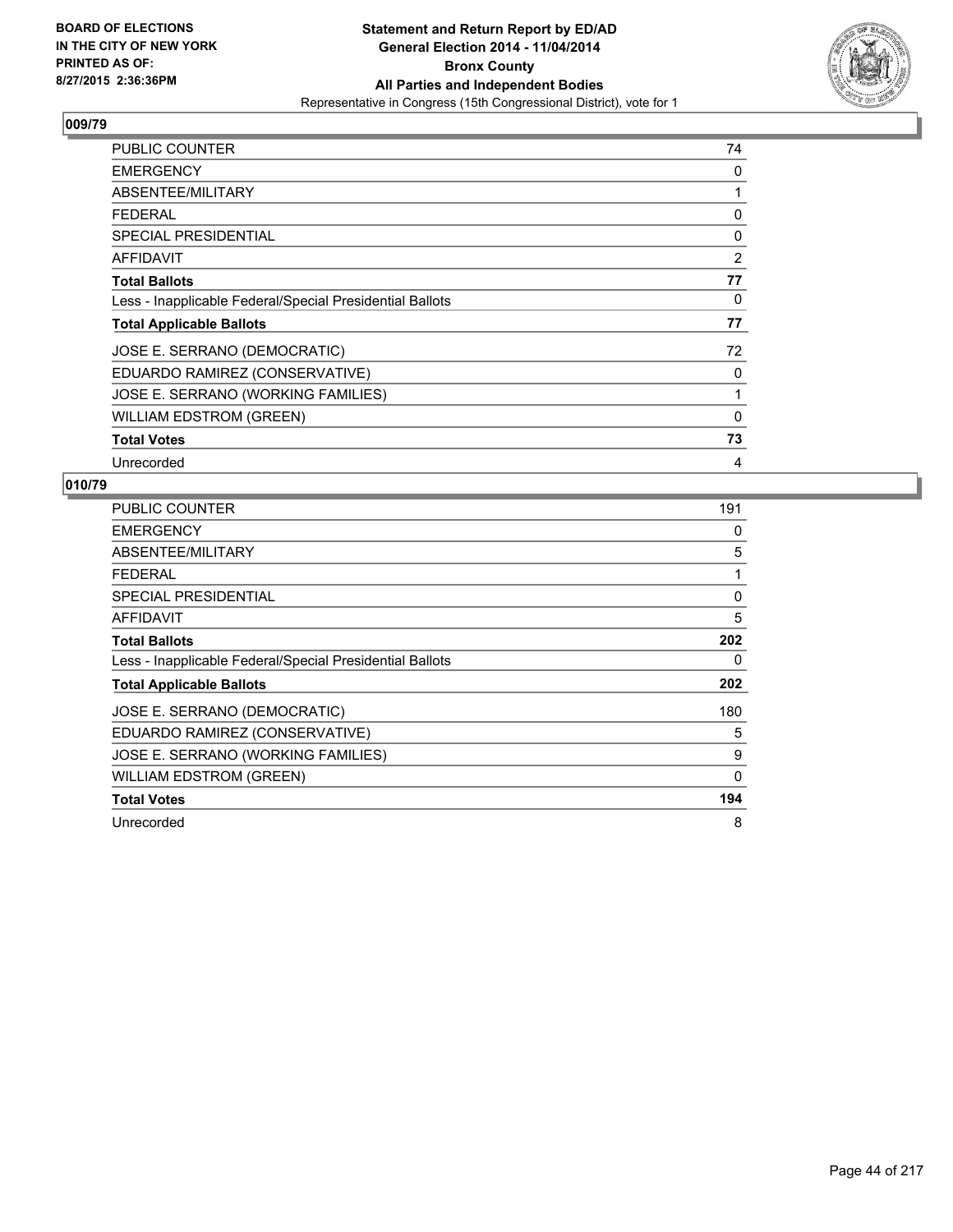## 009/79

| | |
|---|---|
| PUBLIC COUNTER | 74 |
| EMERGENCY | 0 |
| ABSENTEE/MILITARY | 1 |
| FEDERAL | 0 |
| SPECIAL PRESIDENTIAL | 0 |
| AFFIDAVIT | 2 |
| **Total Ballots** | **77** |
| Less - Inapplicable Federal/Special Presidential Ballots | 0 |
| **Total Applicable Ballots** | **77** |
| JOSE E. SERRANO (DEMOCRATIC) | 72 |
| EDUARDO RAMIREZ (CONSERVATIVE) | 0 |
| JOSE E. SERRANO (WORKING FAMILIES) | 1 |
| WILLIAM EDSTROM (GREEN) | 0 |
| **Total Votes** | **73** |
| Unrecorded | 4 |

## 010/79

| | |
|---|---|
| PUBLIC COUNTER | 191 |
| EMERGENCY | 0 |
| ABSENTEE/MILITARY | 5 |
| FEDERAL | 1 |
| SPECIAL PRESIDENTIAL | 0 |
| AFFIDAVIT | 5 |
| **Total Ballots** | **202** |
| Less - Inapplicable Federal/Special Presidential Ballots | 0 |
| **Total Applicable Ballots** | **202** |
| JOSE E. SERRANO (DEMOCRATIC) | 180 |
| EDUARDO RAMIREZ (CONSERVATIVE) | 5 |
| JOSE E. SERRANO (WORKING FAMILIES) | 9 |
| WILLIAM EDSTROM (GREEN) | 0 |
| **Total Votes** | **194** |
| Unrecorded | 8 |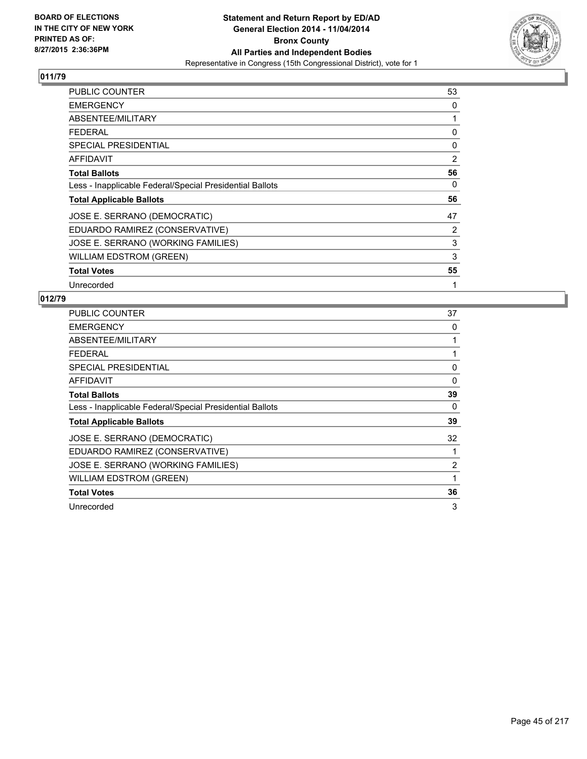BOARD OF ELECTIONS
IN THE CITY OF NEW YORK
PRINTED AS OF:
8/27/2015 2:36:36PM

**Statement and Return Report by ED/AD**
**General Election 2014 - 11/04/2014**
**Bronx County**
**All Parties and Independent Bodies**
Representative in Congress (15th Congressional District), vote for 1

## 011/79

| | |
|---|---|
| PUBLIC COUNTER | 53 |
| EMERGENCY | 0 |
| ABSENTEE/MILITARY | 1 |
| FEDERAL | 0 |
| SPECIAL PRESIDENTIAL | 0 |
| AFFIDAVIT | 2 |
| **Total Ballots** | **56** |
| Less - Inapplicable Federal/Special Presidential Ballots | 0 |
| **Total Applicable Ballots** | **56** |
| JOSE E. SERRANO (DEMOCRATIC) | 47 |
| EDUARDO RAMIREZ (CONSERVATIVE) | 2 |
| JOSE E. SERRANO (WORKING FAMILIES) | 3 |
| WILLIAM EDSTROM (GREEN) | 3 |
| **Total Votes** | **55** |
| Unrecorded | 1 |

## 012/79

| | |
|---|---|
| PUBLIC COUNTER | 37 |
| EMERGENCY | 0 |
| ABSENTEE/MILITARY | 1 |
| FEDERAL | 1 |
| SPECIAL PRESIDENTIAL | 0 |
| AFFIDAVIT | 0 |
| **Total Ballots** | **39** |
| Less - Inapplicable Federal/Special Presidential Ballots | 0 |
| **Total Applicable Ballots** | **39** |
| JOSE E. SERRANO (DEMOCRATIC) | 32 |
| EDUARDO RAMIREZ (CONSERVATIVE) | 1 |
| JOSE E. SERRANO (WORKING FAMILIES) | 2 |
| WILLIAM EDSTROM (GREEN) | 1 |
| **Total Votes** | **36** |
| Unrecorded | 3 |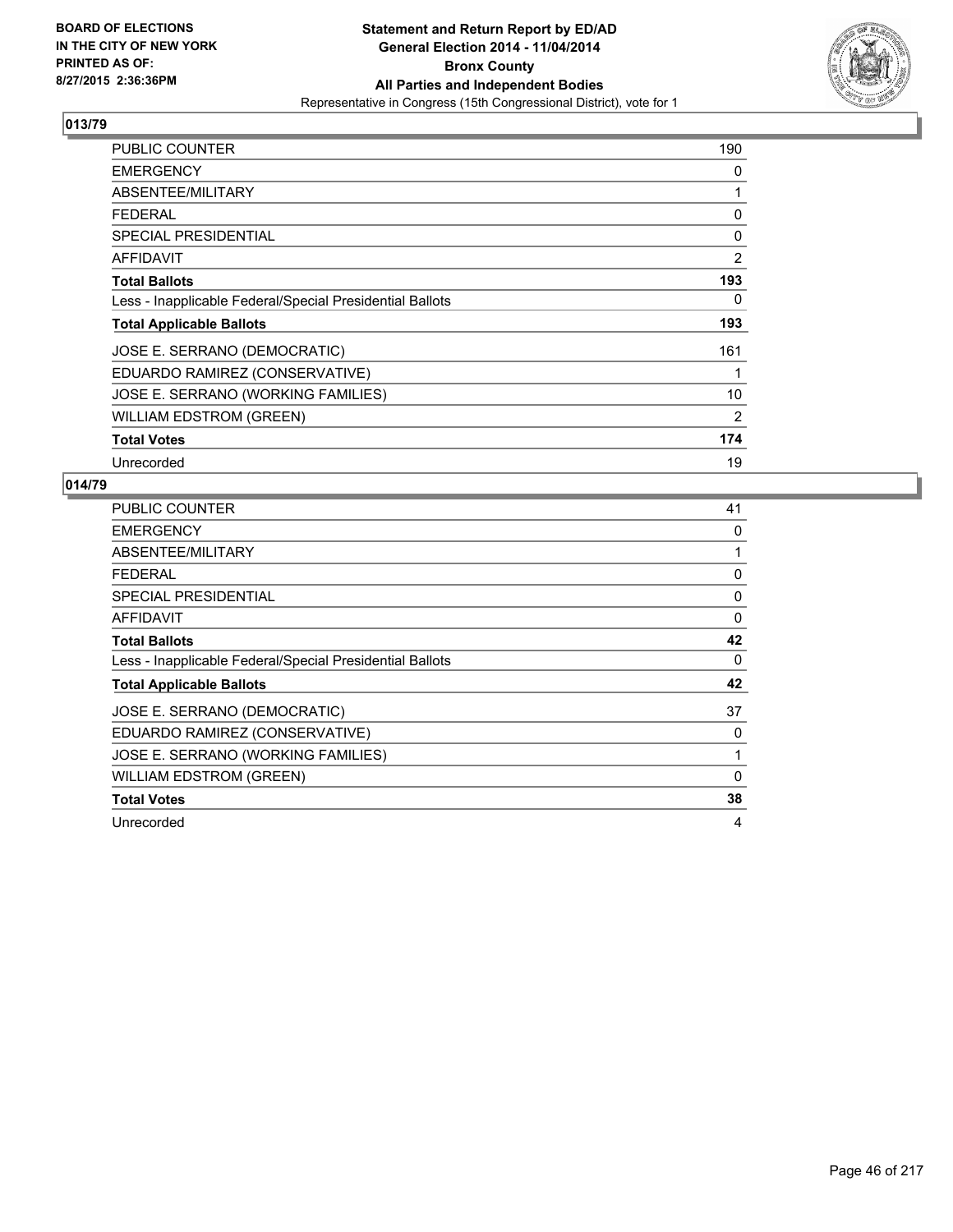**BOARD OF ELECTIONS IN THE CITY OF NEW YORK PRINTED AS OF: 8/27/2015 2:36:36PM**

**Statement and Return Report by ED/AD General Election 2014 - 11/04/2014 Bronx County All Parties and Independent Bodies**
Representative in Congress (15th Congressional District), vote for 1

## 013/79

| | |
|---|---|
| PUBLIC COUNTER | 190 |
| EMERGENCY | 0 |
| ABSENTEE/MILITARY | 1 |
| FEDERAL | 0 |
| SPECIAL PRESIDENTIAL | 0 |
| AFFIDAVIT | 2 |
| **Total Ballots** | **193** |
| Less - Inapplicable Federal/Special Presidential Ballots | 0 |
| **Total Applicable Ballots** | **193** |
| JOSE E. SERRANO (DEMOCRATIC) | 161 |
| EDUARDO RAMIREZ (CONSERVATIVE) | 1 |
| JOSE E. SERRANO (WORKING FAMILIES) | 10 |
| WILLIAM EDSTROM (GREEN) | 2 |
| **Total Votes** | **174** |
| Unrecorded | 19 |

## 014/79

| | |
|---|---|
| PUBLIC COUNTER | 41 |
| EMERGENCY | 0 |
| ABSENTEE/MILITARY | 1 |
| FEDERAL | 0 |
| SPECIAL PRESIDENTIAL | 0 |
| AFFIDAVIT | 0 |
| **Total Ballots** | **42** |
| Less - Inapplicable Federal/Special Presidential Ballots | 0 |
| **Total Applicable Ballots** | **42** |
| JOSE E. SERRANO (DEMOCRATIC) | 37 |
| EDUARDO RAMIREZ (CONSERVATIVE) | 0 |
| JOSE E. SERRANO (WORKING FAMILIES) | 1 |
| WILLIAM EDSTROM (GREEN) | 0 |
| **Total Votes** | **38** |
| Unrecorded | 4 |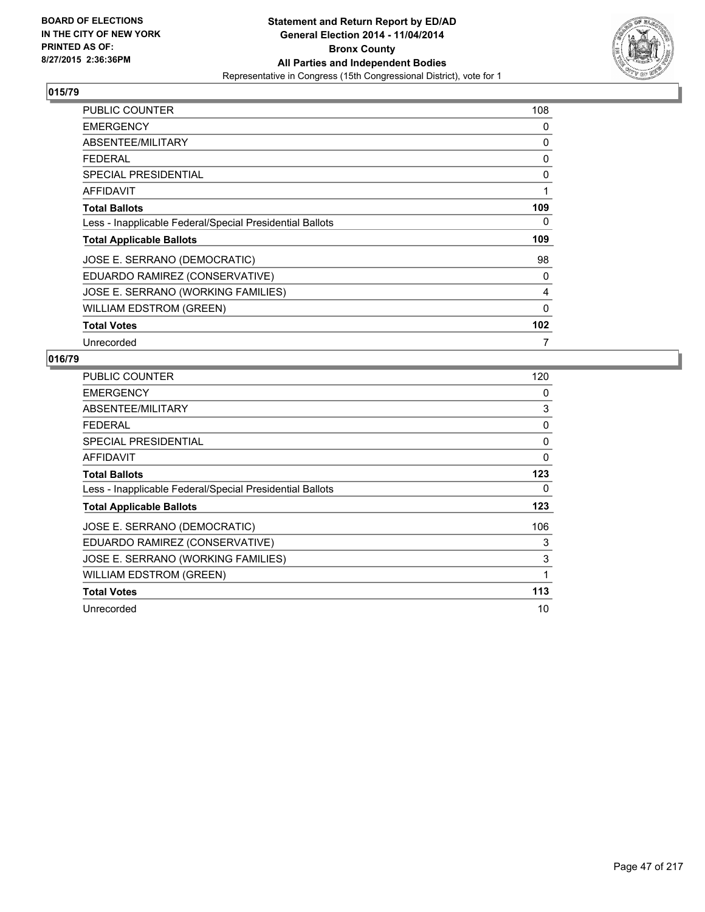**BOARD OF ELECTIONS IN THE CITY OF NEW YORK PRINTED AS OF: 8/27/2015 2:36:36PM**

**Statement and Return Report by ED/AD General Election 2014 - 11/04/2014 Bronx County All Parties and Independent Bodies**
Representative in Congress (15th Congressional District), vote for 1

## 015/79

| | |
|---|---|
| PUBLIC COUNTER | 108 |
| EMERGENCY | 0 |
| ABSENTEE/MILITARY | 0 |
| FEDERAL | 0 |
| SPECIAL PRESIDENTIAL | 0 |
| AFFIDAVIT | 1 |
| **Total Ballots** | **109** |
| Less - Inapplicable Federal/Special Presidential Ballots | 0 |
| **Total Applicable Ballots** | **109** |
| JOSE E. SERRANO (DEMOCRATIC) | 98 |
| EDUARDO RAMIREZ (CONSERVATIVE) | 0 |
| JOSE E. SERRANO (WORKING FAMILIES) | 4 |
| WILLIAM EDSTROM (GREEN) | 0 |
| **Total Votes** | **102** |
| Unrecorded | 7 |

## 016/79

| | |
|---|---|
| PUBLIC COUNTER | 120 |
| EMERGENCY | 0 |
| ABSENTEE/MILITARY | 3 |
| FEDERAL | 0 |
| SPECIAL PRESIDENTIAL | 0 |
| AFFIDAVIT | 0 |
| **Total Ballots** | **123** |
| Less - Inapplicable Federal/Special Presidential Ballots | 0 |
| **Total Applicable Ballots** | **123** |
| JOSE E. SERRANO (DEMOCRATIC) | 106 |
| EDUARDO RAMIREZ (CONSERVATIVE) | 3 |
| JOSE E. SERRANO (WORKING FAMILIES) | 3 |
| WILLIAM EDSTROM (GREEN) | 1 |
| **Total Votes** | **113** |
| Unrecorded | 10 |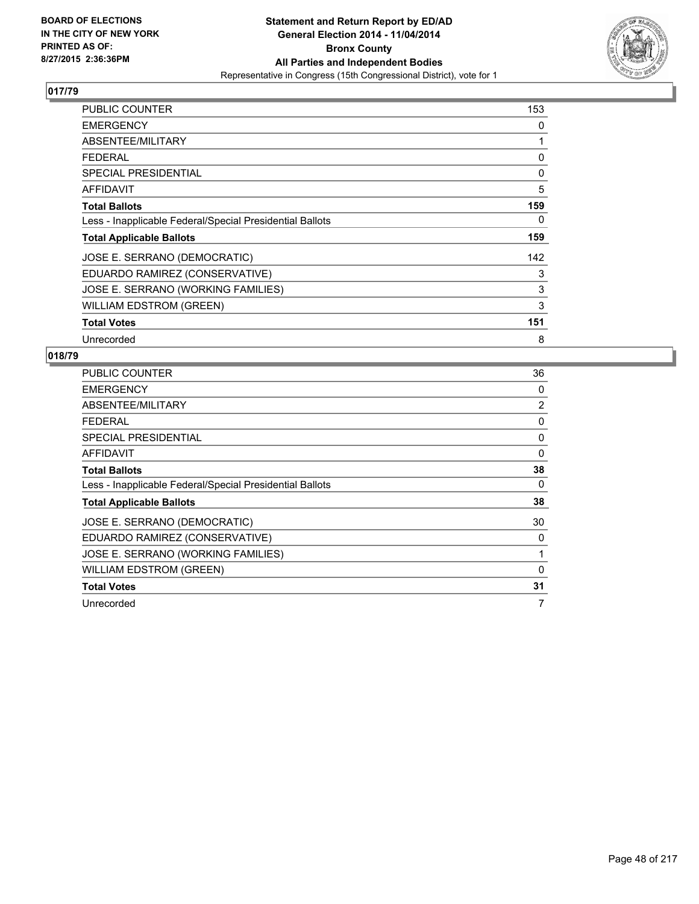**BOARD OF ELECTIONS IN THE CITY OF NEW YORK PRINTED AS OF: 8/27/2015 2:36:36PM**

# Statement and Return Report by ED/AD
## General Election 2014 - 11/04/2014
## Bronx County
## All Parties and Independent Bodies
Representative in Congress (15th Congressional District), vote for 1

### 017/79

| | |
|---|---|
| PUBLIC COUNTER | 153 |
| EMERGENCY | 0 |
| ABSENTEE/MILITARY | 1 |
| FEDERAL | 0 |
| SPECIAL PRESIDENTIAL | 0 |
| AFFIDAVIT | 5 |
| **Total Ballots** | **159** |
| Less - Inapplicable Federal/Special Presidential Ballots | 0 |
| **Total Applicable Ballots** | **159** |
| JOSE E. SERRANO (DEMOCRATIC) | 142 |
| EDUARDO RAMIREZ (CONSERVATIVE) | 3 |
| JOSE E. SERRANO (WORKING FAMILIES) | 3 |
| WILLIAM EDSTROM (GREEN) | 3 |
| **Total Votes** | **151** |
| Unrecorded | 8 |

### 018/79

| | |
|---|---|
| PUBLIC COUNTER | 36 |
| EMERGENCY | 0 |
| ABSENTEE/MILITARY | 2 |
| FEDERAL | 0 |
| SPECIAL PRESIDENTIAL | 0 |
| AFFIDAVIT | 0 |
| **Total Ballots** | **38** |
| Less - Inapplicable Federal/Special Presidential Ballots | 0 |
| **Total Applicable Ballots** | **38** |
| JOSE E. SERRANO (DEMOCRATIC) | 30 |
| EDUARDO RAMIREZ (CONSERVATIVE) | 0 |
| JOSE E. SERRANO (WORKING FAMILIES) | 1 |
| WILLIAM EDSTROM (GREEN) | 0 |
| **Total Votes** | **31** |
| Unrecorded | 7 |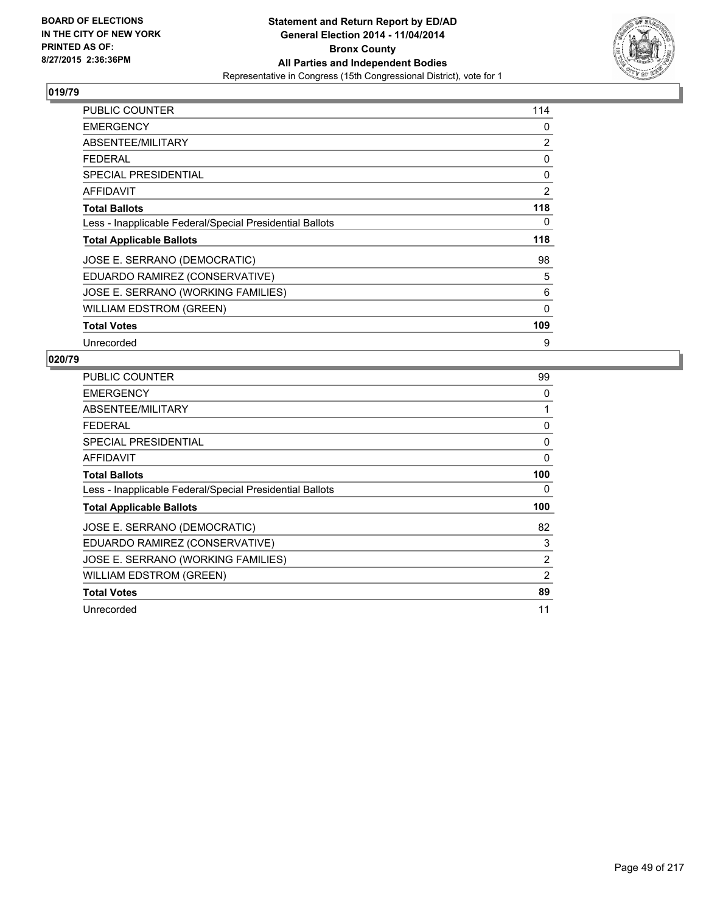**BOARD OF ELECTIONS IN THE CITY OF NEW YORK PRINTED AS OF: 8/27/2015 2:36:36PM**

# Statement and Return Report by ED/AD General Election 2014 - 11/04/2014 Bronx County All Parties and Independent Bodies

Representative in Congress (15th Congressional District), vote for 1

## 019/79

| | |
|---|---|
| PUBLIC COUNTER | 114 |
| EMERGENCY | 0 |
| ABSENTEE/MILITARY | 2 |
| FEDERAL | 0 |
| SPECIAL PRESIDENTIAL | 0 |
| AFFIDAVIT | 2 |
| **Total Ballots** | **118** |
| Less - Inapplicable Federal/Special Presidential Ballots | 0 |
| **Total Applicable Ballots** | **118** |
| JOSE E. SERRANO (DEMOCRATIC) | 98 |
| EDUARDO RAMIREZ (CONSERVATIVE) | 5 |
| JOSE E. SERRANO (WORKING FAMILIES) | 6 |
| WILLIAM EDSTROM (GREEN) | 0 |
| **Total Votes** | **109** |
| Unrecorded | 9 |

## 020/79

| | |
|---|---|
| PUBLIC COUNTER | 99 |
| EMERGENCY | 0 |
| ABSENTEE/MILITARY | 1 |
| FEDERAL | 0 |
| SPECIAL PRESIDENTIAL | 0 |
| AFFIDAVIT | 0 |
| **Total Ballots** | **100** |
| Less - Inapplicable Federal/Special Presidential Ballots | 0 |
| **Total Applicable Ballots** | **100** |
| JOSE E. SERRANO (DEMOCRATIC) | 82 |
| EDUARDO RAMIREZ (CONSERVATIVE) | 3 |
| JOSE E. SERRANO (WORKING FAMILIES) | 2 |
| WILLIAM EDSTROM (GREEN) | 2 |
| **Total Votes** | **89** |
| Unrecorded | 11 |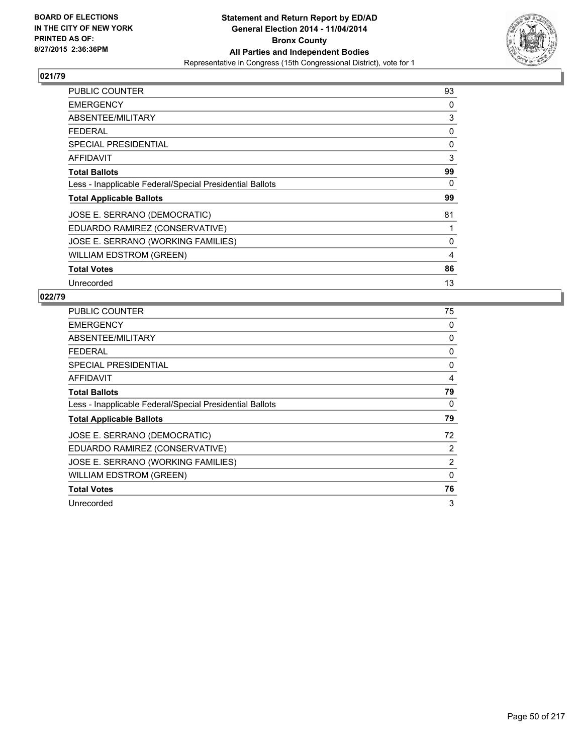BOARD OF ELECTIONS
IN THE CITY OF NEW YORK
PRINTED AS OF:
8/27/2015 2:36:36PM

**Statement and Return Report by ED/AD**
**General Election 2014 - 11/04/2014**
**Bronx County**
**All Parties and Independent Bodies**
Representative in Congress (15th Congressional District), vote for 1

## 021/79

| | |
|---|---|
| PUBLIC COUNTER | 93 |
| EMERGENCY | 0 |
| ABSENTEE/MILITARY | 3 |
| FEDERAL | 0 |
| SPECIAL PRESIDENTIAL | 0 |
| AFFIDAVIT | 3 |
| **Total Ballots** | **99** |
| Less - Inapplicable Federal/Special Presidential Ballots | 0 |
| **Total Applicable Ballots** | **99** |
| JOSE E. SERRANO (DEMOCRATIC) | 81 |
| EDUARDO RAMIREZ (CONSERVATIVE) | 1 |
| JOSE E. SERRANO (WORKING FAMILIES) | 0 |
| WILLIAM EDSTROM (GREEN) | 4 |
| **Total Votes** | **86** |
| Unrecorded | 13 |

## 022/79

| | |
|---|---|
| PUBLIC COUNTER | 75 |
| EMERGENCY | 0 |
| ABSENTEE/MILITARY | 0 |
| FEDERAL | 0 |
| SPECIAL PRESIDENTIAL | 0 |
| AFFIDAVIT | 4 |
| **Total Ballots** | **79** |
| Less - Inapplicable Federal/Special Presidential Ballots | 0 |
| **Total Applicable Ballots** | **79** |
| JOSE E. SERRANO (DEMOCRATIC) | 72 |
| EDUARDO RAMIREZ (CONSERVATIVE) | 2 |
| JOSE E. SERRANO (WORKING FAMILIES) | 2 |
| WILLIAM EDSTROM (GREEN) | 0 |
| **Total Votes** | **76** |
| Unrecorded | 3 |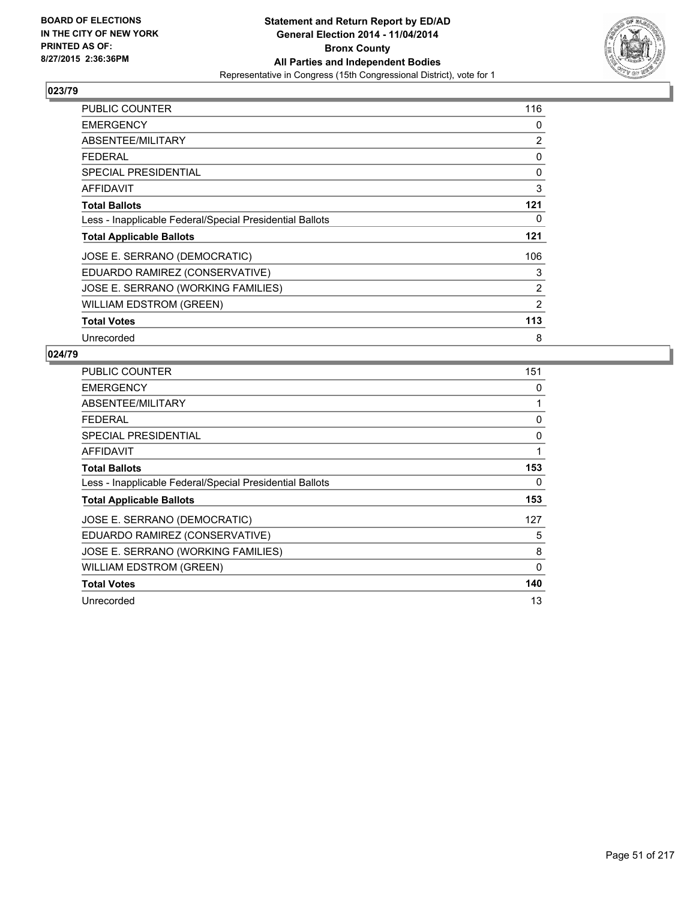BOARD OF ELECTIONS
IN THE CITY OF NEW YORK
PRINTED AS OF:
8/27/2015 2:36:36PM

**Statement and Return Report by ED/AD**
**General Election 2014 - 11/04/2014**
**Bronx County**
**All Parties and Independent Bodies**
Representative in Congress (15th Congressional District), vote for 1

## 023/79

| | |
|---|---|
| PUBLIC COUNTER | 116 |
| EMERGENCY | 0 |
| ABSENTEE/MILITARY | 2 |
| FEDERAL | 0 |
| SPECIAL PRESIDENTIAL | 0 |
| AFFIDAVIT | 3 |
| **Total Ballots** | **121** |
| Less - Inapplicable Federal/Special Presidential Ballots | 0 |
| **Total Applicable Ballots** | **121** |
| JOSE E. SERRANO (DEMOCRATIC) | 106 |
| EDUARDO RAMIREZ (CONSERVATIVE) | 3 |
| JOSE E. SERRANO (WORKING FAMILIES) | 2 |
| WILLIAM EDSTROM (GREEN) | 2 |
| **Total Votes** | **113** |
| Unrecorded | 8 |

## 024/79

| | |
|---|---|
| PUBLIC COUNTER | 151 |
| EMERGENCY | 0 |
| ABSENTEE/MILITARY | 1 |
| FEDERAL | 0 |
| SPECIAL PRESIDENTIAL | 0 |
| AFFIDAVIT | 1 |
| **Total Ballots** | **153** |
| Less - Inapplicable Federal/Special Presidential Ballots | 0 |
| **Total Applicable Ballots** | **153** |
| JOSE E. SERRANO (DEMOCRATIC) | 127 |
| EDUARDO RAMIREZ (CONSERVATIVE) | 5 |
| JOSE E. SERRANO (WORKING FAMILIES) | 8 |
| WILLIAM EDSTROM (GREEN) | 0 |
| **Total Votes** | **140** |
| Unrecorded | 13 |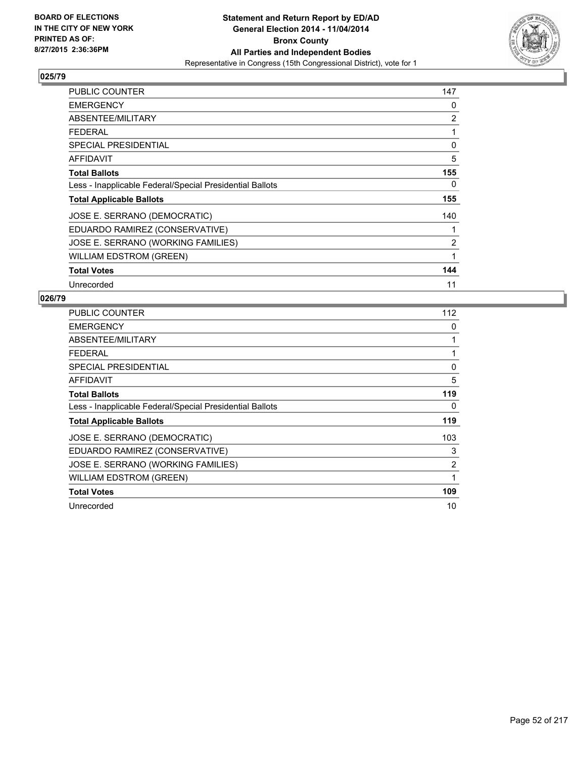BOARD OF ELECTIONS
IN THE CITY OF NEW YORK
PRINTED AS OF:
8/27/2015 2:36:36PM

**Statement and Return Report by ED/AD**
**General Election 2014 - 11/04/2014**
**Bronx County**
**All Parties and Independent Bodies**
Representative in Congress (15th Congressional District), vote for 1

## 025/79

| | |
|---|---|
| PUBLIC COUNTER | 147 |
| EMERGENCY | 0 |
| ABSENTEE/MILITARY | 2 |
| FEDERAL | 1 |
| SPECIAL PRESIDENTIAL | 0 |
| AFFIDAVIT | 5 |
| **Total Ballots** | **155** |
| Less - Inapplicable Federal/Special Presidential Ballots | 0 |
| **Total Applicable Ballots** | **155** |
| JOSE E. SERRANO (DEMOCRATIC) | 140 |
| EDUARDO RAMIREZ (CONSERVATIVE) | 1 |
| JOSE E. SERRANO (WORKING FAMILIES) | 2 |
| WILLIAM EDSTROM (GREEN) | 1 |
| **Total Votes** | **144** |
| Unrecorded | 11 |

## 026/79

| | |
|---|---|
| PUBLIC COUNTER | 112 |
| EMERGENCY | 0 |
| ABSENTEE/MILITARY | 1 |
| FEDERAL | 1 |
| SPECIAL PRESIDENTIAL | 0 |
| AFFIDAVIT | 5 |
| **Total Ballots** | **119** |
| Less - Inapplicable Federal/Special Presidential Ballots | 0 |
| **Total Applicable Ballots** | **119** |
| JOSE E. SERRANO (DEMOCRATIC) | 103 |
| EDUARDO RAMIREZ (CONSERVATIVE) | 3 |
| JOSE E. SERRANO (WORKING FAMILIES) | 2 |
| WILLIAM EDSTROM (GREEN) | 1 |
| **Total Votes** | **109** |
| Unrecorded | 10 |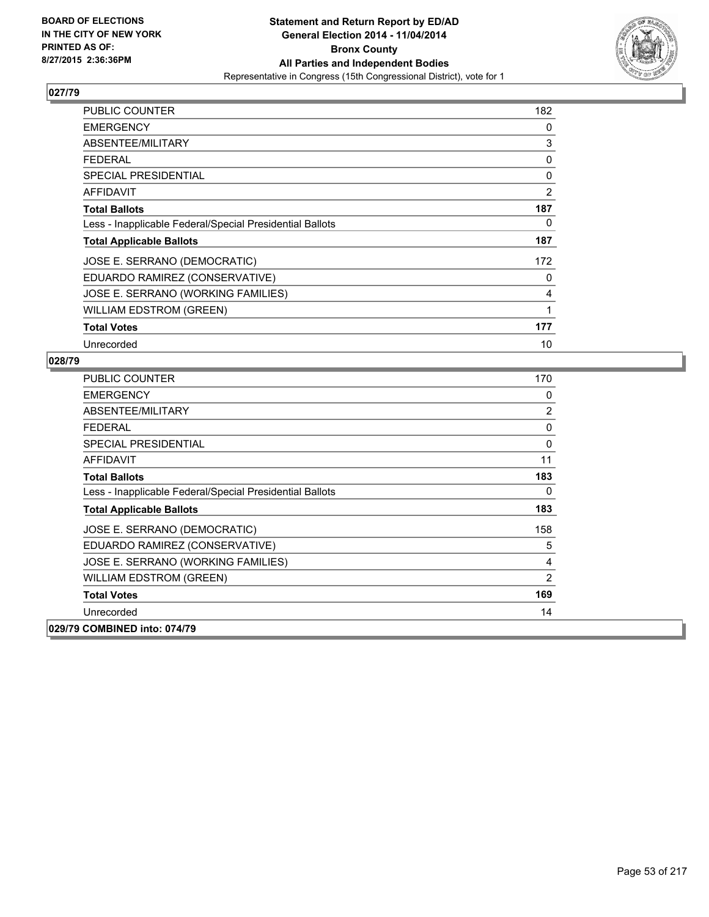## 027/79

| | |
|---|---|
| PUBLIC COUNTER | 182 |
| EMERGENCY | 0 |
| ABSENTEE/MILITARY | 3 |
| FEDERAL | 0 |
| SPECIAL PRESIDENTIAL | 0 |
| AFFIDAVIT | 2 |
| **Total Ballots** | **187** |
| Less - Inapplicable Federal/Special Presidential Ballots | 0 |
| **Total Applicable Ballots** | **187** |
| JOSE E. SERRANO (DEMOCRATIC) | 172 |
| EDUARDO RAMIREZ (CONSERVATIVE) | 0 |
| JOSE E. SERRANO (WORKING FAMILIES) | 4 |
| WILLIAM EDSTROM (GREEN) | 1 |
| **Total Votes** | **177** |
| Unrecorded | 10 |

## 028/79

| | |
|---|---|
| PUBLIC COUNTER | 170 |
| EMERGENCY | 0 |
| ABSENTEE/MILITARY | 2 |
| FEDERAL | 0 |
| SPECIAL PRESIDENTIAL | 0 |
| AFFIDAVIT | 11 |
| **Total Ballots** | **183** |
| Less - Inapplicable Federal/Special Presidential Ballots | 0 |
| **Total Applicable Ballots** | **183** |
| JOSE E. SERRANO (DEMOCRATIC) | 158 |
| EDUARDO RAMIREZ (CONSERVATIVE) | 5 |
| JOSE E. SERRANO (WORKING FAMILIES) | 4 |
| WILLIAM EDSTROM (GREEN) | 2 |
| **Total Votes** | **169** |
| Unrecorded | 14 |

## 029/79 COMBINED into: 074/79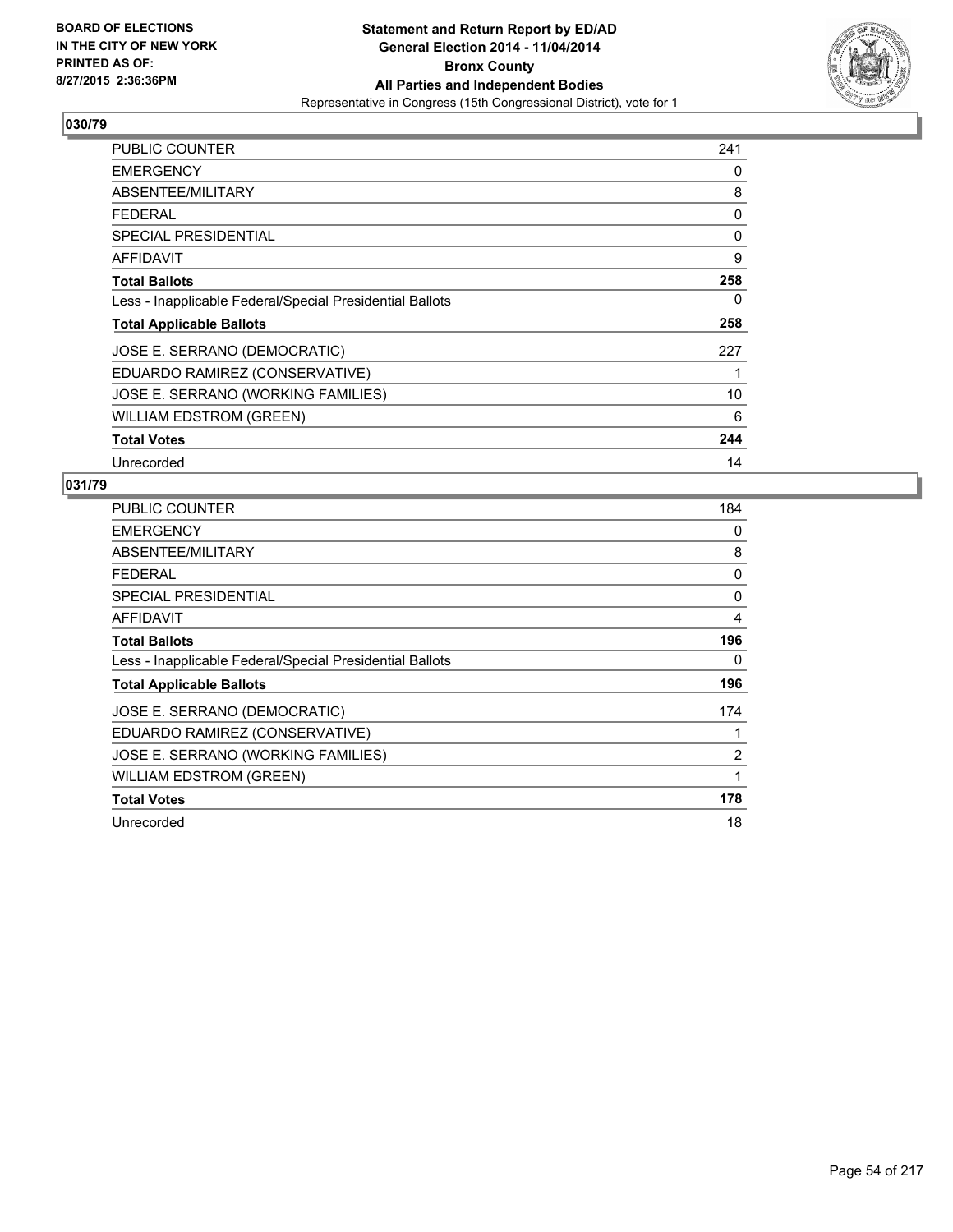**Statement and Return Report by ED/AD**
**General Election 2014 - 11/04/2014**
**Bronx County**
**All Parties and Independent Bodies**
Representative in Congress (15th Congressional District), vote for 1

BOARD OF ELECTIONS IN THE CITY OF NEW YORK
PRINTED AS OF: 8/27/2015 2:36:36PM

## 030/79

| | |
|---|---|
| PUBLIC COUNTER | 241 |
| EMERGENCY | 0 |
| ABSENTEE/MILITARY | 8 |
| FEDERAL | 0 |
| SPECIAL PRESIDENTIAL | 0 |
| AFFIDAVIT | 9 |
| **Total Ballots** | **258** |
| Less - Inapplicable Federal/Special Presidential Ballots | 0 |
| **Total Applicable Ballots** | **258** |
| JOSE E. SERRANO (DEMOCRATIC) | 227 |
| EDUARDO RAMIREZ (CONSERVATIVE) | 1 |
| JOSE E. SERRANO (WORKING FAMILIES) | 10 |
| WILLIAM EDSTROM (GREEN) | 6 |
| **Total Votes** | **244** |
| Unrecorded | 14 |

## 031/79

| | |
|---|---|
| PUBLIC COUNTER | 184 |
| EMERGENCY | 0 |
| ABSENTEE/MILITARY | 8 |
| FEDERAL | 0 |
| SPECIAL PRESIDENTIAL | 0 |
| AFFIDAVIT | 4 |
| **Total Ballots** | **196** |
| Less - Inapplicable Federal/Special Presidential Ballots | 0 |
| **Total Applicable Ballots** | **196** |
| JOSE E. SERRANO (DEMOCRATIC) | 174 |
| EDUARDO RAMIREZ (CONSERVATIVE) | 1 |
| JOSE E. SERRANO (WORKING FAMILIES) | 2 |
| WILLIAM EDSTROM (GREEN) | 1 |
| **Total Votes** | **178** |
| Unrecorded | 18 |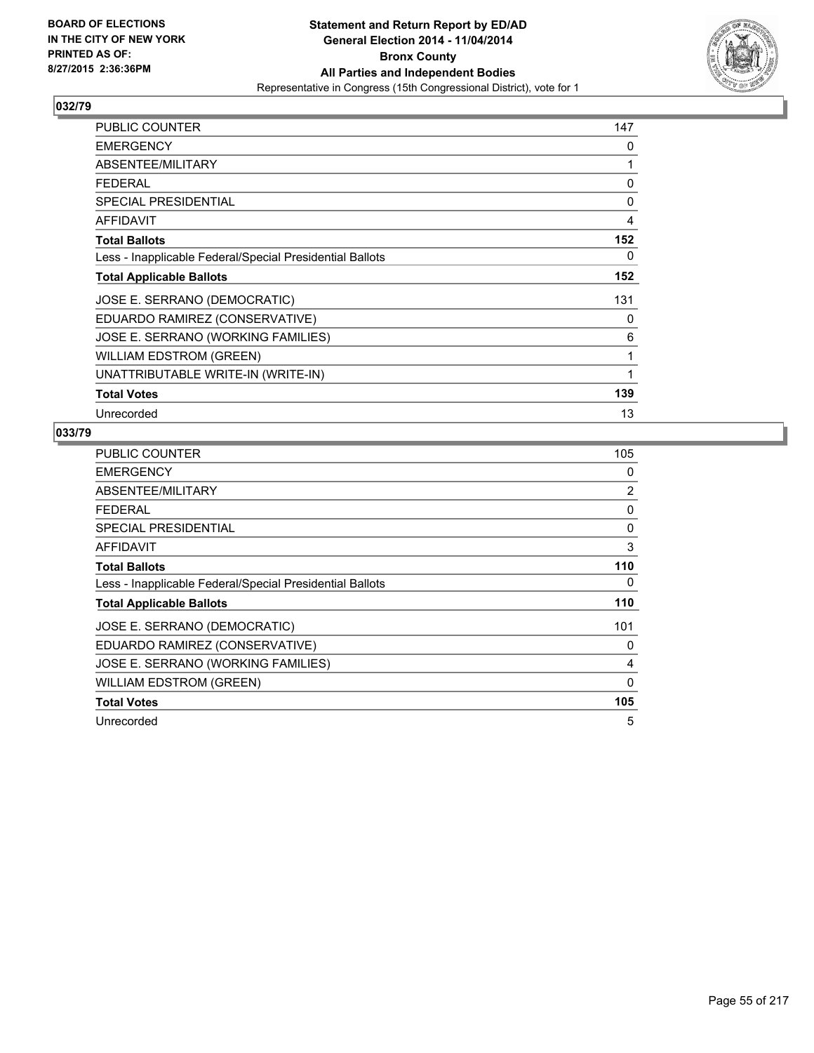BOARD OF ELECTIONS
IN THE CITY OF NEW YORK
PRINTED AS OF:
8/27/2015 2:36:36PM

**Statement and Return Report by ED/AD**
**General Election 2014 - 11/04/2014**
**Bronx County**
**All Parties and Independent Bodies**
Representative in Congress (15th Congressional District), vote for 1

## 032/79

| | |
|---|---|
| PUBLIC COUNTER | 147 |
| EMERGENCY | 0 |
| ABSENTEE/MILITARY | 1 |
| FEDERAL | 0 |
| SPECIAL PRESIDENTIAL | 0 |
| AFFIDAVIT | 4 |
| **Total Ballots** | **152** |
| Less - Inapplicable Federal/Special Presidential Ballots | 0 |
| **Total Applicable Ballots** | **152** |
| JOSE E. SERRANO (DEMOCRATIC) | 131 |
| EDUARDO RAMIREZ (CONSERVATIVE) | 0 |
| JOSE E. SERRANO (WORKING FAMILIES) | 6 |
| WILLIAM EDSTROM (GREEN) | 1 |
| UNATTRIBUTABLE WRITE-IN (WRITE-IN) | 1 |
| **Total Votes** | **139** |
| Unrecorded | 13 |

## 033/79

| | |
|---|---|
| PUBLIC COUNTER | 105 |
| EMERGENCY | 0 |
| ABSENTEE/MILITARY | 2 |
| FEDERAL | 0 |
| SPECIAL PRESIDENTIAL | 0 |
| AFFIDAVIT | 3 |
| **Total Ballots** | **110** |
| Less - Inapplicable Federal/Special Presidential Ballots | 0 |
| **Total Applicable Ballots** | **110** |
| JOSE E. SERRANO (DEMOCRATIC) | 101 |
| EDUARDO RAMIREZ (CONSERVATIVE) | 0 |
| JOSE E. SERRANO (WORKING FAMILIES) | 4 |
| WILLIAM EDSTROM (GREEN) | 0 |
| **Total Votes** | **105** |
| Unrecorded | 5 |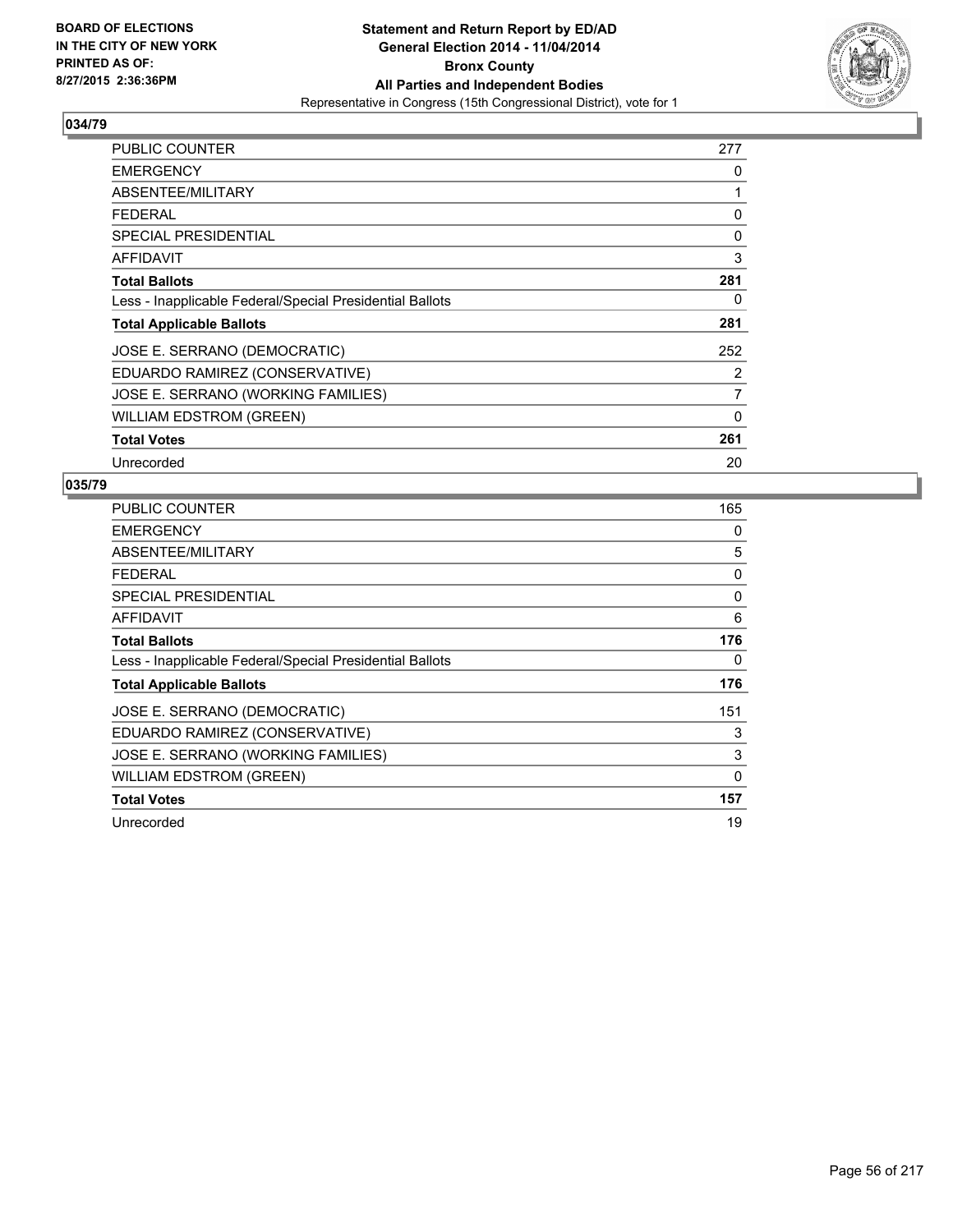BOARD OF ELECTIONS
IN THE CITY OF NEW YORK
PRINTED AS OF:
8/27/2015 2:36:36PM

**Statement and Return Report by ED/AD**
**General Election 2014 - 11/04/2014**
**Bronx County**
**All Parties and Independent Bodies**
Representative in Congress (15th Congressional District), vote for 1

## 034/79

| | |
|---|---|
| PUBLIC COUNTER | 277 |
| EMERGENCY | 0 |
| ABSENTEE/MILITARY | 1 |
| FEDERAL | 0 |
| SPECIAL PRESIDENTIAL | 0 |
| AFFIDAVIT | 3 |
| **Total Ballots** | **281** |
| Less - Inapplicable Federal/Special Presidential Ballots | 0 |
| **Total Applicable Ballots** | **281** |
| JOSE E. SERRANO (DEMOCRATIC) | 252 |
| EDUARDO RAMIREZ (CONSERVATIVE) | 2 |
| JOSE E. SERRANO (WORKING FAMILIES) | 7 |
| WILLIAM EDSTROM (GREEN) | 0 |
| **Total Votes** | **261** |
| Unrecorded | 20 |

## 035/79

| | |
|---|---|
| PUBLIC COUNTER | 165 |
| EMERGENCY | 0 |
| ABSENTEE/MILITARY | 5 |
| FEDERAL | 0 |
| SPECIAL PRESIDENTIAL | 0 |
| AFFIDAVIT | 6 |
| **Total Ballots** | **176** |
| Less - Inapplicable Federal/Special Presidential Ballots | 0 |
| **Total Applicable Ballots** | **176** |
| JOSE E. SERRANO (DEMOCRATIC) | 151 |
| EDUARDO RAMIREZ (CONSERVATIVE) | 3 |
| JOSE E. SERRANO (WORKING FAMILIES) | 3 |
| WILLIAM EDSTROM (GREEN) | 0 |
| **Total Votes** | **157** |
| Unrecorded | 19 |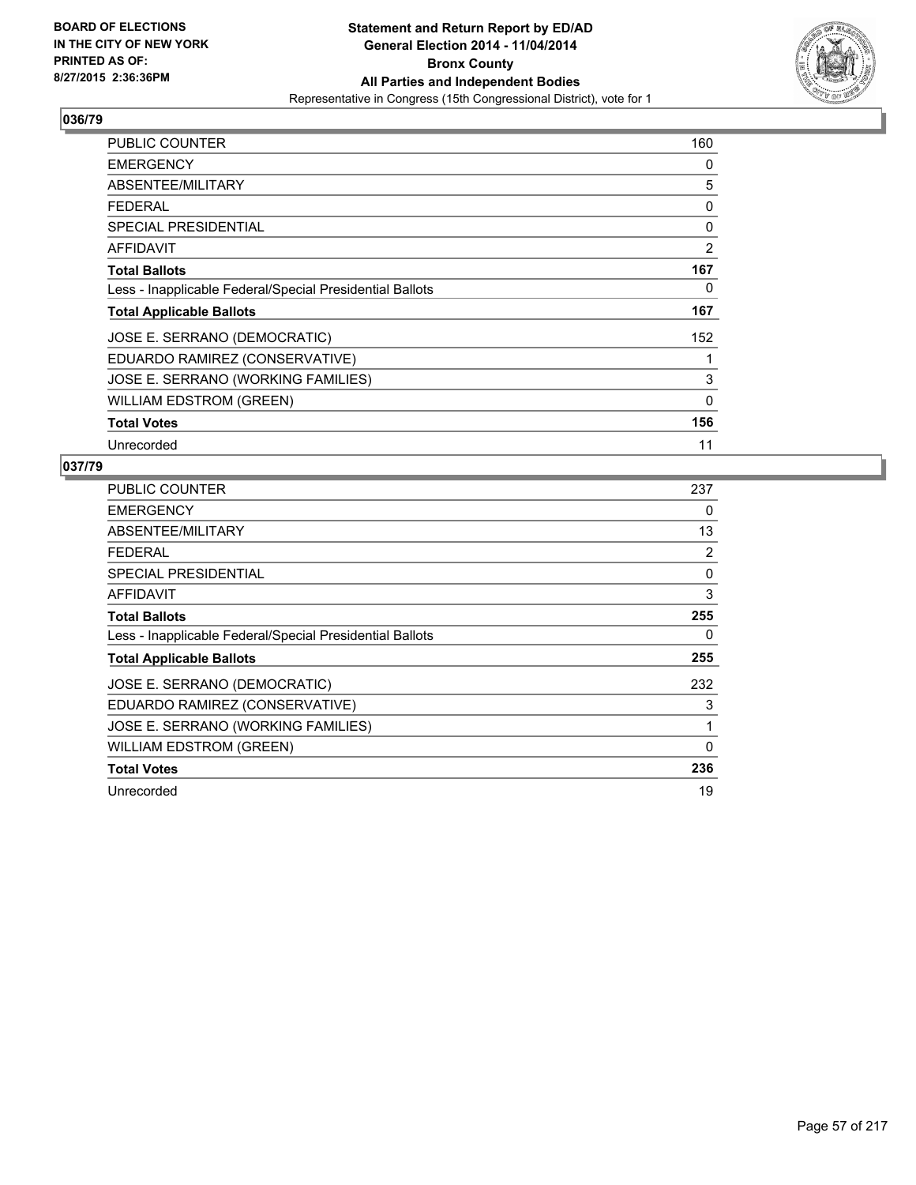BOARD OF ELECTIONS
IN THE CITY OF NEW YORK
PRINTED AS OF:
8/27/2015 2:36:36PM

**Statement and Return Report by ED/AD**
**General Election 2014 - 11/04/2014**
**Bronx County**
**All Parties and Independent Bodies**
Representative in Congress (15th Congressional District), vote for 1

## 036/79

| | |
|---|---|
| PUBLIC COUNTER | 160 |
| EMERGENCY | 0 |
| ABSENTEE/MILITARY | 5 |
| FEDERAL | 0 |
| SPECIAL PRESIDENTIAL | 0 |
| AFFIDAVIT | 2 |
| **Total Ballots** | **167** |
| Less - Inapplicable Federal/Special Presidential Ballots | 0 |
| **Total Applicable Ballots** | **167** |
| JOSE E. SERRANO (DEMOCRATIC) | 152 |
| EDUARDO RAMIREZ (CONSERVATIVE) | 1 |
| JOSE E. SERRANO (WORKING FAMILIES) | 3 |
| WILLIAM EDSTROM (GREEN) | 0 |
| **Total Votes** | **156** |
| Unrecorded | 11 |

## 037/79

| | |
|---|---|
| PUBLIC COUNTER | 237 |
| EMERGENCY | 0 |
| ABSENTEE/MILITARY | 13 |
| FEDERAL | 2 |
| SPECIAL PRESIDENTIAL | 0 |
| AFFIDAVIT | 3 |
| **Total Ballots** | **255** |
| Less - Inapplicable Federal/Special Presidential Ballots | 0 |
| **Total Applicable Ballots** | **255** |
| JOSE E. SERRANO (DEMOCRATIC) | 232 |
| EDUARDO RAMIREZ (CONSERVATIVE) | 3 |
| JOSE E. SERRANO (WORKING FAMILIES) | 1 |
| WILLIAM EDSTROM (GREEN) | 0 |
| **Total Votes** | **236** |
| Unrecorded | 19 |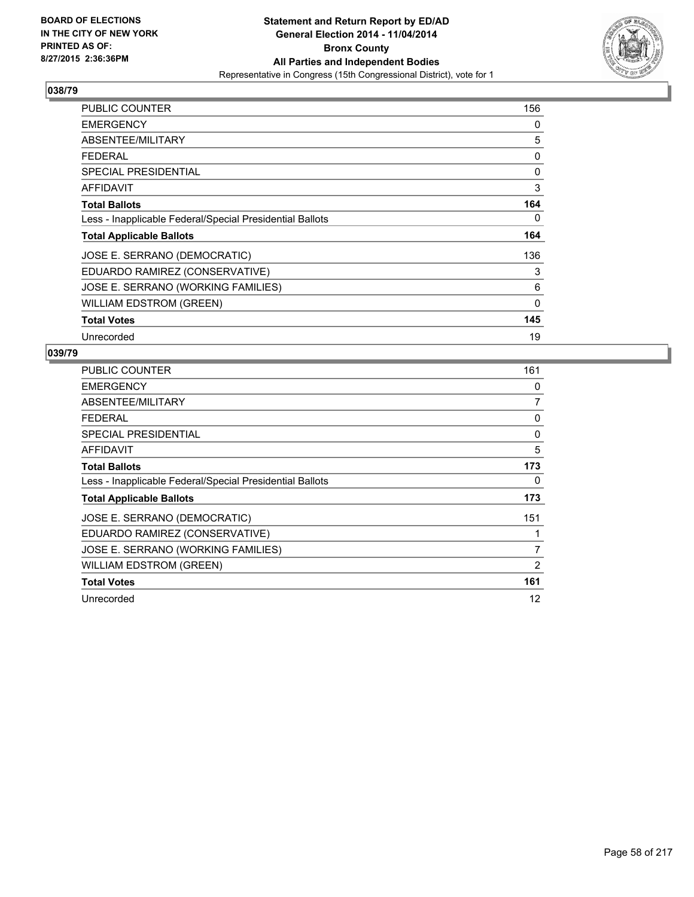BOARD OF ELECTIONS
IN THE CITY OF NEW YORK
PRINTED AS OF:
8/27/2015 2:36:36PM

**Statement and Return Report by ED/AD**
**General Election 2014 - 11/04/2014**
**Bronx County**
**All Parties and Independent Bodies**
Representative in Congress (15th Congressional District), vote for 1

## 038/79

| | |
|---|---|
| PUBLIC COUNTER | 156 |
| EMERGENCY | 0 |
| ABSENTEE/MILITARY | 5 |
| FEDERAL | 0 |
| SPECIAL PRESIDENTIAL | 0 |
| AFFIDAVIT | 3 |
| **Total Ballots** | **164** |
| Less - Inapplicable Federal/Special Presidential Ballots | 0 |
| **Total Applicable Ballots** | **164** |
| JOSE E. SERRANO (DEMOCRATIC) | 136 |
| EDUARDO RAMIREZ (CONSERVATIVE) | 3 |
| JOSE E. SERRANO (WORKING FAMILIES) | 6 |
| WILLIAM EDSTROM (GREEN) | 0 |
| **Total Votes** | **145** |
| Unrecorded | 19 |

## 039/79

| | |
|---|---|
| PUBLIC COUNTER | 161 |
| EMERGENCY | 0 |
| ABSENTEE/MILITARY | 7 |
| FEDERAL | 0 |
| SPECIAL PRESIDENTIAL | 0 |
| AFFIDAVIT | 5 |
| **Total Ballots** | **173** |
| Less - Inapplicable Federal/Special Presidential Ballots | 0 |
| **Total Applicable Ballots** | **173** |
| JOSE E. SERRANO (DEMOCRATIC) | 151 |
| EDUARDO RAMIREZ (CONSERVATIVE) | 1 |
| JOSE E. SERRANO (WORKING FAMILIES) | 7 |
| WILLIAM EDSTROM (GREEN) | 2 |
| **Total Votes** | **161** |
| Unrecorded | 12 |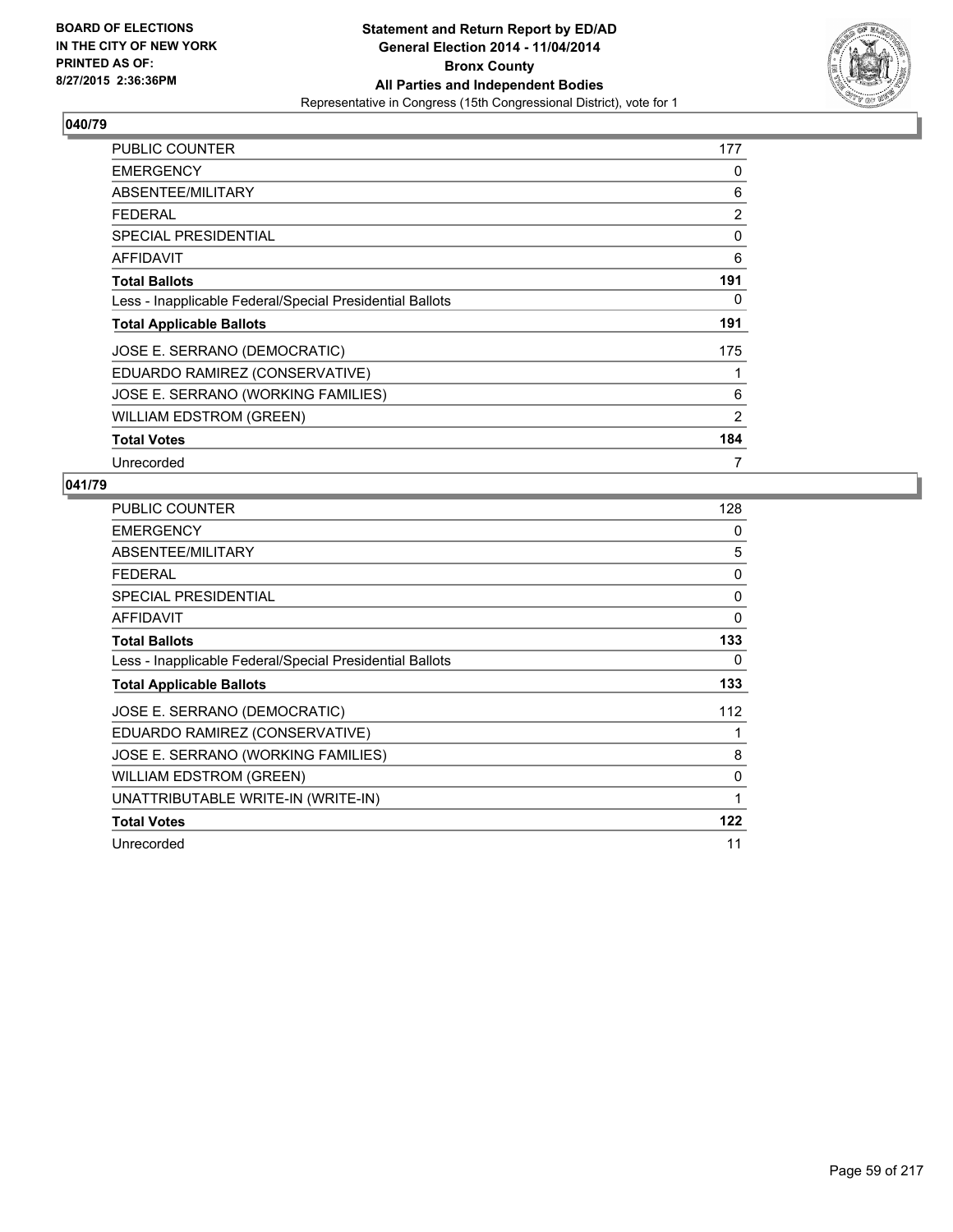BOARD OF ELECTIONS
IN THE CITY OF NEW YORK
PRINTED AS OF:
8/27/2015 2:36:36PM

**Statement and Return Report by ED/AD**
**General Election 2014 - 11/04/2014**
**Bronx County**
**All Parties and Independent Bodies**
Representative in Congress (15th Congressional District), vote for 1

## 040/79

| | |
|---|---|
| PUBLIC COUNTER | 177 |
| EMERGENCY | 0 |
| ABSENTEE/MILITARY | 6 |
| FEDERAL | 2 |
| SPECIAL PRESIDENTIAL | 0 |
| AFFIDAVIT | 6 |
| **Total Ballots** | **191** |
| Less - Inapplicable Federal/Special Presidential Ballots | 0 |
| **Total Applicable Ballots** | **191** |
| JOSE E. SERRANO (DEMOCRATIC) | 175 |
| EDUARDO RAMIREZ (CONSERVATIVE) | 1 |
| JOSE E. SERRANO (WORKING FAMILIES) | 6 |
| WILLIAM EDSTROM (GREEN) | 2 |
| **Total Votes** | **184** |
| Unrecorded | 7 |

## 041/79

| | |
|---|---|
| PUBLIC COUNTER | 128 |
| EMERGENCY | 0 |
| ABSENTEE/MILITARY | 5 |
| FEDERAL | 0 |
| SPECIAL PRESIDENTIAL | 0 |
| AFFIDAVIT | 0 |
| **Total Ballots** | **133** |
| Less - Inapplicable Federal/Special Presidential Ballots | 0 |
| **Total Applicable Ballots** | **133** |
| JOSE E. SERRANO (DEMOCRATIC) | 112 |
| EDUARDO RAMIREZ (CONSERVATIVE) | 1 |
| JOSE E. SERRANO (WORKING FAMILIES) | 8 |
| WILLIAM EDSTROM (GREEN) | 0 |
| UNATTRIBUTABLE WRITE-IN (WRITE-IN) | 1 |
| **Total Votes** | **122** |
| Unrecorded | 11 |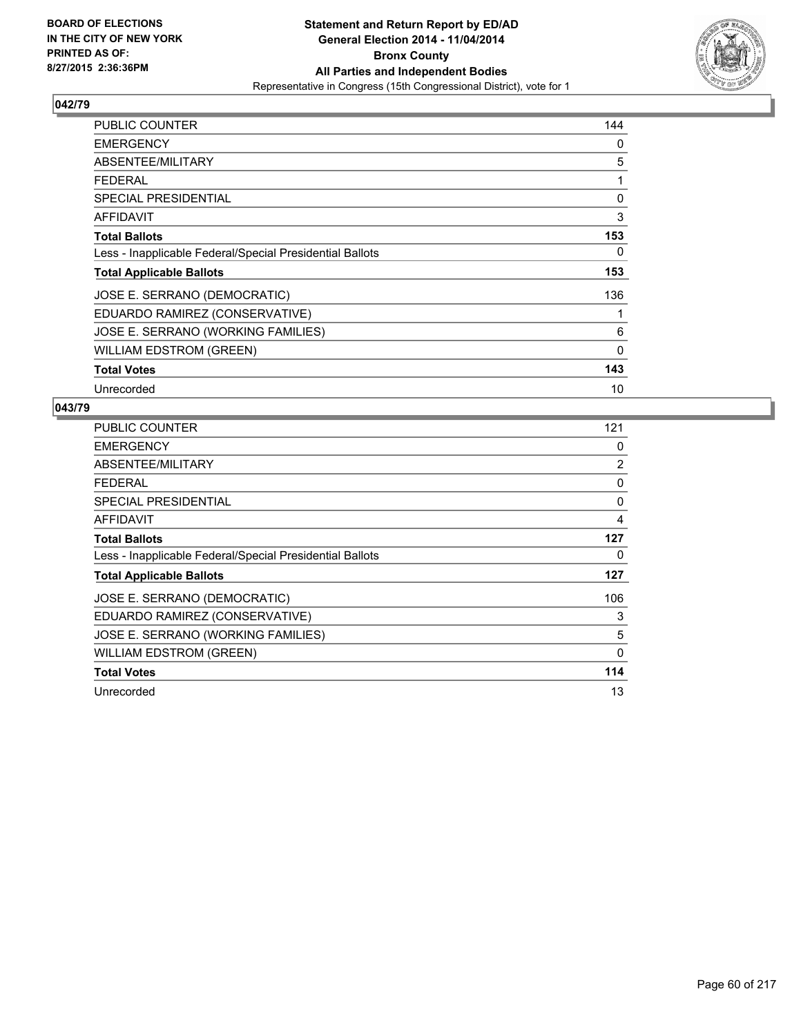BOARD OF ELECTIONS
IN THE CITY OF NEW YORK
PRINTED AS OF:
8/27/2015 2:36:36PM

**Statement and Return Report by ED/AD**
**General Election 2014 - 11/04/2014**
**Bronx County**
**All Parties and Independent Bodies**
Representative in Congress (15th Congressional District), vote for 1

## 042/79

| | |
|---|---|
| PUBLIC COUNTER | 144 |
| EMERGENCY | 0 |
| ABSENTEE/MILITARY | 5 |
| FEDERAL | 1 |
| SPECIAL PRESIDENTIAL | 0 |
| AFFIDAVIT | 3 |
| **Total Ballots** | **153** |
| Less - Inapplicable Federal/Special Presidential Ballots | 0 |
| **Total Applicable Ballots** | **153** |
| JOSE E. SERRANO (DEMOCRATIC) | 136 |
| EDUARDO RAMIREZ (CONSERVATIVE) | 1 |
| JOSE E. SERRANO (WORKING FAMILIES) | 6 |
| WILLIAM EDSTROM (GREEN) | 0 |
| **Total Votes** | **143** |
| Unrecorded | 10 |

## 043/79

| | |
|---|---|
| PUBLIC COUNTER | 121 |
| EMERGENCY | 0 |
| ABSENTEE/MILITARY | 2 |
| FEDERAL | 0 |
| SPECIAL PRESIDENTIAL | 0 |
| AFFIDAVIT | 4 |
| **Total Ballots** | **127** |
| Less - Inapplicable Federal/Special Presidential Ballots | 0 |
| **Total Applicable Ballots** | **127** |
| JOSE E. SERRANO (DEMOCRATIC) | 106 |
| EDUARDO RAMIREZ (CONSERVATIVE) | 3 |
| JOSE E. SERRANO (WORKING FAMILIES) | 5 |
| WILLIAM EDSTROM (GREEN) | 0 |
| **Total Votes** | **114** |
| Unrecorded | 13 |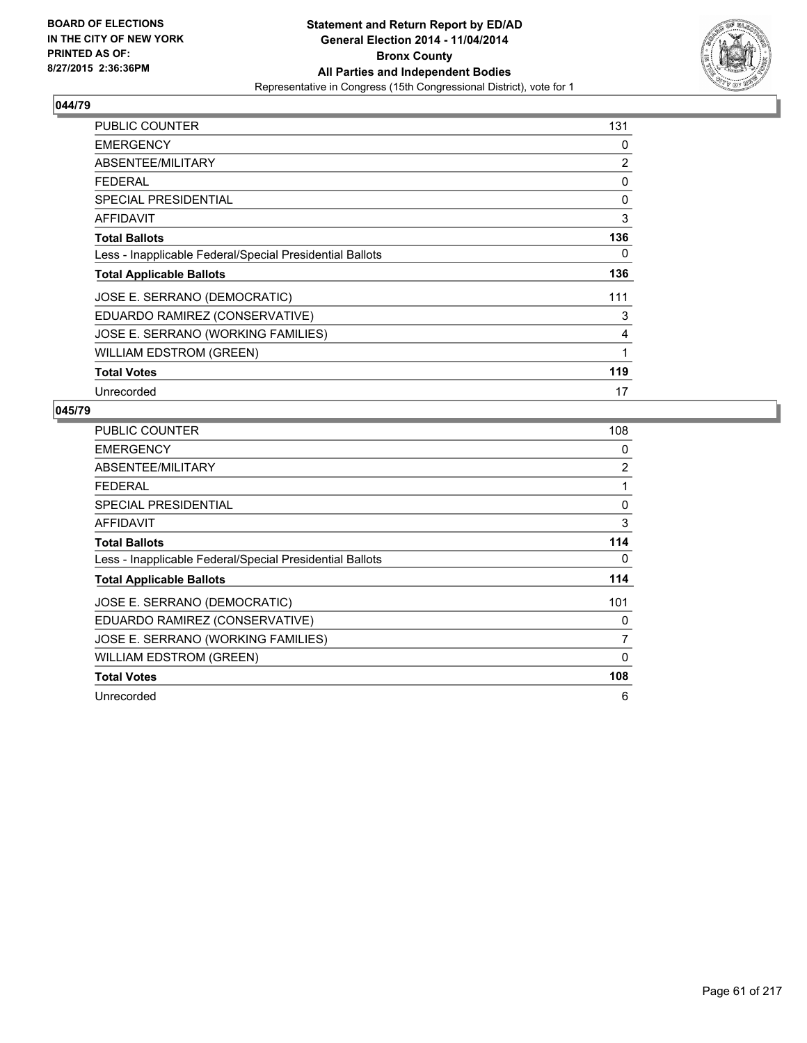BOARD OF ELECTIONS
IN THE CITY OF NEW YORK
PRINTED AS OF:
8/27/2015 2:36:36PM

**Statement and Return Report by ED/AD**
**General Election 2014 - 11/04/2014**
**Bronx County**
**All Parties and Independent Bodies**
Representative in Congress (15th Congressional District), vote for 1

## 044/79

| | |
|---|---|
| PUBLIC COUNTER | 131 |
| EMERGENCY | 0 |
| ABSENTEE/MILITARY | 2 |
| FEDERAL | 0 |
| SPECIAL PRESIDENTIAL | 0 |
| AFFIDAVIT | 3 |
| **Total Ballots** | **136** |
| Less - Inapplicable Federal/Special Presidential Ballots | 0 |
| **Total Applicable Ballots** | **136** |
| JOSE E. SERRANO (DEMOCRATIC) | 111 |
| EDUARDO RAMIREZ (CONSERVATIVE) | 3 |
| JOSE E. SERRANO (WORKING FAMILIES) | 4 |
| WILLIAM EDSTROM (GREEN) | 1 |
| **Total Votes** | **119** |
| Unrecorded | 17 |

## 045/79

| | |
|---|---|
| PUBLIC COUNTER | 108 |
| EMERGENCY | 0 |
| ABSENTEE/MILITARY | 2 |
| FEDERAL | 1 |
| SPECIAL PRESIDENTIAL | 0 |
| AFFIDAVIT | 3 |
| **Total Ballots** | **114** |
| Less - Inapplicable Federal/Special Presidential Ballots | 0 |
| **Total Applicable Ballots** | **114** |
| JOSE E. SERRANO (DEMOCRATIC) | 101 |
| EDUARDO RAMIREZ (CONSERVATIVE) | 0 |
| JOSE E. SERRANO (WORKING FAMILIES) | 7 |
| WILLIAM EDSTROM (GREEN) | 0 |
| **Total Votes** | **108** |
| Unrecorded | 6 |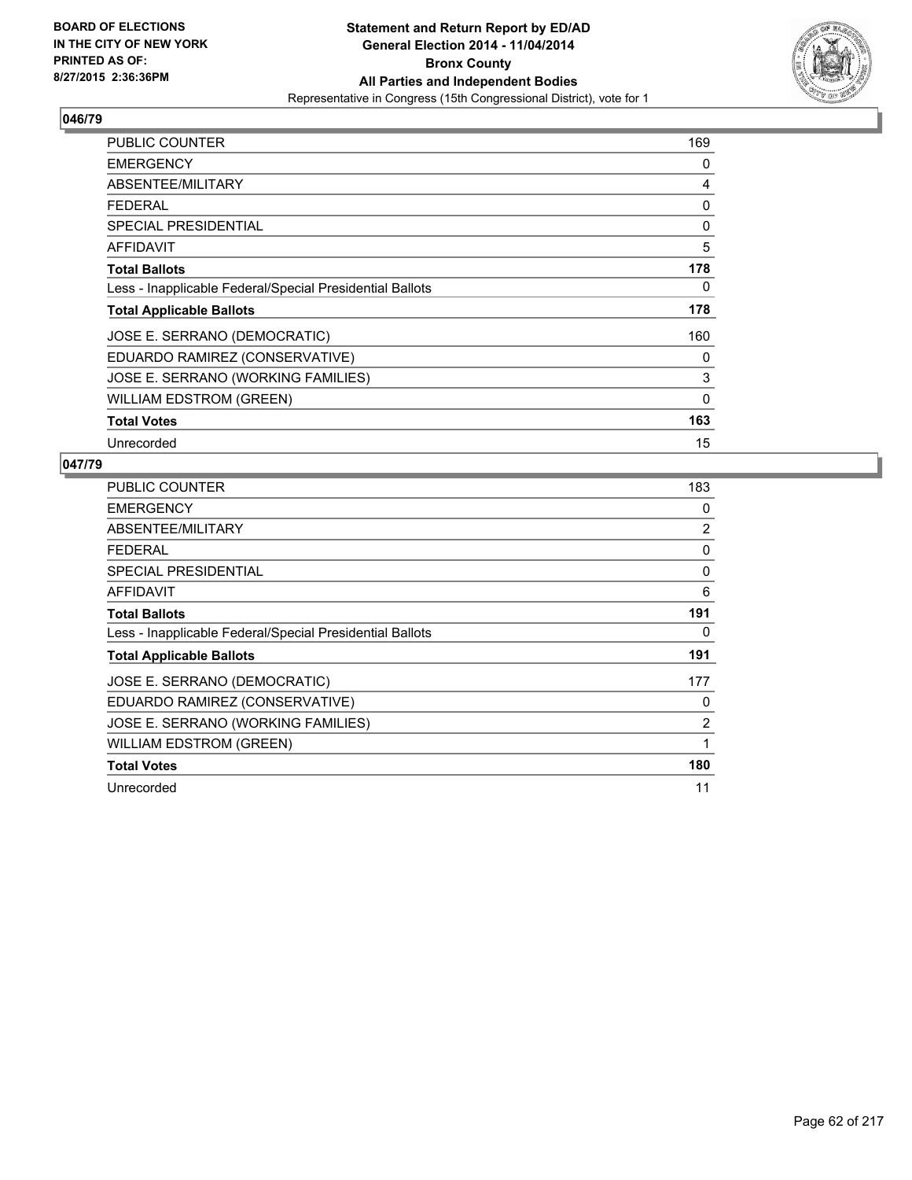## 046/79

| | |
|---|---|
| PUBLIC COUNTER | 169 |
| EMERGENCY | 0 |
| ABSENTEE/MILITARY | 4 |
| FEDERAL | 0 |
| SPECIAL PRESIDENTIAL | 0 |
| AFFIDAVIT | 5 |
| **Total Ballots** | **178** |
| Less - Inapplicable Federal/Special Presidential Ballots | 0 |
| **Total Applicable Ballots** | **178** |
| JOSE E. SERRANO (DEMOCRATIC) | 160 |
| EDUARDO RAMIREZ (CONSERVATIVE) | 0 |
| JOSE E. SERRANO (WORKING FAMILIES) | 3 |
| WILLIAM EDSTROM (GREEN) | 0 |
| **Total Votes** | **163** |
| Unrecorded | 15 |

## 047/79

| | |
|---|---|
| PUBLIC COUNTER | 183 |
| EMERGENCY | 0 |
| ABSENTEE/MILITARY | 2 |
| FEDERAL | 0 |
| SPECIAL PRESIDENTIAL | 0 |
| AFFIDAVIT | 6 |
| **Total Ballots** | **191** |
| Less - Inapplicable Federal/Special Presidential Ballots | 0 |
| **Total Applicable Ballots** | **191** |
| JOSE E. SERRANO (DEMOCRATIC) | 177 |
| EDUARDO RAMIREZ (CONSERVATIVE) | 0 |
| JOSE E. SERRANO (WORKING FAMILIES) | 2 |
| WILLIAM EDSTROM (GREEN) | 1 |
| **Total Votes** | **180** |
| Unrecorded | 11 |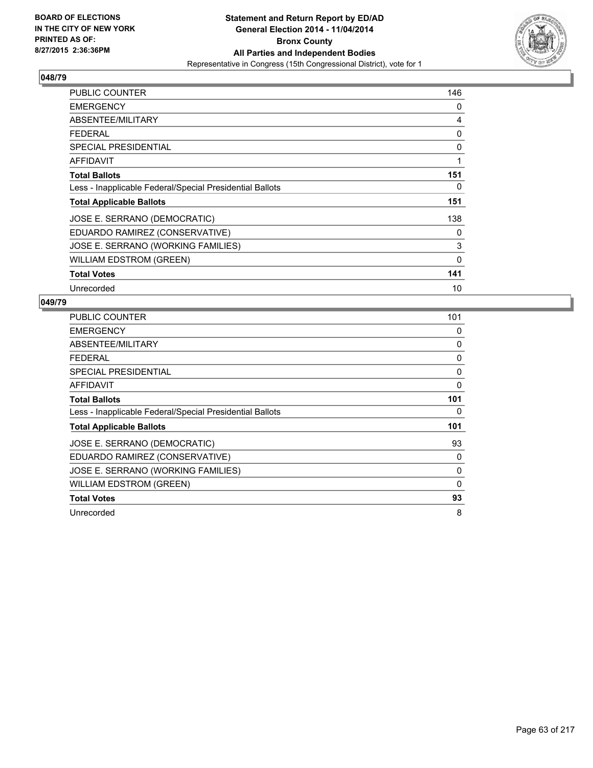BOARD OF ELECTIONS
IN THE CITY OF NEW YORK
PRINTED AS OF:
8/27/2015 2:36:36PM

**Statement and Return Report by ED/AD**
**General Election 2014 - 11/04/2014**
**Bronx County**
**All Parties and Independent Bodies**
Representative in Congress (15th Congressional District), vote for 1

## 048/79

| | |
|---|---|
| PUBLIC COUNTER | 146 |
| EMERGENCY | 0 |
| ABSENTEE/MILITARY | 4 |
| FEDERAL | 0 |
| SPECIAL PRESIDENTIAL | 0 |
| AFFIDAVIT | 1 |
| **Total Ballots** | **151** |
| Less - Inapplicable Federal/Special Presidential Ballots | 0 |
| **Total Applicable Ballots** | **151** |
| JOSE E. SERRANO (DEMOCRATIC) | 138 |
| EDUARDO RAMIREZ (CONSERVATIVE) | 0 |
| JOSE E. SERRANO (WORKING FAMILIES) | 3 |
| WILLIAM EDSTROM (GREEN) | 0 |
| **Total Votes** | **141** |
| Unrecorded | 10 |

## 049/79

| | |
|---|---|
| PUBLIC COUNTER | 101 |
| EMERGENCY | 0 |
| ABSENTEE/MILITARY | 0 |
| FEDERAL | 0 |
| SPECIAL PRESIDENTIAL | 0 |
| AFFIDAVIT | 0 |
| **Total Ballots** | **101** |
| Less - Inapplicable Federal/Special Presidential Ballots | 0 |
| **Total Applicable Ballots** | **101** |
| JOSE E. SERRANO (DEMOCRATIC) | 93 |
| EDUARDO RAMIREZ (CONSERVATIVE) | 0 |
| JOSE E. SERRANO (WORKING FAMILIES) | 0 |
| WILLIAM EDSTROM (GREEN) | 0 |
| **Total Votes** | **93** |
| Unrecorded | 8 |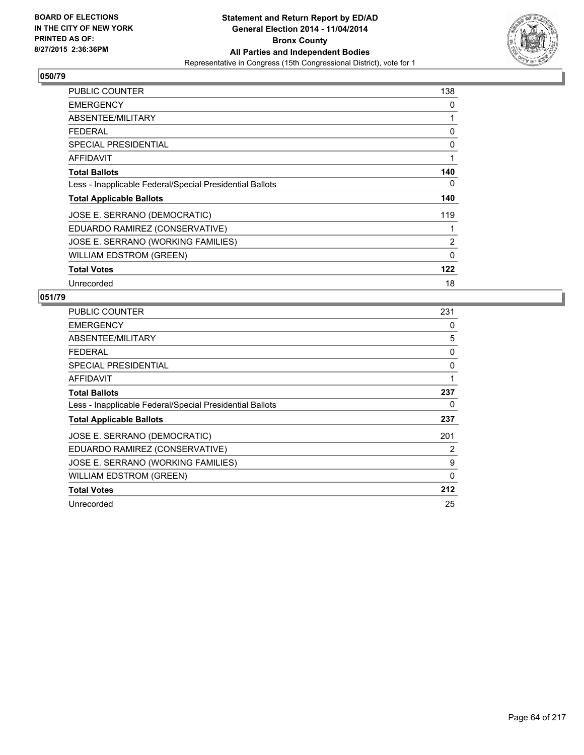BOARD OF ELECTIONS
IN THE CITY OF NEW YORK
PRINTED AS OF:
8/27/2015 2:36:36PM

**Statement and Return Report by ED/AD**
**General Election 2014 - 11/04/2014**
**Bronx County**
**All Parties and Independent Bodies**
Representative in Congress (15th Congressional District), vote for 1

## 050/79

| | |
|---|---|
| PUBLIC COUNTER | 138 |
| EMERGENCY | 0 |
| ABSENTEE/MILITARY | 1 |
| FEDERAL | 0 |
| SPECIAL PRESIDENTIAL | 0 |
| AFFIDAVIT | 1 |
| **Total Ballots** | **140** |
| Less - Inapplicable Federal/Special Presidential Ballots | 0 |
| **Total Applicable Ballots** | **140** |
| JOSE E. SERRANO (DEMOCRATIC) | 119 |
| EDUARDO RAMIREZ (CONSERVATIVE) | 1 |
| JOSE E. SERRANO (WORKING FAMILIES) | 2 |
| WILLIAM EDSTROM (GREEN) | 0 |
| **Total Votes** | **122** |
| Unrecorded | 18 |

## 051/79

| | |
|---|---|
| PUBLIC COUNTER | 231 |
| EMERGENCY | 0 |
| ABSENTEE/MILITARY | 5 |
| FEDERAL | 0 |
| SPECIAL PRESIDENTIAL | 0 |
| AFFIDAVIT | 1 |
| **Total Ballots** | **237** |
| Less - Inapplicable Federal/Special Presidential Ballots | 0 |
| **Total Applicable Ballots** | **237** |
| JOSE E. SERRANO (DEMOCRATIC) | 201 |
| EDUARDO RAMIREZ (CONSERVATIVE) | 2 |
| JOSE E. SERRANO (WORKING FAMILIES) | 9 |
| WILLIAM EDSTROM (GREEN) | 0 |
| **Total Votes** | **212** |
| Unrecorded | 25 |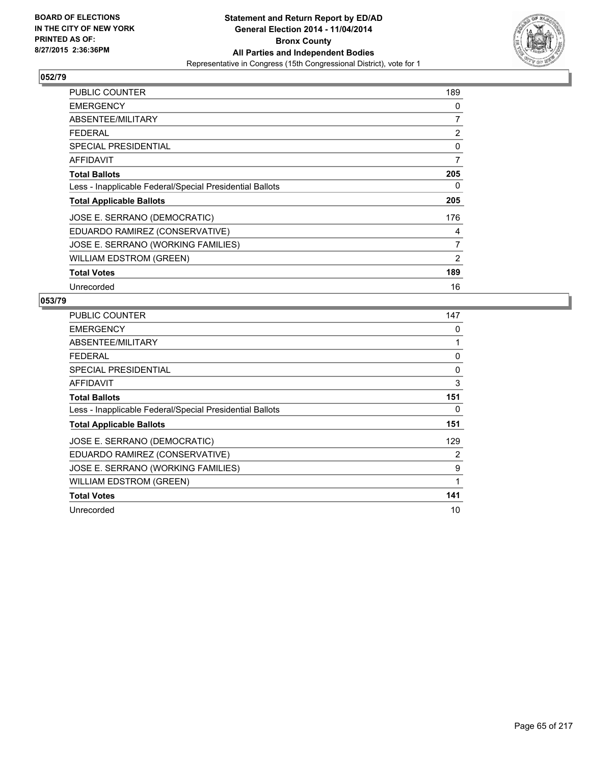**BOARD OF ELECTIONS IN THE CITY OF NEW YORK PRINTED AS OF: 8/27/2015 2:36:36PM**

**Statement and Return Report by ED/AD General Election 2014 - 11/04/2014 Bronx County All Parties and Independent Bodies**
Representative in Congress (15th Congressional District), vote for 1

## 052/79

| | |
|---|---|
| PUBLIC COUNTER | 189 |
| EMERGENCY | 0 |
| ABSENTEE/MILITARY | 7 |
| FEDERAL | 2 |
| SPECIAL PRESIDENTIAL | 0 |
| AFFIDAVIT | 7 |
| **Total Ballots** | **205** |
| Less - Inapplicable Federal/Special Presidential Ballots | 0 |
| **Total Applicable Ballots** | **205** |
| JOSE E. SERRANO (DEMOCRATIC) | 176 |
| EDUARDO RAMIREZ (CONSERVATIVE) | 4 |
| JOSE E. SERRANO (WORKING FAMILIES) | 7 |
| WILLIAM EDSTROM (GREEN) | 2 |
| **Total Votes** | **189** |
| Unrecorded | 16 |

## 053/79

| | |
|---|---|
| PUBLIC COUNTER | 147 |
| EMERGENCY | 0 |
| ABSENTEE/MILITARY | 1 |
| FEDERAL | 0 |
| SPECIAL PRESIDENTIAL | 0 |
| AFFIDAVIT | 3 |
| **Total Ballots** | **151** |
| Less - Inapplicable Federal/Special Presidential Ballots | 0 |
| **Total Applicable Ballots** | **151** |
| JOSE E. SERRANO (DEMOCRATIC) | 129 |
| EDUARDO RAMIREZ (CONSERVATIVE) | 2 |
| JOSE E. SERRANO (WORKING FAMILIES) | 9 |
| WILLIAM EDSTROM (GREEN) | 1 |
| **Total Votes** | **141** |
| Unrecorded | 10 |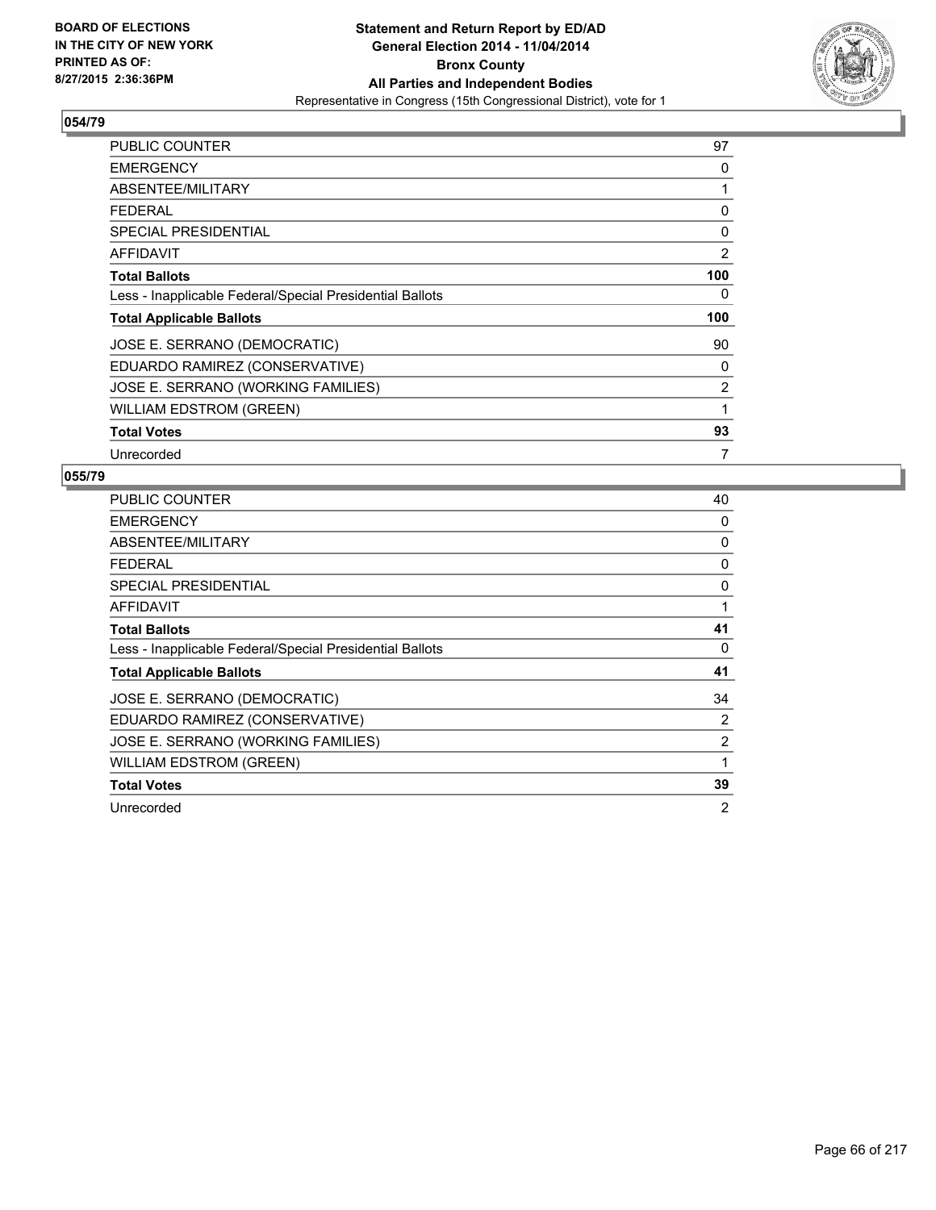BOARD OF ELECTIONS
IN THE CITY OF NEW YORK
PRINTED AS OF:
8/27/2015 2:36:36PM

**Statement and Return Report by ED/AD**
**General Election 2014 - 11/04/2014**
**Bronx County**
**All Parties and Independent Bodies**
Representative in Congress (15th Congressional District), vote for 1

## 054/79

| | |
|---|---|
| PUBLIC COUNTER | 97 |
| EMERGENCY | 0 |
| ABSENTEE/MILITARY | 1 |
| FEDERAL | 0 |
| SPECIAL PRESIDENTIAL | 0 |
| AFFIDAVIT | 2 |
| **Total Ballots** | **100** |
| Less - Inapplicable Federal/Special Presidential Ballots | 0 |
| **Total Applicable Ballots** | **100** |
| JOSE E. SERRANO (DEMOCRATIC) | 90 |
| EDUARDO RAMIREZ (CONSERVATIVE) | 0 |
| JOSE E. SERRANO (WORKING FAMILIES) | 2 |
| WILLIAM EDSTROM (GREEN) | 1 |
| **Total Votes** | **93** |
| Unrecorded | 7 |

## 055/79

| | |
|---|---|
| PUBLIC COUNTER | 40 |
| EMERGENCY | 0 |
| ABSENTEE/MILITARY | 0 |
| FEDERAL | 0 |
| SPECIAL PRESIDENTIAL | 0 |
| AFFIDAVIT | 1 |
| **Total Ballots** | **41** |
| Less - Inapplicable Federal/Special Presidential Ballots | 0 |
| **Total Applicable Ballots** | **41** |
| JOSE E. SERRANO (DEMOCRATIC) | 34 |
| EDUARDO RAMIREZ (CONSERVATIVE) | 2 |
| JOSE E. SERRANO (WORKING FAMILIES) | 2 |
| WILLIAM EDSTROM (GREEN) | 1 |
| **Total Votes** | **39** |
| Unrecorded | 2 |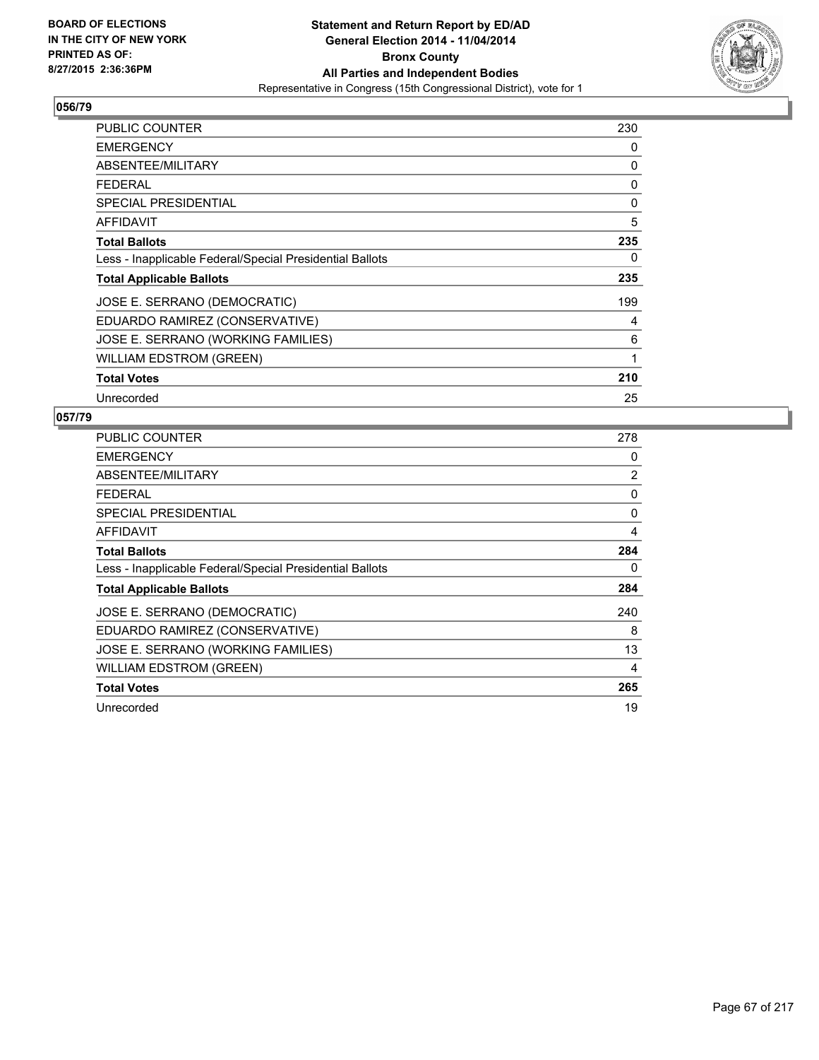**BOARD OF ELECTIONS IN THE CITY OF NEW YORK PRINTED AS OF: 8/27/2015 2:36:36PM**

**Statement and Return Report by ED/AD General Election 2014 - 11/04/2014 Bronx County All Parties and Independent Bodies**
Representative in Congress (15th Congressional District), vote for 1

## 056/79

| | |
|---|---|
| PUBLIC COUNTER | 230 |
| EMERGENCY | 0 |
| ABSENTEE/MILITARY | 0 |
| FEDERAL | 0 |
| SPECIAL PRESIDENTIAL | 0 |
| AFFIDAVIT | 5 |
| **Total Ballots** | **235** |
| Less - Inapplicable Federal/Special Presidential Ballots | 0 |
| **Total Applicable Ballots** | **235** |
| JOSE E. SERRANO (DEMOCRATIC) | 199 |
| EDUARDO RAMIREZ (CONSERVATIVE) | 4 |
| JOSE E. SERRANO (WORKING FAMILIES) | 6 |
| WILLIAM EDSTROM (GREEN) | 1 |
| **Total Votes** | **210** |
| Unrecorded | 25 |

## 057/79

| | |
|---|---|
| PUBLIC COUNTER | 278 |
| EMERGENCY | 0 |
| ABSENTEE/MILITARY | 2 |
| FEDERAL | 0 |
| SPECIAL PRESIDENTIAL | 0 |
| AFFIDAVIT | 4 |
| **Total Ballots** | **284** |
| Less - Inapplicable Federal/Special Presidential Ballots | 0 |
| **Total Applicable Ballots** | **284** |
| JOSE E. SERRANO (DEMOCRATIC) | 240 |
| EDUARDO RAMIREZ (CONSERVATIVE) | 8 |
| JOSE E. SERRANO (WORKING FAMILIES) | 13 |
| WILLIAM EDSTROM (GREEN) | 4 |
| **Total Votes** | **265** |
| Unrecorded | 19 |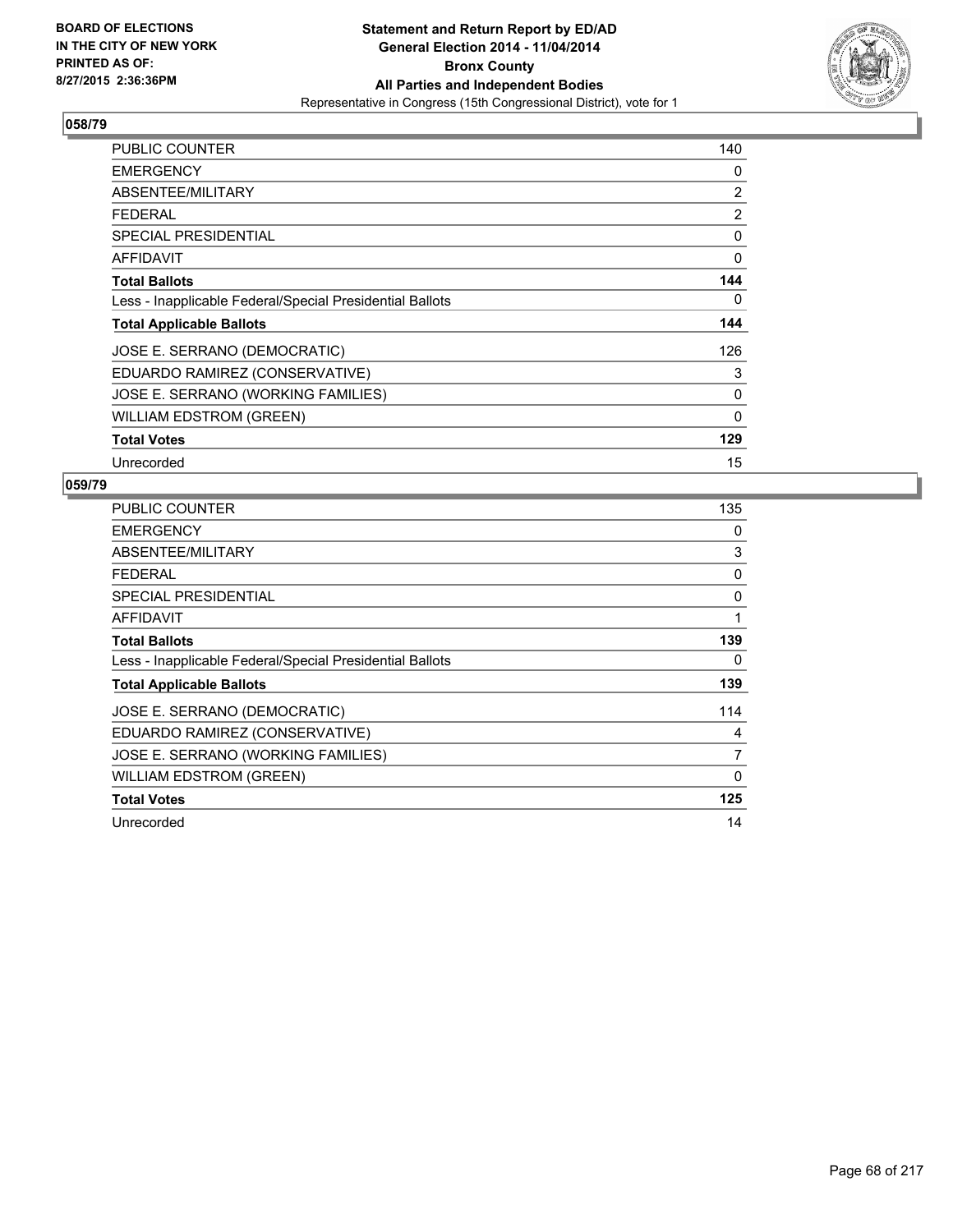**BOARD OF ELECTIONS IN THE CITY OF NEW YORK PRINTED AS OF: 8/27/2015 2:36:36PM**

**Statement and Return Report by ED/AD General Election 2014 - 11/04/2014 Bronx County All Parties and Independent Bodies**
Representative in Congress (15th Congressional District), vote for 1

## 058/79

| | |
|---|---|
| PUBLIC COUNTER | 140 |
| EMERGENCY | 0 |
| ABSENTEE/MILITARY | 2 |
| FEDERAL | 2 |
| SPECIAL PRESIDENTIAL | 0 |
| AFFIDAVIT | 0 |
| **Total Ballots** | **144** |
| Less - Inapplicable Federal/Special Presidential Ballots | 0 |
| **Total Applicable Ballots** | **144** |
| JOSE E. SERRANO (DEMOCRATIC) | 126 |
| EDUARDO RAMIREZ (CONSERVATIVE) | 3 |
| JOSE E. SERRANO (WORKING FAMILIES) | 0 |
| WILLIAM EDSTROM (GREEN) | 0 |
| **Total Votes** | **129** |
| Unrecorded | 15 |

## 059/79

| | |
|---|---|
| PUBLIC COUNTER | 135 |
| EMERGENCY | 0 |
| ABSENTEE/MILITARY | 3 |
| FEDERAL | 0 |
| SPECIAL PRESIDENTIAL | 0 |
| AFFIDAVIT | 1 |
| **Total Ballots** | **139** |
| Less - Inapplicable Federal/Special Presidential Ballots | 0 |
| **Total Applicable Ballots** | **139** |
| JOSE E. SERRANO (DEMOCRATIC) | 114 |
| EDUARDO RAMIREZ (CONSERVATIVE) | 4 |
| JOSE E. SERRANO (WORKING FAMILIES) | 7 |
| WILLIAM EDSTROM (GREEN) | 0 |
| **Total Votes** | **125** |
| Unrecorded | 14 |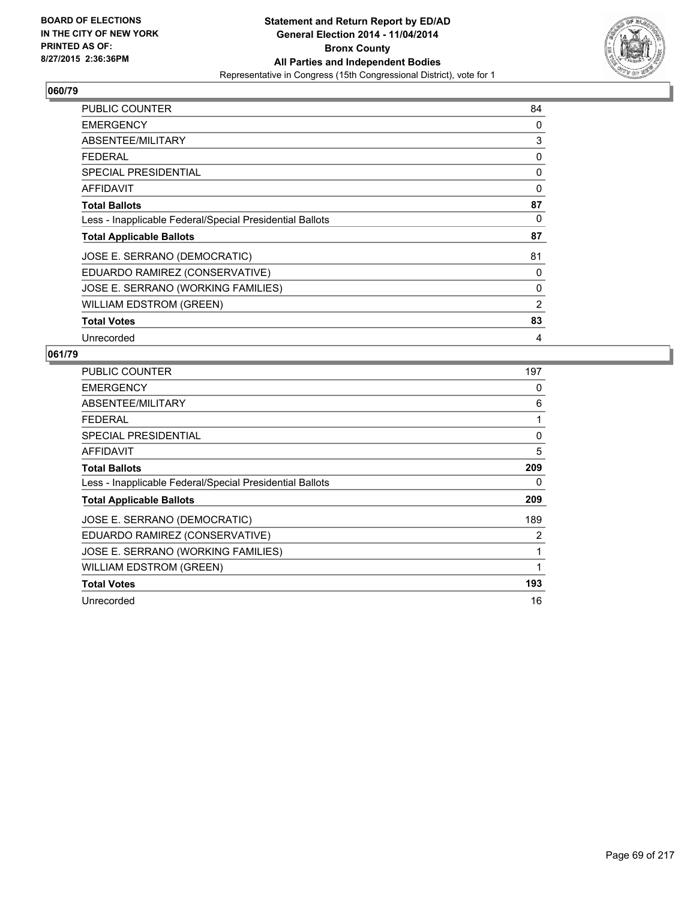**BOARD OF ELECTIONS IN THE CITY OF NEW YORK PRINTED AS OF: 8/27/2015 2:36:36PM**

**Statement and Return Report by ED/AD General Election 2014 - 11/04/2014 Bronx County All Parties and Independent Bodies**

Representative in Congress (15th Congressional District), vote for 1

## 060/79

| | |
|---|---|
| PUBLIC COUNTER | 84 |
| EMERGENCY | 0 |
| ABSENTEE/MILITARY | 3 |
| FEDERAL | 0 |
| SPECIAL PRESIDENTIAL | 0 |
| AFFIDAVIT | 0 |
| **Total Ballots** | **87** |
| Less - Inapplicable Federal/Special Presidential Ballots | 0 |
| **Total Applicable Ballots** | **87** |
| JOSE E. SERRANO (DEMOCRATIC) | 81 |
| EDUARDO RAMIREZ (CONSERVATIVE) | 0 |
| JOSE E. SERRANO (WORKING FAMILIES) | 0 |
| WILLIAM EDSTROM (GREEN) | 2 |
| **Total Votes** | **83** |
| Unrecorded | 4 |

## 061/79

| | |
|---|---|
| PUBLIC COUNTER | 197 |
| EMERGENCY | 0 |
| ABSENTEE/MILITARY | 6 |
| FEDERAL | 1 |
| SPECIAL PRESIDENTIAL | 0 |
| AFFIDAVIT | 5 |
| **Total Ballots** | **209** |
| Less - Inapplicable Federal/Special Presidential Ballots | 0 |
| **Total Applicable Ballots** | **209** |
| JOSE E. SERRANO (DEMOCRATIC) | 189 |
| EDUARDO RAMIREZ (CONSERVATIVE) | 2 |
| JOSE E. SERRANO (WORKING FAMILIES) | 1 |
| WILLIAM EDSTROM (GREEN) | 1 |
| **Total Votes** | **193** |
| Unrecorded | 16 |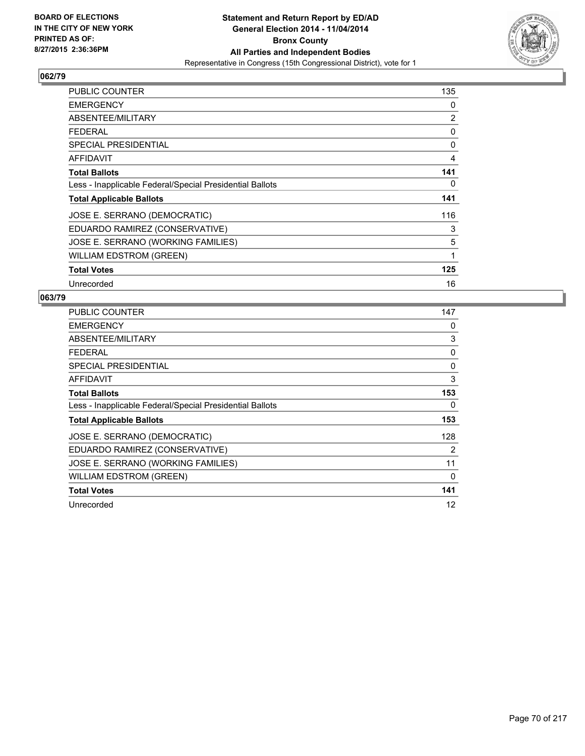BOARD OF ELECTIONS
IN THE CITY OF NEW YORK
PRINTED AS OF:
8/27/2015 2:36:36PM

**Statement and Return Report by ED/AD**
**General Election 2014 - 11/04/2014**
**Bronx County**
**All Parties and Independent Bodies**
Representative in Congress (15th Congressional District), vote for 1

## 062/79

| | |
|---|---|
| PUBLIC COUNTER | 135 |
| EMERGENCY | 0 |
| ABSENTEE/MILITARY | 2 |
| FEDERAL | 0 |
| SPECIAL PRESIDENTIAL | 0 |
| AFFIDAVIT | 4 |
| **Total Ballots** | **141** |
| Less - Inapplicable Federal/Special Presidential Ballots | 0 |
| **Total Applicable Ballots** | **141** |
| JOSE E. SERRANO (DEMOCRATIC) | 116 |
| EDUARDO RAMIREZ (CONSERVATIVE) | 3 |
| JOSE E. SERRANO (WORKING FAMILIES) | 5 |
| WILLIAM EDSTROM (GREEN) | 1 |
| **Total Votes** | **125** |
| Unrecorded | 16 |

## 063/79

| | |
|---|---|
| PUBLIC COUNTER | 147 |
| EMERGENCY | 0 |
| ABSENTEE/MILITARY | 3 |
| FEDERAL | 0 |
| SPECIAL PRESIDENTIAL | 0 |
| AFFIDAVIT | 3 |
| **Total Ballots** | **153** |
| Less - Inapplicable Federal/Special Presidential Ballots | 0 |
| **Total Applicable Ballots** | **153** |
| JOSE E. SERRANO (DEMOCRATIC) | 128 |
| EDUARDO RAMIREZ (CONSERVATIVE) | 2 |
| JOSE E. SERRANO (WORKING FAMILIES) | 11 |
| WILLIAM EDSTROM (GREEN) | 0 |
| **Total Votes** | **141** |
| Unrecorded | 12 |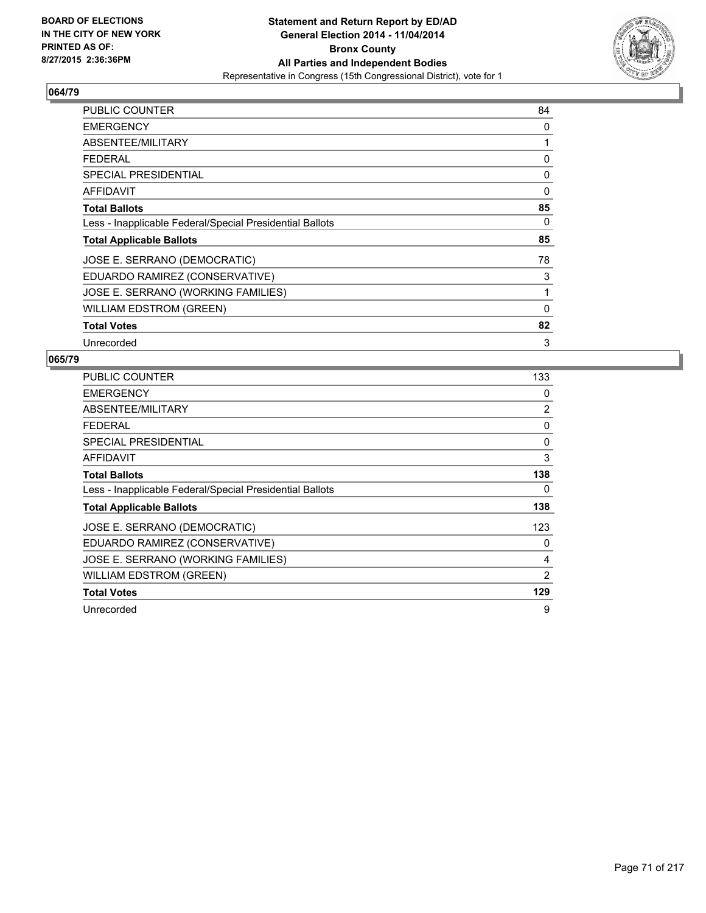**BOARD OF ELECTIONS IN THE CITY OF NEW YORK PRINTED AS OF: 8/27/2015 2:36:36PM**

**Statement and Return Report by ED/AD General Election 2014 - 11/04/2014 Bronx County All Parties and Independent Bodies**
Representative in Congress (15th Congressional District), vote for 1

### 064/79

| | |
|---|---|
| PUBLIC COUNTER | 84 |
| EMERGENCY | 0 |
| ABSENTEE/MILITARY | 1 |
| FEDERAL | 0 |
| SPECIAL PRESIDENTIAL | 0 |
| AFFIDAVIT | 0 |
| **Total Ballots** | **85** |
| Less - Inapplicable Federal/Special Presidential Ballots | 0 |
| **Total Applicable Ballots** | **85** |
| JOSE E. SERRANO (DEMOCRATIC) | 78 |
| EDUARDO RAMIREZ (CONSERVATIVE) | 3 |
| JOSE E. SERRANO (WORKING FAMILIES) | 1 |
| WILLIAM EDSTROM (GREEN) | 0 |
| **Total Votes** | **82** |
| Unrecorded | 3 |

### 065/79

| | |
|---|---|
| PUBLIC COUNTER | 133 |
| EMERGENCY | 0 |
| ABSENTEE/MILITARY | 2 |
| FEDERAL | 0 |
| SPECIAL PRESIDENTIAL | 0 |
| AFFIDAVIT | 3 |
| **Total Ballots** | **138** |
| Less - Inapplicable Federal/Special Presidential Ballots | 0 |
| **Total Applicable Ballots** | **138** |
| JOSE E. SERRANO (DEMOCRATIC) | 123 |
| EDUARDO RAMIREZ (CONSERVATIVE) | 0 |
| JOSE E. SERRANO (WORKING FAMILIES) | 4 |
| WILLIAM EDSTROM (GREEN) | 2 |
| **Total Votes** | **129** |
| Unrecorded | 9 |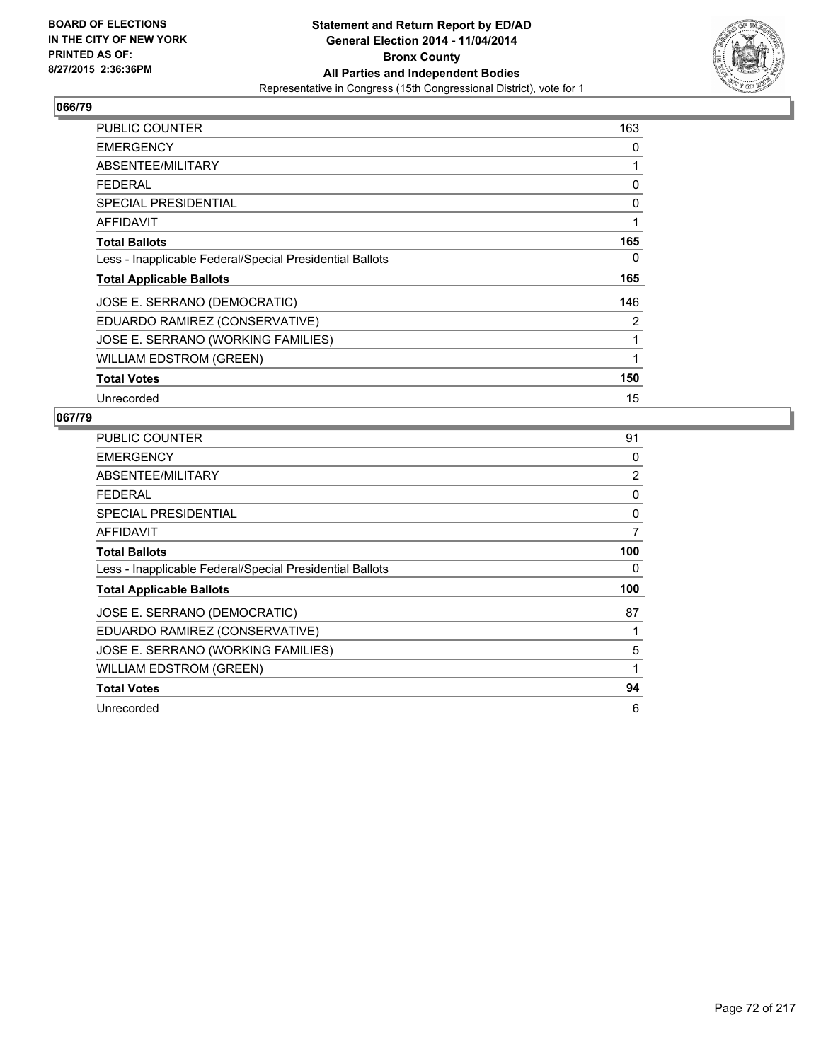BOARD OF ELECTIONS
IN THE CITY OF NEW YORK
PRINTED AS OF:
8/27/2015 2:36:36PM

**Statement and Return Report by ED/AD**
**General Election 2014 - 11/04/2014**
**Bronx County**
**All Parties and Independent Bodies**
Representative in Congress (15th Congressional District), vote for 1

## 066/79

| | |
|---|---|
| PUBLIC COUNTER | 163 |
| EMERGENCY | 0 |
| ABSENTEE/MILITARY | 1 |
| FEDERAL | 0 |
| SPECIAL PRESIDENTIAL | 0 |
| AFFIDAVIT | 1 |
| **Total Ballots** | **165** |
| Less - Inapplicable Federal/Special Presidential Ballots | 0 |
| **Total Applicable Ballots** | **165** |
| JOSE E. SERRANO (DEMOCRATIC) | 146 |
| EDUARDO RAMIREZ (CONSERVATIVE) | 2 |
| JOSE E. SERRANO (WORKING FAMILIES) | 1 |
| WILLIAM EDSTROM (GREEN) | 1 |
| **Total Votes** | **150** |
| Unrecorded | 15 |

## 067/79

| | |
|---|---|
| PUBLIC COUNTER | 91 |
| EMERGENCY | 0 |
| ABSENTEE/MILITARY | 2 |
| FEDERAL | 0 |
| SPECIAL PRESIDENTIAL | 0 |
| AFFIDAVIT | 7 |
| **Total Ballots** | **100** |
| Less - Inapplicable Federal/Special Presidential Ballots | 0 |
| **Total Applicable Ballots** | **100** |
| JOSE E. SERRANO (DEMOCRATIC) | 87 |
| EDUARDO RAMIREZ (CONSERVATIVE) | 1 |
| JOSE E. SERRANO (WORKING FAMILIES) | 5 |
| WILLIAM EDSTROM (GREEN) | 1 |
| **Total Votes** | **94** |
| Unrecorded | 6 |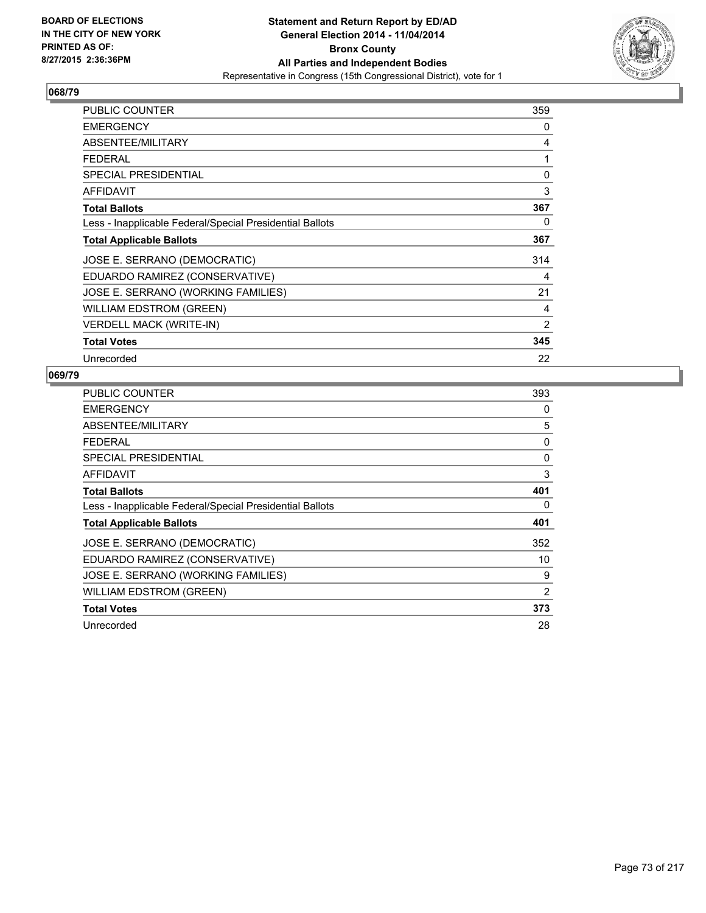**BOARD OF ELECTIONS IN THE CITY OF NEW YORK PRINTED AS OF: 8/27/2015 2:36:36PM**

**Statement and Return Report by ED/AD General Election 2014 - 11/04/2014 Bronx County All Parties and Independent Bodies**
Representative in Congress (15th Congressional District), vote for 1

### 068/79

| | |
|---|---|
| PUBLIC COUNTER | 359 |
| EMERGENCY | 0 |
| ABSENTEE/MILITARY | 4 |
| FEDERAL | 1 |
| SPECIAL PRESIDENTIAL | 0 |
| AFFIDAVIT | 3 |
| **Total Ballots** | **367** |
| Less - Inapplicable Federal/Special Presidential Ballots | 0 |
| **Total Applicable Ballots** | **367** |
| JOSE E. SERRANO (DEMOCRATIC) | 314 |
| EDUARDO RAMIREZ (CONSERVATIVE) | 4 |
| JOSE E. SERRANO (WORKING FAMILIES) | 21 |
| WILLIAM EDSTROM (GREEN) | 4 |
| VERDELL MACK (WRITE-IN) | 2 |
| **Total Votes** | **345** |
| Unrecorded | 22 |

### 069/79

| | |
|---|---|
| PUBLIC COUNTER | 393 |
| EMERGENCY | 0 |
| ABSENTEE/MILITARY | 5 |
| FEDERAL | 0 |
| SPECIAL PRESIDENTIAL | 0 |
| AFFIDAVIT | 3 |
| **Total Ballots** | **401** |
| Less - Inapplicable Federal/Special Presidential Ballots | 0 |
| **Total Applicable Ballots** | **401** |
| JOSE E. SERRANO (DEMOCRATIC) | 352 |
| EDUARDO RAMIREZ (CONSERVATIVE) | 10 |
| JOSE E. SERRANO (WORKING FAMILIES) | 9 |
| WILLIAM EDSTROM (GREEN) | 2 |
| **Total Votes** | **373** |
| Unrecorded | 28 |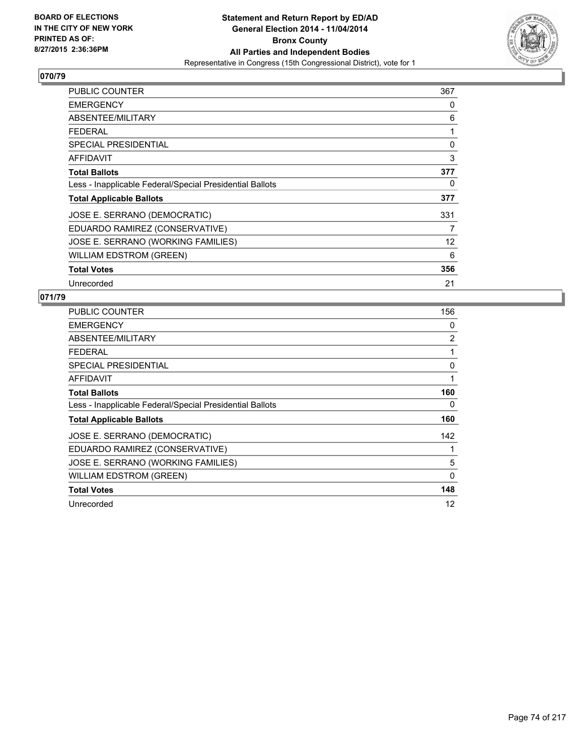BOARD OF ELECTIONS
IN THE CITY OF NEW YORK
PRINTED AS OF:
8/27/2015 2:36:36PM

**Statement and Return Report by ED/AD**
**General Election 2014 - 11/04/2014**
**Bronx County**
**All Parties and Independent Bodies**
Representative in Congress (15th Congressional District), vote for 1

## 070/79

| | |
|---|---|
| PUBLIC COUNTER | 367 |
| EMERGENCY | 0 |
| ABSENTEE/MILITARY | 6 |
| FEDERAL | 1 |
| SPECIAL PRESIDENTIAL | 0 |
| AFFIDAVIT | 3 |
| **Total Ballots** | **377** |
| Less - Inapplicable Federal/Special Presidential Ballots | 0 |
| **Total Applicable Ballots** | **377** |
| JOSE E. SERRANO (DEMOCRATIC) | 331 |
| EDUARDO RAMIREZ (CONSERVATIVE) | 7 |
| JOSE E. SERRANO (WORKING FAMILIES) | 12 |
| WILLIAM EDSTROM (GREEN) | 6 |
| **Total Votes** | **356** |
| Unrecorded | 21 |

## 071/79

| | |
|---|---|
| PUBLIC COUNTER | 156 |
| EMERGENCY | 0 |
| ABSENTEE/MILITARY | 2 |
| FEDERAL | 1 |
| SPECIAL PRESIDENTIAL | 0 |
| AFFIDAVIT | 1 |
| **Total Ballots** | **160** |
| Less - Inapplicable Federal/Special Presidential Ballots | 0 |
| **Total Applicable Ballots** | **160** |
| JOSE E. SERRANO (DEMOCRATIC) | 142 |
| EDUARDO RAMIREZ (CONSERVATIVE) | 1 |
| JOSE E. SERRANO (WORKING FAMILIES) | 5 |
| WILLIAM EDSTROM (GREEN) | 0 |
| **Total Votes** | **148** |
| Unrecorded | 12 |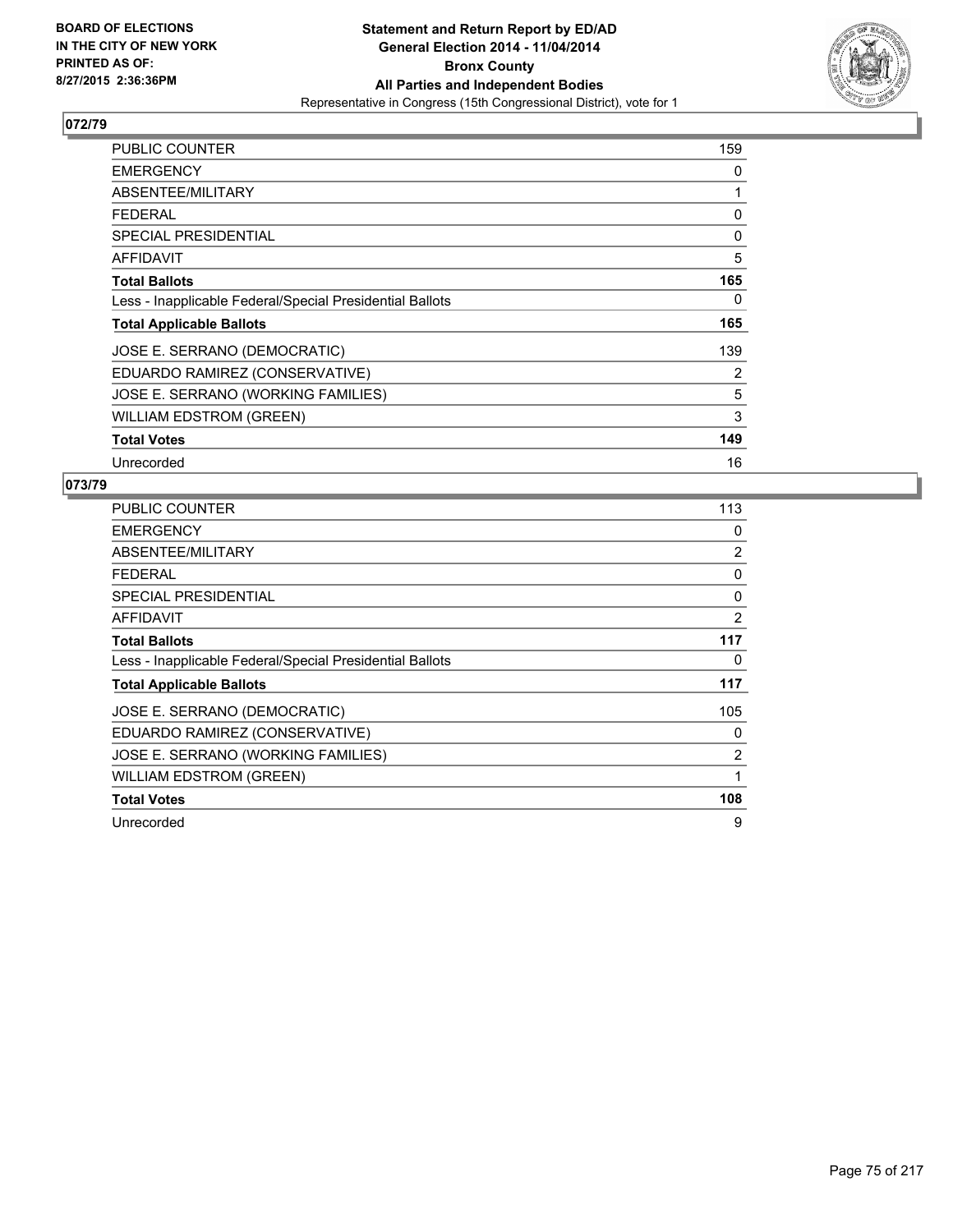**BOARD OF ELECTIONS IN THE CITY OF NEW YORK PRINTED AS OF: 8/27/2015 2:36:36PM**

# Statement and Return Report by ED/AD
## General Election 2014 - 11/04/2014
## Bronx County
## All Parties and Independent Bodies
### Representative in Congress (15th Congressional District), vote for 1

## 072/79

| | |
|---|---|
| PUBLIC COUNTER | 159 |
| EMERGENCY | 0 |
| ABSENTEE/MILITARY | 1 |
| FEDERAL | 0 |
| SPECIAL PRESIDENTIAL | 0 |
| AFFIDAVIT | 5 |
| **Total Ballots** | **165** |
| Less - Inapplicable Federal/Special Presidential Ballots | 0 |
| **Total Applicable Ballots** | **165** |
| JOSE E. SERRANO (DEMOCRATIC) | 139 |
| EDUARDO RAMIREZ (CONSERVATIVE) | 2 |
| JOSE E. SERRANO (WORKING FAMILIES) | 5 |
| WILLIAM EDSTROM (GREEN) | 3 |
| **Total Votes** | **149** |
| Unrecorded | 16 |

## 073/79

| | |
|---|---|
| PUBLIC COUNTER | 113 |
| EMERGENCY | 0 |
| ABSENTEE/MILITARY | 2 |
| FEDERAL | 0 |
| SPECIAL PRESIDENTIAL | 0 |
| AFFIDAVIT | 2 |
| **Total Ballots** | **117** |
| Less - Inapplicable Federal/Special Presidential Ballots | 0 |
| **Total Applicable Ballots** | **117** |
| JOSE E. SERRANO (DEMOCRATIC) | 105 |
| EDUARDO RAMIREZ (CONSERVATIVE) | 0 |
| JOSE E. SERRANO (WORKING FAMILIES) | 2 |
| WILLIAM EDSTROM (GREEN) | 1 |
| **Total Votes** | **108** |
| Unrecorded | 9 |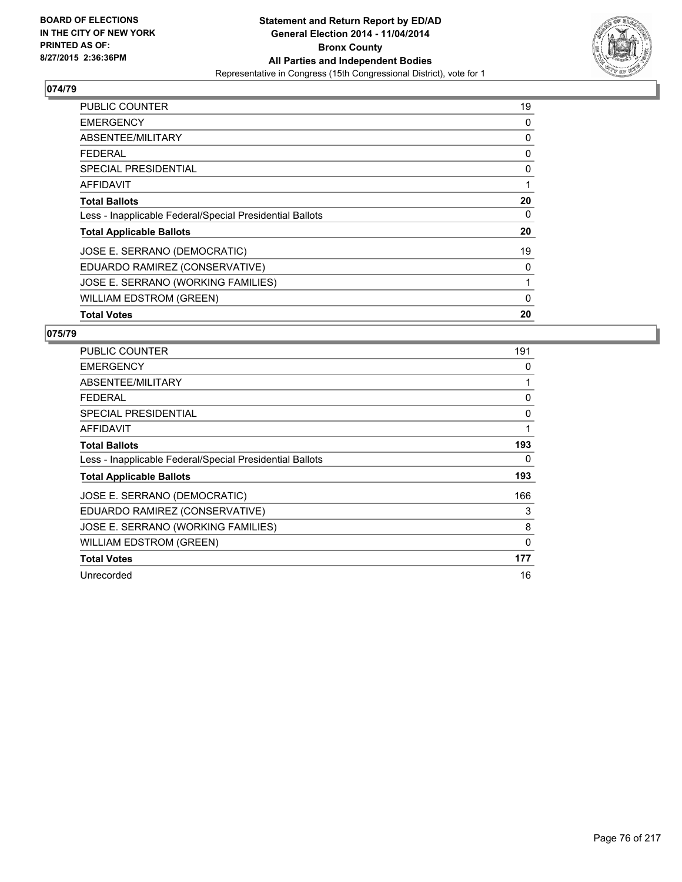BOARD OF ELECTIONS
IN THE CITY OF NEW YORK
PRINTED AS OF:
8/27/2015 2:36:36PM

**Statement and Return Report by ED/AD**
**General Election 2014 - 11/04/2014**
**Bronx County**
**All Parties and Independent Bodies**
Representative in Congress (15th Congressional District), vote for 1

## 074/79

| | |
|---|---|
| PUBLIC COUNTER | 19 |
| EMERGENCY | 0 |
| ABSENTEE/MILITARY | 0 |
| FEDERAL | 0 |
| SPECIAL PRESIDENTIAL | 0 |
| AFFIDAVIT | 1 |
| **Total Ballots** | **20** |
| Less - Inapplicable Federal/Special Presidential Ballots | 0 |
| **Total Applicable Ballots** | **20** |
| JOSE E. SERRANO (DEMOCRATIC) | 19 |
| EDUARDO RAMIREZ (CONSERVATIVE) | 0 |
| JOSE E. SERRANO (WORKING FAMILIES) | 1 |
| WILLIAM EDSTROM (GREEN) | 0 |
| **Total Votes** | **20** |

## 075/79

| | |
|---|---|
| PUBLIC COUNTER | 191 |
| EMERGENCY | 0 |
| ABSENTEE/MILITARY | 1 |
| FEDERAL | 0 |
| SPECIAL PRESIDENTIAL | 0 |
| AFFIDAVIT | 1 |
| **Total Ballots** | **193** |
| Less - Inapplicable Federal/Special Presidential Ballots | 0 |
| **Total Applicable Ballots** | **193** |
| JOSE E. SERRANO (DEMOCRATIC) | 166 |
| EDUARDO RAMIREZ (CONSERVATIVE) | 3 |
| JOSE E. SERRANO (WORKING FAMILIES) | 8 |
| WILLIAM EDSTROM (GREEN) | 0 |
| **Total Votes** | **177** |
| Unrecorded | 16 |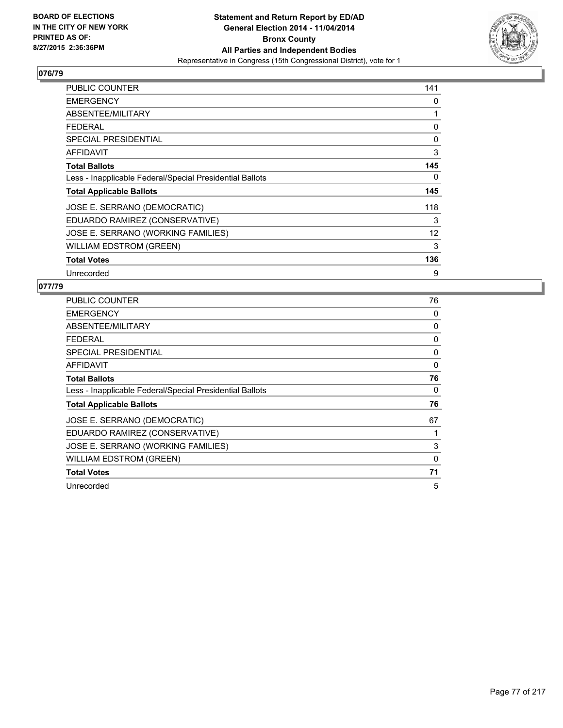## 076/79

| | |
|---|---|
| PUBLIC COUNTER | 141 |
| EMERGENCY | 0 |
| ABSENTEE/MILITARY | 1 |
| FEDERAL | 0 |
| SPECIAL PRESIDENTIAL | 0 |
| AFFIDAVIT | 3 |
| **Total Ballots** | **145** |
| Less - Inapplicable Federal/Special Presidential Ballots | 0 |
| **Total Applicable Ballots** | **145** |
| JOSE E. SERRANO (DEMOCRATIC) | 118 |
| EDUARDO RAMIREZ (CONSERVATIVE) | 3 |
| JOSE E. SERRANO (WORKING FAMILIES) | 12 |
| WILLIAM EDSTROM (GREEN) | 3 |
| **Total Votes** | **136** |
| Unrecorded | 9 |

## 077/79

| | |
|---|---|
| PUBLIC COUNTER | 76 |
| EMERGENCY | 0 |
| ABSENTEE/MILITARY | 0 |
| FEDERAL | 0 |
| SPECIAL PRESIDENTIAL | 0 |
| AFFIDAVIT | 0 |
| **Total Ballots** | **76** |
| Less - Inapplicable Federal/Special Presidential Ballots | 0 |
| **Total Applicable Ballots** | **76** |
| JOSE E. SERRANO (DEMOCRATIC) | 67 |
| EDUARDO RAMIREZ (CONSERVATIVE) | 1 |
| JOSE E. SERRANO (WORKING FAMILIES) | 3 |
| WILLIAM EDSTROM (GREEN) | 0 |
| **Total Votes** | **71** |
| Unrecorded | 5 |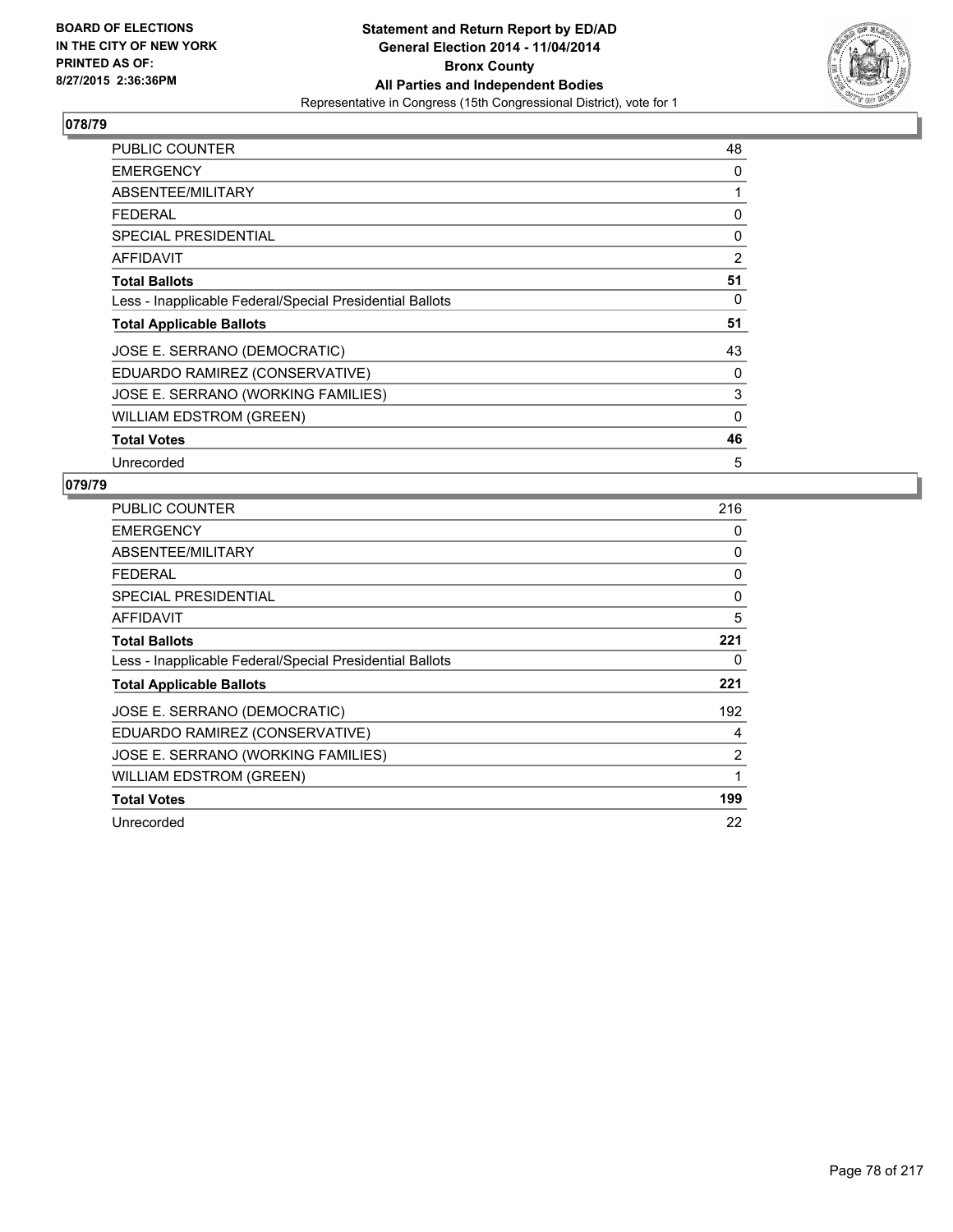**BOARD OF ELECTIONS IN THE CITY OF NEW YORK PRINTED AS OF: 8/27/2015 2:36:36PM**

**Statement and Return Report by ED/AD General Election 2014 - 11/04/2014 Bronx County All Parties and Independent Bodies**
Representative in Congress (15th Congressional District), vote for 1

## 078/79

| | |
|---|---|
| PUBLIC COUNTER | 48 |
| EMERGENCY | 0 |
| ABSENTEE/MILITARY | 1 |
| FEDERAL | 0 |
| SPECIAL PRESIDENTIAL | 0 |
| AFFIDAVIT | 2 |
| **Total Ballots** | **51** |
| Less - Inapplicable Federal/Special Presidential Ballots | 0 |
| **Total Applicable Ballots** | **51** |
| JOSE E. SERRANO (DEMOCRATIC) | 43 |
| EDUARDO RAMIREZ (CONSERVATIVE) | 0 |
| JOSE E. SERRANO (WORKING FAMILIES) | 3 |
| WILLIAM EDSTROM (GREEN) | 0 |
| **Total Votes** | **46** |
| Unrecorded | 5 |

## 079/79

| | |
|---|---|
| PUBLIC COUNTER | 216 |
| EMERGENCY | 0 |
| ABSENTEE/MILITARY | 0 |
| FEDERAL | 0 |
| SPECIAL PRESIDENTIAL | 0 |
| AFFIDAVIT | 5 |
| **Total Ballots** | **221** |
| Less - Inapplicable Federal/Special Presidential Ballots | 0 |
| **Total Applicable Ballots** | **221** |
| JOSE E. SERRANO (DEMOCRATIC) | 192 |
| EDUARDO RAMIREZ (CONSERVATIVE) | 4 |
| JOSE E. SERRANO (WORKING FAMILIES) | 2 |
| WILLIAM EDSTROM (GREEN) | 1 |
| **Total Votes** | **199** |
| Unrecorded | 22 |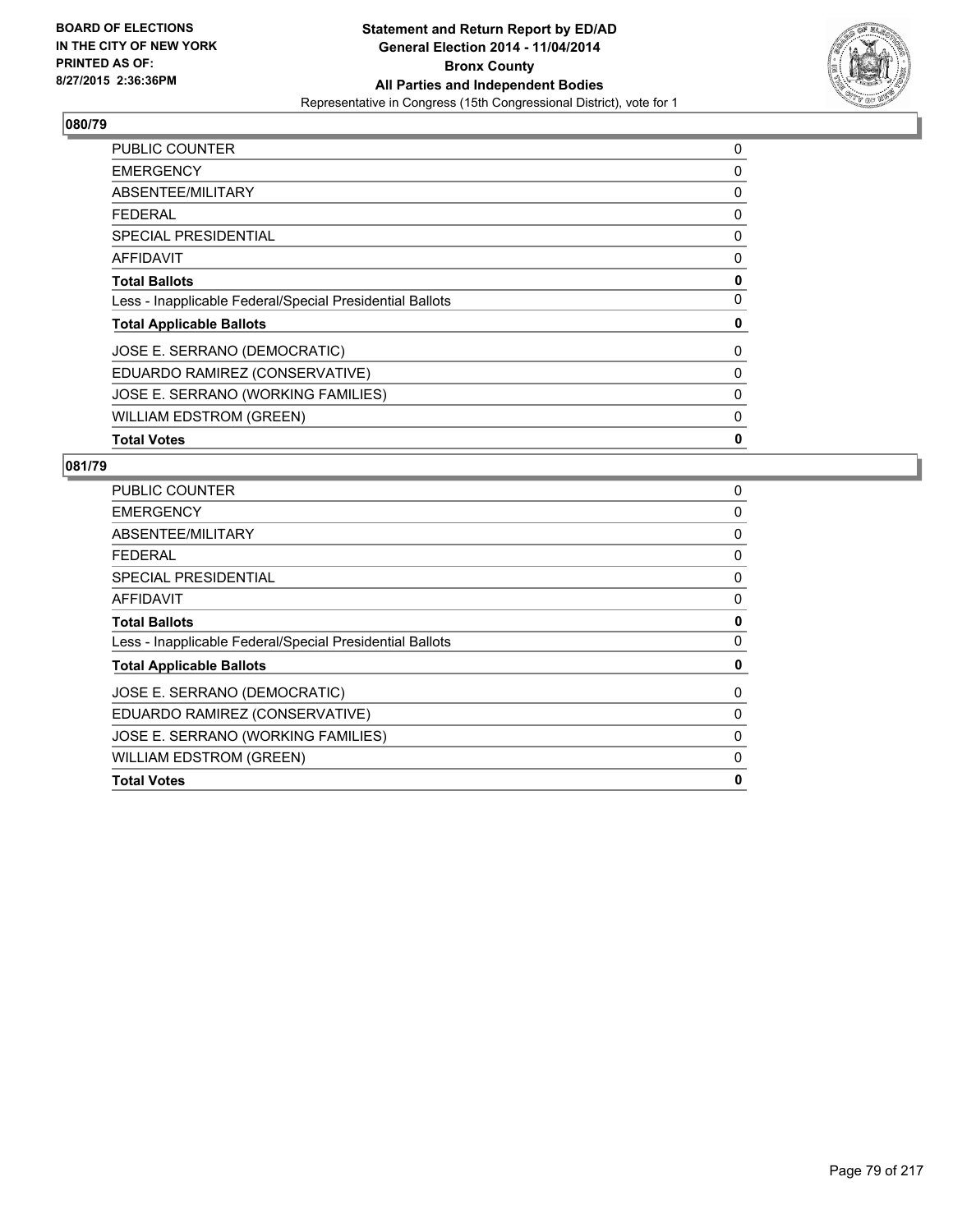BOARD OF ELECTIONS
IN THE CITY OF NEW YORK
PRINTED AS OF:
8/27/2015 2:36:36PM

**Statement and Return Report by ED/AD**
**General Election 2014 - 11/04/2014**
**Bronx County**
**All Parties and Independent Bodies**
Representative in Congress (15th Congressional District), vote for 1

## 080/79

| | |
|---|---|
| PUBLIC COUNTER | 0 |
| EMERGENCY | 0 |
| ABSENTEE/MILITARY | 0 |
| FEDERAL | 0 |
| SPECIAL PRESIDENTIAL | 0 |
| AFFIDAVIT | 0 |
| **Total Ballots** | **0** |
| Less - Inapplicable Federal/Special Presidential Ballots | 0 |
| **Total Applicable Ballots** | **0** |
| JOSE E. SERRANO (DEMOCRATIC) | 0 |
| EDUARDO RAMIREZ (CONSERVATIVE) | 0 |
| JOSE E. SERRANO (WORKING FAMILIES) | 0 |
| WILLIAM EDSTROM (GREEN) | 0 |
| **Total Votes** | **0** |

## 081/79

| | |
|---|---|
| PUBLIC COUNTER | 0 |
| EMERGENCY | 0 |
| ABSENTEE/MILITARY | 0 |
| FEDERAL | 0 |
| SPECIAL PRESIDENTIAL | 0 |
| AFFIDAVIT | 0 |
| **Total Ballots** | **0** |
| Less - Inapplicable Federal/Special Presidential Ballots | 0 |
| **Total Applicable Ballots** | **0** |
| JOSE E. SERRANO (DEMOCRATIC) | 0 |
| EDUARDO RAMIREZ (CONSERVATIVE) | 0 |
| JOSE E. SERRANO (WORKING FAMILIES) | 0 |
| WILLIAM EDSTROM (GREEN) | 0 |
| **Total Votes** | **0** |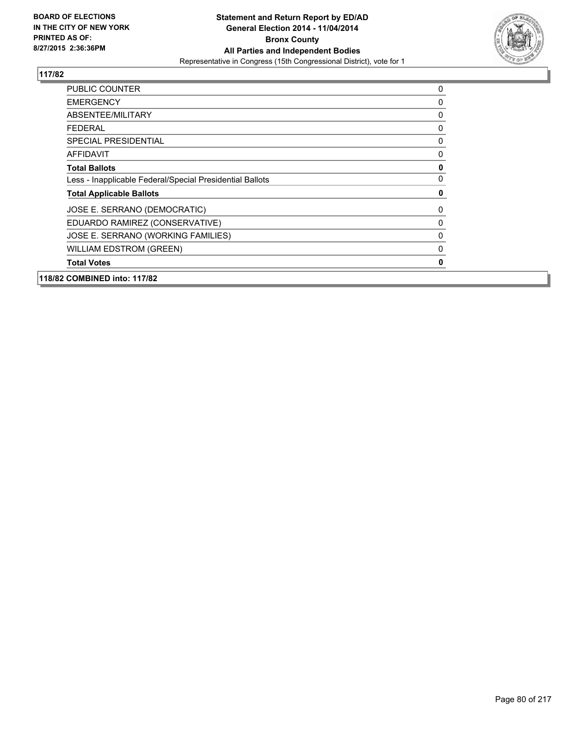**BOARD OF ELECTIONS IN THE CITY OF NEW YORK PRINTED AS OF: 8/27/2015 2:36:36PM**

**Statement and Return Report by ED/AD General Election 2014 - 11/04/2014 Bronx County All Parties and Independent Bodies**

Representative in Congress (15th Congressional District), vote for 1

**117/82**

| | |
|---|---|
| PUBLIC COUNTER | 0 |
| EMERGENCY | 0 |
| ABSENTEE/MILITARY | 0 |
| FEDERAL | 0 |
| SPECIAL PRESIDENTIAL | 0 |
| AFFIDAVIT | 0 |
| **Total Ballots** | **0** |
| Less - Inapplicable Federal/Special Presidential Ballots | 0 |
| **Total Applicable Ballots** | **0** |
| JOSE E. SERRANO (DEMOCRATIC) | 0 |
| EDUARDO RAMIREZ (CONSERVATIVE) | 0 |
| JOSE E. SERRANO (WORKING FAMILIES) | 0 |
| WILLIAM EDSTROM (GREEN) | 0 |
| **Total Votes** | **0** |

**118/82 COMBINED into: 117/82**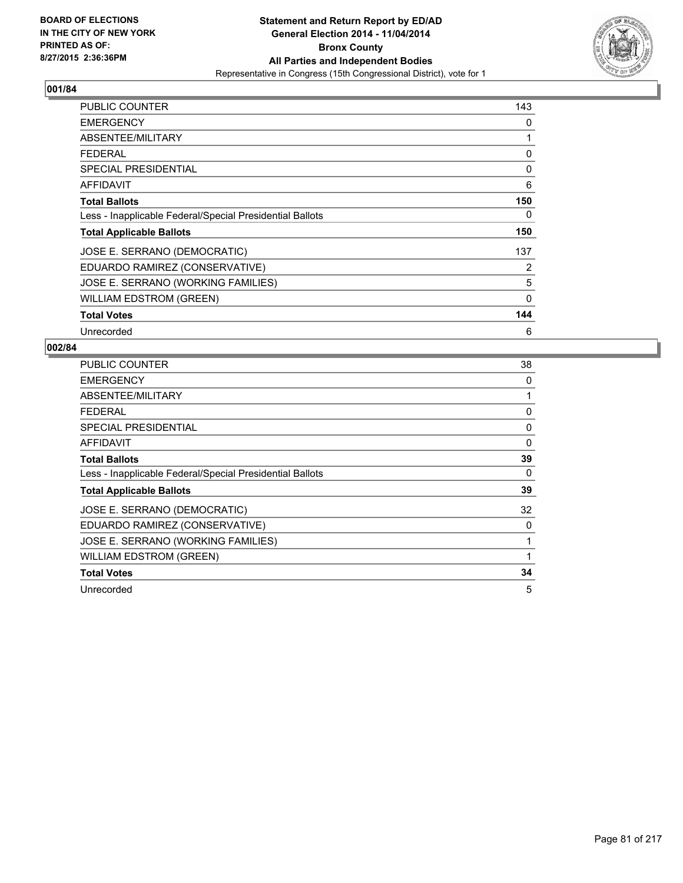**BOARD OF ELECTIONS IN THE CITY OF NEW YORK PRINTED AS OF: 8/27/2015 2:36:36PM**

**Statement and Return Report by ED/AD General Election 2014 - 11/04/2014 Bronx County All Parties and Independent Bodies**
Representative in Congress (15th Congressional District), vote for 1

### 001/84

| | |
|---|---|
| PUBLIC COUNTER | 143 |
| EMERGENCY | 0 |
| ABSENTEE/MILITARY | 1 |
| FEDERAL | 0 |
| SPECIAL PRESIDENTIAL | 0 |
| AFFIDAVIT | 6 |
| **Total Ballots** | **150** |
| Less - Inapplicable Federal/Special Presidential Ballots | 0 |
| **Total Applicable Ballots** | **150** |
| JOSE E. SERRANO (DEMOCRATIC) | 137 |
| EDUARDO RAMIREZ (CONSERVATIVE) | 2 |
| JOSE E. SERRANO (WORKING FAMILIES) | 5 |
| WILLIAM EDSTROM (GREEN) | 0 |
| **Total Votes** | **144** |
| Unrecorded | 6 |

### 002/84

| | |
|---|---|
| PUBLIC COUNTER | 38 |
| EMERGENCY | 0 |
| ABSENTEE/MILITARY | 1 |
| FEDERAL | 0 |
| SPECIAL PRESIDENTIAL | 0 |
| AFFIDAVIT | 0 |
| **Total Ballots** | **39** |
| Less - Inapplicable Federal/Special Presidential Ballots | 0 |
| **Total Applicable Ballots** | **39** |
| JOSE E. SERRANO (DEMOCRATIC) | 32 |
| EDUARDO RAMIREZ (CONSERVATIVE) | 0 |
| JOSE E. SERRANO (WORKING FAMILIES) | 1 |
| WILLIAM EDSTROM (GREEN) | 1 |
| **Total Votes** | **34** |
| Unrecorded | 5 |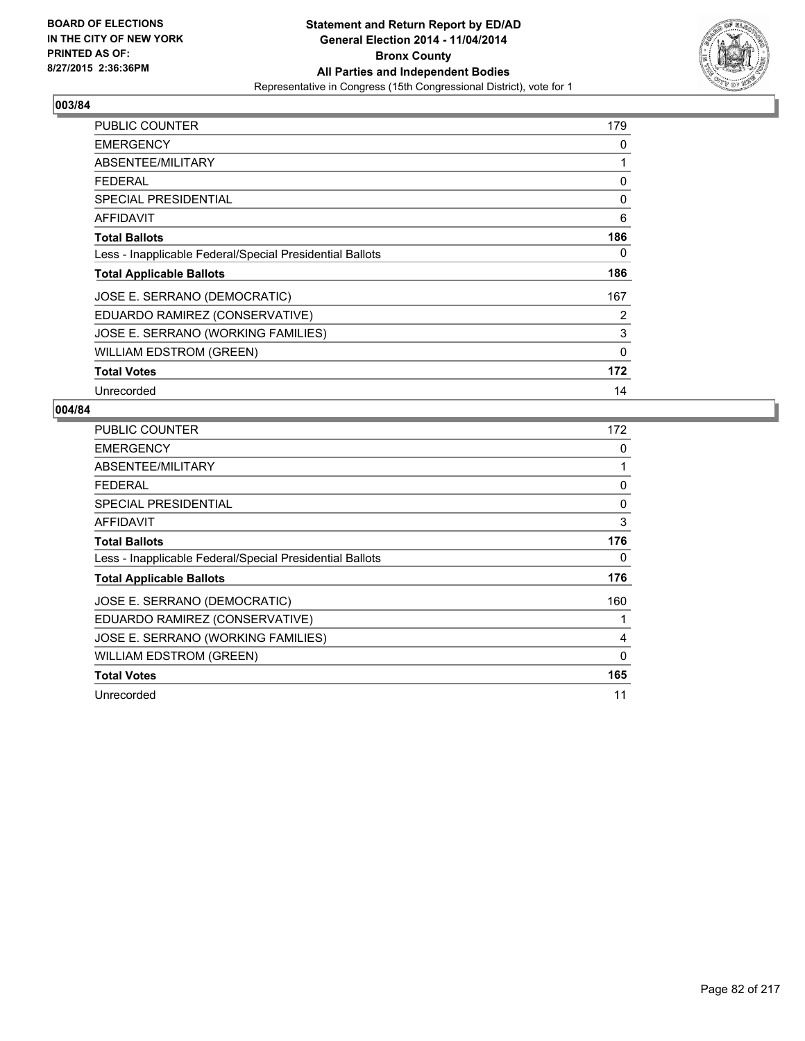BOARD OF ELECTIONS
IN THE CITY OF NEW YORK
PRINTED AS OF:
8/27/2015 2:36:36PM

**Statement and Return Report by ED/AD**
**General Election 2014 - 11/04/2014**
**Bronx County**
**All Parties and Independent Bodies**
Representative in Congress (15th Congressional District), vote for 1

## 003/84

| | |
|---|---|
| PUBLIC COUNTER | 179 |
| EMERGENCY | 0 |
| ABSENTEE/MILITARY | 1 |
| FEDERAL | 0 |
| SPECIAL PRESIDENTIAL | 0 |
| AFFIDAVIT | 6 |
| **Total Ballots** | **186** |
| Less - Inapplicable Federal/Special Presidential Ballots | 0 |
| **Total Applicable Ballots** | **186** |
| JOSE E. SERRANO (DEMOCRATIC) | 167 |
| EDUARDO RAMIREZ (CONSERVATIVE) | 2 |
| JOSE E. SERRANO (WORKING FAMILIES) | 3 |
| WILLIAM EDSTROM (GREEN) | 0 |
| **Total Votes** | **172** |
| Unrecorded | 14 |

## 004/84

| | |
|---|---|
| PUBLIC COUNTER | 172 |
| EMERGENCY | 0 |
| ABSENTEE/MILITARY | 1 |
| FEDERAL | 0 |
| SPECIAL PRESIDENTIAL | 0 |
| AFFIDAVIT | 3 |
| **Total Ballots** | **176** |
| Less - Inapplicable Federal/Special Presidential Ballots | 0 |
| **Total Applicable Ballots** | **176** |
| JOSE E. SERRANO (DEMOCRATIC) | 160 |
| EDUARDO RAMIREZ (CONSERVATIVE) | 1 |
| JOSE E. SERRANO (WORKING FAMILIES) | 4 |
| WILLIAM EDSTROM (GREEN) | 0 |
| **Total Votes** | **165** |
| Unrecorded | 11 |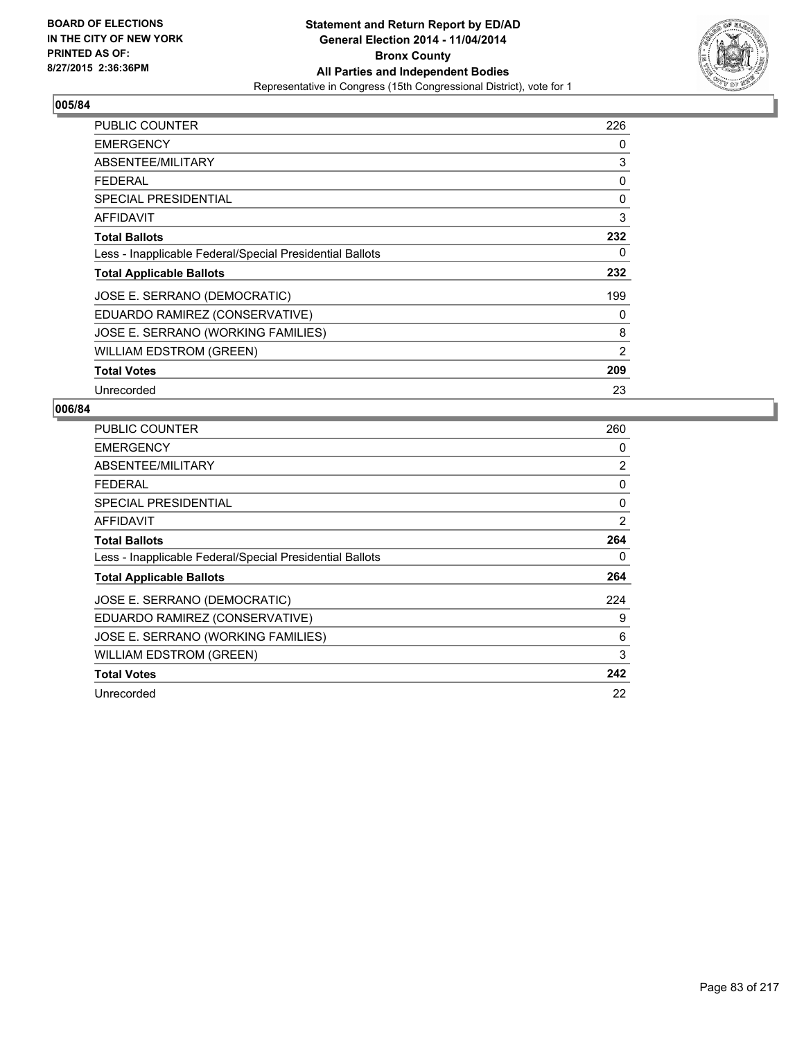**BOARD OF ELECTIONS IN THE CITY OF NEW YORK PRINTED AS OF: 8/27/2015 2:36:36PM**

**Statement and Return Report by ED/AD General Election 2014 - 11/04/2014 Bronx County All Parties and Independent Bodies**
Representative in Congress (15th Congressional District), vote for 1

## 005/84

| | |
|---|---|
| PUBLIC COUNTER | 226 |
| EMERGENCY | 0 |
| ABSENTEE/MILITARY | 3 |
| FEDERAL | 0 |
| SPECIAL PRESIDENTIAL | 0 |
| AFFIDAVIT | 3 |
| **Total Ballots** | **232** |
| Less - Inapplicable Federal/Special Presidential Ballots | 0 |
| **Total Applicable Ballots** | **232** |
| JOSE E. SERRANO (DEMOCRATIC) | 199 |
| EDUARDO RAMIREZ (CONSERVATIVE) | 0 |
| JOSE E. SERRANO (WORKING FAMILIES) | 8 |
| WILLIAM EDSTROM (GREEN) | 2 |
| **Total Votes** | **209** |
| Unrecorded | 23 |

## 006/84

| | |
|---|---|
| PUBLIC COUNTER | 260 |
| EMERGENCY | 0 |
| ABSENTEE/MILITARY | 2 |
| FEDERAL | 0 |
| SPECIAL PRESIDENTIAL | 0 |
| AFFIDAVIT | 2 |
| **Total Ballots** | **264** |
| Less - Inapplicable Federal/Special Presidential Ballots | 0 |
| **Total Applicable Ballots** | **264** |
| JOSE E. SERRANO (DEMOCRATIC) | 224 |
| EDUARDO RAMIREZ (CONSERVATIVE) | 9 |
| JOSE E. SERRANO (WORKING FAMILIES) | 6 |
| WILLIAM EDSTROM (GREEN) | 3 |
| **Total Votes** | **242** |
| Unrecorded | 22 |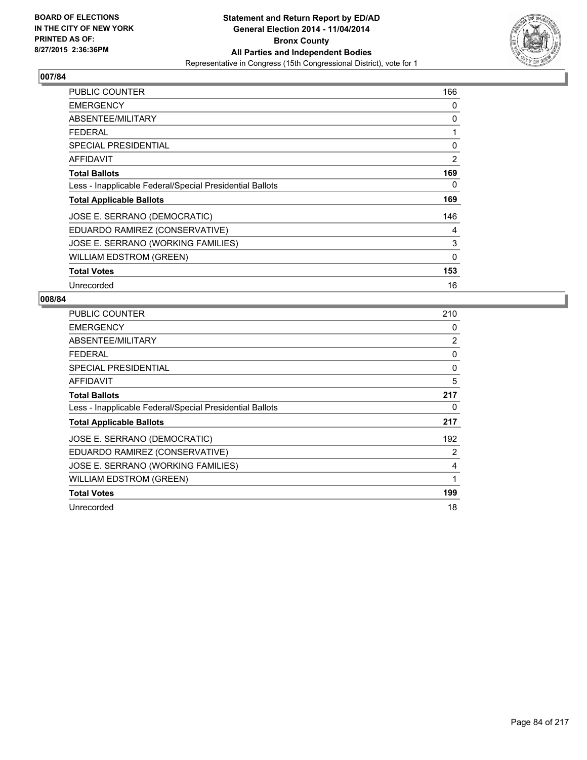BOARD OF ELECTIONS
IN THE CITY OF NEW YORK
PRINTED AS OF:
8/27/2015 2:36:36PM

**Statement and Return Report by ED/AD**
**General Election 2014 - 11/04/2014**
**Bronx County**
**All Parties and Independent Bodies**
Representative in Congress (15th Congressional District), vote for 1

## 007/84

| | |
|---|---|
| PUBLIC COUNTER | 166 |
| EMERGENCY | 0 |
| ABSENTEE/MILITARY | 0 |
| FEDERAL | 1 |
| SPECIAL PRESIDENTIAL | 0 |
| AFFIDAVIT | 2 |
| **Total Ballots** | **169** |
| Less - Inapplicable Federal/Special Presidential Ballots | 0 |
| **Total Applicable Ballots** | **169** |
| JOSE E. SERRANO (DEMOCRATIC) | 146 |
| EDUARDO RAMIREZ (CONSERVATIVE) | 4 |
| JOSE E. SERRANO (WORKING FAMILIES) | 3 |
| WILLIAM EDSTROM (GREEN) | 0 |
| **Total Votes** | **153** |
| Unrecorded | 16 |

## 008/84

| | |
|---|---|
| PUBLIC COUNTER | 210 |
| EMERGENCY | 0 |
| ABSENTEE/MILITARY | 2 |
| FEDERAL | 0 |
| SPECIAL PRESIDENTIAL | 0 |
| AFFIDAVIT | 5 |
| **Total Ballots** | **217** |
| Less - Inapplicable Federal/Special Presidential Ballots | 0 |
| **Total Applicable Ballots** | **217** |
| JOSE E. SERRANO (DEMOCRATIC) | 192 |
| EDUARDO RAMIREZ (CONSERVATIVE) | 2 |
| JOSE E. SERRANO (WORKING FAMILIES) | 4 |
| WILLIAM EDSTROM (GREEN) | 1 |
| **Total Votes** | **199** |
| Unrecorded | 18 |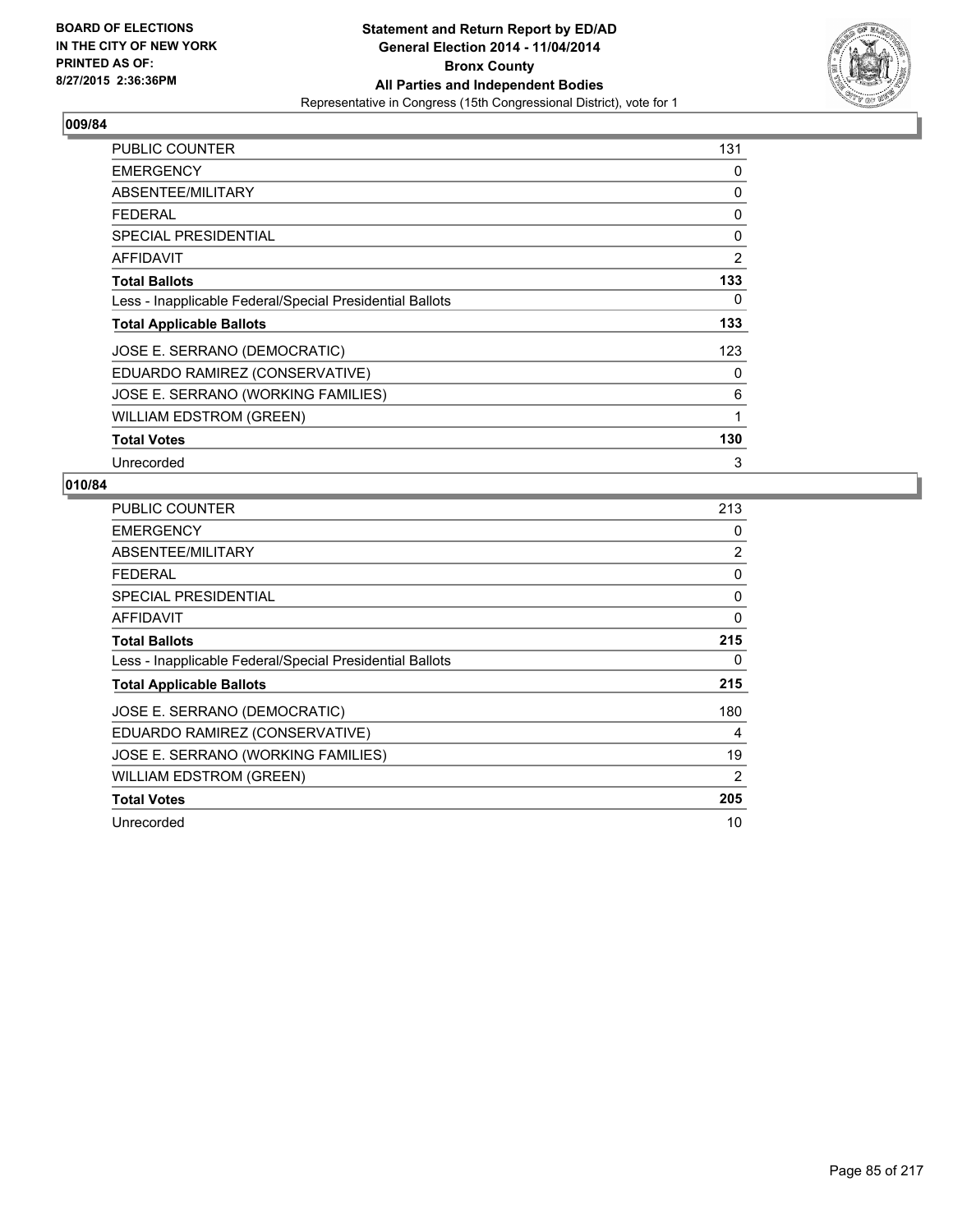BOARD OF ELECTIONS
IN THE CITY OF NEW YORK
PRINTED AS OF:
8/27/2015 2:36:36PM

**Statement and Return Report by ED/AD**
**General Election 2014 - 11/04/2014**
**Bronx County**
**All Parties and Independent Bodies**
Representative in Congress (15th Congressional District), vote for 1

## 009/84

| | |
|---|---|
| PUBLIC COUNTER | 131 |
| EMERGENCY | 0 |
| ABSENTEE/MILITARY | 0 |
| FEDERAL | 0 |
| SPECIAL PRESIDENTIAL | 0 |
| AFFIDAVIT | 2 |
| **Total Ballots** | **133** |
| Less - Inapplicable Federal/Special Presidential Ballots | 0 |
| **Total Applicable Ballots** | **133** |
| JOSE E. SERRANO (DEMOCRATIC) | 123 |
| EDUARDO RAMIREZ (CONSERVATIVE) | 0 |
| JOSE E. SERRANO (WORKING FAMILIES) | 6 |
| WILLIAM EDSTROM (GREEN) | 1 |
| **Total Votes** | **130** |
| Unrecorded | 3 |

## 010/84

| | |
|---|---|
| PUBLIC COUNTER | 213 |
| EMERGENCY | 0 |
| ABSENTEE/MILITARY | 2 |
| FEDERAL | 0 |
| SPECIAL PRESIDENTIAL | 0 |
| AFFIDAVIT | 0 |
| **Total Ballots** | **215** |
| Less - Inapplicable Federal/Special Presidential Ballots | 0 |
| **Total Applicable Ballots** | **215** |
| JOSE E. SERRANO (DEMOCRATIC) | 180 |
| EDUARDO RAMIREZ (CONSERVATIVE) | 4 |
| JOSE E. SERRANO (WORKING FAMILIES) | 19 |
| WILLIAM EDSTROM (GREEN) | 2 |
| **Total Votes** | **205** |
| Unrecorded | 10 |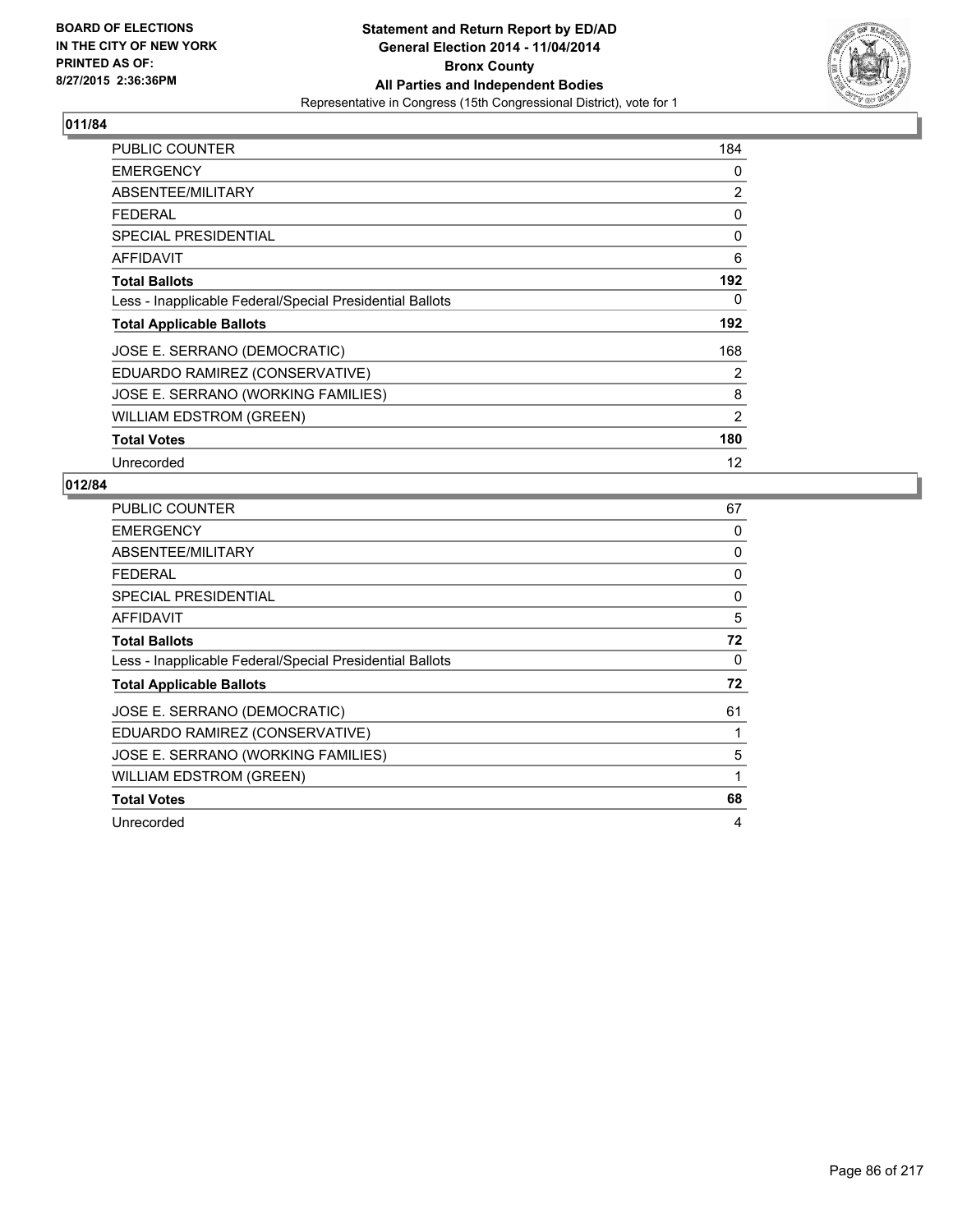BOARD OF ELECTIONS
IN THE CITY OF NEW YORK
PRINTED AS OF:
8/27/2015 2:36:36PM

**Statement and Return Report by ED/AD**
**General Election 2014 - 11/04/2014**
**Bronx County**
**All Parties and Independent Bodies**
Representative in Congress (15th Congressional District), vote for 1

### 011/84

| | |
|---|---|
| PUBLIC COUNTER | 184 |
| EMERGENCY | 0 |
| ABSENTEE/MILITARY | 2 |
| FEDERAL | 0 |
| SPECIAL PRESIDENTIAL | 0 |
| AFFIDAVIT | 6 |
| **Total Ballots** | **192** |
| Less - Inapplicable Federal/Special Presidential Ballots | 0 |
| **Total Applicable Ballots** | **192** |
| JOSE E. SERRANO (DEMOCRATIC) | 168 |
| EDUARDO RAMIREZ (CONSERVATIVE) | 2 |
| JOSE E. SERRANO (WORKING FAMILIES) | 8 |
| WILLIAM EDSTROM (GREEN) | 2 |
| **Total Votes** | **180** |
| Unrecorded | 12 |

### 012/84

| | |
|---|---|
| PUBLIC COUNTER | 67 |
| EMERGENCY | 0 |
| ABSENTEE/MILITARY | 0 |
| FEDERAL | 0 |
| SPECIAL PRESIDENTIAL | 0 |
| AFFIDAVIT | 5 |
| **Total Ballots** | **72** |
| Less - Inapplicable Federal/Special Presidential Ballots | 0 |
| **Total Applicable Ballots** | **72** |
| JOSE E. SERRANO (DEMOCRATIC) | 61 |
| EDUARDO RAMIREZ (CONSERVATIVE) | 1 |
| JOSE E. SERRANO (WORKING FAMILIES) | 5 |
| WILLIAM EDSTROM (GREEN) | 1 |
| **Total Votes** | **68** |
| Unrecorded | 4 |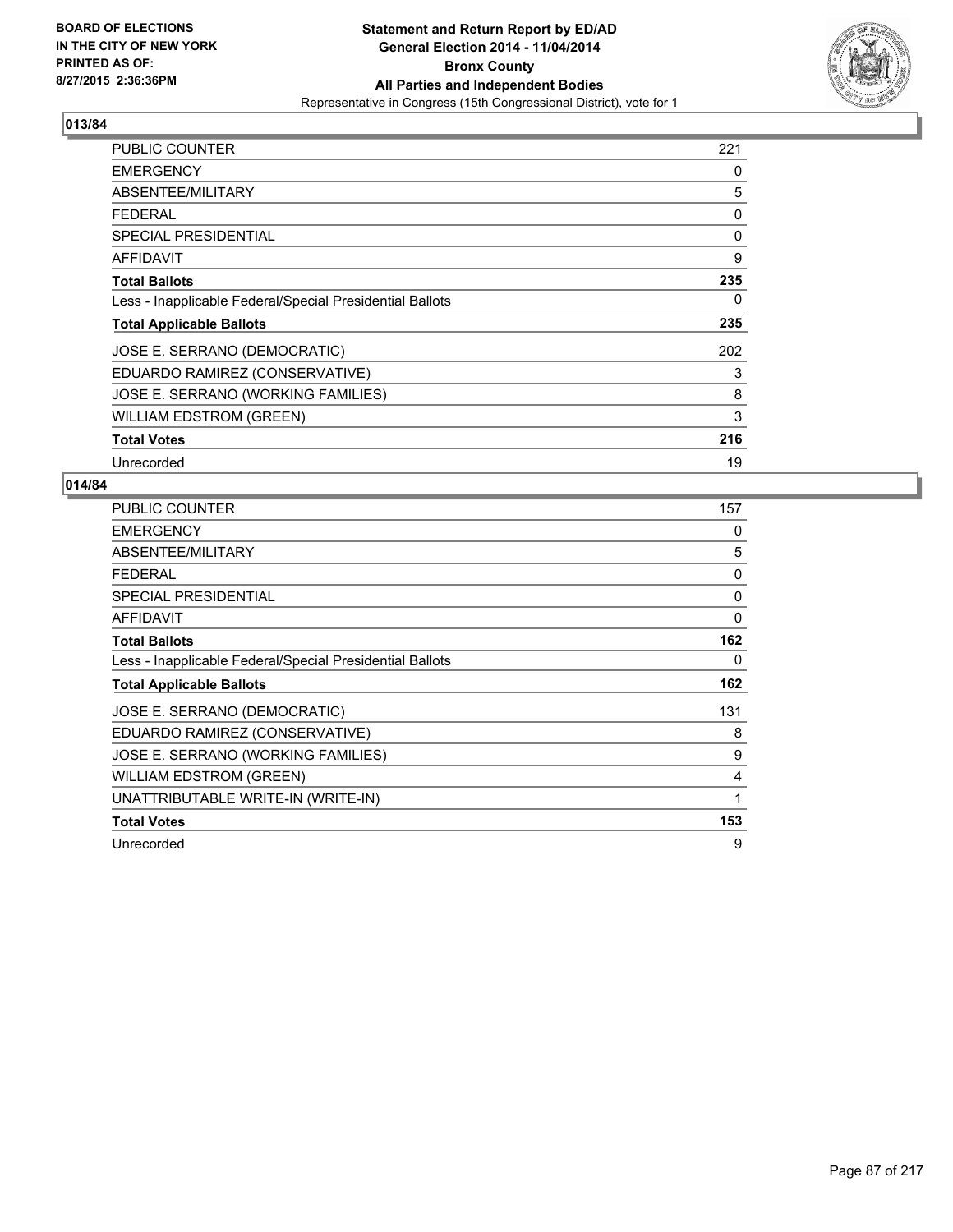BOARD OF ELECTIONS
IN THE CITY OF NEW YORK
PRINTED AS OF:
8/27/2015 2:36:36PM

**Statement and Return Report by ED/AD**
**General Election 2014 - 11/04/2014**
**Bronx County**
**All Parties and Independent Bodies**
Representative in Congress (15th Congressional District), vote for 1

### 013/84

| | |
|---|---|
| PUBLIC COUNTER | 221 |
| EMERGENCY | 0 |
| ABSENTEE/MILITARY | 5 |
| FEDERAL | 0 |
| SPECIAL PRESIDENTIAL | 0 |
| AFFIDAVIT | 9 |
| **Total Ballots** | **235** |
| Less - Inapplicable Federal/Special Presidential Ballots | 0 |
| **Total Applicable Ballots** | **235** |
| JOSE E. SERRANO (DEMOCRATIC) | 202 |
| EDUARDO RAMIREZ (CONSERVATIVE) | 3 |
| JOSE E. SERRANO (WORKING FAMILIES) | 8 |
| WILLIAM EDSTROM (GREEN) | 3 |
| **Total Votes** | **216** |
| Unrecorded | 19 |

### 014/84

| | |
|---|---|
| PUBLIC COUNTER | 157 |
| EMERGENCY | 0 |
| ABSENTEE/MILITARY | 5 |
| FEDERAL | 0 |
| SPECIAL PRESIDENTIAL | 0 |
| AFFIDAVIT | 0 |
| **Total Ballots** | **162** |
| Less - Inapplicable Federal/Special Presidential Ballots | 0 |
| **Total Applicable Ballots** | **162** |
| JOSE E. SERRANO (DEMOCRATIC) | 131 |
| EDUARDO RAMIREZ (CONSERVATIVE) | 8 |
| JOSE E. SERRANO (WORKING FAMILIES) | 9 |
| WILLIAM EDSTROM (GREEN) | 4 |
| UNATTRIBUTABLE WRITE-IN (WRITE-IN) | 1 |
| **Total Votes** | **153** |
| Unrecorded | 9 |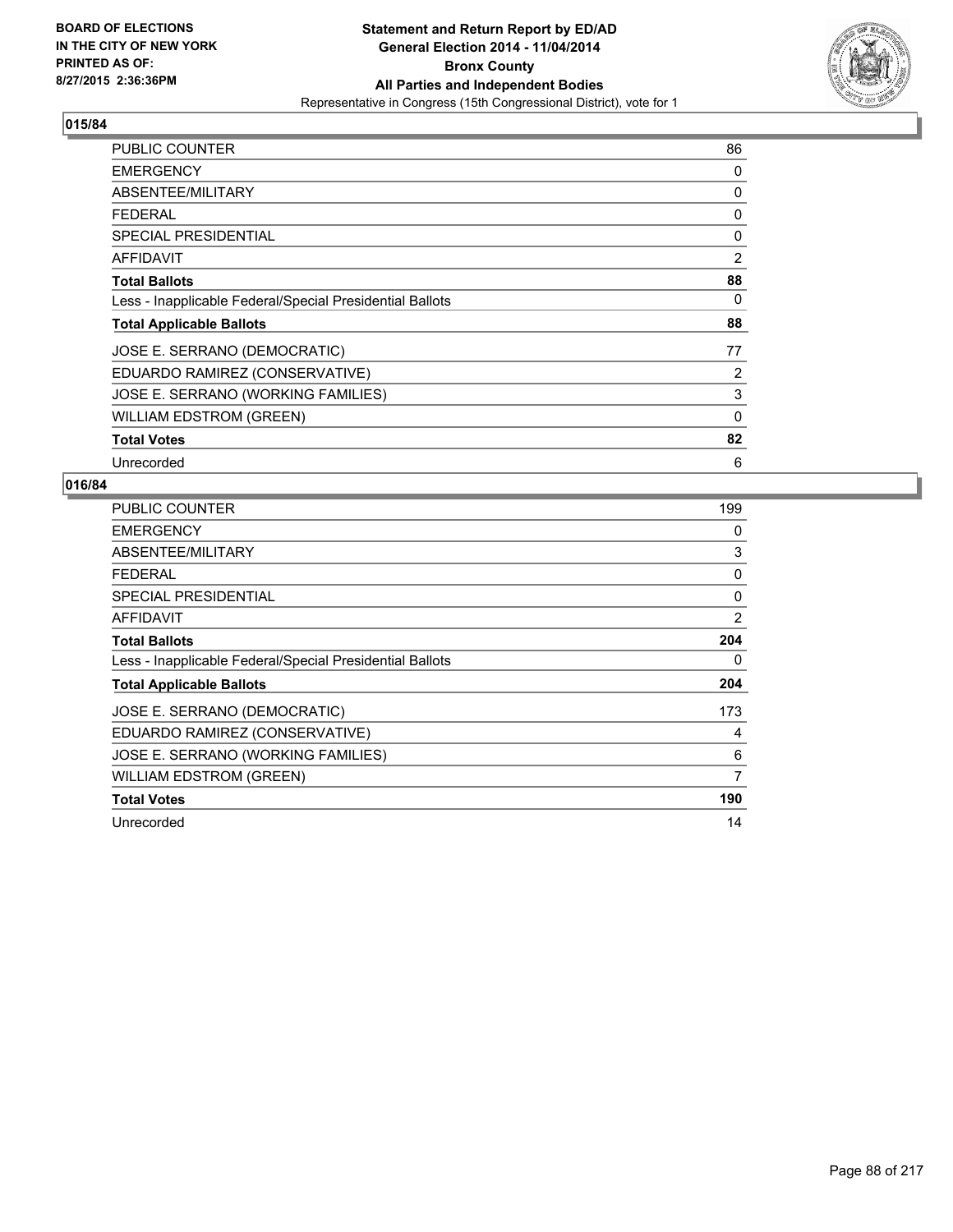**BOARD OF ELECTIONS IN THE CITY OF NEW YORK PRINTED AS OF: 8/27/2015 2:36:36PM**

**Statement and Return Report by ED/AD General Election 2014 - 11/04/2014 Bronx County All Parties and Independent Bodies**
Representative in Congress (15th Congressional District), vote for 1

## 015/84

| | |
|---|---|
| PUBLIC COUNTER | 86 |
| EMERGENCY | 0 |
| ABSENTEE/MILITARY | 0 |
| FEDERAL | 0 |
| SPECIAL PRESIDENTIAL | 0 |
| AFFIDAVIT | 2 |
| **Total Ballots** | **88** |
| Less - Inapplicable Federal/Special Presidential Ballots | 0 |
| **Total Applicable Ballots** | **88** |
| JOSE E. SERRANO (DEMOCRATIC) | 77 |
| EDUARDO RAMIREZ (CONSERVATIVE) | 2 |
| JOSE E. SERRANO (WORKING FAMILIES) | 3 |
| WILLIAM EDSTROM (GREEN) | 0 |
| **Total Votes** | **82** |
| Unrecorded | 6 |

## 016/84

| | |
|---|---|
| PUBLIC COUNTER | 199 |
| EMERGENCY | 0 |
| ABSENTEE/MILITARY | 3 |
| FEDERAL | 0 |
| SPECIAL PRESIDENTIAL | 0 |
| AFFIDAVIT | 2 |
| **Total Ballots** | **204** |
| Less - Inapplicable Federal/Special Presidential Ballots | 0 |
| **Total Applicable Ballots** | **204** |
| JOSE E. SERRANO (DEMOCRATIC) | 173 |
| EDUARDO RAMIREZ (CONSERVATIVE) | 4 |
| JOSE E. SERRANO (WORKING FAMILIES) | 6 |
| WILLIAM EDSTROM (GREEN) | 7 |
| **Total Votes** | **190** |
| Unrecorded | 14 |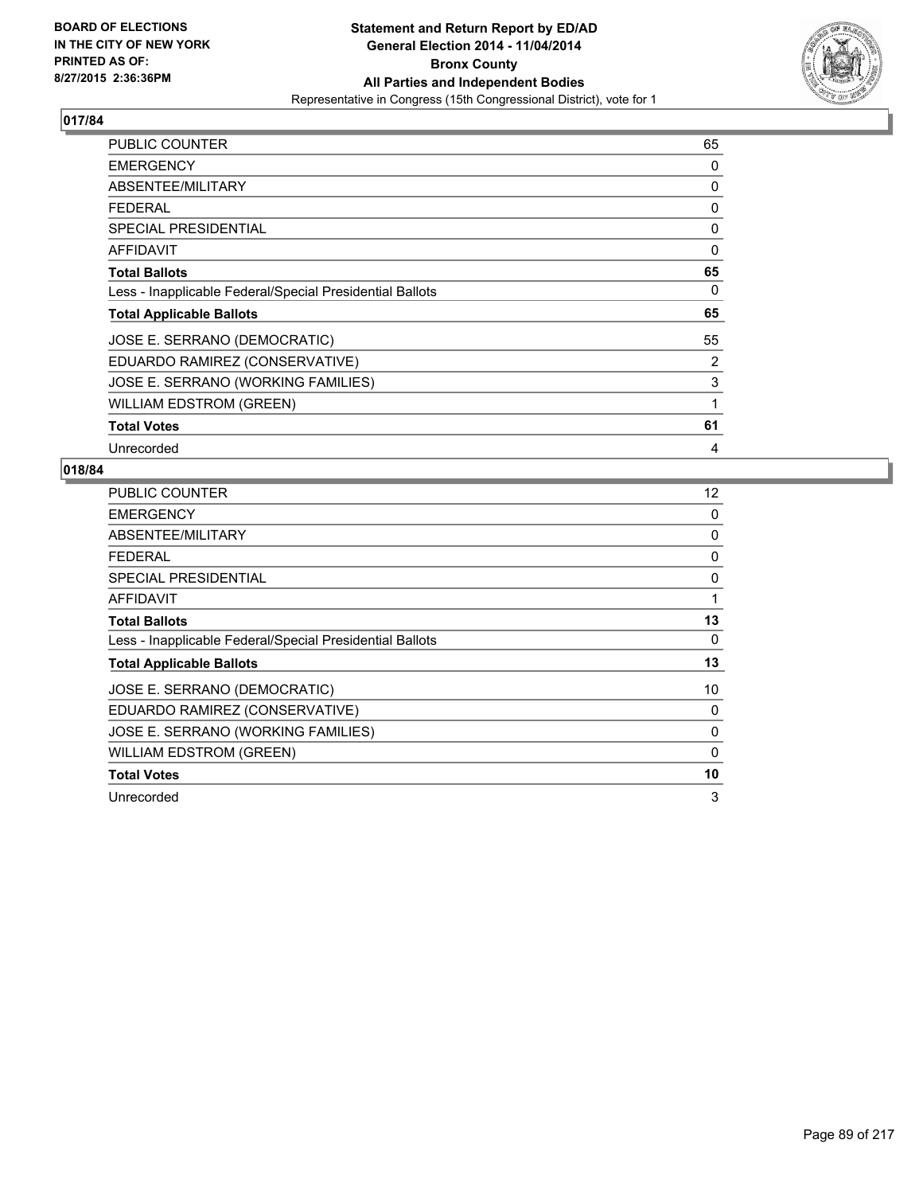BOARD OF ELECTIONS
IN THE CITY OF NEW YORK
PRINTED AS OF:
8/27/2015 2:36:36PM

**Statement and Return Report by ED/AD**
**General Election 2014 - 11/04/2014**
**Bronx County**
**All Parties and Independent Bodies**
Representative in Congress (15th Congressional District), vote for 1

## 017/84

| | |
|---|---|
| PUBLIC COUNTER | 65 |
| EMERGENCY | 0 |
| ABSENTEE/MILITARY | 0 |
| FEDERAL | 0 |
| SPECIAL PRESIDENTIAL | 0 |
| AFFIDAVIT | 0 |
| **Total Ballots** | **65** |
| Less - Inapplicable Federal/Special Presidential Ballots | 0 |
| **Total Applicable Ballots** | **65** |
| JOSE E. SERRANO (DEMOCRATIC) | 55 |
| EDUARDO RAMIREZ (CONSERVATIVE) | 2 |
| JOSE E. SERRANO (WORKING FAMILIES) | 3 |
| WILLIAM EDSTROM (GREEN) | 1 |
| **Total Votes** | **61** |
| Unrecorded | 4 |

## 018/84

| | |
|---|---|
| PUBLIC COUNTER | 12 |
| EMERGENCY | 0 |
| ABSENTEE/MILITARY | 0 |
| FEDERAL | 0 |
| SPECIAL PRESIDENTIAL | 0 |
| AFFIDAVIT | 1 |
| **Total Ballots** | **13** |
| Less - Inapplicable Federal/Special Presidential Ballots | 0 |
| **Total Applicable Ballots** | **13** |
| JOSE E. SERRANO (DEMOCRATIC) | 10 |
| EDUARDO RAMIREZ (CONSERVATIVE) | 0 |
| JOSE E. SERRANO (WORKING FAMILIES) | 0 |
| WILLIAM EDSTROM (GREEN) | 0 |
| **Total Votes** | **10** |
| Unrecorded | 3 |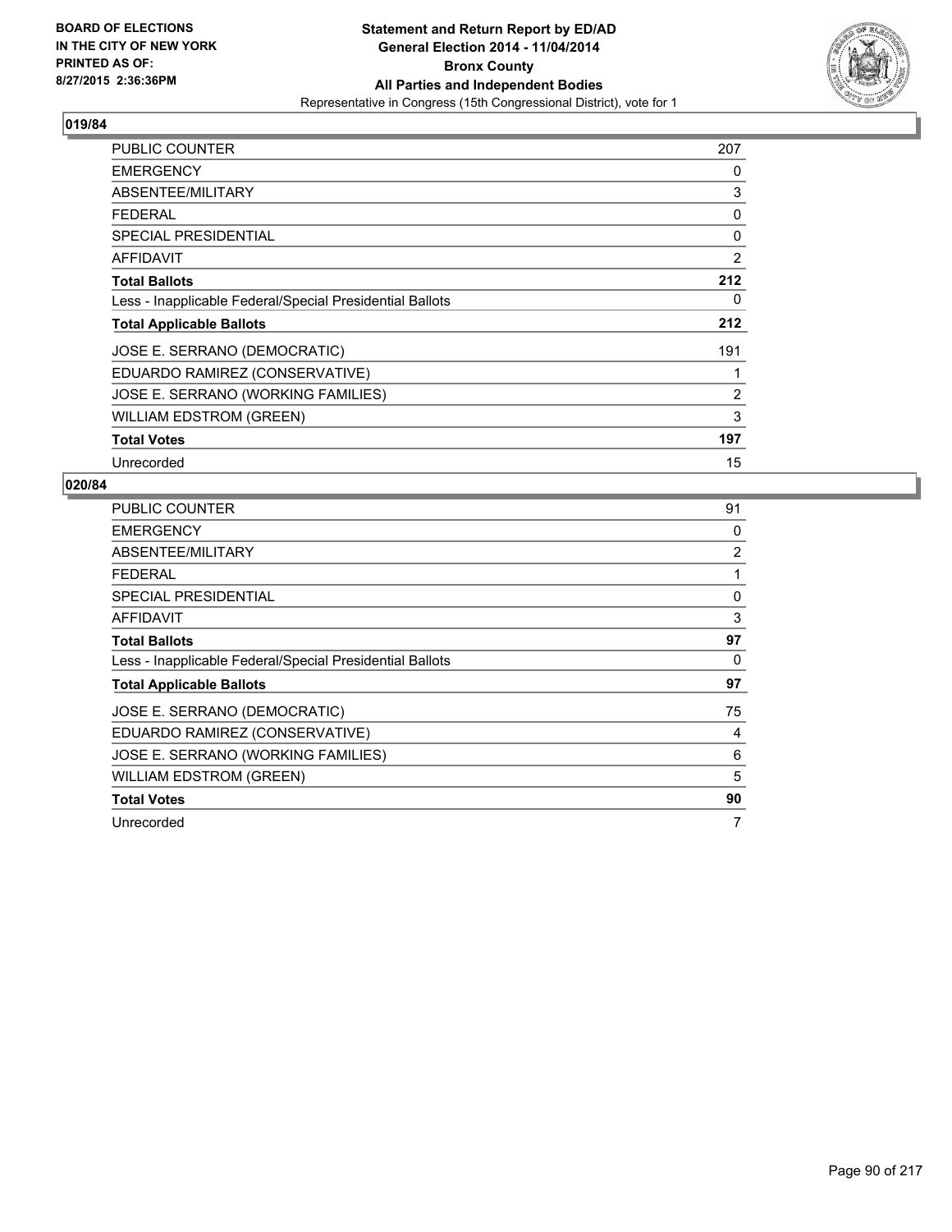**BOARD OF ELECTIONS IN THE CITY OF NEW YORK PRINTED AS OF: 8/27/2015 2:36:36PM**

**Statement and Return Report by ED/AD General Election 2014 - 11/04/2014 Bronx County All Parties and Independent Bodies**

Representative in Congress (15th Congressional District), vote for 1

## 019/84

| | |
|---|---|
| PUBLIC COUNTER | 207 |
| EMERGENCY | 0 |
| ABSENTEE/MILITARY | 3 |
| FEDERAL | 0 |
| SPECIAL PRESIDENTIAL | 0 |
| AFFIDAVIT | 2 |
| **Total Ballots** | **212** |
| Less - Inapplicable Federal/Special Presidential Ballots | 0 |
| **Total Applicable Ballots** | **212** |
| JOSE E. SERRANO (DEMOCRATIC) | 191 |
| EDUARDO RAMIREZ (CONSERVATIVE) | 1 |
| JOSE E. SERRANO (WORKING FAMILIES) | 2 |
| WILLIAM EDSTROM (GREEN) | 3 |
| **Total Votes** | **197** |
| Unrecorded | 15 |

## 020/84

| | |
|---|---|
| PUBLIC COUNTER | 91 |
| EMERGENCY | 0 |
| ABSENTEE/MILITARY | 2 |
| FEDERAL | 1 |
| SPECIAL PRESIDENTIAL | 0 |
| AFFIDAVIT | 3 |
| **Total Ballots** | **97** |
| Less - Inapplicable Federal/Special Presidential Ballots | 0 |
| **Total Applicable Ballots** | **97** |
| JOSE E. SERRANO (DEMOCRATIC) | 75 |
| EDUARDO RAMIREZ (CONSERVATIVE) | 4 |
| JOSE E. SERRANO (WORKING FAMILIES) | 6 |
| WILLIAM EDSTROM (GREEN) | 5 |
| **Total Votes** | **90** |
| Unrecorded | 7 |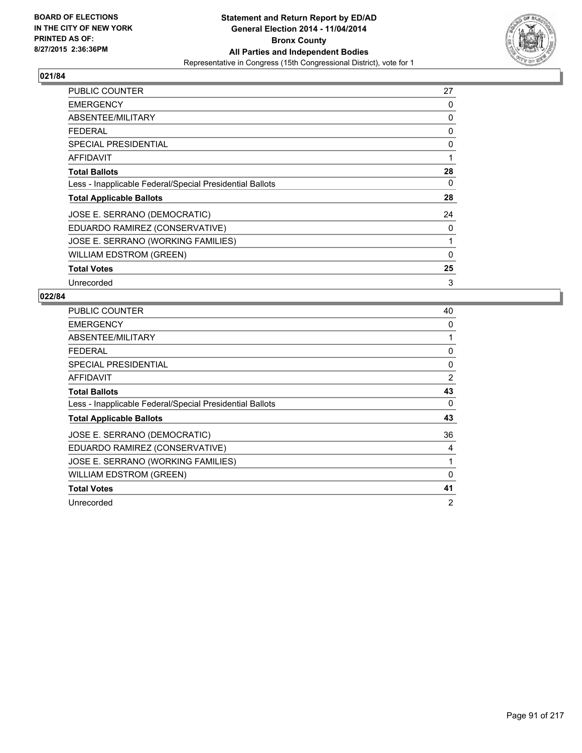BOARD OF ELECTIONS
IN THE CITY OF NEW YORK
PRINTED AS OF:
8/27/2015 2:36:36PM

**Statement and Return Report by ED/AD**
**General Election 2014 - 11/04/2014**
**Bronx County**
**All Parties and Independent Bodies**
Representative in Congress (15th Congressional District), vote for 1

### 021/84

| | |
|---|---|
| PUBLIC COUNTER | 27 |
| EMERGENCY | 0 |
| ABSENTEE/MILITARY | 0 |
| FEDERAL | 0 |
| SPECIAL PRESIDENTIAL | 0 |
| AFFIDAVIT | 1 |
| **Total Ballots** | **28** |
| Less - Inapplicable Federal/Special Presidential Ballots | 0 |
| **Total Applicable Ballots** | **28** |
| JOSE E. SERRANO (DEMOCRATIC) | 24 |
| EDUARDO RAMIREZ (CONSERVATIVE) | 0 |
| JOSE E. SERRANO (WORKING FAMILIES) | 1 |
| WILLIAM EDSTROM (GREEN) | 0 |
| **Total Votes** | **25** |
| Unrecorded | 3 |

### 022/84

| | |
|---|---|
| PUBLIC COUNTER | 40 |
| EMERGENCY | 0 |
| ABSENTEE/MILITARY | 1 |
| FEDERAL | 0 |
| SPECIAL PRESIDENTIAL | 0 |
| AFFIDAVIT | 2 |
| **Total Ballots** | **43** |
| Less - Inapplicable Federal/Special Presidential Ballots | 0 |
| **Total Applicable Ballots** | **43** |
| JOSE E. SERRANO (DEMOCRATIC) | 36 |
| EDUARDO RAMIREZ (CONSERVATIVE) | 4 |
| JOSE E. SERRANO (WORKING FAMILIES) | 1 |
| WILLIAM EDSTROM (GREEN) | 0 |
| **Total Votes** | **41** |
| Unrecorded | 2 |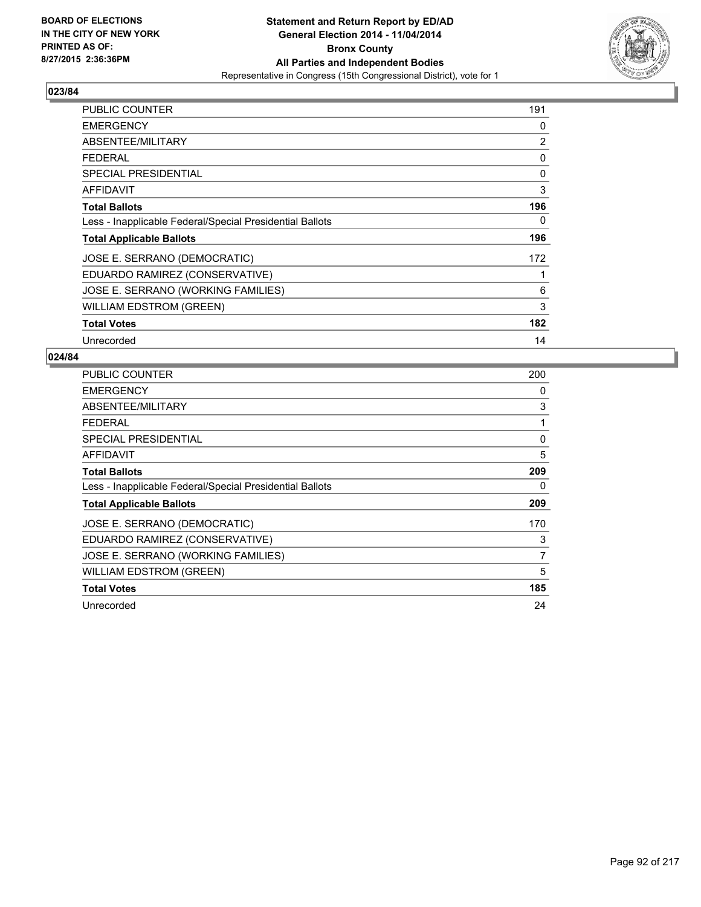**Statement and Return Report by ED/AD**
**General Election 2014 - 11/04/2014**
**Bronx County**
**All Parties and Independent Bodies**
Representative in Congress (15th Congressional District), vote for 1

BOARD OF ELECTIONS
IN THE CITY OF NEW YORK
PRINTED AS OF:
8/27/2015 2:36:36PM

**023/84**

| | |
|---|---|
| PUBLIC COUNTER | 191 |
| EMERGENCY | 0 |
| ABSENTEE/MILITARY | 2 |
| FEDERAL | 0 |
| SPECIAL PRESIDENTIAL | 0 |
| AFFIDAVIT | 3 |
| **Total Ballots** | **196** |
| Less - Inapplicable Federal/Special Presidential Ballots | 0 |
| **Total Applicable Ballots** | **196** |
| JOSE E. SERRANO (DEMOCRATIC) | 172 |
| EDUARDO RAMIREZ (CONSERVATIVE) | 1 |
| JOSE E. SERRANO (WORKING FAMILIES) | 6 |
| WILLIAM EDSTROM (GREEN) | 3 |
| **Total Votes** | **182** |
| Unrecorded | 14 |

**024/84**

| | |
|---|---|
| PUBLIC COUNTER | 200 |
| EMERGENCY | 0 |
| ABSENTEE/MILITARY | 3 |
| FEDERAL | 1 |
| SPECIAL PRESIDENTIAL | 0 |
| AFFIDAVIT | 5 |
| **Total Ballots** | **209** |
| Less - Inapplicable Federal/Special Presidential Ballots | 0 |
| **Total Applicable Ballots** | **209** |
| JOSE E. SERRANO (DEMOCRATIC) | 170 |
| EDUARDO RAMIREZ (CONSERVATIVE) | 3 |
| JOSE E. SERRANO (WORKING FAMILIES) | 7 |
| WILLIAM EDSTROM (GREEN) | 5 |
| **Total Votes** | **185** |
| Unrecorded | 24 |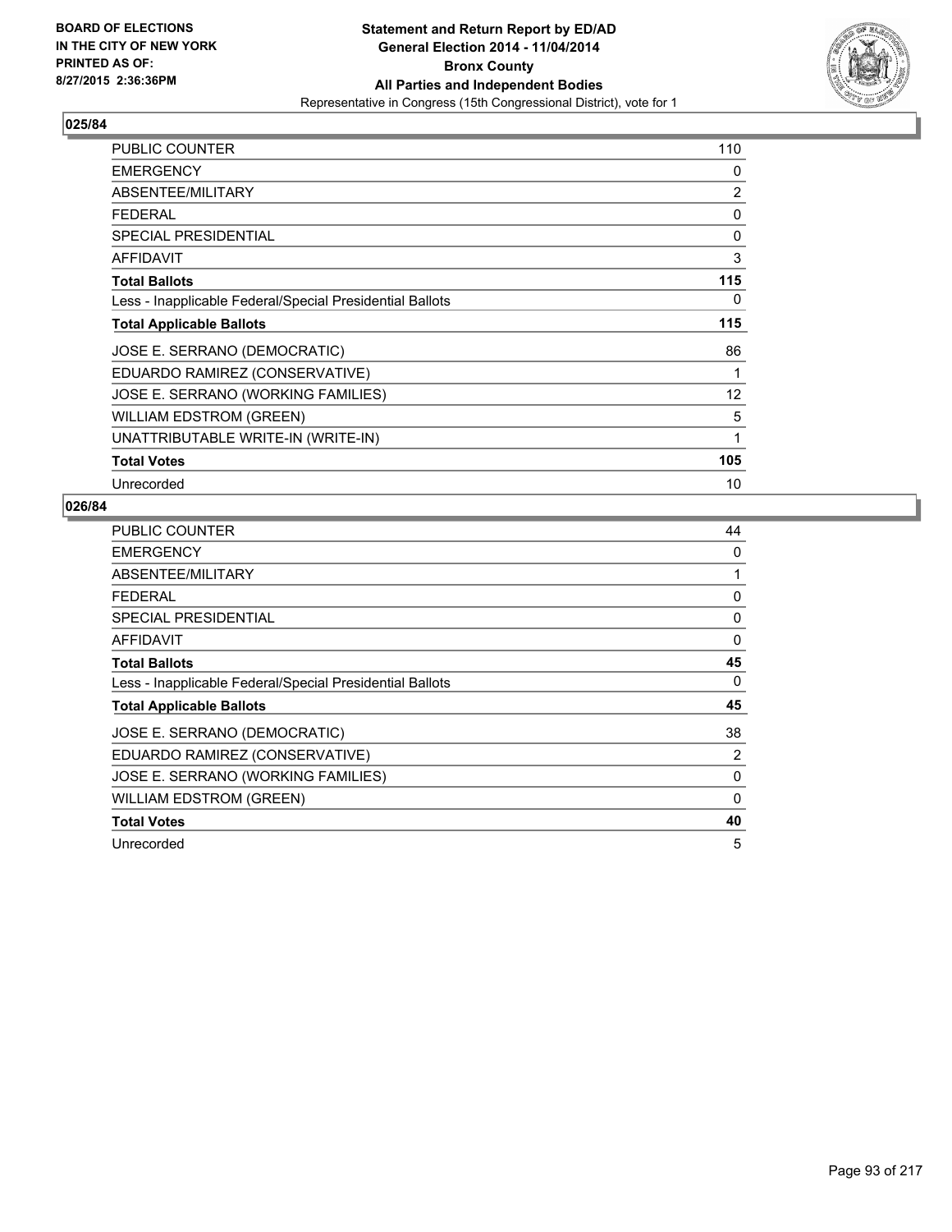BOARD OF ELECTIONS
IN THE CITY OF NEW YORK
PRINTED AS OF:
8/27/2015 2:36:36PM

**Statement and Return Report by ED/AD**
**General Election 2014 - 11/04/2014**
**Bronx County**
**All Parties and Independent Bodies**
Representative in Congress (15th Congressional District), vote for 1

## 025/84

| | |
|---|---|
| PUBLIC COUNTER | 110 |
| EMERGENCY | 0 |
| ABSENTEE/MILITARY | 2 |
| FEDERAL | 0 |
| SPECIAL PRESIDENTIAL | 0 |
| AFFIDAVIT | 3 |
| **Total Ballots** | **115** |
| Less - Inapplicable Federal/Special Presidential Ballots | 0 |
| **Total Applicable Ballots** | **115** |
| JOSE E. SERRANO (DEMOCRATIC) | 86 |
| EDUARDO RAMIREZ (CONSERVATIVE) | 1 |
| JOSE E. SERRANO (WORKING FAMILIES) | 12 |
| WILLIAM EDSTROM (GREEN) | 5 |
| UNATTRIBUTABLE WRITE-IN (WRITE-IN) | 1 |
| **Total Votes** | **105** |
| Unrecorded | 10 |

## 026/84

| | |
|---|---|
| PUBLIC COUNTER | 44 |
| EMERGENCY | 0 |
| ABSENTEE/MILITARY | 1 |
| FEDERAL | 0 |
| SPECIAL PRESIDENTIAL | 0 |
| AFFIDAVIT | 0 |
| **Total Ballots** | **45** |
| Less - Inapplicable Federal/Special Presidential Ballots | 0 |
| **Total Applicable Ballots** | **45** |
| JOSE E. SERRANO (DEMOCRATIC) | 38 |
| EDUARDO RAMIREZ (CONSERVATIVE) | 2 |
| JOSE E. SERRANO (WORKING FAMILIES) | 0 |
| WILLIAM EDSTROM (GREEN) | 0 |
| **Total Votes** | **40** |
| Unrecorded | 5 |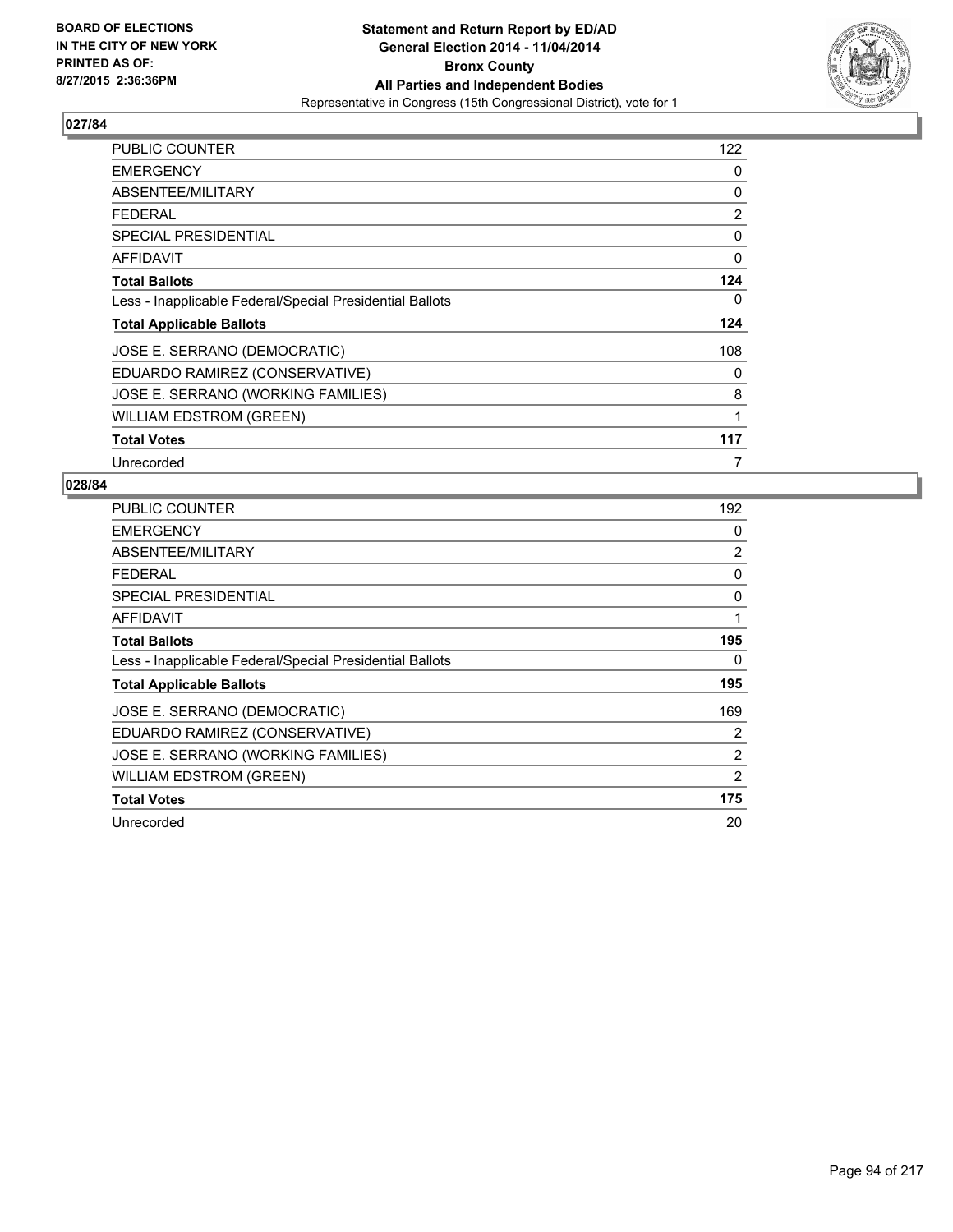BOARD OF ELECTIONS
IN THE CITY OF NEW YORK
PRINTED AS OF:
8/27/2015 2:36:36PM

**Statement and Return Report by ED/AD**
**General Election 2014 - 11/04/2014**
**Bronx County**
**All Parties and Independent Bodies**
Representative in Congress (15th Congressional District), vote for 1

## 027/84

| | |
|---|---|
| PUBLIC COUNTER | 122 |
| EMERGENCY | 0 |
| ABSENTEE/MILITARY | 0 |
| FEDERAL | 2 |
| SPECIAL PRESIDENTIAL | 0 |
| AFFIDAVIT | 0 |
| **Total Ballots** | **124** |
| Less - Inapplicable Federal/Special Presidential Ballots | 0 |
| **Total Applicable Ballots** | **124** |
| JOSE E. SERRANO (DEMOCRATIC) | 108 |
| EDUARDO RAMIREZ (CONSERVATIVE) | 0 |
| JOSE E. SERRANO (WORKING FAMILIES) | 8 |
| WILLIAM EDSTROM (GREEN) | 1 |
| **Total Votes** | **117** |
| Unrecorded | 7 |

## 028/84

| | |
|---|---|
| PUBLIC COUNTER | 192 |
| EMERGENCY | 0 |
| ABSENTEE/MILITARY | 2 |
| FEDERAL | 0 |
| SPECIAL PRESIDENTIAL | 0 |
| AFFIDAVIT | 1 |
| **Total Ballots** | **195** |
| Less - Inapplicable Federal/Special Presidential Ballots | 0 |
| **Total Applicable Ballots** | **195** |
| JOSE E. SERRANO (DEMOCRATIC) | 169 |
| EDUARDO RAMIREZ (CONSERVATIVE) | 2 |
| JOSE E. SERRANO (WORKING FAMILIES) | 2 |
| WILLIAM EDSTROM (GREEN) | 2 |
| **Total Votes** | **175** |
| Unrecorded | 20 |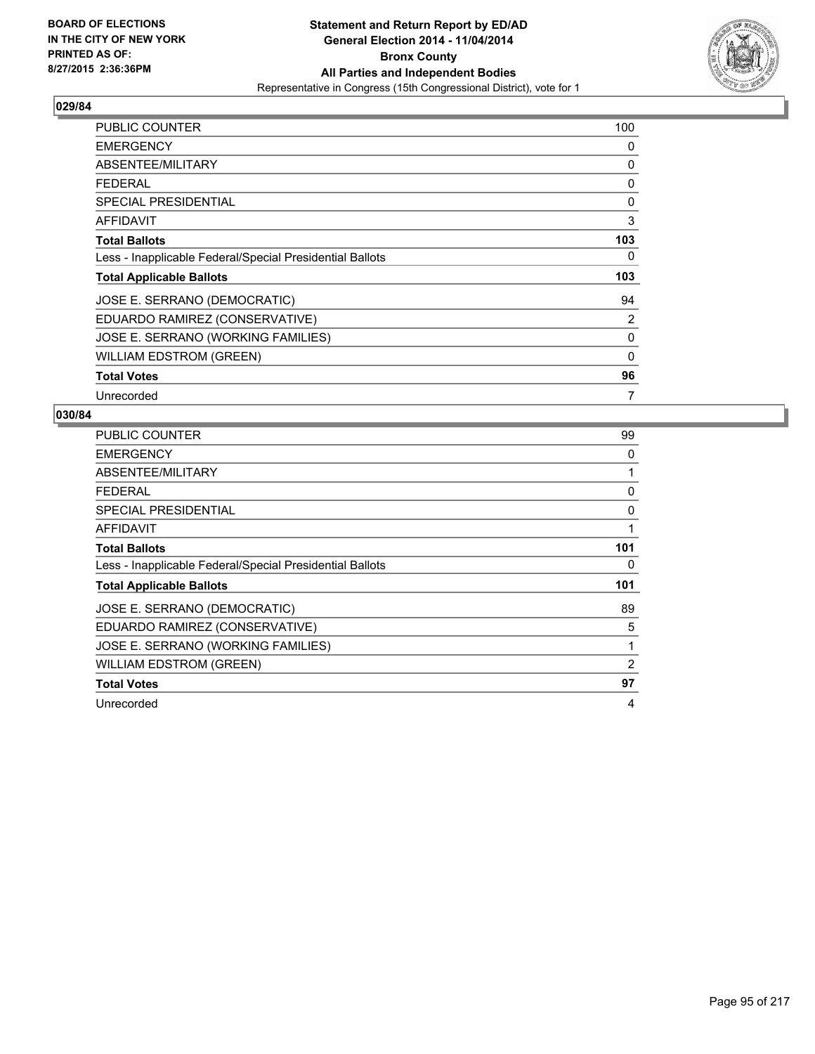BOARD OF ELECTIONS
IN THE CITY OF NEW YORK
PRINTED AS OF:
8/27/2015 2:36:36PM

**Statement and Return Report by ED/AD**
**General Election 2014 - 11/04/2014**
**Bronx County**
**All Parties and Independent Bodies**
Representative in Congress (15th Congressional District), vote for 1

### 029/84

| | |
|---|---|
| PUBLIC COUNTER | 100 |
| EMERGENCY | 0 |
| ABSENTEE/MILITARY | 0 |
| FEDERAL | 0 |
| SPECIAL PRESIDENTIAL | 0 |
| AFFIDAVIT | 3 |
| **Total Ballots** | **103** |
| Less - Inapplicable Federal/Special Presidential Ballots | 0 |
| **Total Applicable Ballots** | **103** |
| JOSE E. SERRANO (DEMOCRATIC) | 94 |
| EDUARDO RAMIREZ (CONSERVATIVE) | 2 |
| JOSE E. SERRANO (WORKING FAMILIES) | 0 |
| WILLIAM EDSTROM (GREEN) | 0 |
| **Total Votes** | **96** |
| Unrecorded | 7 |

### 030/84

| | |
|---|---|
| PUBLIC COUNTER | 99 |
| EMERGENCY | 0 |
| ABSENTEE/MILITARY | 1 |
| FEDERAL | 0 |
| SPECIAL PRESIDENTIAL | 0 |
| AFFIDAVIT | 1 |
| **Total Ballots** | **101** |
| Less - Inapplicable Federal/Special Presidential Ballots | 0 |
| **Total Applicable Ballots** | **101** |
| JOSE E. SERRANO (DEMOCRATIC) | 89 |
| EDUARDO RAMIREZ (CONSERVATIVE) | 5 |
| JOSE E. SERRANO (WORKING FAMILIES) | 1 |
| WILLIAM EDSTROM (GREEN) | 2 |
| **Total Votes** | **97** |
| Unrecorded | 4 |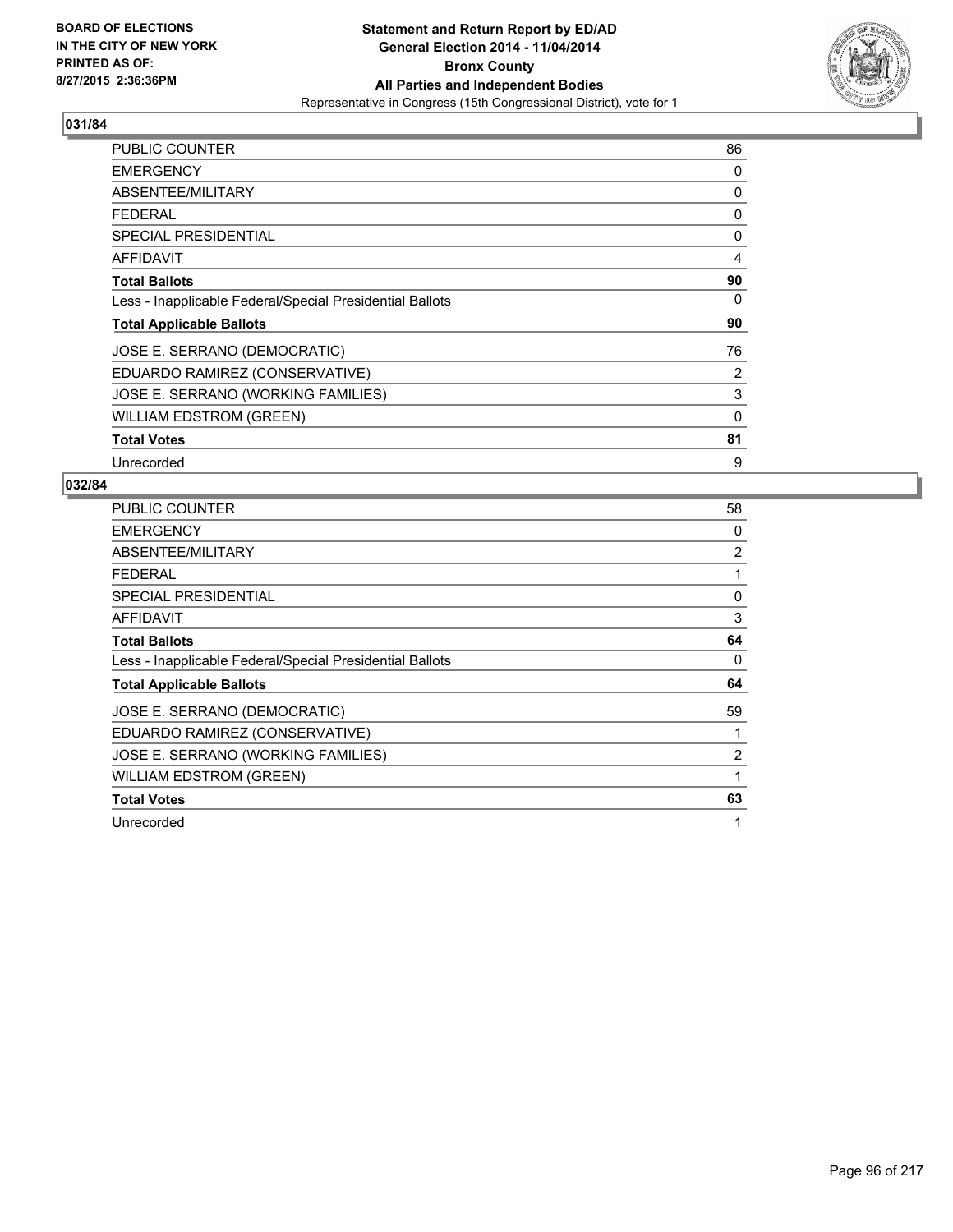BOARD OF ELECTIONS
IN THE CITY OF NEW YORK
PRINTED AS OF:
8/27/2015 2:36:36PM

**Statement and Return Report by ED/AD**
**General Election 2014 - 11/04/2014**
**Bronx County**
**All Parties and Independent Bodies**
Representative in Congress (15th Congressional District), vote for 1

## 031/84

| | |
|---|---|
| PUBLIC COUNTER | 86 |
| EMERGENCY | 0 |
| ABSENTEE/MILITARY | 0 |
| FEDERAL | 0 |
| SPECIAL PRESIDENTIAL | 0 |
| AFFIDAVIT | 4 |
| **Total Ballots** | **90** |
| Less - Inapplicable Federal/Special Presidential Ballots | 0 |
| **Total Applicable Ballots** | **90** |
| JOSE E. SERRANO (DEMOCRATIC) | 76 |
| EDUARDO RAMIREZ (CONSERVATIVE) | 2 |
| JOSE E. SERRANO (WORKING FAMILIES) | 3 |
| WILLIAM EDSTROM (GREEN) | 0 |
| **Total Votes** | **81** |
| Unrecorded | 9 |

## 032/84

| | |
|---|---|
| PUBLIC COUNTER | 58 |
| EMERGENCY | 0 |
| ABSENTEE/MILITARY | 2 |
| FEDERAL | 1 |
| SPECIAL PRESIDENTIAL | 0 |
| AFFIDAVIT | 3 |
| **Total Ballots** | **64** |
| Less - Inapplicable Federal/Special Presidential Ballots | 0 |
| **Total Applicable Ballots** | **64** |
| JOSE E. SERRANO (DEMOCRATIC) | 59 |
| EDUARDO RAMIREZ (CONSERVATIVE) | 1 |
| JOSE E. SERRANO (WORKING FAMILIES) | 2 |
| WILLIAM EDSTROM (GREEN) | 1 |
| **Total Votes** | **63** |
| Unrecorded | 1 |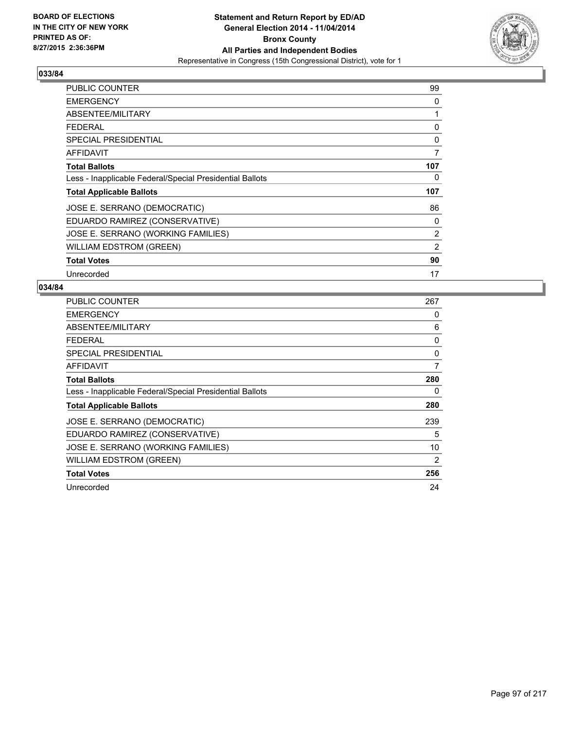**BOARD OF ELECTIONS IN THE CITY OF NEW YORK PRINTED AS OF: 8/27/2015 2:36:36PM**

**Statement and Return Report by ED/AD General Election 2014 - 11/04/2014 Bronx County All Parties and Independent Bodies**

Representative in Congress (15th Congressional District), vote for 1

### 033/84

| | |
|---|---|
| PUBLIC COUNTER | 99 |
| EMERGENCY | 0 |
| ABSENTEE/MILITARY | 1 |
| FEDERAL | 0 |
| SPECIAL PRESIDENTIAL | 0 |
| AFFIDAVIT | 7 |
| **Total Ballots** | **107** |
| Less - Inapplicable Federal/Special Presidential Ballots | 0 |
| **Total Applicable Ballots** | **107** |
| JOSE E. SERRANO (DEMOCRATIC) | 86 |
| EDUARDO RAMIREZ (CONSERVATIVE) | 0 |
| JOSE E. SERRANO (WORKING FAMILIES) | 2 |
| WILLIAM EDSTROM (GREEN) | 2 |
| **Total Votes** | **90** |
| Unrecorded | 17 |

### 034/84

| | |
|---|---|
| PUBLIC COUNTER | 267 |
| EMERGENCY | 0 |
| ABSENTEE/MILITARY | 6 |
| FEDERAL | 0 |
| SPECIAL PRESIDENTIAL | 0 |
| AFFIDAVIT | 7 |
| **Total Ballots** | **280** |
| Less - Inapplicable Federal/Special Presidential Ballots | 0 |
| **Total Applicable Ballots** | **280** |
| JOSE E. SERRANO (DEMOCRATIC) | 239 |
| EDUARDO RAMIREZ (CONSERVATIVE) | 5 |
| JOSE E. SERRANO (WORKING FAMILIES) | 10 |
| WILLIAM EDSTROM (GREEN) | 2 |
| **Total Votes** | **256** |
| Unrecorded | 24 |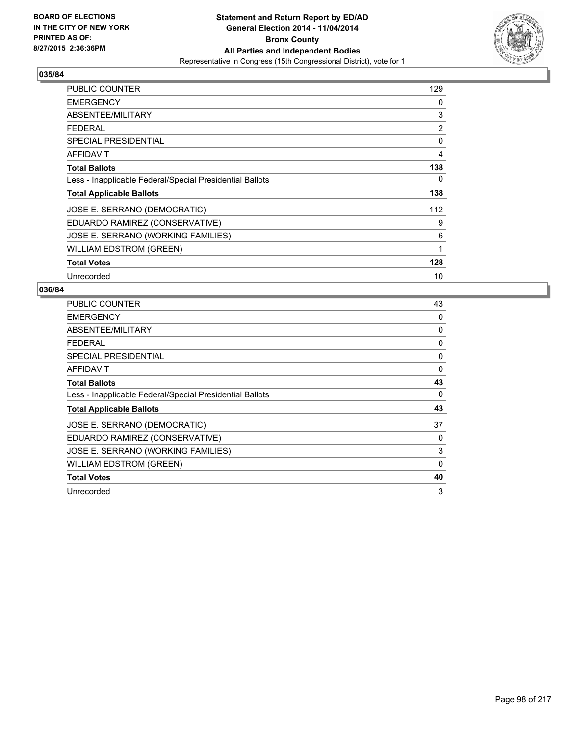**BOARD OF ELECTIONS IN THE CITY OF NEW YORK PRINTED AS OF: 8/27/2015 2:36:36PM**

**Statement and Return Report by ED/AD General Election 2014 - 11/04/2014 Bronx County All Parties and Independent Bodies**
Representative in Congress (15th Congressional District), vote for 1

### 035/84

| | |
|---|---|
| PUBLIC COUNTER | 129 |
| EMERGENCY | 0 |
| ABSENTEE/MILITARY | 3 |
| FEDERAL | 2 |
| SPECIAL PRESIDENTIAL | 0 |
| AFFIDAVIT | 4 |
| **Total Ballots** | **138** |
| Less - Inapplicable Federal/Special Presidential Ballots | 0 |
| **Total Applicable Ballots** | **138** |
| JOSE E. SERRANO (DEMOCRATIC) | 112 |
| EDUARDO RAMIREZ (CONSERVATIVE) | 9 |
| JOSE E. SERRANO (WORKING FAMILIES) | 6 |
| WILLIAM EDSTROM (GREEN) | 1 |
| **Total Votes** | **128** |
| Unrecorded | 10 |

### 036/84

| | |
|---|---|
| PUBLIC COUNTER | 43 |
| EMERGENCY | 0 |
| ABSENTEE/MILITARY | 0 |
| FEDERAL | 0 |
| SPECIAL PRESIDENTIAL | 0 |
| AFFIDAVIT | 0 |
| **Total Ballots** | **43** |
| Less - Inapplicable Federal/Special Presidential Ballots | 0 |
| **Total Applicable Ballots** | **43** |
| JOSE E. SERRANO (DEMOCRATIC) | 37 |
| EDUARDO RAMIREZ (CONSERVATIVE) | 0 |
| JOSE E. SERRANO (WORKING FAMILIES) | 3 |
| WILLIAM EDSTROM (GREEN) | 0 |
| **Total Votes** | **40** |
| Unrecorded | 3 |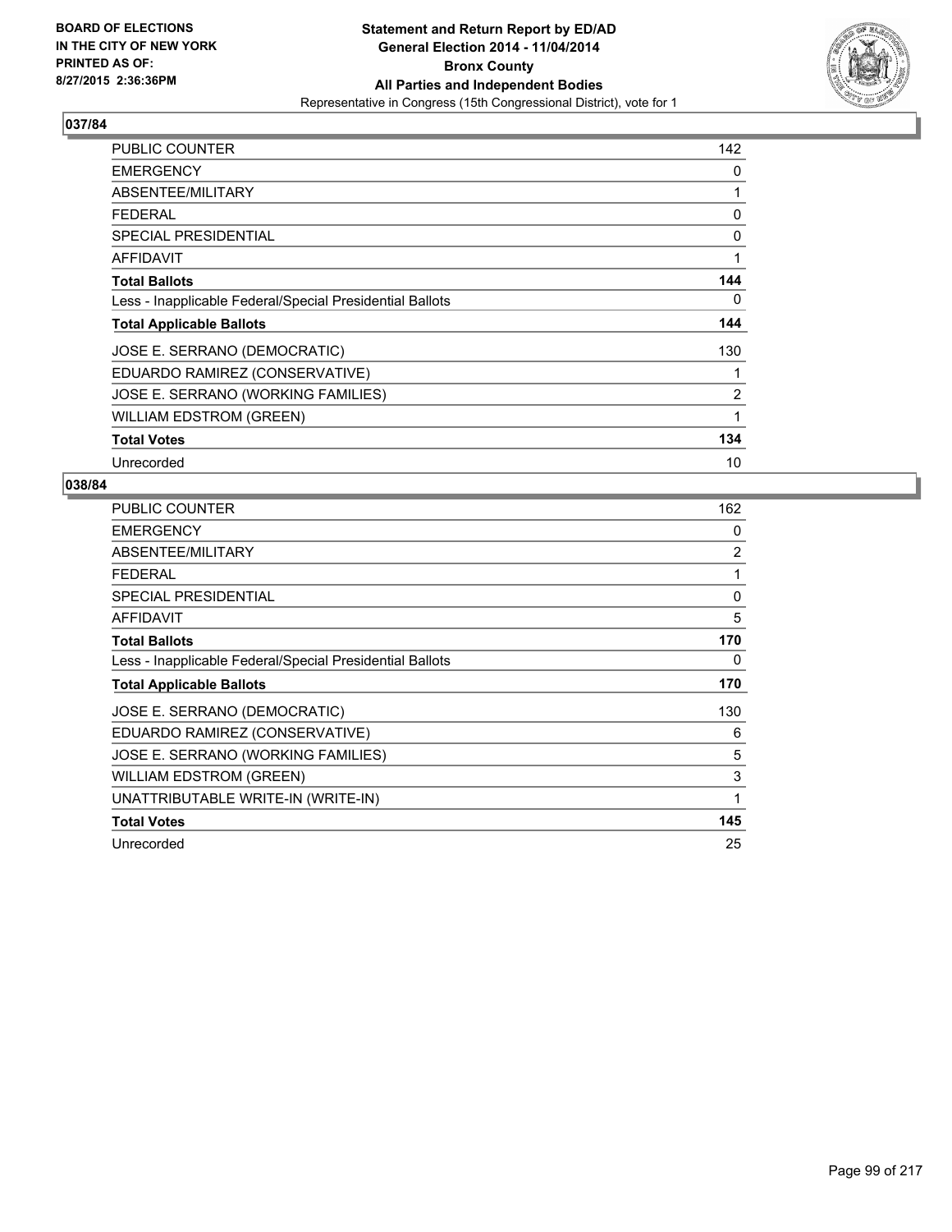BOARD OF ELECTIONS
IN THE CITY OF NEW YORK
PRINTED AS OF:
8/27/2015 2:36:36PM

**Statement and Return Report by ED/AD**
**General Election 2014 - 11/04/2014**
**Bronx County**
**All Parties and Independent Bodies**
Representative in Congress (15th Congressional District), vote for 1

## 037/84

| | |
|---|---|
| PUBLIC COUNTER | 142 |
| EMERGENCY | 0 |
| ABSENTEE/MILITARY | 1 |
| FEDERAL | 0 |
| SPECIAL PRESIDENTIAL | 0 |
| AFFIDAVIT | 1 |
| **Total Ballots** | **144** |
| Less - Inapplicable Federal/Special Presidential Ballots | 0 |
| **Total Applicable Ballots** | **144** |
| JOSE E. SERRANO (DEMOCRATIC) | 130 |
| EDUARDO RAMIREZ (CONSERVATIVE) | 1 |
| JOSE E. SERRANO (WORKING FAMILIES) | 2 |
| WILLIAM EDSTROM (GREEN) | 1 |
| **Total Votes** | **134** |
| Unrecorded | 10 |

## 038/84

| | |
|---|---|
| PUBLIC COUNTER | 162 |
| EMERGENCY | 0 |
| ABSENTEE/MILITARY | 2 |
| FEDERAL | 1 |
| SPECIAL PRESIDENTIAL | 0 |
| AFFIDAVIT | 5 |
| **Total Ballots** | **170** |
| Less - Inapplicable Federal/Special Presidential Ballots | 0 |
| **Total Applicable Ballots** | **170** |
| JOSE E. SERRANO (DEMOCRATIC) | 130 |
| EDUARDO RAMIREZ (CONSERVATIVE) | 6 |
| JOSE E. SERRANO (WORKING FAMILIES) | 5 |
| WILLIAM EDSTROM (GREEN) | 3 |
| UNATTRIBUTABLE WRITE-IN (WRITE-IN) | 1 |
| **Total Votes** | **145** |
| Unrecorded | 25 |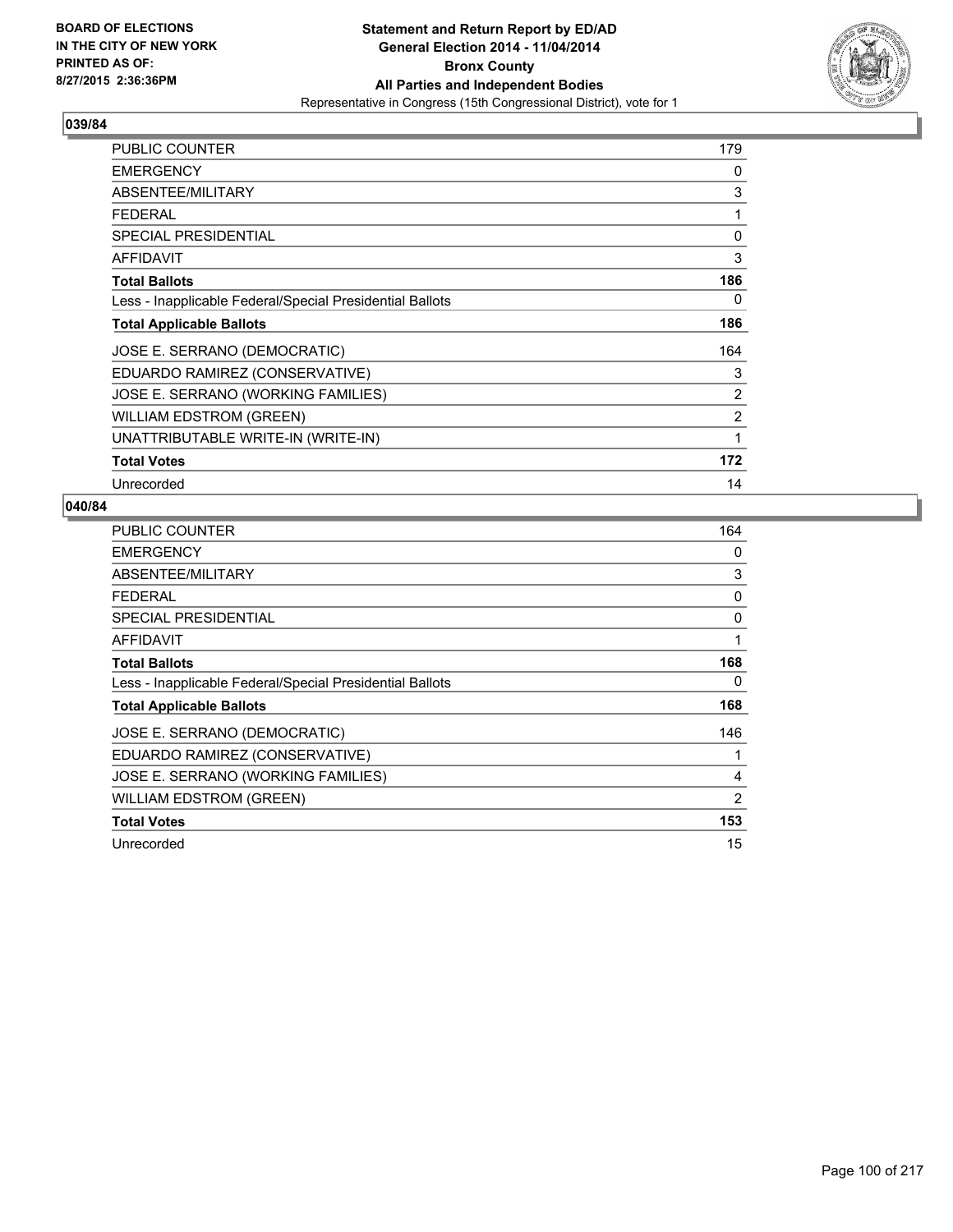BOARD OF ELECTIONS
IN THE CITY OF NEW YORK
PRINTED AS OF:
8/27/2015 2:36:36PM

**Statement and Return Report by ED/AD**
**General Election 2014 - 11/04/2014**
**Bronx County**
**All Parties and Independent Bodies**
Representative in Congress (15th Congressional District), vote for 1

## 039/84

| | |
|---|---|
| PUBLIC COUNTER | 179 |
| EMERGENCY | 0 |
| ABSENTEE/MILITARY | 3 |
| FEDERAL | 1 |
| SPECIAL PRESIDENTIAL | 0 |
| AFFIDAVIT | 3 |
| **Total Ballots** | **186** |
| Less - Inapplicable Federal/Special Presidential Ballots | 0 |
| **Total Applicable Ballots** | **186** |
| JOSE E. SERRANO (DEMOCRATIC) | 164 |
| EDUARDO RAMIREZ (CONSERVATIVE) | 3 |
| JOSE E. SERRANO (WORKING FAMILIES) | 2 |
| WILLIAM EDSTROM (GREEN) | 2 |
| UNATTRIBUTABLE WRITE-IN (WRITE-IN) | 1 |
| **Total Votes** | **172** |
| Unrecorded | 14 |

## 040/84

| | |
|---|---|
| PUBLIC COUNTER | 164 |
| EMERGENCY | 0 |
| ABSENTEE/MILITARY | 3 |
| FEDERAL | 0 |
| SPECIAL PRESIDENTIAL | 0 |
| AFFIDAVIT | 1 |
| **Total Ballots** | **168** |
| Less - Inapplicable Federal/Special Presidential Ballots | 0 |
| **Total Applicable Ballots** | **168** |
| JOSE E. SERRANO (DEMOCRATIC) | 146 |
| EDUARDO RAMIREZ (CONSERVATIVE) | 1 |
| JOSE E. SERRANO (WORKING FAMILIES) | 4 |
| WILLIAM EDSTROM (GREEN) | 2 |
| **Total Votes** | **153** |
| Unrecorded | 15 |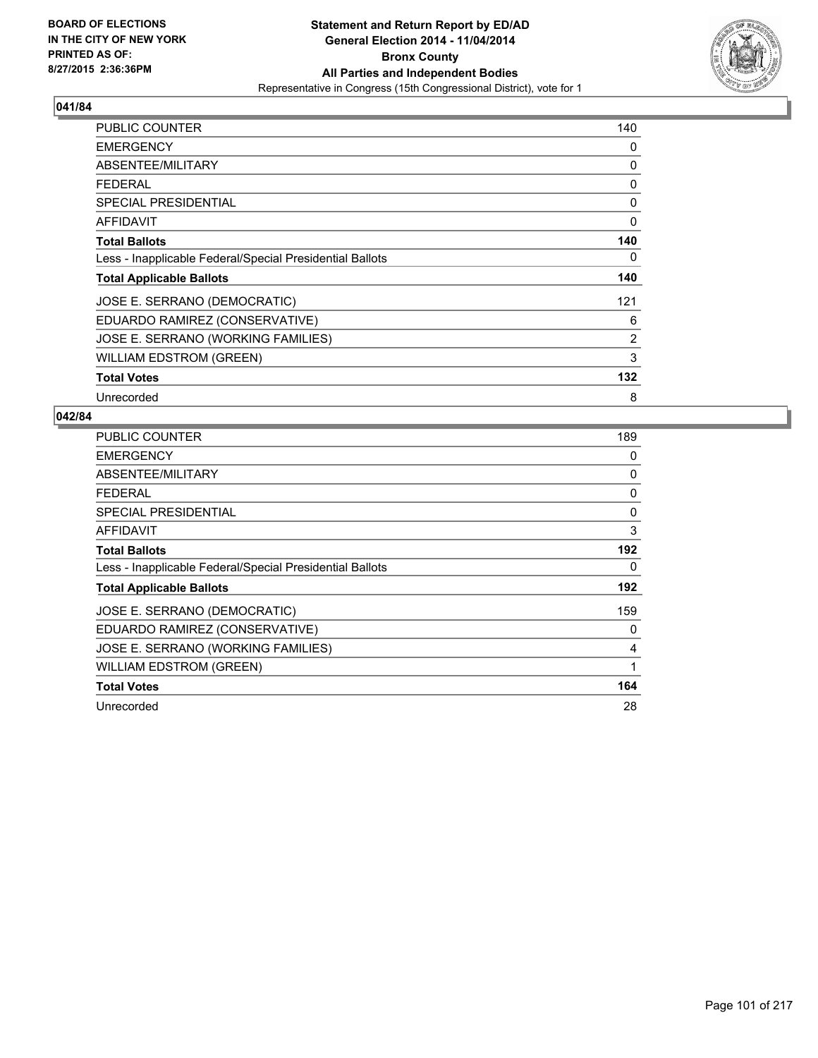**BOARD OF ELECTIONS IN THE CITY OF NEW YORK PRINTED AS OF: 8/27/2015 2:36:36PM**

**Statement and Return Report by ED/AD General Election 2014 - 11/04/2014 Bronx County All Parties and Independent Bodies**
Representative in Congress (15th Congressional District), vote for 1

### 041/84

| | |
|---|---|
| PUBLIC COUNTER | 140 |
| EMERGENCY | 0 |
| ABSENTEE/MILITARY | 0 |
| FEDERAL | 0 |
| SPECIAL PRESIDENTIAL | 0 |
| AFFIDAVIT | 0 |
| **Total Ballots** | **140** |
| Less - Inapplicable Federal/Special Presidential Ballots | 0 |
| **Total Applicable Ballots** | **140** |
| JOSE E. SERRANO (DEMOCRATIC) | 121 |
| EDUARDO RAMIREZ (CONSERVATIVE) | 6 |
| JOSE E. SERRANO (WORKING FAMILIES) | 2 |
| WILLIAM EDSTROM (GREEN) | 3 |
| **Total Votes** | **132** |
| Unrecorded | 8 |

### 042/84

| | |
|---|---|
| PUBLIC COUNTER | 189 |
| EMERGENCY | 0 |
| ABSENTEE/MILITARY | 0 |
| FEDERAL | 0 |
| SPECIAL PRESIDENTIAL | 0 |
| AFFIDAVIT | 3 |
| **Total Ballots** | **192** |
| Less - Inapplicable Federal/Special Presidential Ballots | 0 |
| **Total Applicable Ballots** | **192** |
| JOSE E. SERRANO (DEMOCRATIC) | 159 |
| EDUARDO RAMIREZ (CONSERVATIVE) | 0 |
| JOSE E. SERRANO (WORKING FAMILIES) | 4 |
| WILLIAM EDSTROM (GREEN) | 1 |
| **Total Votes** | **164** |
| Unrecorded | 28 |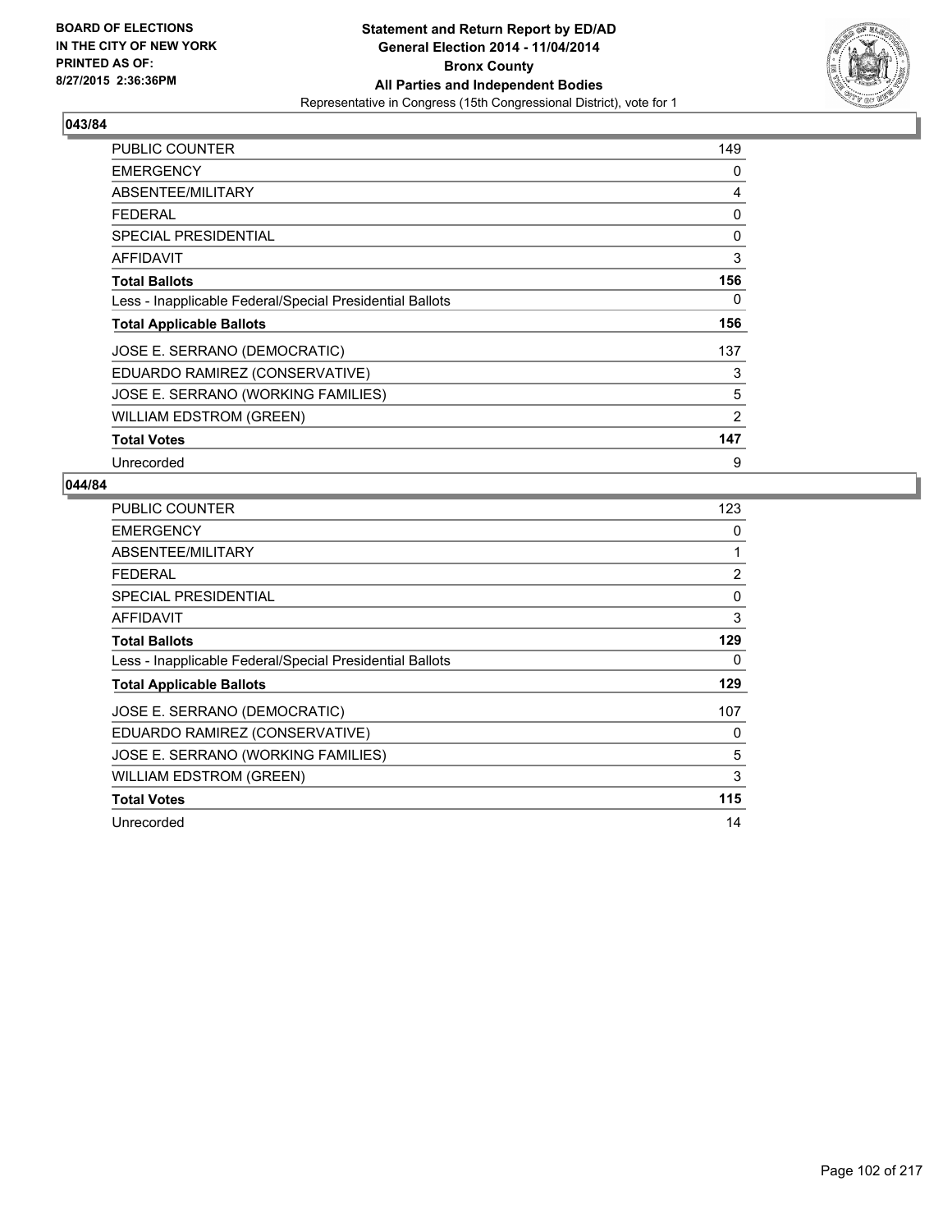**Statement and Return Report by ED/AD**
**General Election 2014 - 11/04/2014**
**Bronx County**
**All Parties and Independent Bodies**
Representative in Congress (15th Congressional District), vote for 1

BOARD OF ELECTIONS
IN THE CITY OF NEW YORK
PRINTED AS OF:
8/27/2015 2:36:36PM

## 043/84

| | |
|---|---|
| PUBLIC COUNTER | 149 |
| EMERGENCY | 0 |
| ABSENTEE/MILITARY | 4 |
| FEDERAL | 0 |
| SPECIAL PRESIDENTIAL | 0 |
| AFFIDAVIT | 3 |
| **Total Ballots** | **156** |
| Less - Inapplicable Federal/Special Presidential Ballots | 0 |
| **Total Applicable Ballots** | **156** |
| JOSE E. SERRANO (DEMOCRATIC) | 137 |
| EDUARDO RAMIREZ (CONSERVATIVE) | 3 |
| JOSE E. SERRANO (WORKING FAMILIES) | 5 |
| WILLIAM EDSTROM (GREEN) | 2 |
| **Total Votes** | **147** |
| Unrecorded | 9 |

## 044/84

| | |
|---|---|
| PUBLIC COUNTER | 123 |
| EMERGENCY | 0 |
| ABSENTEE/MILITARY | 1 |
| FEDERAL | 2 |
| SPECIAL PRESIDENTIAL | 0 |
| AFFIDAVIT | 3 |
| **Total Ballots** | **129** |
| Less - Inapplicable Federal/Special Presidential Ballots | 0 |
| **Total Applicable Ballots** | **129** |
| JOSE E. SERRANO (DEMOCRATIC) | 107 |
| EDUARDO RAMIREZ (CONSERVATIVE) | 0 |
| JOSE E. SERRANO (WORKING FAMILIES) | 5 |
| WILLIAM EDSTROM (GREEN) | 3 |
| **Total Votes** | **115** |
| Unrecorded | 14 |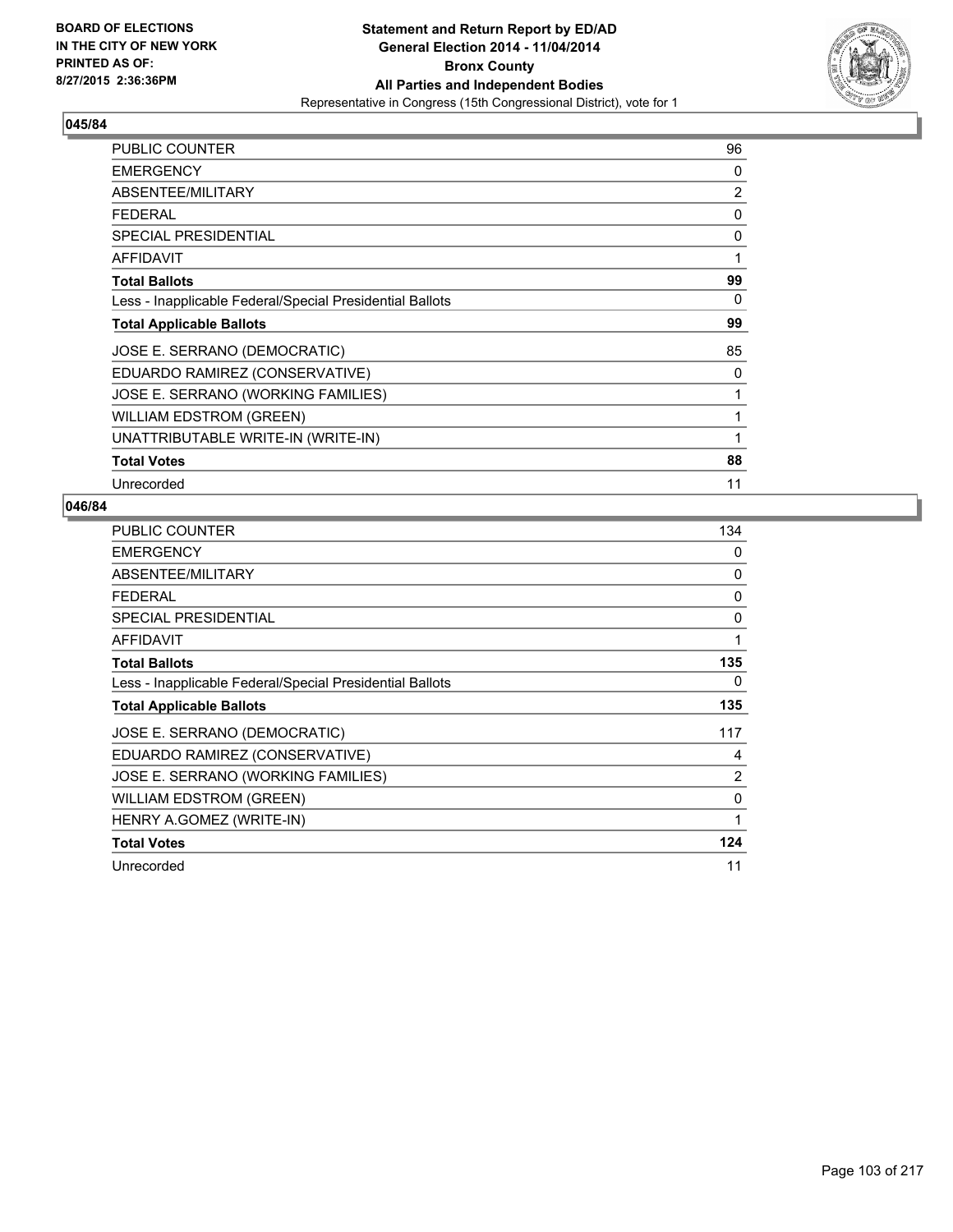BOARD OF ELECTIONS
IN THE CITY OF NEW YORK
PRINTED AS OF:
8/27/2015 2:36:36PM

**Statement and Return Report by ED/AD**
**General Election 2014 - 11/04/2014**
**Bronx County**
**All Parties and Independent Bodies**
Representative in Congress (15th Congressional District), vote for 1

### 045/84

| | |
|---|---|
| PUBLIC COUNTER | 96 |
| EMERGENCY | 0 |
| ABSENTEE/MILITARY | 2 |
| FEDERAL | 0 |
| SPECIAL PRESIDENTIAL | 0 |
| AFFIDAVIT | 1 |
| **Total Ballots** | **99** |
| Less - Inapplicable Federal/Special Presidential Ballots | 0 |
| **Total Applicable Ballots** | **99** |
| JOSE E. SERRANO (DEMOCRATIC) | 85 |
| EDUARDO RAMIREZ (CONSERVATIVE) | 0 |
| JOSE E. SERRANO (WORKING FAMILIES) | 1 |
| WILLIAM EDSTROM (GREEN) | 1 |
| UNATTRIBUTABLE WRITE-IN (WRITE-IN) | 1 |
| **Total Votes** | **88** |
| Unrecorded | 11 |

### 046/84

| | |
|---|---|
| PUBLIC COUNTER | 134 |
| EMERGENCY | 0 |
| ABSENTEE/MILITARY | 0 |
| FEDERAL | 0 |
| SPECIAL PRESIDENTIAL | 0 |
| AFFIDAVIT | 1 |
| **Total Ballots** | **135** |
| Less - Inapplicable Federal/Special Presidential Ballots | 0 |
| **Total Applicable Ballots** | **135** |
| JOSE E. SERRANO (DEMOCRATIC) | 117 |
| EDUARDO RAMIREZ (CONSERVATIVE) | 4 |
| JOSE E. SERRANO (WORKING FAMILIES) | 2 |
| WILLIAM EDSTROM (GREEN) | 0 |
| HENRY A.GOMEZ (WRITE-IN) | 1 |
| **Total Votes** | **124** |
| Unrecorded | 11 |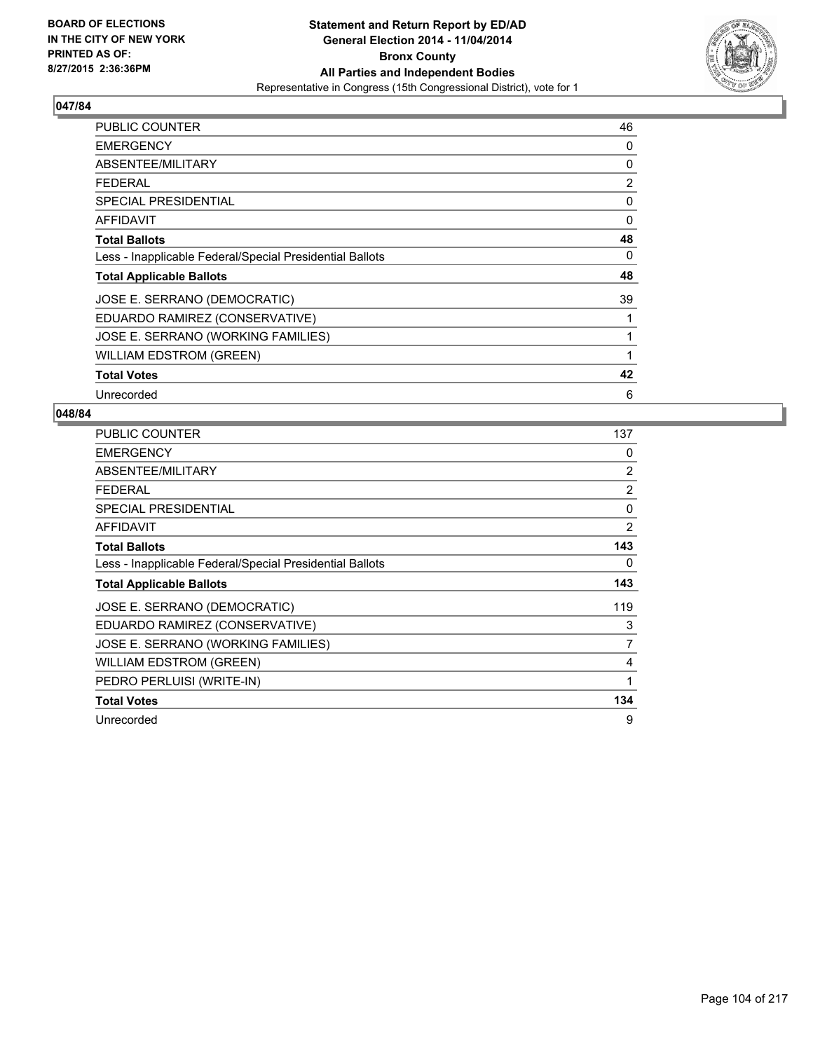BOARD OF ELECTIONS
IN THE CITY OF NEW YORK
PRINTED AS OF:
8/27/2015 2:36:36PM

**Statement and Return Report by ED/AD**
**General Election 2014 - 11/04/2014**
**Bronx County**
**All Parties and Independent Bodies**
Representative in Congress (15th Congressional District), vote for 1

## 047/84

| | |
|---|---|
| PUBLIC COUNTER | 46 |
| EMERGENCY | 0 |
| ABSENTEE/MILITARY | 0 |
| FEDERAL | 2 |
| SPECIAL PRESIDENTIAL | 0 |
| AFFIDAVIT | 0 |
| **Total Ballots** | **48** |
| Less - Inapplicable Federal/Special Presidential Ballots | 0 |
| **Total Applicable Ballots** | **48** |
| JOSE E. SERRANO (DEMOCRATIC) | 39 |
| EDUARDO RAMIREZ (CONSERVATIVE) | 1 |
| JOSE E. SERRANO (WORKING FAMILIES) | 1 |
| WILLIAM EDSTROM (GREEN) | 1 |
| **Total Votes** | **42** |
| Unrecorded | 6 |

## 048/84

| | |
|---|---|
| PUBLIC COUNTER | 137 |
| EMERGENCY | 0 |
| ABSENTEE/MILITARY | 2 |
| FEDERAL | 2 |
| SPECIAL PRESIDENTIAL | 0 |
| AFFIDAVIT | 2 |
| **Total Ballots** | **143** |
| Less - Inapplicable Federal/Special Presidential Ballots | 0 |
| **Total Applicable Ballots** | **143** |
| JOSE E. SERRANO (DEMOCRATIC) | 119 |
| EDUARDO RAMIREZ (CONSERVATIVE) | 3 |
| JOSE E. SERRANO (WORKING FAMILIES) | 7 |
| WILLIAM EDSTROM (GREEN) | 4 |
| PEDRO PERLUISI (WRITE-IN) | 1 |
| **Total Votes** | **134** |
| Unrecorded | 9 |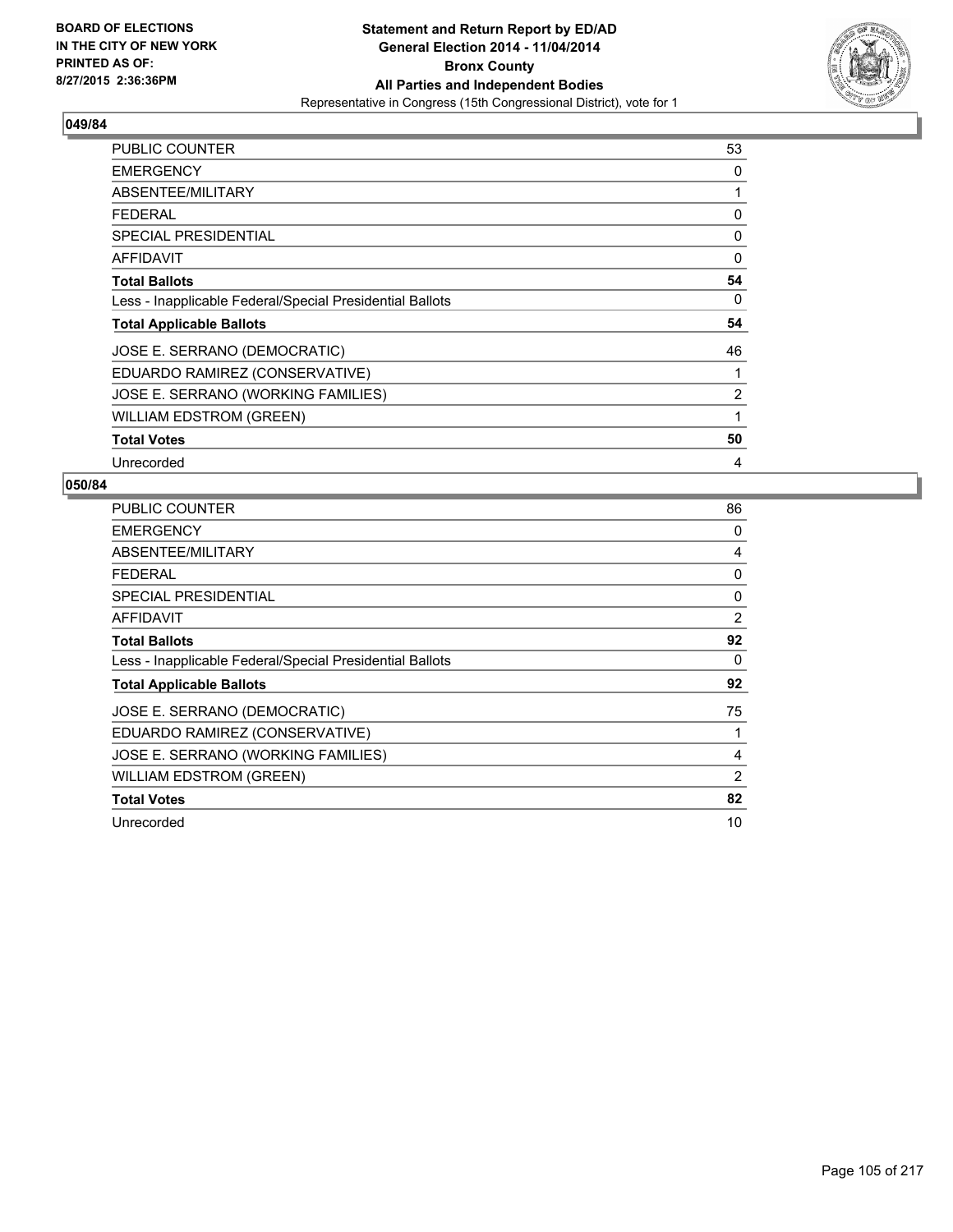**BOARD OF ELECTIONS IN THE CITY OF NEW YORK PRINTED AS OF: 8/27/2015 2:36:36PM**

**Statement and Return Report by ED/AD General Election 2014 - 11/04/2014 Bronx County All Parties and Independent Bodies**
Representative in Congress (15th Congressional District), vote for 1

## 049/84

| | |
|---|---|
| PUBLIC COUNTER | 53 |
| EMERGENCY | 0 |
| ABSENTEE/MILITARY | 1 |
| FEDERAL | 0 |
| SPECIAL PRESIDENTIAL | 0 |
| AFFIDAVIT | 0 |
| **Total Ballots** | **54** |
| Less - Inapplicable Federal/Special Presidential Ballots | 0 |
| **Total Applicable Ballots** | **54** |
| JOSE E. SERRANO (DEMOCRATIC) | 46 |
| EDUARDO RAMIREZ (CONSERVATIVE) | 1 |
| JOSE E. SERRANO (WORKING FAMILIES) | 2 |
| WILLIAM EDSTROM (GREEN) | 1 |
| **Total Votes** | **50** |
| Unrecorded | 4 |

## 050/84

| | |
|---|---|
| PUBLIC COUNTER | 86 |
| EMERGENCY | 0 |
| ABSENTEE/MILITARY | 4 |
| FEDERAL | 0 |
| SPECIAL PRESIDENTIAL | 0 |
| AFFIDAVIT | 2 |
| **Total Ballots** | **92** |
| Less - Inapplicable Federal/Special Presidential Ballots | 0 |
| **Total Applicable Ballots** | **92** |
| JOSE E. SERRANO (DEMOCRATIC) | 75 |
| EDUARDO RAMIREZ (CONSERVATIVE) | 1 |
| JOSE E. SERRANO (WORKING FAMILIES) | 4 |
| WILLIAM EDSTROM (GREEN) | 2 |
| **Total Votes** | **82** |
| Unrecorded | 10 |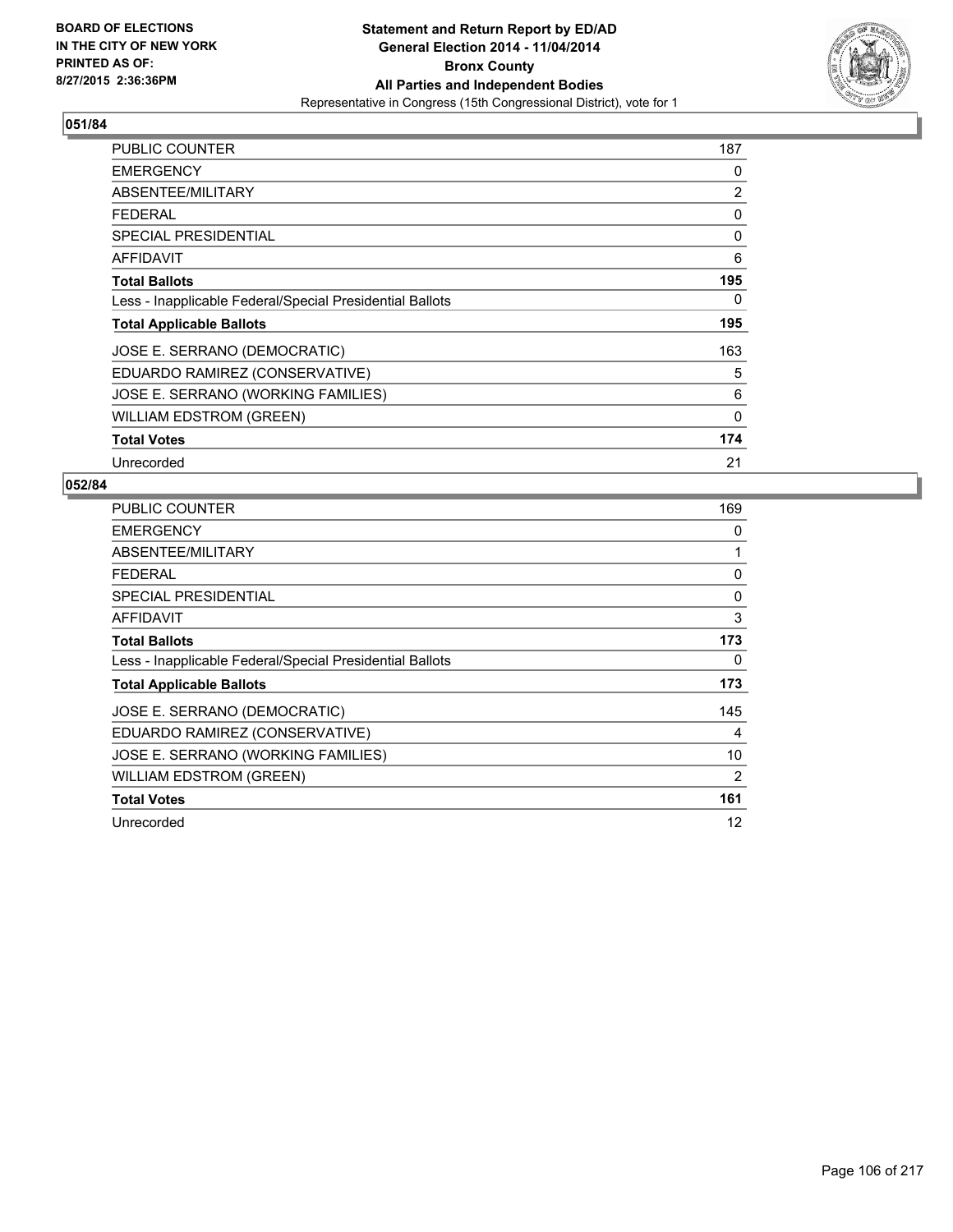BOARD OF ELECTIONS
IN THE CITY OF NEW YORK
PRINTED AS OF:
8/27/2015 2:36:36PM

**Statement and Return Report by ED/AD**
**General Election 2014 - 11/04/2014**
**Bronx County**
**All Parties and Independent Bodies**
Representative in Congress (15th Congressional District), vote for 1

## 051/84

| | |
|---|---|
| PUBLIC COUNTER | 187 |
| EMERGENCY | 0 |
| ABSENTEE/MILITARY | 2 |
| FEDERAL | 0 |
| SPECIAL PRESIDENTIAL | 0 |
| AFFIDAVIT | 6 |
| **Total Ballots** | **195** |
| Less - Inapplicable Federal/Special Presidential Ballots | 0 |
| **Total Applicable Ballots** | **195** |
| JOSE E. SERRANO (DEMOCRATIC) | 163 |
| EDUARDO RAMIREZ (CONSERVATIVE) | 5 |
| JOSE E. SERRANO (WORKING FAMILIES) | 6 |
| WILLIAM EDSTROM (GREEN) | 0 |
| **Total Votes** | **174** |
| Unrecorded | 21 |

## 052/84

| | |
|---|---|
| PUBLIC COUNTER | 169 |
| EMERGENCY | 0 |
| ABSENTEE/MILITARY | 1 |
| FEDERAL | 0 |
| SPECIAL PRESIDENTIAL | 0 |
| AFFIDAVIT | 3 |
| **Total Ballots** | **173** |
| Less - Inapplicable Federal/Special Presidential Ballots | 0 |
| **Total Applicable Ballots** | **173** |
| JOSE E. SERRANO (DEMOCRATIC) | 145 |
| EDUARDO RAMIREZ (CONSERVATIVE) | 4 |
| JOSE E. SERRANO (WORKING FAMILIES) | 10 |
| WILLIAM EDSTROM (GREEN) | 2 |
| **Total Votes** | **161** |
| Unrecorded | 12 |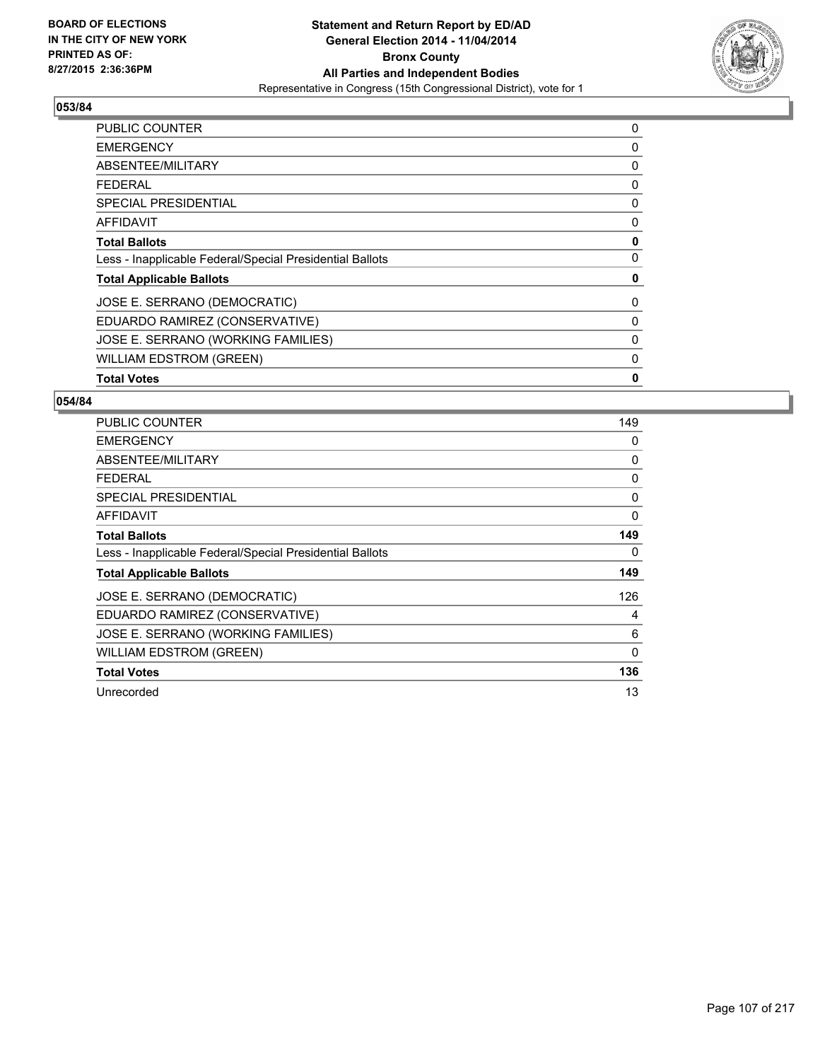**BOARD OF ELECTIONS IN THE CITY OF NEW YORK PRINTED AS OF: 8/27/2015 2:36:36PM**

**Statement and Return Report by ED/AD**
**General Election 2014 - 11/04/2014**
**Bronx County**
**All Parties and Independent Bodies**
Representative in Congress (15th Congressional District), vote for 1

**053/84**

| | |
|---|---|
| PUBLIC COUNTER | 0 |
| EMERGENCY | 0 |
| ABSENTEE/MILITARY | 0 |
| FEDERAL | 0 |
| SPECIAL PRESIDENTIAL | 0 |
| AFFIDAVIT | 0 |
| **Total Ballots** | **0** |
| Less - Inapplicable Federal/Special Presidential Ballots | 0 |
| **Total Applicable Ballots** | **0** |
| JOSE E. SERRANO (DEMOCRATIC) | 0 |
| EDUARDO RAMIREZ (CONSERVATIVE) | 0 |
| JOSE E. SERRANO (WORKING FAMILIES) | 0 |
| WILLIAM EDSTROM (GREEN) | 0 |
| **Total Votes** | **0** |

**054/84**

| | |
|---|---|
| PUBLIC COUNTER | 149 |
| EMERGENCY | 0 |
| ABSENTEE/MILITARY | 0 |
| FEDERAL | 0 |
| SPECIAL PRESIDENTIAL | 0 |
| AFFIDAVIT | 0 |
| **Total Ballots** | **149** |
| Less - Inapplicable Federal/Special Presidential Ballots | 0 |
| **Total Applicable Ballots** | **149** |
| JOSE E. SERRANO (DEMOCRATIC) | 126 |
| EDUARDO RAMIREZ (CONSERVATIVE) | 4 |
| JOSE E. SERRANO (WORKING FAMILIES) | 6 |
| WILLIAM EDSTROM (GREEN) | 0 |
| **Total Votes** | **136** |
| Unrecorded | 13 |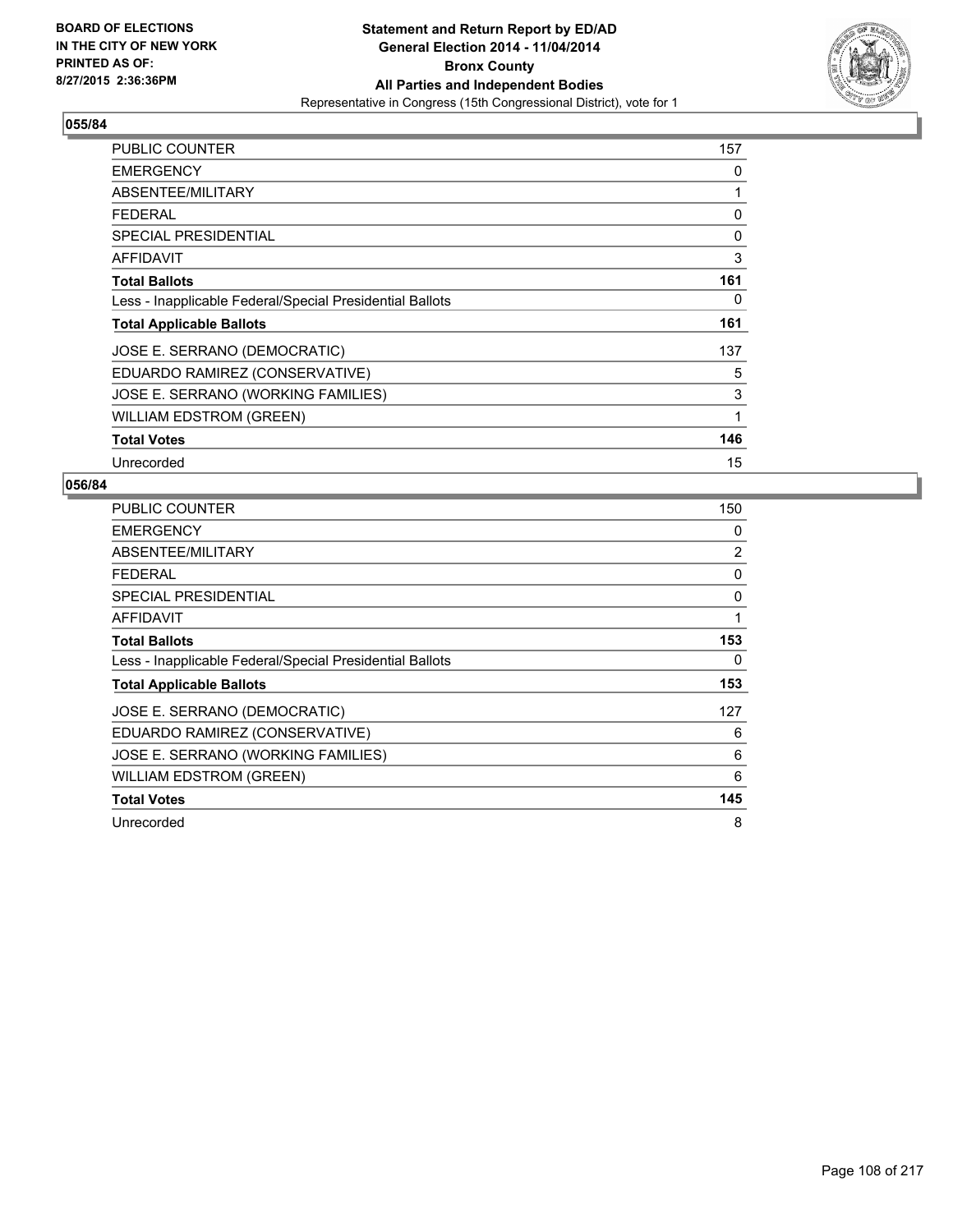BOARD OF ELECTIONS
IN THE CITY OF NEW YORK
PRINTED AS OF:
8/27/2015 2:36:36PM

**Statement and Return Report by ED/AD**
**General Election 2014 - 11/04/2014**
**Bronx County**
**All Parties and Independent Bodies**
Representative in Congress (15th Congressional District), vote for 1

## 055/84

| | |
|---|---|
| PUBLIC COUNTER | 157 |
| EMERGENCY | 0 |
| ABSENTEE/MILITARY | 1 |
| FEDERAL | 0 |
| SPECIAL PRESIDENTIAL | 0 |
| AFFIDAVIT | 3 |
| **Total Ballots** | **161** |
| Less - Inapplicable Federal/Special Presidential Ballots | 0 |
| **Total Applicable Ballots** | **161** |
| JOSE E. SERRANO (DEMOCRATIC) | 137 |
| EDUARDO RAMIREZ (CONSERVATIVE) | 5 |
| JOSE E. SERRANO (WORKING FAMILIES) | 3 |
| WILLIAM EDSTROM (GREEN) | 1 |
| **Total Votes** | **146** |
| Unrecorded | 15 |

## 056/84

| | |
|---|---|
| PUBLIC COUNTER | 150 |
| EMERGENCY | 0 |
| ABSENTEE/MILITARY | 2 |
| FEDERAL | 0 |
| SPECIAL PRESIDENTIAL | 0 |
| AFFIDAVIT | 1 |
| **Total Ballots** | **153** |
| Less - Inapplicable Federal/Special Presidential Ballots | 0 |
| **Total Applicable Ballots** | **153** |
| JOSE E. SERRANO (DEMOCRATIC) | 127 |
| EDUARDO RAMIREZ (CONSERVATIVE) | 6 |
| JOSE E. SERRANO (WORKING FAMILIES) | 6 |
| WILLIAM EDSTROM (GREEN) | 6 |
| **Total Votes** | **145** |
| Unrecorded | 8 |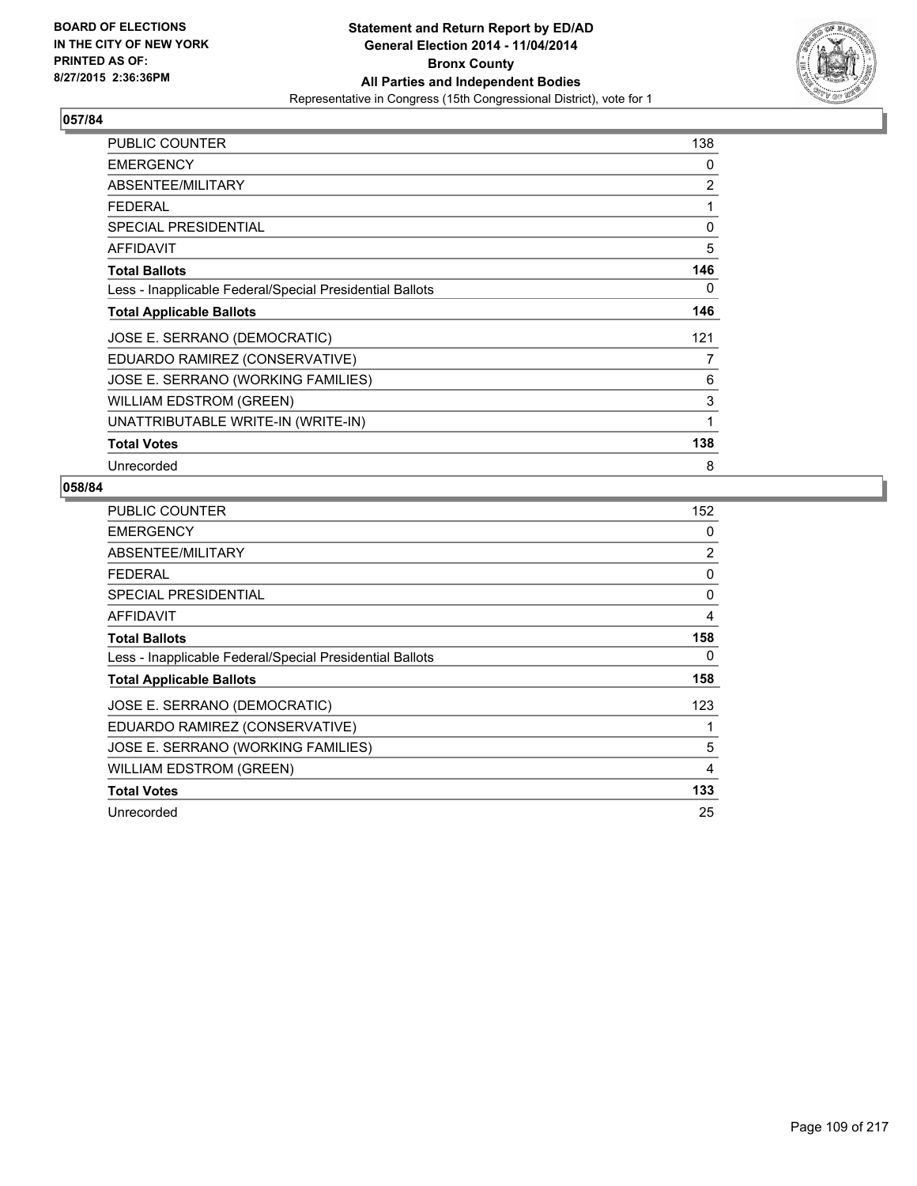BOARD OF ELECTIONS
IN THE CITY OF NEW YORK
PRINTED AS OF:
8/27/2015 2:36:36PM

**Statement and Return Report by ED/AD**
**General Election 2014 - 11/04/2014**
**Bronx County**
**All Parties and Independent Bodies**
Representative in Congress (15th Congressional District), vote for 1

## 057/84

| | |
|---|---|
| PUBLIC COUNTER | 138 |
| EMERGENCY | 0 |
| ABSENTEE/MILITARY | 2 |
| FEDERAL | 1 |
| SPECIAL PRESIDENTIAL | 0 |
| AFFIDAVIT | 5 |
| **Total Ballots** | **146** |
| Less - Inapplicable Federal/Special Presidential Ballots | 0 |
| **Total Applicable Ballots** | **146** |
| JOSE E. SERRANO (DEMOCRATIC) | 121 |
| EDUARDO RAMIREZ (CONSERVATIVE) | 7 |
| JOSE E. SERRANO (WORKING FAMILIES) | 6 |
| WILLIAM EDSTROM (GREEN) | 3 |
| UNATTRIBUTABLE WRITE-IN (WRITE-IN) | 1 |
| **Total Votes** | **138** |
| Unrecorded | 8 |

## 058/84

| | |
|---|---|
| PUBLIC COUNTER | 152 |
| EMERGENCY | 0 |
| ABSENTEE/MILITARY | 2 |
| FEDERAL | 0 |
| SPECIAL PRESIDENTIAL | 0 |
| AFFIDAVIT | 4 |
| **Total Ballots** | **158** |
| Less - Inapplicable Federal/Special Presidential Ballots | 0 |
| **Total Applicable Ballots** | **158** |
| JOSE E. SERRANO (DEMOCRATIC) | 123 |
| EDUARDO RAMIREZ (CONSERVATIVE) | 1 |
| JOSE E. SERRANO (WORKING FAMILIES) | 5 |
| WILLIAM EDSTROM (GREEN) | 4 |
| **Total Votes** | **133** |
| Unrecorded | 25 |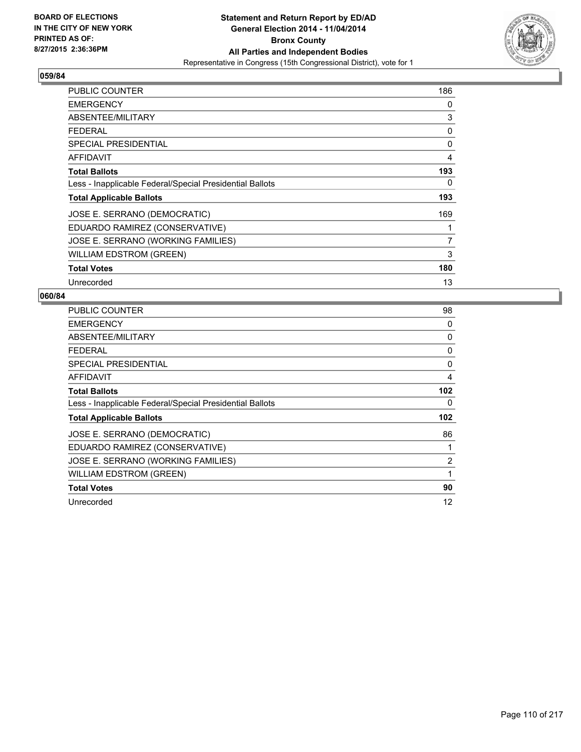BOARD OF ELECTIONS
IN THE CITY OF NEW YORK
PRINTED AS OF:
8/27/2015 2:36:36PM

**Statement and Return Report by ED/AD**
**General Election 2014 - 11/04/2014**
**Bronx County**
**All Parties and Independent Bodies**
Representative in Congress (15th Congressional District), vote for 1

## 059/84

| | |
|---|---|
| PUBLIC COUNTER | 186 |
| EMERGENCY | 0 |
| ABSENTEE/MILITARY | 3 |
| FEDERAL | 0 |
| SPECIAL PRESIDENTIAL | 0 |
| AFFIDAVIT | 4 |
| **Total Ballots** | **193** |
| Less - Inapplicable Federal/Special Presidential Ballots | 0 |
| **Total Applicable Ballots** | **193** |
| JOSE E. SERRANO (DEMOCRATIC) | 169 |
| EDUARDO RAMIREZ (CONSERVATIVE) | 1 |
| JOSE E. SERRANO (WORKING FAMILIES) | 7 |
| WILLIAM EDSTROM (GREEN) | 3 |
| **Total Votes** | **180** |
| Unrecorded | 13 |

## 060/84

| | |
|---|---|
| PUBLIC COUNTER | 98 |
| EMERGENCY | 0 |
| ABSENTEE/MILITARY | 0 |
| FEDERAL | 0 |
| SPECIAL PRESIDENTIAL | 0 |
| AFFIDAVIT | 4 |
| **Total Ballots** | **102** |
| Less - Inapplicable Federal/Special Presidential Ballots | 0 |
| **Total Applicable Ballots** | **102** |
| JOSE E. SERRANO (DEMOCRATIC) | 86 |
| EDUARDO RAMIREZ (CONSERVATIVE) | 1 |
| JOSE E. SERRANO (WORKING FAMILIES) | 2 |
| WILLIAM EDSTROM (GREEN) | 1 |
| **Total Votes** | **90** |
| Unrecorded | 12 |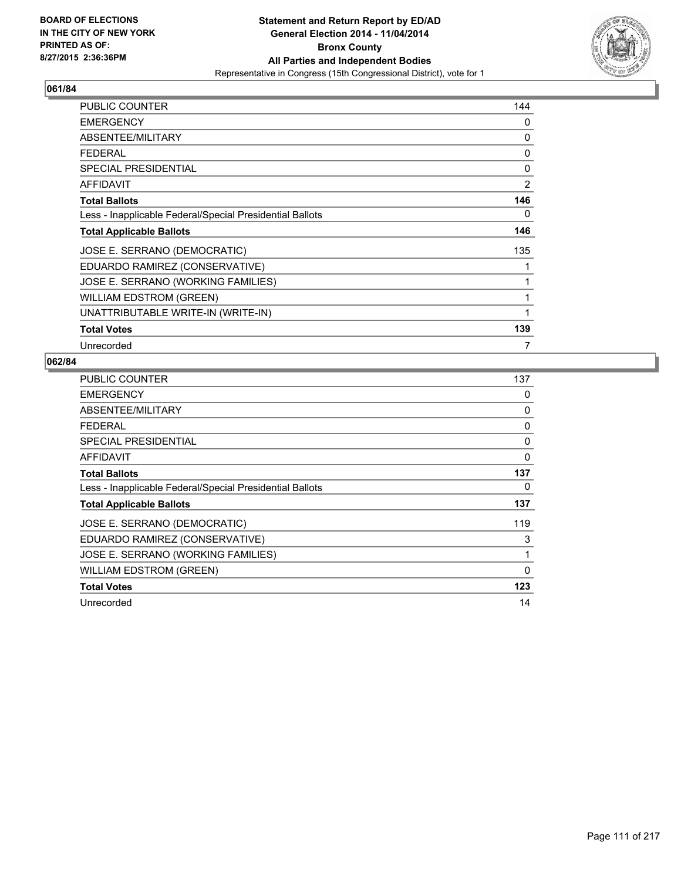BOARD OF ELECTIONS
IN THE CITY OF NEW YORK
PRINTED AS OF:
8/27/2015 2:36:36PM

**Statement and Return Report by ED/AD**
**General Election 2014 - 11/04/2014**
**Bronx County**
**All Parties and Independent Bodies**
Representative in Congress (15th Congressional District), vote for 1

## 061/84

| | |
|---|---|
| PUBLIC COUNTER | 144 |
| EMERGENCY | 0 |
| ABSENTEE/MILITARY | 0 |
| FEDERAL | 0 |
| SPECIAL PRESIDENTIAL | 0 |
| AFFIDAVIT | 2 |
| **Total Ballots** | **146** |
| Less - Inapplicable Federal/Special Presidential Ballots | 0 |
| **Total Applicable Ballots** | **146** |
| JOSE E. SERRANO (DEMOCRATIC) | 135 |
| EDUARDO RAMIREZ (CONSERVATIVE) | 1 |
| JOSE E. SERRANO (WORKING FAMILIES) | 1 |
| WILLIAM EDSTROM (GREEN) | 1 |
| UNATTRIBUTABLE WRITE-IN (WRITE-IN) | 1 |
| **Total Votes** | **139** |
| Unrecorded | 7 |

## 062/84

| | |
|---|---|
| PUBLIC COUNTER | 137 |
| EMERGENCY | 0 |
| ABSENTEE/MILITARY | 0 |
| FEDERAL | 0 |
| SPECIAL PRESIDENTIAL | 0 |
| AFFIDAVIT | 0 |
| **Total Ballots** | **137** |
| Less - Inapplicable Federal/Special Presidential Ballots | 0 |
| **Total Applicable Ballots** | **137** |
| JOSE E. SERRANO (DEMOCRATIC) | 119 |
| EDUARDO RAMIREZ (CONSERVATIVE) | 3 |
| JOSE E. SERRANO (WORKING FAMILIES) | 1 |
| WILLIAM EDSTROM (GREEN) | 0 |
| **Total Votes** | **123** |
| Unrecorded | 14 |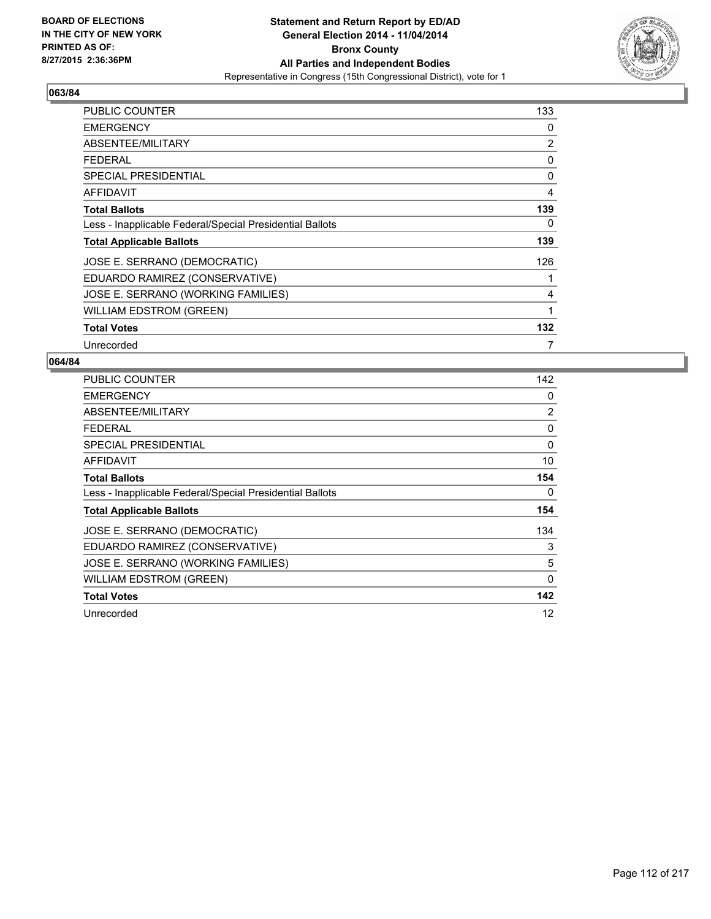BOARD OF ELECTIONS
IN THE CITY OF NEW YORK
PRINTED AS OF:
8/27/2015 2:36:36PM

**Statement and Return Report by ED/AD**
**General Election 2014 - 11/04/2014**
**Bronx County**
**All Parties and Independent Bodies**
Representative in Congress (15th Congressional District), vote for 1

## 063/84

| | |
|---|---|
| PUBLIC COUNTER | 133 |
| EMERGENCY | 0 |
| ABSENTEE/MILITARY | 2 |
| FEDERAL | 0 |
| SPECIAL PRESIDENTIAL | 0 |
| AFFIDAVIT | 4 |
| **Total Ballots** | **139** |
| Less - Inapplicable Federal/Special Presidential Ballots | 0 |
| **Total Applicable Ballots** | **139** |
| JOSE E. SERRANO (DEMOCRATIC) | 126 |
| EDUARDO RAMIREZ (CONSERVATIVE) | 1 |
| JOSE E. SERRANO (WORKING FAMILIES) | 4 |
| WILLIAM EDSTROM (GREEN) | 1 |
| **Total Votes** | **132** |
| Unrecorded | 7 |

## 064/84

| | |
|---|---|
| PUBLIC COUNTER | 142 |
| EMERGENCY | 0 |
| ABSENTEE/MILITARY | 2 |
| FEDERAL | 0 |
| SPECIAL PRESIDENTIAL | 0 |
| AFFIDAVIT | 10 |
| **Total Ballots** | **154** |
| Less - Inapplicable Federal/Special Presidential Ballots | 0 |
| **Total Applicable Ballots** | **154** |
| JOSE E. SERRANO (DEMOCRATIC) | 134 |
| EDUARDO RAMIREZ (CONSERVATIVE) | 3 |
| JOSE E. SERRANO (WORKING FAMILIES) | 5 |
| WILLIAM EDSTROM (GREEN) | 0 |
| **Total Votes** | **142** |
| Unrecorded | 12 |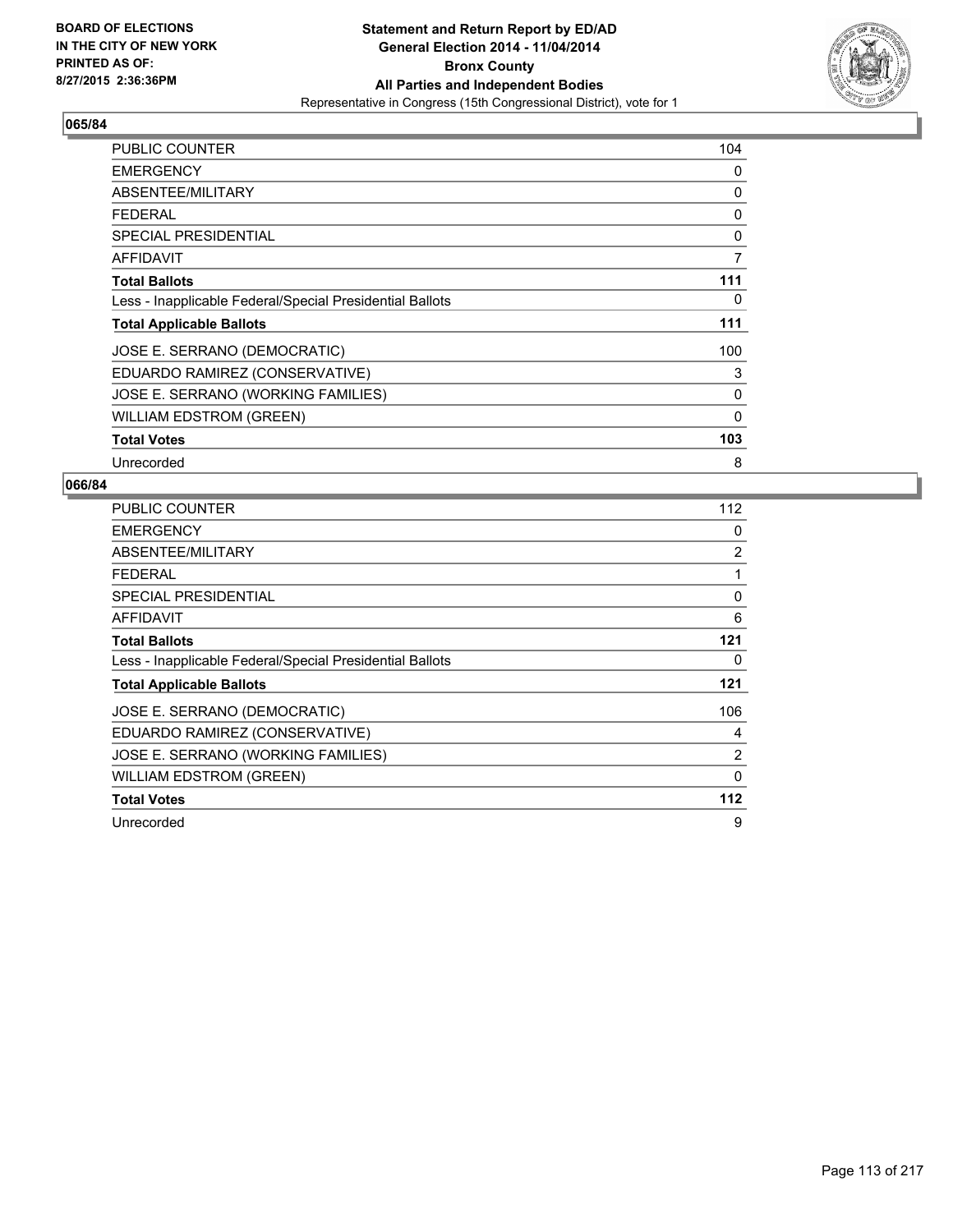BOARD OF ELECTIONS
IN THE CITY OF NEW YORK
PRINTED AS OF:
8/27/2015 2:36:36PM

**Statement and Return Report by ED/AD**
**General Election 2014 - 11/04/2014**
**Bronx County**
**All Parties and Independent Bodies**
Representative in Congress (15th Congressional District), vote for 1

## 065/84

| | |
|---|---|
| PUBLIC COUNTER | 104 |
| EMERGENCY | 0 |
| ABSENTEE/MILITARY | 0 |
| FEDERAL | 0 |
| SPECIAL PRESIDENTIAL | 0 |
| AFFIDAVIT | 7 |
| **Total Ballots** | **111** |
| Less - Inapplicable Federal/Special Presidential Ballots | 0 |
| **Total Applicable Ballots** | **111** |
| JOSE E. SERRANO (DEMOCRATIC) | 100 |
| EDUARDO RAMIREZ (CONSERVATIVE) | 3 |
| JOSE E. SERRANO (WORKING FAMILIES) | 0 |
| WILLIAM EDSTROM (GREEN) | 0 |
| **Total Votes** | **103** |
| Unrecorded | 8 |

## 066/84

| | |
|---|---|
| PUBLIC COUNTER | 112 |
| EMERGENCY | 0 |
| ABSENTEE/MILITARY | 2 |
| FEDERAL | 1 |
| SPECIAL PRESIDENTIAL | 0 |
| AFFIDAVIT | 6 |
| **Total Ballots** | **121** |
| Less - Inapplicable Federal/Special Presidential Ballots | 0 |
| **Total Applicable Ballots** | **121** |
| JOSE E. SERRANO (DEMOCRATIC) | 106 |
| EDUARDO RAMIREZ (CONSERVATIVE) | 4 |
| JOSE E. SERRANO (WORKING FAMILIES) | 2 |
| WILLIAM EDSTROM (GREEN) | 0 |
| **Total Votes** | **112** |
| Unrecorded | 9 |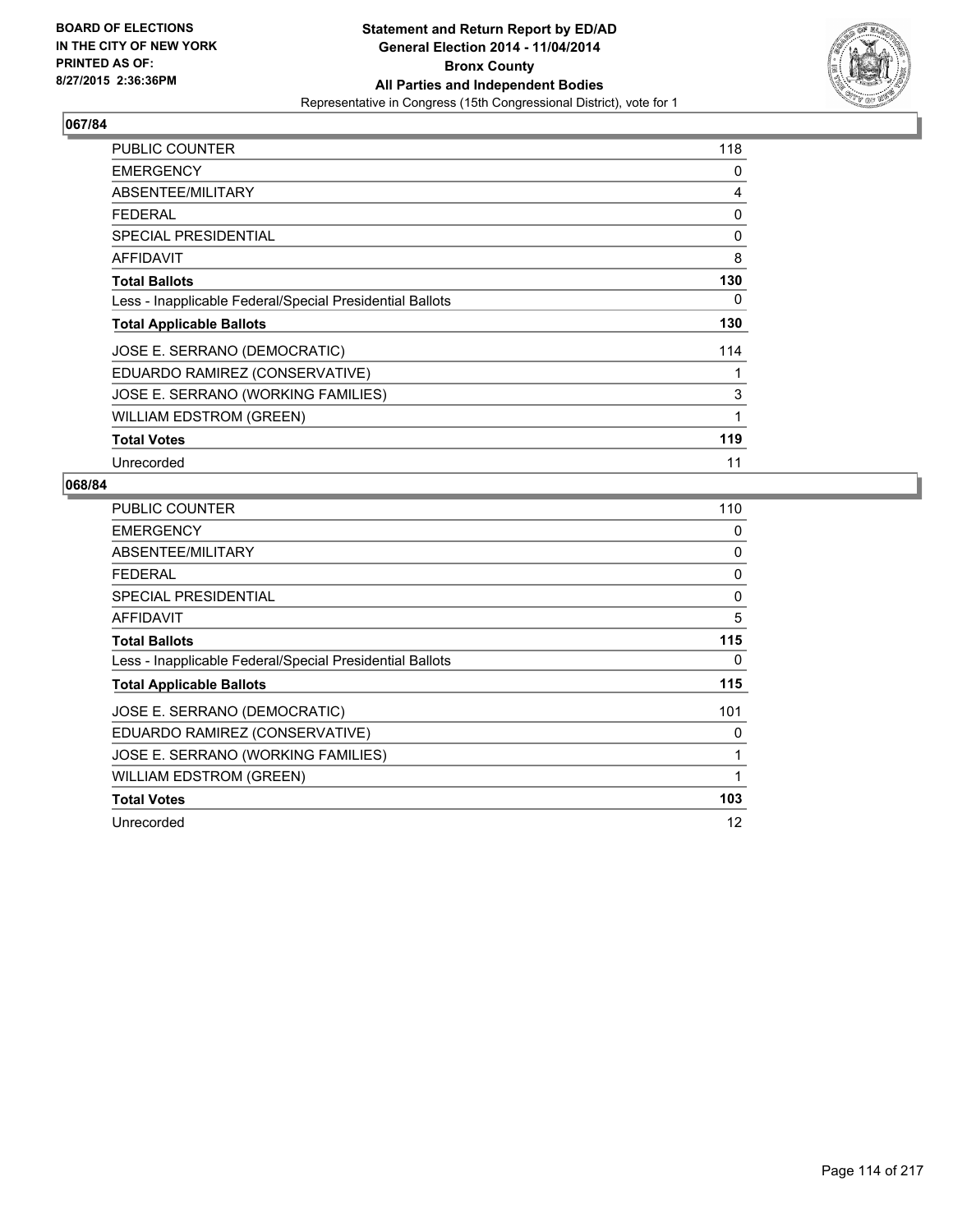BOARD OF ELECTIONS
IN THE CITY OF NEW YORK
PRINTED AS OF:
8/27/2015 2:36:36PM

**Statement and Return Report by ED/AD**
**General Election 2014 - 11/04/2014**
**Bronx County**
**All Parties and Independent Bodies**
Representative in Congress (15th Congressional District), vote for 1

## 067/84

| | |
|---|---|
| PUBLIC COUNTER | 118 |
| EMERGENCY | 0 |
| ABSENTEE/MILITARY | 4 |
| FEDERAL | 0 |
| SPECIAL PRESIDENTIAL | 0 |
| AFFIDAVIT | 8 |
| **Total Ballots** | **130** |
| Less - Inapplicable Federal/Special Presidential Ballots | 0 |
| **Total Applicable Ballots** | **130** |
| JOSE E. SERRANO (DEMOCRATIC) | 114 |
| EDUARDO RAMIREZ (CONSERVATIVE) | 1 |
| JOSE E. SERRANO (WORKING FAMILIES) | 3 |
| WILLIAM EDSTROM (GREEN) | 1 |
| **Total Votes** | **119** |
| Unrecorded | 11 |

## 068/84

| | |
|---|---|
| PUBLIC COUNTER | 110 |
| EMERGENCY | 0 |
| ABSENTEE/MILITARY | 0 |
| FEDERAL | 0 |
| SPECIAL PRESIDENTIAL | 0 |
| AFFIDAVIT | 5 |
| **Total Ballots** | **115** |
| Less - Inapplicable Federal/Special Presidential Ballots | 0 |
| **Total Applicable Ballots** | **115** |
| JOSE E. SERRANO (DEMOCRATIC) | 101 |
| EDUARDO RAMIREZ (CONSERVATIVE) | 0 |
| JOSE E. SERRANO (WORKING FAMILIES) | 1 |
| WILLIAM EDSTROM (GREEN) | 1 |
| **Total Votes** | **103** |
| Unrecorded | 12 |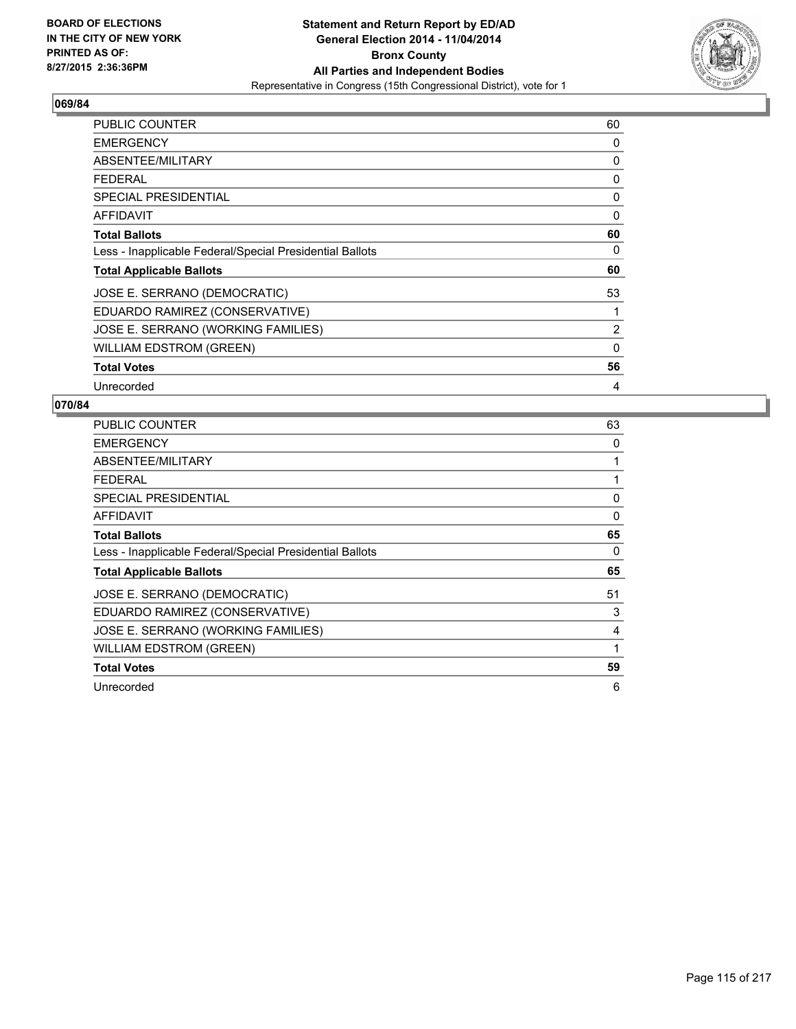BOARD OF ELECTIONS
IN THE CITY OF NEW YORK
PRINTED AS OF:
8/27/2015 2:36:36PM

**Statement and Return Report by ED/AD**
**General Election 2014 - 11/04/2014**
**Bronx County**
**All Parties and Independent Bodies**
Representative in Congress (15th Congressional District), vote for 1

### 069/84

| | |
|---|---|
| PUBLIC COUNTER | 60 |
| EMERGENCY | 0 |
| ABSENTEE/MILITARY | 0 |
| FEDERAL | 0 |
| SPECIAL PRESIDENTIAL | 0 |
| AFFIDAVIT | 0 |
| **Total Ballots** | **60** |
| Less - Inapplicable Federal/Special Presidential Ballots | 0 |
| **Total Applicable Ballots** | **60** |
| JOSE E. SERRANO (DEMOCRATIC) | 53 |
| EDUARDO RAMIREZ (CONSERVATIVE) | 1 |
| JOSE E. SERRANO (WORKING FAMILIES) | 2 |
| WILLIAM EDSTROM (GREEN) | 0 |
| **Total Votes** | **56** |
| Unrecorded | 4 |

### 070/84

| | |
|---|---|
| PUBLIC COUNTER | 63 |
| EMERGENCY | 0 |
| ABSENTEE/MILITARY | 1 |
| FEDERAL | 1 |
| SPECIAL PRESIDENTIAL | 0 |
| AFFIDAVIT | 0 |
| **Total Ballots** | **65** |
| Less - Inapplicable Federal/Special Presidential Ballots | 0 |
| **Total Applicable Ballots** | **65** |
| JOSE E. SERRANO (DEMOCRATIC) | 51 |
| EDUARDO RAMIREZ (CONSERVATIVE) | 3 |
| JOSE E. SERRANO (WORKING FAMILIES) | 4 |
| WILLIAM EDSTROM (GREEN) | 1 |
| **Total Votes** | **59** |
| Unrecorded | 6 |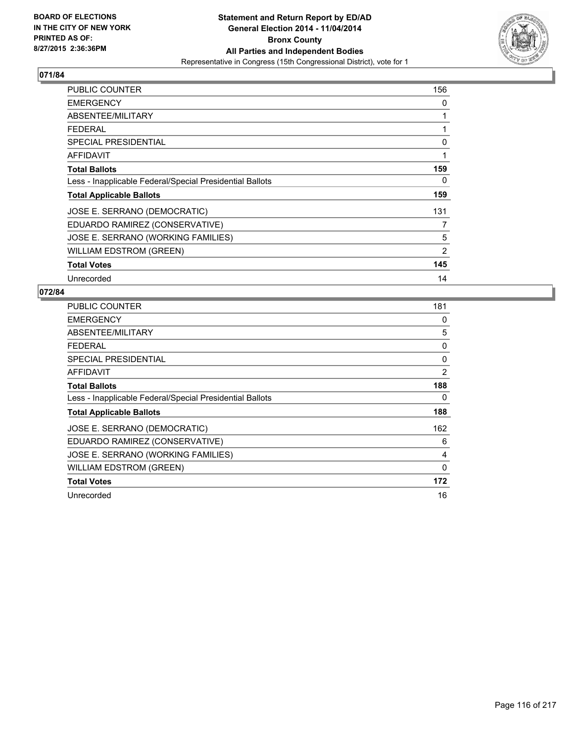**BOARD OF ELECTIONS IN THE CITY OF NEW YORK PRINTED AS OF: 8/27/2015 2:36:36PM**

**Statement and Return Report by ED/AD General Election 2014 - 11/04/2014 Bronx County All Parties and Independent Bodies**
Representative in Congress (15th Congressional District), vote for 1

## 071/84

| | |
|---|---|
| PUBLIC COUNTER | 156 |
| EMERGENCY | 0 |
| ABSENTEE/MILITARY | 1 |
| FEDERAL | 1 |
| SPECIAL PRESIDENTIAL | 0 |
| AFFIDAVIT | 1 |
| **Total Ballots** | **159** |
| Less - Inapplicable Federal/Special Presidential Ballots | 0 |
| **Total Applicable Ballots** | **159** |
| JOSE E. SERRANO (DEMOCRATIC) | 131 |
| EDUARDO RAMIREZ (CONSERVATIVE) | 7 |
| JOSE E. SERRANO (WORKING FAMILIES) | 5 |
| WILLIAM EDSTROM (GREEN) | 2 |
| **Total Votes** | **145** |
| Unrecorded | 14 |

## 072/84

| | |
|---|---|
| PUBLIC COUNTER | 181 |
| EMERGENCY | 0 |
| ABSENTEE/MILITARY | 5 |
| FEDERAL | 0 |
| SPECIAL PRESIDENTIAL | 0 |
| AFFIDAVIT | 2 |
| **Total Ballots** | **188** |
| Less - Inapplicable Federal/Special Presidential Ballots | 0 |
| **Total Applicable Ballots** | **188** |
| JOSE E. SERRANO (DEMOCRATIC) | 162 |
| EDUARDO RAMIREZ (CONSERVATIVE) | 6 |
| JOSE E. SERRANO (WORKING FAMILIES) | 4 |
| WILLIAM EDSTROM (GREEN) | 0 |
| **Total Votes** | **172** |
| Unrecorded | 16 |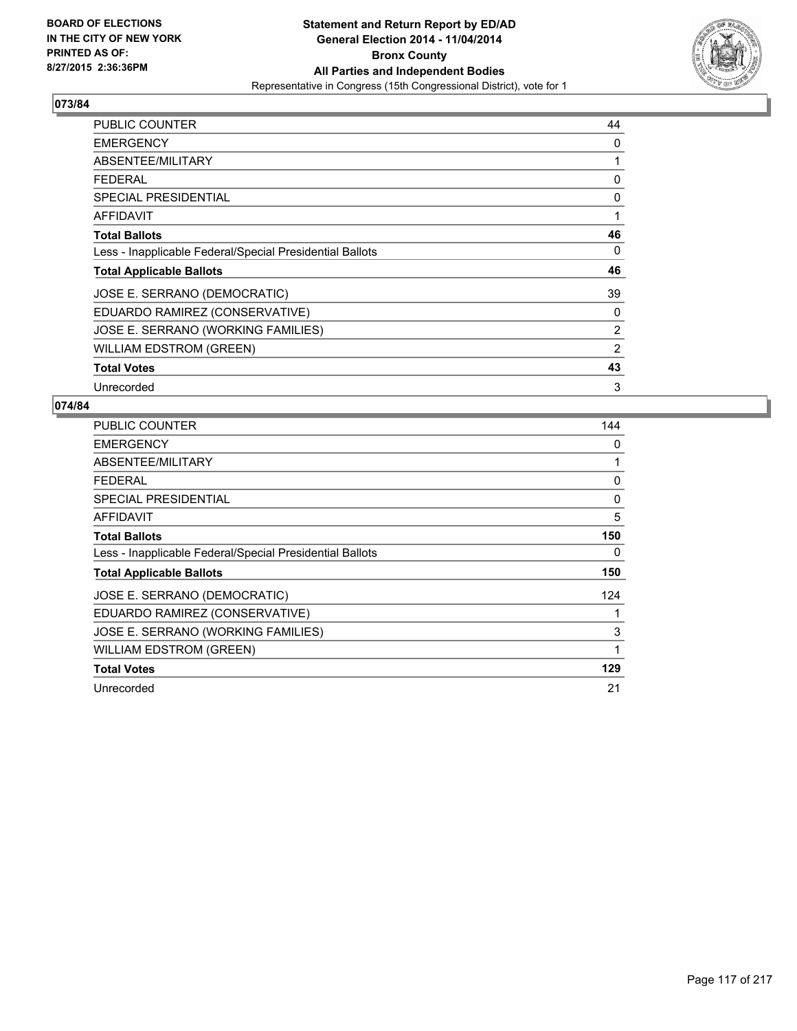BOARD OF ELECTIONS
IN THE CITY OF NEW YORK
PRINTED AS OF:
8/27/2015 2:36:36PM

**Statement and Return Report by ED/AD**
**General Election 2014 - 11/04/2014**
**Bronx County**
**All Parties and Independent Bodies**
Representative in Congress (15th Congressional District), vote for 1

## 073/84

| | |
|---|---|
| PUBLIC COUNTER | 44 |
| EMERGENCY | 0 |
| ABSENTEE/MILITARY | 1 |
| FEDERAL | 0 |
| SPECIAL PRESIDENTIAL | 0 |
| AFFIDAVIT | 1 |
| **Total Ballots** | **46** |
| Less - Inapplicable Federal/Special Presidential Ballots | 0 |
| **Total Applicable Ballots** | **46** |
| JOSE E. SERRANO (DEMOCRATIC) | 39 |
| EDUARDO RAMIREZ (CONSERVATIVE) | 0 |
| JOSE E. SERRANO (WORKING FAMILIES) | 2 |
| WILLIAM EDSTROM (GREEN) | 2 |
| **Total Votes** | **43** |
| Unrecorded | 3 |

## 074/84

| | |
|---|---|
| PUBLIC COUNTER | 144 |
| EMERGENCY | 0 |
| ABSENTEE/MILITARY | 1 |
| FEDERAL | 0 |
| SPECIAL PRESIDENTIAL | 0 |
| AFFIDAVIT | 5 |
| **Total Ballots** | **150** |
| Less - Inapplicable Federal/Special Presidential Ballots | 0 |
| **Total Applicable Ballots** | **150** |
| JOSE E. SERRANO (DEMOCRATIC) | 124 |
| EDUARDO RAMIREZ (CONSERVATIVE) | 1 |
| JOSE E. SERRANO (WORKING FAMILIES) | 3 |
| WILLIAM EDSTROM (GREEN) | 1 |
| **Total Votes** | **129** |
| Unrecorded | 21 |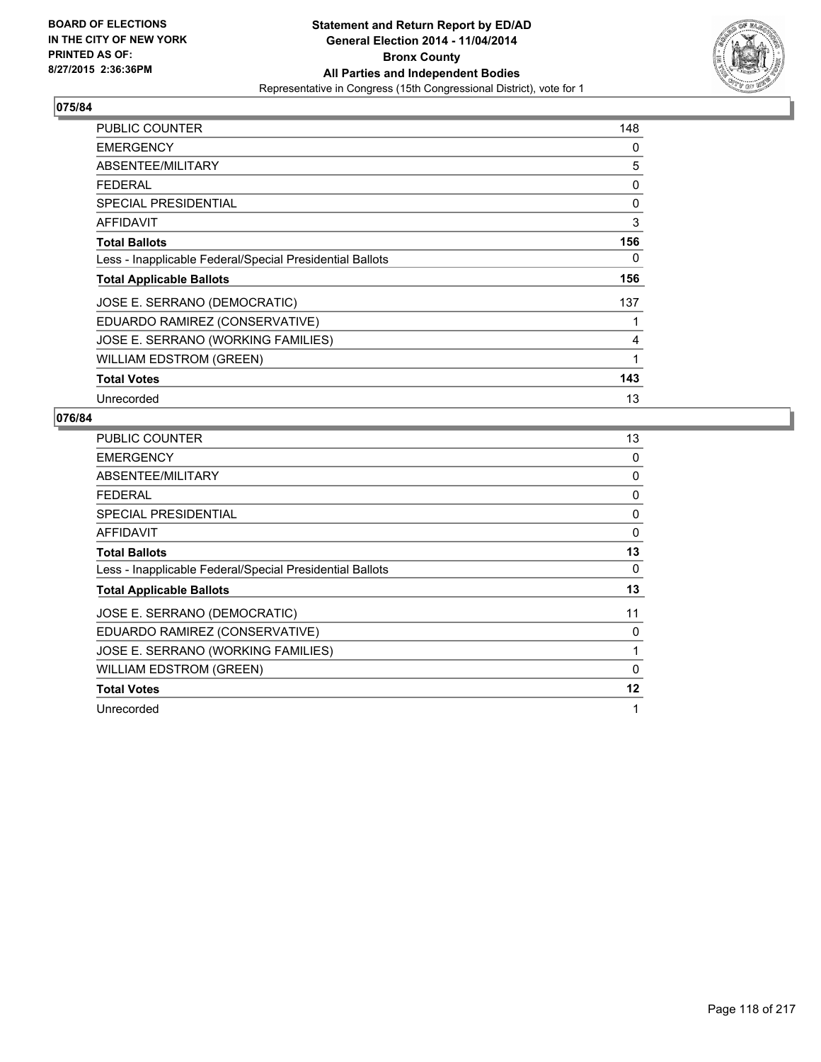BOARD OF ELECTIONS
IN THE CITY OF NEW YORK
PRINTED AS OF:
8/27/2015 2:36:36PM

**Statement and Return Report by ED/AD**
**General Election 2014 - 11/04/2014**
**Bronx County**
**All Parties and Independent Bodies**
Representative in Congress (15th Congressional District), vote for 1

## 075/84

| | |
|---|---|
| PUBLIC COUNTER | 148 |
| EMERGENCY | 0 |
| ABSENTEE/MILITARY | 5 |
| FEDERAL | 0 |
| SPECIAL PRESIDENTIAL | 0 |
| AFFIDAVIT | 3 |
| **Total Ballots** | **156** |
| Less - Inapplicable Federal/Special Presidential Ballots | 0 |
| **Total Applicable Ballots** | **156** |
| JOSE E. SERRANO (DEMOCRATIC) | 137 |
| EDUARDO RAMIREZ (CONSERVATIVE) | 1 |
| JOSE E. SERRANO (WORKING FAMILIES) | 4 |
| WILLIAM EDSTROM (GREEN) | 1 |
| **Total Votes** | **143** |
| Unrecorded | 13 |

## 076/84

| | |
|---|---|
| PUBLIC COUNTER | 13 |
| EMERGENCY | 0 |
| ABSENTEE/MILITARY | 0 |
| FEDERAL | 0 |
| SPECIAL PRESIDENTIAL | 0 |
| AFFIDAVIT | 0 |
| **Total Ballots** | **13** |
| Less - Inapplicable Federal/Special Presidential Ballots | 0 |
| **Total Applicable Ballots** | **13** |
| JOSE E. SERRANO (DEMOCRATIC) | 11 |
| EDUARDO RAMIREZ (CONSERVATIVE) | 0 |
| JOSE E. SERRANO (WORKING FAMILIES) | 1 |
| WILLIAM EDSTROM (GREEN) | 0 |
| **Total Votes** | **12** |
| Unrecorded | 1 |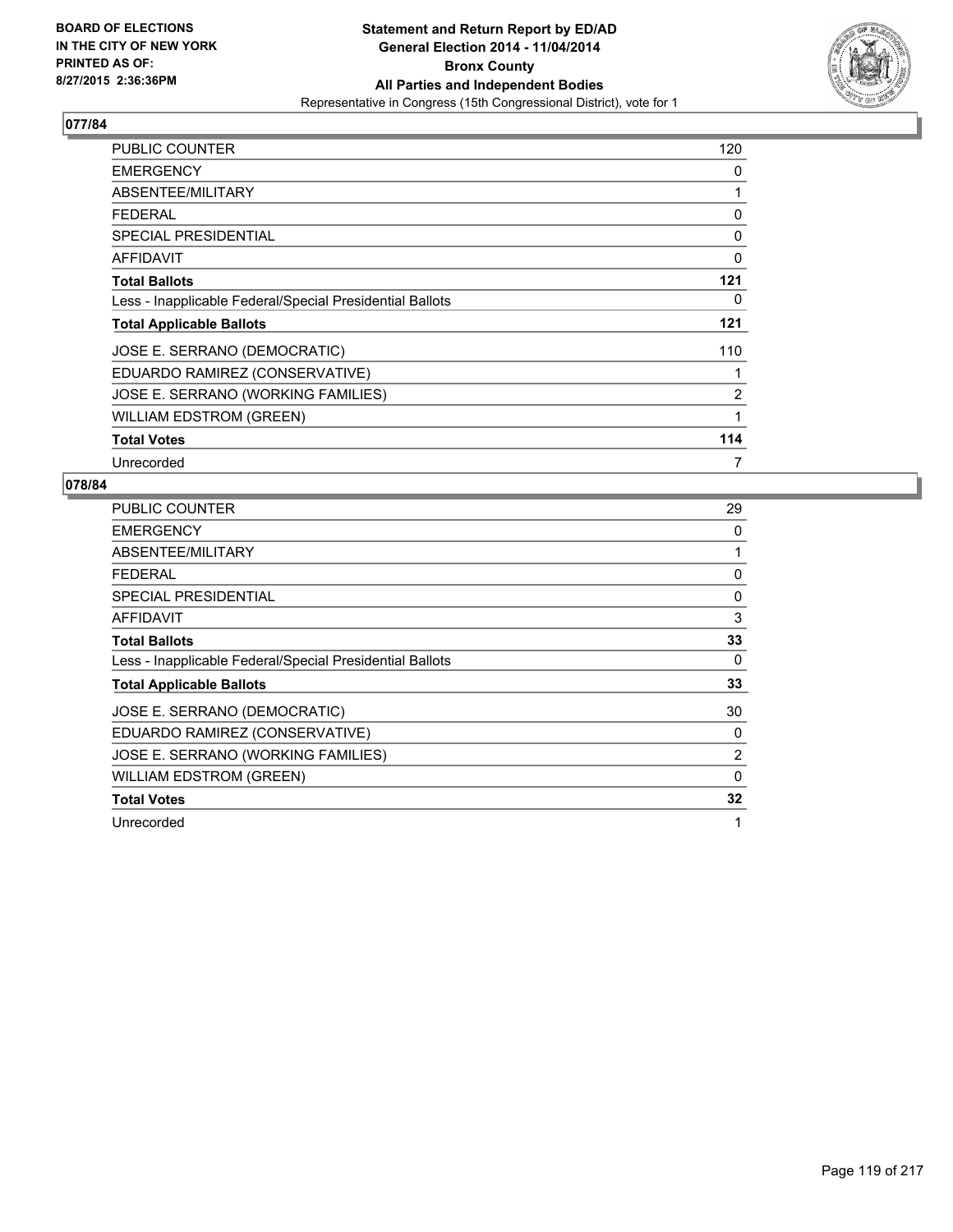**BOARD OF ELECTIONS IN THE CITY OF NEW YORK PRINTED AS OF: 8/27/2015 2:36:36PM**

# Statement and Return Report by ED/AD
## General Election 2014 - 11/04/2014
## Bronx County
## All Parties and Independent Bodies
Representative in Congress (15th Congressional District), vote for 1

### 077/84

| | |
|---|---|
| PUBLIC COUNTER | 120 |
| EMERGENCY | 0 |
| ABSENTEE/MILITARY | 1 |
| FEDERAL | 0 |
| SPECIAL PRESIDENTIAL | 0 |
| AFFIDAVIT | 0 |
| **Total Ballots** | **121** |
| Less - Inapplicable Federal/Special Presidential Ballots | 0 |
| **Total Applicable Ballots** | **121** |
| JOSE E. SERRANO (DEMOCRATIC) | 110 |
| EDUARDO RAMIREZ (CONSERVATIVE) | 1 |
| JOSE E. SERRANO (WORKING FAMILIES) | 2 |
| WILLIAM EDSTROM (GREEN) | 1 |
| **Total Votes** | **114** |
| Unrecorded | 7 |

### 078/84

| | |
|---|---|
| PUBLIC COUNTER | 29 |
| EMERGENCY | 0 |
| ABSENTEE/MILITARY | 1 |
| FEDERAL | 0 |
| SPECIAL PRESIDENTIAL | 0 |
| AFFIDAVIT | 3 |
| **Total Ballots** | **33** |
| Less - Inapplicable Federal/Special Presidential Ballots | 0 |
| **Total Applicable Ballots** | **33** |
| JOSE E. SERRANO (DEMOCRATIC) | 30 |
| EDUARDO RAMIREZ (CONSERVATIVE) | 0 |
| JOSE E. SERRANO (WORKING FAMILIES) | 2 |
| WILLIAM EDSTROM (GREEN) | 0 |
| **Total Votes** | **32** |
| Unrecorded | 1 |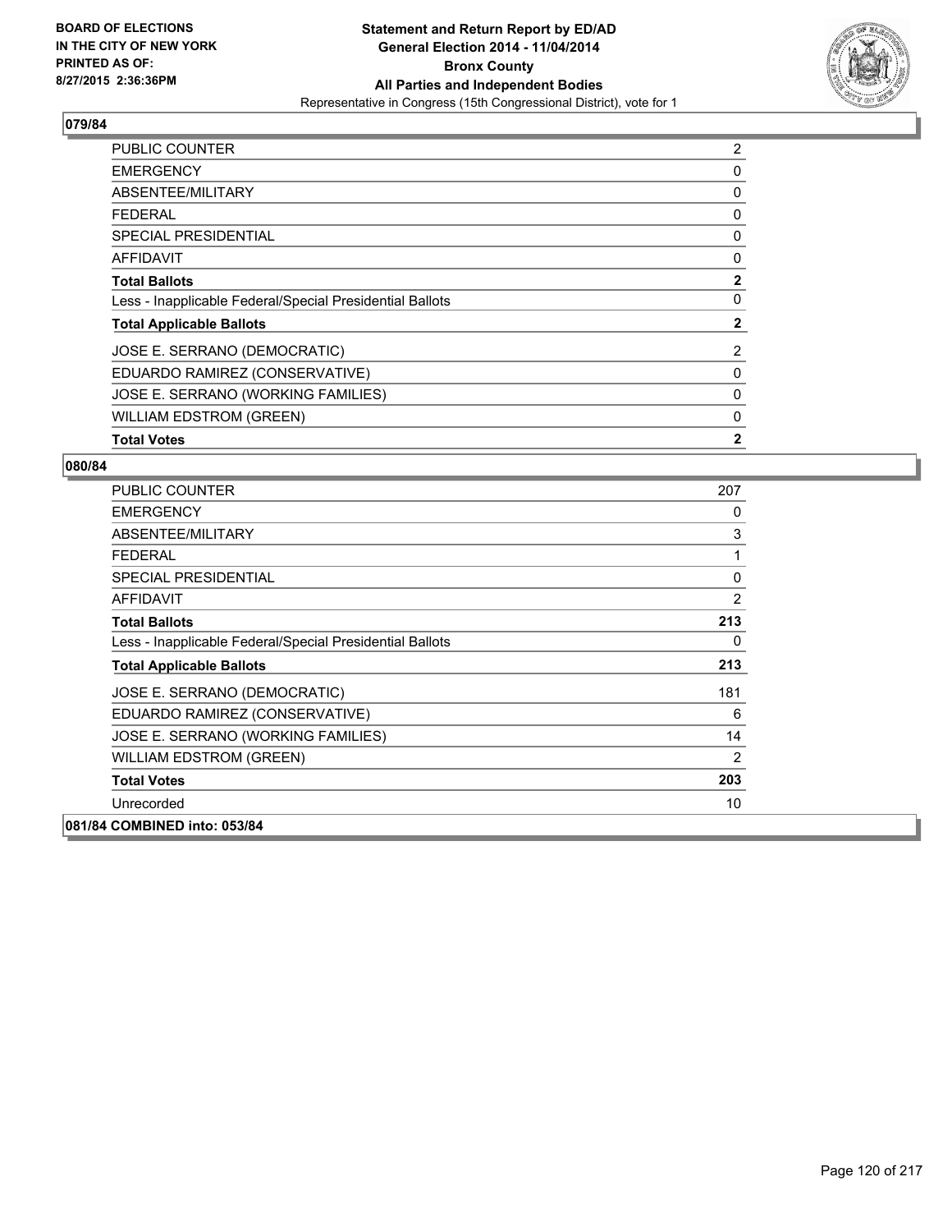## 079/84

| | |
|---|---|
| PUBLIC COUNTER | 2 |
| EMERGENCY | 0 |
| ABSENTEE/MILITARY | 0 |
| FEDERAL | 0 |
| SPECIAL PRESIDENTIAL | 0 |
| AFFIDAVIT | 0 |
| **Total Ballots** | **2** |
| Less - Inapplicable Federal/Special Presidential Ballots | 0 |
| **Total Applicable Ballots** | **2** |
| JOSE E. SERRANO (DEMOCRATIC) | 2 |
| EDUARDO RAMIREZ (CONSERVATIVE) | 0 |
| JOSE E. SERRANO (WORKING FAMILIES) | 0 |
| WILLIAM EDSTROM (GREEN) | 0 |
| **Total Votes** | **2** |

## 080/84

| | |
|---|---|
| PUBLIC COUNTER | 207 |
| EMERGENCY | 0 |
| ABSENTEE/MILITARY | 3 |
| FEDERAL | 1 |
| SPECIAL PRESIDENTIAL | 0 |
| AFFIDAVIT | 2 |
| **Total Ballots** | **213** |
| Less - Inapplicable Federal/Special Presidential Ballots | 0 |
| **Total Applicable Ballots** | **213** |
| JOSE E. SERRANO (DEMOCRATIC) | 181 |
| EDUARDO RAMIREZ (CONSERVATIVE) | 6 |
| JOSE E. SERRANO (WORKING FAMILIES) | 14 |
| WILLIAM EDSTROM (GREEN) | 2 |
| **Total Votes** | **203** |
| Unrecorded | 10 |

## 081/84 COMBINED into: 053/84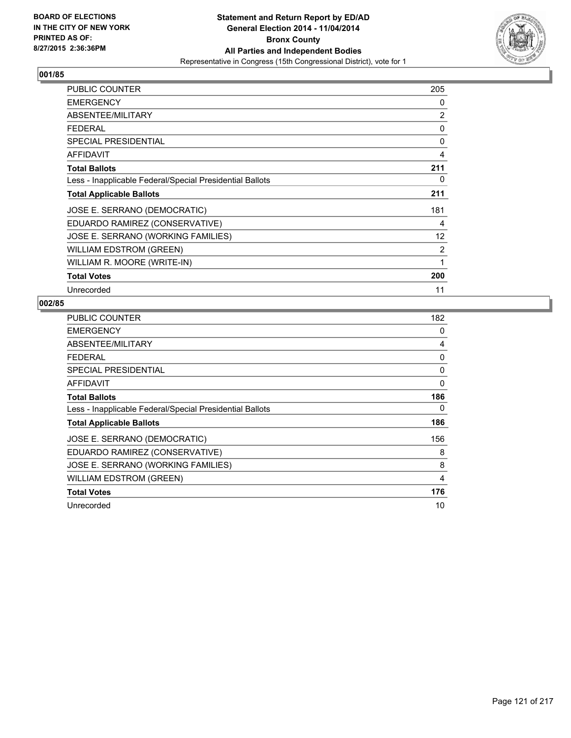BOARD OF ELECTIONS
IN THE CITY OF NEW YORK
PRINTED AS OF:
8/27/2015 2:36:36PM

**Statement and Return Report by ED/AD**
**General Election 2014 - 11/04/2014**
**Bronx County**
**All Parties and Independent Bodies**
Representative in Congress (15th Congressional District), vote for 1

## 001/85

| | |
|---|---|
| PUBLIC COUNTER | 205 |
| EMERGENCY | 0 |
| ABSENTEE/MILITARY | 2 |
| FEDERAL | 0 |
| SPECIAL PRESIDENTIAL | 0 |
| AFFIDAVIT | 4 |
| **Total Ballots** | **211** |
| Less - Inapplicable Federal/Special Presidential Ballots | 0 |
| **Total Applicable Ballots** | **211** |
| JOSE E. SERRANO (DEMOCRATIC) | 181 |
| EDUARDO RAMIREZ (CONSERVATIVE) | 4 |
| JOSE E. SERRANO (WORKING FAMILIES) | 12 |
| WILLIAM EDSTROM (GREEN) | 2 |
| WILLIAM R. MOORE (WRITE-IN) | 1 |
| **Total Votes** | **200** |
| Unrecorded | 11 |

## 002/85

| | |
|---|---|
| PUBLIC COUNTER | 182 |
| EMERGENCY | 0 |
| ABSENTEE/MILITARY | 4 |
| FEDERAL | 0 |
| SPECIAL PRESIDENTIAL | 0 |
| AFFIDAVIT | 0 |
| **Total Ballots** | **186** |
| Less - Inapplicable Federal/Special Presidential Ballots | 0 |
| **Total Applicable Ballots** | **186** |
| JOSE E. SERRANO (DEMOCRATIC) | 156 |
| EDUARDO RAMIREZ (CONSERVATIVE) | 8 |
| JOSE E. SERRANO (WORKING FAMILIES) | 8 |
| WILLIAM EDSTROM (GREEN) | 4 |
| **Total Votes** | **176** |
| Unrecorded | 10 |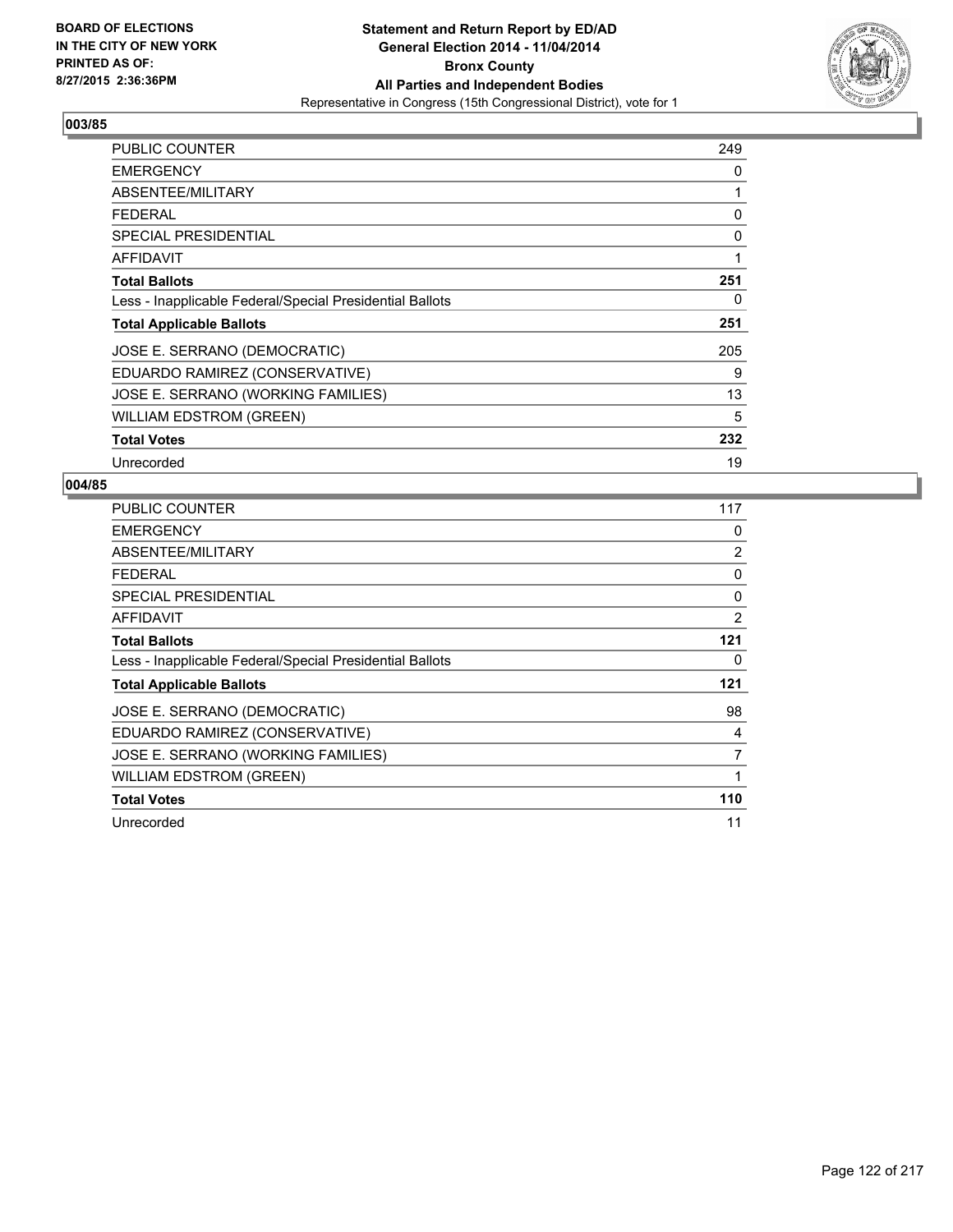BOARD OF ELECTIONS
IN THE CITY OF NEW YORK
PRINTED AS OF:
8/27/2015 2:36:36PM

**Statement and Return Report by ED/AD**
**General Election 2014 - 11/04/2014**
**Bronx County**
**All Parties and Independent Bodies**
Representative in Congress (15th Congressional District), vote for 1

## 003/85

| | |
|---|---|
| PUBLIC COUNTER | 249 |
| EMERGENCY | 0 |
| ABSENTEE/MILITARY | 1 |
| FEDERAL | 0 |
| SPECIAL PRESIDENTIAL | 0 |
| AFFIDAVIT | 1 |
| **Total Ballots** | **251** |
| Less - Inapplicable Federal/Special Presidential Ballots | 0 |
| **Total Applicable Ballots** | **251** |
| JOSE E. SERRANO (DEMOCRATIC) | 205 |
| EDUARDO RAMIREZ (CONSERVATIVE) | 9 |
| JOSE E. SERRANO (WORKING FAMILIES) | 13 |
| WILLIAM EDSTROM (GREEN) | 5 |
| **Total Votes** | **232** |
| Unrecorded | 19 |

## 004/85

| | |
|---|---|
| PUBLIC COUNTER | 117 |
| EMERGENCY | 0 |
| ABSENTEE/MILITARY | 2 |
| FEDERAL | 0 |
| SPECIAL PRESIDENTIAL | 0 |
| AFFIDAVIT | 2 |
| **Total Ballots** | **121** |
| Less - Inapplicable Federal/Special Presidential Ballots | 0 |
| **Total Applicable Ballots** | **121** |
| JOSE E. SERRANO (DEMOCRATIC) | 98 |
| EDUARDO RAMIREZ (CONSERVATIVE) | 4 |
| JOSE E. SERRANO (WORKING FAMILIES) | 7 |
| WILLIAM EDSTROM (GREEN) | 1 |
| **Total Votes** | **110** |
| Unrecorded | 11 |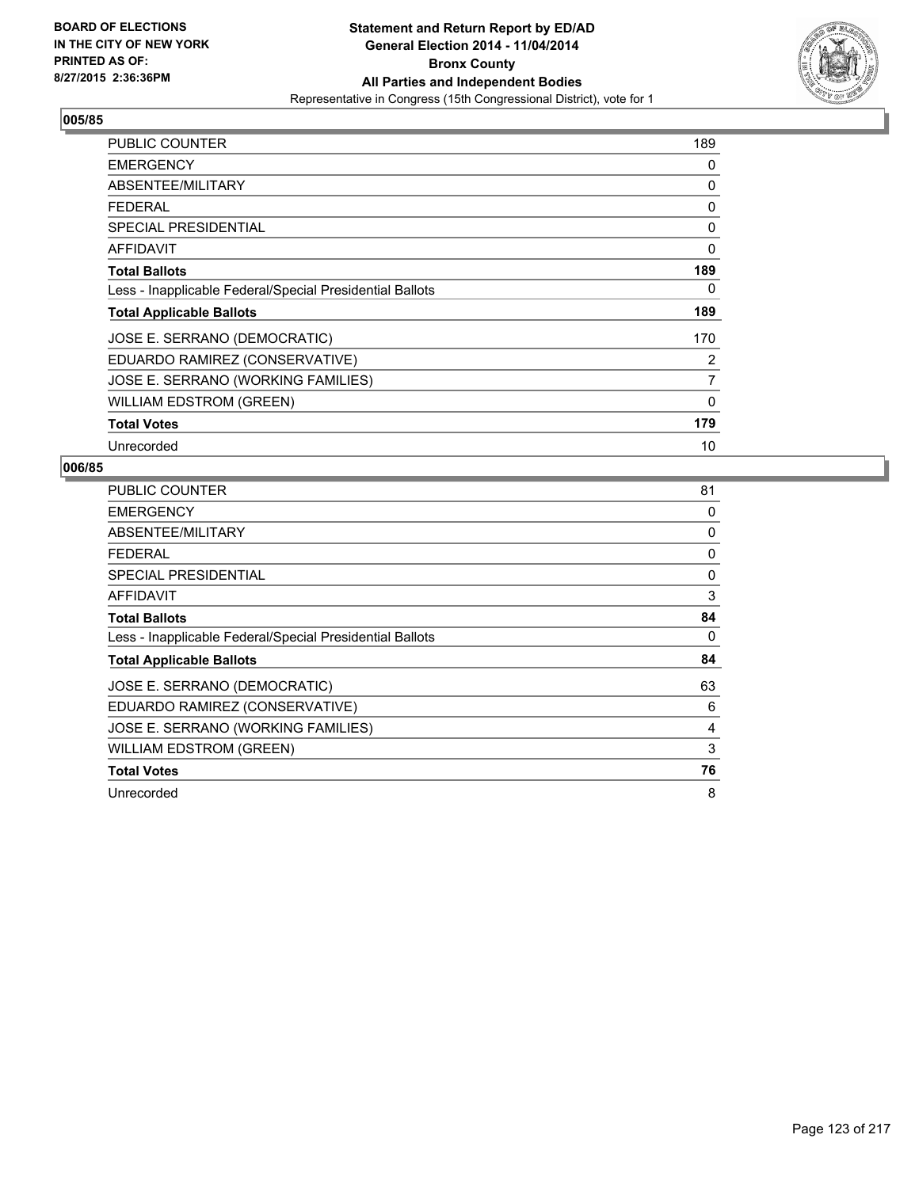BOARD OF ELECTIONS
IN THE CITY OF NEW YORK
PRINTED AS OF:
8/27/2015 2:36:36PM

**Statement and Return Report by ED/AD**
**General Election 2014 - 11/04/2014**
**Bronx County**
**All Parties and Independent Bodies**
Representative in Congress (15th Congressional District), vote for 1

### 005/85

| | |
|---|---|
| PUBLIC COUNTER | 189 |
| EMERGENCY | 0 |
| ABSENTEE/MILITARY | 0 |
| FEDERAL | 0 |
| SPECIAL PRESIDENTIAL | 0 |
| AFFIDAVIT | 0 |
| **Total Ballots** | **189** |
| Less - Inapplicable Federal/Special Presidential Ballots | 0 |
| **Total Applicable Ballots** | **189** |
| JOSE E. SERRANO (DEMOCRATIC) | 170 |
| EDUARDO RAMIREZ (CONSERVATIVE) | 2 |
| JOSE E. SERRANO (WORKING FAMILIES) | 7 |
| WILLIAM EDSTROM (GREEN) | 0 |
| **Total Votes** | **179** |
| Unrecorded | 10 |

### 006/85

| | |
|---|---|
| PUBLIC COUNTER | 81 |
| EMERGENCY | 0 |
| ABSENTEE/MILITARY | 0 |
| FEDERAL | 0 |
| SPECIAL PRESIDENTIAL | 0 |
| AFFIDAVIT | 3 |
| **Total Ballots** | **84** |
| Less - Inapplicable Federal/Special Presidential Ballots | 0 |
| **Total Applicable Ballots** | **84** |
| JOSE E. SERRANO (DEMOCRATIC) | 63 |
| EDUARDO RAMIREZ (CONSERVATIVE) | 6 |
| JOSE E. SERRANO (WORKING FAMILIES) | 4 |
| WILLIAM EDSTROM (GREEN) | 3 |
| **Total Votes** | **76** |
| Unrecorded | 8 |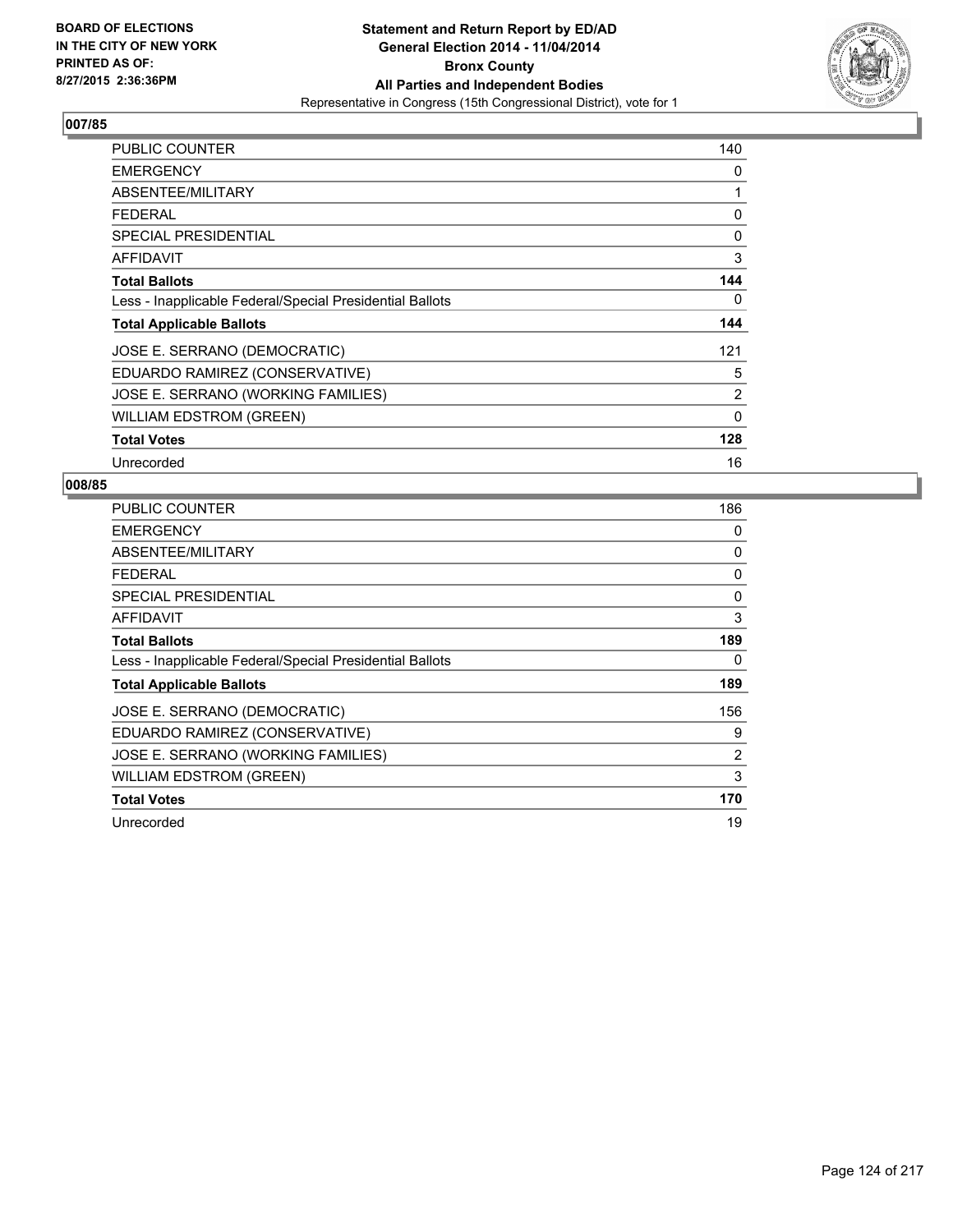# Statement and Return Report by ED/AD
## General Election 2014 - 11/04/2014
## Bronx County
## All Parties and Independent Bodies
Representative in Congress (15th Congressional District), vote for 1

BOARD OF ELECTIONS
IN THE CITY OF NEW YORK
PRINTED AS OF:
8/27/2015 2:36:36PM

### 007/85

| | |
|---|---|
| PUBLIC COUNTER | 140 |
| EMERGENCY | 0 |
| ABSENTEE/MILITARY | 1 |
| FEDERAL | 0 |
| SPECIAL PRESIDENTIAL | 0 |
| AFFIDAVIT | 3 |
| **Total Ballots** | **144** |
| Less - Inapplicable Federal/Special Presidential Ballots | 0 |
| **Total Applicable Ballots** | **144** |
| JOSE E. SERRANO (DEMOCRATIC) | 121 |
| EDUARDO RAMIREZ (CONSERVATIVE) | 5 |
| JOSE E. SERRANO (WORKING FAMILIES) | 2 |
| WILLIAM EDSTROM (GREEN) | 0 |
| **Total Votes** | **128** |
| Unrecorded | 16 |

### 008/85

| | |
|---|---|
| PUBLIC COUNTER | 186 |
| EMERGENCY | 0 |
| ABSENTEE/MILITARY | 0 |
| FEDERAL | 0 |
| SPECIAL PRESIDENTIAL | 0 |
| AFFIDAVIT | 3 |
| **Total Ballots** | **189** |
| Less - Inapplicable Federal/Special Presidential Ballots | 0 |
| **Total Applicable Ballots** | **189** |
| JOSE E. SERRANO (DEMOCRATIC) | 156 |
| EDUARDO RAMIREZ (CONSERVATIVE) | 9 |
| JOSE E. SERRANO (WORKING FAMILIES) | 2 |
| WILLIAM EDSTROM (GREEN) | 3 |
| **Total Votes** | **170** |
| Unrecorded | 19 |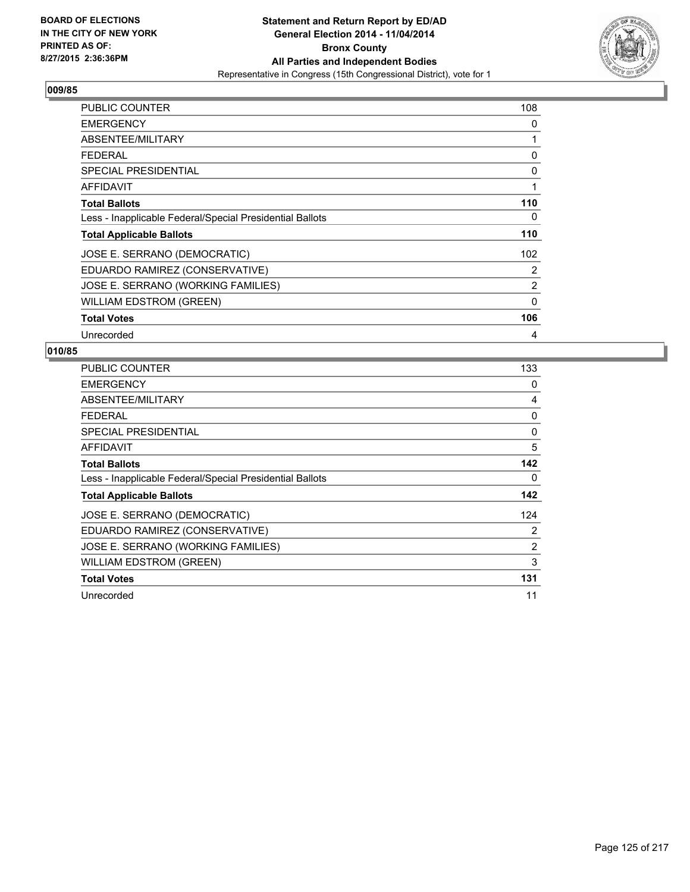**BOARD OF ELECTIONS IN THE CITY OF NEW YORK PRINTED AS OF: 8/27/2015 2:36:36PM**

**Statement and Return Report by ED/AD General Election 2014 - 11/04/2014 Bronx County All Parties and Independent Bodies**
Representative in Congress (15th Congressional District), vote for 1

### 009/85

| | |
|---|---|
| PUBLIC COUNTER | 108 |
| EMERGENCY | 0 |
| ABSENTEE/MILITARY | 1 |
| FEDERAL | 0 |
| SPECIAL PRESIDENTIAL | 0 |
| AFFIDAVIT | 1 |
| **Total Ballots** | **110** |
| Less - Inapplicable Federal/Special Presidential Ballots | 0 |
| **Total Applicable Ballots** | **110** |
| JOSE E. SERRANO (DEMOCRATIC) | 102 |
| EDUARDO RAMIREZ (CONSERVATIVE) | 2 |
| JOSE E. SERRANO (WORKING FAMILIES) | 2 |
| WILLIAM EDSTROM (GREEN) | 0 |
| **Total Votes** | **106** |
| Unrecorded | 4 |

### 010/85

| | |
|---|---|
| PUBLIC COUNTER | 133 |
| EMERGENCY | 0 |
| ABSENTEE/MILITARY | 4 |
| FEDERAL | 0 |
| SPECIAL PRESIDENTIAL | 0 |
| AFFIDAVIT | 5 |
| **Total Ballots** | **142** |
| Less - Inapplicable Federal/Special Presidential Ballots | 0 |
| **Total Applicable Ballots** | **142** |
| JOSE E. SERRANO (DEMOCRATIC) | 124 |
| EDUARDO RAMIREZ (CONSERVATIVE) | 2 |
| JOSE E. SERRANO (WORKING FAMILIES) | 2 |
| WILLIAM EDSTROM (GREEN) | 3 |
| **Total Votes** | **131** |
| Unrecorded | 11 |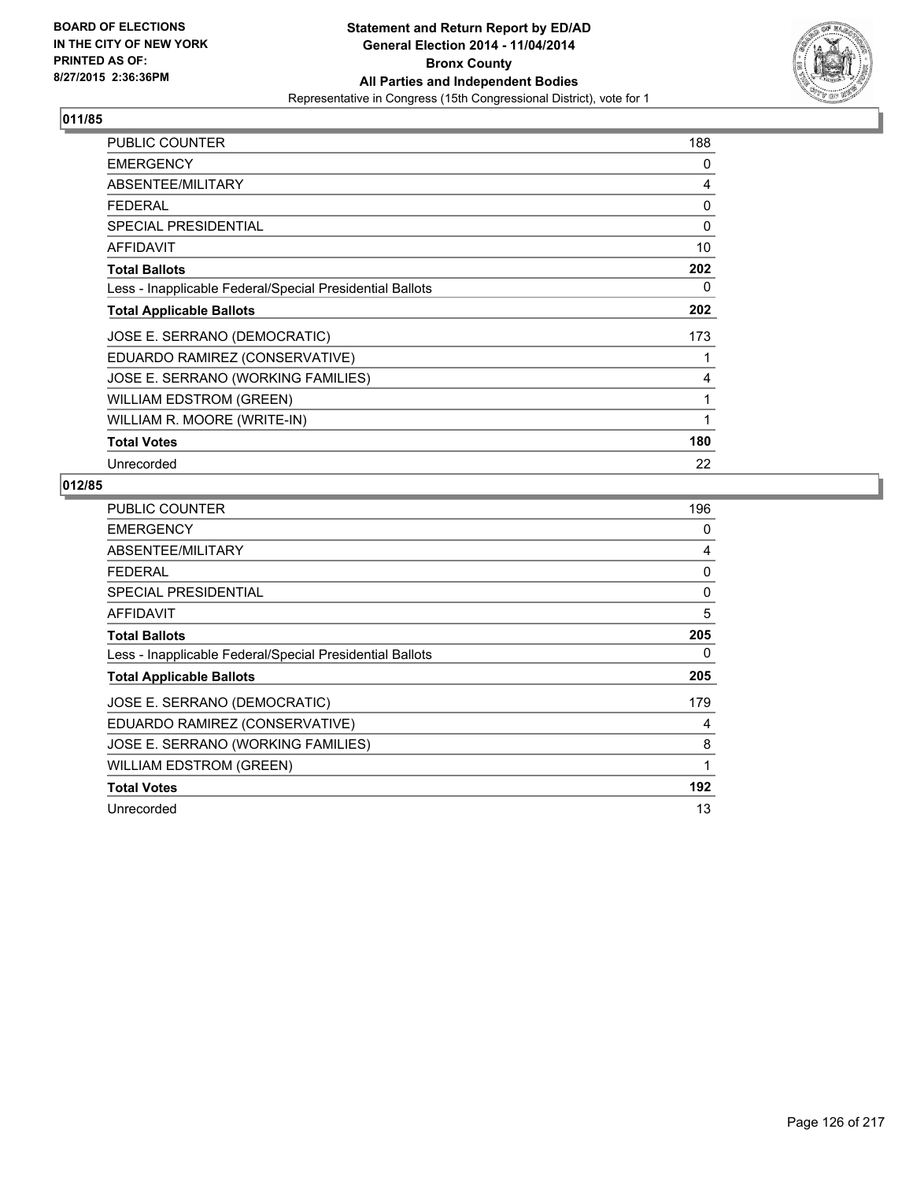BOARD OF ELECTIONS
IN THE CITY OF NEW YORK
PRINTED AS OF:
8/27/2015 2:36:36PM

**Statement and Return Report by ED/AD**
**General Election 2014 - 11/04/2014**
**Bronx County**
**All Parties and Independent Bodies**
Representative in Congress (15th Congressional District), vote for 1

## 011/85

| | |
|---|---|
| PUBLIC COUNTER | 188 |
| EMERGENCY | 0 |
| ABSENTEE/MILITARY | 4 |
| FEDERAL | 0 |
| SPECIAL PRESIDENTIAL | 0 |
| AFFIDAVIT | 10 |
| **Total Ballots** | **202** |
| Less - Inapplicable Federal/Special Presidential Ballots | 0 |
| **Total Applicable Ballots** | **202** |
| JOSE E. SERRANO (DEMOCRATIC) | 173 |
| EDUARDO RAMIREZ (CONSERVATIVE) | 1 |
| JOSE E. SERRANO (WORKING FAMILIES) | 4 |
| WILLIAM EDSTROM (GREEN) | 1 |
| WILLIAM R. MOORE (WRITE-IN) | 1 |
| **Total Votes** | **180** |
| Unrecorded | 22 |

## 012/85

| | |
|---|---|
| PUBLIC COUNTER | 196 |
| EMERGENCY | 0 |
| ABSENTEE/MILITARY | 4 |
| FEDERAL | 0 |
| SPECIAL PRESIDENTIAL | 0 |
| AFFIDAVIT | 5 |
| **Total Ballots** | **205** |
| Less - Inapplicable Federal/Special Presidential Ballots | 0 |
| **Total Applicable Ballots** | **205** |
| JOSE E. SERRANO (DEMOCRATIC) | 179 |
| EDUARDO RAMIREZ (CONSERVATIVE) | 4 |
| JOSE E. SERRANO (WORKING FAMILIES) | 8 |
| WILLIAM EDSTROM (GREEN) | 1 |
| **Total Votes** | **192** |
| Unrecorded | 13 |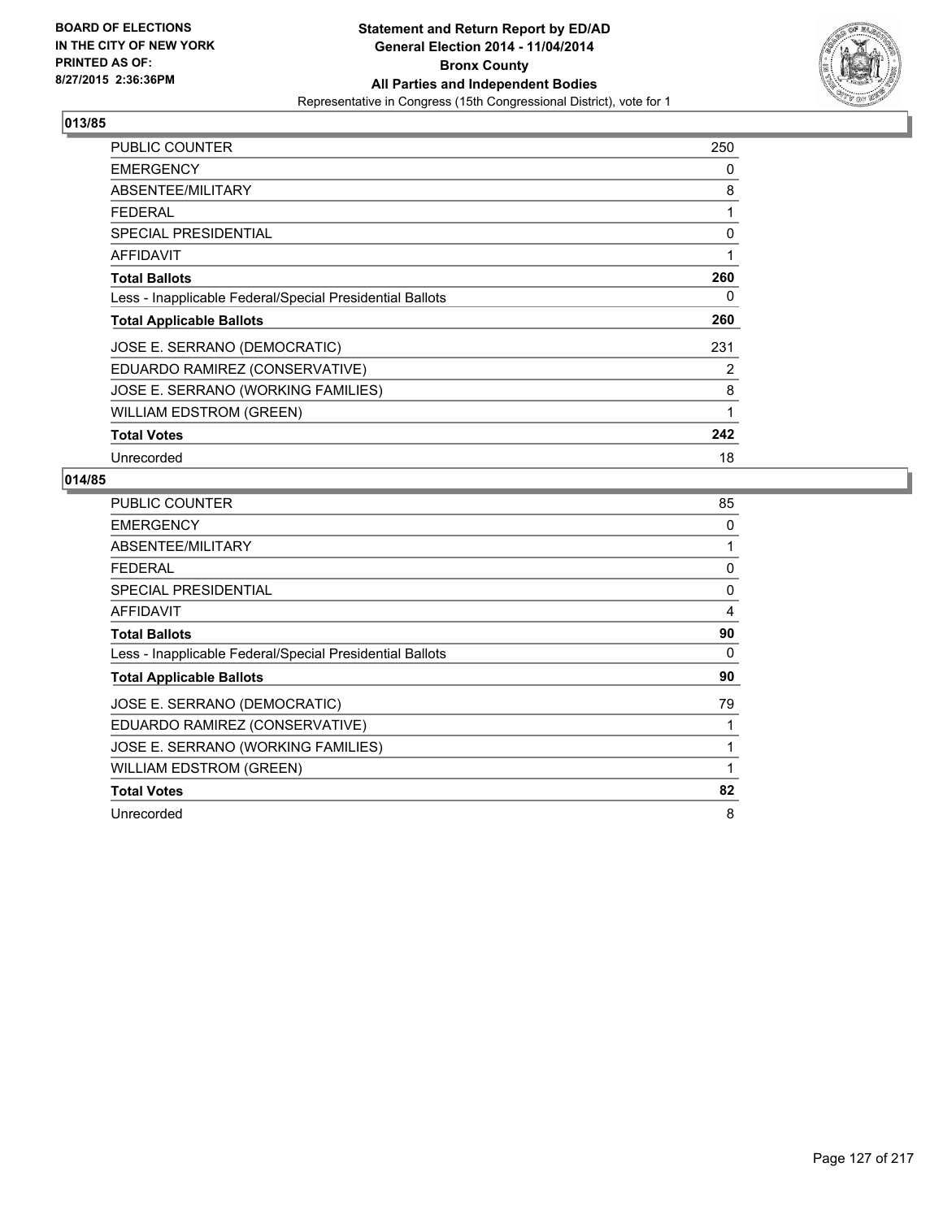BOARD OF ELECTIONS
IN THE CITY OF NEW YORK
PRINTED AS OF:
8/27/2015 2:36:36PM

**Statement and Return Report by ED/AD**
**General Election 2014 - 11/04/2014**
**Bronx County**
**All Parties and Independent Bodies**
Representative in Congress (15th Congressional District), vote for 1

## 013/85

| | |
|---|---|
| PUBLIC COUNTER | 250 |
| EMERGENCY | 0 |
| ABSENTEE/MILITARY | 8 |
| FEDERAL | 1 |
| SPECIAL PRESIDENTIAL | 0 |
| AFFIDAVIT | 1 |
| **Total Ballots** | **260** |
| Less - Inapplicable Federal/Special Presidential Ballots | 0 |
| **Total Applicable Ballots** | **260** |
| JOSE E. SERRANO (DEMOCRATIC) | 231 |
| EDUARDO RAMIREZ (CONSERVATIVE) | 2 |
| JOSE E. SERRANO (WORKING FAMILIES) | 8 |
| WILLIAM EDSTROM (GREEN) | 1 |
| **Total Votes** | **242** |
| Unrecorded | 18 |

## 014/85

| | |
|---|---|
| PUBLIC COUNTER | 85 |
| EMERGENCY | 0 |
| ABSENTEE/MILITARY | 1 |
| FEDERAL | 0 |
| SPECIAL PRESIDENTIAL | 0 |
| AFFIDAVIT | 4 |
| **Total Ballots** | **90** |
| Less - Inapplicable Federal/Special Presidential Ballots | 0 |
| **Total Applicable Ballots** | **90** |
| JOSE E. SERRANO (DEMOCRATIC) | 79 |
| EDUARDO RAMIREZ (CONSERVATIVE) | 1 |
| JOSE E. SERRANO (WORKING FAMILIES) | 1 |
| WILLIAM EDSTROM (GREEN) | 1 |
| **Total Votes** | **82** |
| Unrecorded | 8 |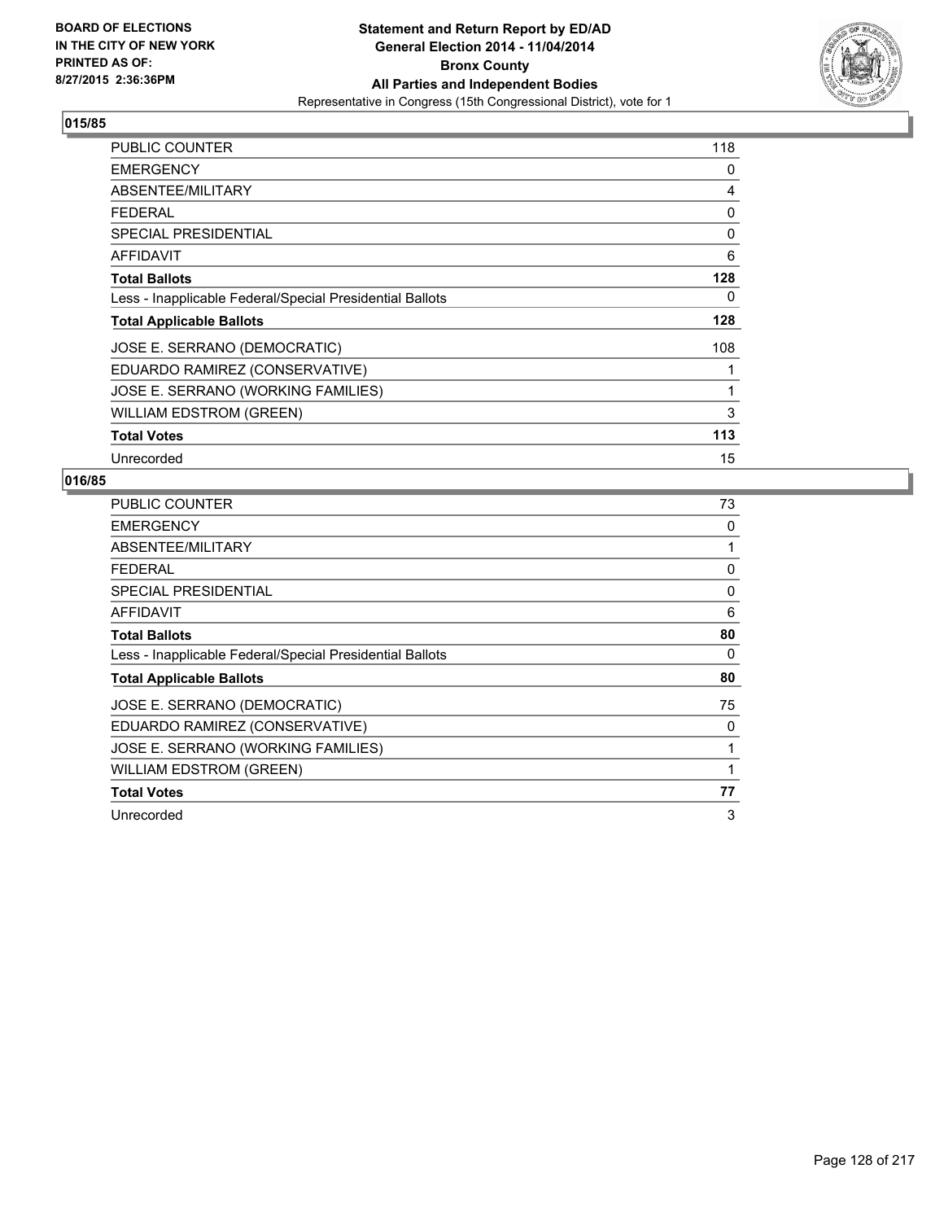BOARD OF ELECTIONS
IN THE CITY OF NEW YORK
PRINTED AS OF:
8/27/2015 2:36:36PM

**Statement and Return Report by ED/AD**
**General Election 2014 - 11/04/2014**
**Bronx County**
**All Parties and Independent Bodies**
Representative in Congress (15th Congressional District), vote for 1

## 015/85

| | |
|---|---|
| PUBLIC COUNTER | 118 |
| EMERGENCY | 0 |
| ABSENTEE/MILITARY | 4 |
| FEDERAL | 0 |
| SPECIAL PRESIDENTIAL | 0 |
| AFFIDAVIT | 6 |
| **Total Ballots** | **128** |
| Less - Inapplicable Federal/Special Presidential Ballots | 0 |
| **Total Applicable Ballots** | **128** |
| JOSE E. SERRANO (DEMOCRATIC) | 108 |
| EDUARDO RAMIREZ (CONSERVATIVE) | 1 |
| JOSE E. SERRANO (WORKING FAMILIES) | 1 |
| WILLIAM EDSTROM (GREEN) | 3 |
| **Total Votes** | **113** |
| Unrecorded | 15 |

## 016/85

| | |
|---|---|
| PUBLIC COUNTER | 73 |
| EMERGENCY | 0 |
| ABSENTEE/MILITARY | 1 |
| FEDERAL | 0 |
| SPECIAL PRESIDENTIAL | 0 |
| AFFIDAVIT | 6 |
| **Total Ballots** | **80** |
| Less - Inapplicable Federal/Special Presidential Ballots | 0 |
| **Total Applicable Ballots** | **80** |
| JOSE E. SERRANO (DEMOCRATIC) | 75 |
| EDUARDO RAMIREZ (CONSERVATIVE) | 0 |
| JOSE E. SERRANO (WORKING FAMILIES) | 1 |
| WILLIAM EDSTROM (GREEN) | 1 |
| **Total Votes** | **77** |
| Unrecorded | 3 |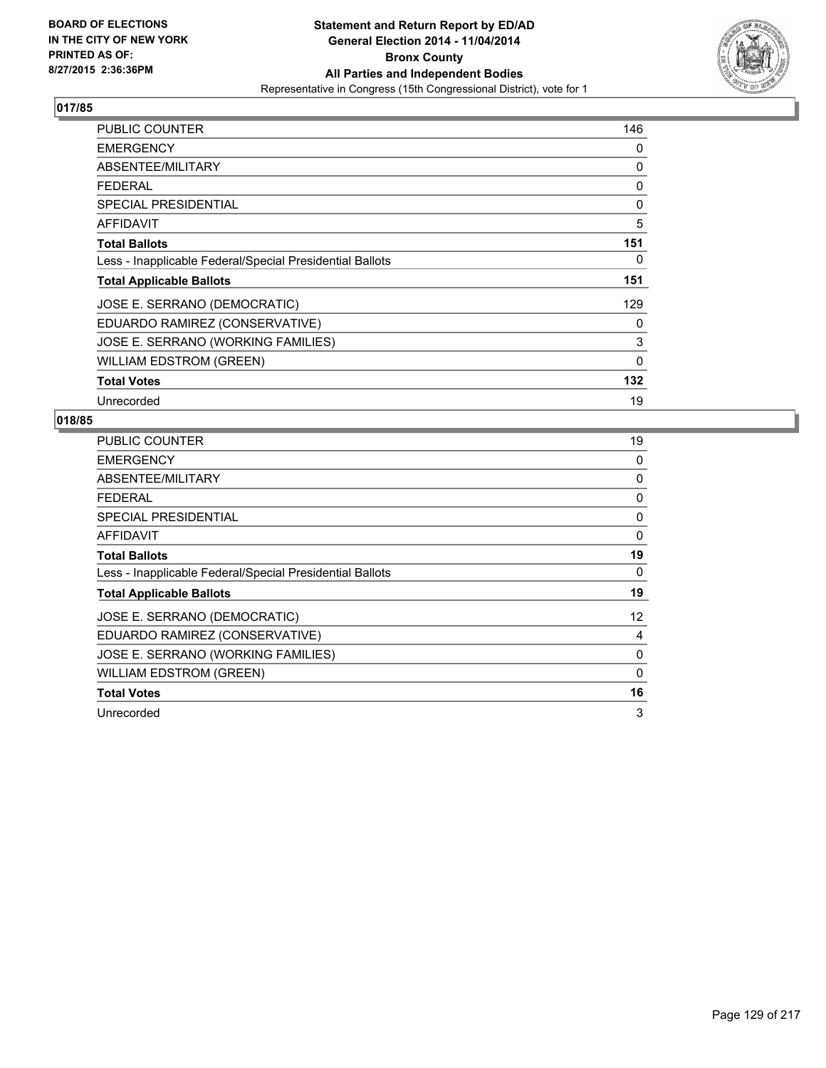**BOARD OF ELECTIONS IN THE CITY OF NEW YORK PRINTED AS OF: 8/27/2015 2:36:36PM**

**Statement and Return Report by ED/AD**
**General Election 2014 - 11/04/2014**
**Bronx County**
**All Parties and Independent Bodies**
Representative in Congress (15th Congressional District), vote for 1

## 017/85

| | |
|---|---|
| PUBLIC COUNTER | 146 |
| EMERGENCY | 0 |
| ABSENTEE/MILITARY | 0 |
| FEDERAL | 0 |
| SPECIAL PRESIDENTIAL | 0 |
| AFFIDAVIT | 5 |
| **Total Ballots** | **151** |
| Less - Inapplicable Federal/Special Presidential Ballots | 0 |
| **Total Applicable Ballots** | **151** |
| JOSE E. SERRANO (DEMOCRATIC) | 129 |
| EDUARDO RAMIREZ (CONSERVATIVE) | 0 |
| JOSE E. SERRANO (WORKING FAMILIES) | 3 |
| WILLIAM EDSTROM (GREEN) | 0 |
| **Total Votes** | **132** |
| Unrecorded | 19 |

## 018/85

| | |
|---|---|
| PUBLIC COUNTER | 19 |
| EMERGENCY | 0 |
| ABSENTEE/MILITARY | 0 |
| FEDERAL | 0 |
| SPECIAL PRESIDENTIAL | 0 |
| AFFIDAVIT | 0 |
| **Total Ballots** | **19** |
| Less - Inapplicable Federal/Special Presidential Ballots | 0 |
| **Total Applicable Ballots** | **19** |
| JOSE E. SERRANO (DEMOCRATIC) | 12 |
| EDUARDO RAMIREZ (CONSERVATIVE) | 4 |
| JOSE E. SERRANO (WORKING FAMILIES) | 0 |
| WILLIAM EDSTROM (GREEN) | 0 |
| **Total Votes** | **16** |
| Unrecorded | 3 |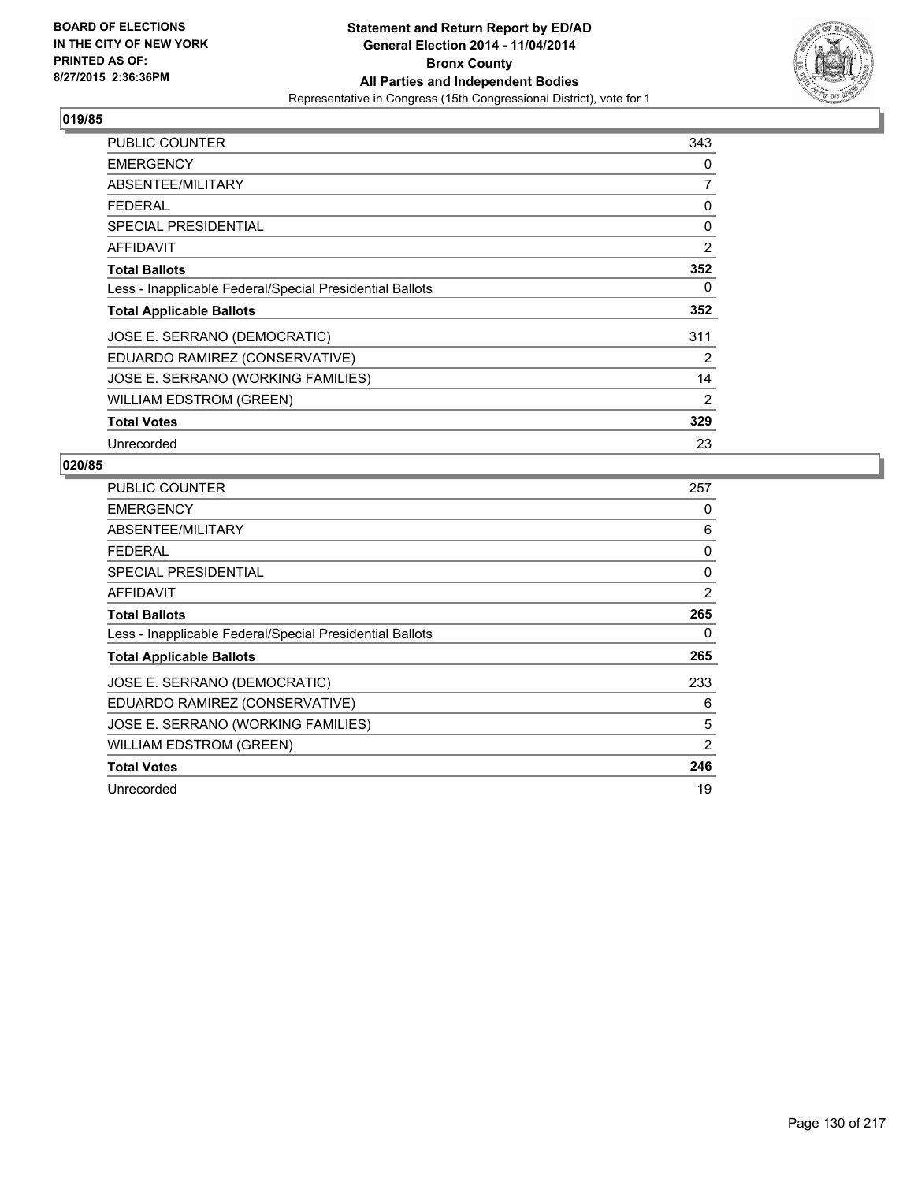**BOARD OF ELECTIONS IN THE CITY OF NEW YORK PRINTED AS OF: 8/27/2015 2:36:36PM**

**Statement and Return Report by ED/AD**
**General Election 2014 - 11/04/2014**
**Bronx County**
**All Parties and Independent Bodies**
Representative in Congress (15th Congressional District), vote for 1

## 019/85

| | |
|---|---|
| PUBLIC COUNTER | 343 |
| EMERGENCY | 0 |
| ABSENTEE/MILITARY | 7 |
| FEDERAL | 0 |
| SPECIAL PRESIDENTIAL | 0 |
| AFFIDAVIT | 2 |
| **Total Ballots** | **352** |
| Less - Inapplicable Federal/Special Presidential Ballots | 0 |
| **Total Applicable Ballots** | **352** |
| JOSE E. SERRANO (DEMOCRATIC) | 311 |
| EDUARDO RAMIREZ (CONSERVATIVE) | 2 |
| JOSE E. SERRANO (WORKING FAMILIES) | 14 |
| WILLIAM EDSTROM (GREEN) | 2 |
| **Total Votes** | **329** |
| Unrecorded | 23 |

## 020/85

| | |
|---|---|
| PUBLIC COUNTER | 257 |
| EMERGENCY | 0 |
| ABSENTEE/MILITARY | 6 |
| FEDERAL | 0 |
| SPECIAL PRESIDENTIAL | 0 |
| AFFIDAVIT | 2 |
| **Total Ballots** | **265** |
| Less - Inapplicable Federal/Special Presidential Ballots | 0 |
| **Total Applicable Ballots** | **265** |
| JOSE E. SERRANO (DEMOCRATIC) | 233 |
| EDUARDO RAMIREZ (CONSERVATIVE) | 6 |
| JOSE E. SERRANO (WORKING FAMILIES) | 5 |
| WILLIAM EDSTROM (GREEN) | 2 |
| **Total Votes** | **246** |
| Unrecorded | 19 |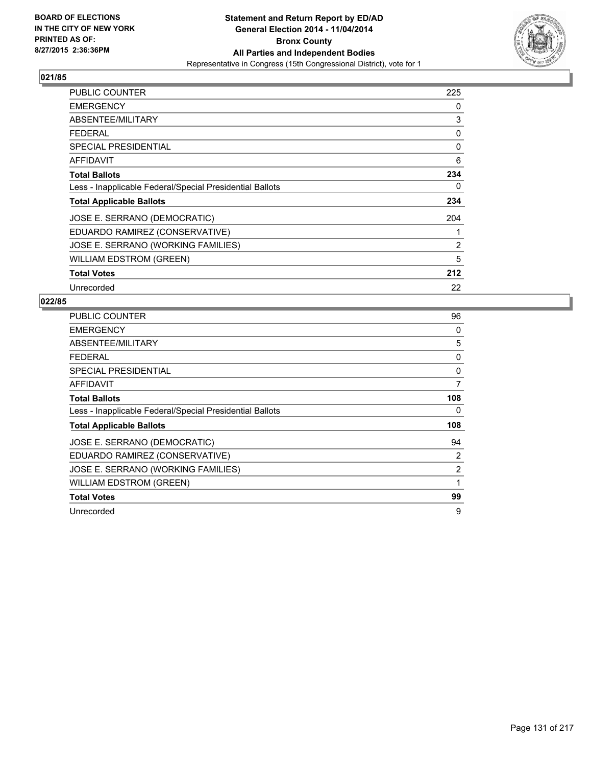BOARD OF ELECTIONS
IN THE CITY OF NEW YORK
PRINTED AS OF:
8/27/2015 2:36:36PM

**Statement and Return Report by ED/AD**
**General Election 2014 - 11/04/2014**
**Bronx County**
**All Parties and Independent Bodies**
Representative in Congress (15th Congressional District), vote for 1

## 021/85

| | |
|---|---|
| PUBLIC COUNTER | 225 |
| EMERGENCY | 0 |
| ABSENTEE/MILITARY | 3 |
| FEDERAL | 0 |
| SPECIAL PRESIDENTIAL | 0 |
| AFFIDAVIT | 6 |
| **Total Ballots** | **234** |
| Less - Inapplicable Federal/Special Presidential Ballots | 0 |
| **Total Applicable Ballots** | **234** |
| JOSE E. SERRANO (DEMOCRATIC) | 204 |
| EDUARDO RAMIREZ (CONSERVATIVE) | 1 |
| JOSE E. SERRANO (WORKING FAMILIES) | 2 |
| WILLIAM EDSTROM (GREEN) | 5 |
| **Total Votes** | **212** |
| Unrecorded | 22 |

## 022/85

| | |
|---|---|
| PUBLIC COUNTER | 96 |
| EMERGENCY | 0 |
| ABSENTEE/MILITARY | 5 |
| FEDERAL | 0 |
| SPECIAL PRESIDENTIAL | 0 |
| AFFIDAVIT | 7 |
| **Total Ballots** | **108** |
| Less - Inapplicable Federal/Special Presidential Ballots | 0 |
| **Total Applicable Ballots** | **108** |
| JOSE E. SERRANO (DEMOCRATIC) | 94 |
| EDUARDO RAMIREZ (CONSERVATIVE) | 2 |
| JOSE E. SERRANO (WORKING FAMILIES) | 2 |
| WILLIAM EDSTROM (GREEN) | 1 |
| **Total Votes** | **99** |
| Unrecorded | 9 |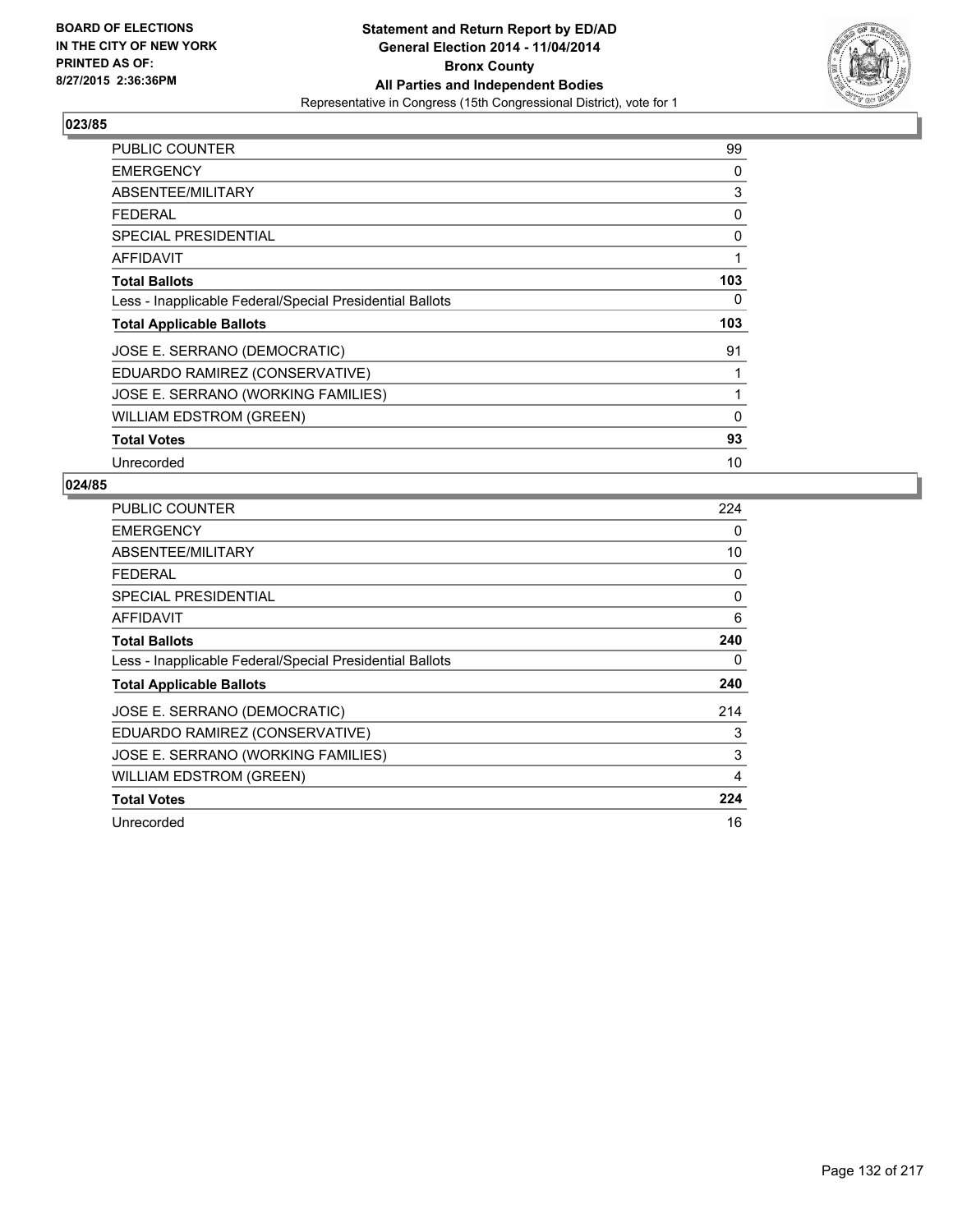BOARD OF ELECTIONS
IN THE CITY OF NEW YORK
PRINTED AS OF:
8/27/2015 2:36:36PM

**Statement and Return Report by ED/AD**
**General Election 2014 - 11/04/2014**
**Bronx County**
**All Parties and Independent Bodies**
Representative in Congress (15th Congressional District), vote for 1

## 023/85

| | |
|---|---|
| PUBLIC COUNTER | 99 |
| EMERGENCY | 0 |
| ABSENTEE/MILITARY | 3 |
| FEDERAL | 0 |
| SPECIAL PRESIDENTIAL | 0 |
| AFFIDAVIT | 1 |
| **Total Ballots** | **103** |
| Less - Inapplicable Federal/Special Presidential Ballots | 0 |
| **Total Applicable Ballots** | **103** |
| JOSE E. SERRANO (DEMOCRATIC) | 91 |
| EDUARDO RAMIREZ (CONSERVATIVE) | 1 |
| JOSE E. SERRANO (WORKING FAMILIES) | 1 |
| WILLIAM EDSTROM (GREEN) | 0 |
| **Total Votes** | **93** |
| Unrecorded | 10 |

## 024/85

| | |
|---|---|
| PUBLIC COUNTER | 224 |
| EMERGENCY | 0 |
| ABSENTEE/MILITARY | 10 |
| FEDERAL | 0 |
| SPECIAL PRESIDENTIAL | 0 |
| AFFIDAVIT | 6 |
| **Total Ballots** | **240** |
| Less - Inapplicable Federal/Special Presidential Ballots | 0 |
| **Total Applicable Ballots** | **240** |
| JOSE E. SERRANO (DEMOCRATIC) | 214 |
| EDUARDO RAMIREZ (CONSERVATIVE) | 3 |
| JOSE E. SERRANO (WORKING FAMILIES) | 3 |
| WILLIAM EDSTROM (GREEN) | 4 |
| **Total Votes** | **224** |
| Unrecorded | 16 |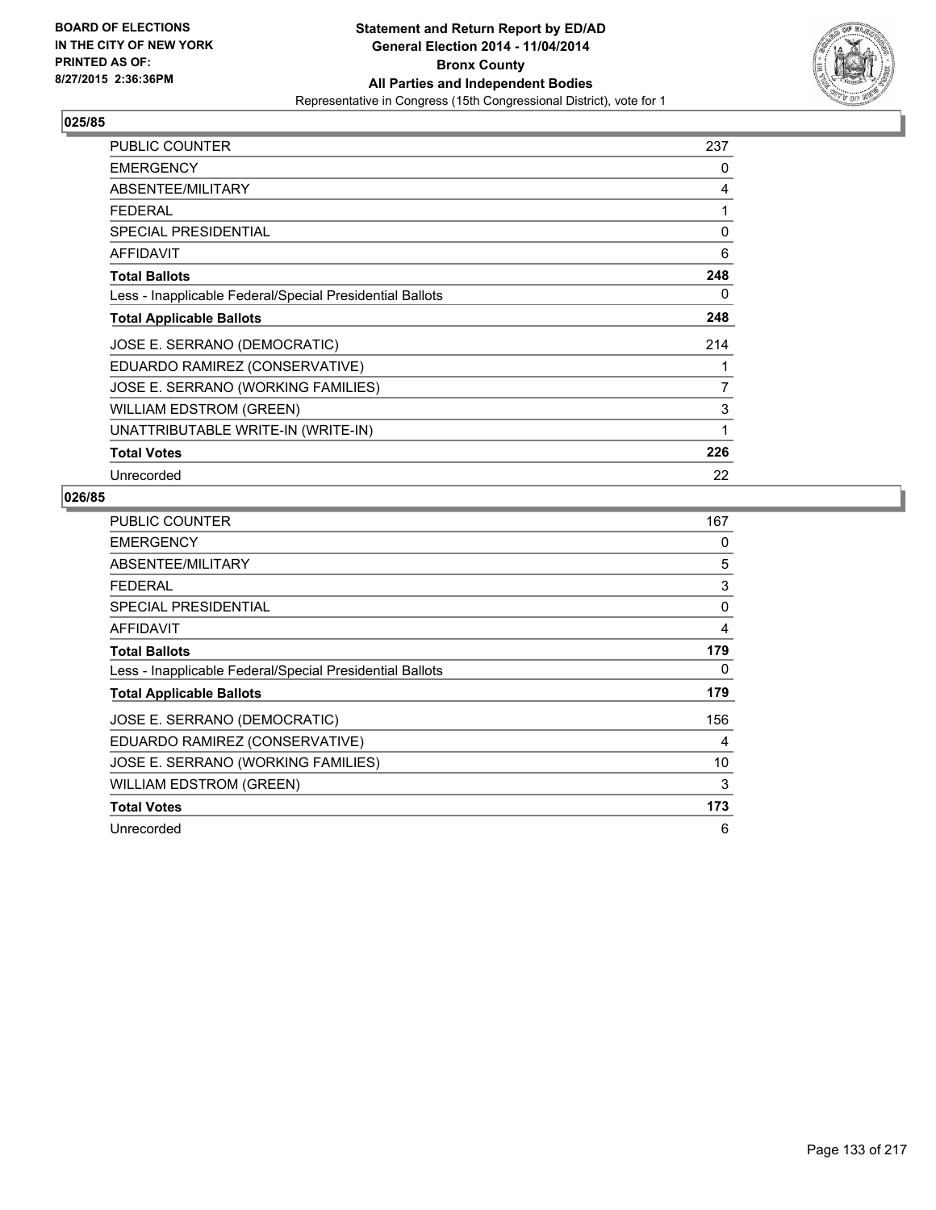BOARD OF ELECTIONS
IN THE CITY OF NEW YORK
PRINTED AS OF:
8/27/2015 2:36:36PM

**Statement and Return Report by ED/AD**
**General Election 2014 - 11/04/2014**
**Bronx County**
**All Parties and Independent Bodies**
Representative in Congress (15th Congressional District), vote for 1

### 025/85

| | |
|---|---|
| PUBLIC COUNTER | 237 |
| EMERGENCY | 0 |
| ABSENTEE/MILITARY | 4 |
| FEDERAL | 1 |
| SPECIAL PRESIDENTIAL | 0 |
| AFFIDAVIT | 6 |
| **Total Ballots** | **248** |
| Less - Inapplicable Federal/Special Presidential Ballots | 0 |
| **Total Applicable Ballots** | **248** |
| JOSE E. SERRANO (DEMOCRATIC) | 214 |
| EDUARDO RAMIREZ (CONSERVATIVE) | 1 |
| JOSE E. SERRANO (WORKING FAMILIES) | 7 |
| WILLIAM EDSTROM (GREEN) | 3 |
| UNATTRIBUTABLE WRITE-IN (WRITE-IN) | 1 |
| **Total Votes** | **226** |
| Unrecorded | 22 |

### 026/85

| | |
|---|---|
| PUBLIC COUNTER | 167 |
| EMERGENCY | 0 |
| ABSENTEE/MILITARY | 5 |
| FEDERAL | 3 |
| SPECIAL PRESIDENTIAL | 0 |
| AFFIDAVIT | 4 |
| **Total Ballots** | **179** |
| Less - Inapplicable Federal/Special Presidential Ballots | 0 |
| **Total Applicable Ballots** | **179** |
| JOSE E. SERRANO (DEMOCRATIC) | 156 |
| EDUARDO RAMIREZ (CONSERVATIVE) | 4 |
| JOSE E. SERRANO (WORKING FAMILIES) | 10 |
| WILLIAM EDSTROM (GREEN) | 3 |
| **Total Votes** | **173** |
| Unrecorded | 6 |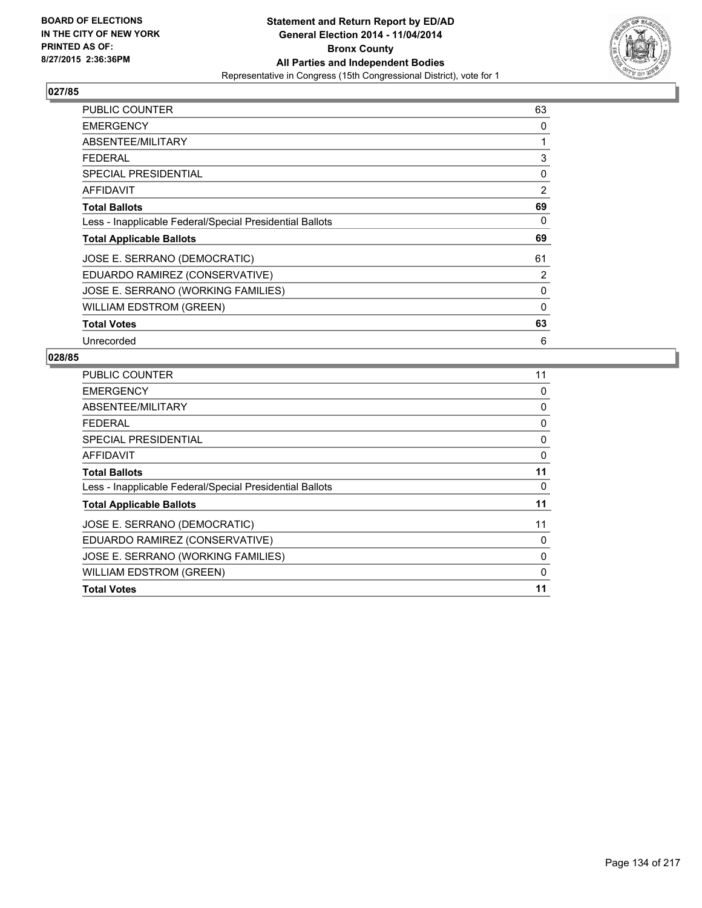**BOARD OF ELECTIONS IN THE CITY OF NEW YORK PRINTED AS OF: 8/27/2015 2:36:36PM**

**Statement and Return Report by ED/AD**
**General Election 2014 - 11/04/2014**
**Bronx County**
**All Parties and Independent Bodies**
Representative in Congress (15th Congressional District), vote for 1

## 027/85

| | |
|---|---|
| PUBLIC COUNTER | 63 |
| EMERGENCY | 0 |
| ABSENTEE/MILITARY | 1 |
| FEDERAL | 3 |
| SPECIAL PRESIDENTIAL | 0 |
| AFFIDAVIT | 2 |
| **Total Ballots** | **69** |
| Less - Inapplicable Federal/Special Presidential Ballots | 0 |
| **Total Applicable Ballots** | **69** |
| JOSE E. SERRANO (DEMOCRATIC) | 61 |
| EDUARDO RAMIREZ (CONSERVATIVE) | 2 |
| JOSE E. SERRANO (WORKING FAMILIES) | 0 |
| WILLIAM EDSTROM (GREEN) | 0 |
| **Total Votes** | **63** |
| Unrecorded | 6 |

## 028/85

| | |
|---|---|
| PUBLIC COUNTER | 11 |
| EMERGENCY | 0 |
| ABSENTEE/MILITARY | 0 |
| FEDERAL | 0 |
| SPECIAL PRESIDENTIAL | 0 |
| AFFIDAVIT | 0 |
| **Total Ballots** | **11** |
| Less - Inapplicable Federal/Special Presidential Ballots | 0 |
| **Total Applicable Ballots** | **11** |
| JOSE E. SERRANO (DEMOCRATIC) | 11 |
| EDUARDO RAMIREZ (CONSERVATIVE) | 0 |
| JOSE E. SERRANO (WORKING FAMILIES) | 0 |
| WILLIAM EDSTROM (GREEN) | 0 |
| **Total Votes** | **11** |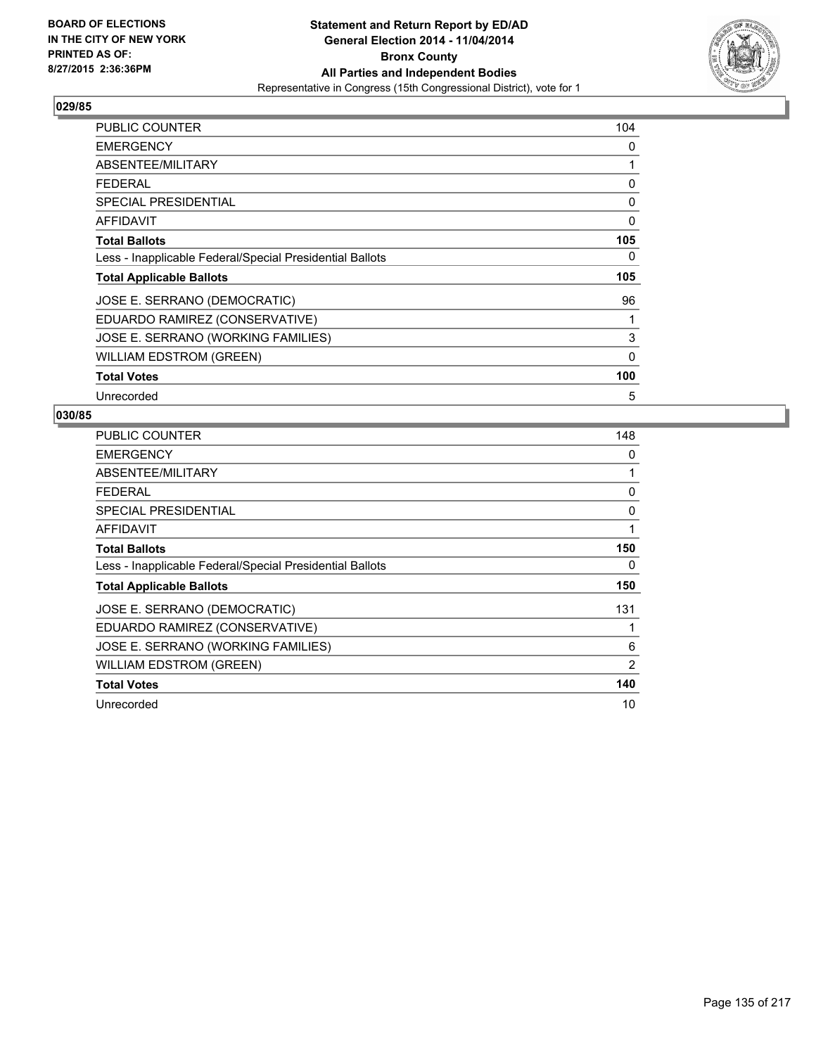**BOARD OF ELECTIONS IN THE CITY OF NEW YORK PRINTED AS OF: 8/27/2015 2:36:36PM**

# Statement and Return Report by ED/AD
## General Election 2014 - 11/04/2014
## Bronx County
## All Parties and Independent Bodies
Representative in Congress (15th Congressional District), vote for 1

### 029/85

| | |
|---|---|
| PUBLIC COUNTER | 104 |
| EMERGENCY | 0 |
| ABSENTEE/MILITARY | 1 |
| FEDERAL | 0 |
| SPECIAL PRESIDENTIAL | 0 |
| AFFIDAVIT | 0 |
| **Total Ballots** | **105** |
| Less - Inapplicable Federal/Special Presidential Ballots | 0 |
| **Total Applicable Ballots** | **105** |
| JOSE E. SERRANO (DEMOCRATIC) | 96 |
| EDUARDO RAMIREZ (CONSERVATIVE) | 1 |
| JOSE E. SERRANO (WORKING FAMILIES) | 3 |
| WILLIAM EDSTROM (GREEN) | 0 |
| **Total Votes** | **100** |
| Unrecorded | 5 |

### 030/85

| | |
|---|---|
| PUBLIC COUNTER | 148 |
| EMERGENCY | 0 |
| ABSENTEE/MILITARY | 1 |
| FEDERAL | 0 |
| SPECIAL PRESIDENTIAL | 0 |
| AFFIDAVIT | 1 |
| **Total Ballots** | **150** |
| Less - Inapplicable Federal/Special Presidential Ballots | 0 |
| **Total Applicable Ballots** | **150** |
| JOSE E. SERRANO (DEMOCRATIC) | 131 |
| EDUARDO RAMIREZ (CONSERVATIVE) | 1 |
| JOSE E. SERRANO (WORKING FAMILIES) | 6 |
| WILLIAM EDSTROM (GREEN) | 2 |
| **Total Votes** | **140** |
| Unrecorded | 10 |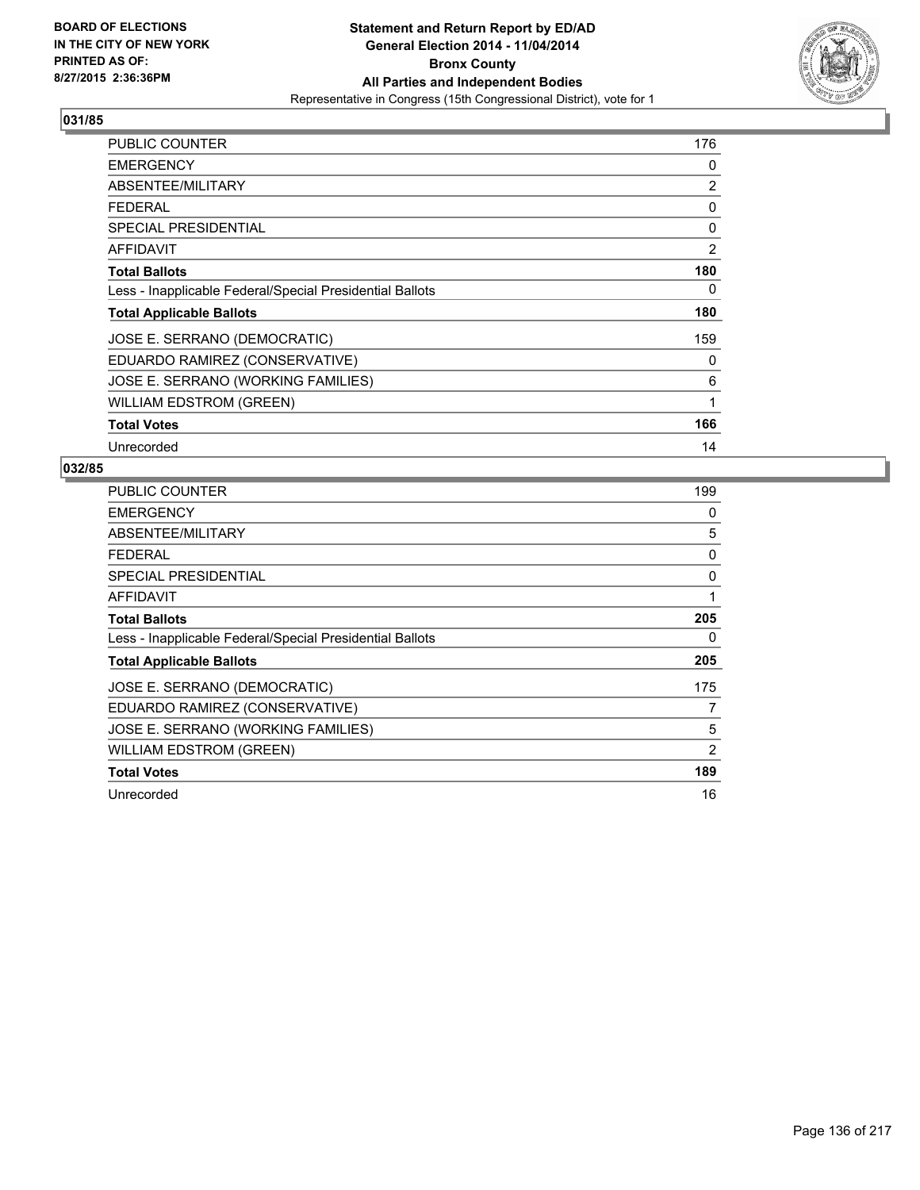BOARD OF ELECTIONS
IN THE CITY OF NEW YORK
PRINTED AS OF:
8/27/2015 2:36:36PM

**Statement and Return Report by ED/AD**
**General Election 2014 - 11/04/2014**
**Bronx County**
**All Parties and Independent Bodies**
Representative in Congress (15th Congressional District), vote for 1

## 031/85

| | |
|---|---|
| PUBLIC COUNTER | 176 |
| EMERGENCY | 0 |
| ABSENTEE/MILITARY | 2 |
| FEDERAL | 0 |
| SPECIAL PRESIDENTIAL | 0 |
| AFFIDAVIT | 2 |
| **Total Ballots** | **180** |
| Less - Inapplicable Federal/Special Presidential Ballots | 0 |
| **Total Applicable Ballots** | **180** |
| JOSE E. SERRANO (DEMOCRATIC) | 159 |
| EDUARDO RAMIREZ (CONSERVATIVE) | 0 |
| JOSE E. SERRANO (WORKING FAMILIES) | 6 |
| WILLIAM EDSTROM (GREEN) | 1 |
| **Total Votes** | **166** |
| Unrecorded | 14 |

## 032/85

| | |
|---|---|
| PUBLIC COUNTER | 199 |
| EMERGENCY | 0 |
| ABSENTEE/MILITARY | 5 |
| FEDERAL | 0 |
| SPECIAL PRESIDENTIAL | 0 |
| AFFIDAVIT | 1 |
| **Total Ballots** | **205** |
| Less - Inapplicable Federal/Special Presidential Ballots | 0 |
| **Total Applicable Ballots** | **205** |
| JOSE E. SERRANO (DEMOCRATIC) | 175 |
| EDUARDO RAMIREZ (CONSERVATIVE) | 7 |
| JOSE E. SERRANO (WORKING FAMILIES) | 5 |
| WILLIAM EDSTROM (GREEN) | 2 |
| **Total Votes** | **189** |
| Unrecorded | 16 |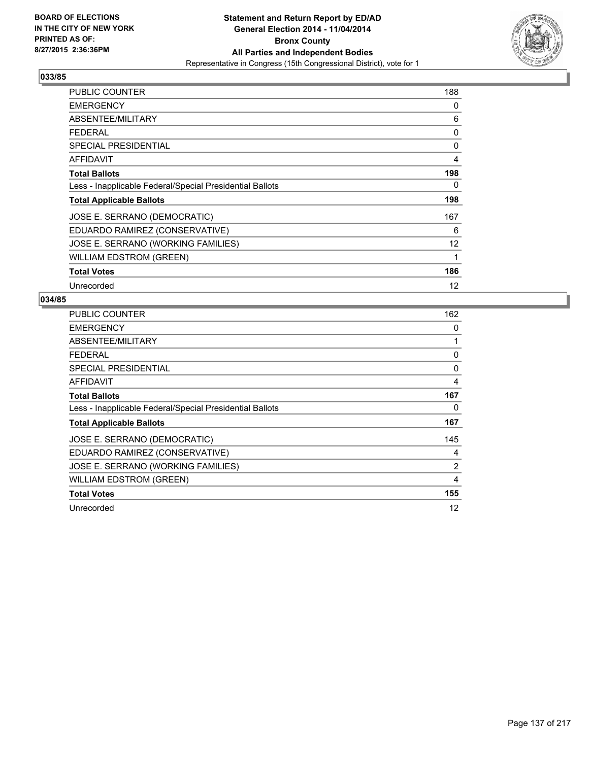BOARD OF ELECTIONS
IN THE CITY OF NEW YORK
PRINTED AS OF:
8/27/2015 2:36:36PM

**Statement and Return Report by ED/AD**
**General Election 2014 - 11/04/2014**
**Bronx County**
**All Parties and Independent Bodies**
Representative in Congress (15th Congressional District), vote for 1

## 033/85

| | |
|---|---|
| PUBLIC COUNTER | 188 |
| EMERGENCY | 0 |
| ABSENTEE/MILITARY | 6 |
| FEDERAL | 0 |
| SPECIAL PRESIDENTIAL | 0 |
| AFFIDAVIT | 4 |
| **Total Ballots** | **198** |
| Less - Inapplicable Federal/Special Presidential Ballots | 0 |
| **Total Applicable Ballots** | **198** |
| JOSE E. SERRANO (DEMOCRATIC) | 167 |
| EDUARDO RAMIREZ (CONSERVATIVE) | 6 |
| JOSE E. SERRANO (WORKING FAMILIES) | 12 |
| WILLIAM EDSTROM (GREEN) | 1 |
| **Total Votes** | **186** |
| Unrecorded | 12 |

## 034/85

| | |
|---|---|
| PUBLIC COUNTER | 162 |
| EMERGENCY | 0 |
| ABSENTEE/MILITARY | 1 |
| FEDERAL | 0 |
| SPECIAL PRESIDENTIAL | 0 |
| AFFIDAVIT | 4 |
| **Total Ballots** | **167** |
| Less - Inapplicable Federal/Special Presidential Ballots | 0 |
| **Total Applicable Ballots** | **167** |
| JOSE E. SERRANO (DEMOCRATIC) | 145 |
| EDUARDO RAMIREZ (CONSERVATIVE) | 4 |
| JOSE E. SERRANO (WORKING FAMILIES) | 2 |
| WILLIAM EDSTROM (GREEN) | 4 |
| **Total Votes** | **155** |
| Unrecorded | 12 |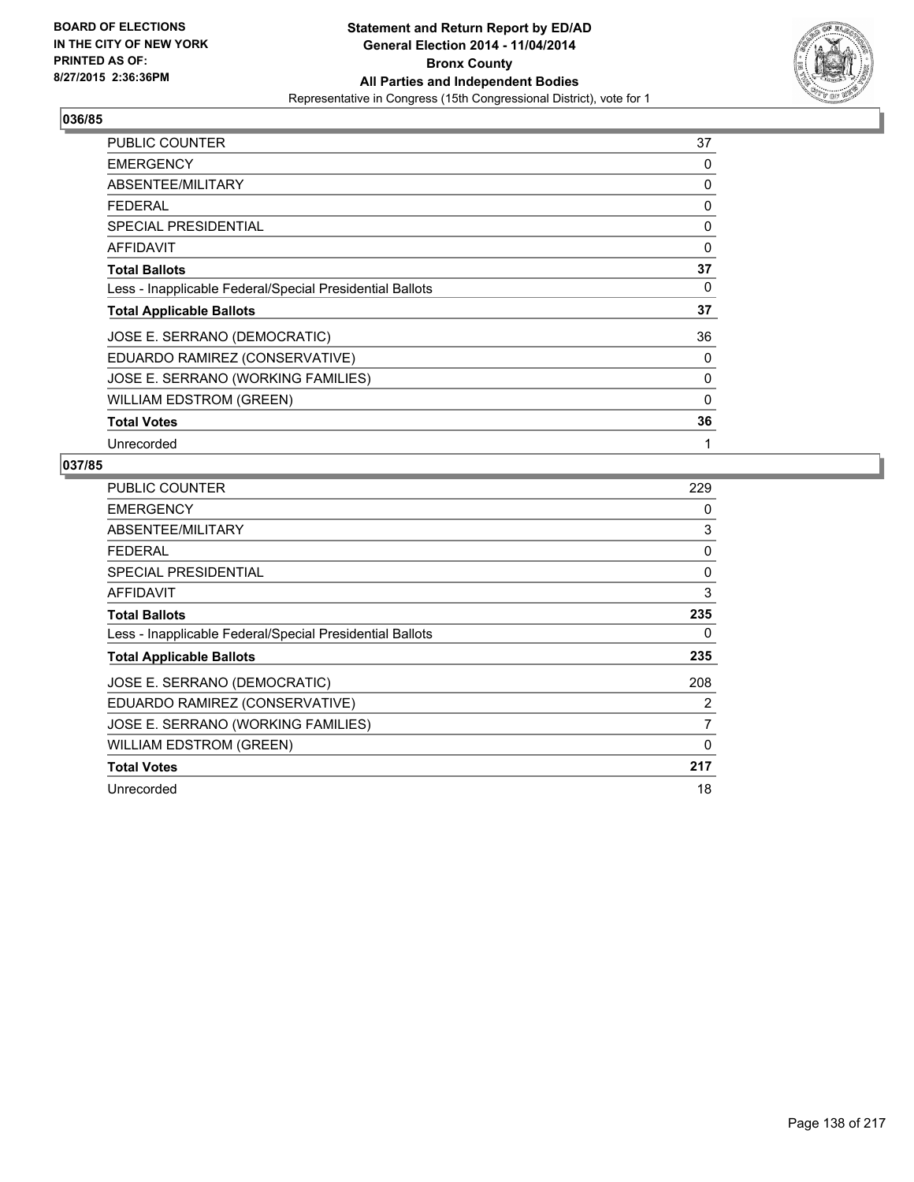**BOARD OF ELECTIONS IN THE CITY OF NEW YORK PRINTED AS OF: 8/27/2015 2:36:36PM**

# Statement and Return Report by ED/AD
## General Election 2014 - 11/04/2014
## Bronx County
## All Parties and Independent Bodies
### Representative in Congress (15th Congressional District), vote for 1

### 036/85

| | |
|---|---|
| PUBLIC COUNTER | 37 |
| EMERGENCY | 0 |
| ABSENTEE/MILITARY | 0 |
| FEDERAL | 0 |
| SPECIAL PRESIDENTIAL | 0 |
| AFFIDAVIT | 0 |
| **Total Ballots** | **37** |
| Less - Inapplicable Federal/Special Presidential Ballots | 0 |
| **Total Applicable Ballots** | **37** |
| JOSE E. SERRANO (DEMOCRATIC) | 36 |
| EDUARDO RAMIREZ (CONSERVATIVE) | 0 |
| JOSE E. SERRANO (WORKING FAMILIES) | 0 |
| WILLIAM EDSTROM (GREEN) | 0 |
| **Total Votes** | **36** |
| Unrecorded | 1 |

### 037/85

| | |
|---|---|
| PUBLIC COUNTER | 229 |
| EMERGENCY | 0 |
| ABSENTEE/MILITARY | 3 |
| FEDERAL | 0 |
| SPECIAL PRESIDENTIAL | 0 |
| AFFIDAVIT | 3 |
| **Total Ballots** | **235** |
| Less - Inapplicable Federal/Special Presidential Ballots | 0 |
| **Total Applicable Ballots** | **235** |
| JOSE E. SERRANO (DEMOCRATIC) | 208 |
| EDUARDO RAMIREZ (CONSERVATIVE) | 2 |
| JOSE E. SERRANO (WORKING FAMILIES) | 7 |
| WILLIAM EDSTROM (GREEN) | 0 |
| **Total Votes** | **217** |
| Unrecorded | 18 |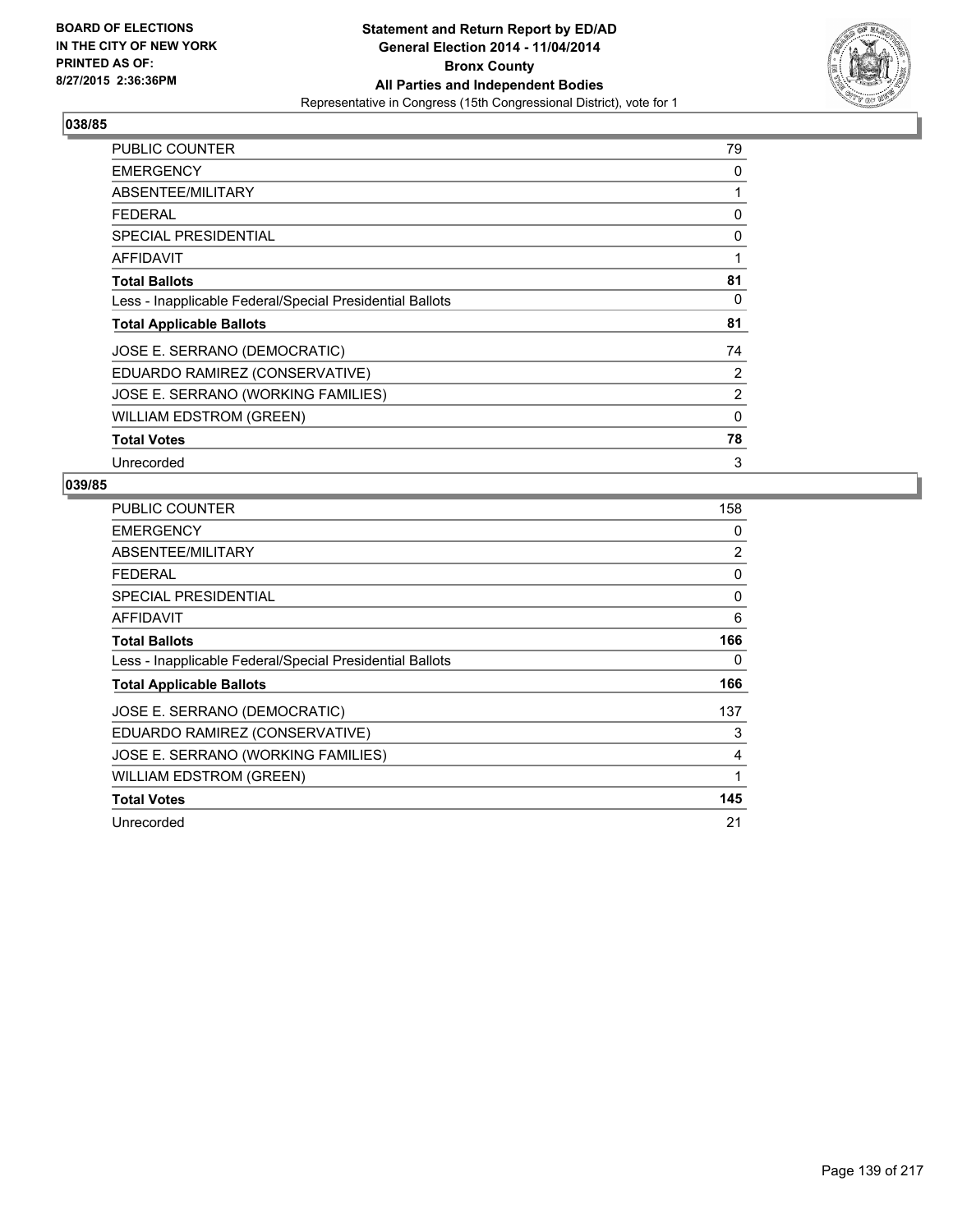BOARD OF ELECTIONS
IN THE CITY OF NEW YORK
PRINTED AS OF:
8/27/2015 2:36:36PM

**Statement and Return Report by ED/AD**
**General Election 2014 - 11/04/2014**
**Bronx County**
**All Parties and Independent Bodies**
Representative in Congress (15th Congressional District), vote for 1

## 038/85

| | |
|---|---|
| PUBLIC COUNTER | 79 |
| EMERGENCY | 0 |
| ABSENTEE/MILITARY | 1 |
| FEDERAL | 0 |
| SPECIAL PRESIDENTIAL | 0 |
| AFFIDAVIT | 1 |
| **Total Ballots** | **81** |
| Less - Inapplicable Federal/Special Presidential Ballots | 0 |
| **Total Applicable Ballots** | **81** |
| JOSE E. SERRANO (DEMOCRATIC) | 74 |
| EDUARDO RAMIREZ (CONSERVATIVE) | 2 |
| JOSE E. SERRANO (WORKING FAMILIES) | 2 |
| WILLIAM EDSTROM (GREEN) | 0 |
| **Total Votes** | **78** |
| Unrecorded | 3 |

## 039/85

| | |
|---|---|
| PUBLIC COUNTER | 158 |
| EMERGENCY | 0 |
| ABSENTEE/MILITARY | 2 |
| FEDERAL | 0 |
| SPECIAL PRESIDENTIAL | 0 |
| AFFIDAVIT | 6 |
| **Total Ballots** | **166** |
| Less - Inapplicable Federal/Special Presidential Ballots | 0 |
| **Total Applicable Ballots** | **166** |
| JOSE E. SERRANO (DEMOCRATIC) | 137 |
| EDUARDO RAMIREZ (CONSERVATIVE) | 3 |
| JOSE E. SERRANO (WORKING FAMILIES) | 4 |
| WILLIAM EDSTROM (GREEN) | 1 |
| **Total Votes** | **145** |
| Unrecorded | 21 |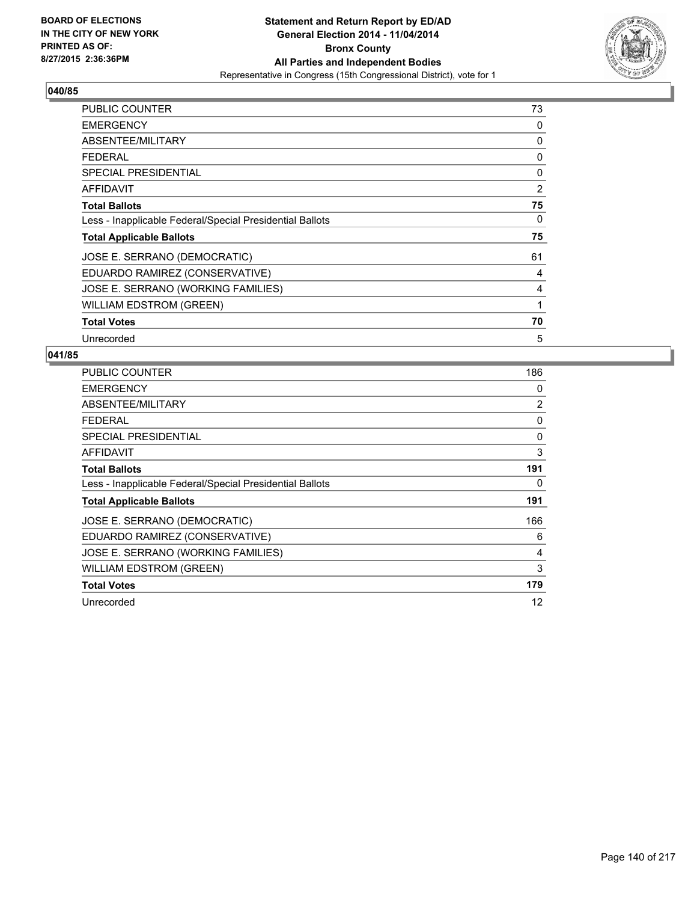**BOARD OF ELECTIONS IN THE CITY OF NEW YORK PRINTED AS OF: 8/27/2015 2:36:36PM**

**Statement and Return Report by ED/AD General Election 2014 - 11/04/2014 Bronx County All Parties and Independent Bodies**

Representative in Congress (15th Congressional District), vote for 1

## 040/85

| | |
|---|---|
| PUBLIC COUNTER | 73 |
| EMERGENCY | 0 |
| ABSENTEE/MILITARY | 0 |
| FEDERAL | 0 |
| SPECIAL PRESIDENTIAL | 0 |
| AFFIDAVIT | 2 |
| **Total Ballots** | **75** |
| Less - Inapplicable Federal/Special Presidential Ballots | 0 |
| **Total Applicable Ballots** | **75** |
| JOSE E. SERRANO (DEMOCRATIC) | 61 |
| EDUARDO RAMIREZ (CONSERVATIVE) | 4 |
| JOSE E. SERRANO (WORKING FAMILIES) | 4 |
| WILLIAM EDSTROM (GREEN) | 1 |
| **Total Votes** | **70** |
| Unrecorded | 5 |

## 041/85

| | |
|---|---|
| PUBLIC COUNTER | 186 |
| EMERGENCY | 0 |
| ABSENTEE/MILITARY | 2 |
| FEDERAL | 0 |
| SPECIAL PRESIDENTIAL | 0 |
| AFFIDAVIT | 3 |
| **Total Ballots** | **191** |
| Less - Inapplicable Federal/Special Presidential Ballots | 0 |
| **Total Applicable Ballots** | **191** |
| JOSE E. SERRANO (DEMOCRATIC) | 166 |
| EDUARDO RAMIREZ (CONSERVATIVE) | 6 |
| JOSE E. SERRANO (WORKING FAMILIES) | 4 |
| WILLIAM EDSTROM (GREEN) | 3 |
| **Total Votes** | **179** |
| Unrecorded | 12 |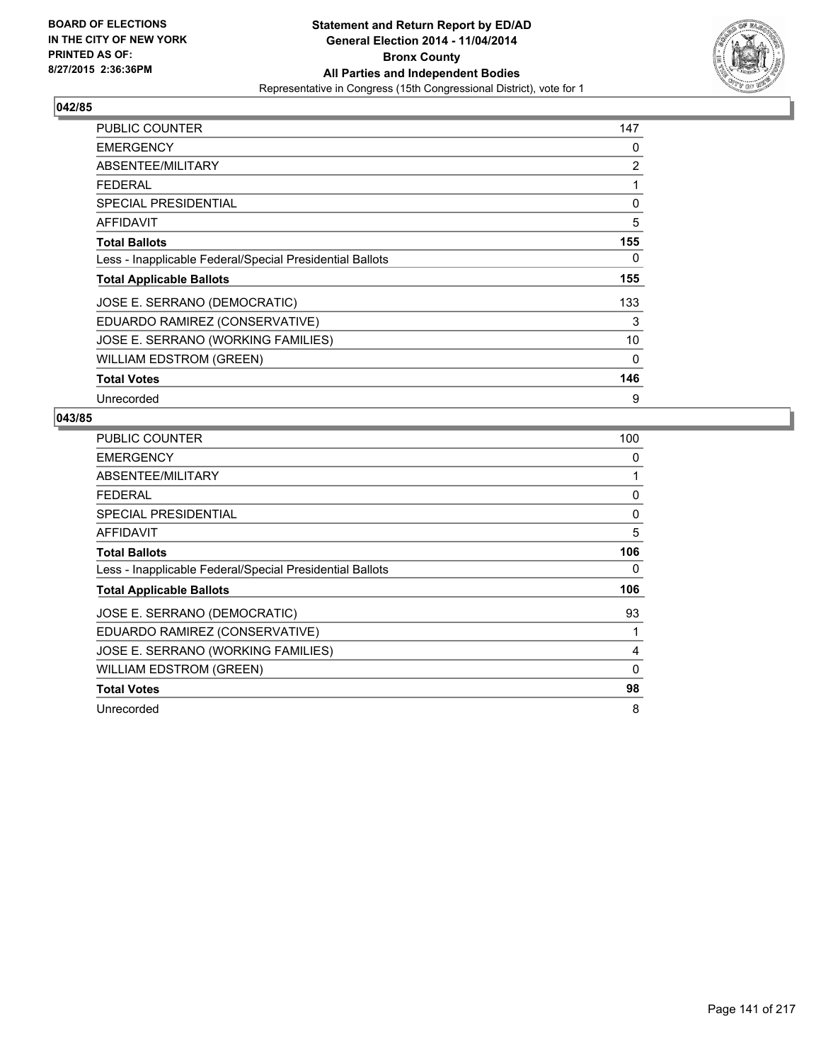**BOARD OF ELECTIONS IN THE CITY OF NEW YORK PRINTED AS OF: 8/27/2015 2:36:36PM**

# Statement and Return Report by ED/AD General Election 2014 - 11/04/2014 Bronx County All Parties and Independent Bodies

Representative in Congress (15th Congressional District), vote for 1

## 042/85

| | |
|---|---|
| PUBLIC COUNTER | 147 |
| EMERGENCY | 0 |
| ABSENTEE/MILITARY | 2 |
| FEDERAL | 1 |
| SPECIAL PRESIDENTIAL | 0 |
| AFFIDAVIT | 5 |
| **Total Ballots** | **155** |
| Less - Inapplicable Federal/Special Presidential Ballots | 0 |
| **Total Applicable Ballots** | **155** |
| JOSE E. SERRANO (DEMOCRATIC) | 133 |
| EDUARDO RAMIREZ (CONSERVATIVE) | 3 |
| JOSE E. SERRANO (WORKING FAMILIES) | 10 |
| WILLIAM EDSTROM (GREEN) | 0 |
| **Total Votes** | **146** |
| Unrecorded | 9 |

## 043/85

| | |
|---|---|
| PUBLIC COUNTER | 100 |
| EMERGENCY | 0 |
| ABSENTEE/MILITARY | 1 |
| FEDERAL | 0 |
| SPECIAL PRESIDENTIAL | 0 |
| AFFIDAVIT | 5 |
| **Total Ballots** | **106** |
| Less - Inapplicable Federal/Special Presidential Ballots | 0 |
| **Total Applicable Ballots** | **106** |
| JOSE E. SERRANO (DEMOCRATIC) | 93 |
| EDUARDO RAMIREZ (CONSERVATIVE) | 1 |
| JOSE E. SERRANO (WORKING FAMILIES) | 4 |
| WILLIAM EDSTROM (GREEN) | 0 |
| **Total Votes** | **98** |
| Unrecorded | 8 |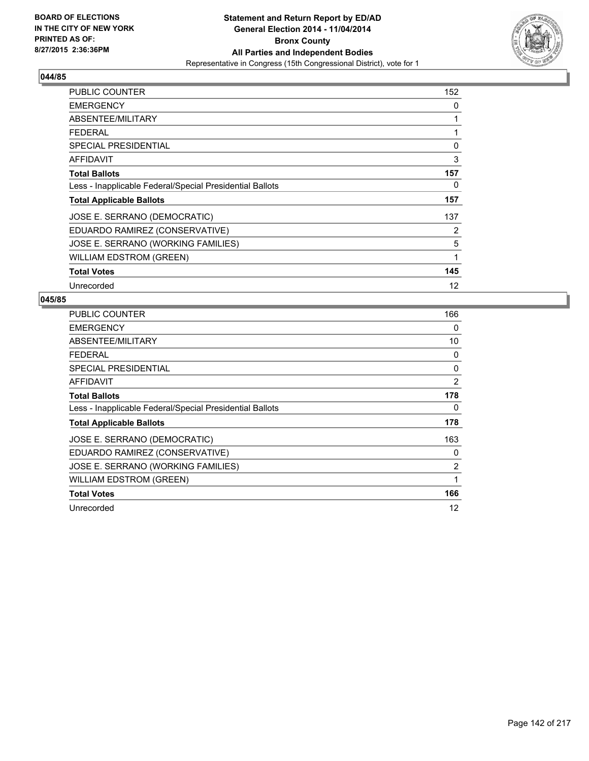**BOARD OF ELECTIONS IN THE CITY OF NEW YORK PRINTED AS OF: 8/27/2015 2:36:36PM**

**Statement and Return Report by ED/AD General Election 2014 - 11/04/2014 Bronx County All Parties and Independent Bodies**

Representative in Congress (15th Congressional District), vote for 1

## 044/85

| | |
|---|---|
| PUBLIC COUNTER | 152 |
| EMERGENCY | 0 |
| ABSENTEE/MILITARY | 1 |
| FEDERAL | 1 |
| SPECIAL PRESIDENTIAL | 0 |
| AFFIDAVIT | 3 |
| **Total Ballots** | **157** |
| Less - Inapplicable Federal/Special Presidential Ballots | 0 |
| **Total Applicable Ballots** | **157** |
| JOSE E. SERRANO (DEMOCRATIC) | 137 |
| EDUARDO RAMIREZ (CONSERVATIVE) | 2 |
| JOSE E. SERRANO (WORKING FAMILIES) | 5 |
| WILLIAM EDSTROM (GREEN) | 1 |
| **Total Votes** | **145** |
| Unrecorded | 12 |

## 045/85

| | |
|---|---|
| PUBLIC COUNTER | 166 |
| EMERGENCY | 0 |
| ABSENTEE/MILITARY | 10 |
| FEDERAL | 0 |
| SPECIAL PRESIDENTIAL | 0 |
| AFFIDAVIT | 2 |
| **Total Ballots** | **178** |
| Less - Inapplicable Federal/Special Presidential Ballots | 0 |
| **Total Applicable Ballots** | **178** |
| JOSE E. SERRANO (DEMOCRATIC) | 163 |
| EDUARDO RAMIREZ (CONSERVATIVE) | 0 |
| JOSE E. SERRANO (WORKING FAMILIES) | 2 |
| WILLIAM EDSTROM (GREEN) | 1 |
| **Total Votes** | **166** |
| Unrecorded | 12 |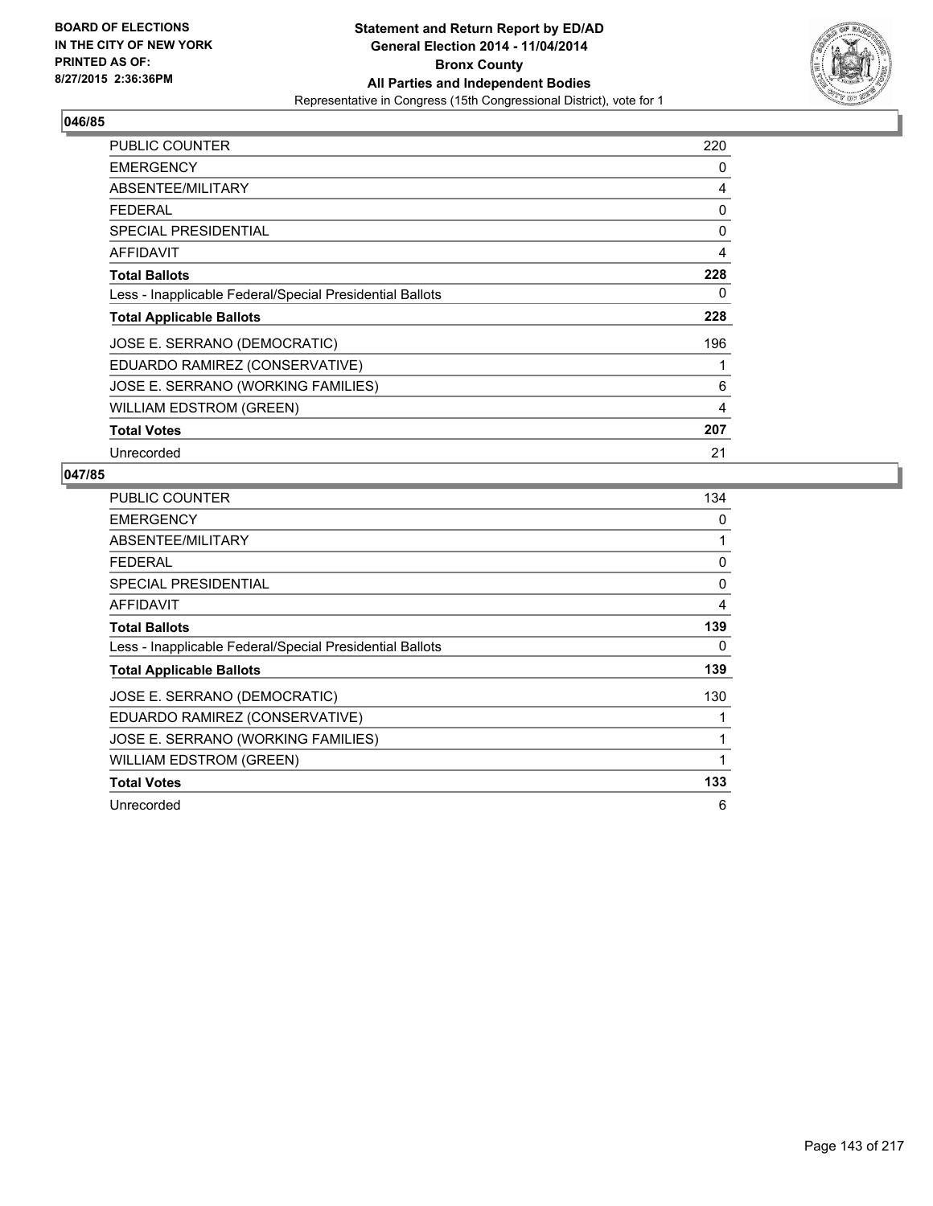**BOARD OF ELECTIONS IN THE CITY OF NEW YORK PRINTED AS OF: 8/27/2015 2:36:36PM**

**Statement and Return Report by ED/AD General Election 2014 - 11/04/2014 Bronx County All Parties and Independent Bodies**

Representative in Congress (15th Congressional District), vote for 1

## 046/85

| | |
|---|---|
| PUBLIC COUNTER | 220 |
| EMERGENCY | 0 |
| ABSENTEE/MILITARY | 4 |
| FEDERAL | 0 |
| SPECIAL PRESIDENTIAL | 0 |
| AFFIDAVIT | 4 |
| **Total Ballots** | **228** |
| Less - Inapplicable Federal/Special Presidential Ballots | 0 |
| **Total Applicable Ballots** | **228** |
| JOSE E. SERRANO (DEMOCRATIC) | 196 |
| EDUARDO RAMIREZ (CONSERVATIVE) | 1 |
| JOSE E. SERRANO (WORKING FAMILIES) | 6 |
| WILLIAM EDSTROM (GREEN) | 4 |
| **Total Votes** | **207** |
| Unrecorded | 21 |

## 047/85

| | |
|---|---|
| PUBLIC COUNTER | 134 |
| EMERGENCY | 0 |
| ABSENTEE/MILITARY | 1 |
| FEDERAL | 0 |
| SPECIAL PRESIDENTIAL | 0 |
| AFFIDAVIT | 4 |
| **Total Ballots** | **139** |
| Less - Inapplicable Federal/Special Presidential Ballots | 0 |
| **Total Applicable Ballots** | **139** |
| JOSE E. SERRANO (DEMOCRATIC) | 130 |
| EDUARDO RAMIREZ (CONSERVATIVE) | 1 |
| JOSE E. SERRANO (WORKING FAMILIES) | 1 |
| WILLIAM EDSTROM (GREEN) | 1 |
| **Total Votes** | **133** |
| Unrecorded | 6 |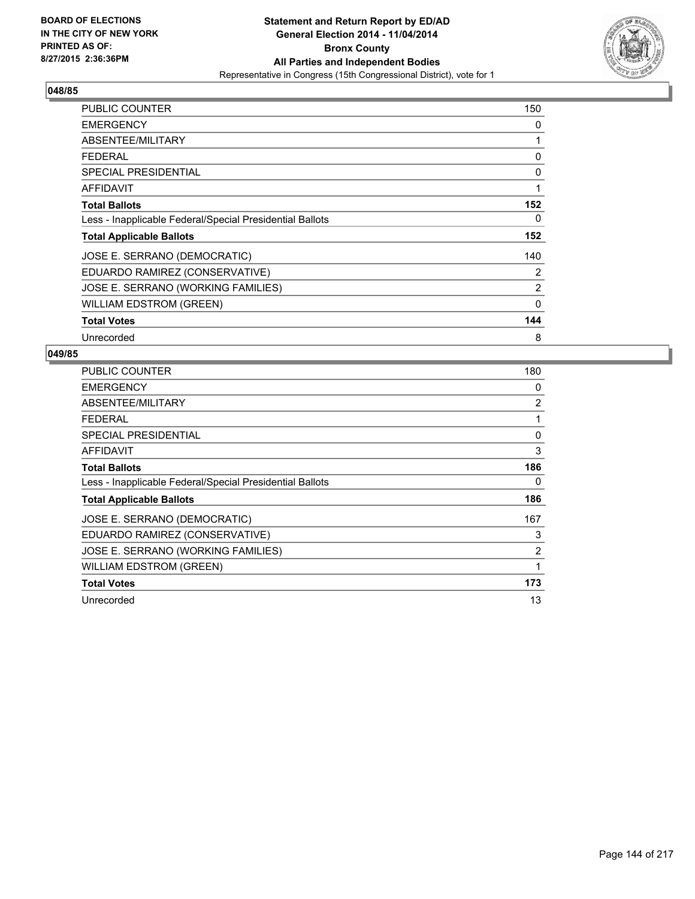BOARD OF ELECTIONS
IN THE CITY OF NEW YORK
PRINTED AS OF:
8/27/2015 2:36:36PM

**Statement and Return Report by ED/AD**
**General Election 2014 - 11/04/2014**
**Bronx County**
**All Parties and Independent Bodies**
Representative in Congress (15th Congressional District), vote for 1

## 048/85

| | |
|---|---|
| PUBLIC COUNTER | 150 |
| EMERGENCY | 0 |
| ABSENTEE/MILITARY | 1 |
| FEDERAL | 0 |
| SPECIAL PRESIDENTIAL | 0 |
| AFFIDAVIT | 1 |
| **Total Ballots** | **152** |
| Less - Inapplicable Federal/Special Presidential Ballots | 0 |
| **Total Applicable Ballots** | **152** |
| JOSE E. SERRANO (DEMOCRATIC) | 140 |
| EDUARDO RAMIREZ (CONSERVATIVE) | 2 |
| JOSE E. SERRANO (WORKING FAMILIES) | 2 |
| WILLIAM EDSTROM (GREEN) | 0 |
| **Total Votes** | **144** |
| Unrecorded | 8 |

## 049/85

| | |
|---|---|
| PUBLIC COUNTER | 180 |
| EMERGENCY | 0 |
| ABSENTEE/MILITARY | 2 |
| FEDERAL | 1 |
| SPECIAL PRESIDENTIAL | 0 |
| AFFIDAVIT | 3 |
| **Total Ballots** | **186** |
| Less - Inapplicable Federal/Special Presidential Ballots | 0 |
| **Total Applicable Ballots** | **186** |
| JOSE E. SERRANO (DEMOCRATIC) | 167 |
| EDUARDO RAMIREZ (CONSERVATIVE) | 3 |
| JOSE E. SERRANO (WORKING FAMILIES) | 2 |
| WILLIAM EDSTROM (GREEN) | 1 |
| **Total Votes** | **173** |
| Unrecorded | 13 |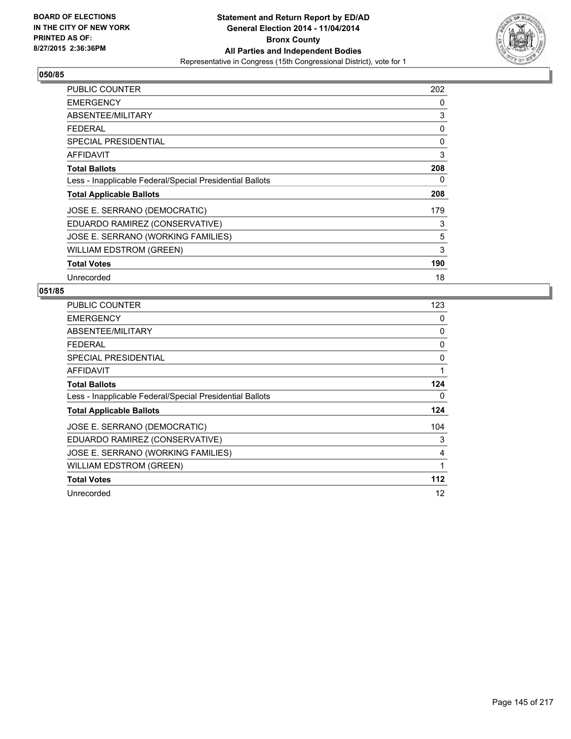BOARD OF ELECTIONS
IN THE CITY OF NEW YORK
PRINTED AS OF:
8/27/2015 2:36:36PM

**Statement and Return Report by ED/AD**
**General Election 2014 - 11/04/2014**
**Bronx County**
**All Parties and Independent Bodies**
Representative in Congress (15th Congressional District), vote for 1

## 050/85

| | |
|---|---|
| PUBLIC COUNTER | 202 |
| EMERGENCY | 0 |
| ABSENTEE/MILITARY | 3 |
| FEDERAL | 0 |
| SPECIAL PRESIDENTIAL | 0 |
| AFFIDAVIT | 3 |
| **Total Ballots** | **208** |
| Less - Inapplicable Federal/Special Presidential Ballots | 0 |
| **Total Applicable Ballots** | **208** |
| JOSE E. SERRANO (DEMOCRATIC) | 179 |
| EDUARDO RAMIREZ (CONSERVATIVE) | 3 |
| JOSE E. SERRANO (WORKING FAMILIES) | 5 |
| WILLIAM EDSTROM (GREEN) | 3 |
| **Total Votes** | **190** |
| Unrecorded | 18 |

## 051/85

| | |
|---|---|
| PUBLIC COUNTER | 123 |
| EMERGENCY | 0 |
| ABSENTEE/MILITARY | 0 |
| FEDERAL | 0 |
| SPECIAL PRESIDENTIAL | 0 |
| AFFIDAVIT | 1 |
| **Total Ballots** | **124** |
| Less - Inapplicable Federal/Special Presidential Ballots | 0 |
| **Total Applicable Ballots** | **124** |
| JOSE E. SERRANO (DEMOCRATIC) | 104 |
| EDUARDO RAMIREZ (CONSERVATIVE) | 3 |
| JOSE E. SERRANO (WORKING FAMILIES) | 4 |
| WILLIAM EDSTROM (GREEN) | 1 |
| **Total Votes** | **112** |
| Unrecorded | 12 |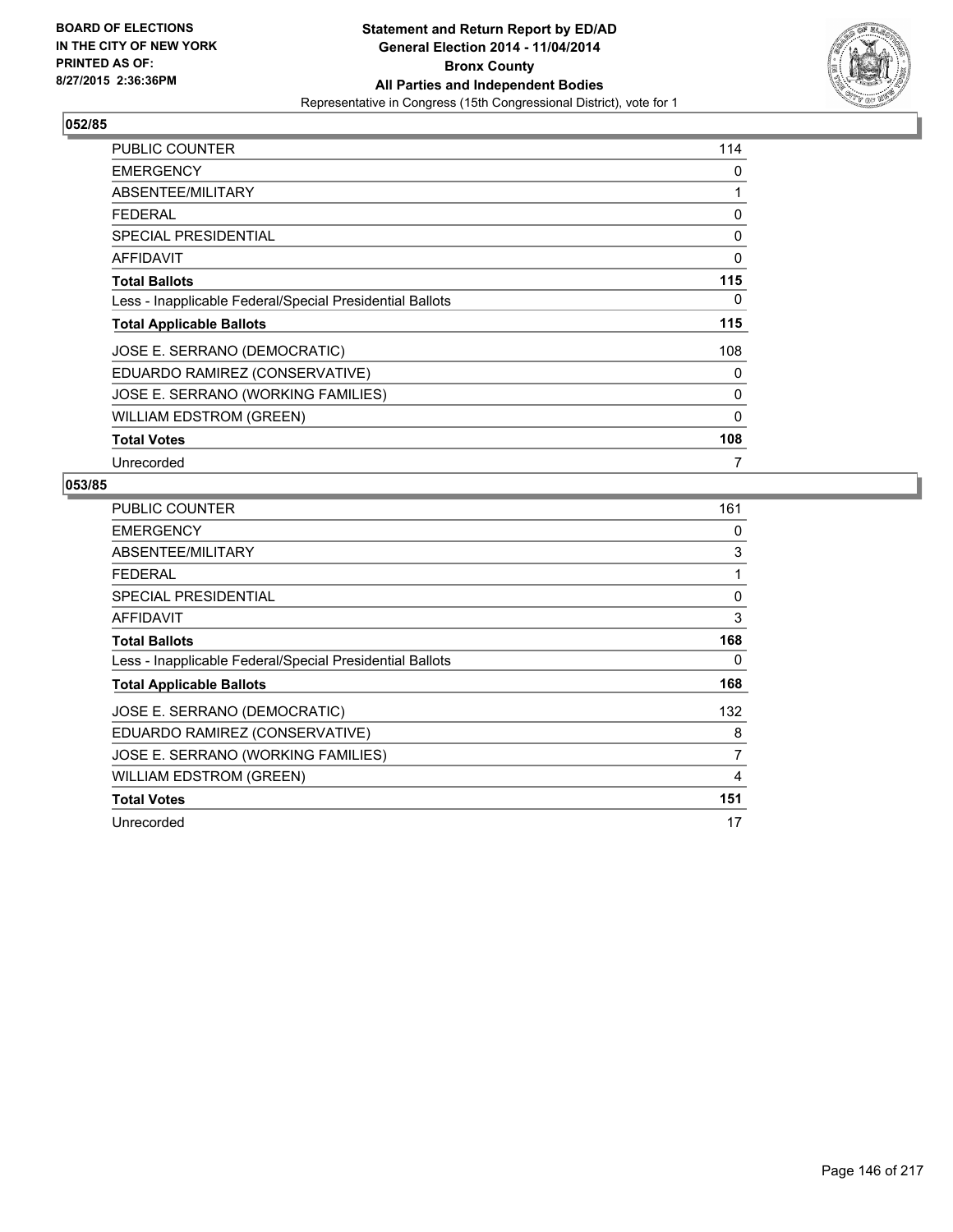**BOARD OF ELECTIONS IN THE CITY OF NEW YORK PRINTED AS OF: 8/27/2015 2:36:36PM**

# Statement and Return Report by ED/AD
## General Election 2014 - 11/04/2014
## Bronx County
## All Parties and Independent Bodies
Representative in Congress (15th Congressional District), vote for 1

### 052/85

| | |
|---|---|
| PUBLIC COUNTER | 114 |
| EMERGENCY | 0 |
| ABSENTEE/MILITARY | 1 |
| FEDERAL | 0 |
| SPECIAL PRESIDENTIAL | 0 |
| AFFIDAVIT | 0 |
| **Total Ballots** | **115** |
| Less - Inapplicable Federal/Special Presidential Ballots | 0 |
| **Total Applicable Ballots** | **115** |
| JOSE E. SERRANO (DEMOCRATIC) | 108 |
| EDUARDO RAMIREZ (CONSERVATIVE) | 0 |
| JOSE E. SERRANO (WORKING FAMILIES) | 0 |
| WILLIAM EDSTROM (GREEN) | 0 |
| **Total Votes** | **108** |
| Unrecorded | 7 |

### 053/85

| | |
|---|---|
| PUBLIC COUNTER | 161 |
| EMERGENCY | 0 |
| ABSENTEE/MILITARY | 3 |
| FEDERAL | 1 |
| SPECIAL PRESIDENTIAL | 0 |
| AFFIDAVIT | 3 |
| **Total Ballots** | **168** |
| Less - Inapplicable Federal/Special Presidential Ballots | 0 |
| **Total Applicable Ballots** | **168** |
| JOSE E. SERRANO (DEMOCRATIC) | 132 |
| EDUARDO RAMIREZ (CONSERVATIVE) | 8 |
| JOSE E. SERRANO (WORKING FAMILIES) | 7 |
| WILLIAM EDSTROM (GREEN) | 4 |
| **Total Votes** | **151** |
| Unrecorded | 17 |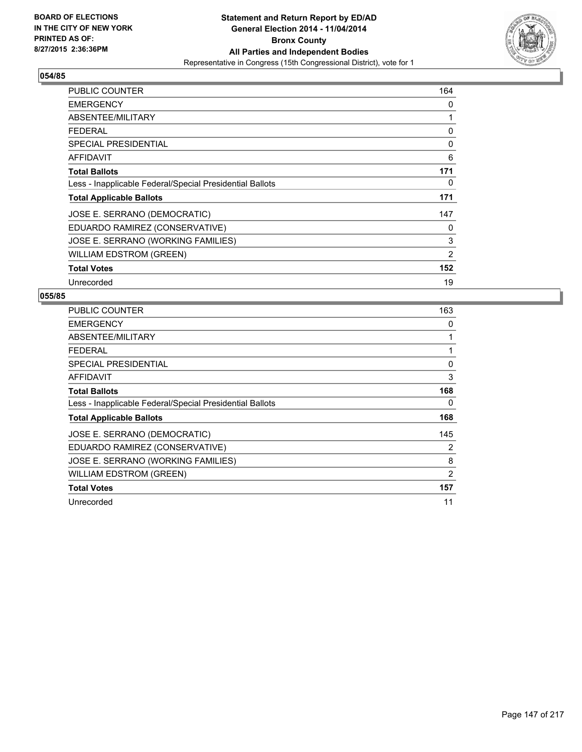BOARD OF ELECTIONS
IN THE CITY OF NEW YORK
PRINTED AS OF:
8/27/2015 2:36:36PM

**Statement and Return Report by ED/AD**
**General Election 2014 - 11/04/2014**
**Bronx County**
**All Parties and Independent Bodies**
Representative in Congress (15th Congressional District), vote for 1

## 054/85

| | |
|---|---|
| PUBLIC COUNTER | 164 |
| EMERGENCY | 0 |
| ABSENTEE/MILITARY | 1 |
| FEDERAL | 0 |
| SPECIAL PRESIDENTIAL | 0 |
| AFFIDAVIT | 6 |
| **Total Ballots** | **171** |
| Less - Inapplicable Federal/Special Presidential Ballots | 0 |
| **Total Applicable Ballots** | **171** |
| JOSE E. SERRANO (DEMOCRATIC) | 147 |
| EDUARDO RAMIREZ (CONSERVATIVE) | 0 |
| JOSE E. SERRANO (WORKING FAMILIES) | 3 |
| WILLIAM EDSTROM (GREEN) | 2 |
| **Total Votes** | **152** |
| Unrecorded | 19 |

## 055/85

| | |
|---|---|
| PUBLIC COUNTER | 163 |
| EMERGENCY | 0 |
| ABSENTEE/MILITARY | 1 |
| FEDERAL | 1 |
| SPECIAL PRESIDENTIAL | 0 |
| AFFIDAVIT | 3 |
| **Total Ballots** | **168** |
| Less - Inapplicable Federal/Special Presidential Ballots | 0 |
| **Total Applicable Ballots** | **168** |
| JOSE E. SERRANO (DEMOCRATIC) | 145 |
| EDUARDO RAMIREZ (CONSERVATIVE) | 2 |
| JOSE E. SERRANO (WORKING FAMILIES) | 8 |
| WILLIAM EDSTROM (GREEN) | 2 |
| **Total Votes** | **157** |
| Unrecorded | 11 |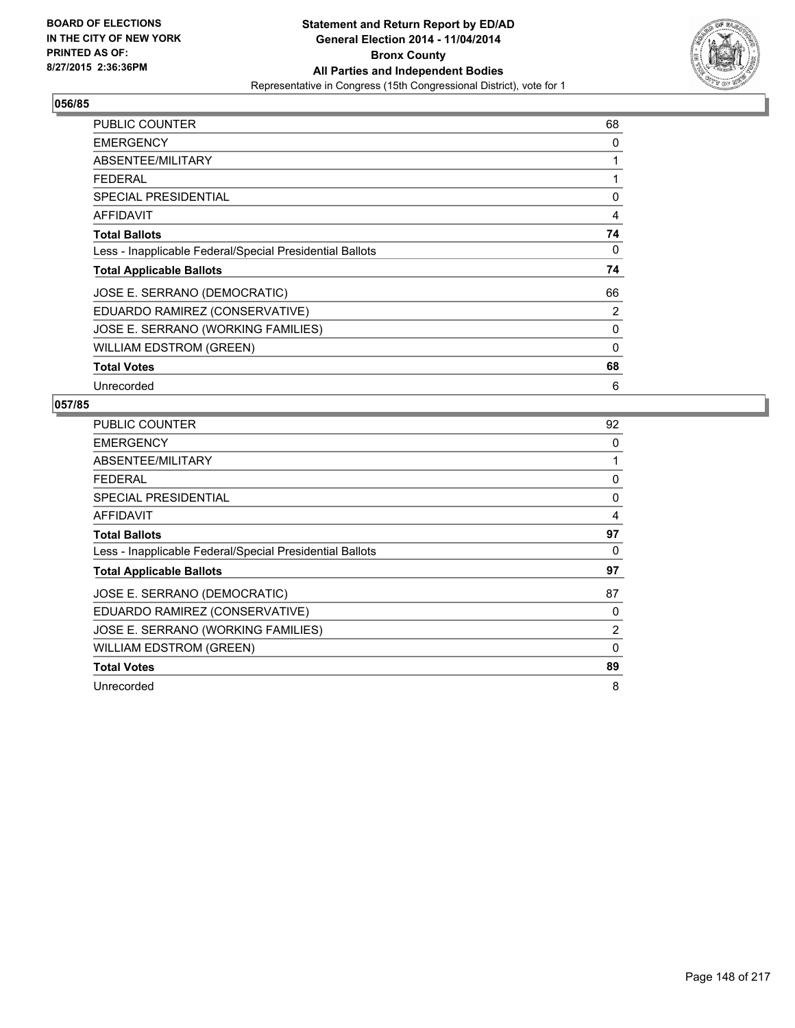BOARD OF ELECTIONS
IN THE CITY OF NEW YORK
PRINTED AS OF:
8/27/2015 2:36:36PM

**Statement and Return Report by ED/AD**
**General Election 2014 - 11/04/2014**
**Bronx County**
**All Parties and Independent Bodies**
Representative in Congress (15th Congressional District), vote for 1

## 056/85

| | |
|---|---|
| PUBLIC COUNTER | 68 |
| EMERGENCY | 0 |
| ABSENTEE/MILITARY | 1 |
| FEDERAL | 1 |
| SPECIAL PRESIDENTIAL | 0 |
| AFFIDAVIT | 4 |
| **Total Ballots** | **74** |
| Less - Inapplicable Federal/Special Presidential Ballots | 0 |
| **Total Applicable Ballots** | **74** |
| JOSE E. SERRANO (DEMOCRATIC) | 66 |
| EDUARDO RAMIREZ (CONSERVATIVE) | 2 |
| JOSE E. SERRANO (WORKING FAMILIES) | 0 |
| WILLIAM EDSTROM (GREEN) | 0 |
| **Total Votes** | **68** |
| Unrecorded | 6 |

## 057/85

| | |
|---|---|
| PUBLIC COUNTER | 92 |
| EMERGENCY | 0 |
| ABSENTEE/MILITARY | 1 |
| FEDERAL | 0 |
| SPECIAL PRESIDENTIAL | 0 |
| AFFIDAVIT | 4 |
| **Total Ballots** | **97** |
| Less - Inapplicable Federal/Special Presidential Ballots | 0 |
| **Total Applicable Ballots** | **97** |
| JOSE E. SERRANO (DEMOCRATIC) | 87 |
| EDUARDO RAMIREZ (CONSERVATIVE) | 0 |
| JOSE E. SERRANO (WORKING FAMILIES) | 2 |
| WILLIAM EDSTROM (GREEN) | 0 |
| **Total Votes** | **89** |
| Unrecorded | 8 |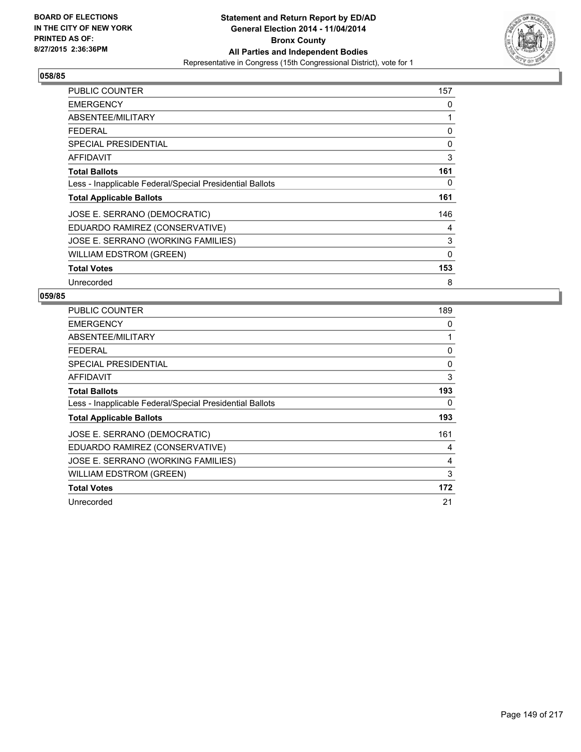BOARD OF ELECTIONS
IN THE CITY OF NEW YORK
PRINTED AS OF:
8/27/2015 2:36:36PM

**Statement and Return Report by ED/AD**
**General Election 2014 - 11/04/2014**
**Bronx County**
**All Parties and Independent Bodies**
Representative in Congress (15th Congressional District), vote for 1

## 058/85

| | |
|---|---|
| PUBLIC COUNTER | 157 |
| EMERGENCY | 0 |
| ABSENTEE/MILITARY | 1 |
| FEDERAL | 0 |
| SPECIAL PRESIDENTIAL | 0 |
| AFFIDAVIT | 3 |
| **Total Ballots** | **161** |
| Less - Inapplicable Federal/Special Presidential Ballots | 0 |
| **Total Applicable Ballots** | **161** |
| JOSE E. SERRANO (DEMOCRATIC) | 146 |
| EDUARDO RAMIREZ (CONSERVATIVE) | 4 |
| JOSE E. SERRANO (WORKING FAMILIES) | 3 |
| WILLIAM EDSTROM (GREEN) | 0 |
| **Total Votes** | **153** |
| Unrecorded | 8 |

## 059/85

| | |
|---|---|
| PUBLIC COUNTER | 189 |
| EMERGENCY | 0 |
| ABSENTEE/MILITARY | 1 |
| FEDERAL | 0 |
| SPECIAL PRESIDENTIAL | 0 |
| AFFIDAVIT | 3 |
| **Total Ballots** | **193** |
| Less - Inapplicable Federal/Special Presidential Ballots | 0 |
| **Total Applicable Ballots** | **193** |
| JOSE E. SERRANO (DEMOCRATIC) | 161 |
| EDUARDO RAMIREZ (CONSERVATIVE) | 4 |
| JOSE E. SERRANO (WORKING FAMILIES) | 4 |
| WILLIAM EDSTROM (GREEN) | 3 |
| **Total Votes** | **172** |
| Unrecorded | 21 |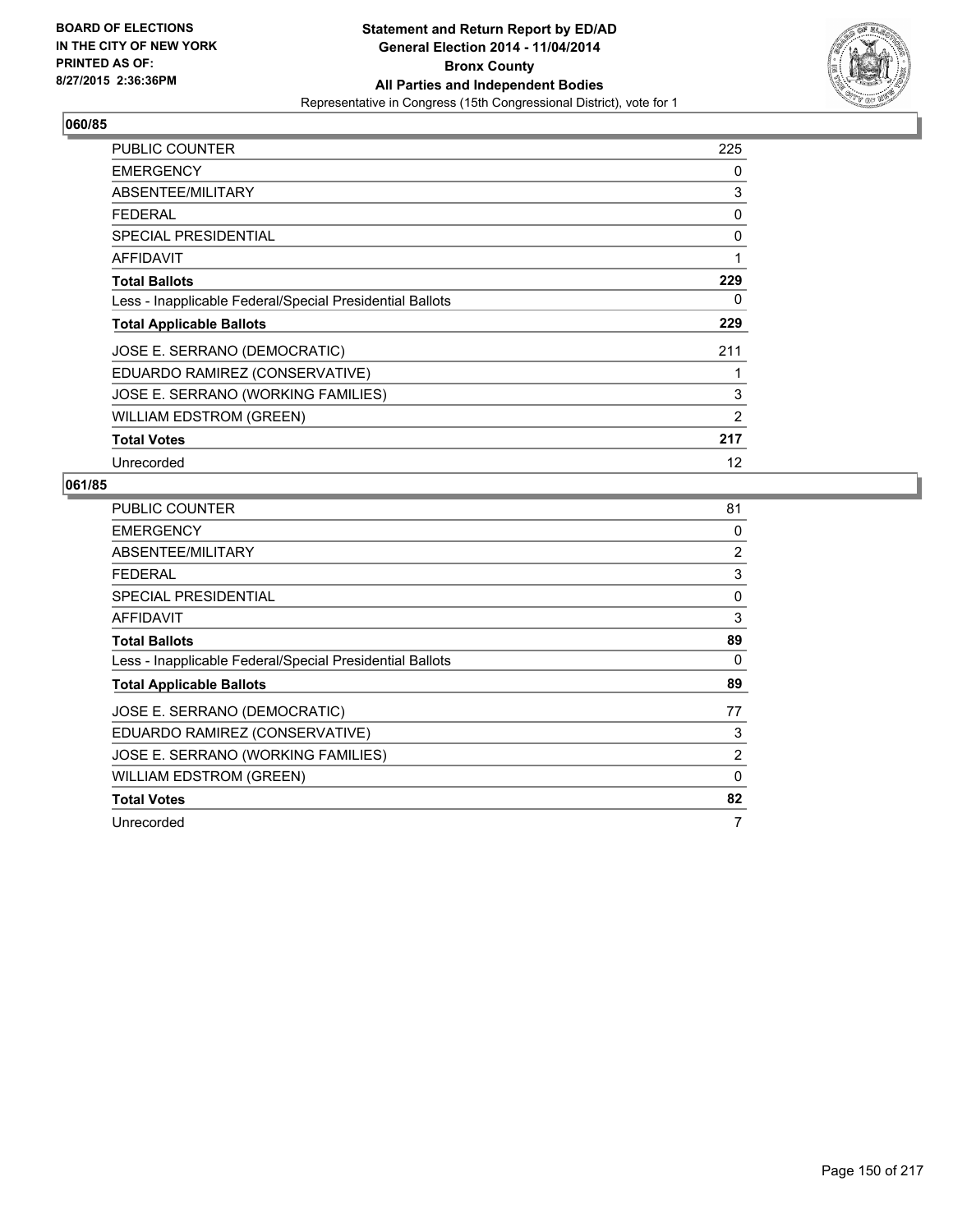BOARD OF ELECTIONS
IN THE CITY OF NEW YORK
PRINTED AS OF:
8/27/2015 2:36:36PM

**Statement and Return Report by ED/AD**
**General Election 2014 - 11/04/2014**
**Bronx County**
**All Parties and Independent Bodies**
Representative in Congress (15th Congressional District), vote for 1

## 060/85

| | |
|---|---|
| PUBLIC COUNTER | 225 |
| EMERGENCY | 0 |
| ABSENTEE/MILITARY | 3 |
| FEDERAL | 0 |
| SPECIAL PRESIDENTIAL | 0 |
| AFFIDAVIT | 1 |
| **Total Ballots** | **229** |
| Less - Inapplicable Federal/Special Presidential Ballots | 0 |
| **Total Applicable Ballots** | **229** |
| JOSE E. SERRANO (DEMOCRATIC) | 211 |
| EDUARDO RAMIREZ (CONSERVATIVE) | 1 |
| JOSE E. SERRANO (WORKING FAMILIES) | 3 |
| WILLIAM EDSTROM (GREEN) | 2 |
| **Total Votes** | **217** |
| Unrecorded | 12 |

## 061/85

| | |
|---|---|
| PUBLIC COUNTER | 81 |
| EMERGENCY | 0 |
| ABSENTEE/MILITARY | 2 |
| FEDERAL | 3 |
| SPECIAL PRESIDENTIAL | 0 |
| AFFIDAVIT | 3 |
| **Total Ballots** | **89** |
| Less - Inapplicable Federal/Special Presidential Ballots | 0 |
| **Total Applicable Ballots** | **89** |
| JOSE E. SERRANO (DEMOCRATIC) | 77 |
| EDUARDO RAMIREZ (CONSERVATIVE) | 3 |
| JOSE E. SERRANO (WORKING FAMILIES) | 2 |
| WILLIAM EDSTROM (GREEN) | 0 |
| **Total Votes** | **82** |
| Unrecorded | 7 |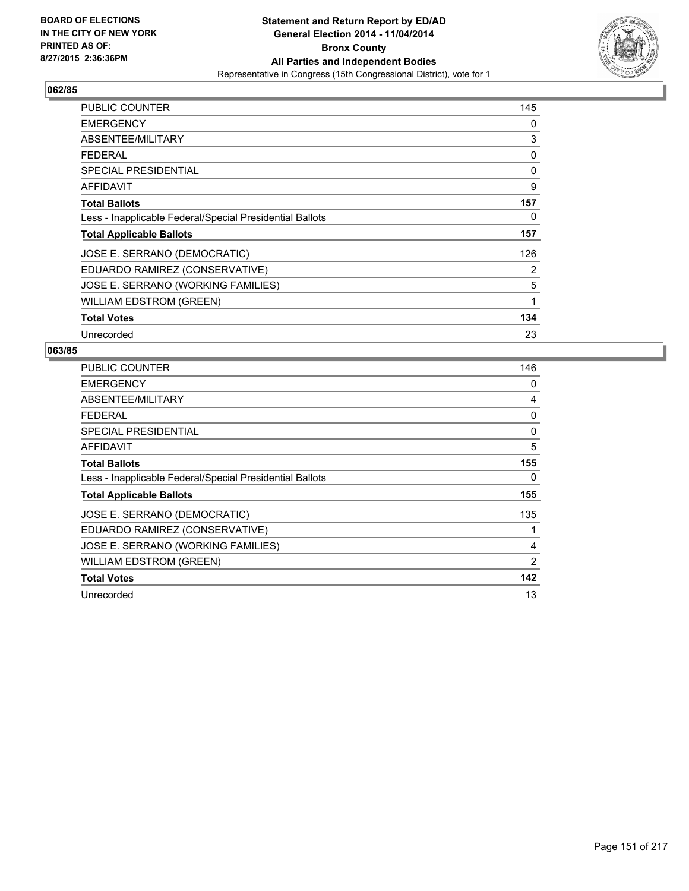### 062/85

| | |
|---|---|
| PUBLIC COUNTER | 145 |
| EMERGENCY | 0 |
| ABSENTEE/MILITARY | 3 |
| FEDERAL | 0 |
| SPECIAL PRESIDENTIAL | 0 |
| AFFIDAVIT | 9 |
| **Total Ballots** | **157** |
| Less - Inapplicable Federal/Special Presidential Ballots | 0 |
| **Total Applicable Ballots** | **157** |
| JOSE E. SERRANO (DEMOCRATIC) | 126 |
| EDUARDO RAMIREZ (CONSERVATIVE) | 2 |
| JOSE E. SERRANO (WORKING FAMILIES) | 5 |
| WILLIAM EDSTROM (GREEN) | 1 |
| **Total Votes** | **134** |
| Unrecorded | 23 |

### 063/85

| | |
|---|---|
| PUBLIC COUNTER | 146 |
| EMERGENCY | 0 |
| ABSENTEE/MILITARY | 4 |
| FEDERAL | 0 |
| SPECIAL PRESIDENTIAL | 0 |
| AFFIDAVIT | 5 |
| **Total Ballots** | **155** |
| Less - Inapplicable Federal/Special Presidential Ballots | 0 |
| **Total Applicable Ballots** | **155** |
| JOSE E. SERRANO (DEMOCRATIC) | 135 |
| EDUARDO RAMIREZ (CONSERVATIVE) | 1 |
| JOSE E. SERRANO (WORKING FAMILIES) | 4 |
| WILLIAM EDSTROM (GREEN) | 2 |
| **Total Votes** | **142** |
| Unrecorded | 13 |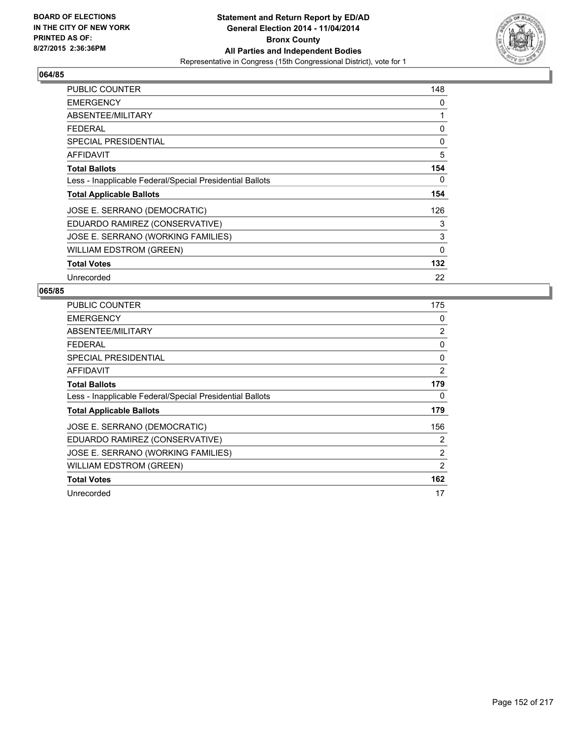**BOARD OF ELECTIONS IN THE CITY OF NEW YORK PRINTED AS OF: 8/27/2015 2:36:36PM**

**Statement and Return Report by ED/AD General Election 2014 - 11/04/2014 Bronx County All Parties and Independent Bodies**
Representative in Congress (15th Congressional District), vote for 1

## 064/85

| | |
|---|---|
| PUBLIC COUNTER | 148 |
| EMERGENCY | 0 |
| ABSENTEE/MILITARY | 1 |
| FEDERAL | 0 |
| SPECIAL PRESIDENTIAL | 0 |
| AFFIDAVIT | 5 |
| **Total Ballots** | **154** |
| Less - Inapplicable Federal/Special Presidential Ballots | 0 |
| **Total Applicable Ballots** | **154** |
| JOSE E. SERRANO (DEMOCRATIC) | 126 |
| EDUARDO RAMIREZ (CONSERVATIVE) | 3 |
| JOSE E. SERRANO (WORKING FAMILIES) | 3 |
| WILLIAM EDSTROM (GREEN) | 0 |
| **Total Votes** | **132** |
| Unrecorded | 22 |

## 065/85

| | |
|---|---|
| PUBLIC COUNTER | 175 |
| EMERGENCY | 0 |
| ABSENTEE/MILITARY | 2 |
| FEDERAL | 0 |
| SPECIAL PRESIDENTIAL | 0 |
| AFFIDAVIT | 2 |
| **Total Ballots** | **179** |
| Less - Inapplicable Federal/Special Presidential Ballots | 0 |
| **Total Applicable Ballots** | **179** |
| JOSE E. SERRANO (DEMOCRATIC) | 156 |
| EDUARDO RAMIREZ (CONSERVATIVE) | 2 |
| JOSE E. SERRANO (WORKING FAMILIES) | 2 |
| WILLIAM EDSTROM (GREEN) | 2 |
| **Total Votes** | **162** |
| Unrecorded | 17 |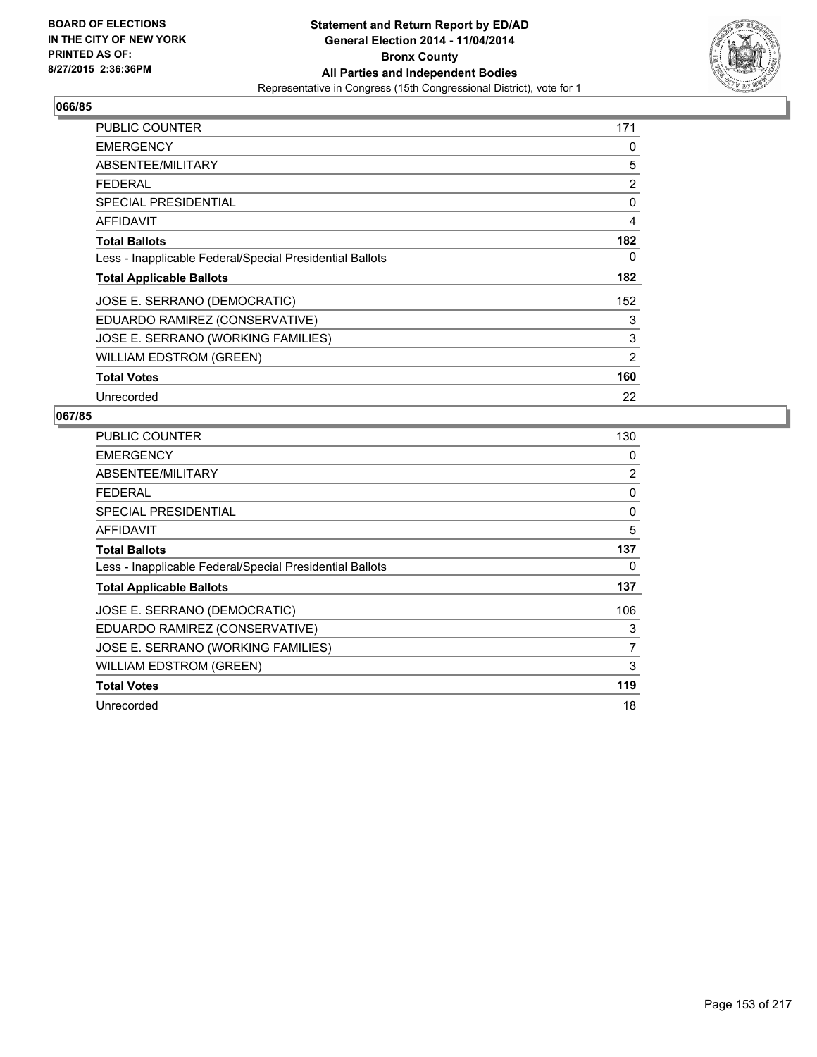BOARD OF ELECTIONS
IN THE CITY OF NEW YORK
PRINTED AS OF:
8/27/2015 2:36:36PM

**Statement and Return Report by ED/AD**
**General Election 2014 - 11/04/2014**
**Bronx County**
**All Parties and Independent Bodies**
Representative in Congress (15th Congressional District), vote for 1

### 066/85

| | |
|---|---|
| PUBLIC COUNTER | 171 |
| EMERGENCY | 0 |
| ABSENTEE/MILITARY | 5 |
| FEDERAL | 2 |
| SPECIAL PRESIDENTIAL | 0 |
| AFFIDAVIT | 4 |
| **Total Ballots** | **182** |
| Less - Inapplicable Federal/Special Presidential Ballots | 0 |
| **Total Applicable Ballots** | **182** |
| JOSE E. SERRANO (DEMOCRATIC) | 152 |
| EDUARDO RAMIREZ (CONSERVATIVE) | 3 |
| JOSE E. SERRANO (WORKING FAMILIES) | 3 |
| WILLIAM EDSTROM (GREEN) | 2 |
| **Total Votes** | **160** |
| Unrecorded | 22 |

### 067/85

| | |
|---|---|
| PUBLIC COUNTER | 130 |
| EMERGENCY | 0 |
| ABSENTEE/MILITARY | 2 |
| FEDERAL | 0 |
| SPECIAL PRESIDENTIAL | 0 |
| AFFIDAVIT | 5 |
| **Total Ballots** | **137** |
| Less - Inapplicable Federal/Special Presidential Ballots | 0 |
| **Total Applicable Ballots** | **137** |
| JOSE E. SERRANO (DEMOCRATIC) | 106 |
| EDUARDO RAMIREZ (CONSERVATIVE) | 3 |
| JOSE E. SERRANO (WORKING FAMILIES) | 7 |
| WILLIAM EDSTROM (GREEN) | 3 |
| **Total Votes** | **119** |
| Unrecorded | 18 |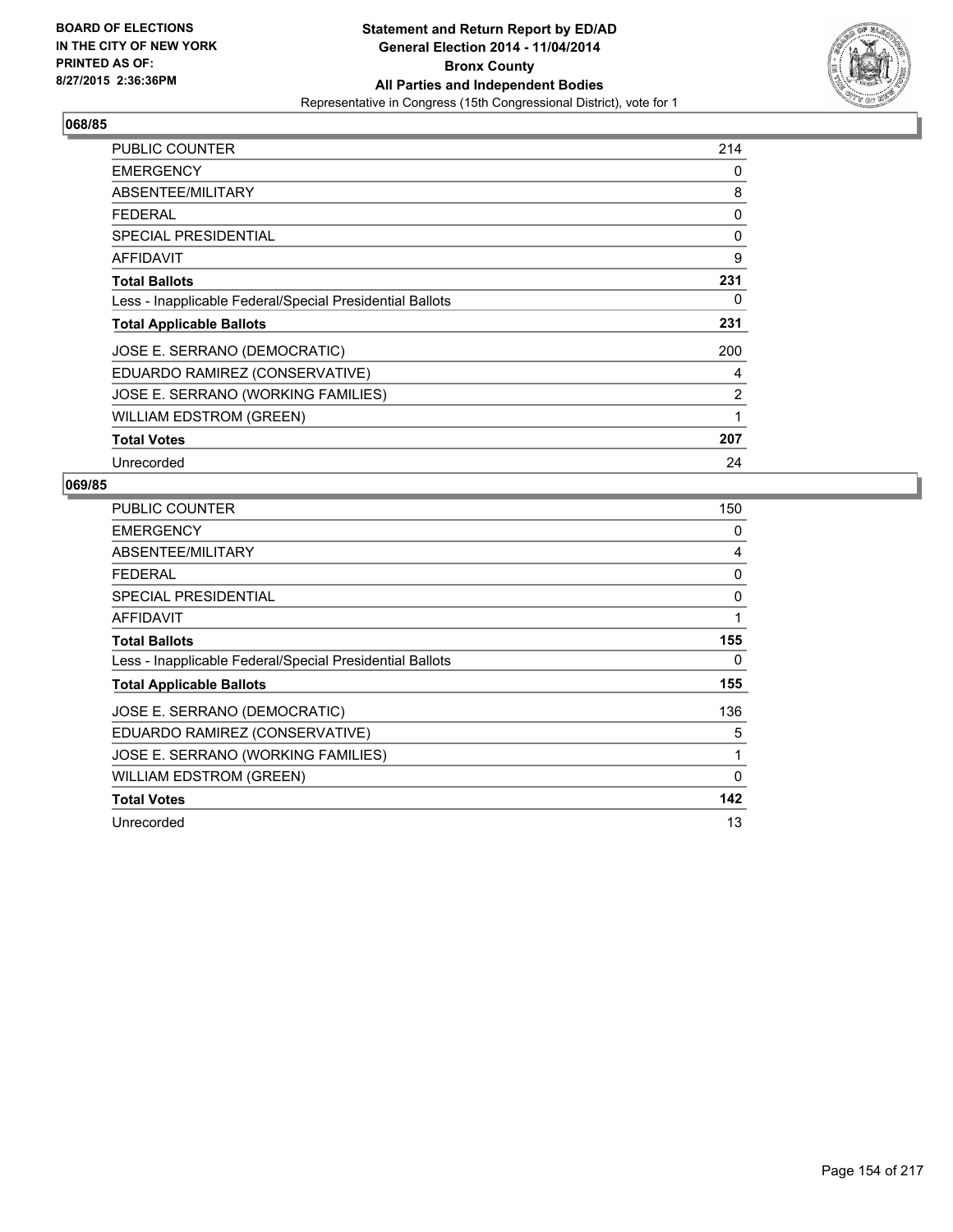BOARD OF ELECTIONS
IN THE CITY OF NEW YORK
PRINTED AS OF:
8/27/2015 2:36:36PM

**Statement and Return Report by ED/AD**
**General Election 2014 - 11/04/2014**
**Bronx County**
**All Parties and Independent Bodies**
Representative in Congress (15th Congressional District), vote for 1

## 068/85

| | |
|---|---|
| PUBLIC COUNTER | 214 |
| EMERGENCY | 0 |
| ABSENTEE/MILITARY | 8 |
| FEDERAL | 0 |
| SPECIAL PRESIDENTIAL | 0 |
| AFFIDAVIT | 9 |
| **Total Ballots** | **231** |
| Less - Inapplicable Federal/Special Presidential Ballots | 0 |
| **Total Applicable Ballots** | **231** |
| JOSE E. SERRANO (DEMOCRATIC) | 200 |
| EDUARDO RAMIREZ (CONSERVATIVE) | 4 |
| JOSE E. SERRANO (WORKING FAMILIES) | 2 |
| WILLIAM EDSTROM (GREEN) | 1 |
| **Total Votes** | **207** |
| Unrecorded | 24 |

## 069/85

| | |
|---|---|
| PUBLIC COUNTER | 150 |
| EMERGENCY | 0 |
| ABSENTEE/MILITARY | 4 |
| FEDERAL | 0 |
| SPECIAL PRESIDENTIAL | 0 |
| AFFIDAVIT | 1 |
| **Total Ballots** | **155** |
| Less - Inapplicable Federal/Special Presidential Ballots | 0 |
| **Total Applicable Ballots** | **155** |
| JOSE E. SERRANO (DEMOCRATIC) | 136 |
| EDUARDO RAMIREZ (CONSERVATIVE) | 5 |
| JOSE E. SERRANO (WORKING FAMILIES) | 1 |
| WILLIAM EDSTROM (GREEN) | 0 |
| **Total Votes** | **142** |
| Unrecorded | 13 |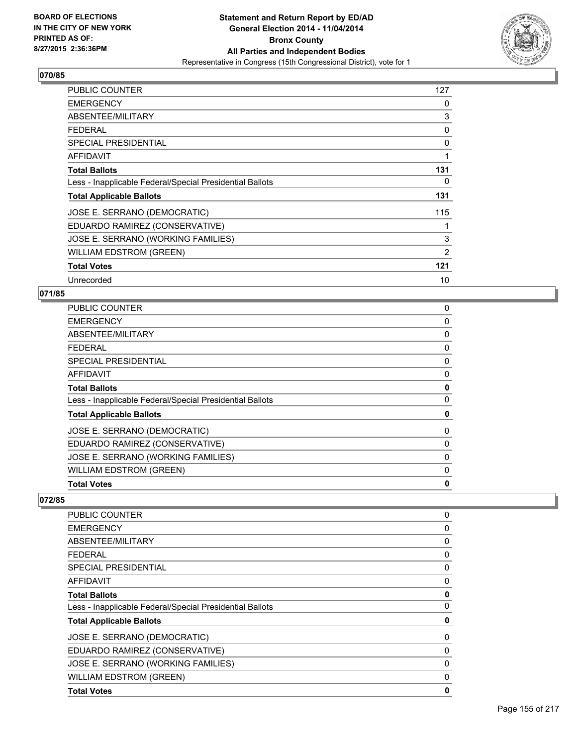**BOARD OF ELECTIONS IN THE CITY OF NEW YORK PRINTED AS OF: 8/27/2015 2:36:36PM**

**Statement and Return Report by ED/AD General Election 2014 - 11/04/2014 Bronx County All Parties and Independent Bodies**
Representative in Congress (15th Congressional District), vote for 1

## 070/85

| | |
|---|---|
| PUBLIC COUNTER | 127 |
| EMERGENCY | 0 |
| ABSENTEE/MILITARY | 3 |
| FEDERAL | 0 |
| SPECIAL PRESIDENTIAL | 0 |
| AFFIDAVIT | 1 |
| **Total Ballots** | **131** |
| Less - Inapplicable Federal/Special Presidential Ballots | 0 |
| **Total Applicable Ballots** | **131** |
| JOSE E. SERRANO (DEMOCRATIC) | 115 |
| EDUARDO RAMIREZ (CONSERVATIVE) | 1 |
| JOSE E. SERRANO (WORKING FAMILIES) | 3 |
| WILLIAM EDSTROM (GREEN) | 2 |
| **Total Votes** | **121** |
| Unrecorded | 10 |

## 071/85

| | |
|---|---|
| PUBLIC COUNTER | 0 |
| EMERGENCY | 0 |
| ABSENTEE/MILITARY | 0 |
| FEDERAL | 0 |
| SPECIAL PRESIDENTIAL | 0 |
| AFFIDAVIT | 0 |
| **Total Ballots** | **0** |
| Less - Inapplicable Federal/Special Presidential Ballots | 0 |
| **Total Applicable Ballots** | **0** |
| JOSE E. SERRANO (DEMOCRATIC) | 0 |
| EDUARDO RAMIREZ (CONSERVATIVE) | 0 |
| JOSE E. SERRANO (WORKING FAMILIES) | 0 |
| WILLIAM EDSTROM (GREEN) | 0 |
| **Total Votes** | **0** |

## 072/85

| | |
|---|---|
| PUBLIC COUNTER | 0 |
| EMERGENCY | 0 |
| ABSENTEE/MILITARY | 0 |
| FEDERAL | 0 |
| SPECIAL PRESIDENTIAL | 0 |
| AFFIDAVIT | 0 |
| **Total Ballots** | **0** |
| Less - Inapplicable Federal/Special Presidential Ballots | 0 |
| **Total Applicable Ballots** | **0** |
| JOSE E. SERRANO (DEMOCRATIC) | 0 |
| EDUARDO RAMIREZ (CONSERVATIVE) | 0 |
| JOSE E. SERRANO (WORKING FAMILIES) | 0 |
| WILLIAM EDSTROM (GREEN) | 0 |
| **Total Votes** | **0** |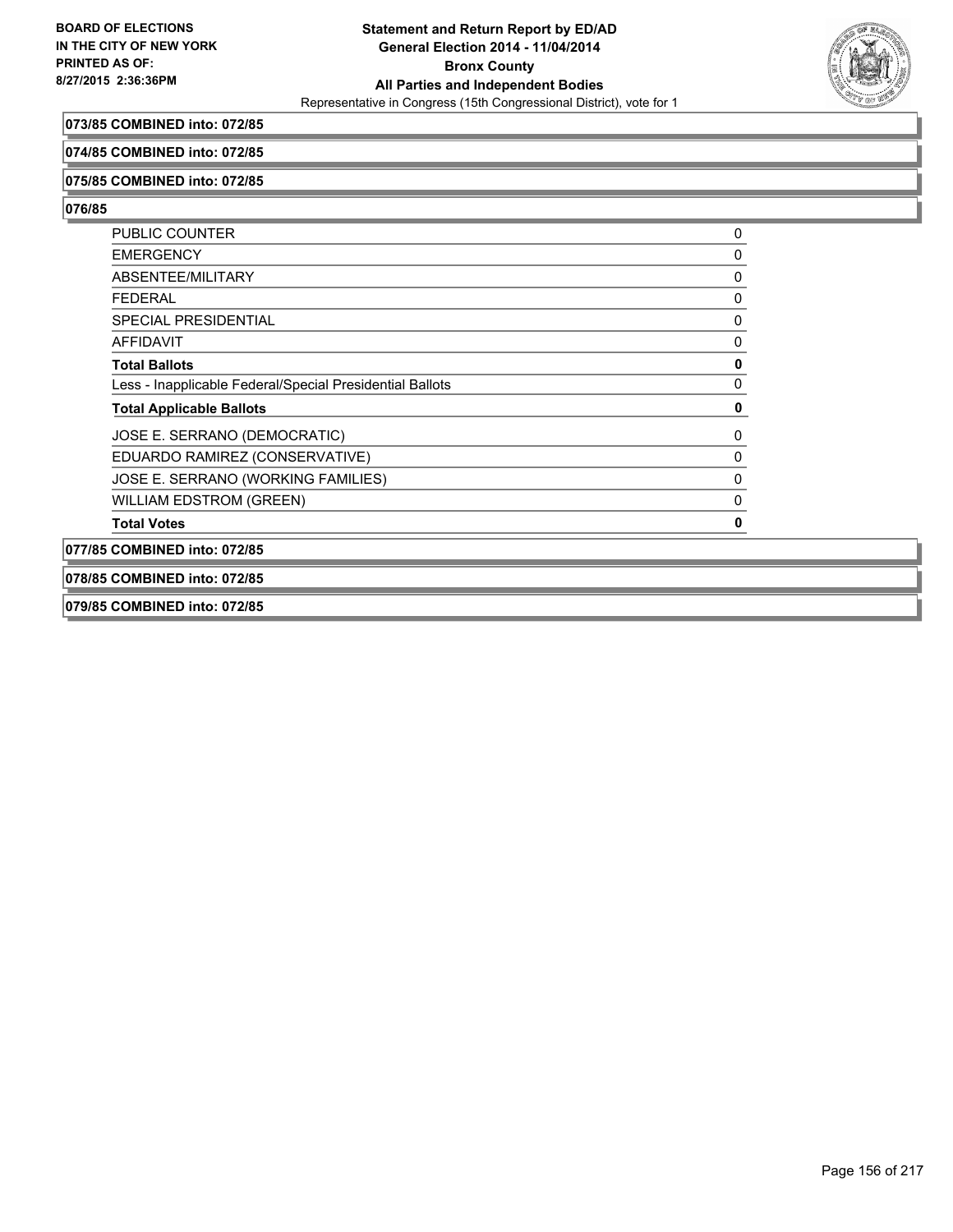**073/85 COMBINED into: 072/85**

**074/85 COMBINED into: 072/85**

**075/85 COMBINED into: 072/85**

**076/85**

| | |
|---|---|
| PUBLIC COUNTER | 0 |
| EMERGENCY | 0 |
| ABSENTEE/MILITARY | 0 |
| FEDERAL | 0 |
| SPECIAL PRESIDENTIAL | 0 |
| AFFIDAVIT | 0 |
| **Total Ballots** | **0** |
| Less - Inapplicable Federal/Special Presidential Ballots | 0 |
| **Total Applicable Ballots** | **0** |
| JOSE E. SERRANO (DEMOCRATIC) | 0 |
| EDUARDO RAMIREZ (CONSERVATIVE) | 0 |
| JOSE E. SERRANO (WORKING FAMILIES) | 0 |
| WILLIAM EDSTROM (GREEN) | 0 |
| **Total Votes** | **0** |

**077/85 COMBINED into: 072/85**

**078/85 COMBINED into: 072/85**

**079/85 COMBINED into: 072/85**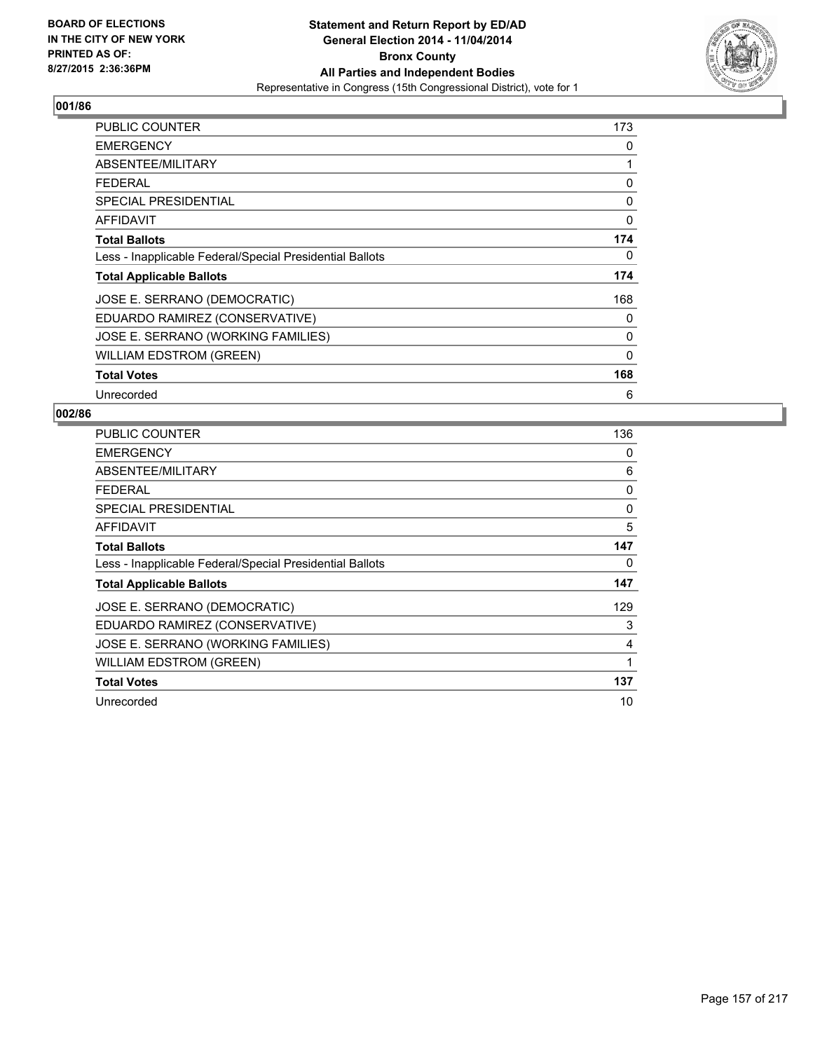BOARD OF ELECTIONS
IN THE CITY OF NEW YORK
PRINTED AS OF:
8/27/2015 2:36:36PM

**Statement and Return Report by ED/AD**
**General Election 2014 - 11/04/2014**
**Bronx County**
**All Parties and Independent Bodies**
Representative in Congress (15th Congressional District), vote for 1

## 001/86

| | |
|---|---|
| PUBLIC COUNTER | 173 |
| EMERGENCY | 0 |
| ABSENTEE/MILITARY | 1 |
| FEDERAL | 0 |
| SPECIAL PRESIDENTIAL | 0 |
| AFFIDAVIT | 0 |
| **Total Ballots** | **174** |
| Less - Inapplicable Federal/Special Presidential Ballots | 0 |
| **Total Applicable Ballots** | **174** |
| JOSE E. SERRANO (DEMOCRATIC) | 168 |
| EDUARDO RAMIREZ (CONSERVATIVE) | 0 |
| JOSE E. SERRANO (WORKING FAMILIES) | 0 |
| WILLIAM EDSTROM (GREEN) | 0 |
| **Total Votes** | **168** |
| Unrecorded | 6 |

## 002/86

| | |
|---|---|
| PUBLIC COUNTER | 136 |
| EMERGENCY | 0 |
| ABSENTEE/MILITARY | 6 |
| FEDERAL | 0 |
| SPECIAL PRESIDENTIAL | 0 |
| AFFIDAVIT | 5 |
| **Total Ballots** | **147** |
| Less - Inapplicable Federal/Special Presidential Ballots | 0 |
| **Total Applicable Ballots** | **147** |
| JOSE E. SERRANO (DEMOCRATIC) | 129 |
| EDUARDO RAMIREZ (CONSERVATIVE) | 3 |
| JOSE E. SERRANO (WORKING FAMILIES) | 4 |
| WILLIAM EDSTROM (GREEN) | 1 |
| **Total Votes** | **137** |
| Unrecorded | 10 |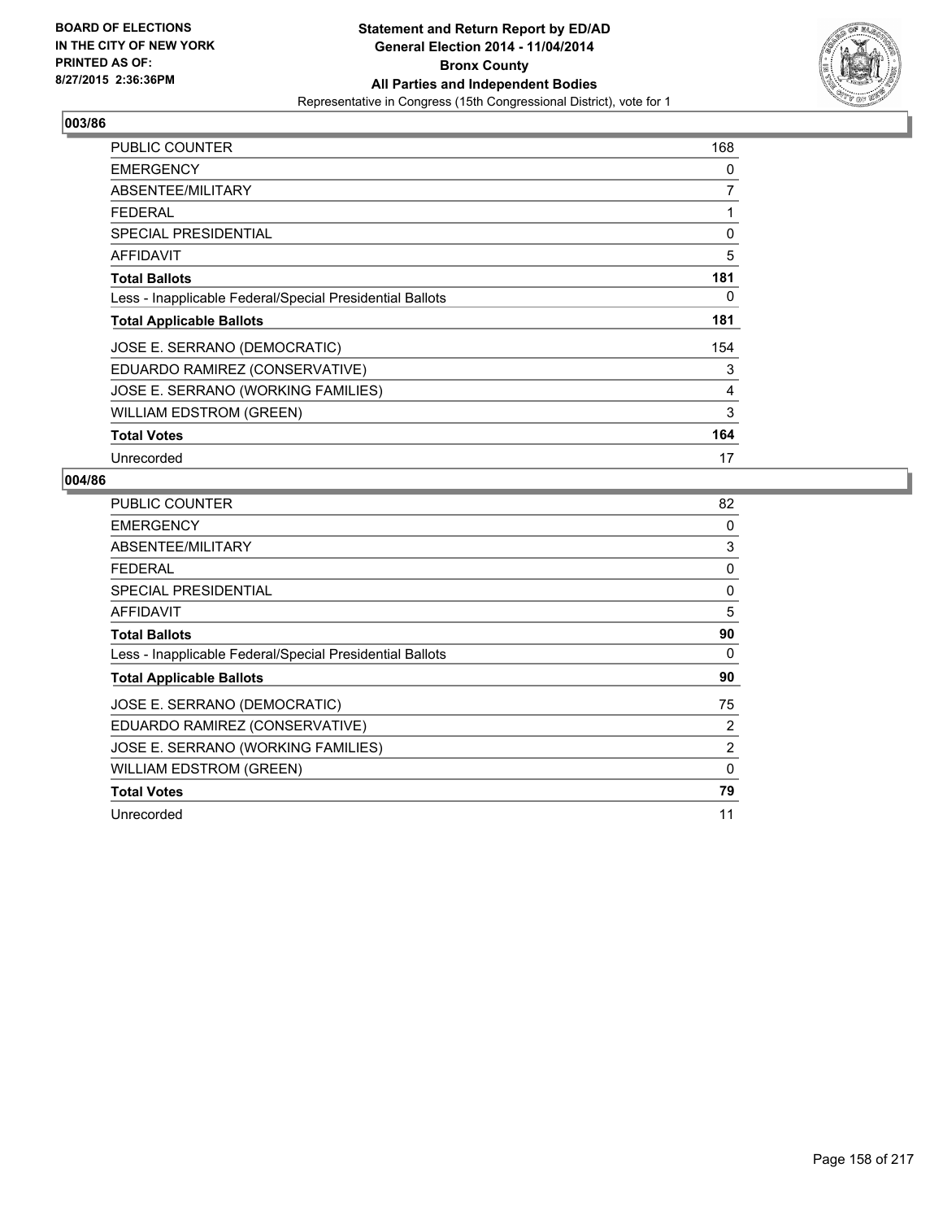**BOARD OF ELECTIONS IN THE CITY OF NEW YORK PRINTED AS OF: 8/27/2015 2:36:36PM**

# Statement and Return Report by ED/AD
## General Election 2014 - 11/04/2014
## Bronx County
## All Parties and Independent Bodies
Representative in Congress (15th Congressional District), vote for 1

### 003/86

| | |
|---|---|
| PUBLIC COUNTER | 168 |
| EMERGENCY | 0 |
| ABSENTEE/MILITARY | 7 |
| FEDERAL | 1 |
| SPECIAL PRESIDENTIAL | 0 |
| AFFIDAVIT | 5 |
| **Total Ballots** | **181** |
| Less - Inapplicable Federal/Special Presidential Ballots | 0 |
| **Total Applicable Ballots** | **181** |
| JOSE E. SERRANO (DEMOCRATIC) | 154 |
| EDUARDO RAMIREZ (CONSERVATIVE) | 3 |
| JOSE E. SERRANO (WORKING FAMILIES) | 4 |
| WILLIAM EDSTROM (GREEN) | 3 |
| **Total Votes** | **164** |
| Unrecorded | 17 |

### 004/86

| | |
|---|---|
| PUBLIC COUNTER | 82 |
| EMERGENCY | 0 |
| ABSENTEE/MILITARY | 3 |
| FEDERAL | 0 |
| SPECIAL PRESIDENTIAL | 0 |
| AFFIDAVIT | 5 |
| **Total Ballots** | **90** |
| Less - Inapplicable Federal/Special Presidential Ballots | 0 |
| **Total Applicable Ballots** | **90** |
| JOSE E. SERRANO (DEMOCRATIC) | 75 |
| EDUARDO RAMIREZ (CONSERVATIVE) | 2 |
| JOSE E. SERRANO (WORKING FAMILIES) | 2 |
| WILLIAM EDSTROM (GREEN) | 0 |
| **Total Votes** | **79** |
| Unrecorded | 11 |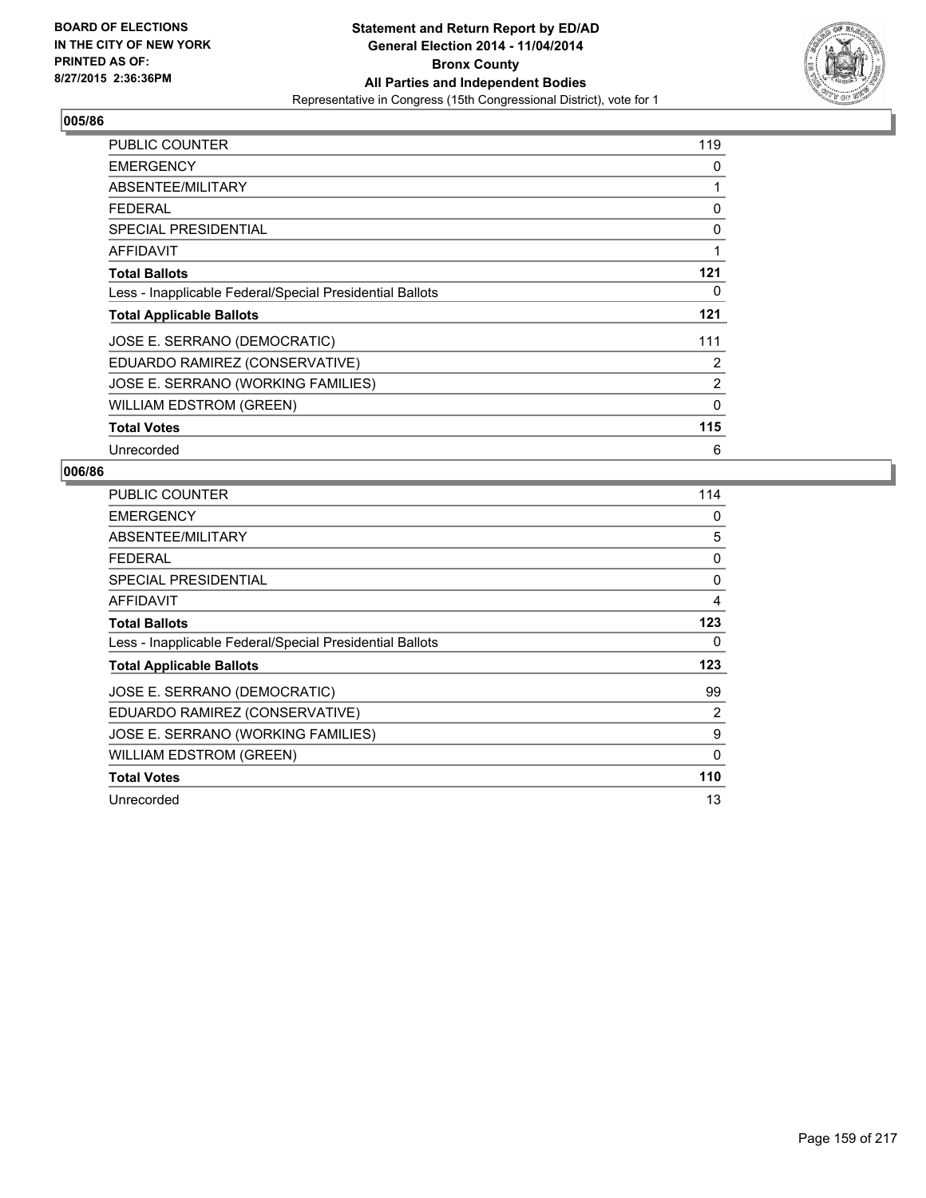**BOARD OF ELECTIONS IN THE CITY OF NEW YORK PRINTED AS OF: 8/27/2015 2:36:36PM**

**Statement and Return Report by ED/AD General Election 2014 - 11/04/2014 Bronx County All Parties and Independent Bodies**

Representative in Congress (15th Congressional District), vote for 1

## 005/86

| | |
|---|---|
| PUBLIC COUNTER | 119 |
| EMERGENCY | 0 |
| ABSENTEE/MILITARY | 1 |
| FEDERAL | 0 |
| SPECIAL PRESIDENTIAL | 0 |
| AFFIDAVIT | 1 |
| **Total Ballots** | **121** |
| Less - Inapplicable Federal/Special Presidential Ballots | 0 |
| **Total Applicable Ballots** | **121** |
| JOSE E. SERRANO (DEMOCRATIC) | 111 |
| EDUARDO RAMIREZ (CONSERVATIVE) | 2 |
| JOSE E. SERRANO (WORKING FAMILIES) | 2 |
| WILLIAM EDSTROM (GREEN) | 0 |
| **Total Votes** | **115** |
| Unrecorded | 6 |

## 006/86

| | |
|---|---|
| PUBLIC COUNTER | 114 |
| EMERGENCY | 0 |
| ABSENTEE/MILITARY | 5 |
| FEDERAL | 0 |
| SPECIAL PRESIDENTIAL | 0 |
| AFFIDAVIT | 4 |
| **Total Ballots** | **123** |
| Less - Inapplicable Federal/Special Presidential Ballots | 0 |
| **Total Applicable Ballots** | **123** |
| JOSE E. SERRANO (DEMOCRATIC) | 99 |
| EDUARDO RAMIREZ (CONSERVATIVE) | 2 |
| JOSE E. SERRANO (WORKING FAMILIES) | 9 |
| WILLIAM EDSTROM (GREEN) | 0 |
| **Total Votes** | **110** |
| Unrecorded | 13 |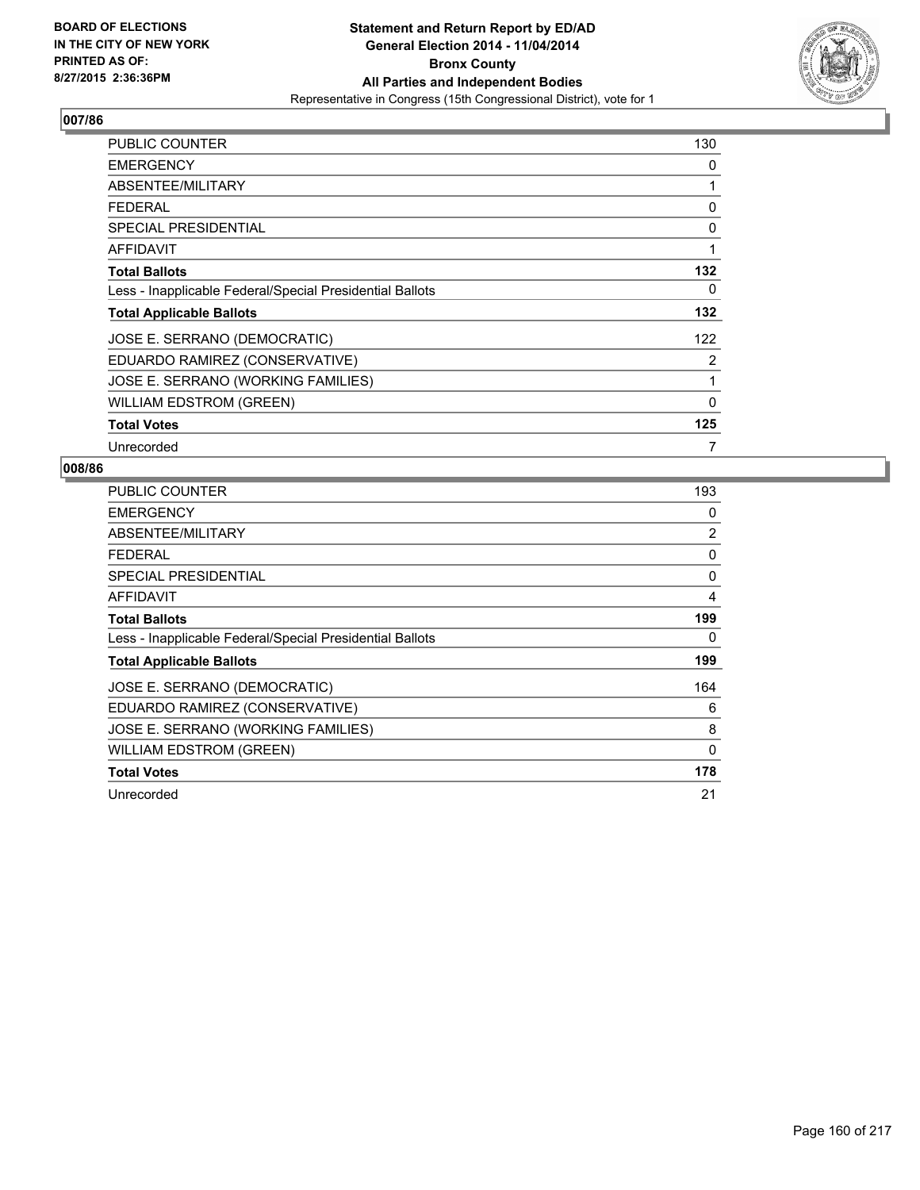**BOARD OF ELECTIONS IN THE CITY OF NEW YORK PRINTED AS OF: 8/27/2015 2:36:36PM**

**Statement and Return Report by ED/AD General Election 2014 - 11/04/2014 Bronx County All Parties and Independent Bodies**
Representative in Congress (15th Congressional District), vote for 1

## 007/86

| | |
|---|---|
| PUBLIC COUNTER | 130 |
| EMERGENCY | 0 |
| ABSENTEE/MILITARY | 1 |
| FEDERAL | 0 |
| SPECIAL PRESIDENTIAL | 0 |
| AFFIDAVIT | 1 |
| **Total Ballots** | **132** |
| Less - Inapplicable Federal/Special Presidential Ballots | 0 |
| **Total Applicable Ballots** | **132** |
| JOSE E. SERRANO (DEMOCRATIC) | 122 |
| EDUARDO RAMIREZ (CONSERVATIVE) | 2 |
| JOSE E. SERRANO (WORKING FAMILIES) | 1 |
| WILLIAM EDSTROM (GREEN) | 0 |
| **Total Votes** | **125** |
| Unrecorded | 7 |

## 008/86

| | |
|---|---|
| PUBLIC COUNTER | 193 |
| EMERGENCY | 0 |
| ABSENTEE/MILITARY | 2 |
| FEDERAL | 0 |
| SPECIAL PRESIDENTIAL | 0 |
| AFFIDAVIT | 4 |
| **Total Ballots** | **199** |
| Less - Inapplicable Federal/Special Presidential Ballots | 0 |
| **Total Applicable Ballots** | **199** |
| JOSE E. SERRANO (DEMOCRATIC) | 164 |
| EDUARDO RAMIREZ (CONSERVATIVE) | 6 |
| JOSE E. SERRANO (WORKING FAMILIES) | 8 |
| WILLIAM EDSTROM (GREEN) | 0 |
| **Total Votes** | **178** |
| Unrecorded | 21 |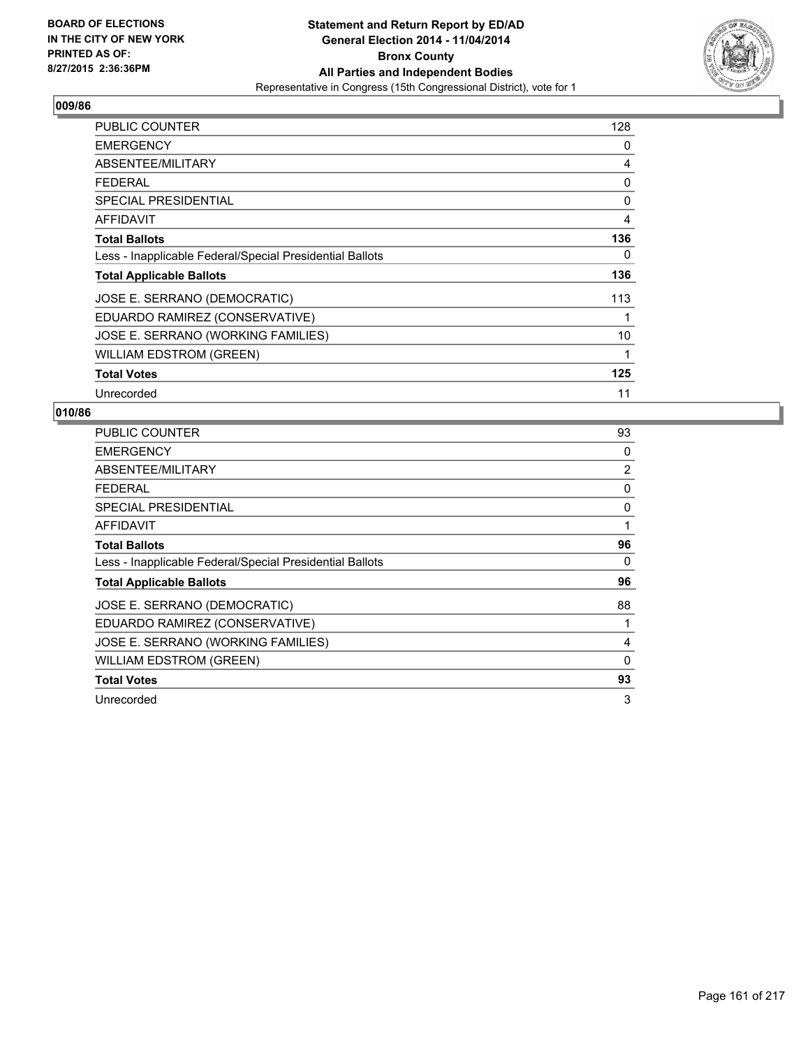BOARD OF ELECTIONS
IN THE CITY OF NEW YORK
PRINTED AS OF:
8/27/2015 2:36:36PM

**Statement and Return Report by ED/AD**
**General Election 2014 - 11/04/2014**
**Bronx County**
**All Parties and Independent Bodies**
Representative in Congress (15th Congressional District), vote for 1

## 009/86

| | |
|---|---|
| PUBLIC COUNTER | 128 |
| EMERGENCY | 0 |
| ABSENTEE/MILITARY | 4 |
| FEDERAL | 0 |
| SPECIAL PRESIDENTIAL | 0 |
| AFFIDAVIT | 4 |
| **Total Ballots** | **136** |
| Less - Inapplicable Federal/Special Presidential Ballots | 0 |
| **Total Applicable Ballots** | **136** |
| JOSE E. SERRANO (DEMOCRATIC) | 113 |
| EDUARDO RAMIREZ (CONSERVATIVE) | 1 |
| JOSE E. SERRANO (WORKING FAMILIES) | 10 |
| WILLIAM EDSTROM (GREEN) | 1 |
| **Total Votes** | **125** |
| Unrecorded | 11 |

## 010/86

| | |
|---|---|
| PUBLIC COUNTER | 93 |
| EMERGENCY | 0 |
| ABSENTEE/MILITARY | 2 |
| FEDERAL | 0 |
| SPECIAL PRESIDENTIAL | 0 |
| AFFIDAVIT | 1 |
| **Total Ballots** | **96** |
| Less - Inapplicable Federal/Special Presidential Ballots | 0 |
| **Total Applicable Ballots** | **96** |
| JOSE E. SERRANO (DEMOCRATIC) | 88 |
| EDUARDO RAMIREZ (CONSERVATIVE) | 1 |
| JOSE E. SERRANO (WORKING FAMILIES) | 4 |
| WILLIAM EDSTROM (GREEN) | 0 |
| **Total Votes** | **93** |
| Unrecorded | 3 |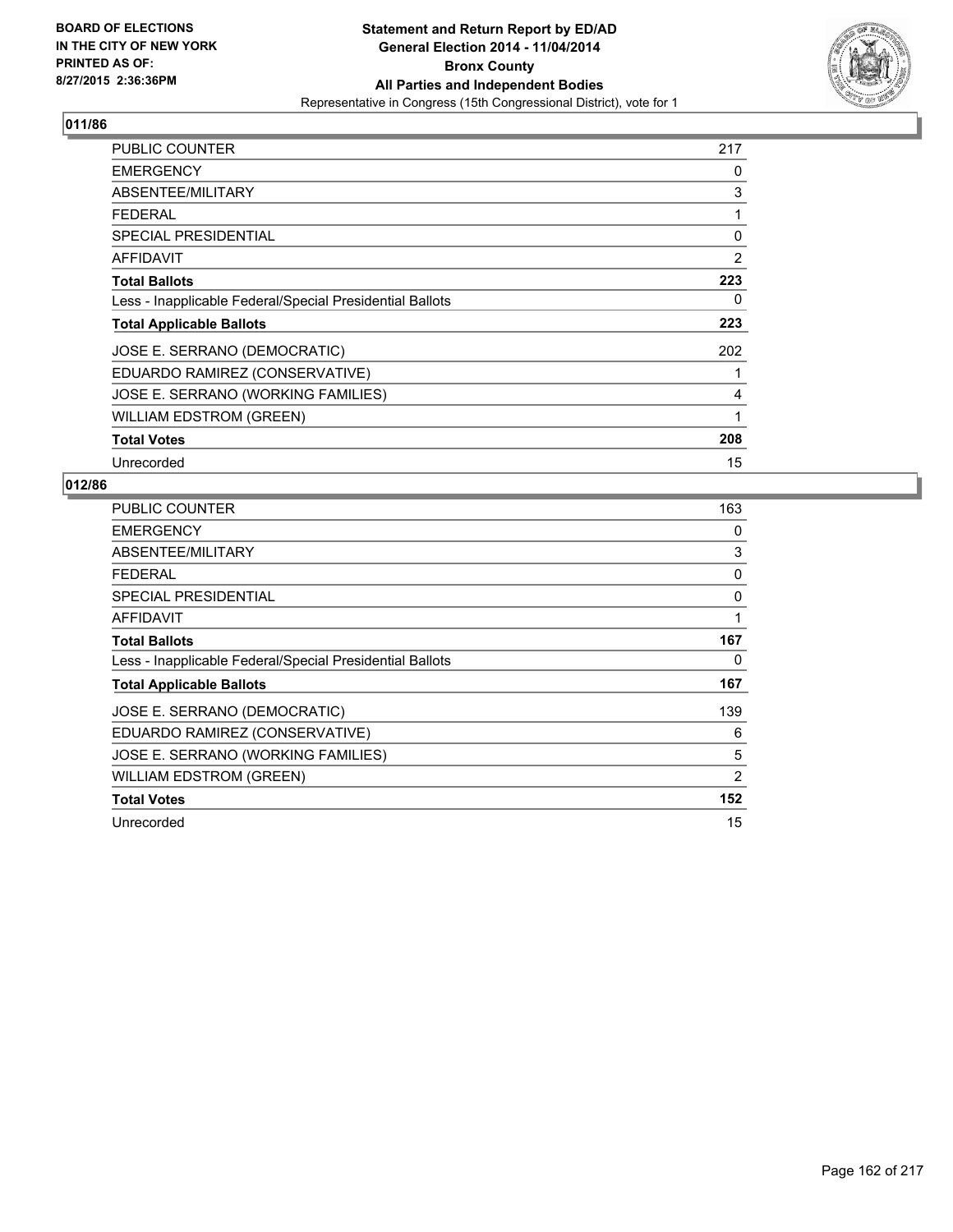BOARD OF ELECTIONS
IN THE CITY OF NEW YORK
PRINTED AS OF:
8/27/2015 2:36:36PM

**Statement and Return Report by ED/AD**
**General Election 2014 - 11/04/2014**
**Bronx County**
**All Parties and Independent Bodies**
Representative in Congress (15th Congressional District), vote for 1

## 011/86

| | |
|---|---|
| PUBLIC COUNTER | 217 |
| EMERGENCY | 0 |
| ABSENTEE/MILITARY | 3 |
| FEDERAL | 1 |
| SPECIAL PRESIDENTIAL | 0 |
| AFFIDAVIT | 2 |
| **Total Ballots** | **223** |
| Less - Inapplicable Federal/Special Presidential Ballots | 0 |
| **Total Applicable Ballots** | **223** |
| JOSE E. SERRANO (DEMOCRATIC) | 202 |
| EDUARDO RAMIREZ (CONSERVATIVE) | 1 |
| JOSE E. SERRANO (WORKING FAMILIES) | 4 |
| WILLIAM EDSTROM (GREEN) | 1 |
| **Total Votes** | **208** |
| Unrecorded | 15 |

## 012/86

| | |
|---|---|
| PUBLIC COUNTER | 163 |
| EMERGENCY | 0 |
| ABSENTEE/MILITARY | 3 |
| FEDERAL | 0 |
| SPECIAL PRESIDENTIAL | 0 |
| AFFIDAVIT | 1 |
| **Total Ballots** | **167** |
| Less - Inapplicable Federal/Special Presidential Ballots | 0 |
| **Total Applicable Ballots** | **167** |
| JOSE E. SERRANO (DEMOCRATIC) | 139 |
| EDUARDO RAMIREZ (CONSERVATIVE) | 6 |
| JOSE E. SERRANO (WORKING FAMILIES) | 5 |
| WILLIAM EDSTROM (GREEN) | 2 |
| **Total Votes** | **152** |
| Unrecorded | 15 |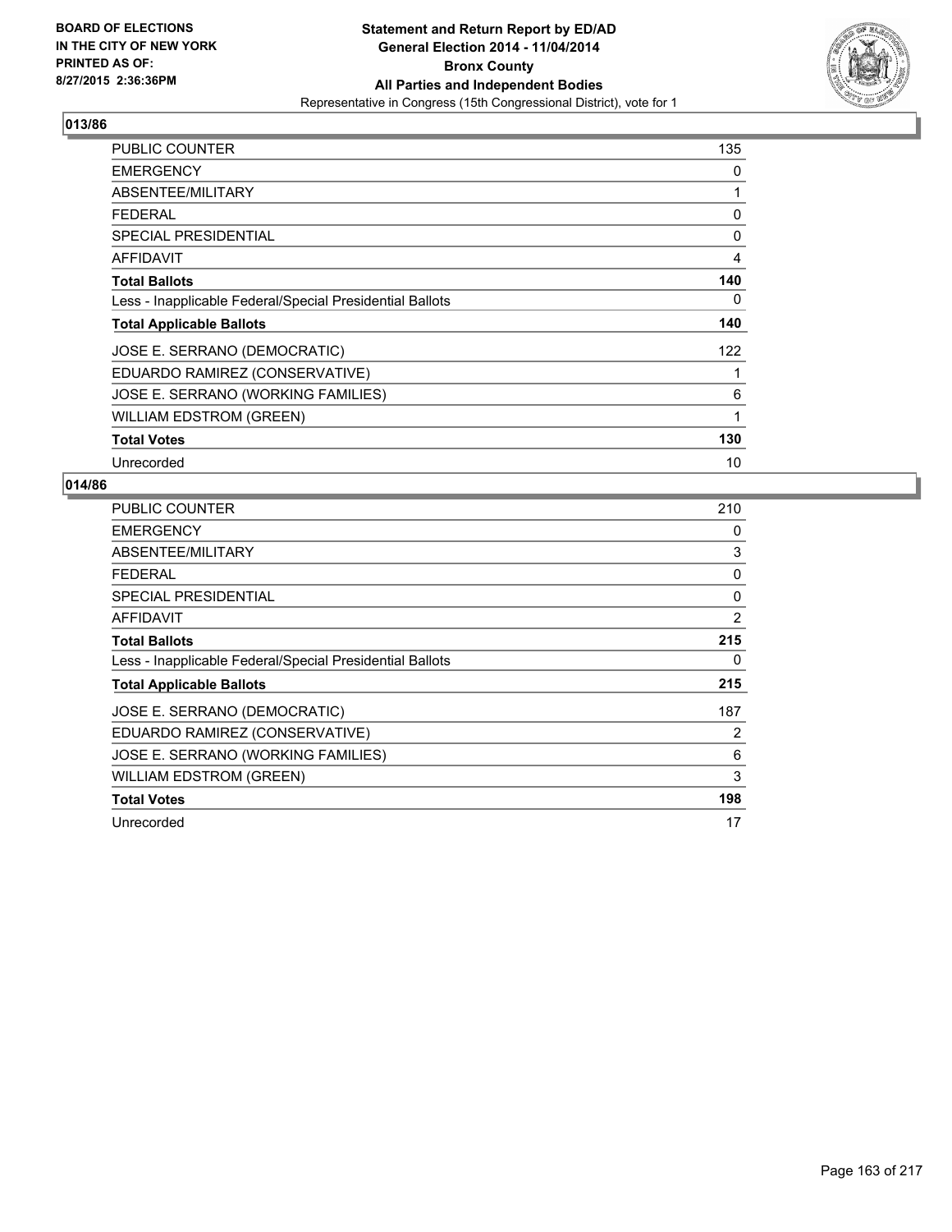**BOARD OF ELECTIONS IN THE CITY OF NEW YORK PRINTED AS OF: 8/27/2015 2:36:36PM**

**Statement and Return Report by ED/AD General Election 2014 - 11/04/2014 Bronx County All Parties and Independent Bodies**
Representative in Congress (15th Congressional District), vote for 1

## 013/86

| | |
|---|---|
| PUBLIC COUNTER | 135 |
| EMERGENCY | 0 |
| ABSENTEE/MILITARY | 1 |
| FEDERAL | 0 |
| SPECIAL PRESIDENTIAL | 0 |
| AFFIDAVIT | 4 |
| **Total Ballots** | **140** |
| Less - Inapplicable Federal/Special Presidential Ballots | 0 |
| **Total Applicable Ballots** | **140** |
| JOSE E. SERRANO (DEMOCRATIC) | 122 |
| EDUARDO RAMIREZ (CONSERVATIVE) | 1 |
| JOSE E. SERRANO (WORKING FAMILIES) | 6 |
| WILLIAM EDSTROM (GREEN) | 1 |
| **Total Votes** | **130** |
| Unrecorded | 10 |

## 014/86

| | |
|---|---|
| PUBLIC COUNTER | 210 |
| EMERGENCY | 0 |
| ABSENTEE/MILITARY | 3 |
| FEDERAL | 0 |
| SPECIAL PRESIDENTIAL | 0 |
| AFFIDAVIT | 2 |
| **Total Ballots** | **215** |
| Less - Inapplicable Federal/Special Presidential Ballots | 0 |
| **Total Applicable Ballots** | **215** |
| JOSE E. SERRANO (DEMOCRATIC) | 187 |
| EDUARDO RAMIREZ (CONSERVATIVE) | 2 |
| JOSE E. SERRANO (WORKING FAMILIES) | 6 |
| WILLIAM EDSTROM (GREEN) | 3 |
| **Total Votes** | **198** |
| Unrecorded | 17 |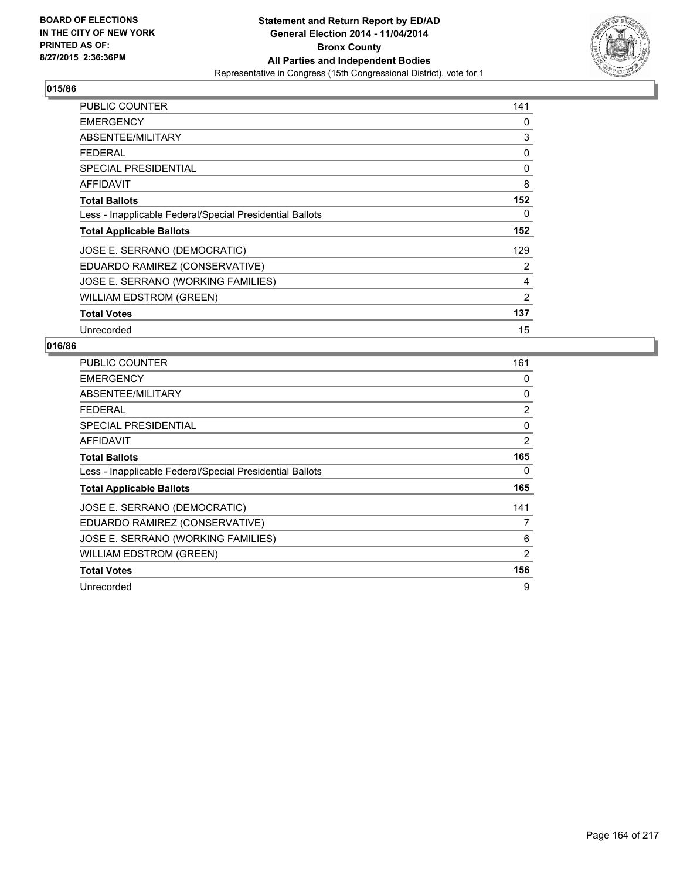BOARD OF ELECTIONS
IN THE CITY OF NEW YORK
PRINTED AS OF:
8/27/2015 2:36:36PM

**Statement and Return Report by ED/AD**
**General Election 2014 - 11/04/2014**
**Bronx County**
**All Parties and Independent Bodies**
Representative in Congress (15th Congressional District), vote for 1

### 015/86

| | |
|---|---|
| PUBLIC COUNTER | 141 |
| EMERGENCY | 0 |
| ABSENTEE/MILITARY | 3 |
| FEDERAL | 0 |
| SPECIAL PRESIDENTIAL | 0 |
| AFFIDAVIT | 8 |
| **Total Ballots** | **152** |
| Less - Inapplicable Federal/Special Presidential Ballots | 0 |
| **Total Applicable Ballots** | **152** |
| JOSE E. SERRANO (DEMOCRATIC) | 129 |
| EDUARDO RAMIREZ (CONSERVATIVE) | 2 |
| JOSE E. SERRANO (WORKING FAMILIES) | 4 |
| WILLIAM EDSTROM (GREEN) | 2 |
| **Total Votes** | **137** |
| Unrecorded | 15 |

### 016/86

| | |
|---|---|
| PUBLIC COUNTER | 161 |
| EMERGENCY | 0 |
| ABSENTEE/MILITARY | 0 |
| FEDERAL | 2 |
| SPECIAL PRESIDENTIAL | 0 |
| AFFIDAVIT | 2 |
| **Total Ballots** | **165** |
| Less - Inapplicable Federal/Special Presidential Ballots | 0 |
| **Total Applicable Ballots** | **165** |
| JOSE E. SERRANO (DEMOCRATIC) | 141 |
| EDUARDO RAMIREZ (CONSERVATIVE) | 7 |
| JOSE E. SERRANO (WORKING FAMILIES) | 6 |
| WILLIAM EDSTROM (GREEN) | 2 |
| **Total Votes** | **156** |
| Unrecorded | 9 |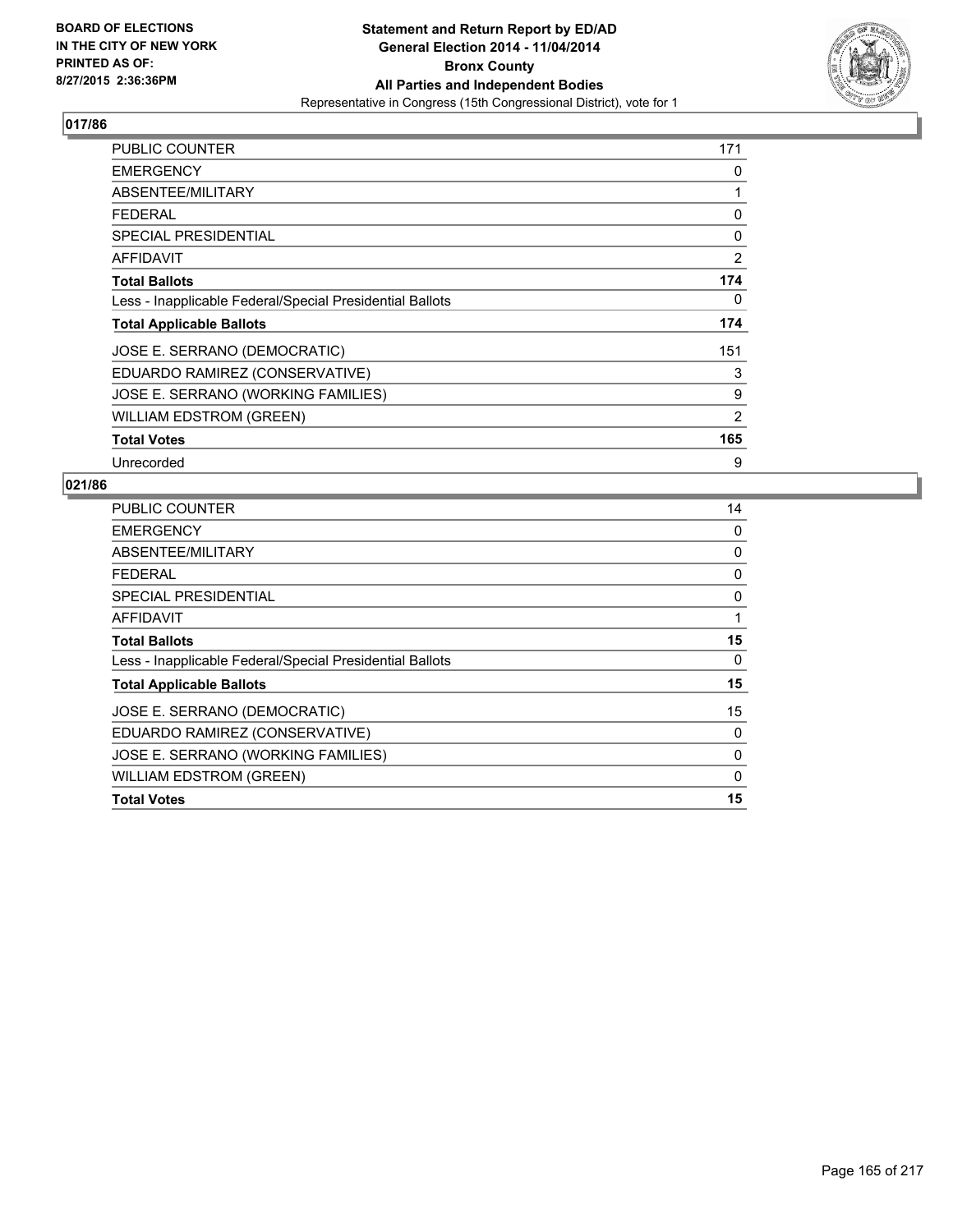**BOARD OF ELECTIONS IN THE CITY OF NEW YORK PRINTED AS OF: 8/27/2015 2:36:36PM**

**Statement and Return Report by ED/AD General Election 2014 - 11/04/2014 Bronx County All Parties and Independent Bodies**
Representative in Congress (15th Congressional District), vote for 1

### 017/86

| | |
|---|---|
| PUBLIC COUNTER | 171 |
| EMERGENCY | 0 |
| ABSENTEE/MILITARY | 1 |
| FEDERAL | 0 |
| SPECIAL PRESIDENTIAL | 0 |
| AFFIDAVIT | 2 |
| **Total Ballots** | **174** |
| Less - Inapplicable Federal/Special Presidential Ballots | 0 |
| **Total Applicable Ballots** | **174** |
| JOSE E. SERRANO (DEMOCRATIC) | 151 |
| EDUARDO RAMIREZ (CONSERVATIVE) | 3 |
| JOSE E. SERRANO (WORKING FAMILIES) | 9 |
| WILLIAM EDSTROM (GREEN) | 2 |
| **Total Votes** | **165** |
| Unrecorded | 9 |

### 021/86

| | |
|---|---|
| PUBLIC COUNTER | 14 |
| EMERGENCY | 0 |
| ABSENTEE/MILITARY | 0 |
| FEDERAL | 0 |
| SPECIAL PRESIDENTIAL | 0 |
| AFFIDAVIT | 1 |
| **Total Ballots** | **15** |
| Less - Inapplicable Federal/Special Presidential Ballots | 0 |
| **Total Applicable Ballots** | **15** |
| JOSE E. SERRANO (DEMOCRATIC) | 15 |
| EDUARDO RAMIREZ (CONSERVATIVE) | 0 |
| JOSE E. SERRANO (WORKING FAMILIES) | 0 |
| WILLIAM EDSTROM (GREEN) | 0 |
| **Total Votes** | **15** |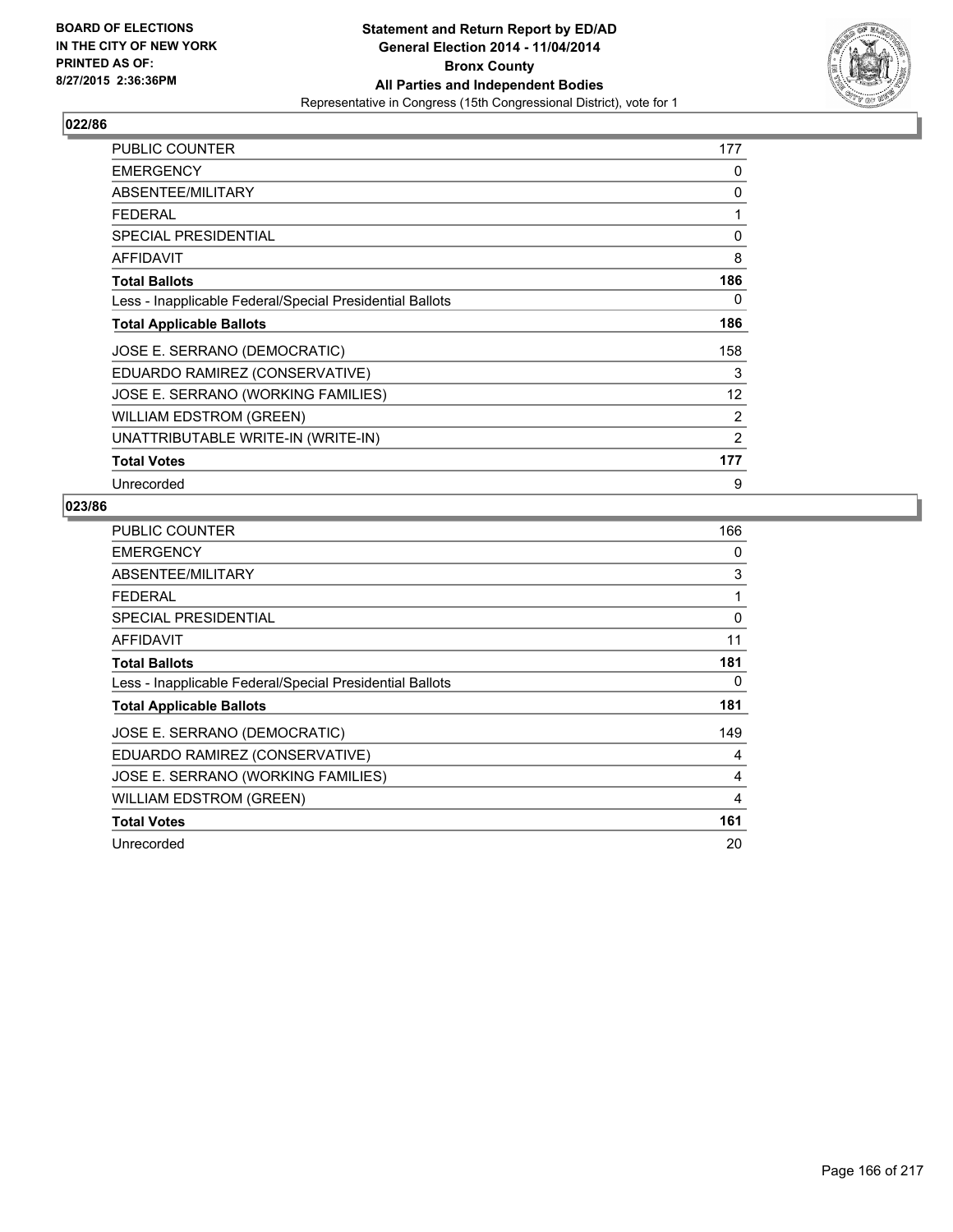## 022/86

| | |
|---|---|
| PUBLIC COUNTER | 177 |
| EMERGENCY | 0 |
| ABSENTEE/MILITARY | 0 |
| FEDERAL | 1 |
| SPECIAL PRESIDENTIAL | 0 |
| AFFIDAVIT | 8 |
| **Total Ballots** | **186** |
| Less - Inapplicable Federal/Special Presidential Ballots | 0 |
| **Total Applicable Ballots** | **186** |
| JOSE E. SERRANO (DEMOCRATIC) | 158 |
| EDUARDO RAMIREZ (CONSERVATIVE) | 3 |
| JOSE E. SERRANO (WORKING FAMILIES) | 12 |
| WILLIAM EDSTROM (GREEN) | 2 |
| UNATTRIBUTABLE WRITE-IN (WRITE-IN) | 2 |
| **Total Votes** | **177** |
| Unrecorded | 9 |

## 023/86

| | |
|---|---|
| PUBLIC COUNTER | 166 |
| EMERGENCY | 0 |
| ABSENTEE/MILITARY | 3 |
| FEDERAL | 1 |
| SPECIAL PRESIDENTIAL | 0 |
| AFFIDAVIT | 11 |
| **Total Ballots** | **181** |
| Less - Inapplicable Federal/Special Presidential Ballots | 0 |
| **Total Applicable Ballots** | **181** |
| JOSE E. SERRANO (DEMOCRATIC) | 149 |
| EDUARDO RAMIREZ (CONSERVATIVE) | 4 |
| JOSE E. SERRANO (WORKING FAMILIES) | 4 |
| WILLIAM EDSTROM (GREEN) | 4 |
| **Total Votes** | **161** |
| Unrecorded | 20 |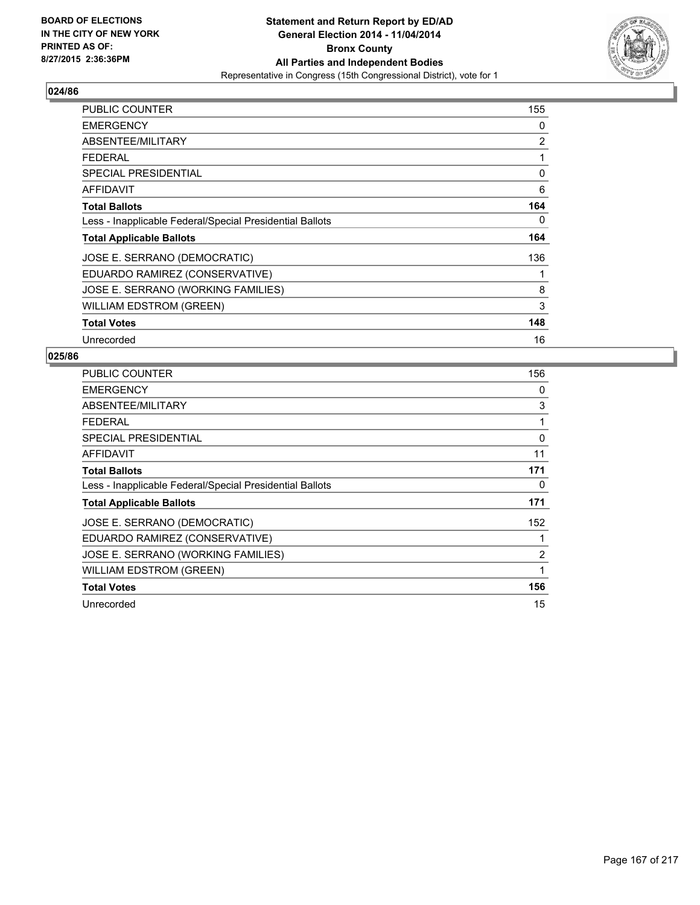**BOARD OF ELECTIONS IN THE CITY OF NEW YORK PRINTED AS OF: 8/27/2015 2:36:36PM**

# Statement and Return Report by ED/AD
## General Election 2014 - 11/04/2014
## Bronx County
## All Parties and Independent Bodies
Representative in Congress (15th Congressional District), vote for 1

### 024/86

| | |
|---|---|
| PUBLIC COUNTER | 155 |
| EMERGENCY | 0 |
| ABSENTEE/MILITARY | 2 |
| FEDERAL | 1 |
| SPECIAL PRESIDENTIAL | 0 |
| AFFIDAVIT | 6 |
| **Total Ballots** | **164** |
| Less - Inapplicable Federal/Special Presidential Ballots | 0 |
| **Total Applicable Ballots** | **164** |
| JOSE E. SERRANO (DEMOCRATIC) | 136 |
| EDUARDO RAMIREZ (CONSERVATIVE) | 1 |
| JOSE E. SERRANO (WORKING FAMILIES) | 8 |
| WILLIAM EDSTROM (GREEN) | 3 |
| **Total Votes** | **148** |
| Unrecorded | 16 |

### 025/86

| | |
|---|---|
| PUBLIC COUNTER | 156 |
| EMERGENCY | 0 |
| ABSENTEE/MILITARY | 3 |
| FEDERAL | 1 |
| SPECIAL PRESIDENTIAL | 0 |
| AFFIDAVIT | 11 |
| **Total Ballots** | **171** |
| Less - Inapplicable Federal/Special Presidential Ballots | 0 |
| **Total Applicable Ballots** | **171** |
| JOSE E. SERRANO (DEMOCRATIC) | 152 |
| EDUARDO RAMIREZ (CONSERVATIVE) | 1 |
| JOSE E. SERRANO (WORKING FAMILIES) | 2 |
| WILLIAM EDSTROM (GREEN) | 1 |
| **Total Votes** | **156** |
| Unrecorded | 15 |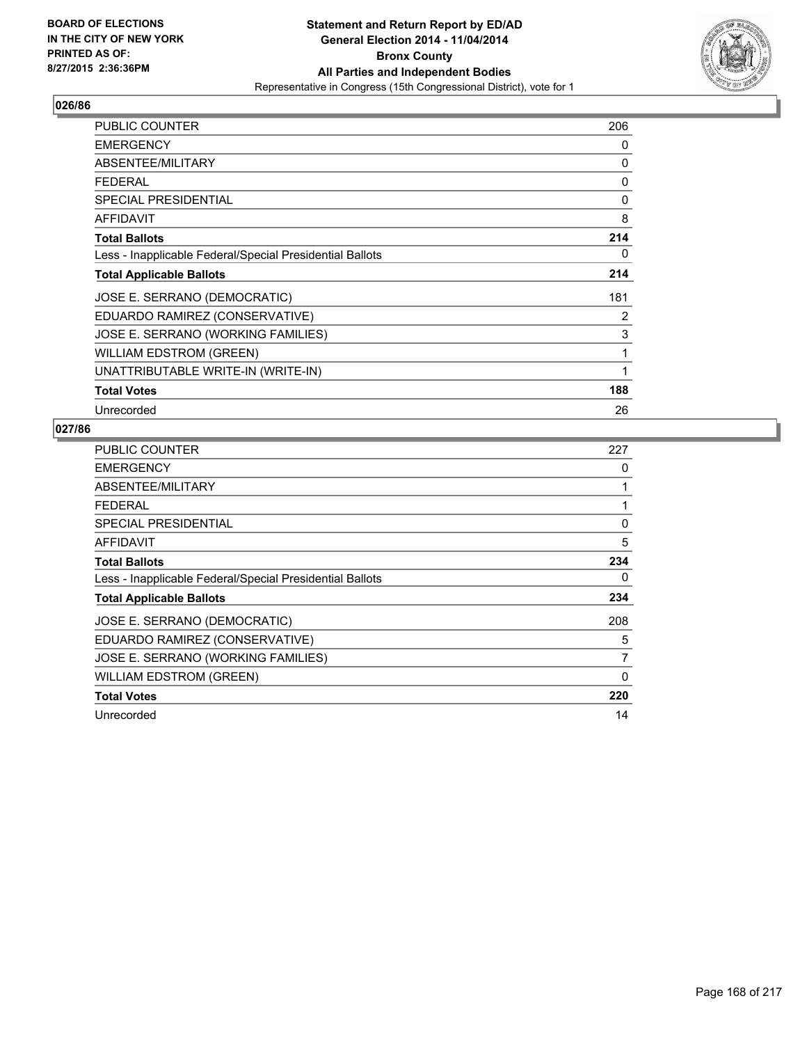## 026/86

| | |
|---|---|
| PUBLIC COUNTER | 206 |
| EMERGENCY | 0 |
| ABSENTEE/MILITARY | 0 |
| FEDERAL | 0 |
| SPECIAL PRESIDENTIAL | 0 |
| AFFIDAVIT | 8 |
| **Total Ballots** | **214** |
| Less - Inapplicable Federal/Special Presidential Ballots | 0 |
| **Total Applicable Ballots** | **214** |
| JOSE E. SERRANO (DEMOCRATIC) | 181 |
| EDUARDO RAMIREZ (CONSERVATIVE) | 2 |
| JOSE E. SERRANO (WORKING FAMILIES) | 3 |
| WILLIAM EDSTROM (GREEN) | 1 |
| UNATTRIBUTABLE WRITE-IN (WRITE-IN) | 1 |
| **Total Votes** | **188** |
| Unrecorded | 26 |

## 027/86

| | |
|---|---|
| PUBLIC COUNTER | 227 |
| EMERGENCY | 0 |
| ABSENTEE/MILITARY | 1 |
| FEDERAL | 1 |
| SPECIAL PRESIDENTIAL | 0 |
| AFFIDAVIT | 5 |
| **Total Ballots** | **234** |
| Less - Inapplicable Federal/Special Presidential Ballots | 0 |
| **Total Applicable Ballots** | **234** |
| JOSE E. SERRANO (DEMOCRATIC) | 208 |
| EDUARDO RAMIREZ (CONSERVATIVE) | 5 |
| JOSE E. SERRANO (WORKING FAMILIES) | 7 |
| WILLIAM EDSTROM (GREEN) | 0 |
| **Total Votes** | **220** |
| Unrecorded | 14 |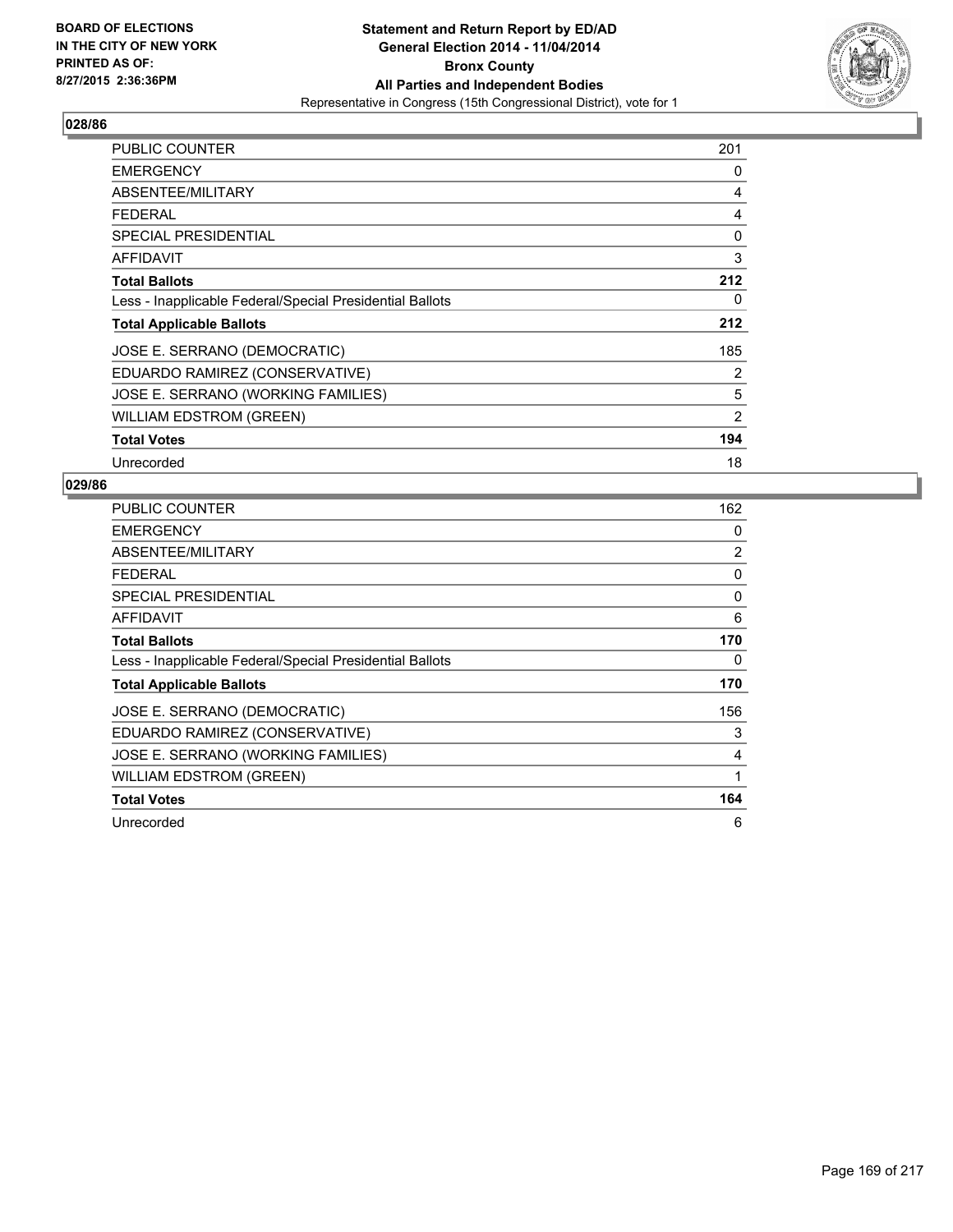BOARD OF ELECTIONS
IN THE CITY OF NEW YORK
PRINTED AS OF:
8/27/2015 2:36:36PM

**Statement and Return Report by ED/AD**
**General Election 2014 - 11/04/2014**
**Bronx County**
**All Parties and Independent Bodies**
Representative in Congress (15th Congressional District), vote for 1

## 028/86

| | |
|---|---|
| PUBLIC COUNTER | 201 |
| EMERGENCY | 0 |
| ABSENTEE/MILITARY | 4 |
| FEDERAL | 4 |
| SPECIAL PRESIDENTIAL | 0 |
| AFFIDAVIT | 3 |
| **Total Ballots** | **212** |
| Less - Inapplicable Federal/Special Presidential Ballots | 0 |
| **Total Applicable Ballots** | **212** |
| JOSE E. SERRANO (DEMOCRATIC) | 185 |
| EDUARDO RAMIREZ (CONSERVATIVE) | 2 |
| JOSE E. SERRANO (WORKING FAMILIES) | 5 |
| WILLIAM EDSTROM (GREEN) | 2 |
| **Total Votes** | **194** |
| Unrecorded | 18 |

## 029/86

| | |
|---|---|
| PUBLIC COUNTER | 162 |
| EMERGENCY | 0 |
| ABSENTEE/MILITARY | 2 |
| FEDERAL | 0 |
| SPECIAL PRESIDENTIAL | 0 |
| AFFIDAVIT | 6 |
| **Total Ballots** | **170** |
| Less - Inapplicable Federal/Special Presidential Ballots | 0 |
| **Total Applicable Ballots** | **170** |
| JOSE E. SERRANO (DEMOCRATIC) | 156 |
| EDUARDO RAMIREZ (CONSERVATIVE) | 3 |
| JOSE E. SERRANO (WORKING FAMILIES) | 4 |
| WILLIAM EDSTROM (GREEN) | 1 |
| **Total Votes** | **164** |
| Unrecorded | 6 |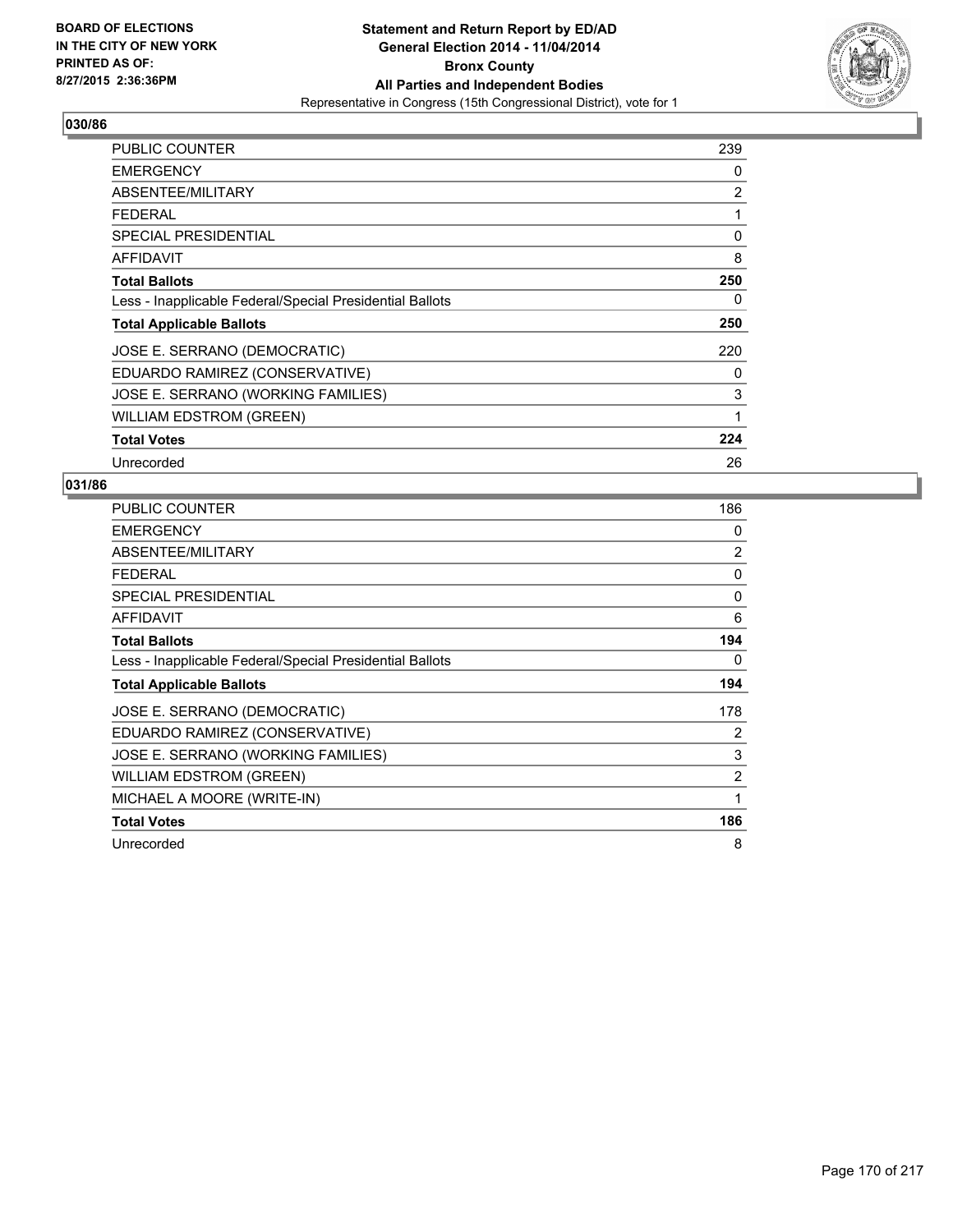BOARD OF ELECTIONS
IN THE CITY OF NEW YORK
PRINTED AS OF:
8/27/2015 2:36:36PM

# Statement and Return Report by ED/AD
## General Election 2014 - 11/04/2014
## Bronx County
## All Parties and Independent Bodies
Representative in Congress (15th Congressional District), vote for 1

### 030/86

| | |
|---|---|
| PUBLIC COUNTER | 239 |
| EMERGENCY | 0 |
| ABSENTEE/MILITARY | 2 |
| FEDERAL | 1 |
| SPECIAL PRESIDENTIAL | 0 |
| AFFIDAVIT | 8 |
| **Total Ballots** | **250** |
| Less - Inapplicable Federal/Special Presidential Ballots | 0 |
| **Total Applicable Ballots** | **250** |
| JOSE E. SERRANO (DEMOCRATIC) | 220 |
| EDUARDO RAMIREZ (CONSERVATIVE) | 0 |
| JOSE E. SERRANO (WORKING FAMILIES) | 3 |
| WILLIAM EDSTROM (GREEN) | 1 |
| **Total Votes** | **224** |
| Unrecorded | 26 |

### 031/86

| | |
|---|---|
| PUBLIC COUNTER | 186 |
| EMERGENCY | 0 |
| ABSENTEE/MILITARY | 2 |
| FEDERAL | 0 |
| SPECIAL PRESIDENTIAL | 0 |
| AFFIDAVIT | 6 |
| **Total Ballots** | **194** |
| Less - Inapplicable Federal/Special Presidential Ballots | 0 |
| **Total Applicable Ballots** | **194** |
| JOSE E. SERRANO (DEMOCRATIC) | 178 |
| EDUARDO RAMIREZ (CONSERVATIVE) | 2 |
| JOSE E. SERRANO (WORKING FAMILIES) | 3 |
| WILLIAM EDSTROM (GREEN) | 2 |
| MICHAEL A MOORE (WRITE-IN) | 1 |
| **Total Votes** | **186** |
| Unrecorded | 8 |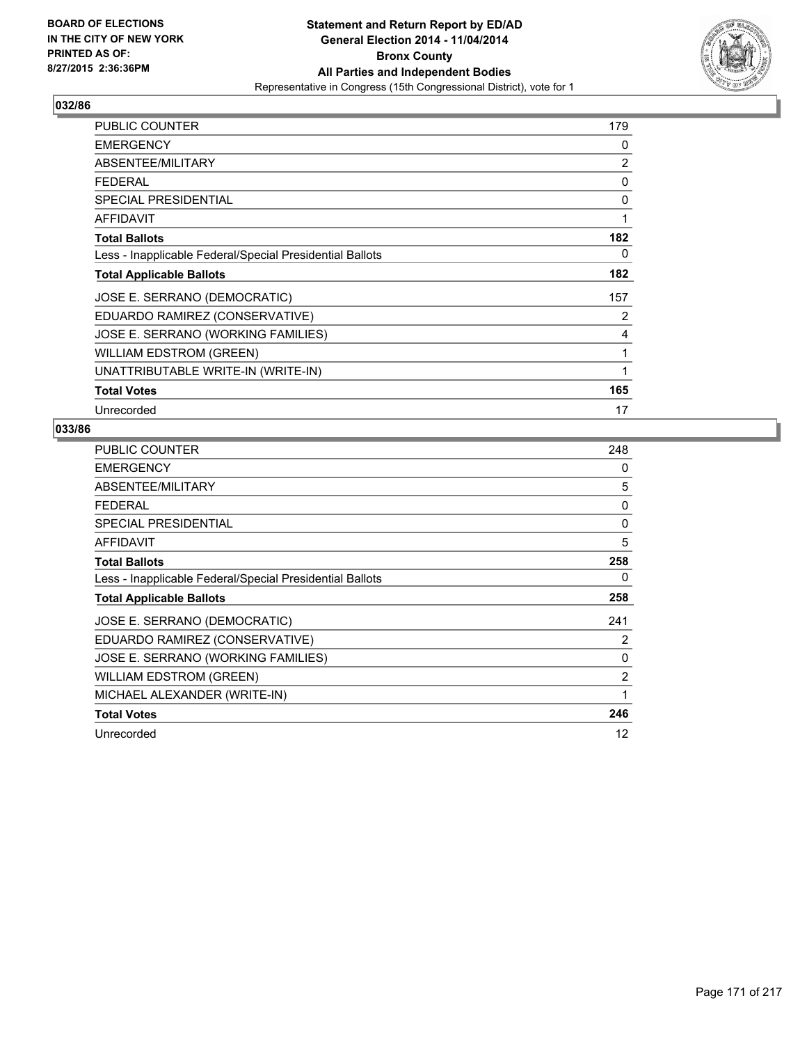**BOARD OF ELECTIONS IN THE CITY OF NEW YORK PRINTED AS OF: 8/27/2015 2:36:36PM**

# Statement and Return Report by ED/AD
## General Election 2014 - 11/04/2014
## Bronx County
## All Parties and Independent Bodies
### Representative in Congress (15th Congressional District), vote for 1

### 032/86

| | |
|---|---|
| PUBLIC COUNTER | 179 |
| EMERGENCY | 0 |
| ABSENTEE/MILITARY | 2 |
| FEDERAL | 0 |
| SPECIAL PRESIDENTIAL | 0 |
| AFFIDAVIT | 1 |
| **Total Ballots** | **182** |
| Less - Inapplicable Federal/Special Presidential Ballots | 0 |
| **Total Applicable Ballots** | **182** |
| JOSE E. SERRANO (DEMOCRATIC) | 157 |
| EDUARDO RAMIREZ (CONSERVATIVE) | 2 |
| JOSE E. SERRANO (WORKING FAMILIES) | 4 |
| WILLIAM EDSTROM (GREEN) | 1 |
| UNATTRIBUTABLE WRITE-IN (WRITE-IN) | 1 |
| **Total Votes** | **165** |
| Unrecorded | 17 |

### 033/86

| | |
|---|---|
| PUBLIC COUNTER | 248 |
| EMERGENCY | 0 |
| ABSENTEE/MILITARY | 5 |
| FEDERAL | 0 |
| SPECIAL PRESIDENTIAL | 0 |
| AFFIDAVIT | 5 |
| **Total Ballots** | **258** |
| Less - Inapplicable Federal/Special Presidential Ballots | 0 |
| **Total Applicable Ballots** | **258** |
| JOSE E. SERRANO (DEMOCRATIC) | 241 |
| EDUARDO RAMIREZ (CONSERVATIVE) | 2 |
| JOSE E. SERRANO (WORKING FAMILIES) | 0 |
| WILLIAM EDSTROM (GREEN) | 2 |
| MICHAEL ALEXANDER (WRITE-IN) | 1 |
| **Total Votes** | **246** |
| Unrecorded | 12 |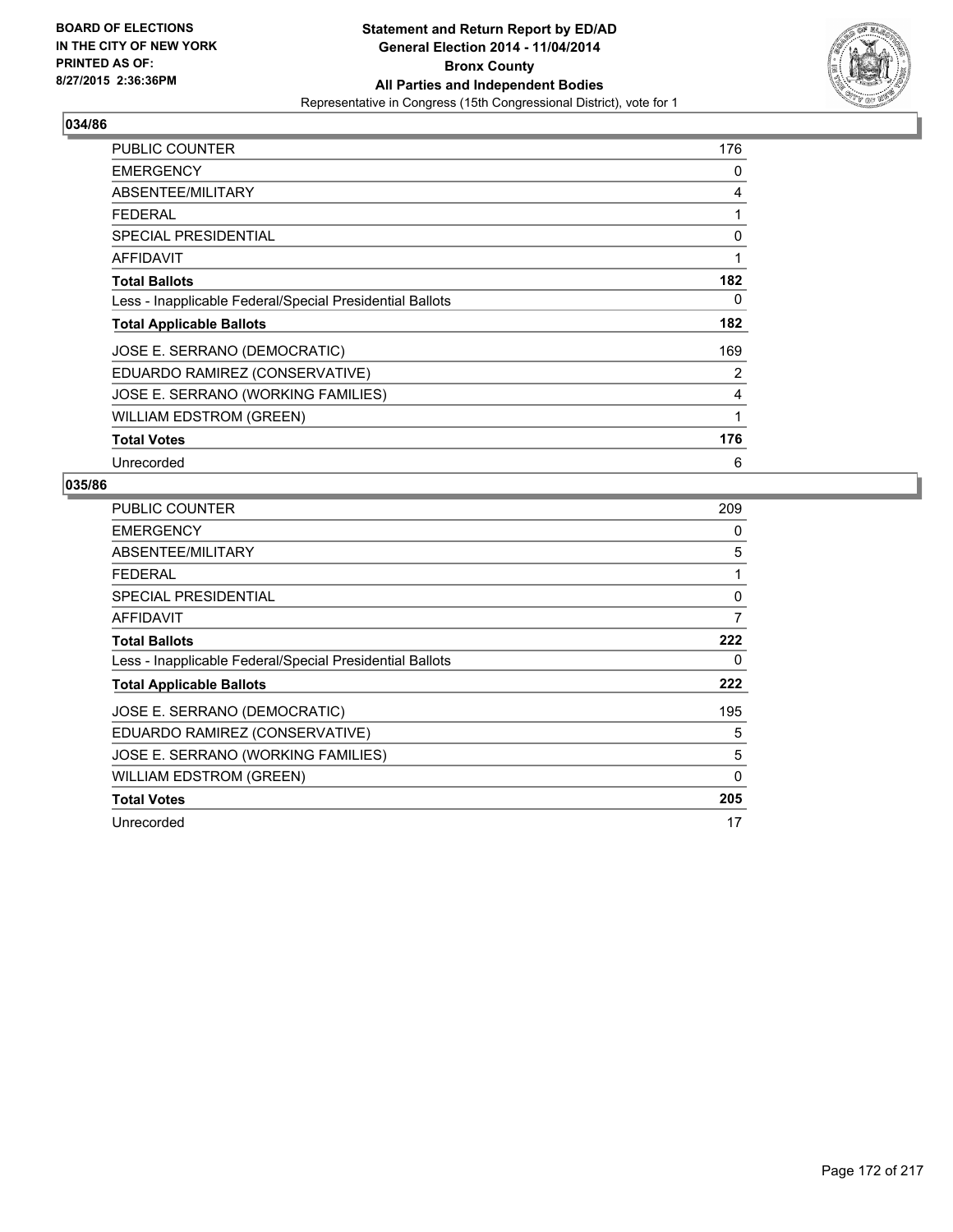BOARD OF ELECTIONS
IN THE CITY OF NEW YORK
PRINTED AS OF:
8/27/2015 2:36:36PM

**Statement and Return Report by ED/AD**
**General Election 2014 - 11/04/2014**
**Bronx County**
**All Parties and Independent Bodies**
Representative in Congress (15th Congressional District), vote for 1

## 034/86

| | |
|---|---|
| PUBLIC COUNTER | 176 |
| EMERGENCY | 0 |
| ABSENTEE/MILITARY | 4 |
| FEDERAL | 1 |
| SPECIAL PRESIDENTIAL | 0 |
| AFFIDAVIT | 1 |
| **Total Ballots** | **182** |
| Less - Inapplicable Federal/Special Presidential Ballots | 0 |
| **Total Applicable Ballots** | **182** |
| JOSE E. SERRANO (DEMOCRATIC) | 169 |
| EDUARDO RAMIREZ (CONSERVATIVE) | 2 |
| JOSE E. SERRANO (WORKING FAMILIES) | 4 |
| WILLIAM EDSTROM (GREEN) | 1 |
| **Total Votes** | **176** |
| Unrecorded | 6 |

## 035/86

| | |
|---|---|
| PUBLIC COUNTER | 209 |
| EMERGENCY | 0 |
| ABSENTEE/MILITARY | 5 |
| FEDERAL | 1 |
| SPECIAL PRESIDENTIAL | 0 |
| AFFIDAVIT | 7 |
| **Total Ballots** | **222** |
| Less - Inapplicable Federal/Special Presidential Ballots | 0 |
| **Total Applicable Ballots** | **222** |
| JOSE E. SERRANO (DEMOCRATIC) | 195 |
| EDUARDO RAMIREZ (CONSERVATIVE) | 5 |
| JOSE E. SERRANO (WORKING FAMILIES) | 5 |
| WILLIAM EDSTROM (GREEN) | 0 |
| **Total Votes** | **205** |
| Unrecorded | 17 |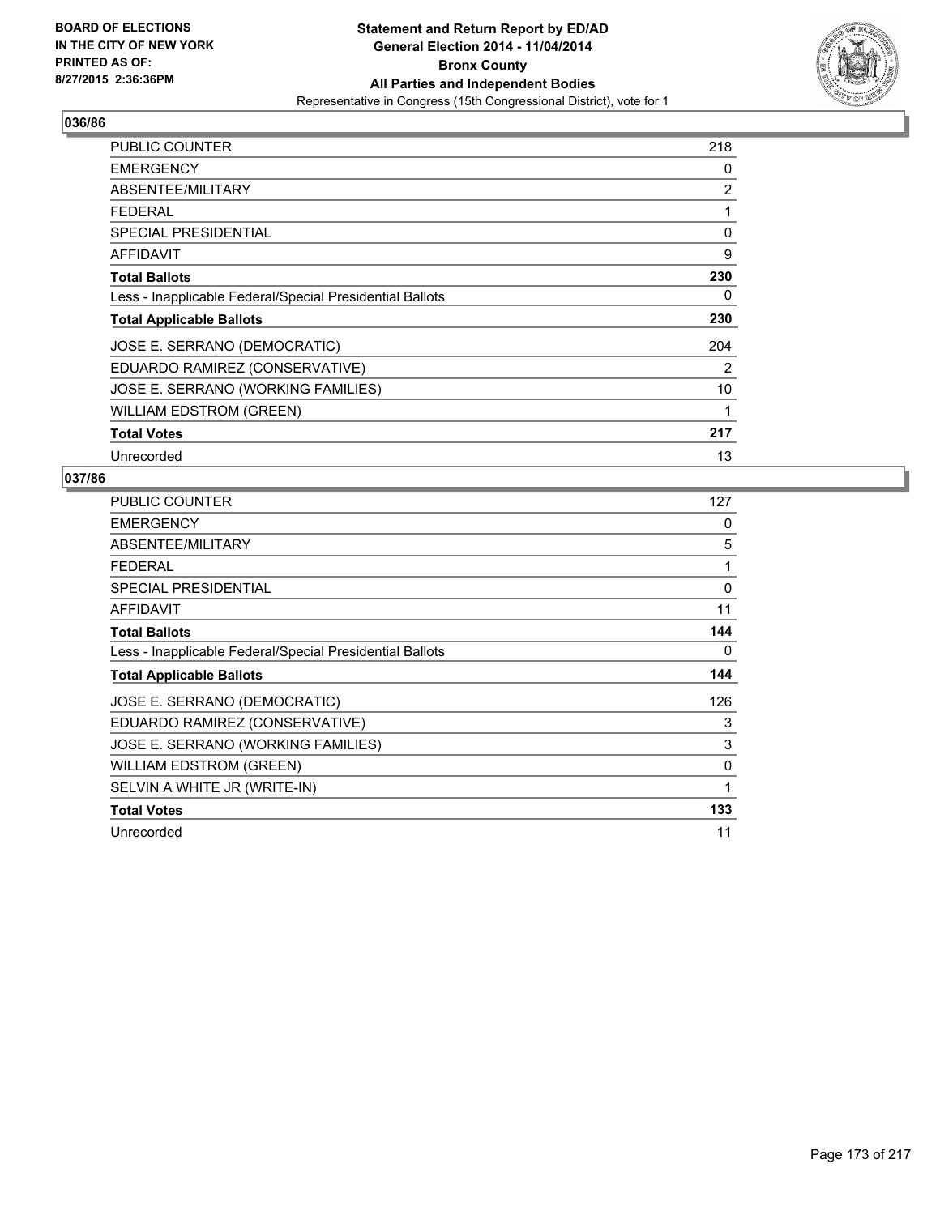**BOARD OF ELECTIONS IN THE CITY OF NEW YORK PRINTED AS OF: 8/27/2015 2:36:36PM**

**Statement and Return Report by ED/AD General Election 2014 - 11/04/2014 Bronx County All Parties and Independent Bodies**
Representative in Congress (15th Congressional District), vote for 1

## 036/86

| | |
|---|---|
| PUBLIC COUNTER | 218 |
| EMERGENCY | 0 |
| ABSENTEE/MILITARY | 2 |
| FEDERAL | 1 |
| SPECIAL PRESIDENTIAL | 0 |
| AFFIDAVIT | 9 |
| **Total Ballots** | **230** |
| Less - Inapplicable Federal/Special Presidential Ballots | 0 |
| **Total Applicable Ballots** | **230** |
| JOSE E. SERRANO (DEMOCRATIC) | 204 |
| EDUARDO RAMIREZ (CONSERVATIVE) | 2 |
| JOSE E. SERRANO (WORKING FAMILIES) | 10 |
| WILLIAM EDSTROM (GREEN) | 1 |
| **Total Votes** | **217** |
| Unrecorded | 13 |

## 037/86

| | |
|---|---|
| PUBLIC COUNTER | 127 |
| EMERGENCY | 0 |
| ABSENTEE/MILITARY | 5 |
| FEDERAL | 1 |
| SPECIAL PRESIDENTIAL | 0 |
| AFFIDAVIT | 11 |
| **Total Ballots** | **144** |
| Less - Inapplicable Federal/Special Presidential Ballots | 0 |
| **Total Applicable Ballots** | **144** |
| JOSE E. SERRANO (DEMOCRATIC) | 126 |
| EDUARDO RAMIREZ (CONSERVATIVE) | 3 |
| JOSE E. SERRANO (WORKING FAMILIES) | 3 |
| WILLIAM EDSTROM (GREEN) | 0 |
| SELVIN A WHITE JR (WRITE-IN) | 1 |
| **Total Votes** | **133** |
| Unrecorded | 11 |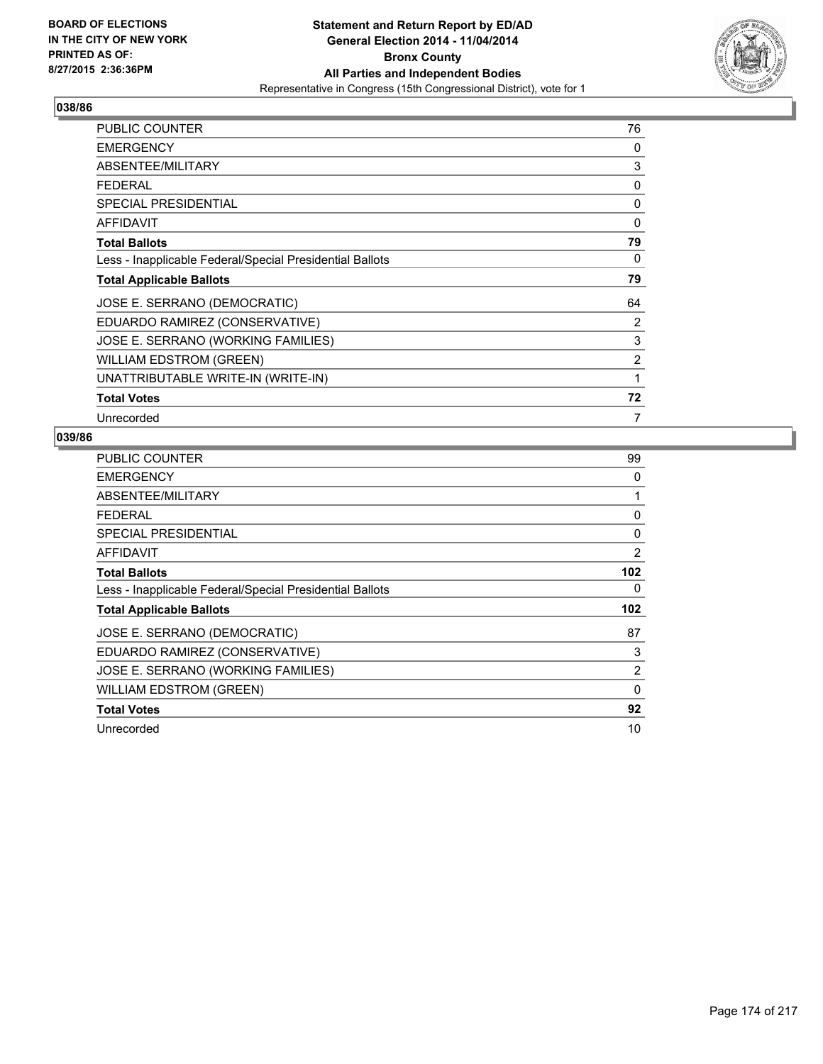BOARD OF ELECTIONS
IN THE CITY OF NEW YORK
PRINTED AS OF:
8/27/2015 2:36:36PM

**Statement and Return Report by ED/AD**
**General Election 2014 - 11/04/2014**
**Bronx County**
**All Parties and Independent Bodies**
Representative in Congress (15th Congressional District), vote for 1

## 038/86

| | |
|---|---|
| PUBLIC COUNTER | 76 |
| EMERGENCY | 0 |
| ABSENTEE/MILITARY | 3 |
| FEDERAL | 0 |
| SPECIAL PRESIDENTIAL | 0 |
| AFFIDAVIT | 0 |
| **Total Ballots** | **79** |
| Less - Inapplicable Federal/Special Presidential Ballots | 0 |
| **Total Applicable Ballots** | **79** |
| JOSE E. SERRANO (DEMOCRATIC) | 64 |
| EDUARDO RAMIREZ (CONSERVATIVE) | 2 |
| JOSE E. SERRANO (WORKING FAMILIES) | 3 |
| WILLIAM EDSTROM (GREEN) | 2 |
| UNATTRIBUTABLE WRITE-IN (WRITE-IN) | 1 |
| **Total Votes** | **72** |
| Unrecorded | 7 |

## 039/86

| | |
|---|---|
| PUBLIC COUNTER | 99 |
| EMERGENCY | 0 |
| ABSENTEE/MILITARY | 1 |
| FEDERAL | 0 |
| SPECIAL PRESIDENTIAL | 0 |
| AFFIDAVIT | 2 |
| **Total Ballots** | **102** |
| Less - Inapplicable Federal/Special Presidential Ballots | 0 |
| **Total Applicable Ballots** | **102** |
| JOSE E. SERRANO (DEMOCRATIC) | 87 |
| EDUARDO RAMIREZ (CONSERVATIVE) | 3 |
| JOSE E. SERRANO (WORKING FAMILIES) | 2 |
| WILLIAM EDSTROM (GREEN) | 0 |
| **Total Votes** | **92** |
| Unrecorded | 10 |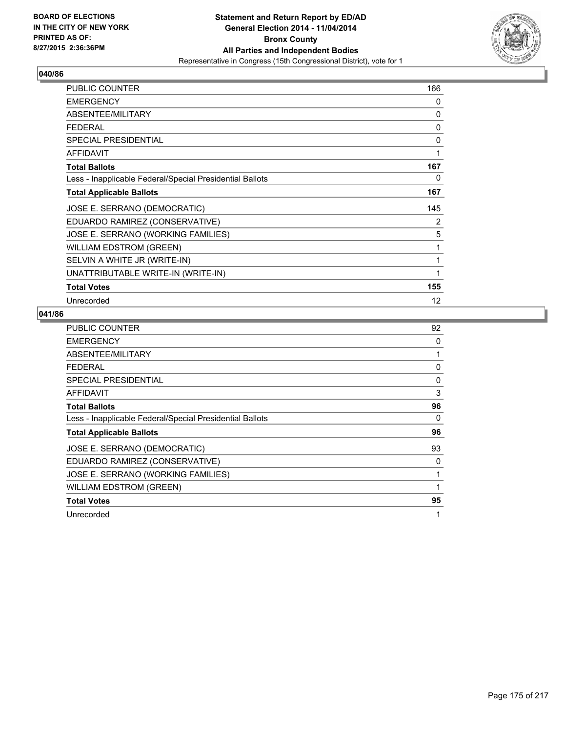BOARD OF ELECTIONS
IN THE CITY OF NEW YORK
PRINTED AS OF:
8/27/2015 2:36:36PM

# Statement and Return Report by ED/AD
## General Election 2014 - 11/04/2014
## Bronx County
## All Parties and Independent Bodies
Representative in Congress (15th Congressional District), vote for 1

### 040/86

| | |
|---|---|
| PUBLIC COUNTER | 166 |
| EMERGENCY | 0 |
| ABSENTEE/MILITARY | 0 |
| FEDERAL | 0 |
| SPECIAL PRESIDENTIAL | 0 |
| AFFIDAVIT | 1 |
| **Total Ballots** | **167** |
| Less - Inapplicable Federal/Special Presidential Ballots | 0 |
| **Total Applicable Ballots** | **167** |
| JOSE E. SERRANO (DEMOCRATIC) | 145 |
| EDUARDO RAMIREZ (CONSERVATIVE) | 2 |
| JOSE E. SERRANO (WORKING FAMILIES) | 5 |
| WILLIAM EDSTROM (GREEN) | 1 |
| SELVIN A WHITE JR (WRITE-IN) | 1 |
| UNATTRIBUTABLE WRITE-IN (WRITE-IN) | 1 |
| **Total Votes** | **155** |
| Unrecorded | 12 |

### 041/86

| | |
|---|---|
| PUBLIC COUNTER | 92 |
| EMERGENCY | 0 |
| ABSENTEE/MILITARY | 1 |
| FEDERAL | 0 |
| SPECIAL PRESIDENTIAL | 0 |
| AFFIDAVIT | 3 |
| **Total Ballots** | **96** |
| Less - Inapplicable Federal/Special Presidential Ballots | 0 |
| **Total Applicable Ballots** | **96** |
| JOSE E. SERRANO (DEMOCRATIC) | 93 |
| EDUARDO RAMIREZ (CONSERVATIVE) | 0 |
| JOSE E. SERRANO (WORKING FAMILIES) | 1 |
| WILLIAM EDSTROM (GREEN) | 1 |
| **Total Votes** | **95** |
| Unrecorded | 1 |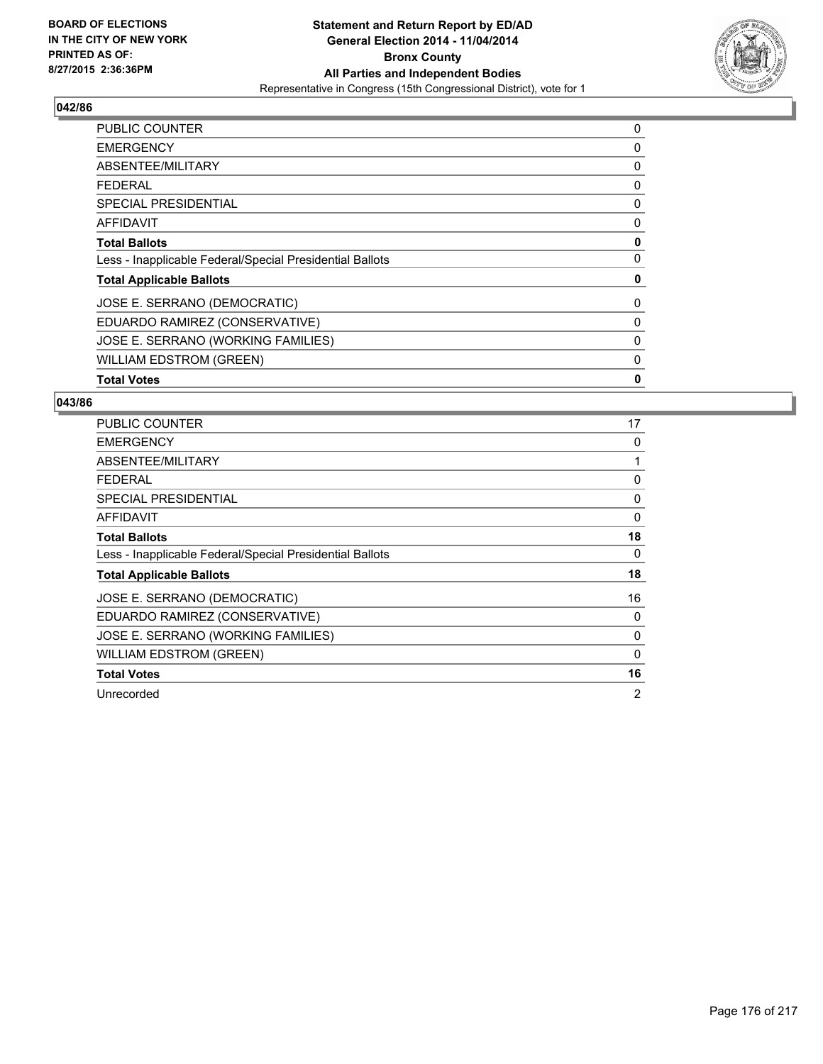**BOARD OF ELECTIONS IN THE CITY OF NEW YORK PRINTED AS OF: 8/27/2015 2:36:36PM**

**Statement and Return Report by ED/AD General Election 2014 - 11/04/2014 Bronx County All Parties and Independent Bodies**
Representative in Congress (15th Congressional District), vote for 1

## 042/86

| | |
|---|---|
| PUBLIC COUNTER | 0 |
| EMERGENCY | 0 |
| ABSENTEE/MILITARY | 0 |
| FEDERAL | 0 |
| SPECIAL PRESIDENTIAL | 0 |
| AFFIDAVIT | 0 |
| **Total Ballots** | **0** |
| Less - Inapplicable Federal/Special Presidential Ballots | 0 |
| **Total Applicable Ballots** | **0** |
| JOSE E. SERRANO (DEMOCRATIC) | 0 |
| EDUARDO RAMIREZ (CONSERVATIVE) | 0 |
| JOSE E. SERRANO (WORKING FAMILIES) | 0 |
| WILLIAM EDSTROM (GREEN) | 0 |
| **Total Votes** | **0** |

## 043/86

| | |
|---|---|
| PUBLIC COUNTER | 17 |
| EMERGENCY | 0 |
| ABSENTEE/MILITARY | 1 |
| FEDERAL | 0 |
| SPECIAL PRESIDENTIAL | 0 |
| AFFIDAVIT | 0 |
| **Total Ballots** | **18** |
| Less - Inapplicable Federal/Special Presidential Ballots | 0 |
| **Total Applicable Ballots** | **18** |
| JOSE E. SERRANO (DEMOCRATIC) | 16 |
| EDUARDO RAMIREZ (CONSERVATIVE) | 0 |
| JOSE E. SERRANO (WORKING FAMILIES) | 0 |
| WILLIAM EDSTROM (GREEN) | 0 |
| **Total Votes** | **16** |
| Unrecorded | 2 |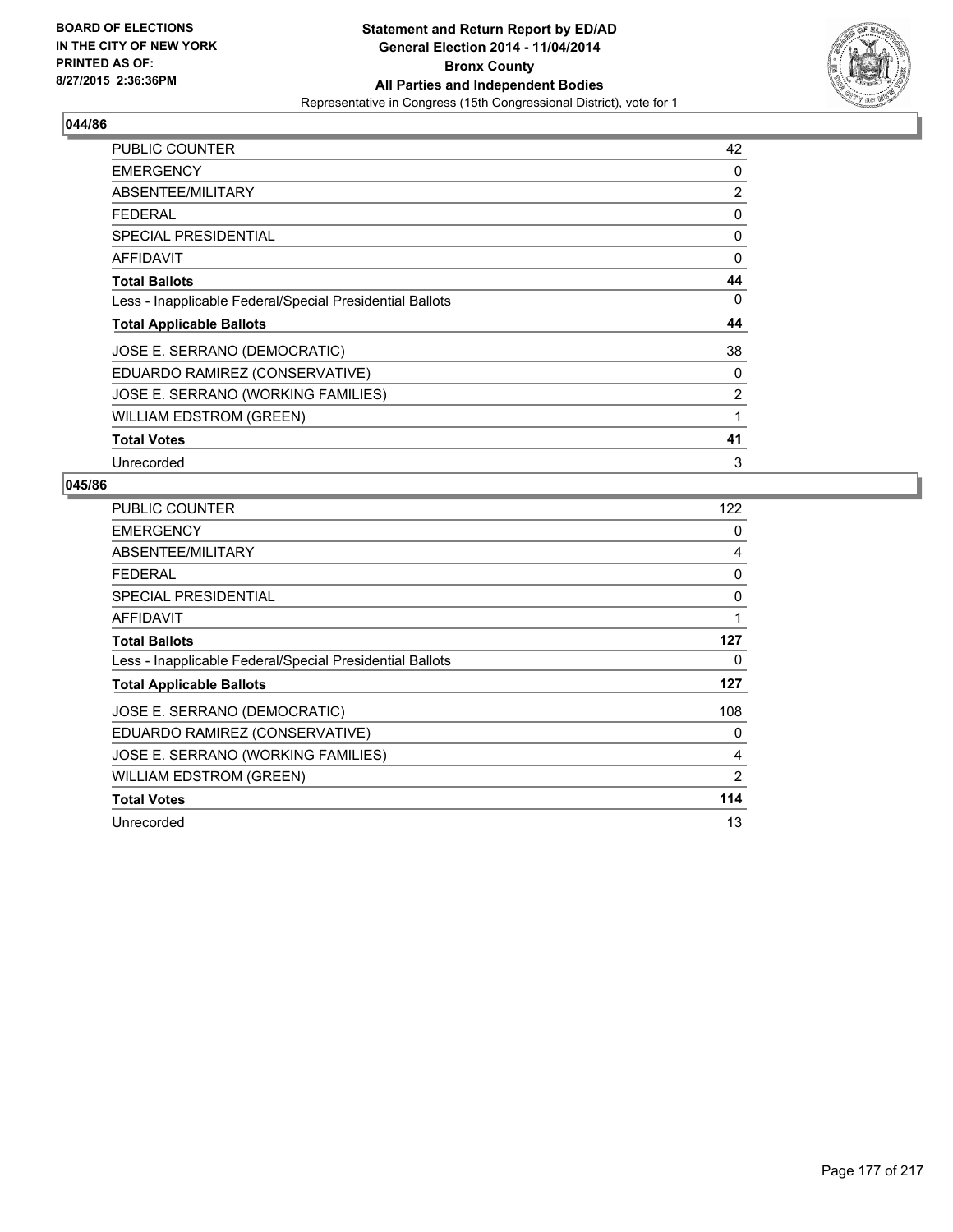**BOARD OF ELECTIONS IN THE CITY OF NEW YORK PRINTED AS OF: 8/27/2015 2:36:36PM**

**Statement and Return Report by ED/AD**
**General Election 2014 - 11/04/2014**
**Bronx County**
**All Parties and Independent Bodies**
Representative in Congress (15th Congressional District), vote for 1

## 044/86

| | |
|---|---|
| PUBLIC COUNTER | 42 |
| EMERGENCY | 0 |
| ABSENTEE/MILITARY | 2 |
| FEDERAL | 0 |
| SPECIAL PRESIDENTIAL | 0 |
| AFFIDAVIT | 0 |
| **Total Ballots** | **44** |
| Less - Inapplicable Federal/Special Presidential Ballots | 0 |
| **Total Applicable Ballots** | **44** |
| JOSE E. SERRANO (DEMOCRATIC) | 38 |
| EDUARDO RAMIREZ (CONSERVATIVE) | 0 |
| JOSE E. SERRANO (WORKING FAMILIES) | 2 |
| WILLIAM EDSTROM (GREEN) | 1 |
| **Total Votes** | **41** |
| Unrecorded | 3 |

## 045/86

| | |
|---|---|
| PUBLIC COUNTER | 122 |
| EMERGENCY | 0 |
| ABSENTEE/MILITARY | 4 |
| FEDERAL | 0 |
| SPECIAL PRESIDENTIAL | 0 |
| AFFIDAVIT | 1 |
| **Total Ballots** | **127** |
| Less - Inapplicable Federal/Special Presidential Ballots | 0 |
| **Total Applicable Ballots** | **127** |
| JOSE E. SERRANO (DEMOCRATIC) | 108 |
| EDUARDO RAMIREZ (CONSERVATIVE) | 0 |
| JOSE E. SERRANO (WORKING FAMILIES) | 4 |
| WILLIAM EDSTROM (GREEN) | 2 |
| **Total Votes** | **114** |
| Unrecorded | 13 |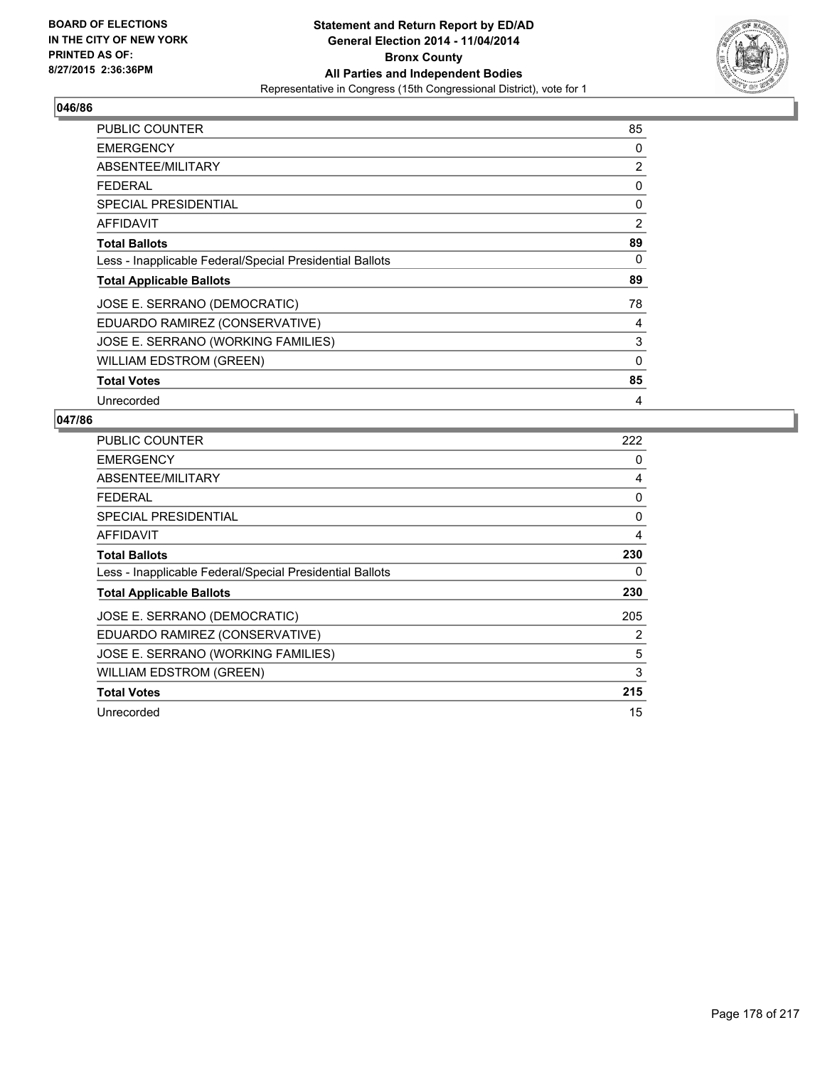BOARD OF ELECTIONS
IN THE CITY OF NEW YORK
PRINTED AS OF:
8/27/2015 2:36:36PM

**Statement and Return Report by ED/AD**
**General Election 2014 - 11/04/2014**
**Bronx County**
**All Parties and Independent Bodies**
Representative in Congress (15th Congressional District), vote for 1

## 046/86

| | |
|---|---|
| PUBLIC COUNTER | 85 |
| EMERGENCY | 0 |
| ABSENTEE/MILITARY | 2 |
| FEDERAL | 0 |
| SPECIAL PRESIDENTIAL | 0 |
| AFFIDAVIT | 2 |
| **Total Ballots** | **89** |
| Less - Inapplicable Federal/Special Presidential Ballots | 0 |
| **Total Applicable Ballots** | **89** |
| JOSE E. SERRANO (DEMOCRATIC) | 78 |
| EDUARDO RAMIREZ (CONSERVATIVE) | 4 |
| JOSE E. SERRANO (WORKING FAMILIES) | 3 |
| WILLIAM EDSTROM (GREEN) | 0 |
| **Total Votes** | **85** |
| Unrecorded | 4 |

## 047/86

| | |
|---|---|
| PUBLIC COUNTER | 222 |
| EMERGENCY | 0 |
| ABSENTEE/MILITARY | 4 |
| FEDERAL | 0 |
| SPECIAL PRESIDENTIAL | 0 |
| AFFIDAVIT | 4 |
| **Total Ballots** | **230** |
| Less - Inapplicable Federal/Special Presidential Ballots | 0 |
| **Total Applicable Ballots** | **230** |
| JOSE E. SERRANO (DEMOCRATIC) | 205 |
| EDUARDO RAMIREZ (CONSERVATIVE) | 2 |
| JOSE E. SERRANO (WORKING FAMILIES) | 5 |
| WILLIAM EDSTROM (GREEN) | 3 |
| **Total Votes** | **215** |
| Unrecorded | 15 |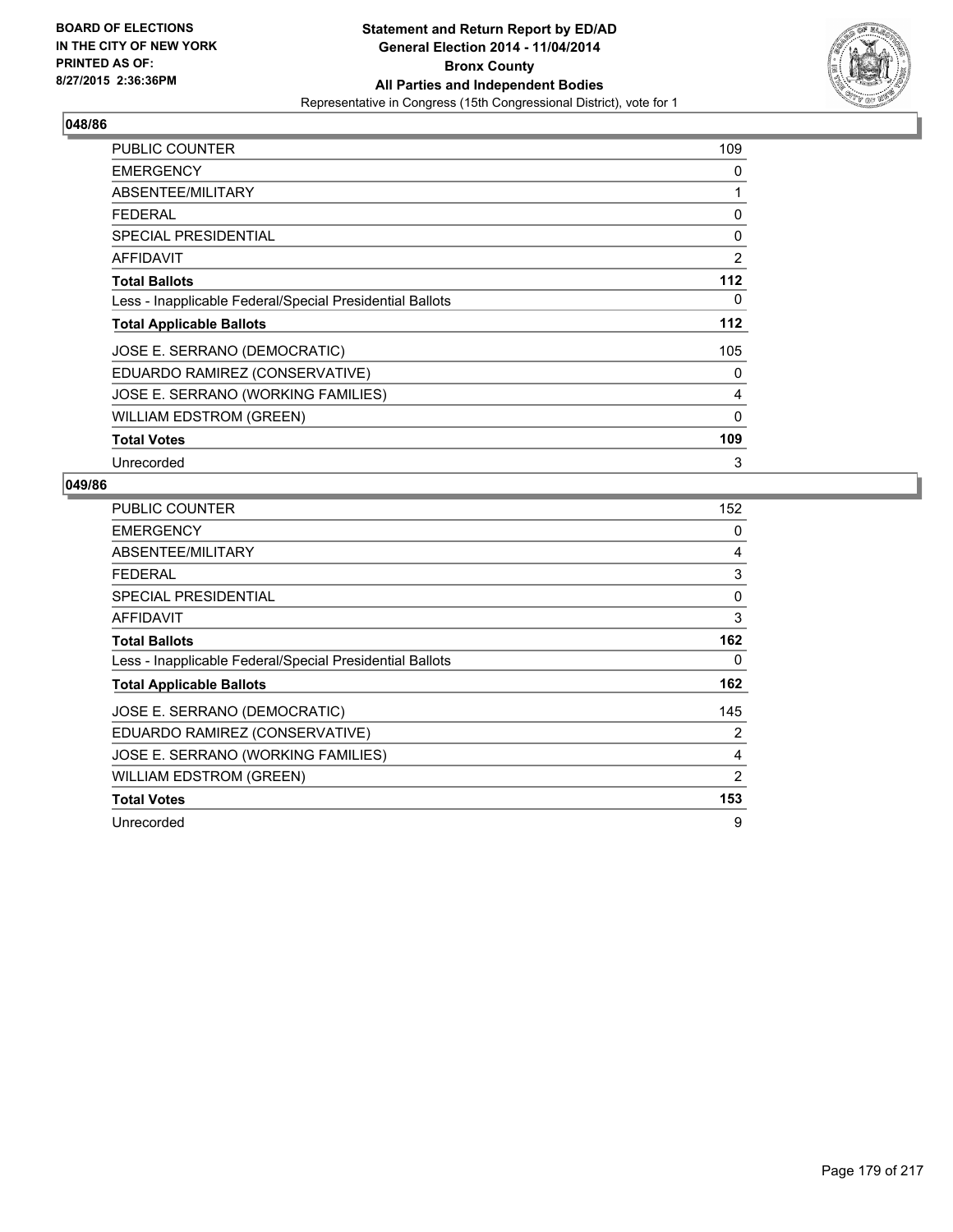BOARD OF ELECTIONS
IN THE CITY OF NEW YORK
PRINTED AS OF:
8/27/2015 2:36:36PM

**Statement and Return Report by ED/AD**
**General Election 2014 - 11/04/2014**
**Bronx County**
**All Parties and Independent Bodies**
Representative in Congress (15th Congressional District), vote for 1

## 048/86

| | |
|---|---|
| PUBLIC COUNTER | 109 |
| EMERGENCY | 0 |
| ABSENTEE/MILITARY | 1 |
| FEDERAL | 0 |
| SPECIAL PRESIDENTIAL | 0 |
| AFFIDAVIT | 2 |
| **Total Ballots** | **112** |
| Less - Inapplicable Federal/Special Presidential Ballots | 0 |
| **Total Applicable Ballots** | **112** |
| JOSE E. SERRANO (DEMOCRATIC) | 105 |
| EDUARDO RAMIREZ (CONSERVATIVE) | 0 |
| JOSE E. SERRANO (WORKING FAMILIES) | 4 |
| WILLIAM EDSTROM (GREEN) | 0 |
| **Total Votes** | **109** |
| Unrecorded | 3 |

## 049/86

| | |
|---|---|
| PUBLIC COUNTER | 152 |
| EMERGENCY | 0 |
| ABSENTEE/MILITARY | 4 |
| FEDERAL | 3 |
| SPECIAL PRESIDENTIAL | 0 |
| AFFIDAVIT | 3 |
| **Total Ballots** | **162** |
| Less - Inapplicable Federal/Special Presidential Ballots | 0 |
| **Total Applicable Ballots** | **162** |
| JOSE E. SERRANO (DEMOCRATIC) | 145 |
| EDUARDO RAMIREZ (CONSERVATIVE) | 2 |
| JOSE E. SERRANO (WORKING FAMILIES) | 4 |
| WILLIAM EDSTROM (GREEN) | 2 |
| **Total Votes** | **153** |
| Unrecorded | 9 |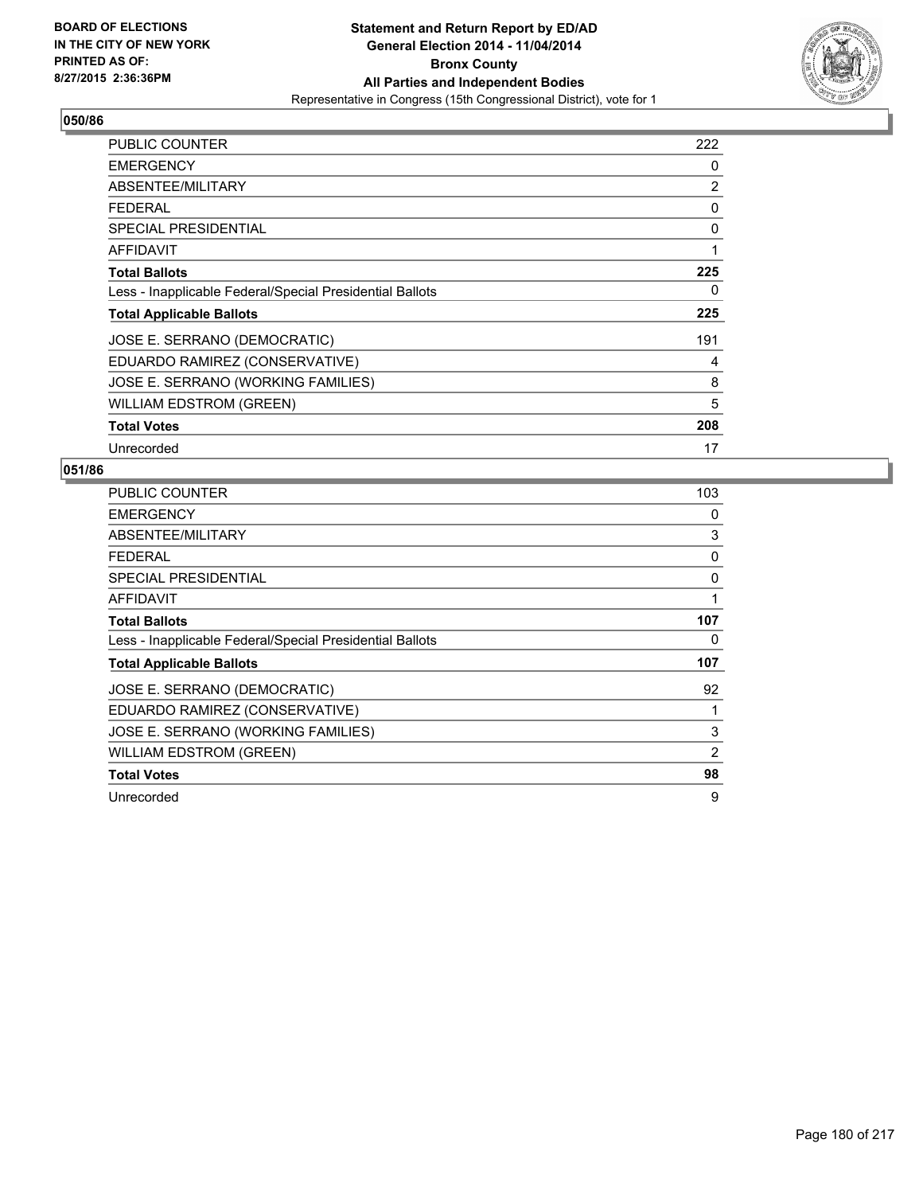BOARD OF ELECTIONS
IN THE CITY OF NEW YORK
PRINTED AS OF:
8/27/2015 2:36:36PM

**Statement and Return Report by ED/AD**
**General Election 2014 - 11/04/2014**
**Bronx County**
**All Parties and Independent Bodies**
Representative in Congress (15th Congressional District), vote for 1

## 050/86

| | |
|---|---|
| PUBLIC COUNTER | 222 |
| EMERGENCY | 0 |
| ABSENTEE/MILITARY | 2 |
| FEDERAL | 0 |
| SPECIAL PRESIDENTIAL | 0 |
| AFFIDAVIT | 1 |
| **Total Ballots** | **225** |
| Less - Inapplicable Federal/Special Presidential Ballots | 0 |
| **Total Applicable Ballots** | **225** |
| JOSE E. SERRANO (DEMOCRATIC) | 191 |
| EDUARDO RAMIREZ (CONSERVATIVE) | 4 |
| JOSE E. SERRANO (WORKING FAMILIES) | 8 |
| WILLIAM EDSTROM (GREEN) | 5 |
| **Total Votes** | **208** |
| Unrecorded | 17 |

## 051/86

| | |
|---|---|
| PUBLIC COUNTER | 103 |
| EMERGENCY | 0 |
| ABSENTEE/MILITARY | 3 |
| FEDERAL | 0 |
| SPECIAL PRESIDENTIAL | 0 |
| AFFIDAVIT | 1 |
| **Total Ballots** | **107** |
| Less - Inapplicable Federal/Special Presidential Ballots | 0 |
| **Total Applicable Ballots** | **107** |
| JOSE E. SERRANO (DEMOCRATIC) | 92 |
| EDUARDO RAMIREZ (CONSERVATIVE) | 1 |
| JOSE E. SERRANO (WORKING FAMILIES) | 3 |
| WILLIAM EDSTROM (GREEN) | 2 |
| **Total Votes** | **98** |
| Unrecorded | 9 |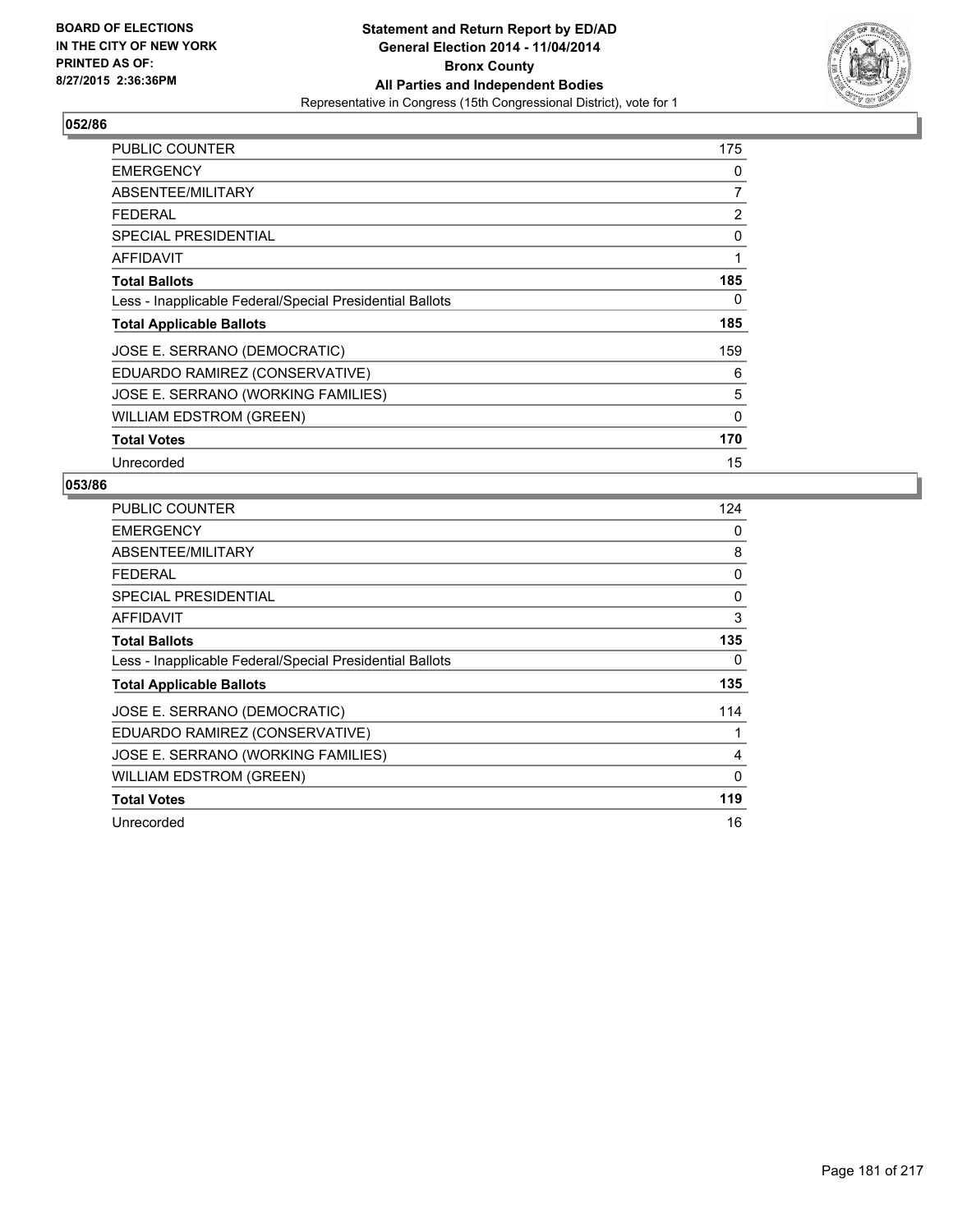BOARD OF ELECTIONS
IN THE CITY OF NEW YORK
PRINTED AS OF:
8/27/2015 2:36:36PM

**Statement and Return Report by ED/AD**
**General Election 2014 - 11/04/2014**
**Bronx County**
**All Parties and Independent Bodies**
Representative in Congress (15th Congressional District), vote for 1

## 052/86

| | |
|---|---|
| PUBLIC COUNTER | 175 |
| EMERGENCY | 0 |
| ABSENTEE/MILITARY | 7 |
| FEDERAL | 2 |
| SPECIAL PRESIDENTIAL | 0 |
| AFFIDAVIT | 1 |
| **Total Ballots** | **185** |
| Less - Inapplicable Federal/Special Presidential Ballots | 0 |
| **Total Applicable Ballots** | **185** |
| JOSE E. SERRANO (DEMOCRATIC) | 159 |
| EDUARDO RAMIREZ (CONSERVATIVE) | 6 |
| JOSE E. SERRANO (WORKING FAMILIES) | 5 |
| WILLIAM EDSTROM (GREEN) | 0 |
| **Total Votes** | **170** |
| Unrecorded | 15 |

## 053/86

| | |
|---|---|
| PUBLIC COUNTER | 124 |
| EMERGENCY | 0 |
| ABSENTEE/MILITARY | 8 |
| FEDERAL | 0 |
| SPECIAL PRESIDENTIAL | 0 |
| AFFIDAVIT | 3 |
| **Total Ballots** | **135** |
| Less - Inapplicable Federal/Special Presidential Ballots | 0 |
| **Total Applicable Ballots** | **135** |
| JOSE E. SERRANO (DEMOCRATIC) | 114 |
| EDUARDO RAMIREZ (CONSERVATIVE) | 1 |
| JOSE E. SERRANO (WORKING FAMILIES) | 4 |
| WILLIAM EDSTROM (GREEN) | 0 |
| **Total Votes** | **119** |
| Unrecorded | 16 |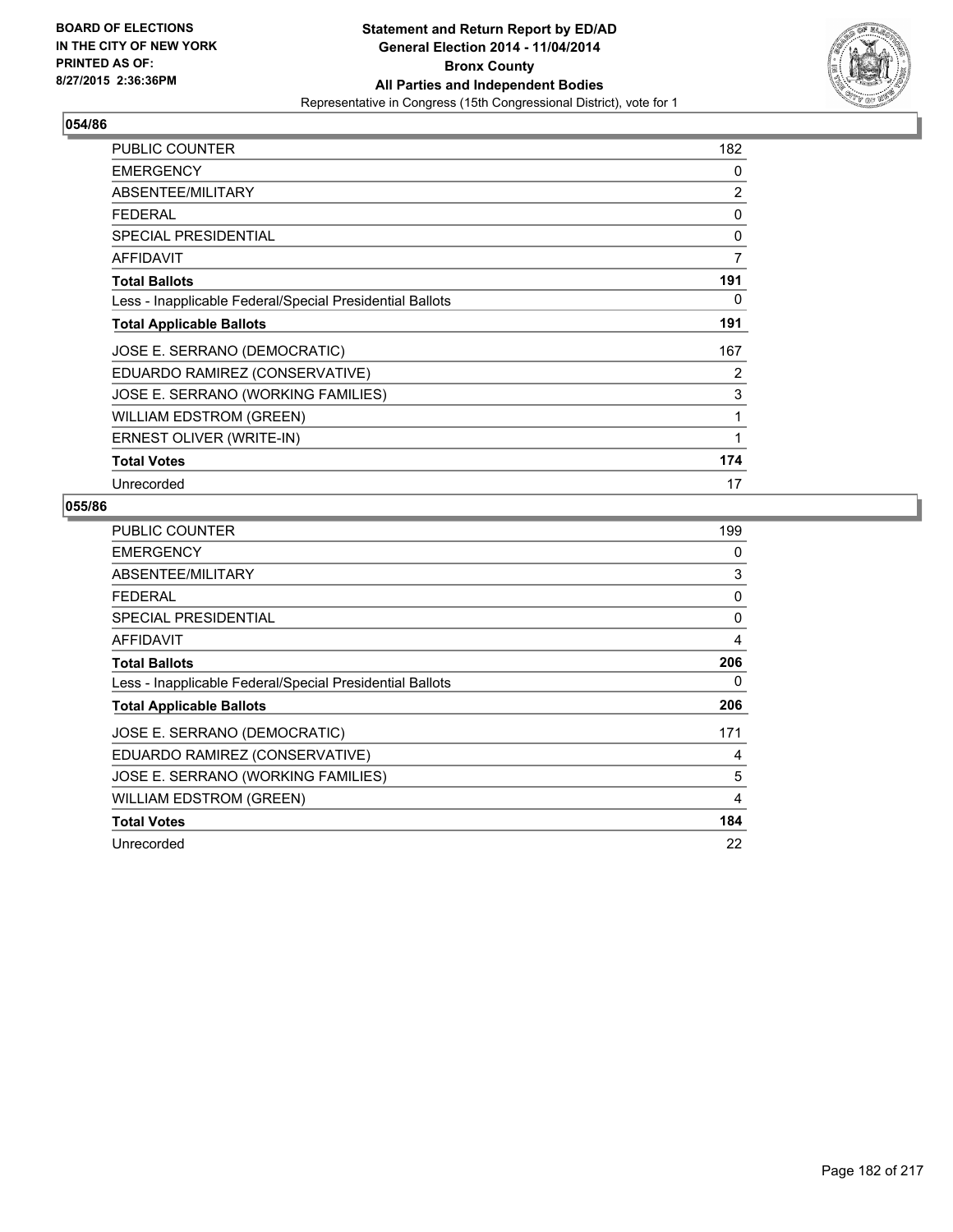BOARD OF ELECTIONS
IN THE CITY OF NEW YORK
PRINTED AS OF:
8/27/2015 2:36:36PM

**Statement and Return Report by ED/AD**
**General Election 2014 - 11/04/2014**
**Bronx County**
**All Parties and Independent Bodies**
Representative in Congress (15th Congressional District), vote for 1

## 054/86

| | |
|---|---|
| PUBLIC COUNTER | 182 |
| EMERGENCY | 0 |
| ABSENTEE/MILITARY | 2 |
| FEDERAL | 0 |
| SPECIAL PRESIDENTIAL | 0 |
| AFFIDAVIT | 7 |
| **Total Ballots** | **191** |
| Less - Inapplicable Federal/Special Presidential Ballots | 0 |
| **Total Applicable Ballots** | **191** |
| JOSE E. SERRANO (DEMOCRATIC) | 167 |
| EDUARDO RAMIREZ (CONSERVATIVE) | 2 |
| JOSE E. SERRANO (WORKING FAMILIES) | 3 |
| WILLIAM EDSTROM (GREEN) | 1 |
| ERNEST OLIVER (WRITE-IN) | 1 |
| **Total Votes** | **174** |
| Unrecorded | 17 |

## 055/86

| | |
|---|---|
| PUBLIC COUNTER | 199 |
| EMERGENCY | 0 |
| ABSENTEE/MILITARY | 3 |
| FEDERAL | 0 |
| SPECIAL PRESIDENTIAL | 0 |
| AFFIDAVIT | 4 |
| **Total Ballots** | **206** |
| Less - Inapplicable Federal/Special Presidential Ballots | 0 |
| **Total Applicable Ballots** | **206** |
| JOSE E. SERRANO (DEMOCRATIC) | 171 |
| EDUARDO RAMIREZ (CONSERVATIVE) | 4 |
| JOSE E. SERRANO (WORKING FAMILIES) | 5 |
| WILLIAM EDSTROM (GREEN) | 4 |
| **Total Votes** | **184** |
| Unrecorded | 22 |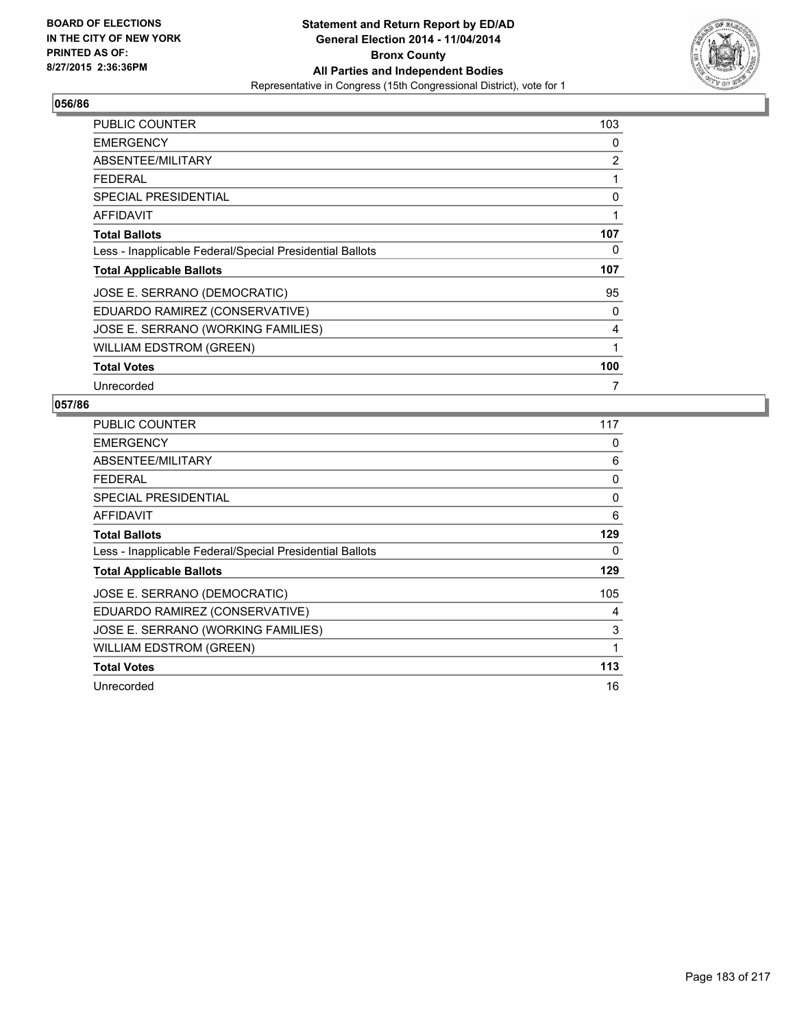BOARD OF ELECTIONS
IN THE CITY OF NEW YORK
PRINTED AS OF:
8/27/2015 2:36:36PM

**Statement and Return Report by ED/AD**
**General Election 2014 - 11/04/2014**
**Bronx County**
**All Parties and Independent Bodies**
Representative in Congress (15th Congressional District), vote for 1

## 056/86

| | |
|---|---|
| PUBLIC COUNTER | 103 |
| EMERGENCY | 0 |
| ABSENTEE/MILITARY | 2 |
| FEDERAL | 1 |
| SPECIAL PRESIDENTIAL | 0 |
| AFFIDAVIT | 1 |
| **Total Ballots** | **107** |
| Less - Inapplicable Federal/Special Presidential Ballots | 0 |
| **Total Applicable Ballots** | **107** |
| JOSE E. SERRANO (DEMOCRATIC) | 95 |
| EDUARDO RAMIREZ (CONSERVATIVE) | 0 |
| JOSE E. SERRANO (WORKING FAMILIES) | 4 |
| WILLIAM EDSTROM (GREEN) | 1 |
| **Total Votes** | **100** |
| Unrecorded | 7 |

## 057/86

| | |
|---|---|
| PUBLIC COUNTER | 117 |
| EMERGENCY | 0 |
| ABSENTEE/MILITARY | 6 |
| FEDERAL | 0 |
| SPECIAL PRESIDENTIAL | 0 |
| AFFIDAVIT | 6 |
| **Total Ballots** | **129** |
| Less - Inapplicable Federal/Special Presidential Ballots | 0 |
| **Total Applicable Ballots** | **129** |
| JOSE E. SERRANO (DEMOCRATIC) | 105 |
| EDUARDO RAMIREZ (CONSERVATIVE) | 4 |
| JOSE E. SERRANO (WORKING FAMILIES) | 3 |
| WILLIAM EDSTROM (GREEN) | 1 |
| **Total Votes** | **113** |
| Unrecorded | 16 |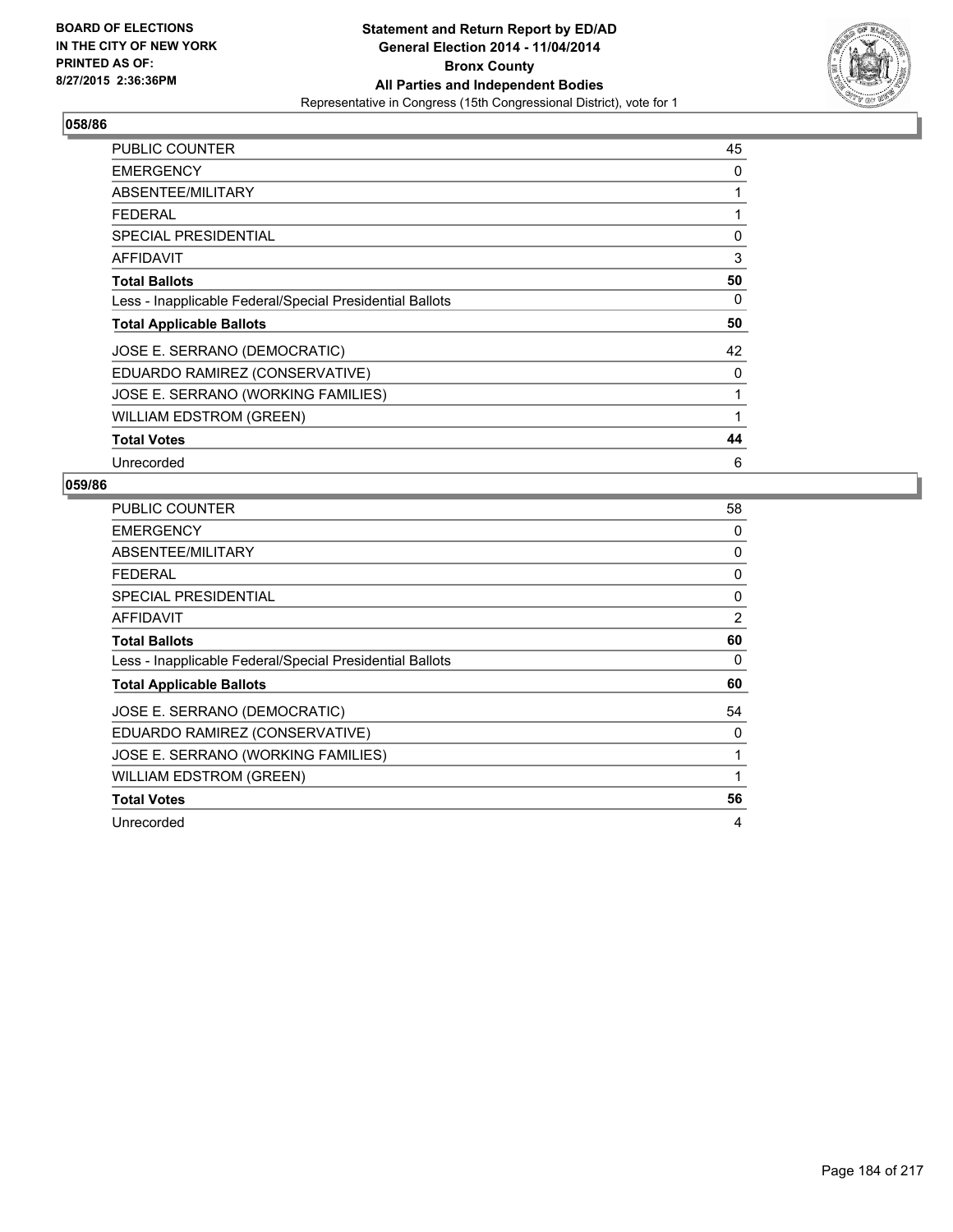BOARD OF ELECTIONS
IN THE CITY OF NEW YORK
PRINTED AS OF:
8/27/2015 2:36:36PM

**Statement and Return Report by ED/AD**
**General Election 2014 - 11/04/2014**
**Bronx County**
**All Parties and Independent Bodies**
Representative in Congress (15th Congressional District), vote for 1

## 058/86

| | |
|---|---|
| PUBLIC COUNTER | 45 |
| EMERGENCY | 0 |
| ABSENTEE/MILITARY | 1 |
| FEDERAL | 1 |
| SPECIAL PRESIDENTIAL | 0 |
| AFFIDAVIT | 3 |
| **Total Ballots** | **50** |
| Less - Inapplicable Federal/Special Presidential Ballots | 0 |
| **Total Applicable Ballots** | **50** |
| JOSE E. SERRANO (DEMOCRATIC) | 42 |
| EDUARDO RAMIREZ (CONSERVATIVE) | 0 |
| JOSE E. SERRANO (WORKING FAMILIES) | 1 |
| WILLIAM EDSTROM (GREEN) | 1 |
| **Total Votes** | **44** |
| Unrecorded | 6 |

## 059/86

| | |
|---|---|
| PUBLIC COUNTER | 58 |
| EMERGENCY | 0 |
| ABSENTEE/MILITARY | 0 |
| FEDERAL | 0 |
| SPECIAL PRESIDENTIAL | 0 |
| AFFIDAVIT | 2 |
| **Total Ballots** | **60** |
| Less - Inapplicable Federal/Special Presidential Ballots | 0 |
| **Total Applicable Ballots** | **60** |
| JOSE E. SERRANO (DEMOCRATIC) | 54 |
| EDUARDO RAMIREZ (CONSERVATIVE) | 0 |
| JOSE E. SERRANO (WORKING FAMILIES) | 1 |
| WILLIAM EDSTROM (GREEN) | 1 |
| **Total Votes** | **56** |
| Unrecorded | 4 |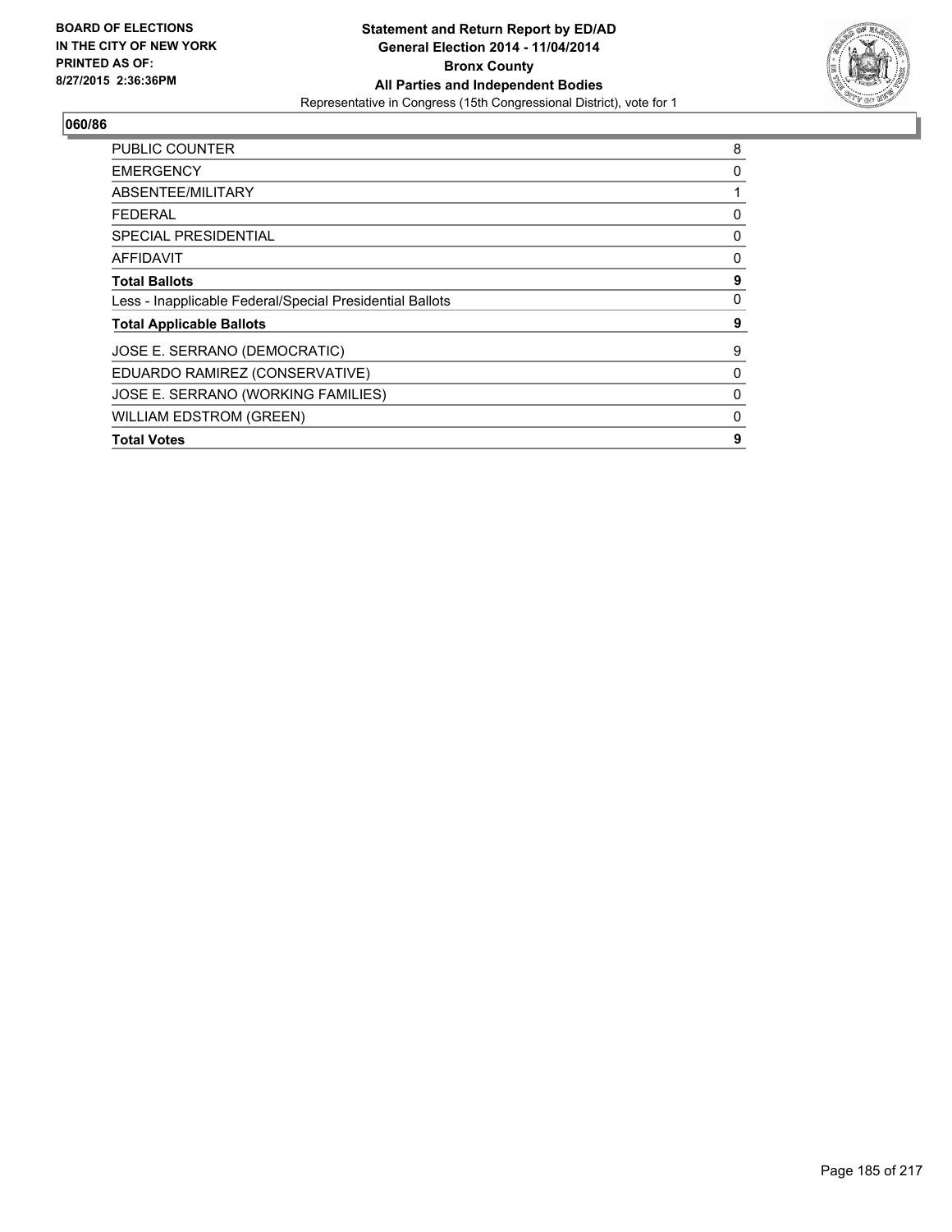BOARD OF ELECTIONS
IN THE CITY OF NEW YORK
PRINTED AS OF:
8/27/2015 2:36:36PM

**Statement and Return Report by ED/AD**
**General Election 2014 - 11/04/2014**
**Bronx County**
**All Parties and Independent Bodies**
Representative in Congress (15th Congressional District), vote for 1

## 060/86

| | |
|---|---|
| PUBLIC COUNTER | 8 |
| EMERGENCY | 0 |
| ABSENTEE/MILITARY | 1 |
| FEDERAL | 0 |
| SPECIAL PRESIDENTIAL | 0 |
| AFFIDAVIT | 0 |
| **Total Ballots** | **9** |
| Less - Inapplicable Federal/Special Presidential Ballots | 0 |
| **Total Applicable Ballots** | **9** |
| JOSE E. SERRANO (DEMOCRATIC) | 9 |
| EDUARDO RAMIREZ (CONSERVATIVE) | 0 |
| JOSE E. SERRANO (WORKING FAMILIES) | 0 |
| WILLIAM EDSTROM (GREEN) | 0 |
| **Total Votes** | **9** |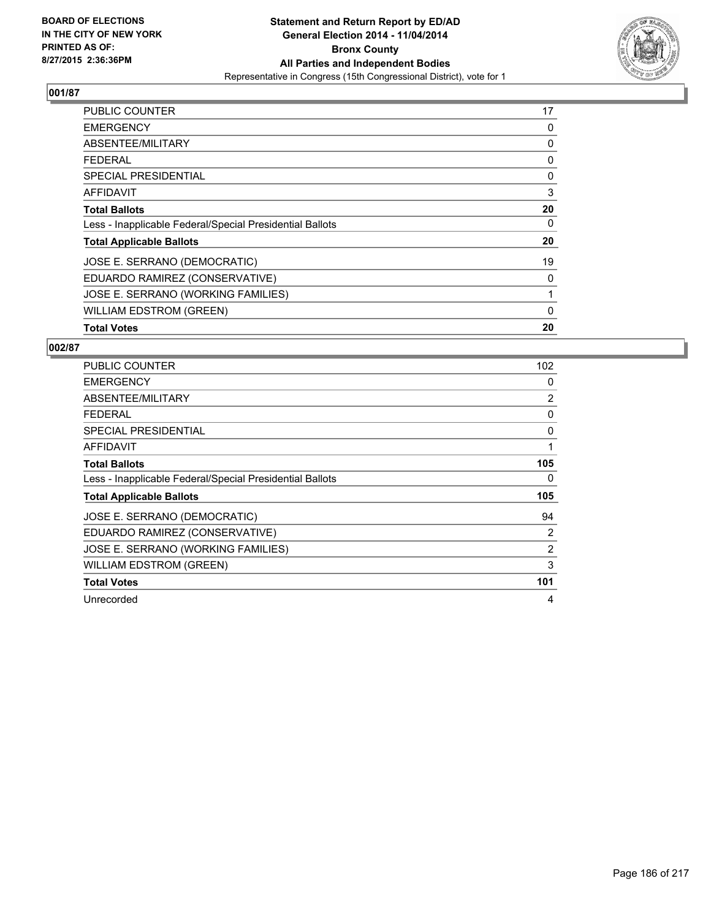**BOARD OF ELECTIONS IN THE CITY OF NEW YORK PRINTED AS OF: 8/27/2015 2:36:36PM**

**Statement and Return Report by ED/AD**
**General Election 2014 - 11/04/2014**
**Bronx County**
**All Parties and Independent Bodies**
Representative in Congress (15th Congressional District), vote for 1

### 001/87

| | |
|---|---|
| PUBLIC COUNTER | 17 |
| EMERGENCY | 0 |
| ABSENTEE/MILITARY | 0 |
| FEDERAL | 0 |
| SPECIAL PRESIDENTIAL | 0 |
| AFFIDAVIT | 3 |
| **Total Ballots** | **20** |
| Less - Inapplicable Federal/Special Presidential Ballots | 0 |
| **Total Applicable Ballots** | **20** |
| JOSE E. SERRANO (DEMOCRATIC) | 19 |
| EDUARDO RAMIREZ (CONSERVATIVE) | 0 |
| JOSE E. SERRANO (WORKING FAMILIES) | 1 |
| WILLIAM EDSTROM (GREEN) | 0 |
| **Total Votes** | **20** |

### 002/87

| | |
|---|---|
| PUBLIC COUNTER | 102 |
| EMERGENCY | 0 |
| ABSENTEE/MILITARY | 2 |
| FEDERAL | 0 |
| SPECIAL PRESIDENTIAL | 0 |
| AFFIDAVIT | 1 |
| **Total Ballots** | **105** |
| Less - Inapplicable Federal/Special Presidential Ballots | 0 |
| **Total Applicable Ballots** | **105** |
| JOSE E. SERRANO (DEMOCRATIC) | 94 |
| EDUARDO RAMIREZ (CONSERVATIVE) | 2 |
| JOSE E. SERRANO (WORKING FAMILIES) | 2 |
| WILLIAM EDSTROM (GREEN) | 3 |
| **Total Votes** | **101** |
| Unrecorded | 4 |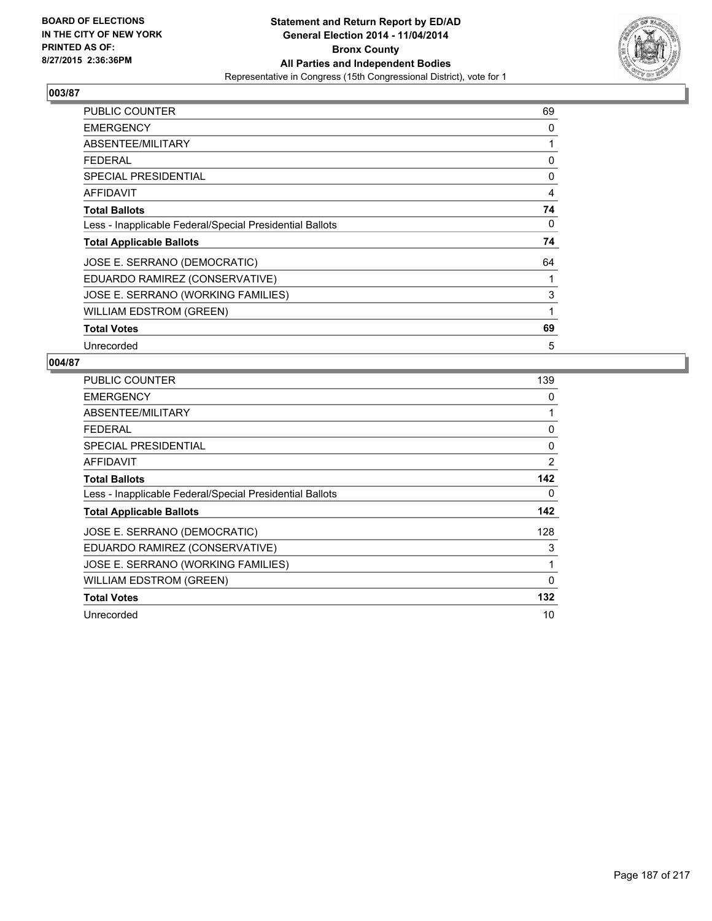**Statement and Return Report by ED/AD**
**General Election 2014 - 11/04/2014**
**Bronx County**
**All Parties and Independent Bodies**
Representative in Congress (15th Congressional District), vote for 1

BOARD OF ELECTIONS
IN THE CITY OF NEW YORK
PRINTED AS OF:
8/27/2015 2:36:36PM

## 003/87

| | |
|---|---|
| PUBLIC COUNTER | 69 |
| EMERGENCY | 0 |
| ABSENTEE/MILITARY | 1 |
| FEDERAL | 0 |
| SPECIAL PRESIDENTIAL | 0 |
| AFFIDAVIT | 4 |
| **Total Ballots** | **74** |
| Less - Inapplicable Federal/Special Presidential Ballots | 0 |
| **Total Applicable Ballots** | **74** |
| JOSE E. SERRANO (DEMOCRATIC) | 64 |
| EDUARDO RAMIREZ (CONSERVATIVE) | 1 |
| JOSE E. SERRANO (WORKING FAMILIES) | 3 |
| WILLIAM EDSTROM (GREEN) | 1 |
| **Total Votes** | **69** |
| Unrecorded | 5 |

## 004/87

| | |
|---|---|
| PUBLIC COUNTER | 139 |
| EMERGENCY | 0 |
| ABSENTEE/MILITARY | 1 |
| FEDERAL | 0 |
| SPECIAL PRESIDENTIAL | 0 |
| AFFIDAVIT | 2 |
| **Total Ballots** | **142** |
| Less - Inapplicable Federal/Special Presidential Ballots | 0 |
| **Total Applicable Ballots** | **142** |
| JOSE E. SERRANO (DEMOCRATIC) | 128 |
| EDUARDO RAMIREZ (CONSERVATIVE) | 3 |
| JOSE E. SERRANO (WORKING FAMILIES) | 1 |
| WILLIAM EDSTROM (GREEN) | 0 |
| **Total Votes** | **132** |
| Unrecorded | 10 |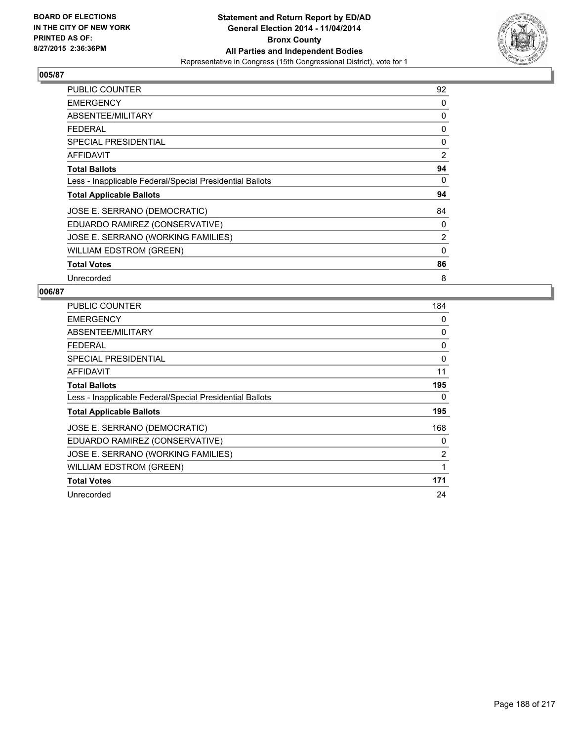**BOARD OF ELECTIONS IN THE CITY OF NEW YORK PRINTED AS OF: 8/27/2015 2:36:36PM**

**Statement and Return Report by ED/AD**
**General Election 2014 - 11/04/2014**
**Bronx County**
**All Parties and Independent Bodies**
Representative in Congress (15th Congressional District), vote for 1

## 005/87

| | |
|---|---|
| PUBLIC COUNTER | 92 |
| EMERGENCY | 0 |
| ABSENTEE/MILITARY | 0 |
| FEDERAL | 0 |
| SPECIAL PRESIDENTIAL | 0 |
| AFFIDAVIT | 2 |
| **Total Ballots** | **94** |
| Less - Inapplicable Federal/Special Presidential Ballots | 0 |
| **Total Applicable Ballots** | **94** |
| JOSE E. SERRANO (DEMOCRATIC) | 84 |
| EDUARDO RAMIREZ (CONSERVATIVE) | 0 |
| JOSE E. SERRANO (WORKING FAMILIES) | 2 |
| WILLIAM EDSTROM (GREEN) | 0 |
| **Total Votes** | **86** |
| Unrecorded | 8 |

## 006/87

| | |
|---|---|
| PUBLIC COUNTER | 184 |
| EMERGENCY | 0 |
| ABSENTEE/MILITARY | 0 |
| FEDERAL | 0 |
| SPECIAL PRESIDENTIAL | 0 |
| AFFIDAVIT | 11 |
| **Total Ballots** | **195** |
| Less - Inapplicable Federal/Special Presidential Ballots | 0 |
| **Total Applicable Ballots** | **195** |
| JOSE E. SERRANO (DEMOCRATIC) | 168 |
| EDUARDO RAMIREZ (CONSERVATIVE) | 0 |
| JOSE E. SERRANO (WORKING FAMILIES) | 2 |
| WILLIAM EDSTROM (GREEN) | 1 |
| **Total Votes** | **171** |
| Unrecorded | 24 |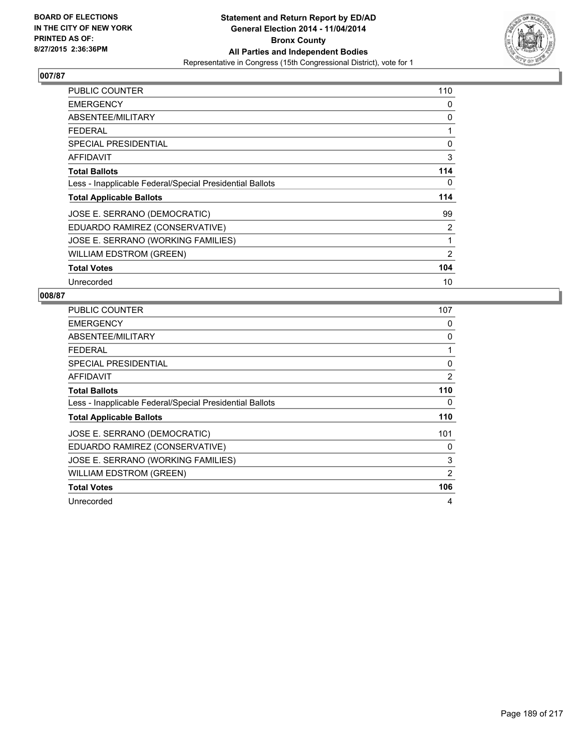**BOARD OF ELECTIONS IN THE CITY OF NEW YORK PRINTED AS OF: 8/27/2015 2:36:36PM**

**Statement and Return Report by ED/AD**
**General Election 2014 - 11/04/2014**
**Bronx County**
**All Parties and Independent Bodies**
Representative in Congress (15th Congressional District), vote for 1

## 007/87

| | |
|---|---|
| PUBLIC COUNTER | 110 |
| EMERGENCY | 0 |
| ABSENTEE/MILITARY | 0 |
| FEDERAL | 1 |
| SPECIAL PRESIDENTIAL | 0 |
| AFFIDAVIT | 3 |
| **Total Ballots** | **114** |
| Less - Inapplicable Federal/Special Presidential Ballots | 0 |
| **Total Applicable Ballots** | **114** |
| JOSE E. SERRANO (DEMOCRATIC) | 99 |
| EDUARDO RAMIREZ (CONSERVATIVE) | 2 |
| JOSE E. SERRANO (WORKING FAMILIES) | 1 |
| WILLIAM EDSTROM (GREEN) | 2 |
| **Total Votes** | **104** |
| Unrecorded | 10 |

## 008/87

| | |
|---|---|
| PUBLIC COUNTER | 107 |
| EMERGENCY | 0 |
| ABSENTEE/MILITARY | 0 |
| FEDERAL | 1 |
| SPECIAL PRESIDENTIAL | 0 |
| AFFIDAVIT | 2 |
| **Total Ballots** | **110** |
| Less - Inapplicable Federal/Special Presidential Ballots | 0 |
| **Total Applicable Ballots** | **110** |
| JOSE E. SERRANO (DEMOCRATIC) | 101 |
| EDUARDO RAMIREZ (CONSERVATIVE) | 0 |
| JOSE E. SERRANO (WORKING FAMILIES) | 3 |
| WILLIAM EDSTROM (GREEN) | 2 |
| **Total Votes** | **106** |
| Unrecorded | 4 |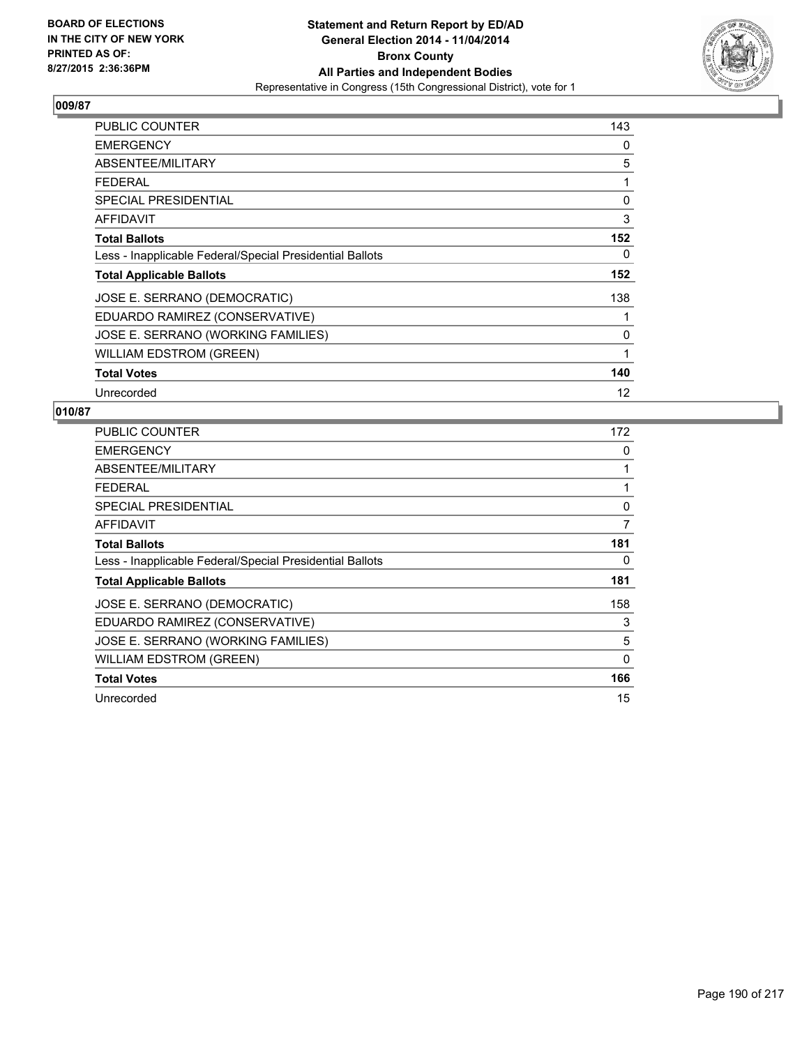BOARD OF ELECTIONS
IN THE CITY OF NEW YORK
PRINTED AS OF:
8/27/2015 2:36:36PM

**Statement and Return Report by ED/AD**
**General Election 2014 - 11/04/2014**
**Bronx County**
**All Parties and Independent Bodies**
Representative in Congress (15th Congressional District), vote for 1

## 009/87

| | |
|---|---|
| PUBLIC COUNTER | 143 |
| EMERGENCY | 0 |
| ABSENTEE/MILITARY | 5 |
| FEDERAL | 1 |
| SPECIAL PRESIDENTIAL | 0 |
| AFFIDAVIT | 3 |
| **Total Ballots** | **152** |
| Less - Inapplicable Federal/Special Presidential Ballots | 0 |
| **Total Applicable Ballots** | **152** |
| JOSE E. SERRANO (DEMOCRATIC) | 138 |
| EDUARDO RAMIREZ (CONSERVATIVE) | 1 |
| JOSE E. SERRANO (WORKING FAMILIES) | 0 |
| WILLIAM EDSTROM (GREEN) | 1 |
| **Total Votes** | **140** |
| Unrecorded | 12 |

## 010/87

| | |
|---|---|
| PUBLIC COUNTER | 172 |
| EMERGENCY | 0 |
| ABSENTEE/MILITARY | 1 |
| FEDERAL | 1 |
| SPECIAL PRESIDENTIAL | 0 |
| AFFIDAVIT | 7 |
| **Total Ballots** | **181** |
| Less - Inapplicable Federal/Special Presidential Ballots | 0 |
| **Total Applicable Ballots** | **181** |
| JOSE E. SERRANO (DEMOCRATIC) | 158 |
| EDUARDO RAMIREZ (CONSERVATIVE) | 3 |
| JOSE E. SERRANO (WORKING FAMILIES) | 5 |
| WILLIAM EDSTROM (GREEN) | 0 |
| **Total Votes** | **166** |
| Unrecorded | 15 |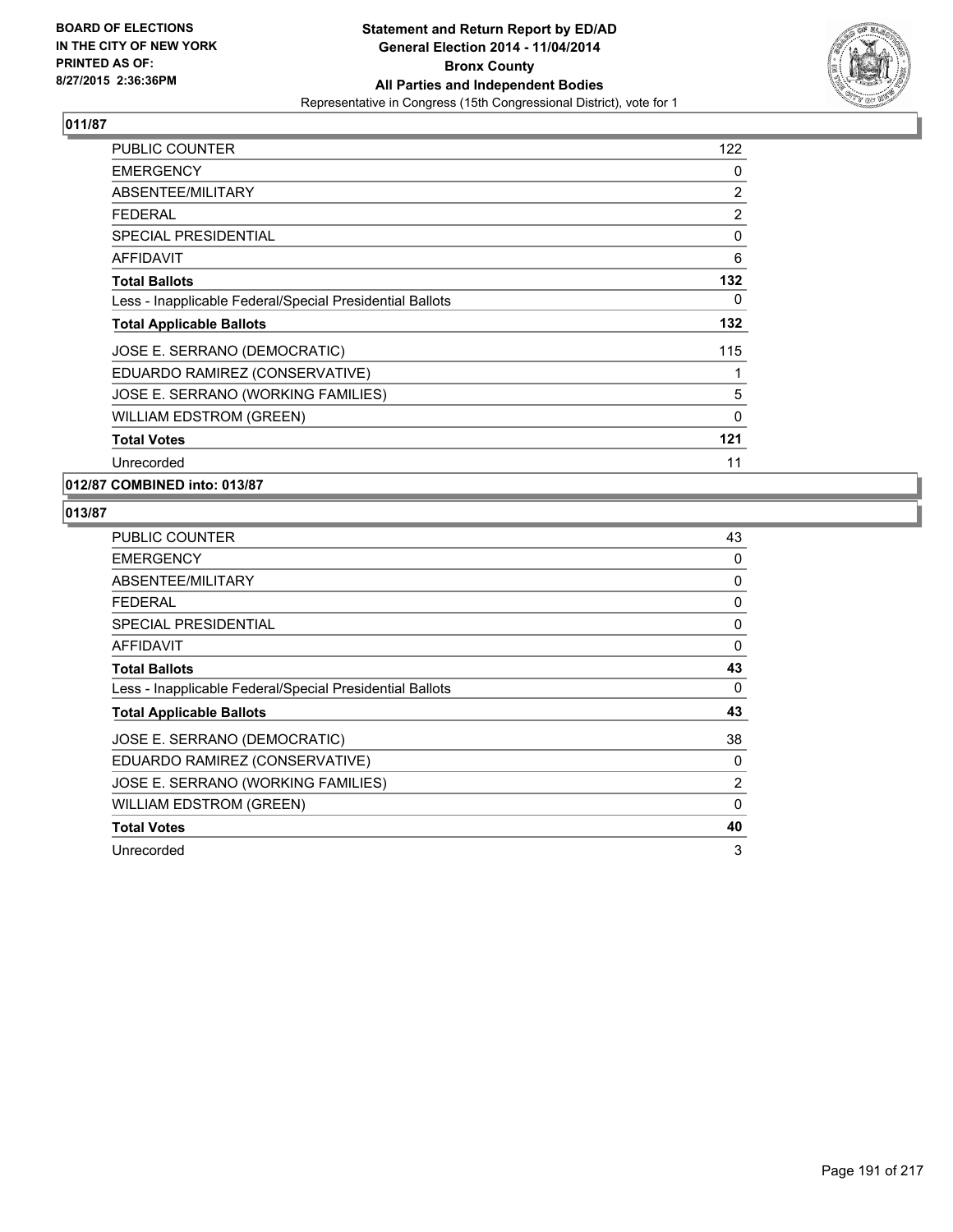**BOARD OF ELECTIONS IN THE CITY OF NEW YORK PRINTED AS OF: 8/27/2015 2:36:36PM**

**Statement and Return Report by ED/AD**
**General Election 2014 - 11/04/2014**
**Bronx County**
**All Parties and Independent Bodies**
Representative in Congress (15th Congressional District), vote for 1

### 011/87

| | |
|---|---|
| PUBLIC COUNTER | 122 |
| EMERGENCY | 0 |
| ABSENTEE/MILITARY | 2 |
| FEDERAL | 2 |
| SPECIAL PRESIDENTIAL | 0 |
| AFFIDAVIT | 6 |
| **Total Ballots** | **132** |
| Less - Inapplicable Federal/Special Presidential Ballots | 0 |
| **Total Applicable Ballots** | **132** |
| JOSE E. SERRANO (DEMOCRATIC) | 115 |
| EDUARDO RAMIREZ (CONSERVATIVE) | 1 |
| JOSE E. SERRANO (WORKING FAMILIES) | 5 |
| WILLIAM EDSTROM (GREEN) | 0 |
| **Total Votes** | **121** |
| Unrecorded | 11 |

### 012/87 COMBINED into: 013/87

### 013/87

| | |
|---|---|
| PUBLIC COUNTER | 43 |
| EMERGENCY | 0 |
| ABSENTEE/MILITARY | 0 |
| FEDERAL | 0 |
| SPECIAL PRESIDENTIAL | 0 |
| AFFIDAVIT | 0 |
| **Total Ballots** | **43** |
| Less - Inapplicable Federal/Special Presidential Ballots | 0 |
| **Total Applicable Ballots** | **43** |
| JOSE E. SERRANO (DEMOCRATIC) | 38 |
| EDUARDO RAMIREZ (CONSERVATIVE) | 0 |
| JOSE E. SERRANO (WORKING FAMILIES) | 2 |
| WILLIAM EDSTROM (GREEN) | 0 |
| **Total Votes** | **40** |
| Unrecorded | 3 |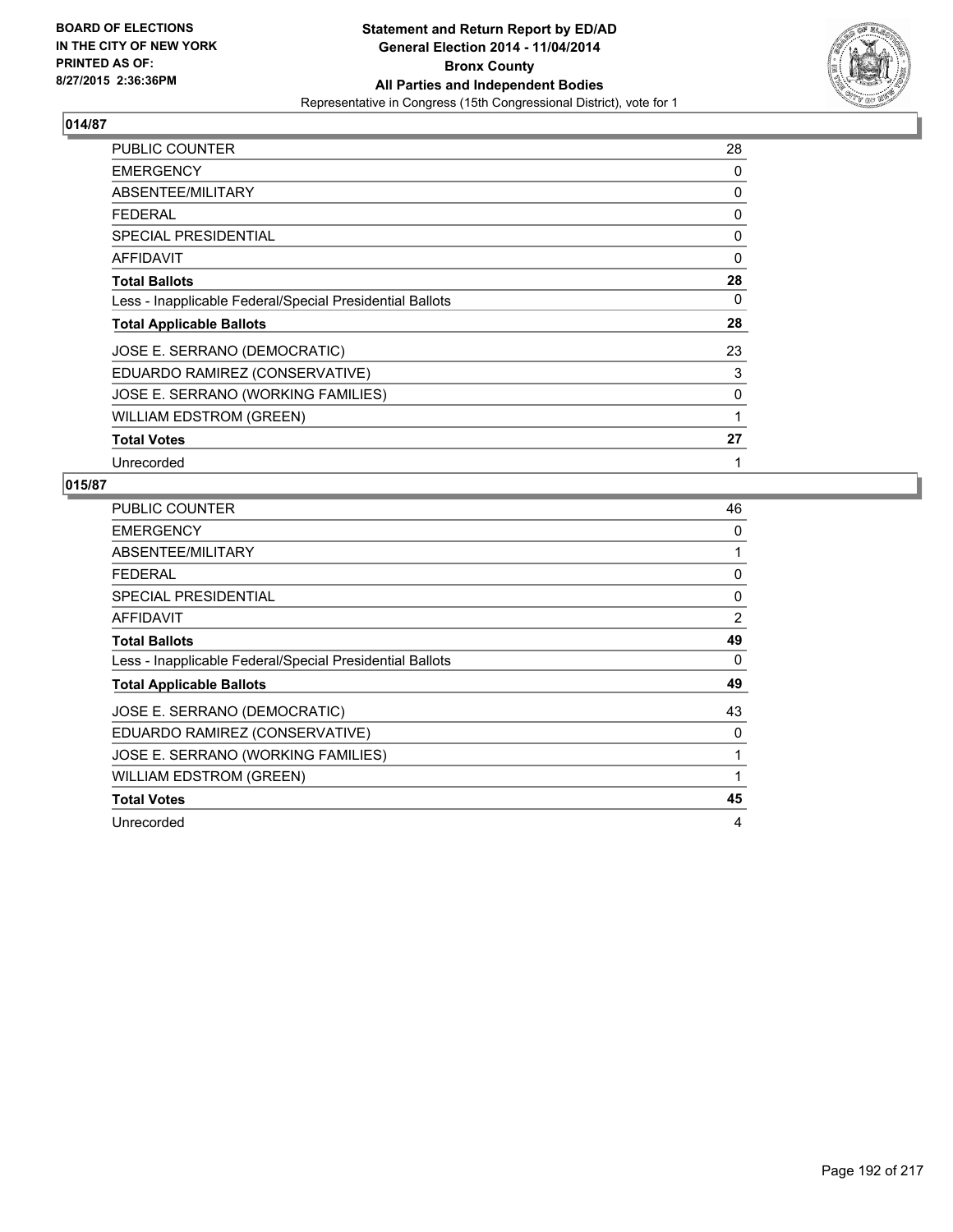BOARD OF ELECTIONS
IN THE CITY OF NEW YORK
PRINTED AS OF:
8/27/2015 2:36:36PM

**Statement and Return Report by ED/AD**
**General Election 2014 - 11/04/2014**
**Bronx County**
**All Parties and Independent Bodies**
Representative in Congress (15th Congressional District), vote for 1

## 014/87

| | |
|---|---|
| PUBLIC COUNTER | 28 |
| EMERGENCY | 0 |
| ABSENTEE/MILITARY | 0 |
| FEDERAL | 0 |
| SPECIAL PRESIDENTIAL | 0 |
| AFFIDAVIT | 0 |
| **Total Ballots** | **28** |
| Less - Inapplicable Federal/Special Presidential Ballots | 0 |
| **Total Applicable Ballots** | **28** |
| JOSE E. SERRANO (DEMOCRATIC) | 23 |
| EDUARDO RAMIREZ (CONSERVATIVE) | 3 |
| JOSE E. SERRANO (WORKING FAMILIES) | 0 |
| WILLIAM EDSTROM (GREEN) | 1 |
| **Total Votes** | **27** |
| Unrecorded | 1 |

## 015/87

| | |
|---|---|
| PUBLIC COUNTER | 46 |
| EMERGENCY | 0 |
| ABSENTEE/MILITARY | 1 |
| FEDERAL | 0 |
| SPECIAL PRESIDENTIAL | 0 |
| AFFIDAVIT | 2 |
| **Total Ballots** | **49** |
| Less - Inapplicable Federal/Special Presidential Ballots | 0 |
| **Total Applicable Ballots** | **49** |
| JOSE E. SERRANO (DEMOCRATIC) | 43 |
| EDUARDO RAMIREZ (CONSERVATIVE) | 0 |
| JOSE E. SERRANO (WORKING FAMILIES) | 1 |
| WILLIAM EDSTROM (GREEN) | 1 |
| **Total Votes** | **45** |
| Unrecorded | 4 |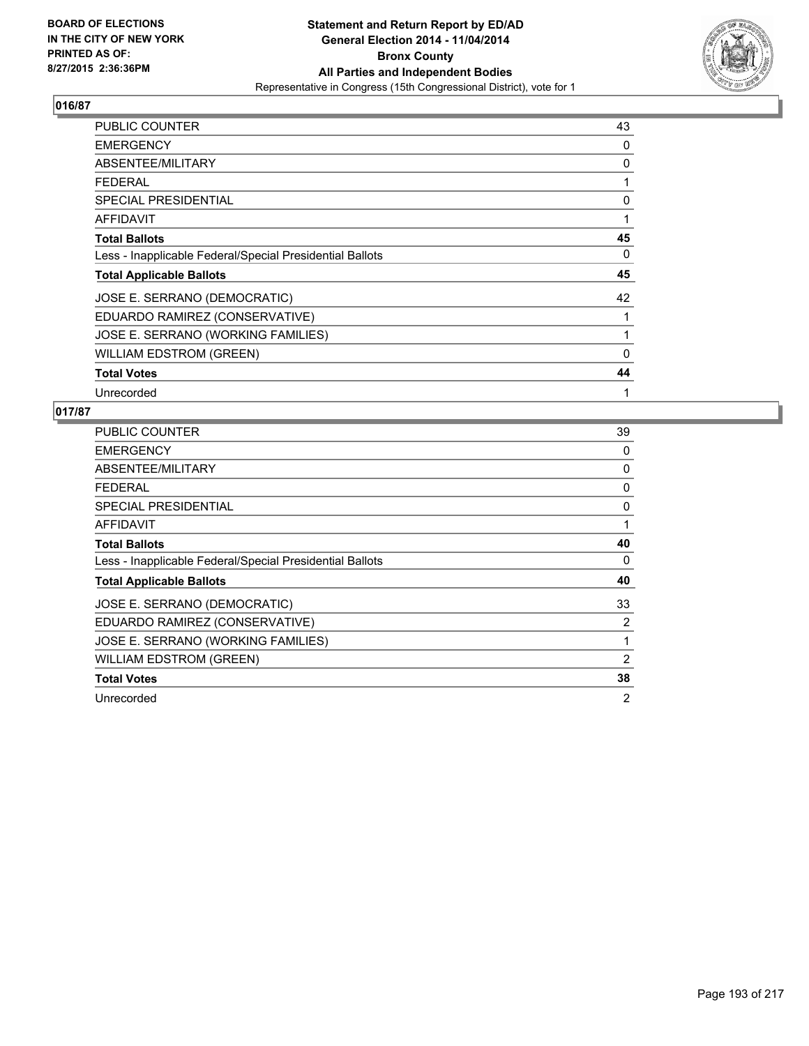BOARD OF ELECTIONS
IN THE CITY OF NEW YORK
PRINTED AS OF:
8/27/2015 2:36:36PM

**Statement and Return Report by ED/AD**
**General Election 2014 - 11/04/2014**
**Bronx County**
**All Parties and Independent Bodies**
Representative in Congress (15th Congressional District), vote for 1

## 016/87

| | |
|---|---|
| PUBLIC COUNTER | 43 |
| EMERGENCY | 0 |
| ABSENTEE/MILITARY | 0 |
| FEDERAL | 1 |
| SPECIAL PRESIDENTIAL | 0 |
| AFFIDAVIT | 1 |
| **Total Ballots** | **45** |
| Less - Inapplicable Federal/Special Presidential Ballots | 0 |
| **Total Applicable Ballots** | **45** |
| JOSE E. SERRANO (DEMOCRATIC) | 42 |
| EDUARDO RAMIREZ (CONSERVATIVE) | 1 |
| JOSE E. SERRANO (WORKING FAMILIES) | 1 |
| WILLIAM EDSTROM (GREEN) | 0 |
| **Total Votes** | **44** |
| Unrecorded | 1 |

## 017/87

| | |
|---|---|
| PUBLIC COUNTER | 39 |
| EMERGENCY | 0 |
| ABSENTEE/MILITARY | 0 |
| FEDERAL | 0 |
| SPECIAL PRESIDENTIAL | 0 |
| AFFIDAVIT | 1 |
| **Total Ballots** | **40** |
| Less - Inapplicable Federal/Special Presidential Ballots | 0 |
| **Total Applicable Ballots** | **40** |
| JOSE E. SERRANO (DEMOCRATIC) | 33 |
| EDUARDO RAMIREZ (CONSERVATIVE) | 2 |
| JOSE E. SERRANO (WORKING FAMILIES) | 1 |
| WILLIAM EDSTROM (GREEN) | 2 |
| **Total Votes** | **38** |
| Unrecorded | 2 |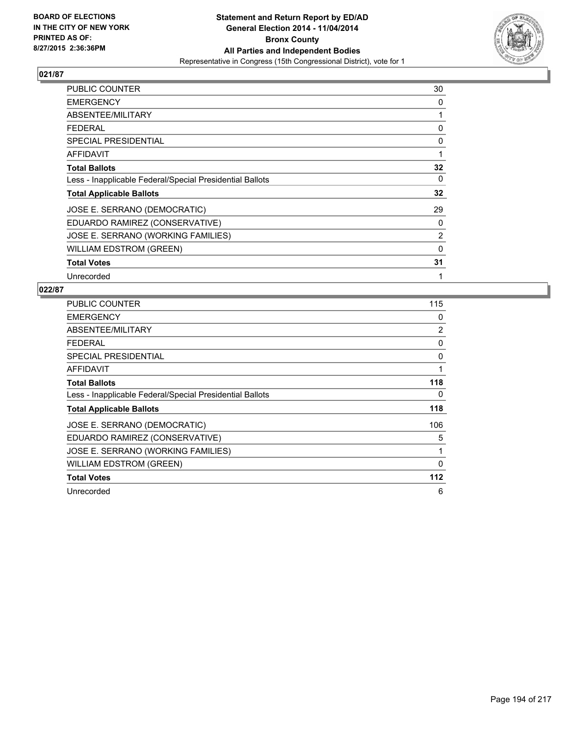**BOARD OF ELECTIONS IN THE CITY OF NEW YORK PRINTED AS OF: 8/27/2015 2:36:36PM**

**Statement and Return Report by ED/AD**
**General Election 2014 - 11/04/2014**
**Bronx County**
**All Parties and Independent Bodies**
Representative in Congress (15th Congressional District), vote for 1

## 021/87

| | |
|---|---|
| PUBLIC COUNTER | 30 |
| EMERGENCY | 0 |
| ABSENTEE/MILITARY | 1 |
| FEDERAL | 0 |
| SPECIAL PRESIDENTIAL | 0 |
| AFFIDAVIT | 1 |
| **Total Ballots** | **32** |
| Less - Inapplicable Federal/Special Presidential Ballots | 0 |
| **Total Applicable Ballots** | **32** |
| JOSE E. SERRANO (DEMOCRATIC) | 29 |
| EDUARDO RAMIREZ (CONSERVATIVE) | 0 |
| JOSE E. SERRANO (WORKING FAMILIES) | 2 |
| WILLIAM EDSTROM (GREEN) | 0 |
| **Total Votes** | **31** |
| Unrecorded | 1 |

## 022/87

| | |
|---|---|
| PUBLIC COUNTER | 115 |
| EMERGENCY | 0 |
| ABSENTEE/MILITARY | 2 |
| FEDERAL | 0 |
| SPECIAL PRESIDENTIAL | 0 |
| AFFIDAVIT | 1 |
| **Total Ballots** | **118** |
| Less - Inapplicable Federal/Special Presidential Ballots | 0 |
| **Total Applicable Ballots** | **118** |
| JOSE E. SERRANO (DEMOCRATIC) | 106 |
| EDUARDO RAMIREZ (CONSERVATIVE) | 5 |
| JOSE E. SERRANO (WORKING FAMILIES) | 1 |
| WILLIAM EDSTROM (GREEN) | 0 |
| **Total Votes** | **112** |
| Unrecorded | 6 |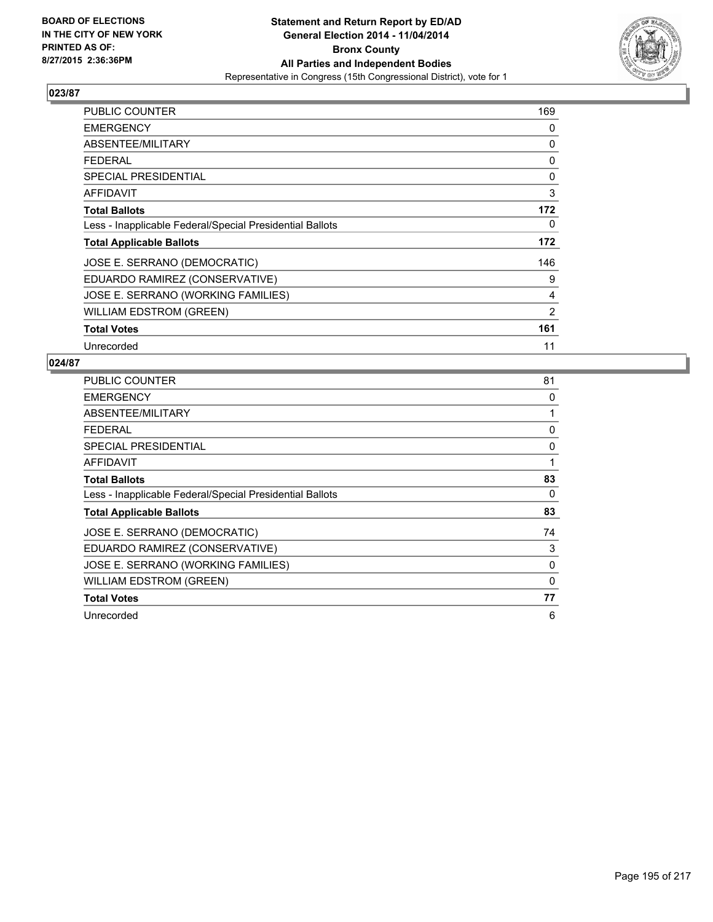## 023/87

| | |
|---|---|
| PUBLIC COUNTER | 169 |
| EMERGENCY | 0 |
| ABSENTEE/MILITARY | 0 |
| FEDERAL | 0 |
| SPECIAL PRESIDENTIAL | 0 |
| AFFIDAVIT | 3 |
| **Total Ballots** | **172** |
| Less - Inapplicable Federal/Special Presidential Ballots | 0 |
| **Total Applicable Ballots** | **172** |
| JOSE E. SERRANO (DEMOCRATIC) | 146 |
| EDUARDO RAMIREZ (CONSERVATIVE) | 9 |
| JOSE E. SERRANO (WORKING FAMILIES) | 4 |
| WILLIAM EDSTROM (GREEN) | 2 |
| **Total Votes** | **161** |
| Unrecorded | 11 |

## 024/87

| | |
|---|---|
| PUBLIC COUNTER | 81 |
| EMERGENCY | 0 |
| ABSENTEE/MILITARY | 1 |
| FEDERAL | 0 |
| SPECIAL PRESIDENTIAL | 0 |
| AFFIDAVIT | 1 |
| **Total Ballots** | **83** |
| Less - Inapplicable Federal/Special Presidential Ballots | 0 |
| **Total Applicable Ballots** | **83** |
| JOSE E. SERRANO (DEMOCRATIC) | 74 |
| EDUARDO RAMIREZ (CONSERVATIVE) | 3 |
| JOSE E. SERRANO (WORKING FAMILIES) | 0 |
| WILLIAM EDSTROM (GREEN) | 0 |
| **Total Votes** | **77** |
| Unrecorded | 6 |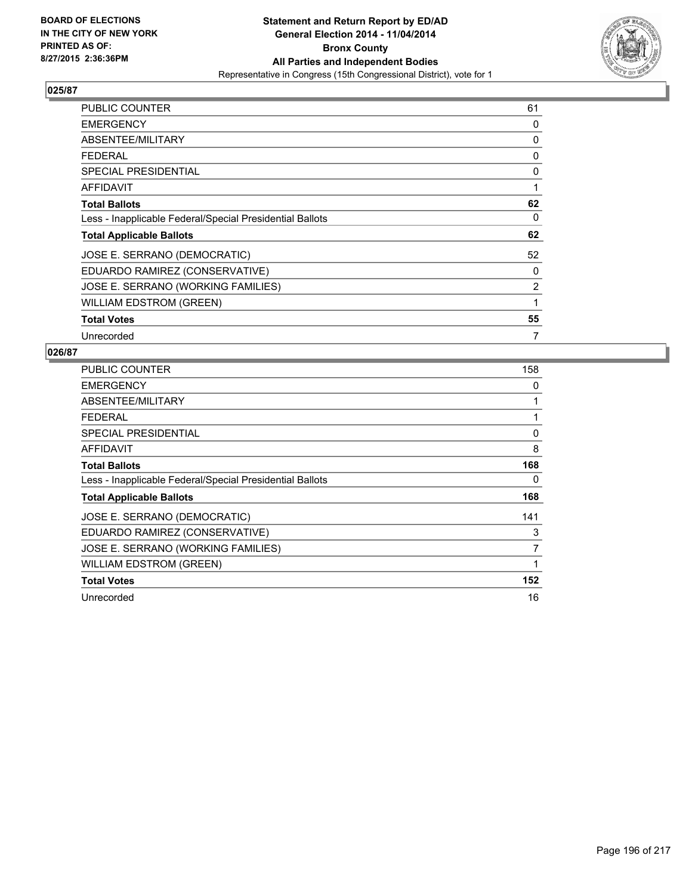BOARD OF ELECTIONS
IN THE CITY OF NEW YORK
PRINTED AS OF:
8/27/2015 2:36:36PM

**Statement and Return Report by ED/AD**
**General Election 2014 - 11/04/2014**
**Bronx County**
**All Parties and Independent Bodies**
Representative in Congress (15th Congressional District), vote for 1

## 025/87

| | |
|---|---|
| PUBLIC COUNTER | 61 |
| EMERGENCY | 0 |
| ABSENTEE/MILITARY | 0 |
| FEDERAL | 0 |
| SPECIAL PRESIDENTIAL | 0 |
| AFFIDAVIT | 1 |
| **Total Ballots** | **62** |
| Less - Inapplicable Federal/Special Presidential Ballots | 0 |
| **Total Applicable Ballots** | **62** |
| JOSE E. SERRANO (DEMOCRATIC) | 52 |
| EDUARDO RAMIREZ (CONSERVATIVE) | 0 |
| JOSE E. SERRANO (WORKING FAMILIES) | 2 |
| WILLIAM EDSTROM (GREEN) | 1 |
| **Total Votes** | **55** |
| Unrecorded | 7 |

## 026/87

| | |
|---|---|
| PUBLIC COUNTER | 158 |
| EMERGENCY | 0 |
| ABSENTEE/MILITARY | 1 |
| FEDERAL | 1 |
| SPECIAL PRESIDENTIAL | 0 |
| AFFIDAVIT | 8 |
| **Total Ballots** | **168** |
| Less - Inapplicable Federal/Special Presidential Ballots | 0 |
| **Total Applicable Ballots** | **168** |
| JOSE E. SERRANO (DEMOCRATIC) | 141 |
| EDUARDO RAMIREZ (CONSERVATIVE) | 3 |
| JOSE E. SERRANO (WORKING FAMILIES) | 7 |
| WILLIAM EDSTROM (GREEN) | 1 |
| **Total Votes** | **152** |
| Unrecorded | 16 |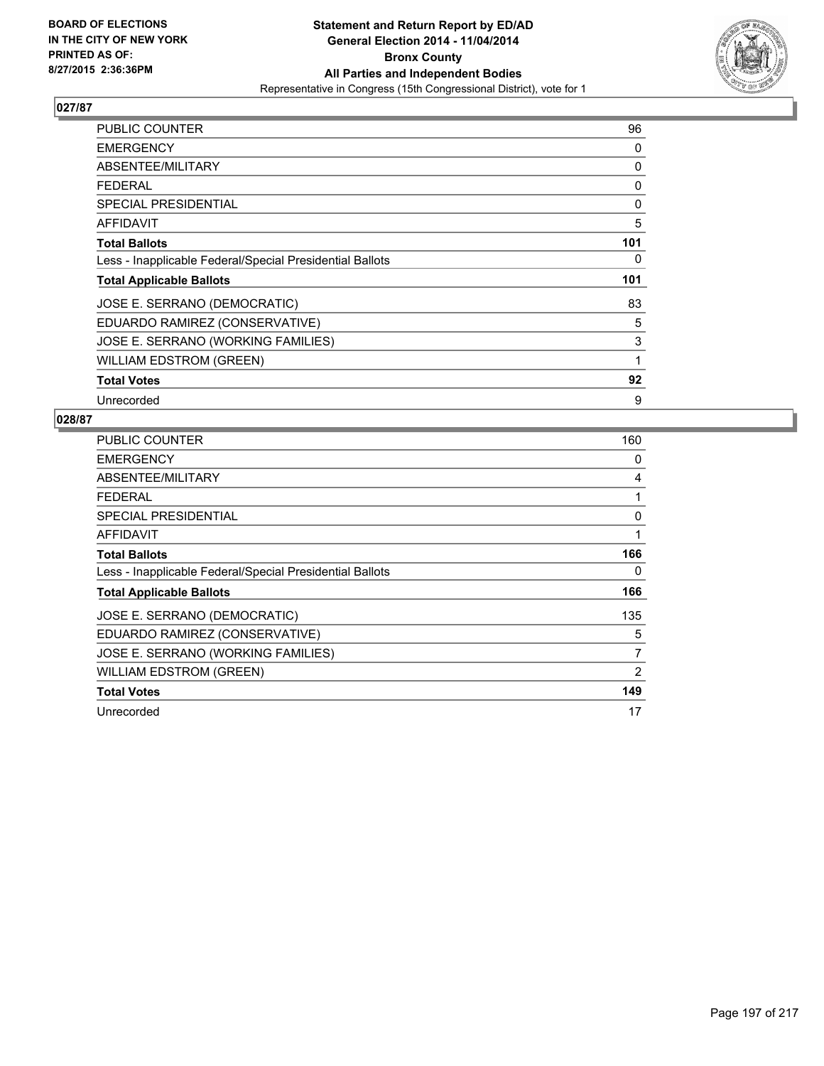**BOARD OF ELECTIONS IN THE CITY OF NEW YORK PRINTED AS OF: 8/27/2015 2:36:36PM**

**Statement and Return Report by ED/AD General Election 2014 - 11/04/2014 Bronx County All Parties and Independent Bodies**
Representative in Congress (15th Congressional District), vote for 1

## 027/87

| | |
|---|---|
| PUBLIC COUNTER | 96 |
| EMERGENCY | 0 |
| ABSENTEE/MILITARY | 0 |
| FEDERAL | 0 |
| SPECIAL PRESIDENTIAL | 0 |
| AFFIDAVIT | 5 |
| **Total Ballots** | **101** |
| Less - Inapplicable Federal/Special Presidential Ballots | 0 |
| **Total Applicable Ballots** | **101** |
| JOSE E. SERRANO (DEMOCRATIC) | 83 |
| EDUARDO RAMIREZ (CONSERVATIVE) | 5 |
| JOSE E. SERRANO (WORKING FAMILIES) | 3 |
| WILLIAM EDSTROM (GREEN) | 1 |
| **Total Votes** | **92** |
| Unrecorded | 9 |

## 028/87

| | |
|---|---|
| PUBLIC COUNTER | 160 |
| EMERGENCY | 0 |
| ABSENTEE/MILITARY | 4 |
| FEDERAL | 1 |
| SPECIAL PRESIDENTIAL | 0 |
| AFFIDAVIT | 1 |
| **Total Ballots** | **166** |
| Less - Inapplicable Federal/Special Presidential Ballots | 0 |
| **Total Applicable Ballots** | **166** |
| JOSE E. SERRANO (DEMOCRATIC) | 135 |
| EDUARDO RAMIREZ (CONSERVATIVE) | 5 |
| JOSE E. SERRANO (WORKING FAMILIES) | 7 |
| WILLIAM EDSTROM (GREEN) | 2 |
| **Total Votes** | **149** |
| Unrecorded | 17 |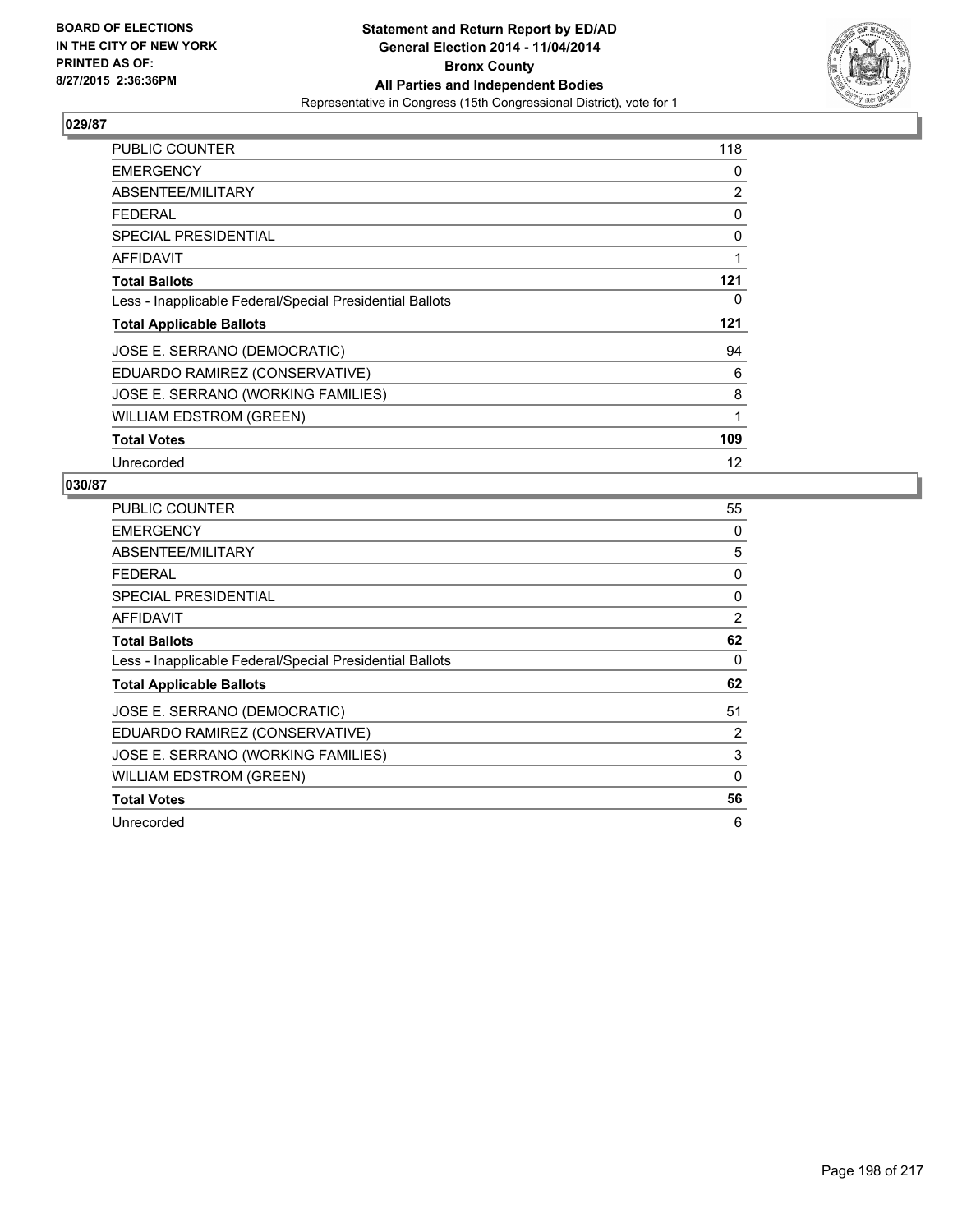BOARD OF ELECTIONS
IN THE CITY OF NEW YORK
PRINTED AS OF:
8/27/2015 2:36:36PM

**Statement and Return Report by ED/AD**
**General Election 2014 - 11/04/2014**
**Bronx County**
**All Parties and Independent Bodies**
Representative in Congress (15th Congressional District), vote for 1

## 029/87

| | |
|---|---|
| PUBLIC COUNTER | 118 |
| EMERGENCY | 0 |
| ABSENTEE/MILITARY | 2 |
| FEDERAL | 0 |
| SPECIAL PRESIDENTIAL | 0 |
| AFFIDAVIT | 1 |
| **Total Ballots** | **121** |
| Less - Inapplicable Federal/Special Presidential Ballots | 0 |
| **Total Applicable Ballots** | **121** |
| JOSE E. SERRANO (DEMOCRATIC) | 94 |
| EDUARDO RAMIREZ (CONSERVATIVE) | 6 |
| JOSE E. SERRANO (WORKING FAMILIES) | 8 |
| WILLIAM EDSTROM (GREEN) | 1 |
| **Total Votes** | **109** |
| Unrecorded | 12 |

## 030/87

| | |
|---|---|
| PUBLIC COUNTER | 55 |
| EMERGENCY | 0 |
| ABSENTEE/MILITARY | 5 |
| FEDERAL | 0 |
| SPECIAL PRESIDENTIAL | 0 |
| AFFIDAVIT | 2 |
| **Total Ballots** | **62** |
| Less - Inapplicable Federal/Special Presidential Ballots | 0 |
| **Total Applicable Ballots** | **62** |
| JOSE E. SERRANO (DEMOCRATIC) | 51 |
| EDUARDO RAMIREZ (CONSERVATIVE) | 2 |
| JOSE E. SERRANO (WORKING FAMILIES) | 3 |
| WILLIAM EDSTROM (GREEN) | 0 |
| **Total Votes** | **56** |
| Unrecorded | 6 |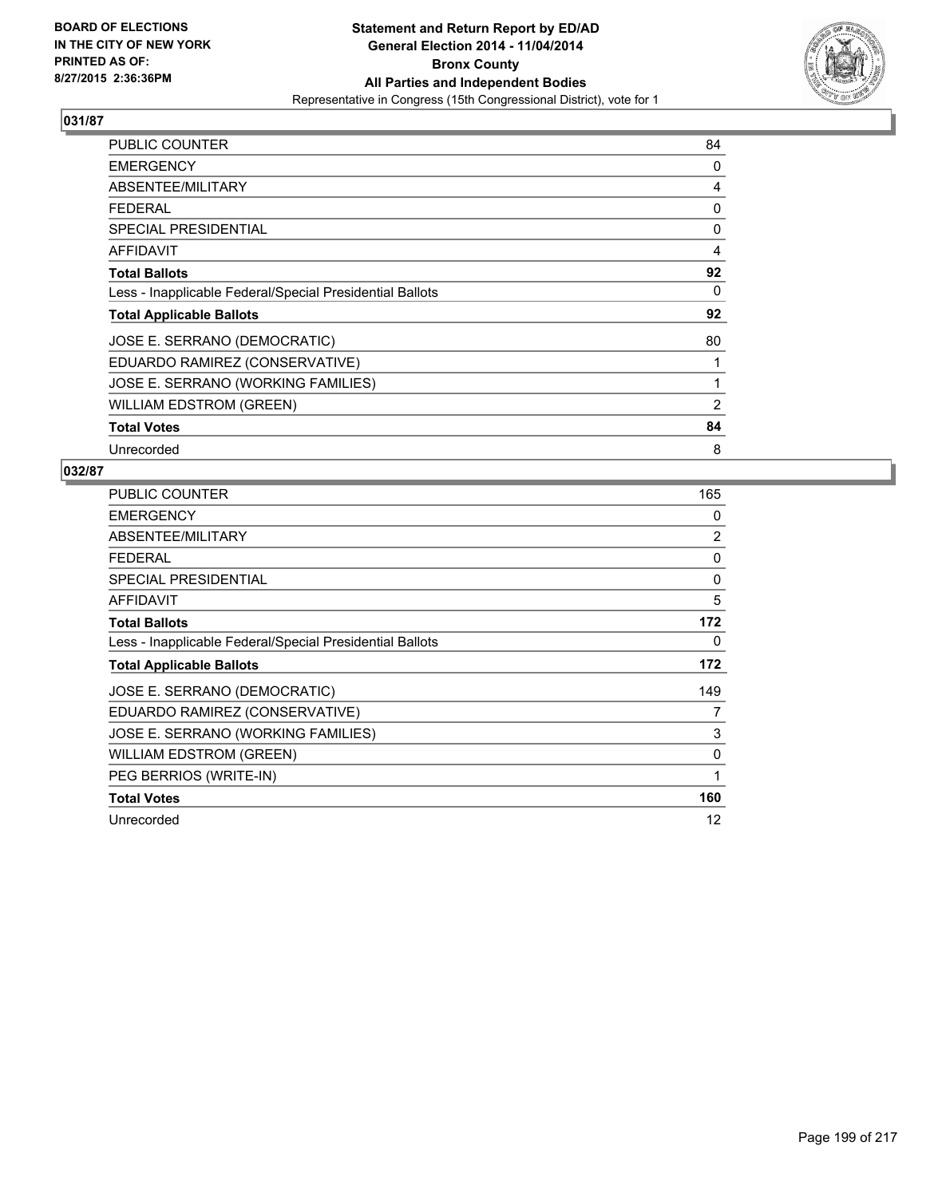BOARD OF ELECTIONS
IN THE CITY OF NEW YORK
PRINTED AS OF:
8/27/2015 2:36:36PM

**Statement and Return Report by ED/AD**
**General Election 2014 - 11/04/2014**
**Bronx County**
**All Parties and Independent Bodies**
Representative in Congress (15th Congressional District), vote for 1

## 031/87

| | |
|---|---|
| PUBLIC COUNTER | 84 |
| EMERGENCY | 0 |
| ABSENTEE/MILITARY | 4 |
| FEDERAL | 0 |
| SPECIAL PRESIDENTIAL | 0 |
| AFFIDAVIT | 4 |
| **Total Ballots** | **92** |
| Less - Inapplicable Federal/Special Presidential Ballots | 0 |
| **Total Applicable Ballots** | **92** |
| JOSE E. SERRANO (DEMOCRATIC) | 80 |
| EDUARDO RAMIREZ (CONSERVATIVE) | 1 |
| JOSE E. SERRANO (WORKING FAMILIES) | 1 |
| WILLIAM EDSTROM (GREEN) | 2 |
| **Total Votes** | **84** |
| Unrecorded | 8 |

## 032/87

| | |
|---|---|
| PUBLIC COUNTER | 165 |
| EMERGENCY | 0 |
| ABSENTEE/MILITARY | 2 |
| FEDERAL | 0 |
| SPECIAL PRESIDENTIAL | 0 |
| AFFIDAVIT | 5 |
| **Total Ballots** | **172** |
| Less - Inapplicable Federal/Special Presidential Ballots | 0 |
| **Total Applicable Ballots** | **172** |
| JOSE E. SERRANO (DEMOCRATIC) | 149 |
| EDUARDO RAMIREZ (CONSERVATIVE) | 7 |
| JOSE E. SERRANO (WORKING FAMILIES) | 3 |
| WILLIAM EDSTROM (GREEN) | 0 |
| PEG BERRIOS (WRITE-IN) | 1 |
| **Total Votes** | **160** |
| Unrecorded | 12 |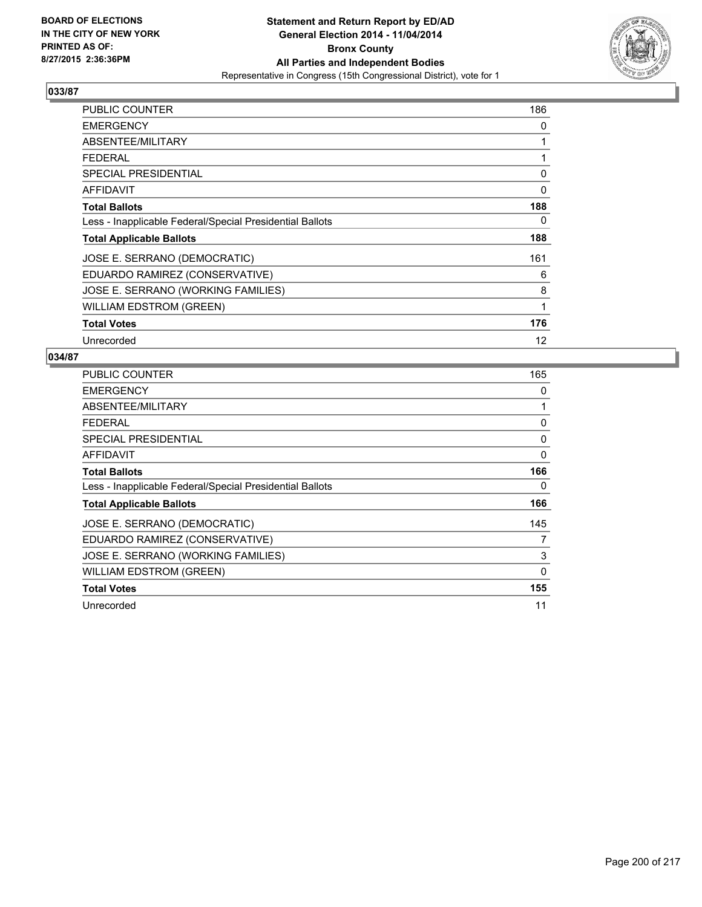BOARD OF ELECTIONS
IN THE CITY OF NEW YORK
PRINTED AS OF:
8/27/2015 2:36:36PM

**Statement and Return Report by ED/AD**
**General Election 2014 - 11/04/2014**
**Bronx County**
**All Parties and Independent Bodies**
Representative in Congress (15th Congressional District), vote for 1

### 033/87

| | |
|---|---|
| PUBLIC COUNTER | 186 |
| EMERGENCY | 0 |
| ABSENTEE/MILITARY | 1 |
| FEDERAL | 1 |
| SPECIAL PRESIDENTIAL | 0 |
| AFFIDAVIT | 0 |
| **Total Ballots** | **188** |
| Less - Inapplicable Federal/Special Presidential Ballots | 0 |
| **Total Applicable Ballots** | **188** |
| JOSE E. SERRANO (DEMOCRATIC) | 161 |
| EDUARDO RAMIREZ (CONSERVATIVE) | 6 |
| JOSE E. SERRANO (WORKING FAMILIES) | 8 |
| WILLIAM EDSTROM (GREEN) | 1 |
| **Total Votes** | **176** |
| Unrecorded | 12 |

### 034/87

| | |
|---|---|
| PUBLIC COUNTER | 165 |
| EMERGENCY | 0 |
| ABSENTEE/MILITARY | 1 |
| FEDERAL | 0 |
| SPECIAL PRESIDENTIAL | 0 |
| AFFIDAVIT | 0 |
| **Total Ballots** | **166** |
| Less - Inapplicable Federal/Special Presidential Ballots | 0 |
| **Total Applicable Ballots** | **166** |
| JOSE E. SERRANO (DEMOCRATIC) | 145 |
| EDUARDO RAMIREZ (CONSERVATIVE) | 7 |
| JOSE E. SERRANO (WORKING FAMILIES) | 3 |
| WILLIAM EDSTROM (GREEN) | 0 |
| **Total Votes** | **155** |
| Unrecorded | 11 |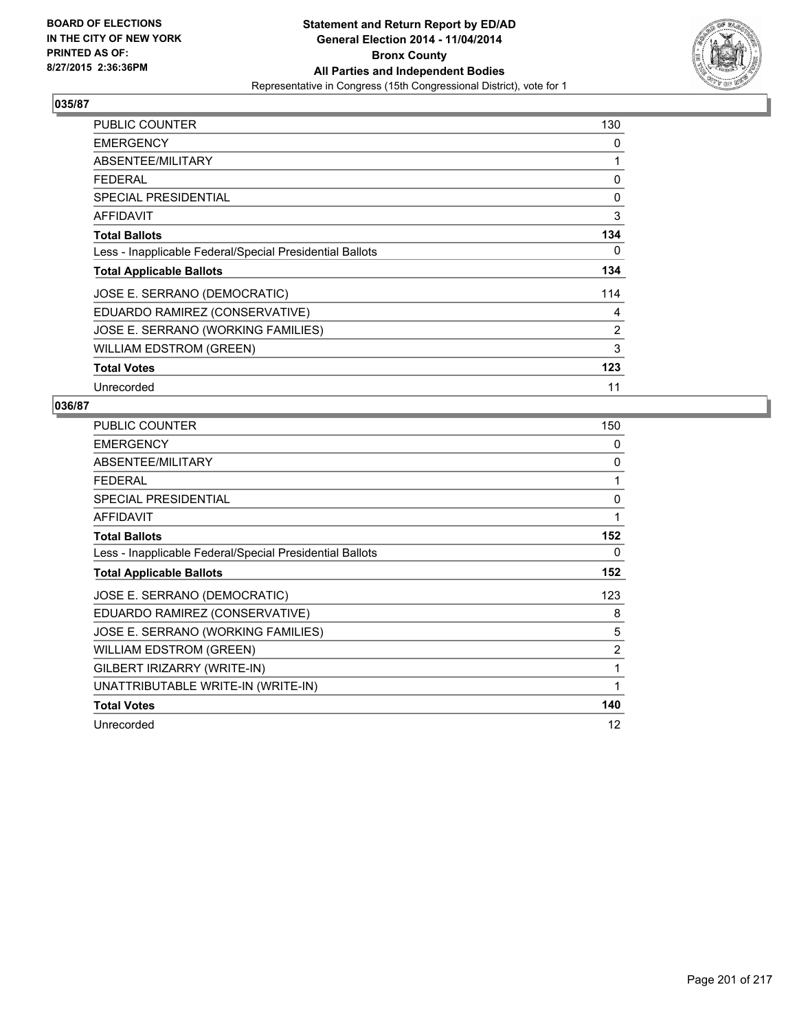BOARD OF ELECTIONS
IN THE CITY OF NEW YORK
PRINTED AS OF:
8/27/2015 2:36:36PM

**Statement and Return Report by ED/AD**
**General Election 2014 - 11/04/2014**
**Bronx County**
**All Parties and Independent Bodies**
Representative in Congress (15th Congressional District), vote for 1

### 035/87

| | |
|---|---|
| PUBLIC COUNTER | 130 |
| EMERGENCY | 0 |
| ABSENTEE/MILITARY | 1 |
| FEDERAL | 0 |
| SPECIAL PRESIDENTIAL | 0 |
| AFFIDAVIT | 3 |
| **Total Ballots** | **134** |
| Less - Inapplicable Federal/Special Presidential Ballots | 0 |
| **Total Applicable Ballots** | **134** |
| JOSE E. SERRANO (DEMOCRATIC) | 114 |
| EDUARDO RAMIREZ (CONSERVATIVE) | 4 |
| JOSE E. SERRANO (WORKING FAMILIES) | 2 |
| WILLIAM EDSTROM (GREEN) | 3 |
| **Total Votes** | **123** |
| Unrecorded | 11 |

### 036/87

| | |
|---|---|
| PUBLIC COUNTER | 150 |
| EMERGENCY | 0 |
| ABSENTEE/MILITARY | 0 |
| FEDERAL | 1 |
| SPECIAL PRESIDENTIAL | 0 |
| AFFIDAVIT | 1 |
| **Total Ballots** | **152** |
| Less - Inapplicable Federal/Special Presidential Ballots | 0 |
| **Total Applicable Ballots** | **152** |
| JOSE E. SERRANO (DEMOCRATIC) | 123 |
| EDUARDO RAMIREZ (CONSERVATIVE) | 8 |
| JOSE E. SERRANO (WORKING FAMILIES) | 5 |
| WILLIAM EDSTROM (GREEN) | 2 |
| GILBERT IRIZARRY (WRITE-IN) | 1 |
| UNATTRIBUTABLE WRITE-IN (WRITE-IN) | 1 |
| **Total Votes** | **140** |
| Unrecorded | 12 |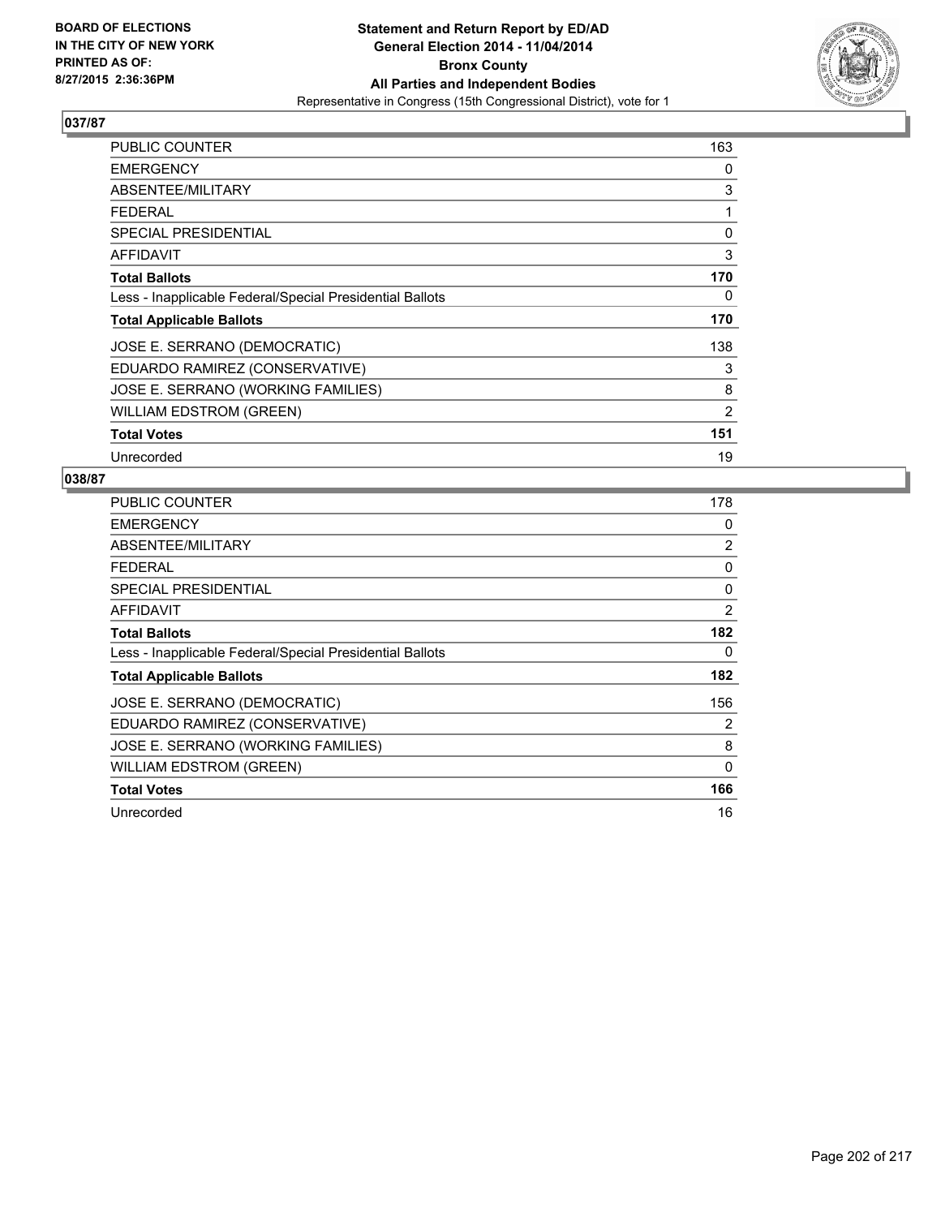BOARD OF ELECTIONS
IN THE CITY OF NEW YORK
PRINTED AS OF:
8/27/2015 2:36:36PM

**Statement and Return Report by ED/AD**
**General Election 2014 - 11/04/2014**
**Bronx County**
**All Parties and Independent Bodies**
Representative in Congress (15th Congressional District), vote for 1

## 037/87

| | |
|---|---|
| PUBLIC COUNTER | 163 |
| EMERGENCY | 0 |
| ABSENTEE/MILITARY | 3 |
| FEDERAL | 1 |
| SPECIAL PRESIDENTIAL | 0 |
| AFFIDAVIT | 3 |
| **Total Ballots** | **170** |
| Less - Inapplicable Federal/Special Presidential Ballots | 0 |
| **Total Applicable Ballots** | **170** |
| JOSE E. SERRANO (DEMOCRATIC) | 138 |
| EDUARDO RAMIREZ (CONSERVATIVE) | 3 |
| JOSE E. SERRANO (WORKING FAMILIES) | 8 |
| WILLIAM EDSTROM (GREEN) | 2 |
| **Total Votes** | **151** |
| Unrecorded | 19 |

## 038/87

| | |
|---|---|
| PUBLIC COUNTER | 178 |
| EMERGENCY | 0 |
| ABSENTEE/MILITARY | 2 |
| FEDERAL | 0 |
| SPECIAL PRESIDENTIAL | 0 |
| AFFIDAVIT | 2 |
| **Total Ballots** | **182** |
| Less - Inapplicable Federal/Special Presidential Ballots | 0 |
| **Total Applicable Ballots** | **182** |
| JOSE E. SERRANO (DEMOCRATIC) | 156 |
| EDUARDO RAMIREZ (CONSERVATIVE) | 2 |
| JOSE E. SERRANO (WORKING FAMILIES) | 8 |
| WILLIAM EDSTROM (GREEN) | 0 |
| **Total Votes** | **166** |
| Unrecorded | 16 |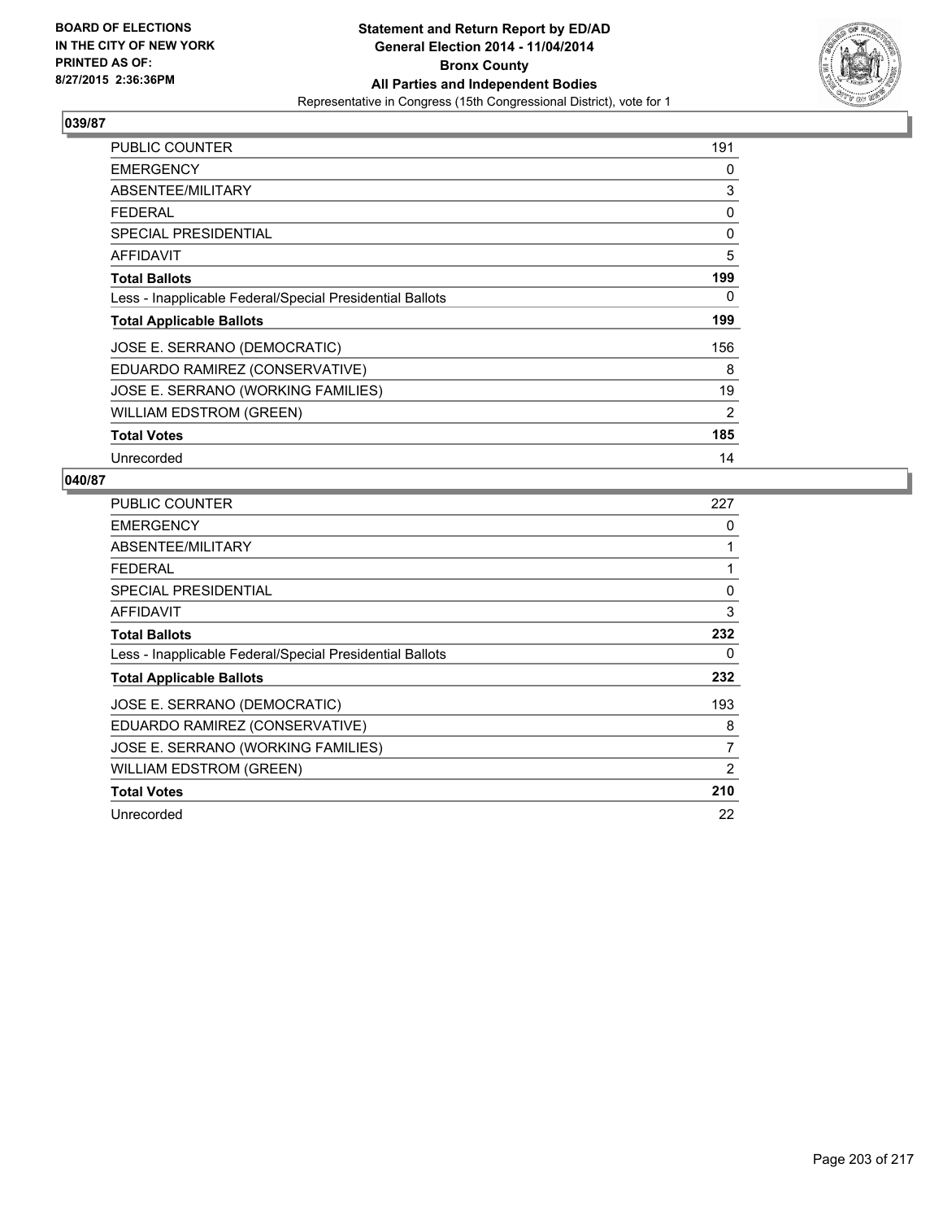**BOARD OF ELECTIONS IN THE CITY OF NEW YORK PRINTED AS OF: 8/27/2015 2:36:36PM**

**Statement and Return Report by ED/AD**
**General Election 2014 - 11/04/2014**
**Bronx County**
**All Parties and Independent Bodies**
Representative in Congress (15th Congressional District), vote for 1

**039/87**

| | |
|---|---|
| PUBLIC COUNTER | 191 |
| EMERGENCY | 0 |
| ABSENTEE/MILITARY | 3 |
| FEDERAL | 0 |
| SPECIAL PRESIDENTIAL | 0 |
| AFFIDAVIT | 5 |
| **Total Ballots** | **199** |
| Less - Inapplicable Federal/Special Presidential Ballots | 0 |
| **Total Applicable Ballots** | **199** |
| JOSE E. SERRANO (DEMOCRATIC) | 156 |
| EDUARDO RAMIREZ (CONSERVATIVE) | 8 |
| JOSE E. SERRANO (WORKING FAMILIES) | 19 |
| WILLIAM EDSTROM (GREEN) | 2 |
| **Total Votes** | **185** |
| Unrecorded | 14 |

**040/87**

| | |
|---|---|
| PUBLIC COUNTER | 227 |
| EMERGENCY | 0 |
| ABSENTEE/MILITARY | 1 |
| FEDERAL | 1 |
| SPECIAL PRESIDENTIAL | 0 |
| AFFIDAVIT | 3 |
| **Total Ballots** | **232** |
| Less - Inapplicable Federal/Special Presidential Ballots | 0 |
| **Total Applicable Ballots** | **232** |
| JOSE E. SERRANO (DEMOCRATIC) | 193 |
| EDUARDO RAMIREZ (CONSERVATIVE) | 8 |
| JOSE E. SERRANO (WORKING FAMILIES) | 7 |
| WILLIAM EDSTROM (GREEN) | 2 |
| **Total Votes** | **210** |
| Unrecorded | 22 |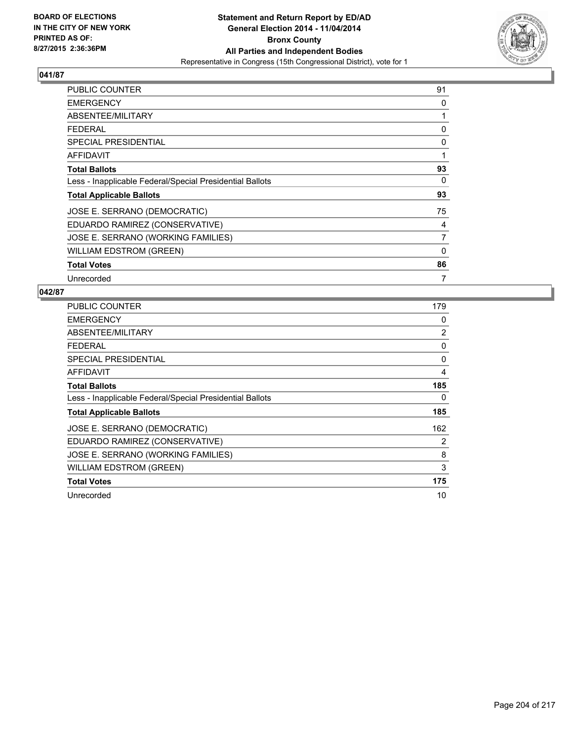BOARD OF ELECTIONS
IN THE CITY OF NEW YORK
PRINTED AS OF:
8/27/2015 2:36:36PM

**Statement and Return Report by ED/AD**
**General Election 2014 - 11/04/2014**
**Bronx County**
**All Parties and Independent Bodies**
Representative in Congress (15th Congressional District), vote for 1

## 041/87

| | |
|---|---|
| PUBLIC COUNTER | 91 |
| EMERGENCY | 0 |
| ABSENTEE/MILITARY | 1 |
| FEDERAL | 0 |
| SPECIAL PRESIDENTIAL | 0 |
| AFFIDAVIT | 1 |
| **Total Ballots** | **93** |
| Less - Inapplicable Federal/Special Presidential Ballots | 0 |
| **Total Applicable Ballots** | **93** |
| JOSE E. SERRANO (DEMOCRATIC) | 75 |
| EDUARDO RAMIREZ (CONSERVATIVE) | 4 |
| JOSE E. SERRANO (WORKING FAMILIES) | 7 |
| WILLIAM EDSTROM (GREEN) | 0 |
| **Total Votes** | **86** |
| Unrecorded | 7 |

## 042/87

| | |
|---|---|
| PUBLIC COUNTER | 179 |
| EMERGENCY | 0 |
| ABSENTEE/MILITARY | 2 |
| FEDERAL | 0 |
| SPECIAL PRESIDENTIAL | 0 |
| AFFIDAVIT | 4 |
| **Total Ballots** | **185** |
| Less - Inapplicable Federal/Special Presidential Ballots | 0 |
| **Total Applicable Ballots** | **185** |
| JOSE E. SERRANO (DEMOCRATIC) | 162 |
| EDUARDO RAMIREZ (CONSERVATIVE) | 2 |
| JOSE E. SERRANO (WORKING FAMILIES) | 8 |
| WILLIAM EDSTROM (GREEN) | 3 |
| **Total Votes** | **175** |
| Unrecorded | 10 |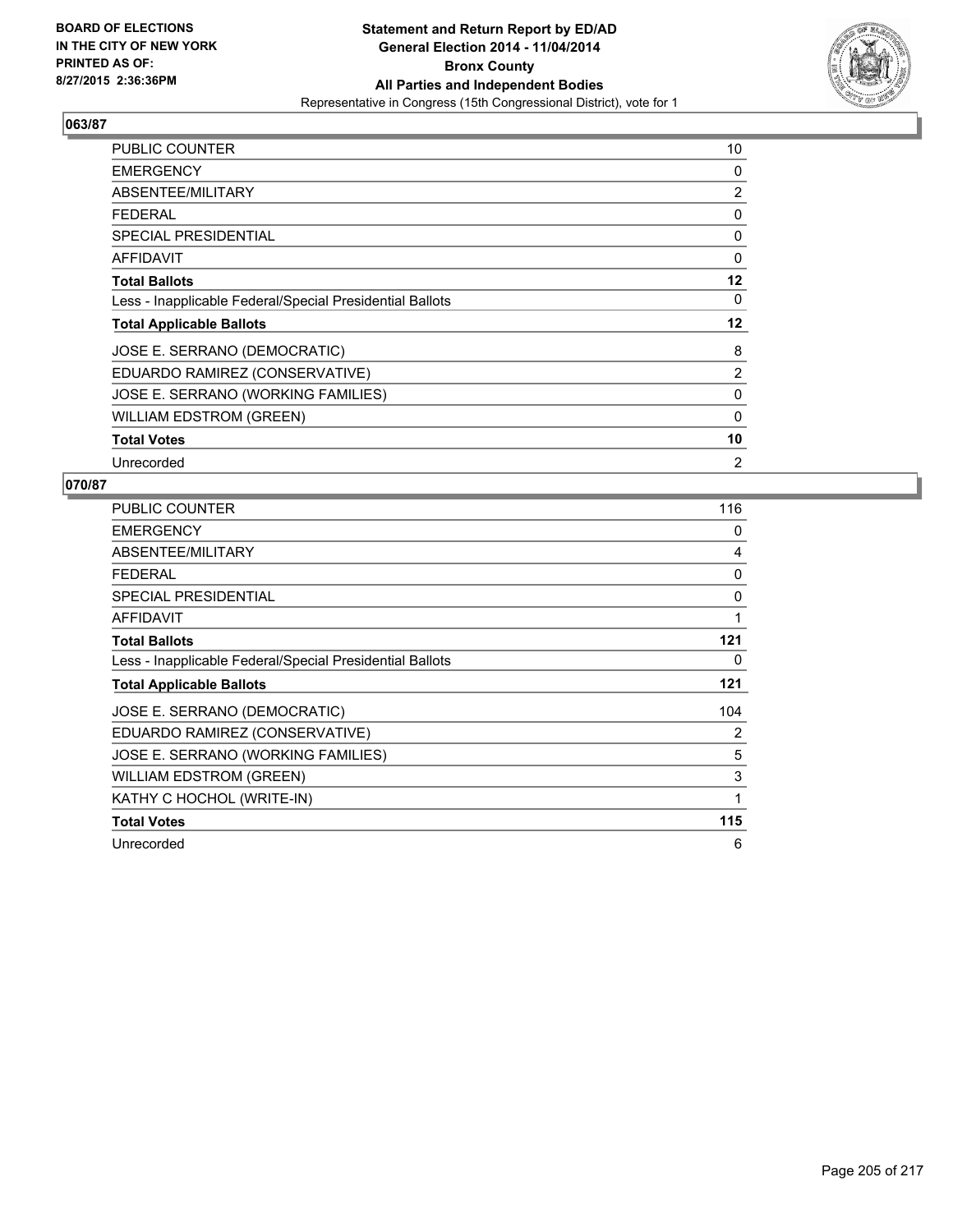**BOARD OF ELECTIONS IN THE CITY OF NEW YORK PRINTED AS OF: 8/27/2015 2:36:36PM**

**Statement and Return Report by ED/AD General Election 2014 - 11/04/2014 Bronx County All Parties and Independent Bodies**
Representative in Congress (15th Congressional District), vote for 1

## 063/87

| | |
|---|---|
| PUBLIC COUNTER | 10 |
| EMERGENCY | 0 |
| ABSENTEE/MILITARY | 2 |
| FEDERAL | 0 |
| SPECIAL PRESIDENTIAL | 0 |
| AFFIDAVIT | 0 |
| **Total Ballots** | **12** |
| Less - Inapplicable Federal/Special Presidential Ballots | 0 |
| **Total Applicable Ballots** | **12** |
| JOSE E. SERRANO (DEMOCRATIC) | 8 |
| EDUARDO RAMIREZ (CONSERVATIVE) | 2 |
| JOSE E. SERRANO (WORKING FAMILIES) | 0 |
| WILLIAM EDSTROM (GREEN) | 0 |
| **Total Votes** | **10** |
| Unrecorded | 2 |

## 070/87

| | |
|---|---|
| PUBLIC COUNTER | 116 |
| EMERGENCY | 0 |
| ABSENTEE/MILITARY | 4 |
| FEDERAL | 0 |
| SPECIAL PRESIDENTIAL | 0 |
| AFFIDAVIT | 1 |
| **Total Ballots** | **121** |
| Less - Inapplicable Federal/Special Presidential Ballots | 0 |
| **Total Applicable Ballots** | **121** |
| JOSE E. SERRANO (DEMOCRATIC) | 104 |
| EDUARDO RAMIREZ (CONSERVATIVE) | 2 |
| JOSE E. SERRANO (WORKING FAMILIES) | 5 |
| WILLIAM EDSTROM (GREEN) | 3 |
| KATHY C HOCHOL (WRITE-IN) | 1 |
| **Total Votes** | **115** |
| Unrecorded | 6 |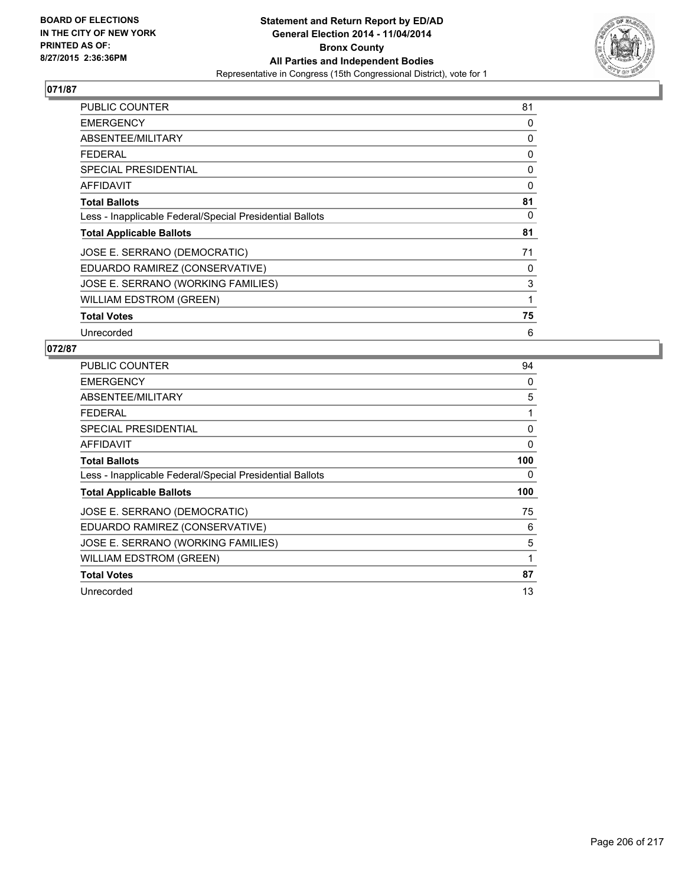BOARD OF ELECTIONS
IN THE CITY OF NEW YORK
PRINTED AS OF:
8/27/2015 2:36:36PM

**Statement and Return Report by ED/AD**
**General Election 2014 - 11/04/2014**
**Bronx County**
**All Parties and Independent Bodies**
Representative in Congress (15th Congressional District), vote for 1

## 071/87

| | |
|---|---|
| PUBLIC COUNTER | 81 |
| EMERGENCY | 0 |
| ABSENTEE/MILITARY | 0 |
| FEDERAL | 0 |
| SPECIAL PRESIDENTIAL | 0 |
| AFFIDAVIT | 0 |
| **Total Ballots** | **81** |
| Less - Inapplicable Federal/Special Presidential Ballots | 0 |
| **Total Applicable Ballots** | **81** |
| JOSE E. SERRANO (DEMOCRATIC) | 71 |
| EDUARDO RAMIREZ (CONSERVATIVE) | 0 |
| JOSE E. SERRANO (WORKING FAMILIES) | 3 |
| WILLIAM EDSTROM (GREEN) | 1 |
| **Total Votes** | **75** |
| Unrecorded | 6 |

## 072/87

| | |
|---|---|
| PUBLIC COUNTER | 94 |
| EMERGENCY | 0 |
| ABSENTEE/MILITARY | 5 |
| FEDERAL | 1 |
| SPECIAL PRESIDENTIAL | 0 |
| AFFIDAVIT | 0 |
| **Total Ballots** | **100** |
| Less - Inapplicable Federal/Special Presidential Ballots | 0 |
| **Total Applicable Ballots** | **100** |
| JOSE E. SERRANO (DEMOCRATIC) | 75 |
| EDUARDO RAMIREZ (CONSERVATIVE) | 6 |
| JOSE E. SERRANO (WORKING FAMILIES) | 5 |
| WILLIAM EDSTROM (GREEN) | 1 |
| **Total Votes** | **87** |
| Unrecorded | 13 |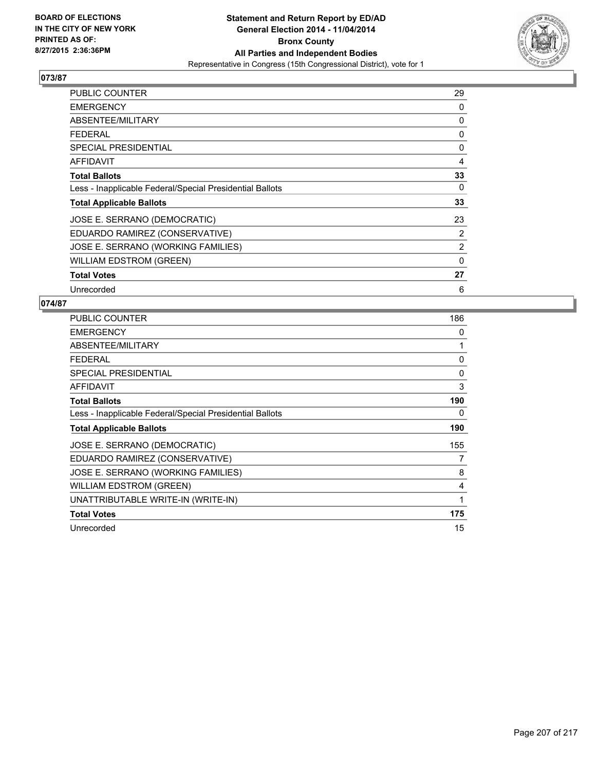**BOARD OF ELECTIONS IN THE CITY OF NEW YORK PRINTED AS OF: 8/27/2015 2:36:36PM**

**Statement and Return Report by ED/AD General Election 2014 - 11/04/2014 Bronx County All Parties and Independent Bodies**

Representative in Congress (15th Congressional District), vote for 1

## 073/87

| | |
|---|---|
| PUBLIC COUNTER | 29 |
| EMERGENCY | 0 |
| ABSENTEE/MILITARY | 0 |
| FEDERAL | 0 |
| SPECIAL PRESIDENTIAL | 0 |
| AFFIDAVIT | 4 |
| **Total Ballots** | **33** |
| Less - Inapplicable Federal/Special Presidential Ballots | 0 |
| **Total Applicable Ballots** | **33** |
| JOSE E. SERRANO (DEMOCRATIC) | 23 |
| EDUARDO RAMIREZ (CONSERVATIVE) | 2 |
| JOSE E. SERRANO (WORKING FAMILIES) | 2 |
| WILLIAM EDSTROM (GREEN) | 0 |
| **Total Votes** | **27** |
| Unrecorded | 6 |

## 074/87

| | |
|---|---|
| PUBLIC COUNTER | 186 |
| EMERGENCY | 0 |
| ABSENTEE/MILITARY | 1 |
| FEDERAL | 0 |
| SPECIAL PRESIDENTIAL | 0 |
| AFFIDAVIT | 3 |
| **Total Ballots** | **190** |
| Less - Inapplicable Federal/Special Presidential Ballots | 0 |
| **Total Applicable Ballots** | **190** |
| JOSE E. SERRANO (DEMOCRATIC) | 155 |
| EDUARDO RAMIREZ (CONSERVATIVE) | 7 |
| JOSE E. SERRANO (WORKING FAMILIES) | 8 |
| WILLIAM EDSTROM (GREEN) | 4 |
| UNATTRIBUTABLE WRITE-IN (WRITE-IN) | 1 |
| **Total Votes** | **175** |
| Unrecorded | 15 |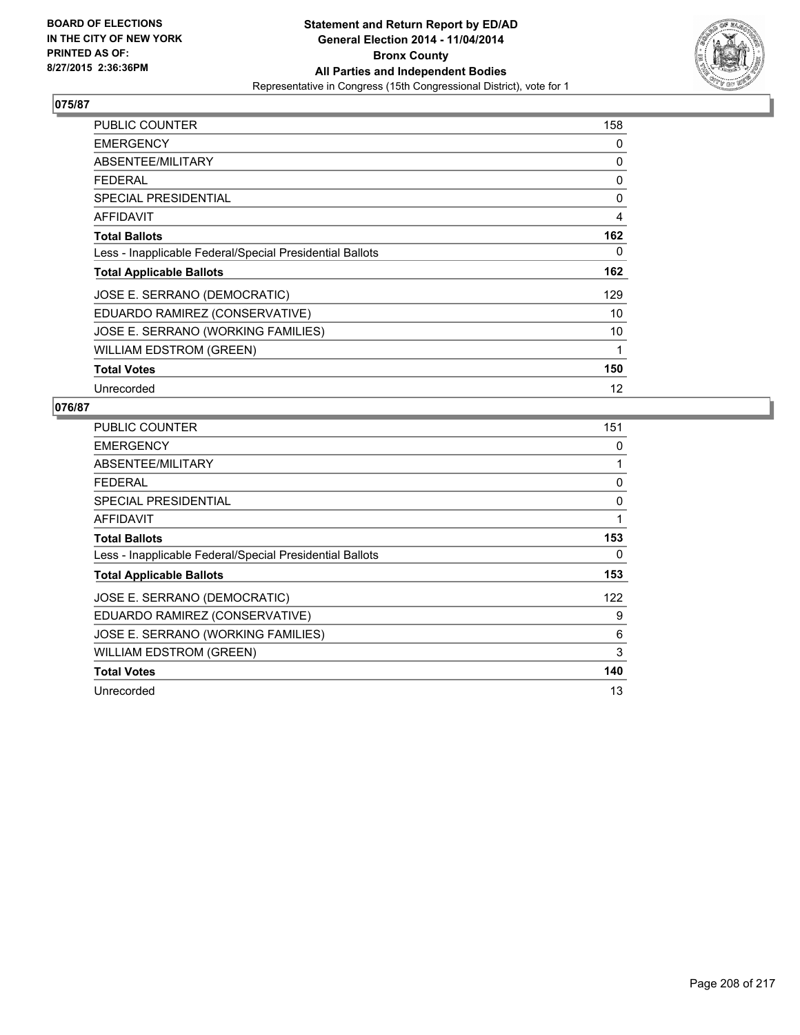BOARD OF ELECTIONS
IN THE CITY OF NEW YORK
PRINTED AS OF:
8/27/2015 2:36:36PM

**Statement and Return Report by ED/AD**
**General Election 2014 - 11/04/2014**
**Bronx County**
**All Parties and Independent Bodies**
Representative in Congress (15th Congressional District), vote for 1

## 075/87

| | |
|---|---|
| PUBLIC COUNTER | 158 |
| EMERGENCY | 0 |
| ABSENTEE/MILITARY | 0 |
| FEDERAL | 0 |
| SPECIAL PRESIDENTIAL | 0 |
| AFFIDAVIT | 4 |
| **Total Ballots** | **162** |
| Less - Inapplicable Federal/Special Presidential Ballots | 0 |
| **Total Applicable Ballots** | **162** |
| JOSE E. SERRANO (DEMOCRATIC) | 129 |
| EDUARDO RAMIREZ (CONSERVATIVE) | 10 |
| JOSE E. SERRANO (WORKING FAMILIES) | 10 |
| WILLIAM EDSTROM (GREEN) | 1 |
| **Total Votes** | **150** |
| Unrecorded | 12 |

## 076/87

| | |
|---|---|
| PUBLIC COUNTER | 151 |
| EMERGENCY | 0 |
| ABSENTEE/MILITARY | 1 |
| FEDERAL | 0 |
| SPECIAL PRESIDENTIAL | 0 |
| AFFIDAVIT | 1 |
| **Total Ballots** | **153** |
| Less - Inapplicable Federal/Special Presidential Ballots | 0 |
| **Total Applicable Ballots** | **153** |
| JOSE E. SERRANO (DEMOCRATIC) | 122 |
| EDUARDO RAMIREZ (CONSERVATIVE) | 9 |
| JOSE E. SERRANO (WORKING FAMILIES) | 6 |
| WILLIAM EDSTROM (GREEN) | 3 |
| **Total Votes** | **140** |
| Unrecorded | 13 |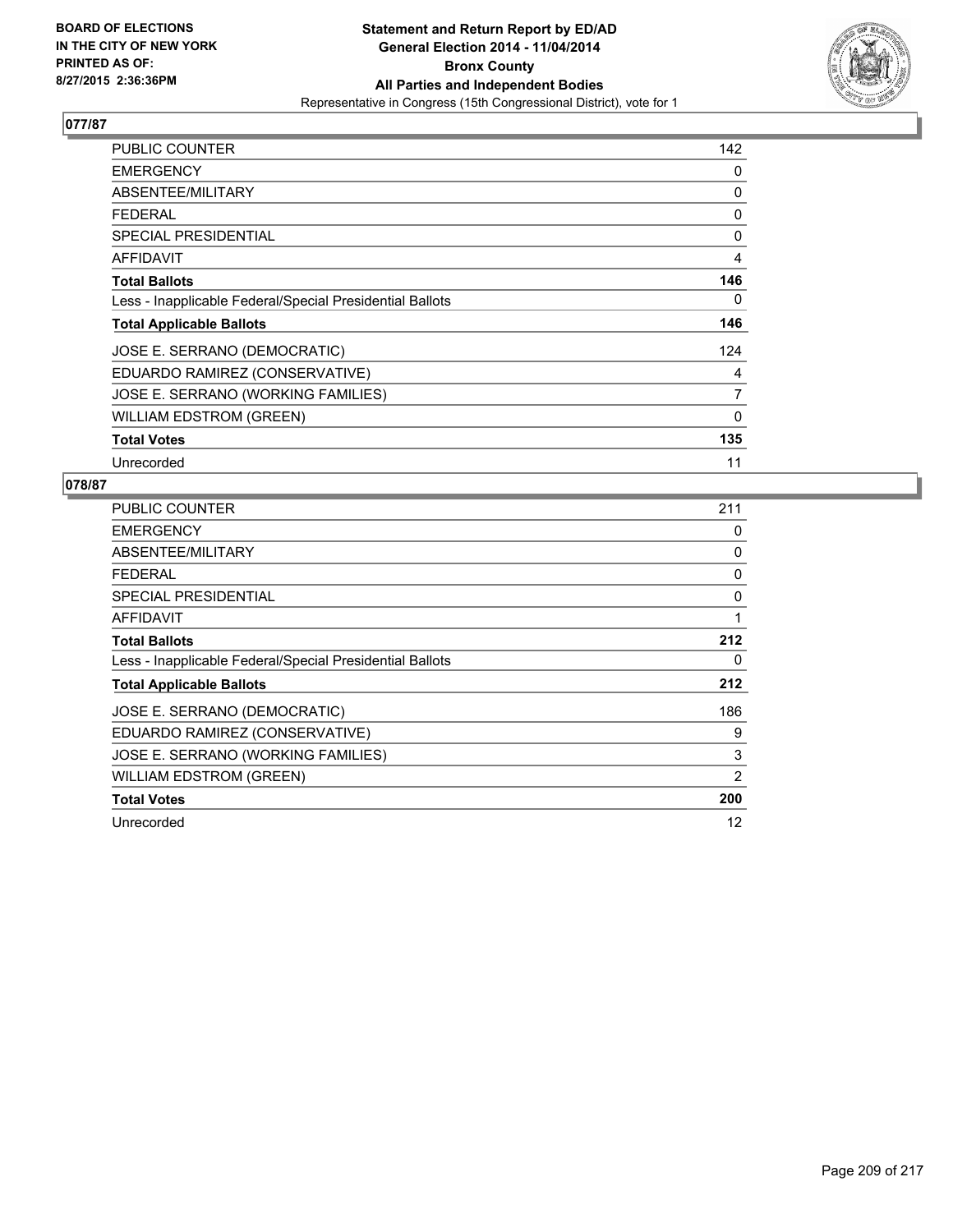**BOARD OF ELECTIONS IN THE CITY OF NEW YORK PRINTED AS OF: 8/27/2015 2:36:36PM**

**Statement and Return Report by ED/AD**
**General Election 2014 - 11/04/2014**
**Bronx County**
**All Parties and Independent Bodies**
Representative in Congress (15th Congressional District), vote for 1

## 077/87

| | |
|---|---|
| PUBLIC COUNTER | 142 |
| EMERGENCY | 0 |
| ABSENTEE/MILITARY | 0 |
| FEDERAL | 0 |
| SPECIAL PRESIDENTIAL | 0 |
| AFFIDAVIT | 4 |
| **Total Ballots** | **146** |
| Less - Inapplicable Federal/Special Presidential Ballots | 0 |
| **Total Applicable Ballots** | **146** |
| JOSE E. SERRANO (DEMOCRATIC) | 124 |
| EDUARDO RAMIREZ (CONSERVATIVE) | 4 |
| JOSE E. SERRANO (WORKING FAMILIES) | 7 |
| WILLIAM EDSTROM (GREEN) | 0 |
| **Total Votes** | **135** |
| Unrecorded | 11 |

## 078/87

| | |
|---|---|
| PUBLIC COUNTER | 211 |
| EMERGENCY | 0 |
| ABSENTEE/MILITARY | 0 |
| FEDERAL | 0 |
| SPECIAL PRESIDENTIAL | 0 |
| AFFIDAVIT | 1 |
| **Total Ballots** | **212** |
| Less - Inapplicable Federal/Special Presidential Ballots | 0 |
| **Total Applicable Ballots** | **212** |
| JOSE E. SERRANO (DEMOCRATIC) | 186 |
| EDUARDO RAMIREZ (CONSERVATIVE) | 9 |
| JOSE E. SERRANO (WORKING FAMILIES) | 3 |
| WILLIAM EDSTROM (GREEN) | 2 |
| **Total Votes** | **200** |
| Unrecorded | 12 |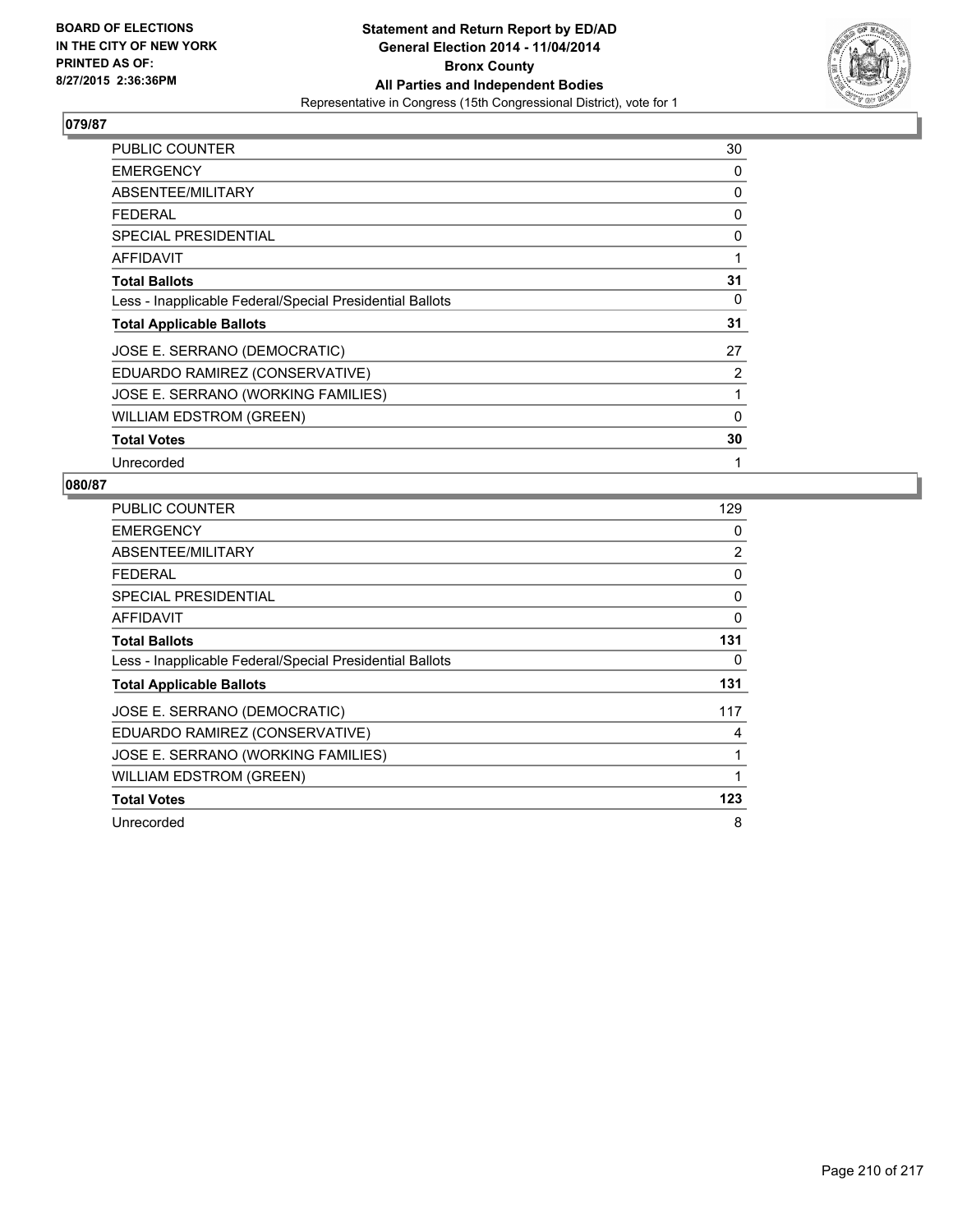**BOARD OF ELECTIONS IN THE CITY OF NEW YORK PRINTED AS OF: 8/27/2015 2:36:36PM**

**Statement and Return Report by ED/AD General Election 2014 - 11/04/2014 Bronx County All Parties and Independent Bodies**
Representative in Congress (15th Congressional District), vote for 1

## 079/87

| | |
|---|---|
| PUBLIC COUNTER | 30 |
| EMERGENCY | 0 |
| ABSENTEE/MILITARY | 0 |
| FEDERAL | 0 |
| SPECIAL PRESIDENTIAL | 0 |
| AFFIDAVIT | 1 |
| **Total Ballots** | **31** |
| Less - Inapplicable Federal/Special Presidential Ballots | 0 |
| **Total Applicable Ballots** | **31** |
| JOSE E. SERRANO (DEMOCRATIC) | 27 |
| EDUARDO RAMIREZ (CONSERVATIVE) | 2 |
| JOSE E. SERRANO (WORKING FAMILIES) | 1 |
| WILLIAM EDSTROM (GREEN) | 0 |
| **Total Votes** | **30** |
| Unrecorded | 1 |

## 080/87

| | |
|---|---|
| PUBLIC COUNTER | 129 |
| EMERGENCY | 0 |
| ABSENTEE/MILITARY | 2 |
| FEDERAL | 0 |
| SPECIAL PRESIDENTIAL | 0 |
| AFFIDAVIT | 0 |
| **Total Ballots** | **131** |
| Less - Inapplicable Federal/Special Presidential Ballots | 0 |
| **Total Applicable Ballots** | **131** |
| JOSE E. SERRANO (DEMOCRATIC) | 117 |
| EDUARDO RAMIREZ (CONSERVATIVE) | 4 |
| JOSE E. SERRANO (WORKING FAMILIES) | 1 |
| WILLIAM EDSTROM (GREEN) | 1 |
| **Total Votes** | **123** |
| Unrecorded | 8 |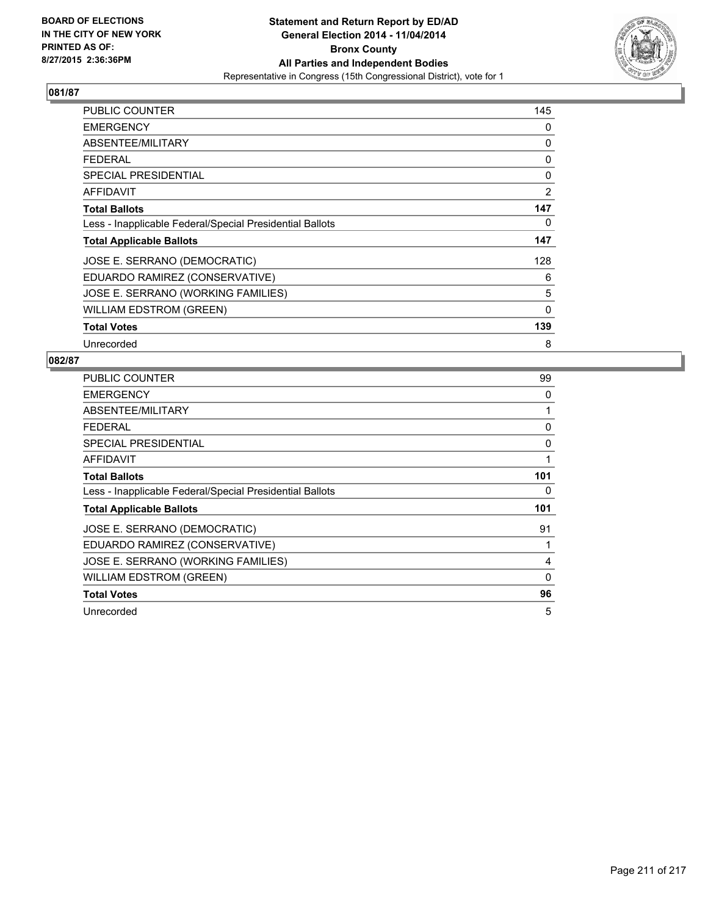**BOARD OF ELECTIONS IN THE CITY OF NEW YORK PRINTED AS OF: 8/27/2015 2:36:36PM**

**Statement and Return Report by ED/AD**
**General Election 2014 - 11/04/2014**
**Bronx County**
**All Parties and Independent Bodies**
Representative in Congress (15th Congressional District), vote for 1

## 081/87

| | |
|---|---|
| PUBLIC COUNTER | 145 |
| EMERGENCY | 0 |
| ABSENTEE/MILITARY | 0 |
| FEDERAL | 0 |
| SPECIAL PRESIDENTIAL | 0 |
| AFFIDAVIT | 2 |
| **Total Ballots** | **147** |
| Less - Inapplicable Federal/Special Presidential Ballots | 0 |
| **Total Applicable Ballots** | **147** |
| JOSE E. SERRANO (DEMOCRATIC) | 128 |
| EDUARDO RAMIREZ (CONSERVATIVE) | 6 |
| JOSE E. SERRANO (WORKING FAMILIES) | 5 |
| WILLIAM EDSTROM (GREEN) | 0 |
| **Total Votes** | **139** |
| Unrecorded | 8 |

## 082/87

| | |
|---|---|
| PUBLIC COUNTER | 99 |
| EMERGENCY | 0 |
| ABSENTEE/MILITARY | 1 |
| FEDERAL | 0 |
| SPECIAL PRESIDENTIAL | 0 |
| AFFIDAVIT | 1 |
| **Total Ballots** | **101** |
| Less - Inapplicable Federal/Special Presidential Ballots | 0 |
| **Total Applicable Ballots** | **101** |
| JOSE E. SERRANO (DEMOCRATIC) | 91 |
| EDUARDO RAMIREZ (CONSERVATIVE) | 1 |
| JOSE E. SERRANO (WORKING FAMILIES) | 4 |
| WILLIAM EDSTROM (GREEN) | 0 |
| **Total Votes** | **96** |
| Unrecorded | 5 |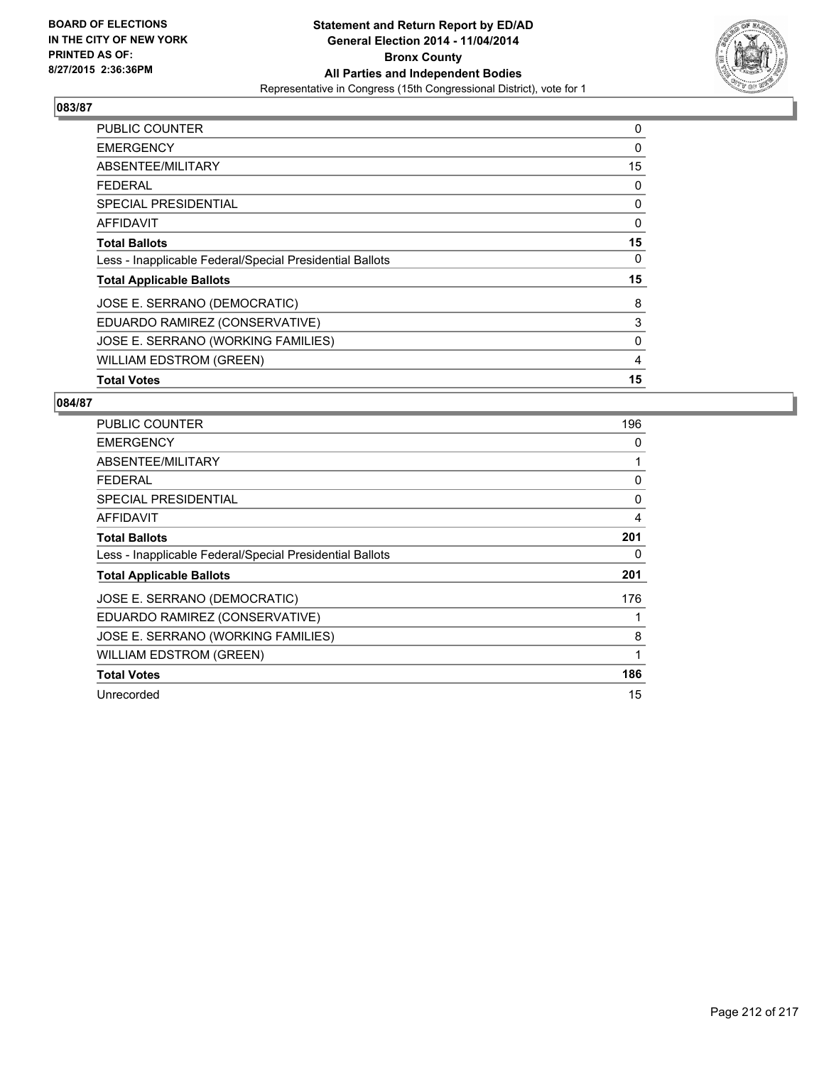**BOARD OF ELECTIONS IN THE CITY OF NEW YORK PRINTED AS OF: 8/27/2015 2:36:36PM**

**Statement and Return Report by ED/AD**
**General Election 2014 - 11/04/2014**
**Bronx County**
**All Parties and Independent Bodies**
Representative in Congress (15th Congressional District), vote for 1

## 083/87

| | |
|---|---|
| PUBLIC COUNTER | 0 |
| EMERGENCY | 0 |
| ABSENTEE/MILITARY | 15 |
| FEDERAL | 0 |
| SPECIAL PRESIDENTIAL | 0 |
| AFFIDAVIT | 0 |
| **Total Ballots** | **15** |
| Less - Inapplicable Federal/Special Presidential Ballots | 0 |
| **Total Applicable Ballots** | **15** |
| JOSE E. SERRANO (DEMOCRATIC) | 8 |
| EDUARDO RAMIREZ (CONSERVATIVE) | 3 |
| JOSE E. SERRANO (WORKING FAMILIES) | 0 |
| WILLIAM EDSTROM (GREEN) | 4 |
| **Total Votes** | **15** |

## 084/87

| | |
|---|---|
| PUBLIC COUNTER | 196 |
| EMERGENCY | 0 |
| ABSENTEE/MILITARY | 1 |
| FEDERAL | 0 |
| SPECIAL PRESIDENTIAL | 0 |
| AFFIDAVIT | 4 |
| **Total Ballots** | **201** |
| Less - Inapplicable Federal/Special Presidential Ballots | 0 |
| **Total Applicable Ballots** | **201** |
| JOSE E. SERRANO (DEMOCRATIC) | 176 |
| EDUARDO RAMIREZ (CONSERVATIVE) | 1 |
| JOSE E. SERRANO (WORKING FAMILIES) | 8 |
| WILLIAM EDSTROM (GREEN) | 1 |
| **Total Votes** | **186** |
| Unrecorded | 15 |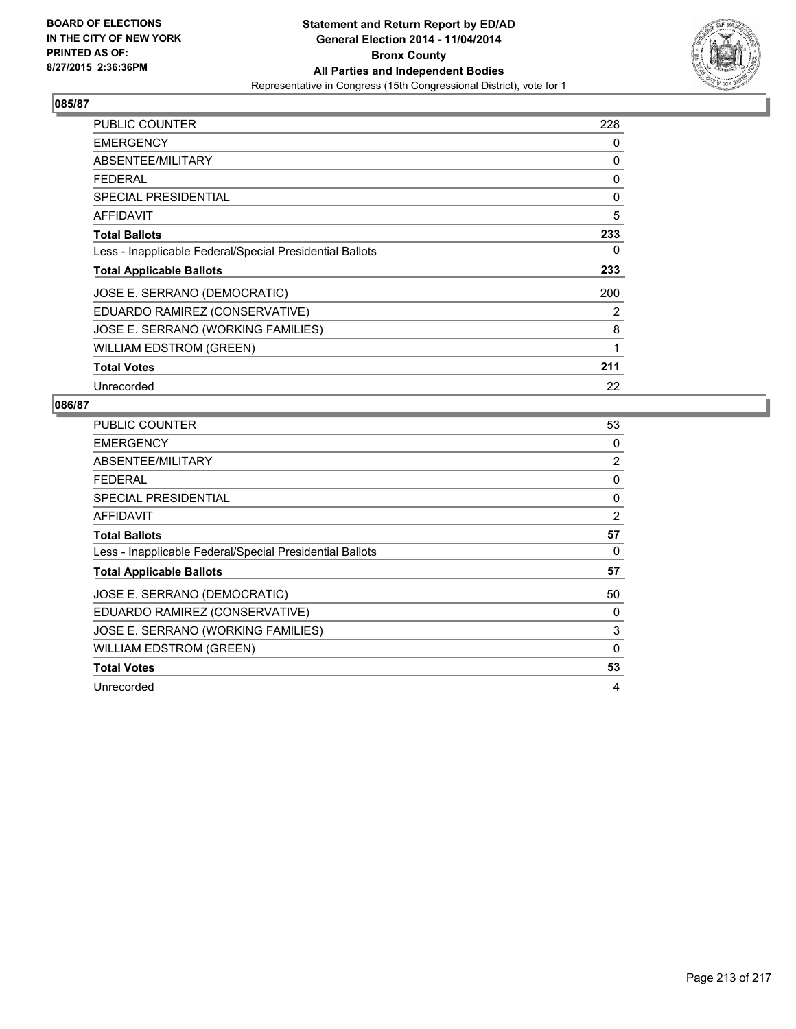BOARD OF ELECTIONS
IN THE CITY OF NEW YORK
PRINTED AS OF:
8/27/2015 2:36:36PM

**Statement and Return Report by ED/AD**
**General Election 2014 - 11/04/2014**
**Bronx County**
**All Parties and Independent Bodies**
Representative in Congress (15th Congressional District), vote for 1

### 085/87

| | |
|---|---|
| PUBLIC COUNTER | 228 |
| EMERGENCY | 0 |
| ABSENTEE/MILITARY | 0 |
| FEDERAL | 0 |
| SPECIAL PRESIDENTIAL | 0 |
| AFFIDAVIT | 5 |
| **Total Ballots** | **233** |
| Less - Inapplicable Federal/Special Presidential Ballots | 0 |
| **Total Applicable Ballots** | **233** |
| JOSE E. SERRANO (DEMOCRATIC) | 200 |
| EDUARDO RAMIREZ (CONSERVATIVE) | 2 |
| JOSE E. SERRANO (WORKING FAMILIES) | 8 |
| WILLIAM EDSTROM (GREEN) | 1 |
| **Total Votes** | **211** |
| Unrecorded | 22 |

### 086/87

| | |
|---|---|
| PUBLIC COUNTER | 53 |
| EMERGENCY | 0 |
| ABSENTEE/MILITARY | 2 |
| FEDERAL | 0 |
| SPECIAL PRESIDENTIAL | 0 |
| AFFIDAVIT | 2 |
| **Total Ballots** | **57** |
| Less - Inapplicable Federal/Special Presidential Ballots | 0 |
| **Total Applicable Ballots** | **57** |
| JOSE E. SERRANO (DEMOCRATIC) | 50 |
| EDUARDO RAMIREZ (CONSERVATIVE) | 0 |
| JOSE E. SERRANO (WORKING FAMILIES) | 3 |
| WILLIAM EDSTROM (GREEN) | 0 |
| **Total Votes** | **53** |
| Unrecorded | 4 |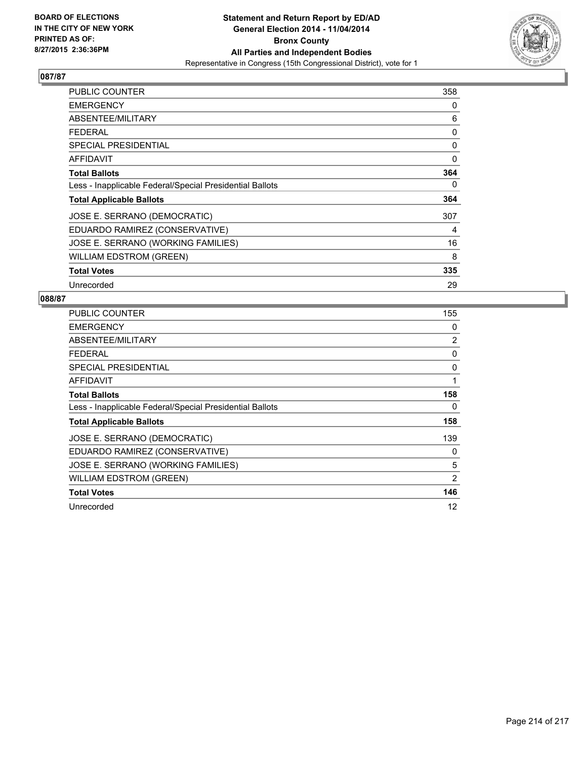BOARD OF ELECTIONS
IN THE CITY OF NEW YORK
PRINTED AS OF:
8/27/2015 2:36:36PM

**Statement and Return Report by ED/AD**
**General Election 2014 - 11/04/2014**
**Bronx County**
**All Parties and Independent Bodies**
Representative in Congress (15th Congressional District), vote for 1

## 087/87

| | |
|---|---|
| PUBLIC COUNTER | 358 |
| EMERGENCY | 0 |
| ABSENTEE/MILITARY | 6 |
| FEDERAL | 0 |
| SPECIAL PRESIDENTIAL | 0 |
| AFFIDAVIT | 0 |
| **Total Ballots** | **364** |
| Less - Inapplicable Federal/Special Presidential Ballots | 0 |
| **Total Applicable Ballots** | **364** |
| JOSE E. SERRANO (DEMOCRATIC) | 307 |
| EDUARDO RAMIREZ (CONSERVATIVE) | 4 |
| JOSE E. SERRANO (WORKING FAMILIES) | 16 |
| WILLIAM EDSTROM (GREEN) | 8 |
| **Total Votes** | **335** |
| Unrecorded | 29 |

## 088/87

| | |
|---|---|
| PUBLIC COUNTER | 155 |
| EMERGENCY | 0 |
| ABSENTEE/MILITARY | 2 |
| FEDERAL | 0 |
| SPECIAL PRESIDENTIAL | 0 |
| AFFIDAVIT | 1 |
| **Total Ballots** | **158** |
| Less - Inapplicable Federal/Special Presidential Ballots | 0 |
| **Total Applicable Ballots** | **158** |
| JOSE E. SERRANO (DEMOCRATIC) | 139 |
| EDUARDO RAMIREZ (CONSERVATIVE) | 0 |
| JOSE E. SERRANO (WORKING FAMILIES) | 5 |
| WILLIAM EDSTROM (GREEN) | 2 |
| **Total Votes** | **146** |
| Unrecorded | 12 |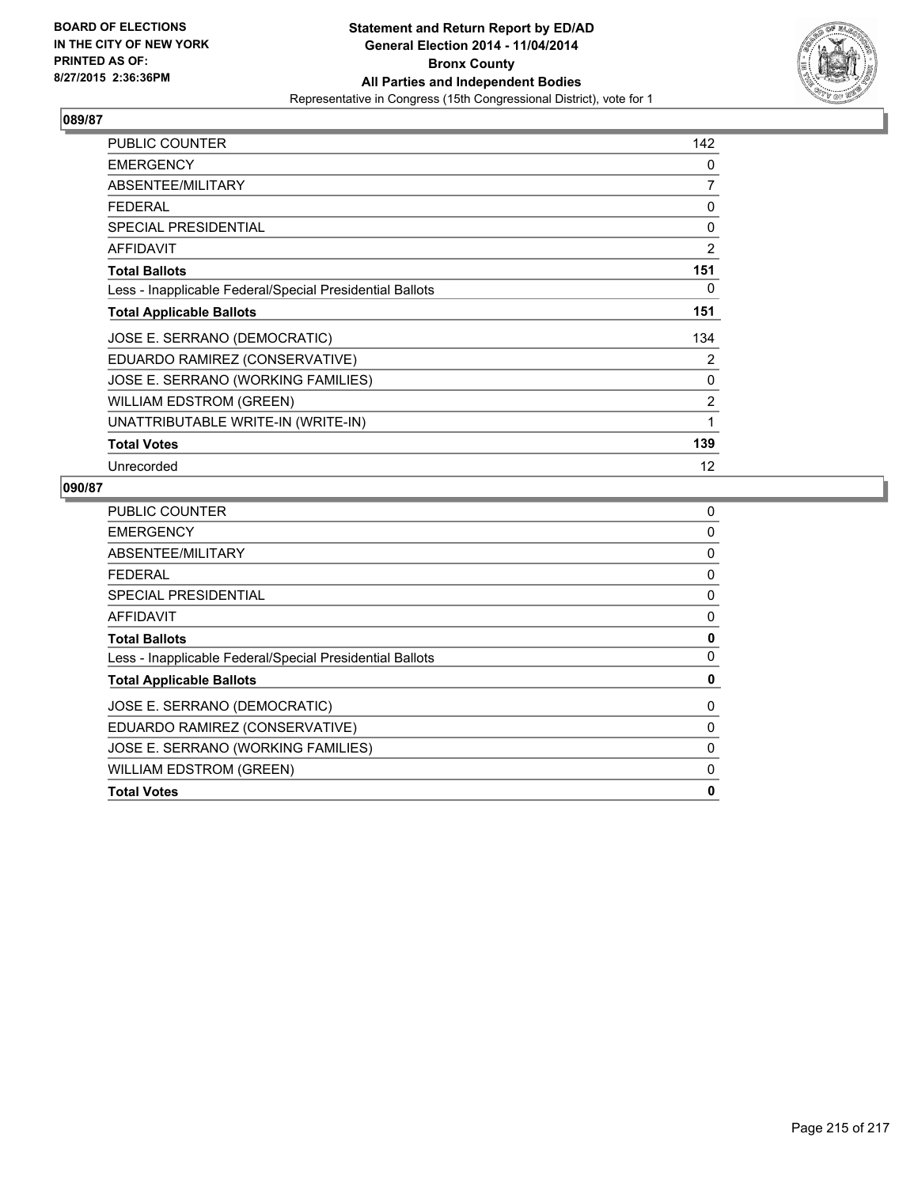BOARD OF ELECTIONS
IN THE CITY OF NEW YORK
PRINTED AS OF:
8/27/2015 2:36:36PM

**Statement and Return Report by ED/AD**
**General Election 2014 - 11/04/2014**
**Bronx County**
**All Parties and Independent Bodies**
Representative in Congress (15th Congressional District), vote for 1

## 089/87

| | |
|---|---|
| PUBLIC COUNTER | 142 |
| EMERGENCY | 0 |
| ABSENTEE/MILITARY | 7 |
| FEDERAL | 0 |
| SPECIAL PRESIDENTIAL | 0 |
| AFFIDAVIT | 2 |
| **Total Ballots** | **151** |
| Less - Inapplicable Federal/Special Presidential Ballots | 0 |
| **Total Applicable Ballots** | **151** |
| JOSE E. SERRANO (DEMOCRATIC) | 134 |
| EDUARDO RAMIREZ (CONSERVATIVE) | 2 |
| JOSE E. SERRANO (WORKING FAMILIES) | 0 |
| WILLIAM EDSTROM (GREEN) | 2 |
| UNATTRIBUTABLE WRITE-IN (WRITE-IN) | 1 |
| **Total Votes** | **139** |
| Unrecorded | 12 |

## 090/87

| | |
|---|---|
| PUBLIC COUNTER | 0 |
| EMERGENCY | 0 |
| ABSENTEE/MILITARY | 0 |
| FEDERAL | 0 |
| SPECIAL PRESIDENTIAL | 0 |
| AFFIDAVIT | 0 |
| **Total Ballots** | **0** |
| Less - Inapplicable Federal/Special Presidential Ballots | 0 |
| **Total Applicable Ballots** | **0** |
| JOSE E. SERRANO (DEMOCRATIC) | 0 |
| EDUARDO RAMIREZ (CONSERVATIVE) | 0 |
| JOSE E. SERRANO (WORKING FAMILIES) | 0 |
| WILLIAM EDSTROM (GREEN) | 0 |
| **Total Votes** | **0** |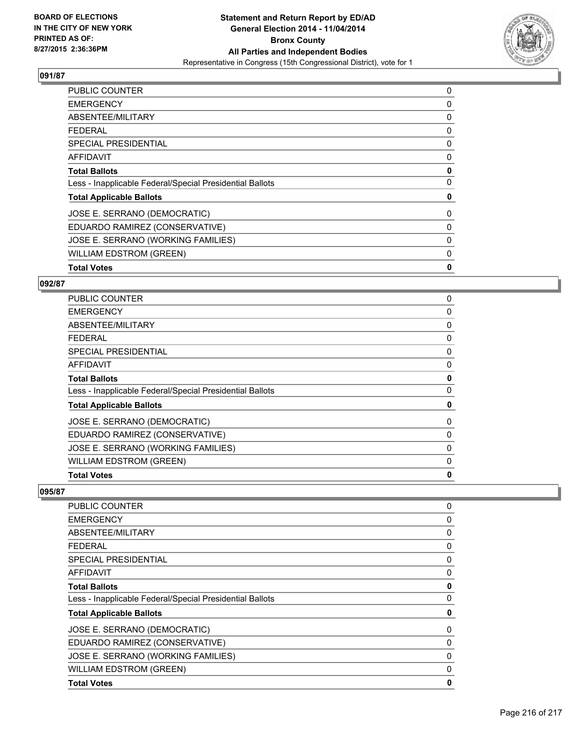## 091/87

| | |
|---|---|
| PUBLIC COUNTER | 0 |
| EMERGENCY | 0 |
| ABSENTEE/MILITARY | 0 |
| FEDERAL | 0 |
| SPECIAL PRESIDENTIAL | 0 |
| AFFIDAVIT | 0 |
| **Total Ballots** | **0** |
| Less - Inapplicable Federal/Special Presidential Ballots | 0 |
| **Total Applicable Ballots** | **0** |
| JOSE E. SERRANO (DEMOCRATIC) | 0 |
| EDUARDO RAMIREZ (CONSERVATIVE) | 0 |
| JOSE E. SERRANO (WORKING FAMILIES) | 0 |
| WILLIAM EDSTROM (GREEN) | 0 |
| **Total Votes** | **0** |

## 092/87

| | |
|---|---|
| PUBLIC COUNTER | 0 |
| EMERGENCY | 0 |
| ABSENTEE/MILITARY | 0 |
| FEDERAL | 0 |
| SPECIAL PRESIDENTIAL | 0 |
| AFFIDAVIT | 0 |
| **Total Ballots** | **0** |
| Less - Inapplicable Federal/Special Presidential Ballots | 0 |
| **Total Applicable Ballots** | **0** |
| JOSE E. SERRANO (DEMOCRATIC) | 0 |
| EDUARDO RAMIREZ (CONSERVATIVE) | 0 |
| JOSE E. SERRANO (WORKING FAMILIES) | 0 |
| WILLIAM EDSTROM (GREEN) | 0 |
| **Total Votes** | **0** |

## 095/87

| | |
|---|---|
| PUBLIC COUNTER | 0 |
| EMERGENCY | 0 |
| ABSENTEE/MILITARY | 0 |
| FEDERAL | 0 |
| SPECIAL PRESIDENTIAL | 0 |
| AFFIDAVIT | 0 |
| **Total Ballots** | **0** |
| Less - Inapplicable Federal/Special Presidential Ballots | 0 |
| **Total Applicable Ballots** | **0** |
| JOSE E. SERRANO (DEMOCRATIC) | 0 |
| EDUARDO RAMIREZ (CONSERVATIVE) | 0 |
| JOSE E. SERRANO (WORKING FAMILIES) | 0 |
| WILLIAM EDSTROM (GREEN) | 0 |
| **Total Votes** | **0** |